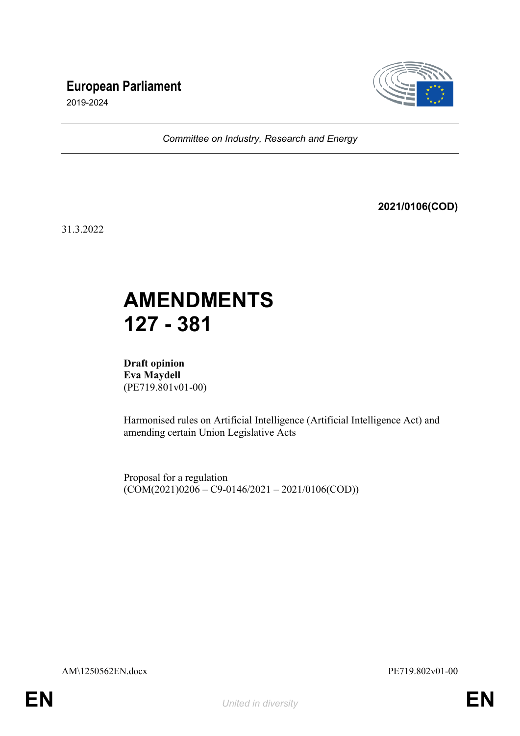**European Parliament**

2019-2024

*Committee on Industry, Research and Energy*

**2021/0106(COD)**

31.3.2022

# AMENDMENTS 127 - 381

**Draft opinion**
**Eva Maydell**
(PE719.801v01-00)

Harmonised rules on Artificial Intelligence (Artificial Intelligence Act) and amending certain Union Legislative Acts

Proposal for a regulation
(COM(2021)0206 – C9-0146/2021 – 2021/0106(COD))

AM\1250562EN.docx PE719.802v01-00

EN *United in diversity* EN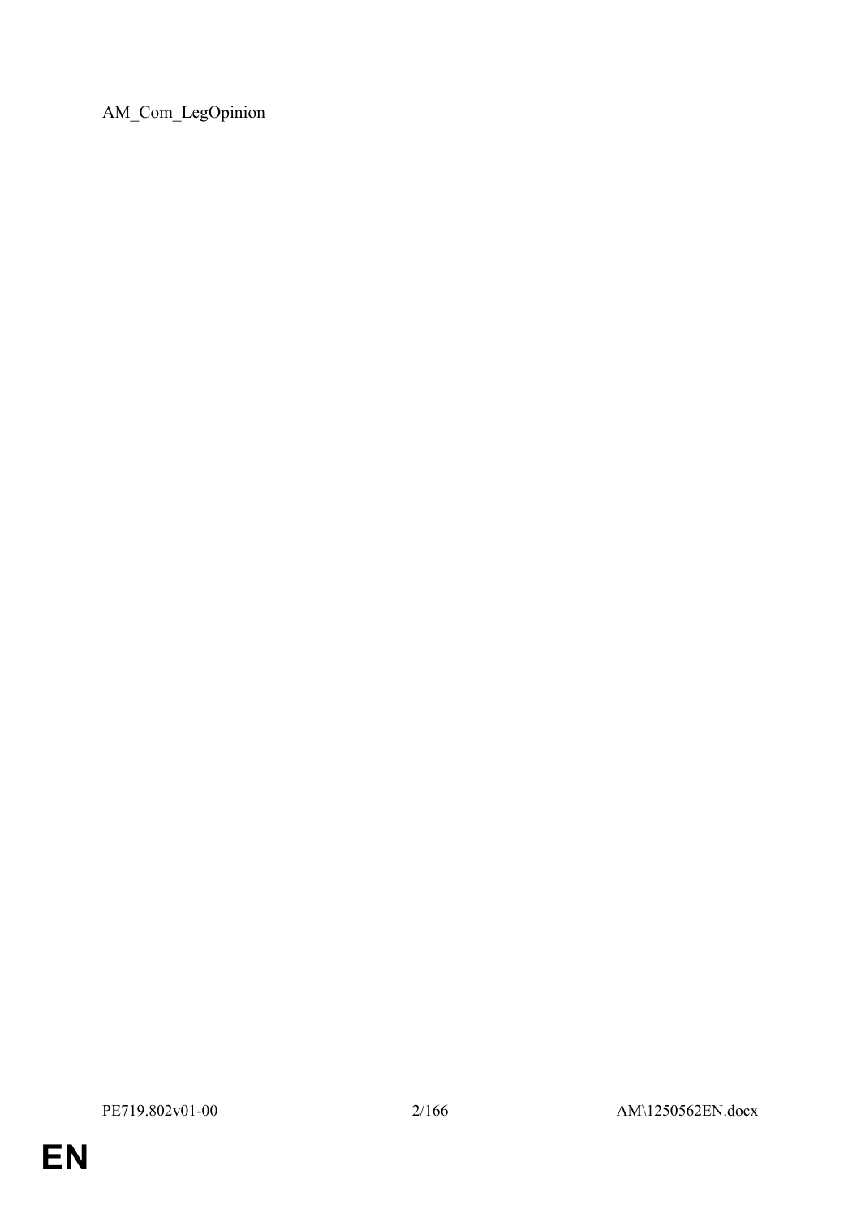AM_Com_LegOpinion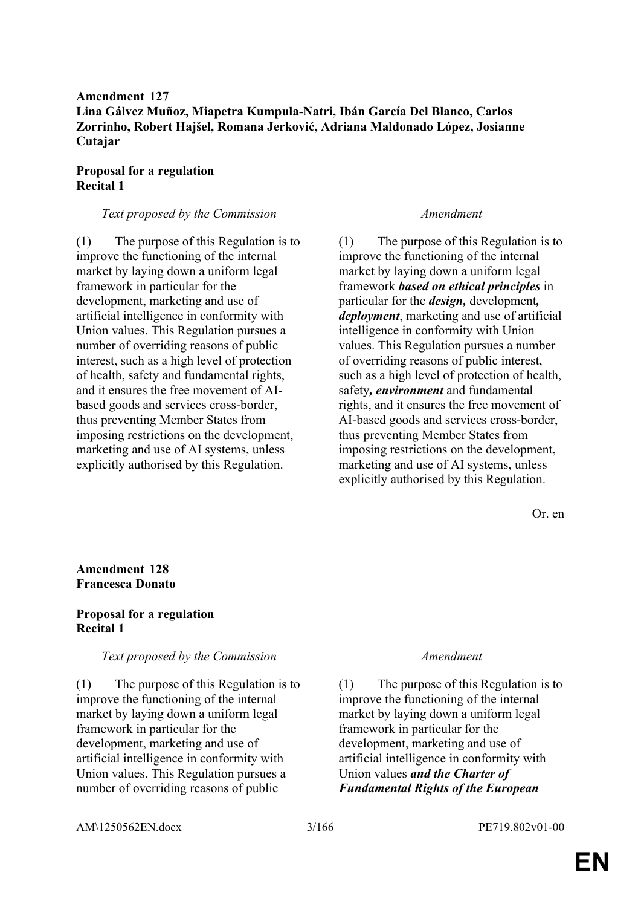**Amendment 127**
**Lina Gálvez Muñoz, Miapetra Kumpula-Natri, Ibán García Del Blanco, Carlos Zorrinho, Robert Hajšel, Romana Jerković, Adriana Maldonado López, Josianne Cutajar**

**Proposal for a regulation**
**Recital 1**

| *Text proposed by the Commission* | *Amendment* |
|---|---|
| (1) The purpose of this Regulation is to improve the functioning of the internal market by laying down a uniform legal framework in particular for the development, marketing and use of artificial intelligence in conformity with Union values. This Regulation pursues a number of overriding reasons of public interest, such as a high level of protection of health, safety and fundamental rights, and it ensures the free movement of AI-based goods and services cross-border, thus preventing Member States from imposing restrictions on the development, marketing and use of AI systems, unless explicitly authorised by this Regulation. | (1) The purpose of this Regulation is to improve the functioning of the internal market by laying down a uniform legal framework ***based on ethical principles*** in particular for the ***design,*** development***, deployment***, marketing and use of artificial intelligence in conformity with Union values. This Regulation pursues a number of overriding reasons of public interest, such as a high level of protection of health, safety***, environment*** and fundamental rights, and it ensures the free movement of AI-based goods and services cross-border, thus preventing Member States from imposing restrictions on the development, marketing and use of AI systems, unless explicitly authorised by this Regulation. |

Or. en

**Amendment 128**
**Francesca Donato**

**Proposal for a regulation**
**Recital 1**

| *Text proposed by the Commission* | *Amendment* |
|---|---|
| (1) The purpose of this Regulation is to improve the functioning of the internal market by laying down a uniform legal framework in particular for the development, marketing and use of artificial intelligence in conformity with Union values. This Regulation pursues a number of overriding reasons of public | (1) The purpose of this Regulation is to improve the functioning of the internal market by laying down a uniform legal framework in particular for the development, marketing and use of artificial intelligence in conformity with Union values ***and the Charter of Fundamental Rights of the European*** |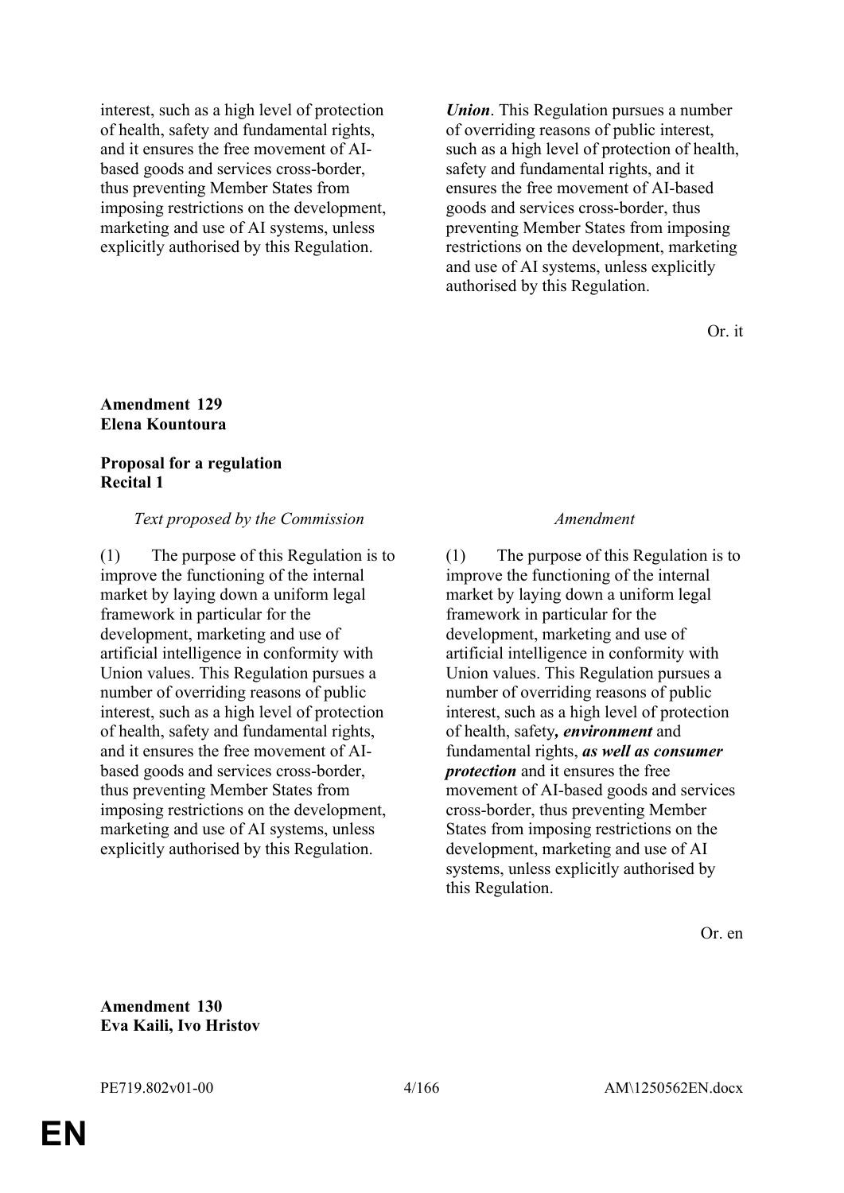| | |
|---|---|
| interest, such as a high level of protection of health, safety and fundamental rights, and it ensures the free movement of AI-based goods and services cross-border, thus preventing Member States from imposing restrictions on the development, marketing and use of AI systems, unless explicitly authorised by this Regulation. | ***Union***. This Regulation pursues a number of overriding reasons of public interest, such as a high level of protection of health, safety and fundamental rights, and it ensures the free movement of AI-based goods and services cross-border, thus preventing Member States from imposing restrictions on the development, marketing and use of AI systems, unless explicitly authorised by this Regulation. |

Or. it

**Amendment 129**
**Elena Kountoura**

**Proposal for a regulation**
**Recital 1**

| *Text proposed by the Commission* | *Amendment* |
|---|---|
| (1) The purpose of this Regulation is to improve the functioning of the internal market by laying down a uniform legal framework in particular for the development, marketing and use of artificial intelligence in conformity with Union values. This Regulation pursues a number of overriding reasons of public interest, such as a high level of protection of health, safety and fundamental rights, and it ensures the free movement of AI-based goods and services cross-border, thus preventing Member States from imposing restrictions on the development, marketing and use of AI systems, unless explicitly authorised by this Regulation. | (1) The purpose of this Regulation is to improve the functioning of the internal market by laying down a uniform legal framework in particular for the development, marketing and use of artificial intelligence in conformity with Union values. This Regulation pursues a number of overriding reasons of public interest, such as a high level of protection of health, safety***, environment*** and fundamental rights, ***as well as consumer protection*** and it ensures the free movement of AI-based goods and services cross-border, thus preventing Member States from imposing restrictions on the development, marketing and use of AI systems, unless explicitly authorised by this Regulation. |

Or. en

**Amendment 130**
**Eva Kaili, Ivo Hristov**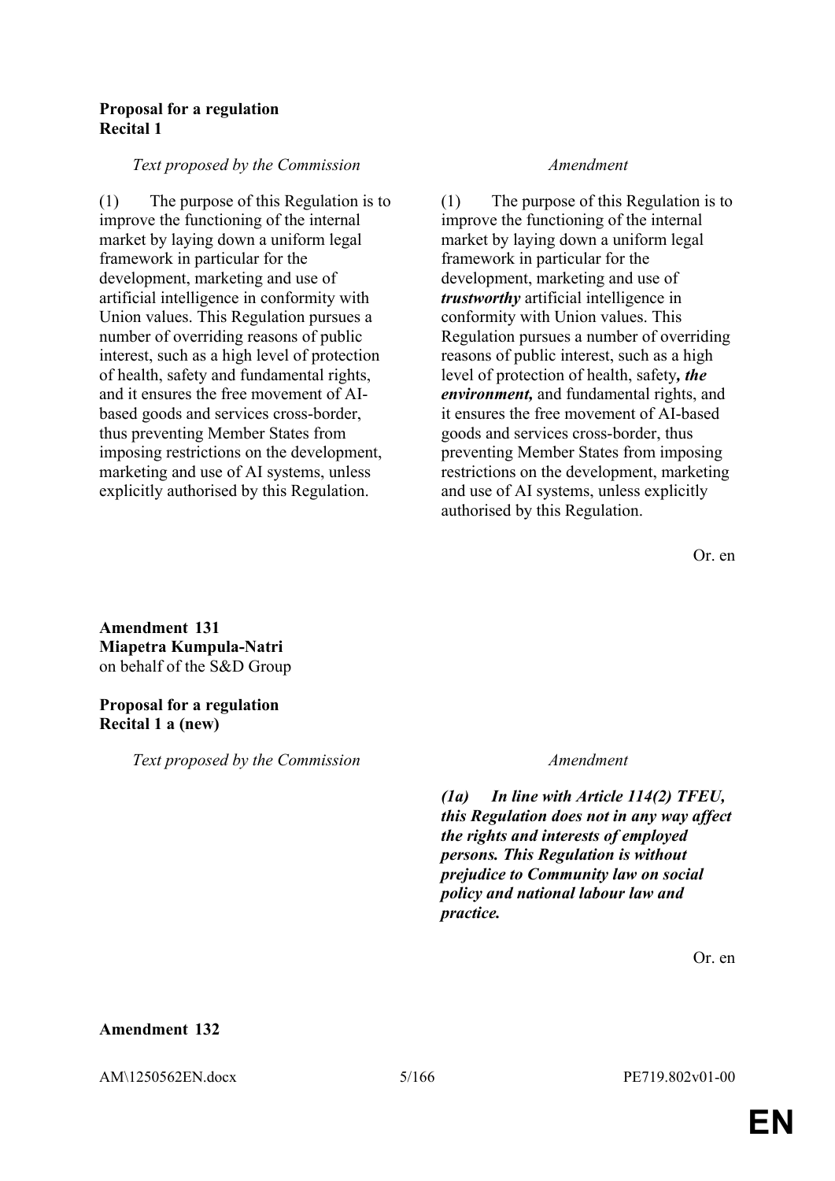**Proposal for a regulation**
**Recital 1**

| *Text proposed by the Commission* | *Amendment* |
|---|---|
| (1) The purpose of this Regulation is to improve the functioning of the internal market by laying down a uniform legal framework in particular for the development, marketing and use of artificial intelligence in conformity with Union values. This Regulation pursues a number of overriding reasons of public interest, such as a high level of protection of health, safety and fundamental rights, and it ensures the free movement of AI-based goods and services cross-border, thus preventing Member States from imposing restrictions on the development, marketing and use of AI systems, unless explicitly authorised by this Regulation. | (1) The purpose of this Regulation is to improve the functioning of the internal market by laying down a uniform legal framework in particular for the development, marketing and use of ***trustworthy*** artificial intelligence in conformity with Union values. This Regulation pursues a number of overriding reasons of public interest, such as a high level of protection of health, safety***, the environment,*** and fundamental rights, and it ensures the free movement of AI-based goods and services cross-border, thus preventing Member States from imposing restrictions on the development, marketing and use of AI systems, unless explicitly authorised by this Regulation. |

Or. en

**Amendment 131**
**Miapetra Kumpula-Natri**
on behalf of the S&D Group

**Proposal for a regulation**
**Recital 1 a (new)**

| *Text proposed by the Commission* | *Amendment* |
|---|---|
| | ***(1a) In line with Article 114(2) TFEU, this Regulation does not in any way affect the rights and interests of employed persons. This Regulation is without prejudice to Community law on social policy and national labour law and practice.*** |

Or. en

**Amendment 132**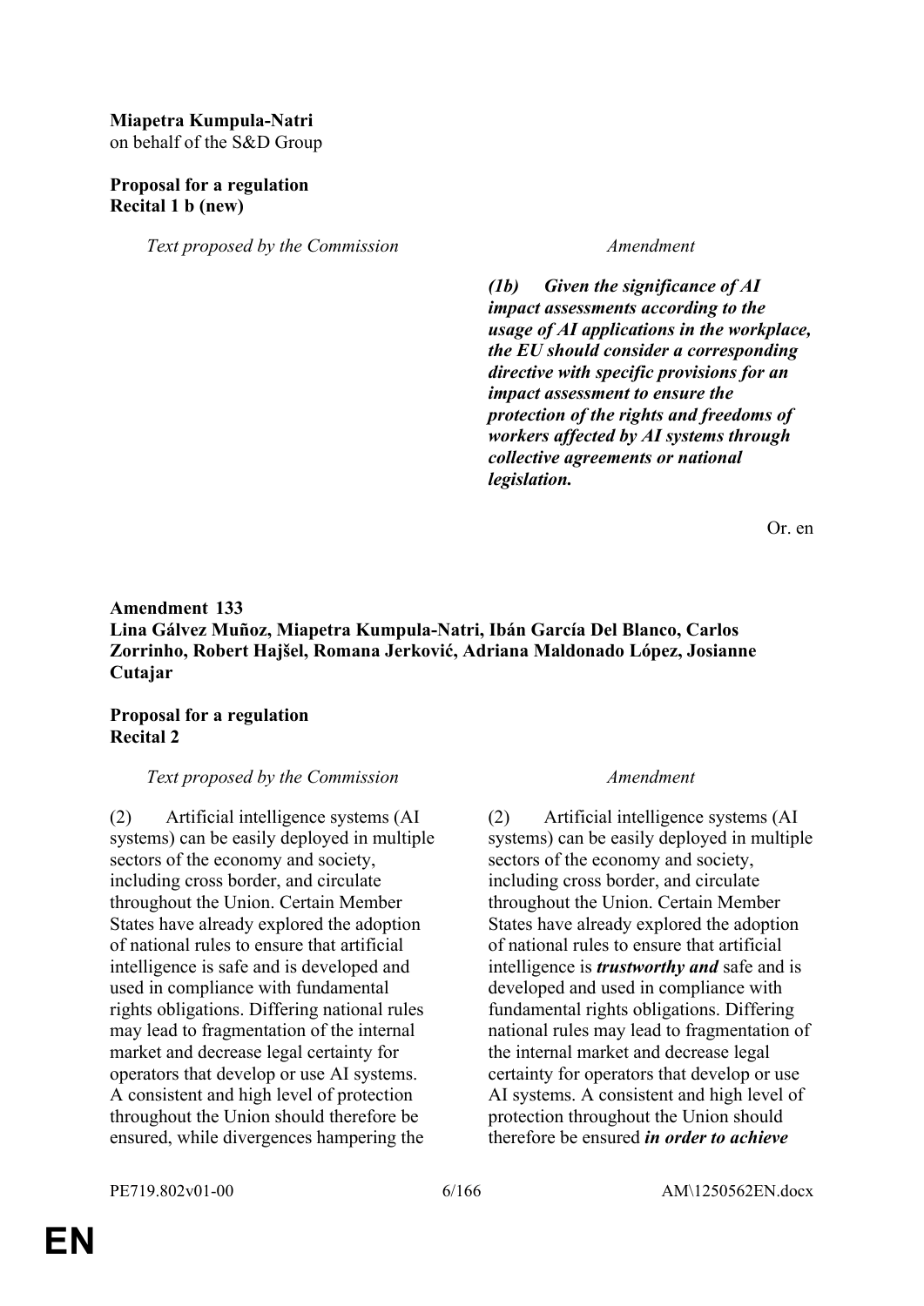**Miapetra Kumpula-Natri**
on behalf of the S&D Group

**Proposal for a regulation**
**Recital 1 b (new)**

| *Text proposed by the Commission* | *Amendment* |
|---|---|
| | ***(1b) Given the significance of AI impact assessments according to the usage of AI applications in the workplace, the EU should consider a corresponding directive with specific provisions for an impact assessment to ensure the protection of the rights and freedoms of workers affected by AI systems through collective agreements or national legislation.*** |

Or. en

**Amendment 133**
**Lina Gálvez Muñoz, Miapetra Kumpula-Natri, Ibán García Del Blanco, Carlos Zorrinho, Robert Hajšel, Romana Jerković, Adriana Maldonado López, Josianne Cutajar**

**Proposal for a regulation**
**Recital 2**

| *Text proposed by the Commission* | *Amendment* |
|---|---|
| (2) Artificial intelligence systems (AI systems) can be easily deployed in multiple sectors of the economy and society, including cross border, and circulate throughout the Union. Certain Member States have already explored the adoption of national rules to ensure that artificial intelligence is safe and is developed and used in compliance with fundamental rights obligations. Differing national rules may lead to fragmentation of the internal market and decrease legal certainty for operators that develop or use AI systems. A consistent and high level of protection throughout the Union should therefore be ensured, while divergences hampering the | (2) Artificial intelligence systems (AI systems) can be easily deployed in multiple sectors of the economy and society, including cross border, and circulate throughout the Union. Certain Member States have already explored the adoption of national rules to ensure that artificial intelligence is ***trustworthy and*** safe and is developed and used in compliance with fundamental rights obligations. Differing national rules may lead to fragmentation of the internal market and decrease legal certainty for operators that develop or use AI systems. A consistent and high level of protection throughout the Union should therefore be ensured ***in order to achieve*** |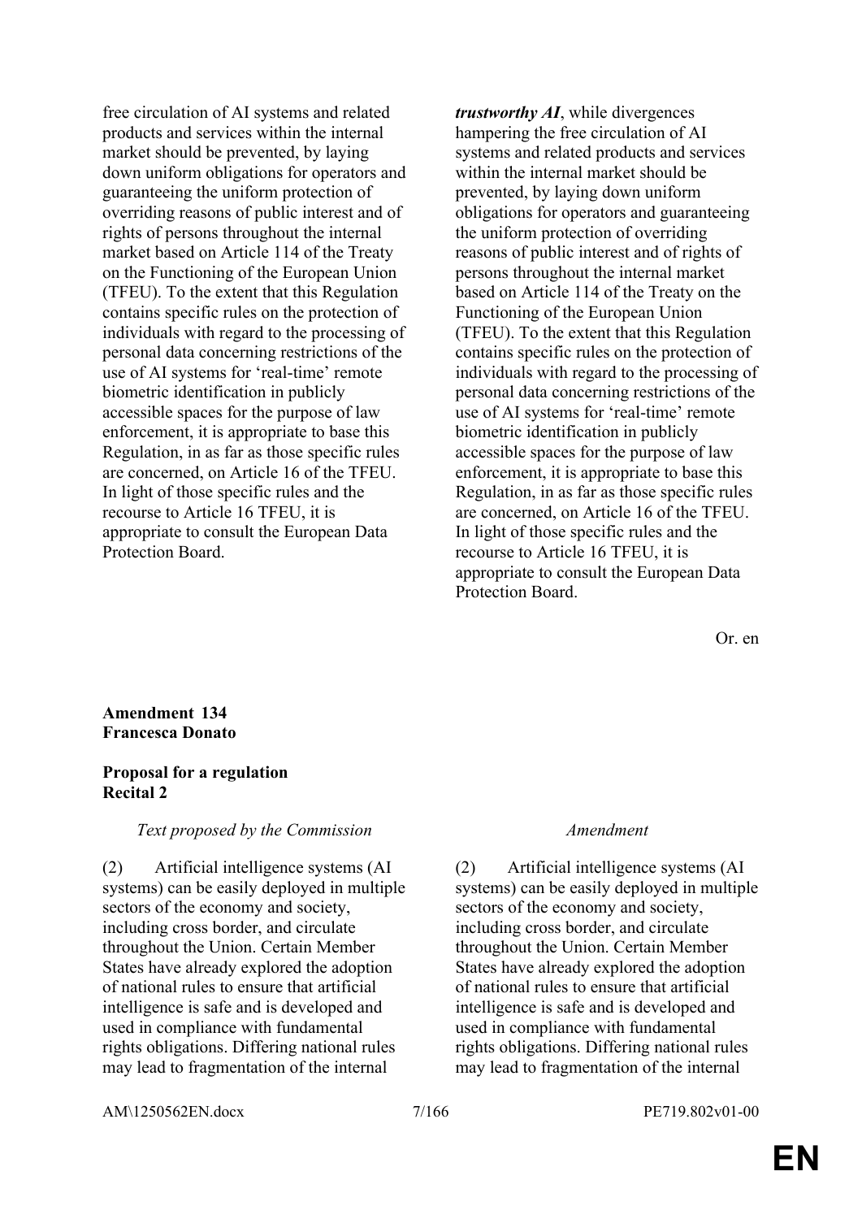| | |
|---|---|
| free circulation of AI systems and related products and services within the internal market should be prevented, by laying down uniform obligations for operators and guaranteeing the uniform protection of overriding reasons of public interest and of rights of persons throughout the internal market based on Article 114 of the Treaty on the Functioning of the European Union (TFEU). To the extent that this Regulation contains specific rules on the protection of individuals with regard to the processing of personal data concerning restrictions of the use of AI systems for 'real-time' remote biometric identification in publicly accessible spaces for the purpose of law enforcement, it is appropriate to base this Regulation, in as far as those specific rules are concerned, on Article 16 of the TFEU. In light of those specific rules and the recourse to Article 16 TFEU, it is appropriate to consult the European Data Protection Board. | ***trustworthy AI***, while divergences hampering the free circulation of AI systems and related products and services within the internal market should be prevented, by laying down uniform obligations for operators and guaranteeing the uniform protection of overriding reasons of public interest and of rights of persons throughout the internal market based on Article 114 of the Treaty on the Functioning of the European Union (TFEU). To the extent that this Regulation contains specific rules on the protection of individuals with regard to the processing of personal data concerning restrictions of the use of AI systems for 'real-time' remote biometric identification in publicly accessible spaces for the purpose of law enforcement, it is appropriate to base this Regulation, in as far as those specific rules are concerned, on Article 16 of the TFEU. In light of those specific rules and the recourse to Article 16 TFEU, it is appropriate to consult the European Data Protection Board. |

Or. en

**Amendment 134**
**Francesca Donato**

**Proposal for a regulation**
**Recital 2**

| *Text proposed by the Commission* | *Amendment* |
|---|---|
| (2) Artificial intelligence systems (AI systems) can be easily deployed in multiple sectors of the economy and society, including cross border, and circulate throughout the Union. Certain Member States have already explored the adoption of national rules to ensure that artificial intelligence is safe and is developed and used in compliance with fundamental rights obligations. Differing national rules may lead to fragmentation of the internal | (2) Artificial intelligence systems (AI systems) can be easily deployed in multiple sectors of the economy and society, including cross border, and circulate throughout the Union. Certain Member States have already explored the adoption of national rules to ensure that artificial intelligence is safe and is developed and used in compliance with fundamental rights obligations. Differing national rules may lead to fragmentation of the internal |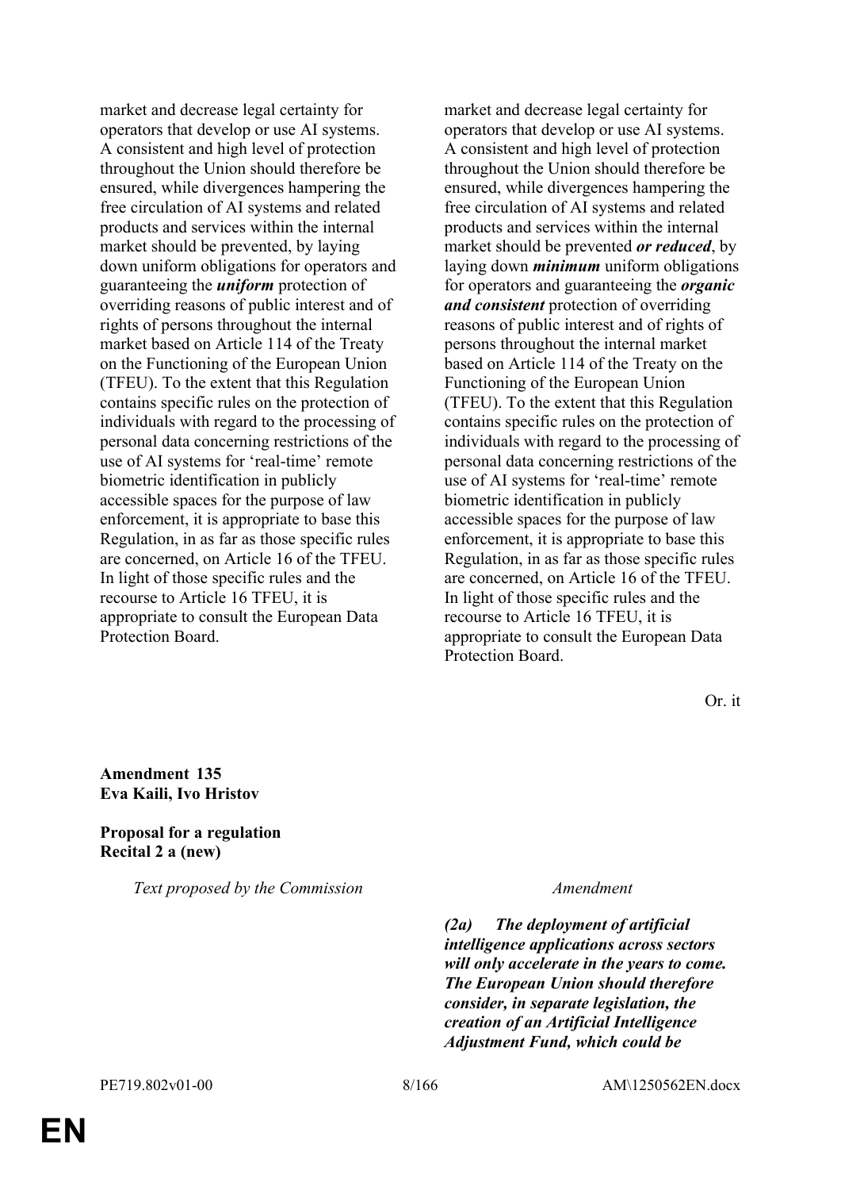| | |
|---|---|
| market and decrease legal certainty for operators that develop or use AI systems. A consistent and high level of protection throughout the Union should therefore be ensured, while divergences hampering the free circulation of AI systems and related products and services within the internal market should be prevented, by laying down uniform obligations for operators and guaranteeing the ***uniform*** protection of overriding reasons of public interest and of rights of persons throughout the internal market based on Article 114 of the Treaty on the Functioning of the European Union (TFEU). To the extent that this Regulation contains specific rules on the protection of individuals with regard to the processing of personal data concerning restrictions of the use of AI systems for 'real-time' remote biometric identification in publicly accessible spaces for the purpose of law enforcement, it is appropriate to base this Regulation, in as far as those specific rules are concerned, on Article 16 of the TFEU. In light of those specific rules and the recourse to Article 16 TFEU, it is appropriate to consult the European Data Protection Board. | market and decrease legal certainty for operators that develop or use AI systems. A consistent and high level of protection throughout the Union should therefore be ensured, while divergences hampering the free circulation of AI systems and related products and services within the internal market should be prevented ***or reduced***, by laying down ***minimum*** uniform obligations for operators and guaranteeing the ***organic and consistent*** protection of overriding reasons of public interest and of rights of persons throughout the internal market based on Article 114 of the Treaty on the Functioning of the European Union (TFEU). To the extent that this Regulation contains specific rules on the protection of individuals with regard to the processing of personal data concerning restrictions of the use of AI systems for 'real-time' remote biometric identification in publicly accessible spaces for the purpose of law enforcement, it is appropriate to base this Regulation, in as far as those specific rules are concerned, on Article 16 of the TFEU. In light of those specific rules and the recourse to Article 16 TFEU, it is appropriate to consult the European Data Protection Board. |

Or. it

**Amendment 135**
**Eva Kaili, Ivo Hristov**

**Proposal for a regulation**
**Recital 2 a (new)**

| *Text proposed by the Commission* | *Amendment* |
|---|---|
| | ***(2a) The deployment of artificial intelligence applications across sectors will only accelerate in the years to come. The European Union should therefore consider, in separate legislation, the creation of an Artificial Intelligence Adjustment Fund, which could be*** |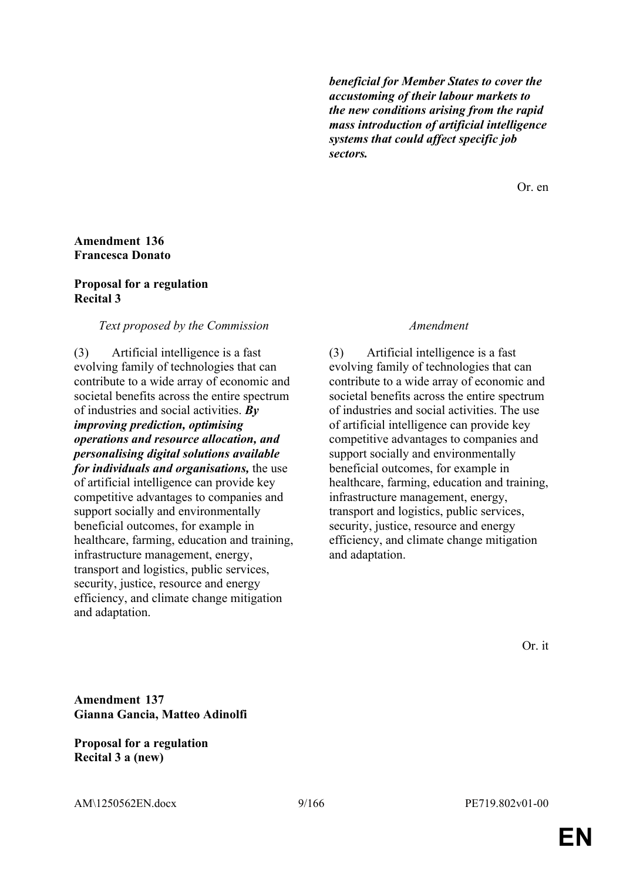| | |
|---|---|
| | ***beneficial for Member States to cover the accustoming of their labour markets to the new conditions arising from the rapid mass introduction of artificial intelligence systems that could affect specific job sectors.*** |

Or. en

**Amendment 136**
**Francesca Donato**

**Proposal for a regulation**
**Recital 3**

| *Text proposed by the Commission* | *Amendment* |
|---|---|
| (3) Artificial intelligence is a fast evolving family of technologies that can contribute to a wide array of economic and societal benefits across the entire spectrum of industries and social activities. ***By improving prediction, optimising operations and resource allocation, and personalising digital solutions available for individuals and organisations,*** the use of artificial intelligence can provide key competitive advantages to companies and support socially and environmentally beneficial outcomes, for example in healthcare, farming, education and training, infrastructure management, energy, transport and logistics, public services, security, justice, resource and energy efficiency, and climate change mitigation and adaptation. | (3) Artificial intelligence is a fast evolving family of technologies that can contribute to a wide array of economic and societal benefits across the entire spectrum of industries and social activities. The use of artificial intelligence can provide key competitive advantages to companies and support socially and environmentally beneficial outcomes, for example in healthcare, farming, education and training, infrastructure management, energy, transport and logistics, public services, security, justice, resource and energy efficiency, and climate change mitigation and adaptation. |

Or. it

**Amendment 137**
**Gianna Gancia, Matteo Adinolfi**

**Proposal for a regulation**
**Recital 3 a (new)**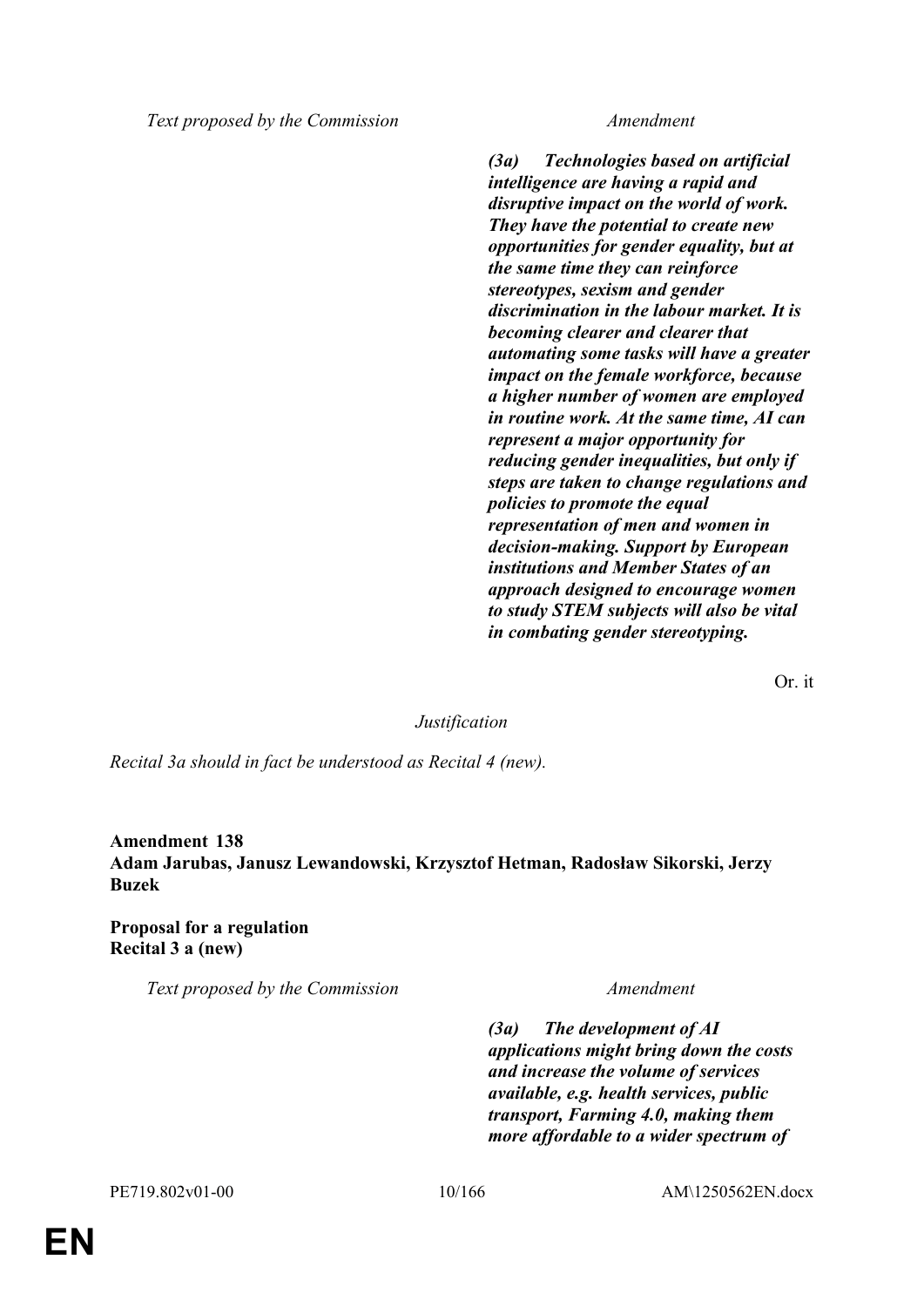| Text proposed by the Commission | Amendment |
|---|---|
| | ***(3a) Technologies based on artificial intelligence are having a rapid and disruptive impact on the world of work. They have the potential to create new opportunities for gender equality, but at the same time they can reinforce stereotypes, sexism and gender discrimination in the labour market. It is becoming clearer and clearer that automating some tasks will have a greater impact on the female workforce, because a higher number of women are employed in routine work. At the same time, AI can represent a major opportunity for reducing gender inequalities, but only if steps are taken to change regulations and policies to promote the equal representation of men and women in decision-making. Support by European institutions and Member States of an approach designed to encourage women to study STEM subjects will also be vital in combating gender stereotyping.*** |

Or. it

*Justification*

*Recital 3a should in fact be understood as Recital 4 (new).*

**Amendment 138**
**Adam Jarubas, Janusz Lewandowski, Krzysztof Hetman, Radosław Sikorski, Jerzy Buzek**

**Proposal for a regulation**
**Recital 3 a (new)**

| Text proposed by the Commission | Amendment |
|---|---|
| | ***(3a) The development of AI applications might bring down the costs and increase the volume of services available, e.g. health services, public transport, Farming 4.0, making them more affordable to a wider spectrum of*** |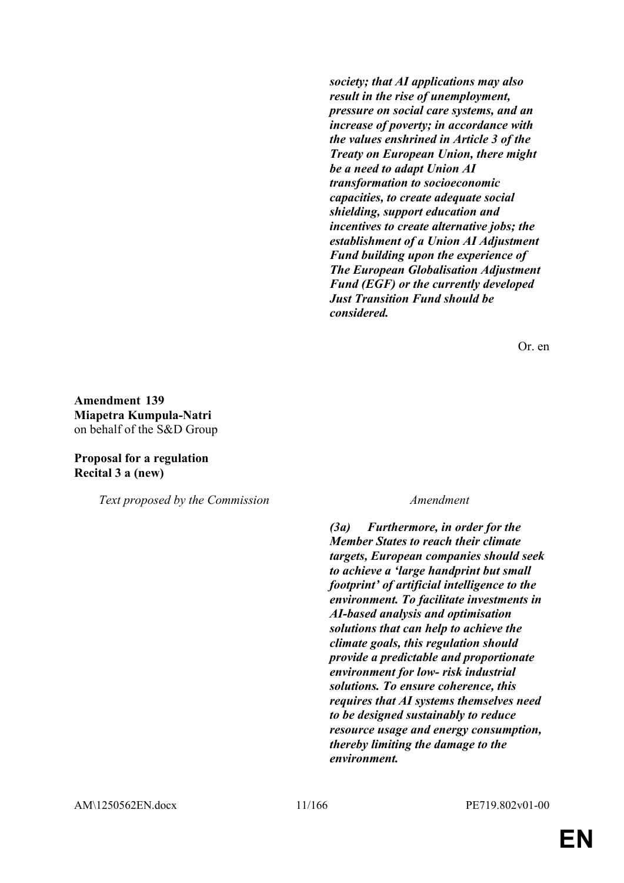***society; that AI applications may also result in the rise of unemployment, pressure on social care systems, and an increase of poverty; in accordance with the values enshrined in Article 3 of the Treaty on European Union, there might be a need to adapt Union AI transformation to socioeconomic capacities, to create adequate social shielding, support education and incentives to create alternative jobs; the establishment of a Union AI Adjustment Fund building upon the experience of The European Globalisation Adjustment Fund (EGF) or the currently developed Just Transition Fund should be considered.***

Or. en

**Amendment 139**
**Miapetra Kumpula-Natri**
on behalf of the S&D Group

**Proposal for a regulation**
**Recital 3 a (new)**

| *Text proposed by the Commission* | *Amendment* |
|---|---|
| | ***(3a) Furthermore, in order for the Member States to reach their climate targets, European companies should seek to achieve a 'large handprint but small footprint' of artificial intelligence to the environment. To facilitate investments in AI-based analysis and optimisation solutions that can help to achieve the climate goals, this regulation should provide a predictable and proportionate environment for low- risk industrial solutions. To ensure coherence, this requires that AI systems themselves need to be designed sustainably to reduce resource usage and energy consumption, thereby limiting the damage to the environment.*** |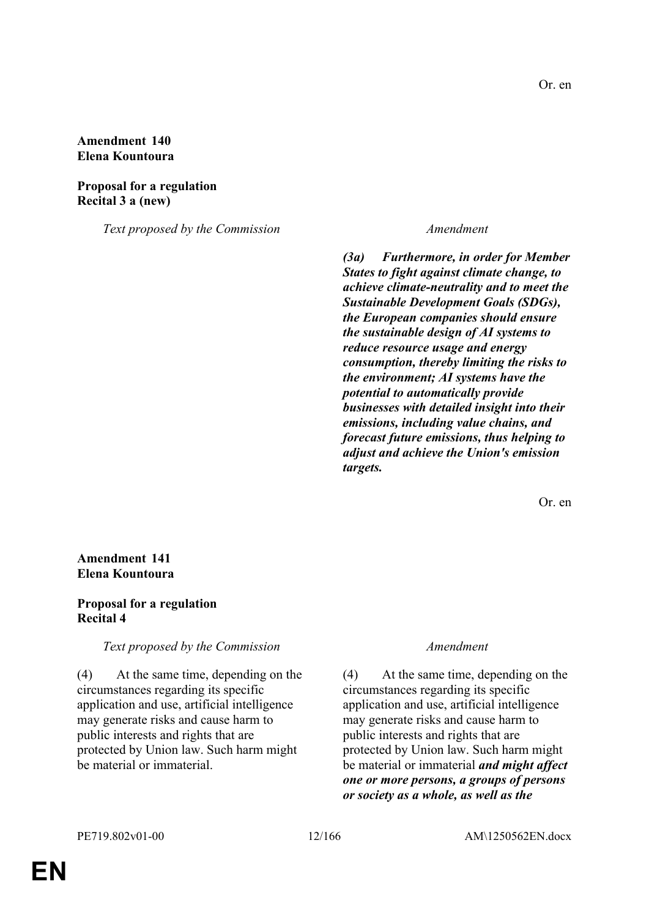Or. en

**Amendment 140**
**Elena Kountoura**

**Proposal for a regulation**
**Recital 3 a (new)**

| *Text proposed by the Commission* | *Amendment* |
|---|---|
| | ***(3a) Furthermore, in order for Member States to fight against climate change, to achieve climate-neutrality and to meet the Sustainable Development Goals (SDGs), the European companies should ensure the sustainable design of AI systems to reduce resource usage and energy consumption, thereby limiting the risks to the environment; AI systems have the potential to automatically provide businesses with detailed insight into their emissions, including value chains, and forecast future emissions, thus helping to adjust and achieve the Union's emission targets.*** |

Or. en

**Amendment 141**
**Elena Kountoura**

**Proposal for a regulation**
**Recital 4**

| *Text proposed by the Commission* | *Amendment* |
|---|---|
| (4) At the same time, depending on the circumstances regarding its specific application and use, artificial intelligence may generate risks and cause harm to public interests and rights that are protected by Union law. Such harm might be material or immaterial. | (4) At the same time, depending on the circumstances regarding its specific application and use, artificial intelligence may generate risks and cause harm to public interests and rights that are protected by Union law. Such harm might be material or immaterial ***and might affect one or more persons, a groups of persons or society as a whole, as well as the*** |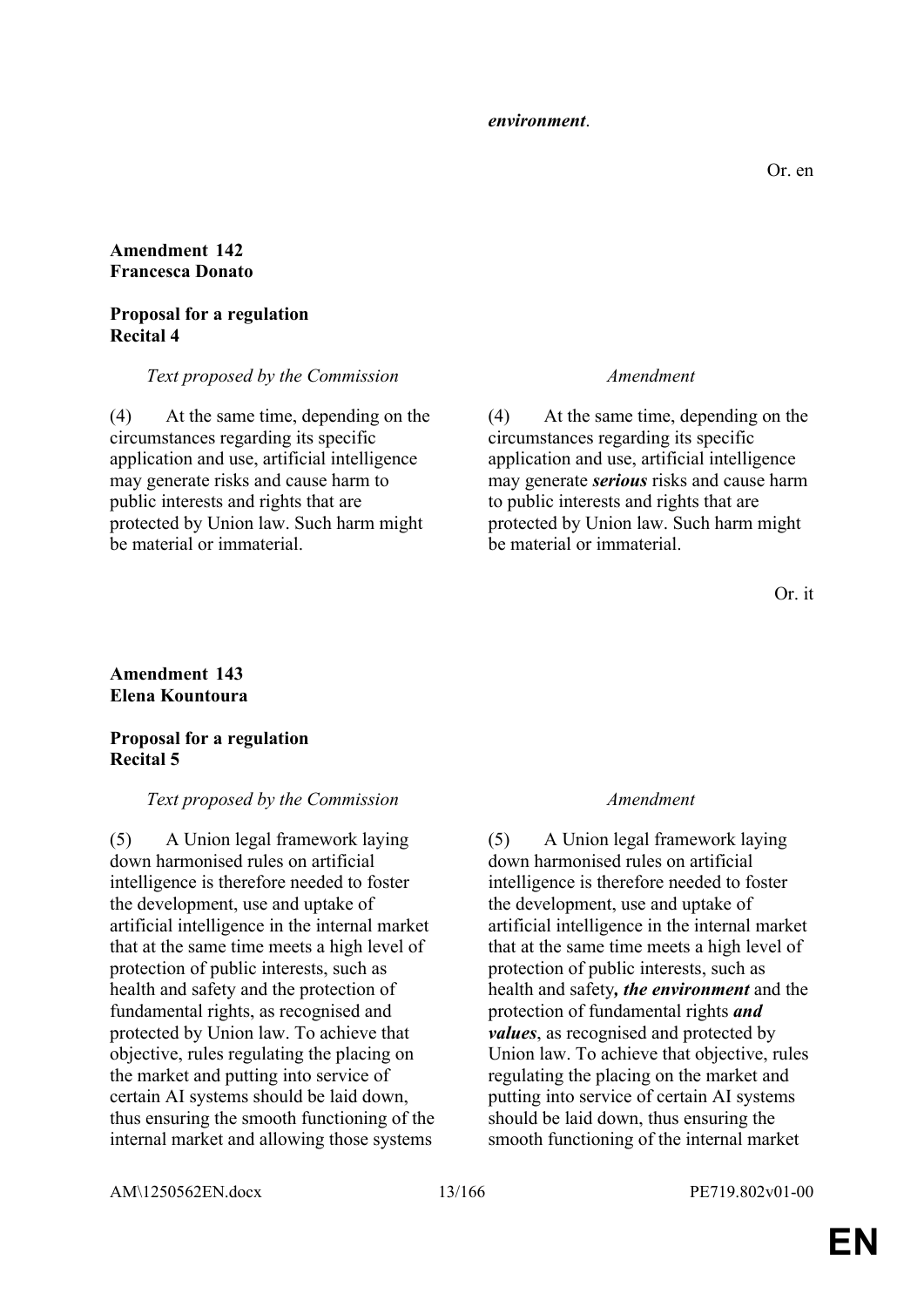*environment*.

Or. en

**Amendment 142**
**Francesca Donato**

**Proposal for a regulation**
**Recital 4**

| *Text proposed by the Commission* | *Amendment* |
|---|---|
| (4) At the same time, depending on the circumstances regarding its specific application and use, artificial intelligence may generate risks and cause harm to public interests and rights that are protected by Union law. Such harm might be material or immaterial. | (4) At the same time, depending on the circumstances regarding its specific application and use, artificial intelligence may generate ***serious*** risks and cause harm to public interests and rights that are protected by Union law. Such harm might be material or immaterial. |

Or. it

**Amendment 143**
**Elena Kountoura**

**Proposal for a regulation**
**Recital 5**

| *Text proposed by the Commission* | *Amendment* |
|---|---|
| (5) A Union legal framework laying down harmonised rules on artificial intelligence is therefore needed to foster the development, use and uptake of artificial intelligence in the internal market that at the same time meets a high level of protection of public interests, such as health and safety and the protection of fundamental rights, as recognised and protected by Union law. To achieve that objective, rules regulating the placing on the market and putting into service of certain AI systems should be laid down, thus ensuring the smooth functioning of the internal market and allowing those systems | (5) A Union legal framework laying down harmonised rules on artificial intelligence is therefore needed to foster the development, use and uptake of artificial intelligence in the internal market that at the same time meets a high level of protection of public interests, such as health and safety***, the environment*** and the protection of fundamental rights ***and values***, as recognised and protected by Union law. To achieve that objective, rules regulating the placing on the market and putting into service of certain AI systems should be laid down, thus ensuring the smooth functioning of the internal market |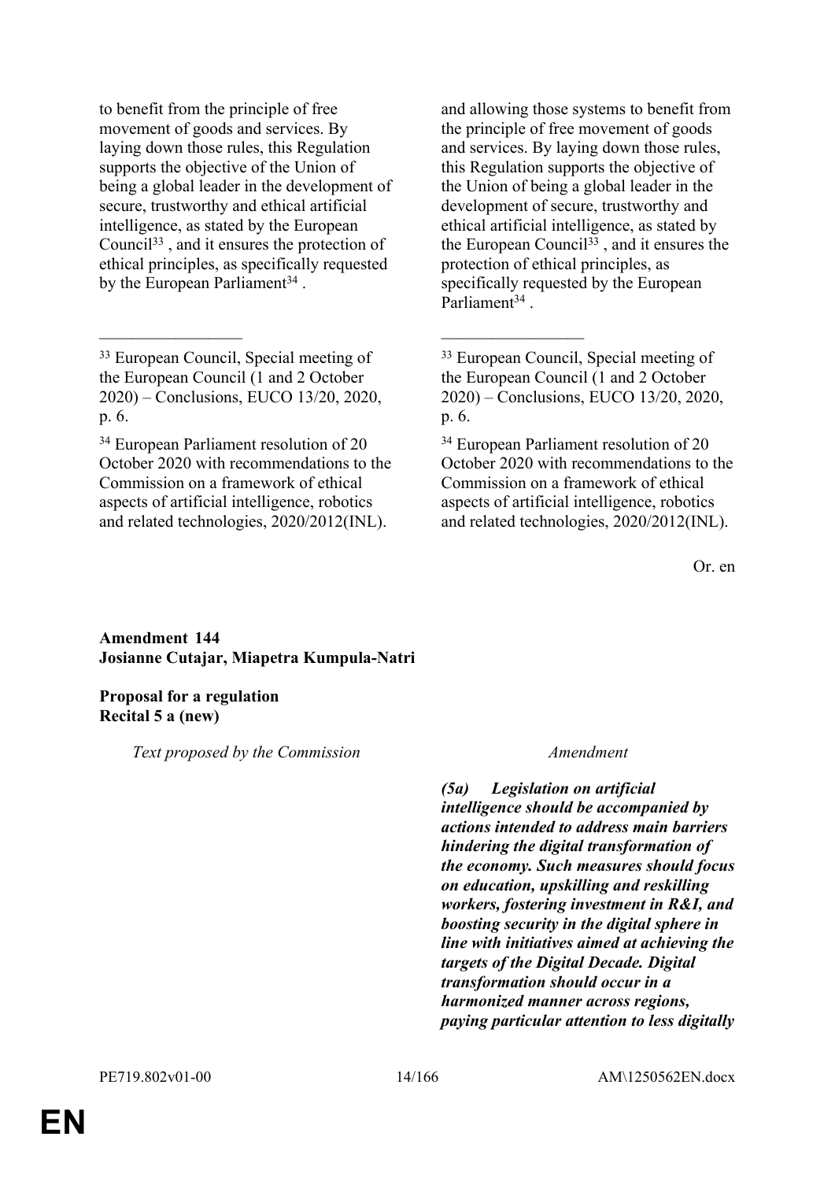| | |
|---|---|
| to benefit from the principle of free movement of goods and services. By laying down those rules, this Regulation supports the objective of the Union of being a global leader in the development of secure, trustworthy and ethical artificial intelligence, as stated by the European Council[33] , and it ensures the protection of ethical principles, as specifically requested by the European Parliament[34] . | and allowing those systems to benefit from the principle of free movement of goods and services. By laying down those rules, this Regulation supports the objective of the Union of being a global leader in the development of secure, trustworthy and ethical artificial intelligence, as stated by the European Council[33] , and it ensures the protection of ethical principles, as specifically requested by the European Parliament[34] . |
| [33] European Council, Special meeting of the European Council (1 and 2 October 2020) – Conclusions, EUCO 13/20, 2020, p. 6. | [33] European Council, Special meeting of the European Council (1 and 2 October 2020) – Conclusions, EUCO 13/20, 2020, p. 6. |
| [34] European Parliament resolution of 20 October 2020 with recommendations to the Commission on a framework of ethical aspects of artificial intelligence, robotics and related technologies, 2020/2012(INL). | [34] European Parliament resolution of 20 October 2020 with recommendations to the Commission on a framework of ethical aspects of artificial intelligence, robotics and related technologies, 2020/2012(INL). |

Or. en

**Amendment 144**
**Josianne Cutajar, Miapetra Kumpula-Natri**

**Proposal for a regulation**
**Recital 5 a (new)**

| *Text proposed by the Commission* | *Amendment* |
|---|---|
| | ***(5a) Legislation on artificial intelligence should be accompanied by actions intended to address main barriers hindering the digital transformation of the economy. Such measures should focus on education, upskilling and reskilling workers, fostering investment in R&I, and boosting security in the digital sphere in line with initiatives aimed at achieving the targets of the Digital Decade. Digital transformation should occur in a harmonized manner across regions, paying particular attention to less digitally*** |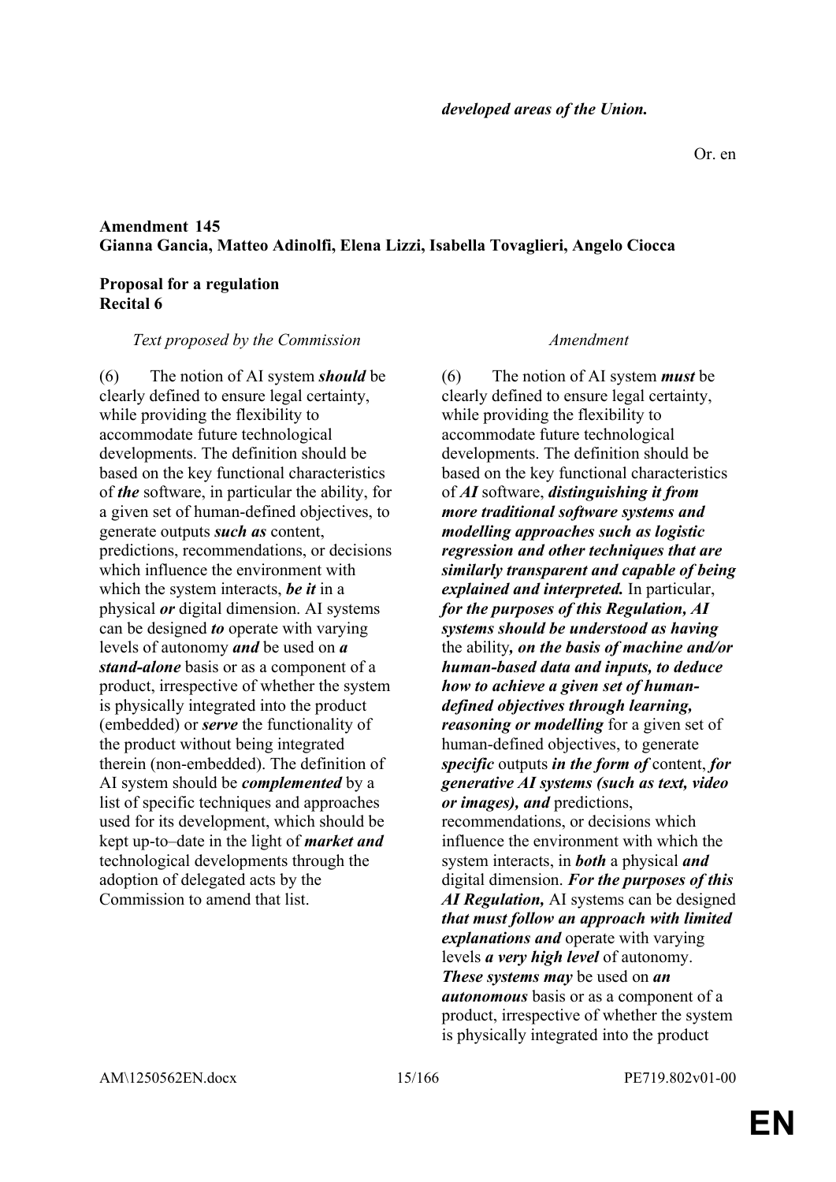*developed areas of the Union.*

Or. en

**Amendment 145**
**Gianna Gancia, Matteo Adinolfi, Elena Lizzi, Isabella Tovaglieri, Angelo Ciocca**

**Proposal for a regulation**
**Recital 6**

| *Text proposed by the Commission* | *Amendment* |
|---|---|
| (6) The notion of AI system ***should*** be clearly defined to ensure legal certainty, while providing the flexibility to accommodate future technological developments. The definition should be based on the key functional characteristics of ***the*** software, in particular the ability, for a given set of human-defined objectives, to generate outputs ***such as*** content, predictions, recommendations, or decisions which influence the environment with which the system interacts, ***be it*** in a physical ***or*** digital dimension. AI systems can be designed ***to*** operate with varying levels of autonomy ***and*** be used on ***a stand-alone*** basis or as a component of a product, irrespective of whether the system is physically integrated into the product (embedded) or ***serve*** the functionality of the product without being integrated therein (non-embedded). The definition of AI system should be ***complemented*** by a list of specific techniques and approaches used for its development, which should be kept up-to–date in the light of ***market and*** technological developments through the adoption of delegated acts by the Commission to amend that list. | (6) The notion of AI system ***must*** be clearly defined to ensure legal certainty, while providing the flexibility to accommodate future technological developments. The definition should be based on the key functional characteristics of ***AI*** software, ***distinguishing it from more traditional software systems and modelling approaches such as logistic regression and other techniques that are similarly transparent and capable of being explained and interpreted.*** In particular, ***for the purposes of this Regulation, AI systems should be understood as having*** the ability***, on the basis of machine and/or human-based data and inputs, to deduce how to achieve a given set of human-defined objectives through learning, reasoning or modelling*** for a given set of human-defined objectives, to generate ***specific*** outputs ***in the form of*** content, ***for generative AI systems (such as text, video or images), and*** predictions, recommendations, or decisions which influence the environment with which the system interacts, in ***both*** a physical ***and*** digital dimension. ***For the purposes of this AI Regulation,*** AI systems can be designed ***that must follow an approach with limited explanations and*** operate with varying levels ***a very high level*** of autonomy. ***These systems may*** be used on ***an autonomous*** basis or as a component of a product, irrespective of whether the system is physically integrated into the product |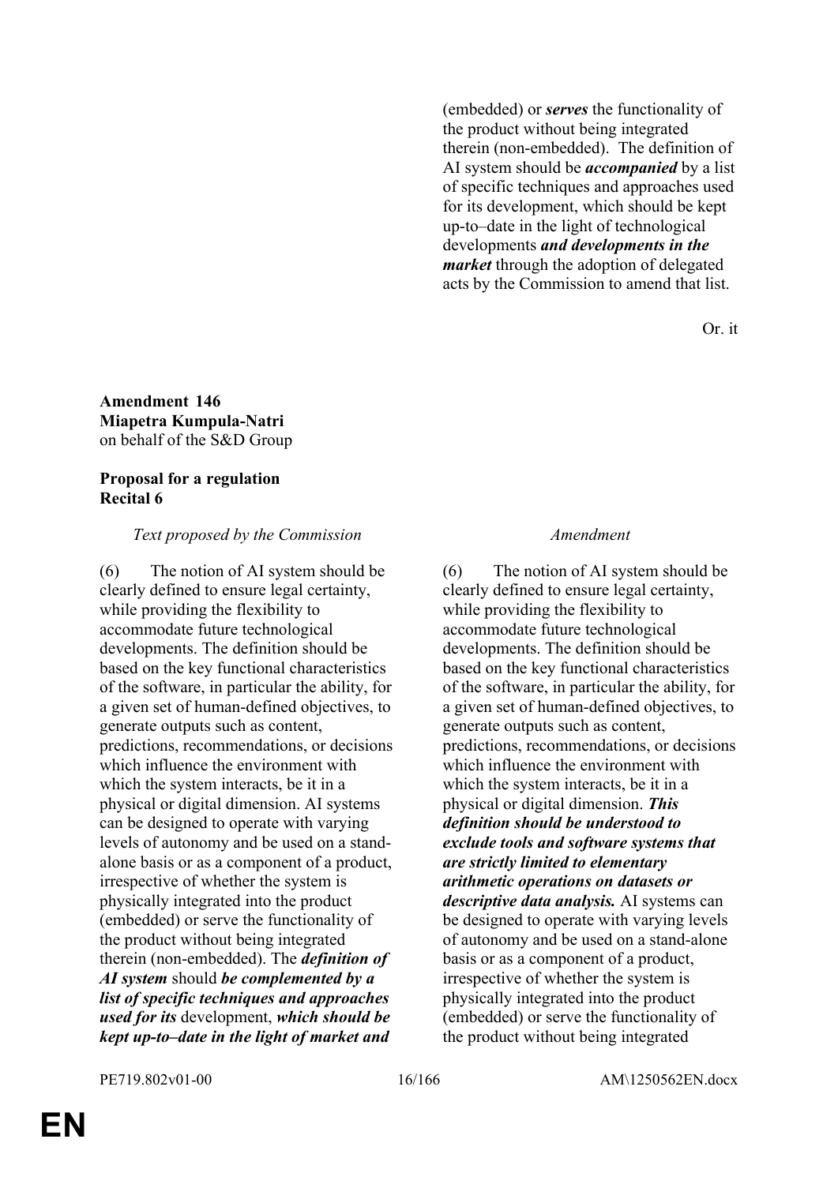(embedded) or ***serves*** the functionality of the product without being integrated therein (non-embedded). The definition of AI system should be ***accompanied*** by a list of specific techniques and approaches used for its development, which should be kept up-to–date in the light of technological developments ***and developments in the market*** through the adoption of delegated acts by the Commission to amend that list.

Or. it

**Amendment 146**
**Miapetra Kumpula-Natri**
on behalf of the S&D Group

**Proposal for a regulation**
**Recital 6**

| *Text proposed by the Commission* | *Amendment* |
|---|---|
| (6) The notion of AI system should be clearly defined to ensure legal certainty, while providing the flexibility to accommodate future technological developments. The definition should be based on the key functional characteristics of the software, in particular the ability, for a given set of human-defined objectives, to generate outputs such as content, predictions, recommendations, or decisions which influence the environment with which the system interacts, be it in a physical or digital dimension. AI systems can be designed to operate with varying levels of autonomy and be used on a stand-alone basis or as a component of a product, irrespective of whether the system is physically integrated into the product (embedded) or serve the functionality of the product without being integrated therein (non-embedded). The ***definition of AI system*** should ***be complemented by a list of specific techniques and approaches used for its*** development, ***which should be kept up-to–date in the light of market and*** | (6) The notion of AI system should be clearly defined to ensure legal certainty, while providing the flexibility to accommodate future technological developments. The definition should be based on the key functional characteristics of the software, in particular the ability, for a given set of human-defined objectives, to generate outputs such as content, predictions, recommendations, or decisions which influence the environment with which the system interacts, be it in a physical or digital dimension. ***This definition should be understood to exclude tools and software systems that are strictly limited to elementary arithmetic operations on datasets or descriptive data analysis.*** AI systems can be designed to operate with varying levels of autonomy and be used on a stand-alone basis or as a component of a product, irrespective of whether the system is physically integrated into the product (embedded) or serve the functionality of the product without being integrated |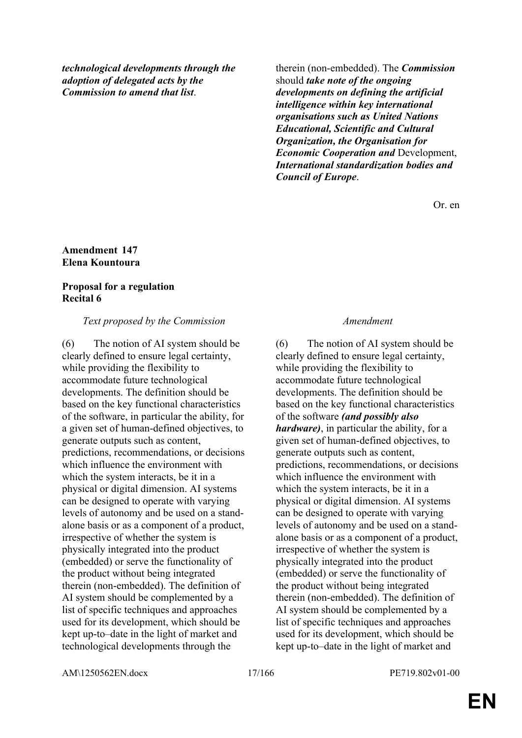| | |
|---|---|
| ***technological developments through the adoption of delegated acts by the Commission to amend that list***. | therein (non-embedded). The ***Commission*** should ***take note of the ongoing developments on defining the artificial intelligence within key international organisations such as United Nations Educational, Scientific and Cultural Organization, the Organisation for Economic Cooperation and*** Development, ***International standardization bodies and Council of Europe***. |

Or. en

**Amendment 147**
**Elena Kountoura**

**Proposal for a regulation**
**Recital 6**

| *Text proposed by the Commission* | *Amendment* |
|---|---|
| (6) The notion of AI system should be clearly defined to ensure legal certainty, while providing the flexibility to accommodate future technological developments. The definition should be based on the key functional characteristics of the software, in particular the ability, for a given set of human-defined objectives, to generate outputs such as content, predictions, recommendations, or decisions which influence the environment with which the system interacts, be it in a physical or digital dimension. AI systems can be designed to operate with varying levels of autonomy and be used on a stand-alone basis or as a component of a product, irrespective of whether the system is physically integrated into the product (embedded) or serve the functionality of the product without being integrated therein (non-embedded). The definition of AI system should be complemented by a list of specific techniques and approaches used for its development, which should be kept up-to–date in the light of market and technological developments through the | (6) The notion of AI system should be clearly defined to ensure legal certainty, while providing the flexibility to accommodate future technological developments. The definition should be based on the key functional characteristics of the software ***(and possibly also hardware)***, in particular the ability, for a given set of human-defined objectives, to generate outputs such as content, predictions, recommendations, or decisions which influence the environment with which the system interacts, be it in a physical or digital dimension. AI systems can be designed to operate with varying levels of autonomy and be used on a stand-alone basis or as a component of a product, irrespective of whether the system is physically integrated into the product (embedded) or serve the functionality of the product without being integrated therein (non-embedded). The definition of AI system should be complemented by a list of specific techniques and approaches used for its development, which should be kept up-to–date in the light of market and |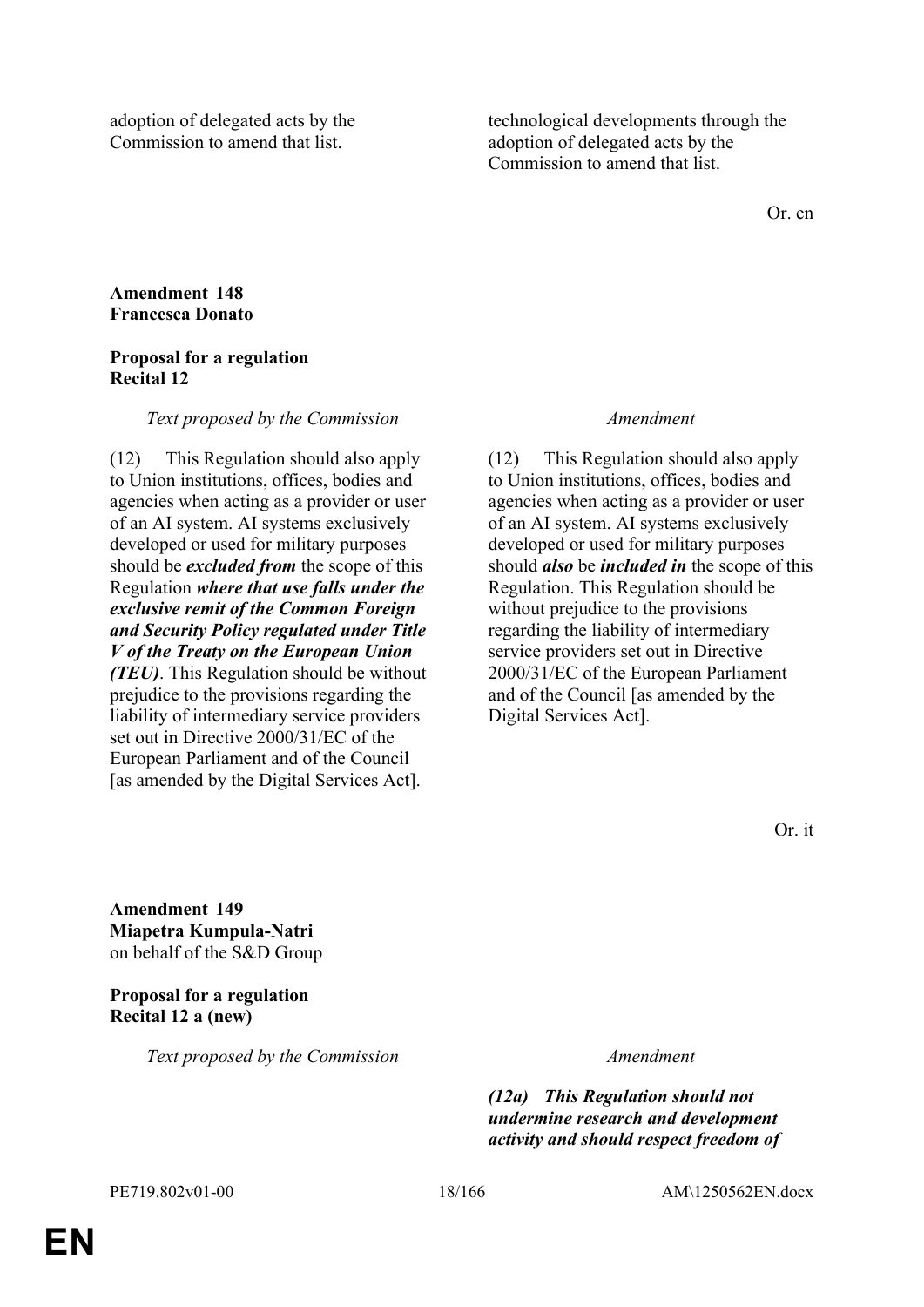| | |
|---|---|
| adoption of delegated acts by the Commission to amend that list. | technological developments through the adoption of delegated acts by the Commission to amend that list. |

Or. en

**Amendment 148**
**Francesca Donato**

**Proposal for a regulation**
**Recital 12**

| *Text proposed by the Commission* | *Amendment* |
|---|---|
| (12) This Regulation should also apply to Union institutions, offices, bodies and agencies when acting as a provider or user of an AI system. AI systems exclusively developed or used for military purposes should be ***excluded from*** the scope of this Regulation ***where that use falls under the exclusive remit of the Common Foreign and Security Policy regulated under Title V of the Treaty on the European Union (TEU)***. This Regulation should be without prejudice to the provisions regarding the liability of intermediary service providers set out in Directive 2000/31/EC of the European Parliament and of the Council [as amended by the Digital Services Act]. | (12) This Regulation should also apply to Union institutions, offices, bodies and agencies when acting as a provider or user of an AI system. AI systems exclusively developed or used for military purposes should ***also*** be ***included in*** the scope of this Regulation. This Regulation should be without prejudice to the provisions regarding the liability of intermediary service providers set out in Directive 2000/31/EC of the European Parliament and of the Council [as amended by the Digital Services Act]. |

Or. it

**Amendment 149**
**Miapetra Kumpula-Natri**
on behalf of the S&D Group

**Proposal for a regulation**
**Recital 12 a (new)**

| *Text proposed by the Commission* | *Amendment* |
|---|---|
| | ***(12a) This Regulation should not undermine research and development activity and should respect freedom of*** |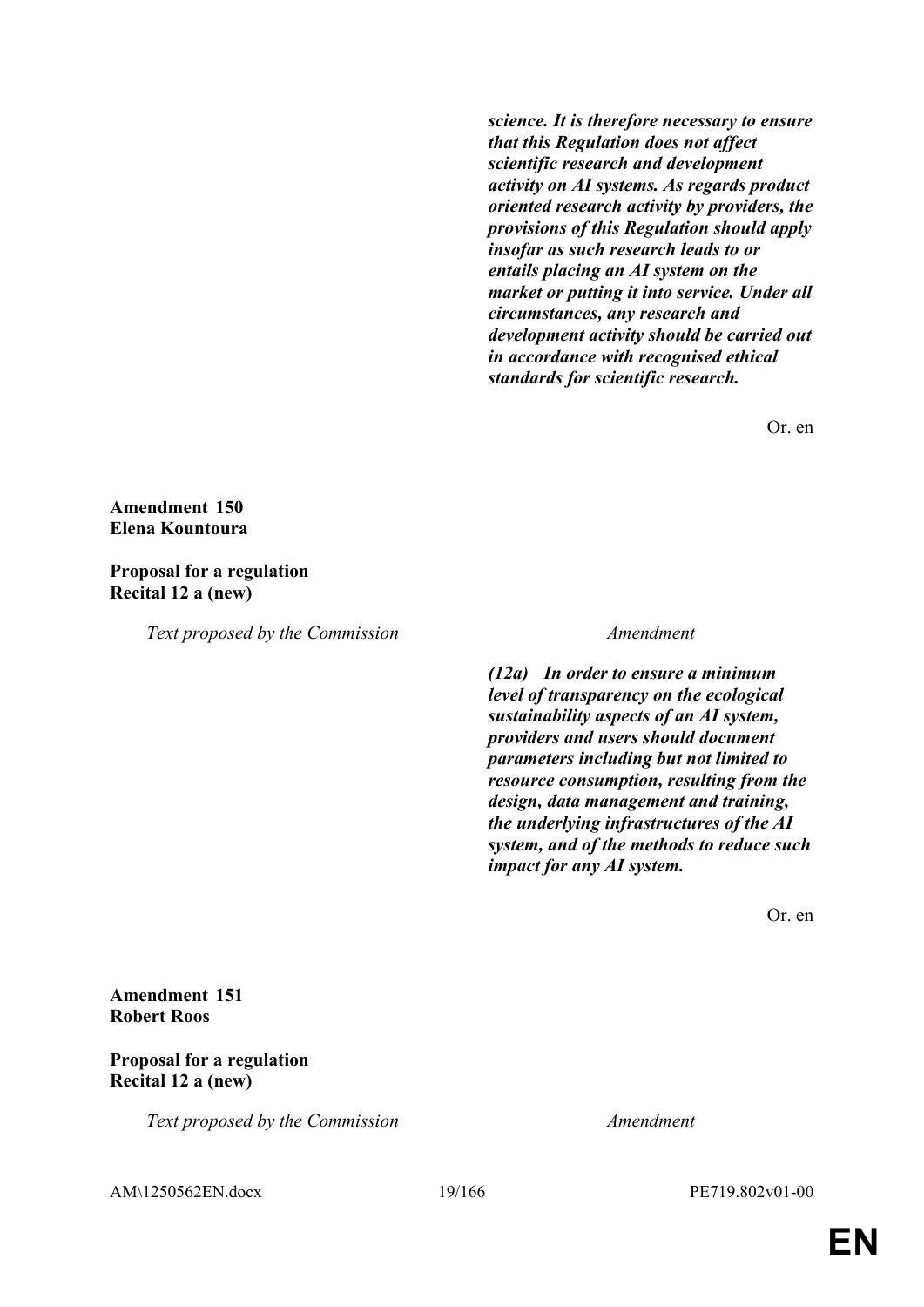***science. It is therefore necessary to ensure that this Regulation does not affect scientific research and development activity on AI systems. As regards product oriented research activity by providers, the provisions of this Regulation should apply insofar as such research leads to or entails placing an AI system on the market or putting it into service. Under all circumstances, any research and development activity should be carried out in accordance with recognised ethical standards for scientific research.***

Or. en

**Amendment 150**
**Elena Kountoura**

**Proposal for a regulation**
**Recital 12 a (new)**

| *Text proposed by the Commission* | *Amendment* |
|---|---|
| | ***(12a) In order to ensure a minimum level of transparency on the ecological sustainability aspects of an AI system, providers and users should document parameters including but not limited to resource consumption, resulting from the design, data management and training, the underlying infrastructures of the AI system, and of the methods to reduce such impact for any AI system.*** |

Or. en

**Amendment 151**
**Robert Roos**

**Proposal for a regulation**
**Recital 12 a (new)**

| *Text proposed by the Commission* | *Amendment* |
|---|---|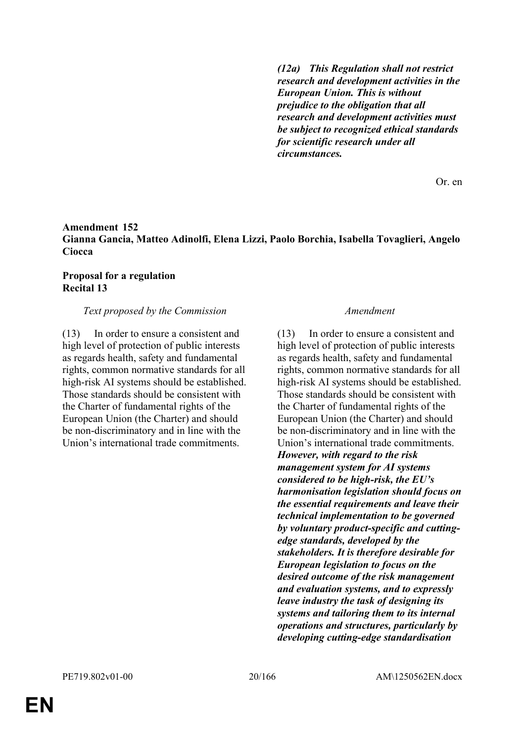| | |
|---|---|
| | ***(12a) This Regulation shall not restrict research and development activities in the European Union. This is without prejudice to the obligation that all research and development activities must be subject to recognized ethical standards for scientific research under all circumstances.*** |

Or. en

**Amendment 152**
**Gianna Gancia, Matteo Adinolfi, Elena Lizzi, Paolo Borchia, Isabella Tovaglieri, Angelo Ciocca**

**Proposal for a regulation**
**Recital 13**

| *Text proposed by the Commission* | *Amendment* |
|---|---|
| (13) In order to ensure a consistent and high level of protection of public interests as regards health, safety and fundamental rights, common normative standards for all high-risk AI systems should be established. Those standards should be consistent with the Charter of fundamental rights of the European Union (the Charter) and should be non-discriminatory and in line with the Union's international trade commitments. | (13) In order to ensure a consistent and high level of protection of public interests as regards health, safety and fundamental rights, common normative standards for all high-risk AI systems should be established. Those standards should be consistent with the Charter of fundamental rights of the European Union (the Charter) and should be non-discriminatory and in line with the Union's international trade commitments. ***However, with regard to the risk management system for AI systems considered to be high-risk, the EU's harmonisation legislation should focus on the essential requirements and leave their technical implementation to be governed by voluntary product-specific and cutting-edge standards, developed by the stakeholders. It is therefore desirable for European legislation to focus on the desired outcome of the risk management and evaluation systems, and to expressly leave industry the task of designing its systems and tailoring them to its internal operations and structures, particularly by developing cutting-edge standardisation*** |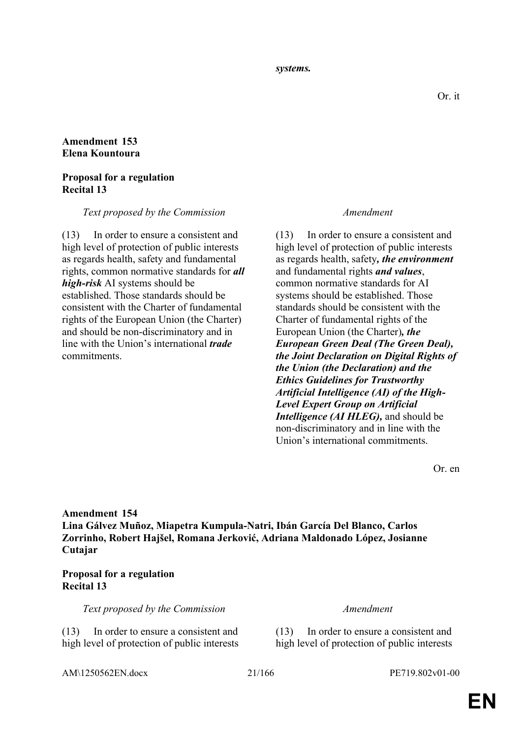***systems.***

Or. it

**Amendment 153**
**Elena Kountoura**

**Proposal for a regulation**
**Recital 13**

| *Text proposed by the Commission* | *Amendment* |
| --- | --- |
| (13) In order to ensure a consistent and high level of protection of public interests as regards health, safety and fundamental rights, common normative standards for ***all high-risk*** AI systems should be established. Those standards should be consistent with the Charter of fundamental rights of the European Union (the Charter) and should be non-discriminatory and in line with the Union's international ***trade*** commitments. | (13) In order to ensure a consistent and high level of protection of public interests as regards health, safety***, the environment*** and fundamental rights ***and values***, common normative standards for AI systems should be established. Those standards should be consistent with the Charter of fundamental rights of the European Union (the Charter)***, the European Green Deal (The Green Deal), the Joint Declaration on Digital Rights of the Union (the Declaration) and the Ethics Guidelines for Trustworthy Artificial Intelligence (AI) of the High-Level Expert Group on Artificial Intelligence (AI HLEG),*** and should be non-discriminatory and in line with the Union's international commitments. |

Or. en

**Amendment 154**
**Lina Gálvez Muñoz, Miapetra Kumpula-Natri, Ibán García Del Blanco, Carlos Zorrinho, Robert Hajšel, Romana Jerković, Adriana Maldonado López, Josianne Cutajar**

**Proposal for a regulation**
**Recital 13**

| *Text proposed by the Commission* | *Amendment* |
| --- | --- |
| (13) In order to ensure a consistent and high level of protection of public interests | (13) In order to ensure a consistent and high level of protection of public interests |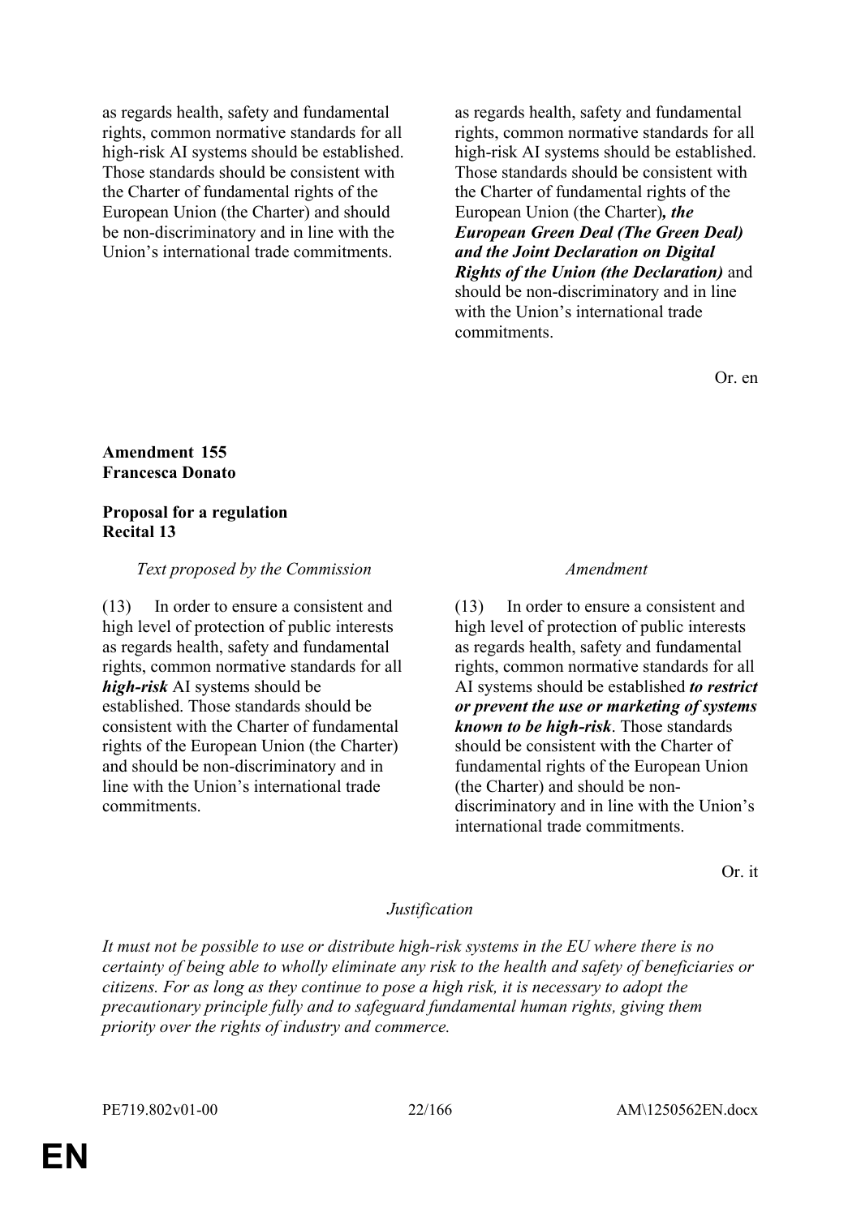| | |
|---|---|
| as regards health, safety and fundamental rights, common normative standards for all high-risk AI systems should be established. Those standards should be consistent with the Charter of fundamental rights of the European Union (the Charter) and should be non-discriminatory and in line with the Union's international trade commitments. | as regards health, safety and fundamental rights, common normative standards for all high-risk AI systems should be established. Those standards should be consistent with the Charter of fundamental rights of the European Union (the Charter)***, the European Green Deal (The Green Deal) and the Joint Declaration on Digital Rights of the Union (the Declaration)*** and should be non-discriminatory and in line with the Union's international trade commitments. |

Or. en

**Amendment 155**
**Francesca Donato**

**Proposal for a regulation**
**Recital 13**

| *Text proposed by the Commission* | *Amendment* |
|---|---|
| (13) In order to ensure a consistent and high level of protection of public interests as regards health, safety and fundamental rights, common normative standards for all ***high-risk*** AI systems should be established. Those standards should be consistent with the Charter of fundamental rights of the European Union (the Charter) and should be non-discriminatory and in line with the Union's international trade commitments. | (13) In order to ensure a consistent and high level of protection of public interests as regards health, safety and fundamental rights, common normative standards for all AI systems should be established ***to restrict or prevent the use or marketing of systems known to be high-risk***. Those standards should be consistent with the Charter of fundamental rights of the European Union (the Charter) and should be non-discriminatory and in line with the Union's international trade commitments. |

Or. it

*Justification*

*It must not be possible to use or distribute high-risk systems in the EU where there is no certainty of being able to wholly eliminate any risk to the health and safety of beneficiaries or citizens. For as long as they continue to pose a high risk, it is necessary to adopt the precautionary principle fully and to safeguard fundamental human rights, giving them priority over the rights of industry and commerce.*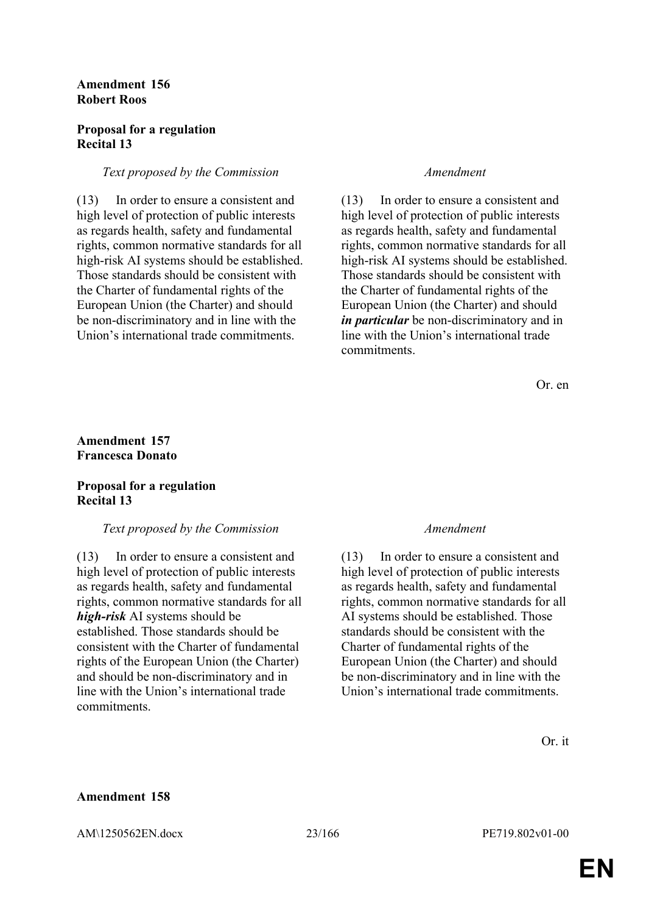**Amendment 156**
**Robert Roos**

**Proposal for a regulation**
**Recital 13**

| *Text proposed by the Commission* | *Amendment* |
|---|---|
| (13) In order to ensure a consistent and high level of protection of public interests as regards health, safety and fundamental rights, common normative standards for all high-risk AI systems should be established. Those standards should be consistent with the Charter of fundamental rights of the European Union (the Charter) and should be non-discriminatory and in line with the Union's international trade commitments. | (13) In order to ensure a consistent and high level of protection of public interests as regards health, safety and fundamental rights, common normative standards for all high-risk AI systems should be established. Those standards should be consistent with the Charter of fundamental rights of the European Union (the Charter) and should ***in particular*** be non-discriminatory and in line with the Union's international trade commitments. |

Or. en

**Amendment 157**
**Francesca Donato**

**Proposal for a regulation**
**Recital 13**

| *Text proposed by the Commission* | *Amendment* |
|---|---|
| (13) In order to ensure a consistent and high level of protection of public interests as regards health, safety and fundamental rights, common normative standards for all ***high-risk*** AI systems should be established. Those standards should be consistent with the Charter of fundamental rights of the European Union (the Charter) and should be non-discriminatory and in line with the Union's international trade commitments. | (13) In order to ensure a consistent and high level of protection of public interests as regards health, safety and fundamental rights, common normative standards for all AI systems should be established. Those standards should be consistent with the Charter of fundamental rights of the European Union (the Charter) and should be non-discriminatory and in line with the Union's international trade commitments. |

Or. it

**Amendment 158**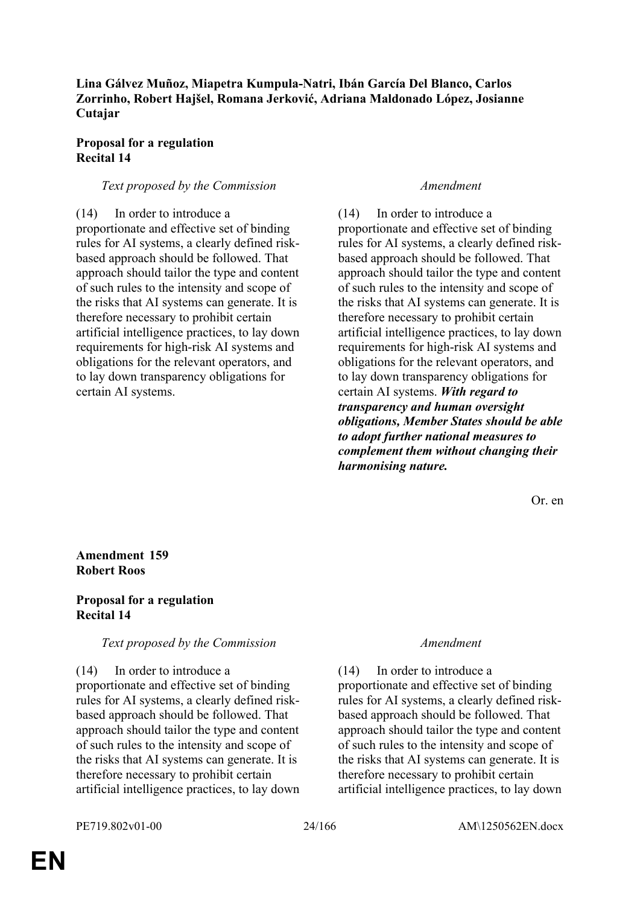**Lina Gálvez Muñoz, Miapetra Kumpula-Natri, Ibán García Del Blanco, Carlos Zorrinho, Robert Hajšel, Romana Jerković, Adriana Maldonado López, Josianne Cutajar**

**Proposal for a regulation**
**Recital 14**

| *Text proposed by the Commission* | *Amendment* |
|---|---|
| (14) In order to introduce a proportionate and effective set of binding rules for AI systems, a clearly defined risk-based approach should be followed. That approach should tailor the type and content of such rules to the intensity and scope of the risks that AI systems can generate. It is therefore necessary to prohibit certain artificial intelligence practices, to lay down requirements for high-risk AI systems and obligations for the relevant operators, and to lay down transparency obligations for certain AI systems. | (14) In order to introduce a proportionate and effective set of binding rules for AI systems, a clearly defined risk-based approach should be followed. That approach should tailor the type and content of such rules to the intensity and scope of the risks that AI systems can generate. It is therefore necessary to prohibit certain artificial intelligence practices, to lay down requirements for high-risk AI systems and obligations for the relevant operators, and to lay down transparency obligations for certain AI systems. ***With regard to transparency and human oversight obligations, Member States should be able to adopt further national measures to complement them without changing their harmonising nature.*** |

Or. en

**Amendment 159**
**Robert Roos**

**Proposal for a regulation**
**Recital 14**

| *Text proposed by the Commission* | *Amendment* |
|---|---|
| (14) In order to introduce a proportionate and effective set of binding rules for AI systems, a clearly defined risk-based approach should be followed. That approach should tailor the type and content of such rules to the intensity and scope of the risks that AI systems can generate. It is therefore necessary to prohibit certain artificial intelligence practices, to lay down | (14) In order to introduce a proportionate and effective set of binding rules for AI systems, a clearly defined risk-based approach should be followed. That approach should tailor the type and content of such rules to the intensity and scope of the risks that AI systems can generate. It is therefore necessary to prohibit certain artificial intelligence practices, to lay down |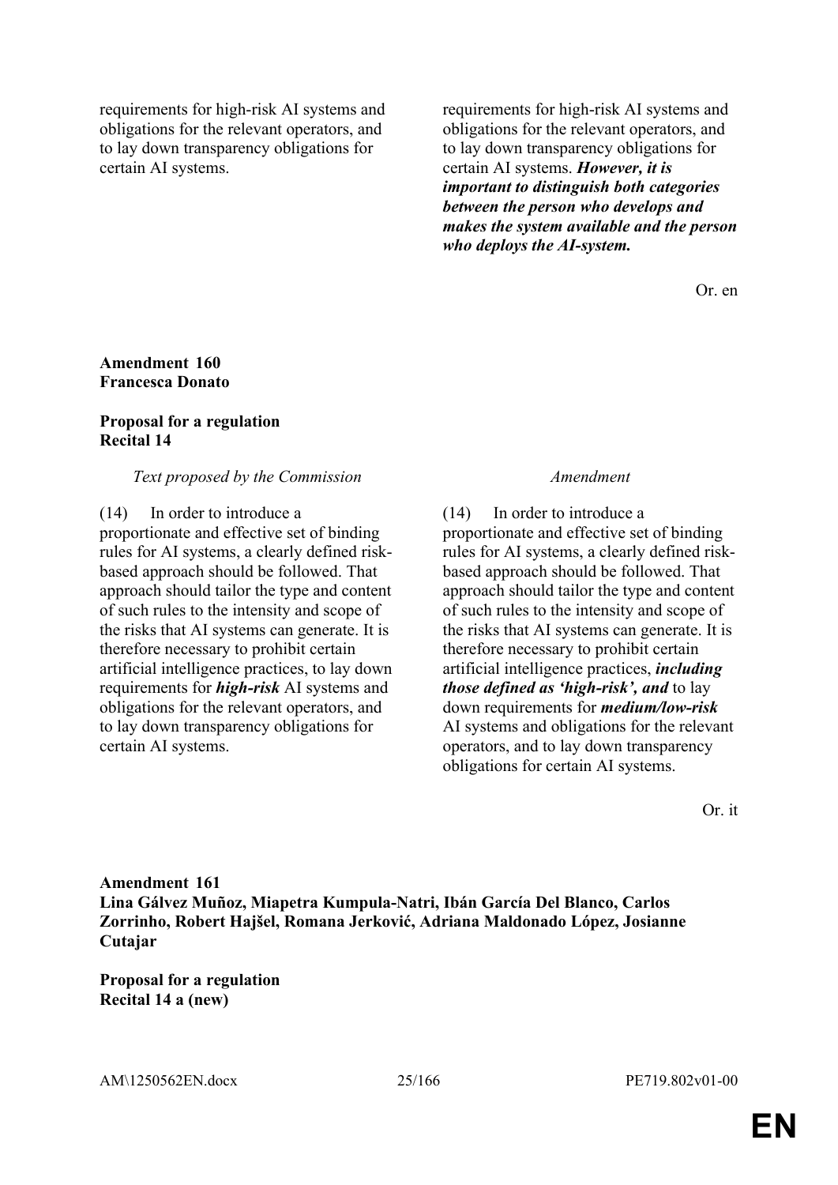| | |
|---|---|
| requirements for high-risk AI systems and obligations for the relevant operators, and to lay down transparency obligations for certain AI systems. | requirements for high-risk AI systems and obligations for the relevant operators, and to lay down transparency obligations for certain AI systems. ***However, it is important to distinguish both categories between the person who develops and makes the system available and the person who deploys the AI-system.*** |

Or. en

**Amendment 160**
**Francesca Donato**

**Proposal for a regulation**
**Recital 14**

| *Text proposed by the Commission* | *Amendment* |
|---|---|
| (14) In order to introduce a proportionate and effective set of binding rules for AI systems, a clearly defined risk-based approach should be followed. That approach should tailor the type and content of such rules to the intensity and scope of the risks that AI systems can generate. It is therefore necessary to prohibit certain artificial intelligence practices, to lay down requirements for ***high-risk*** AI systems and obligations for the relevant operators, and to lay down transparency obligations for certain AI systems. | (14) In order to introduce a proportionate and effective set of binding rules for AI systems, a clearly defined risk-based approach should be followed. That approach should tailor the type and content of such rules to the intensity and scope of the risks that AI systems can generate. It is therefore necessary to prohibit certain artificial intelligence practices, ***including those defined as 'high-risk', and*** to lay down requirements for ***medium/low-risk*** AI systems and obligations for the relevant operators, and to lay down transparency obligations for certain AI systems. |

Or. it

**Amendment 161**
**Lina Gálvez Muñoz, Miapetra Kumpula-Natri, Ibán García Del Blanco, Carlos Zorrinho, Robert Hajšel, Romana Jerković, Adriana Maldonado López, Josianne Cutajar**

**Proposal for a regulation**
**Recital 14 a (new)**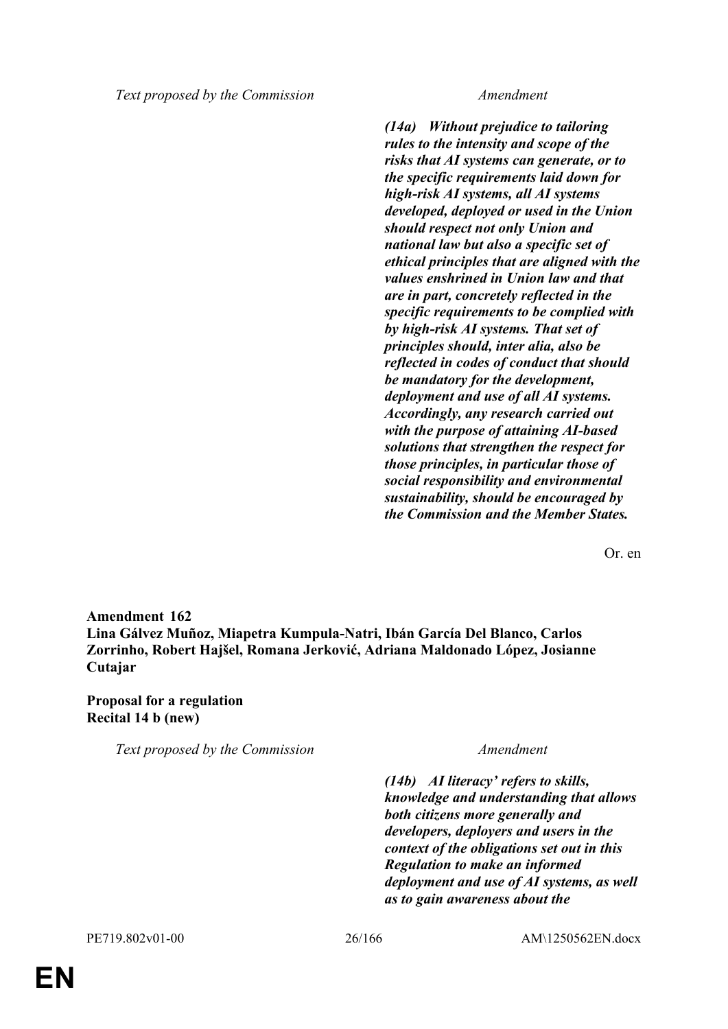| Text proposed by the Commission | Amendment |
|---|---|
| | ***(14a) Without prejudice to tailoring rules to the intensity and scope of the risks that AI systems can generate, or to the specific requirements laid down for high-risk AI systems, all AI systems developed, deployed or used in the Union should respect not only Union and national law but also a specific set of ethical principles that are aligned with the values enshrined in Union law and that are in part, concretely reflected in the specific requirements to be complied with by high-risk AI systems. That set of principles should, inter alia, also be reflected in codes of conduct that should be mandatory for the development, deployment and use of all AI systems. Accordingly, any research carried out with the purpose of attaining AI-based solutions that strengthen the respect for those principles, in particular those of social responsibility and environmental sustainability, should be encouraged by the Commission and the Member States.*** |

Or. en

**Amendment 162**
**Lina Gálvez Muñoz, Miapetra Kumpula-Natri, Ibán García Del Blanco, Carlos Zorrinho, Robert Hajšel, Romana Jerković, Adriana Maldonado López, Josianne Cutajar**

**Proposal for a regulation**
**Recital 14 b (new)**

| Text proposed by the Commission | Amendment |
|---|---|
| | ***(14b) AI literacy' refers to skills, knowledge and understanding that allows both citizens more generally and developers, deployers and users in the context of the obligations set out in this Regulation to make an informed deployment and use of AI systems, as well as to gain awareness about the*** |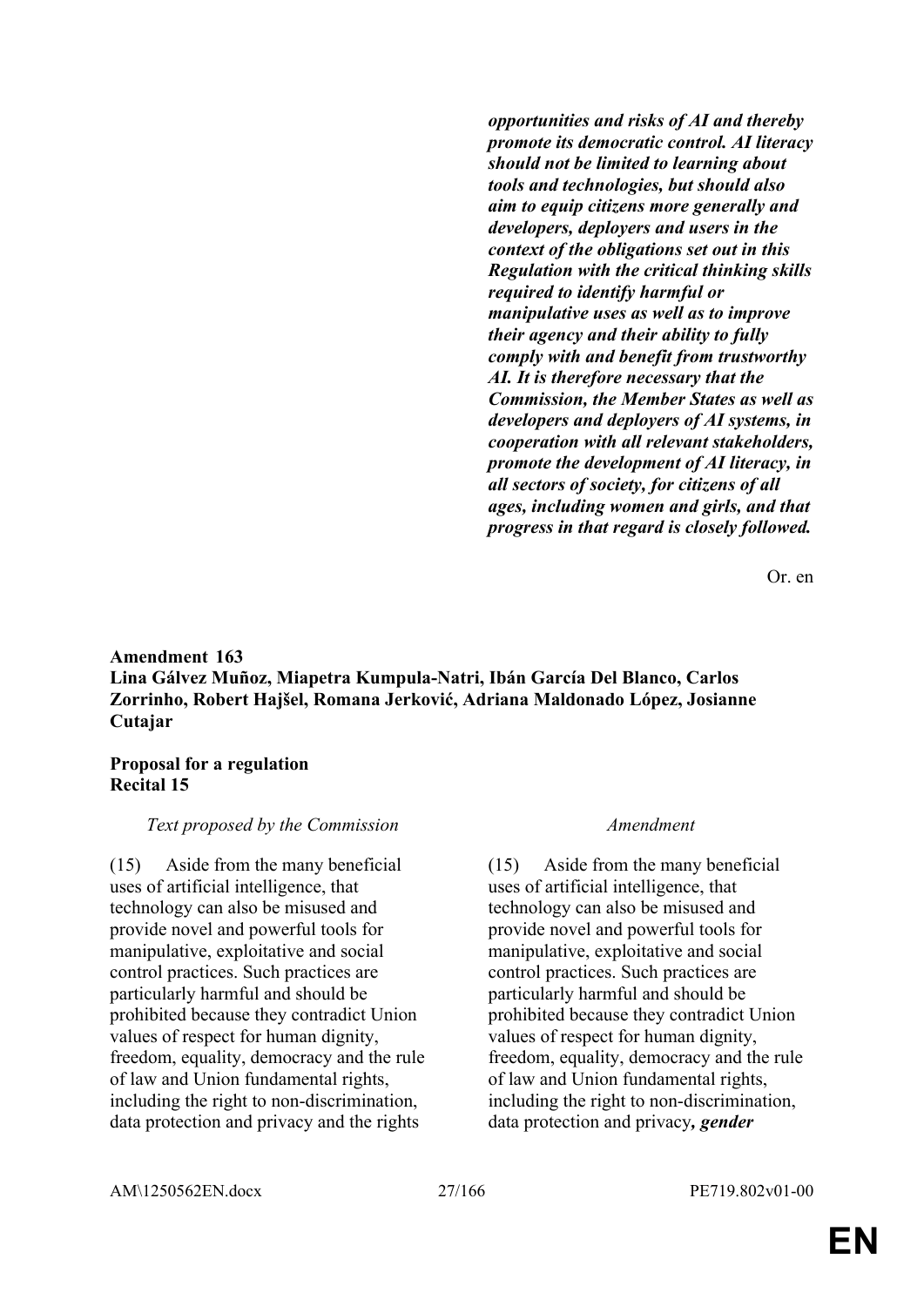| | |
|---|---|
| | ***opportunities and risks of AI and thereby promote its democratic control. AI literacy should not be limited to learning about tools and technologies, but should also aim to equip citizens more generally and developers, deployers and users in the context of the obligations set out in this Regulation with the critical thinking skills required to identify harmful or manipulative uses as well as to improve their agency and their ability to fully comply with and benefit from trustworthy AI. It is therefore necessary that the Commission, the Member States as well as developers and deployers of AI systems, in cooperation with all relevant stakeholders, promote the development of AI literacy, in all sectors of society, for citizens of all ages, including women and girls, and that progress in that regard is closely followed.*** |

Or. en

**Amendment 163**
**Lina Gálvez Muñoz, Miapetra Kumpula-Natri, Ibán García Del Blanco, Carlos Zorrinho, Robert Hajšel, Romana Jerković, Adriana Maldonado López, Josianne Cutajar**

**Proposal for a regulation**
**Recital 15**

| *Text proposed by the Commission* | *Amendment* |
|---|---|
| (15) Aside from the many beneficial uses of artificial intelligence, that technology can also be misused and provide novel and powerful tools for manipulative, exploitative and social control practices. Such practices are particularly harmful and should be prohibited because they contradict Union values of respect for human dignity, freedom, equality, democracy and the rule of law and Union fundamental rights, including the right to non-discrimination, data protection and privacy and the rights | (15) Aside from the many beneficial uses of artificial intelligence, that technology can also be misused and provide novel and powerful tools for manipulative, exploitative and social control practices. Such practices are particularly harmful and should be prohibited because they contradict Union values of respect for human dignity, freedom, equality, democracy and the rule of law and Union fundamental rights, including the right to non-discrimination, data protection and privacy***, gender*** |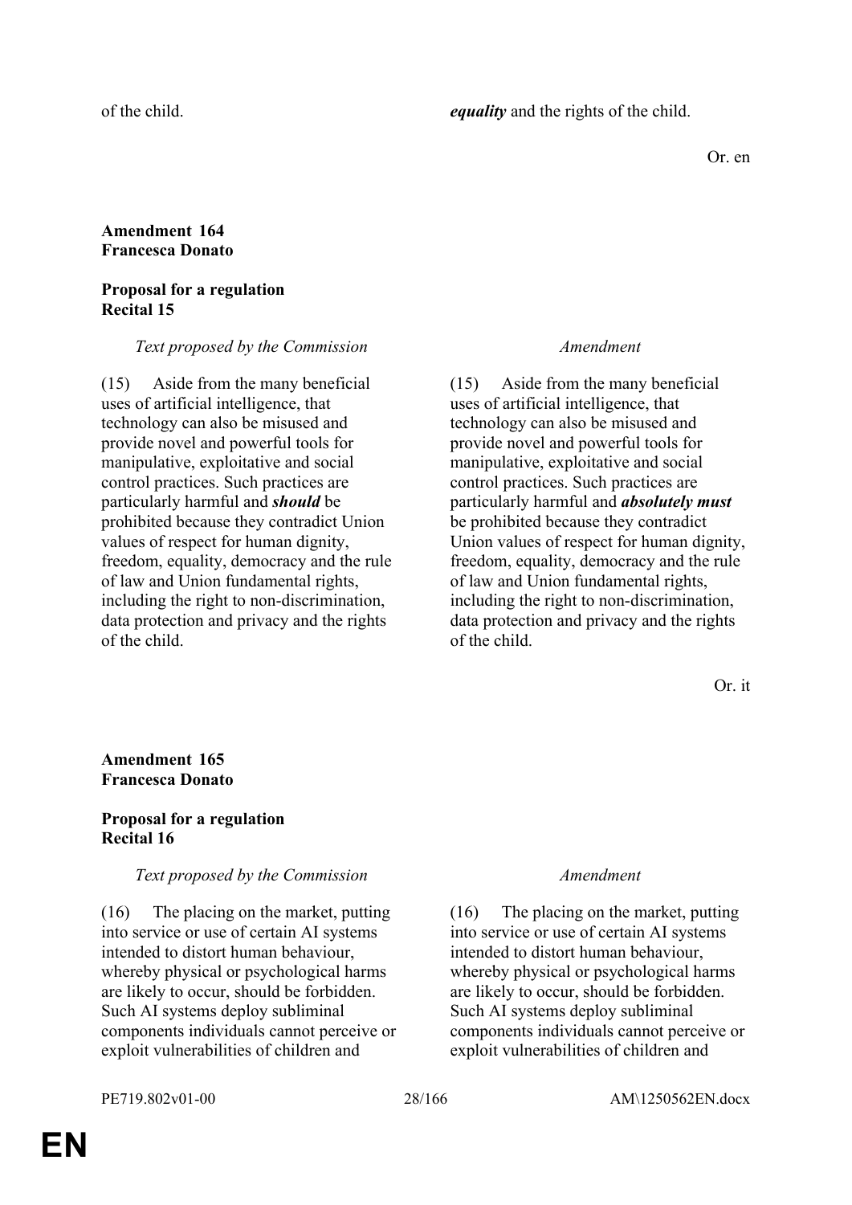| | |
|---|---|
| of the child. | ***equality*** and the rights of the child. |

Or. en

**Amendment 164**
**Francesca Donato**

**Proposal for a regulation**
**Recital 15**

| *Text proposed by the Commission* | *Amendment* |
|---|---|
| (15) Aside from the many beneficial uses of artificial intelligence, that technology can also be misused and provide novel and powerful tools for manipulative, exploitative and social control practices. Such practices are particularly harmful and ***should*** be prohibited because they contradict Union values of respect for human dignity, freedom, equality, democracy and the rule of law and Union fundamental rights, including the right to non-discrimination, data protection and privacy and the rights of the child. | (15) Aside from the many beneficial uses of artificial intelligence, that technology can also be misused and provide novel and powerful tools for manipulative, exploitative and social control practices. Such practices are particularly harmful and ***absolutely must*** be prohibited because they contradict Union values of respect for human dignity, freedom, equality, democracy and the rule of law and Union fundamental rights, including the right to non-discrimination, data protection and privacy and the rights of the child. |

Or. it

**Amendment 165**
**Francesca Donato**

**Proposal for a regulation**
**Recital 16**

| *Text proposed by the Commission* | *Amendment* |
|---|---|
| (16) The placing on the market, putting into service or use of certain AI systems intended to distort human behaviour, whereby physical or psychological harms are likely to occur, should be forbidden. Such AI systems deploy subliminal components individuals cannot perceive or exploit vulnerabilities of children and | (16) The placing on the market, putting into service or use of certain AI systems intended to distort human behaviour, whereby physical or psychological harms are likely to occur, should be forbidden. Such AI systems deploy subliminal components individuals cannot perceive or exploit vulnerabilities of children and |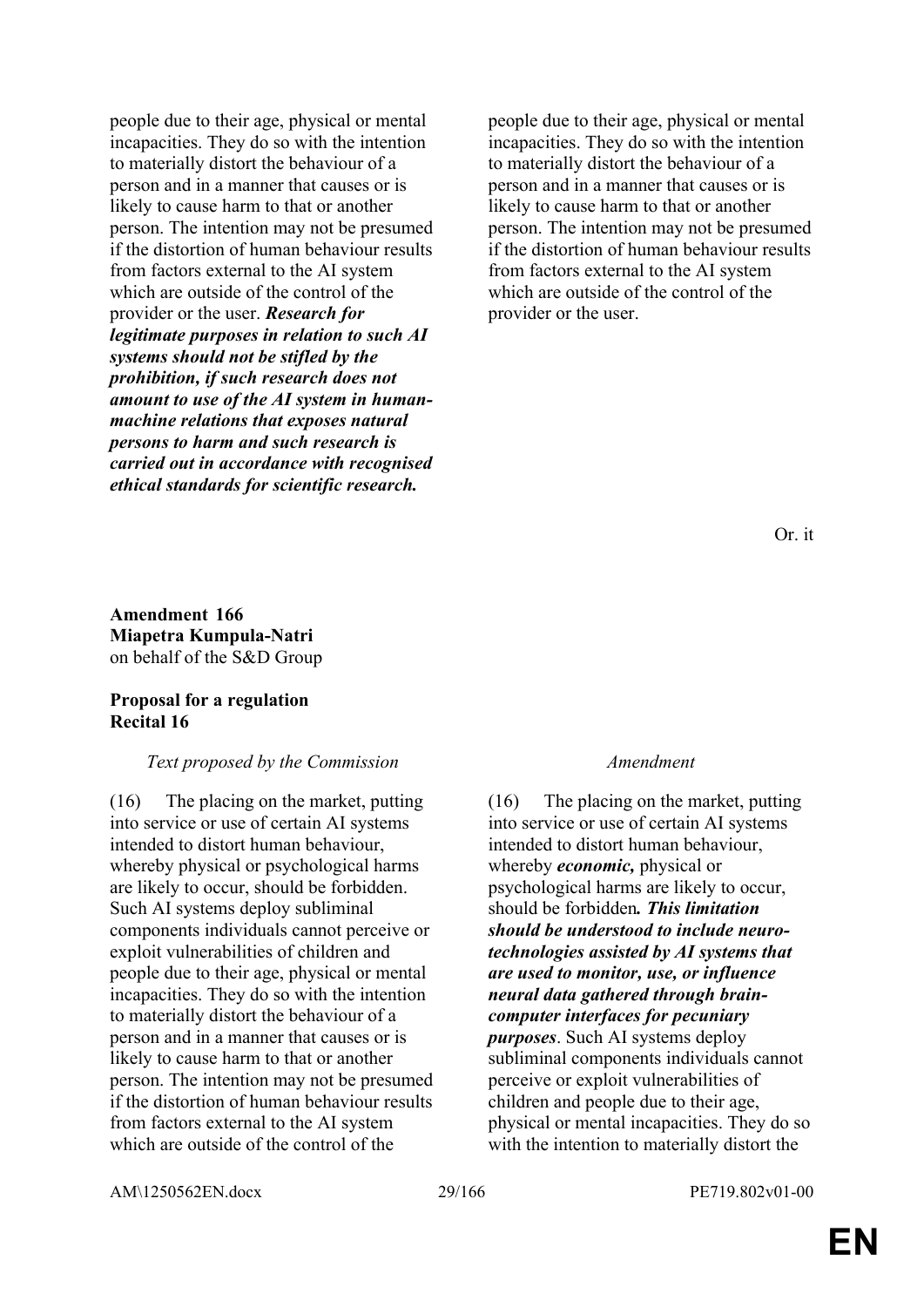| | |
|---|---|
| people due to their age, physical or mental incapacities. They do so with the intention to materially distort the behaviour of a person and in a manner that causes or is likely to cause harm to that or another person. The intention may not be presumed if the distortion of human behaviour results from factors external to the AI system which are outside of the control of the provider or the user. ***Research for legitimate purposes in relation to such AI systems should not be stifled by the prohibition, if such research does not amount to use of the AI system in human-machine relations that exposes natural persons to harm and such research is carried out in accordance with recognised ethical standards for scientific research.*** | people due to their age, physical or mental incapacities. They do so with the intention to materially distort the behaviour of a person and in a manner that causes or is likely to cause harm to that or another person. The intention may not be presumed if the distortion of human behaviour results from factors external to the AI system which are outside of the control of the provider or the user. |

Or. it

**Amendment 166**
**Miapetra Kumpula-Natri**
on behalf of the S&D Group

**Proposal for a regulation**
**Recital 16**

| *Text proposed by the Commission* | *Amendment* |
|---|---|
| (16) The placing on the market, putting into service or use of certain AI systems intended to distort human behaviour, whereby physical or psychological harms are likely to occur, should be forbidden. Such AI systems deploy subliminal components individuals cannot perceive or exploit vulnerabilities of children and people due to their age, physical or mental incapacities. They do so with the intention to materially distort the behaviour of a person and in a manner that causes or is likely to cause harm to that or another person. The intention may not be presumed if the distortion of human behaviour results from factors external to the AI system which are outside of the control of the | (16) The placing on the market, putting into service or use of certain AI systems intended to distort human behaviour, whereby ***economic,*** physical or psychological harms are likely to occur, should be forbidden***. This limitation should be understood to include neuro-technologies assisted by AI systems that are used to monitor, use, or influence neural data gathered through brain-computer interfaces for pecuniary purposes***. Such AI systems deploy subliminal components individuals cannot perceive or exploit vulnerabilities of children and people due to their age, physical or mental incapacities. They do so with the intention to materially distort the |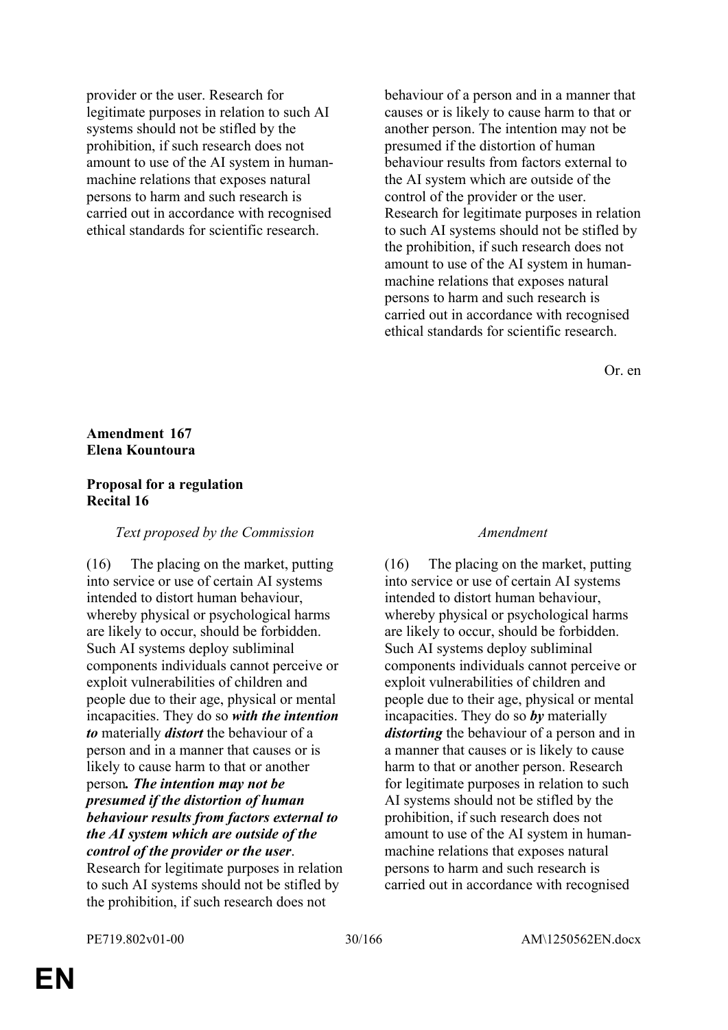| | |
|---|---|
| provider or the user. Research for legitimate purposes in relation to such AI systems should not be stifled by the prohibition, if such research does not amount to use of the AI system in human-machine relations that exposes natural persons to harm and such research is carried out in accordance with recognised ethical standards for scientific research. | behaviour of a person and in a manner that causes or is likely to cause harm to that or another person. The intention may not be presumed if the distortion of human behaviour results from factors external to the AI system which are outside of the control of the provider or the user. Research for legitimate purposes in relation to such AI systems should not be stifled by the prohibition, if such research does not amount to use of the AI system in human-machine relations that exposes natural persons to harm and such research is carried out in accordance with recognised ethical standards for scientific research. |

Or. en

**Amendment 167**
**Elena Kountoura**

**Proposal for a regulation**
**Recital 16**

| *Text proposed by the Commission* | *Amendment* |
|---|---|
| (16) The placing on the market, putting into service or use of certain AI systems intended to distort human behaviour, whereby physical or psychological harms are likely to occur, should be forbidden. Such AI systems deploy subliminal components individuals cannot perceive or exploit vulnerabilities of children and people due to their age, physical or mental incapacities. They do so ***with the intention to*** materially ***distort*** the behaviour of a person and in a manner that causes or is likely to cause harm to that or another person***. The intention may not be presumed if the distortion of human behaviour results from factors external to the AI system which are outside of the control of the provider or the user***. Research for legitimate purposes in relation to such AI systems should not be stifled by the prohibition, if such research does not | (16) The placing on the market, putting into service or use of certain AI systems intended to distort human behaviour, whereby physical or psychological harms are likely to occur, should be forbidden. Such AI systems deploy subliminal components individuals cannot perceive or exploit vulnerabilities of children and people due to their age, physical or mental incapacities. They do so ***by*** materially ***distorting*** the behaviour of a person and in a manner that causes or is likely to cause harm to that or another person. Research for legitimate purposes in relation to such AI systems should not be stifled by the prohibition, if such research does not amount to use of the AI system in human-machine relations that exposes natural persons to harm and such research is carried out in accordance with recognised |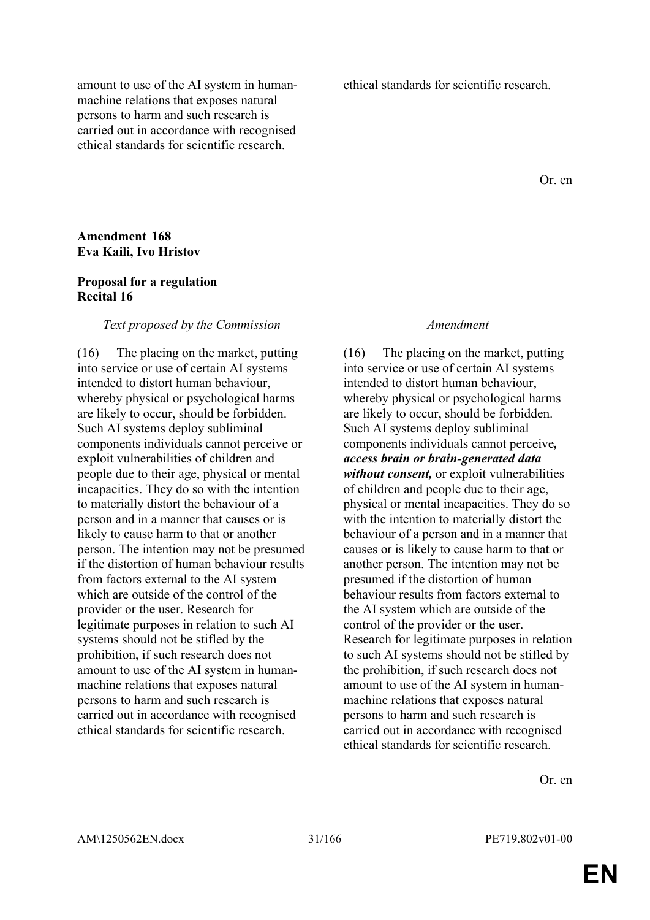| | |
|---|---|
| amount to use of the AI system in human-machine relations that exposes natural persons to harm and such research is carried out in accordance with recognised ethical standards for scientific research. | ethical standards for scientific research. |

Or. en

**Amendment 168**
**Eva Kaili, Ivo Hristov**

**Proposal for a regulation**
**Recital 16**

| *Text proposed by the Commission* | *Amendment* |
|---|---|
| (16) The placing on the market, putting into service or use of certain AI systems intended to distort human behaviour, whereby physical or psychological harms are likely to occur, should be forbidden. Such AI systems deploy subliminal components individuals cannot perceive or exploit vulnerabilities of children and people due to their age, physical or mental incapacities. They do so with the intention to materially distort the behaviour of a person and in a manner that causes or is likely to cause harm to that or another person. The intention may not be presumed if the distortion of human behaviour results from factors external to the AI system which are outside of the control of the provider or the user. Research for legitimate purposes in relation to such AI systems should not be stifled by the prohibition, if such research does not amount to use of the AI system in human-machine relations that exposes natural persons to harm and such research is carried out in accordance with recognised ethical standards for scientific research. | (16) The placing on the market, putting into service or use of certain AI systems intended to distort human behaviour, whereby physical or psychological harms are likely to occur, should be forbidden. Such AI systems deploy subliminal components individuals cannot perceive***, access brain or brain-generated data without consent,*** or exploit vulnerabilities of children and people due to their age, physical or mental incapacities. They do so with the intention to materially distort the behaviour of a person and in a manner that causes or is likely to cause harm to that or another person. The intention may not be presumed if the distortion of human behaviour results from factors external to the AI system which are outside of the control of the provider or the user. Research for legitimate purposes in relation to such AI systems should not be stifled by the prohibition, if such research does not amount to use of the AI system in human-machine relations that exposes natural persons to harm and such research is carried out in accordance with recognised ethical standards for scientific research. |

Or. en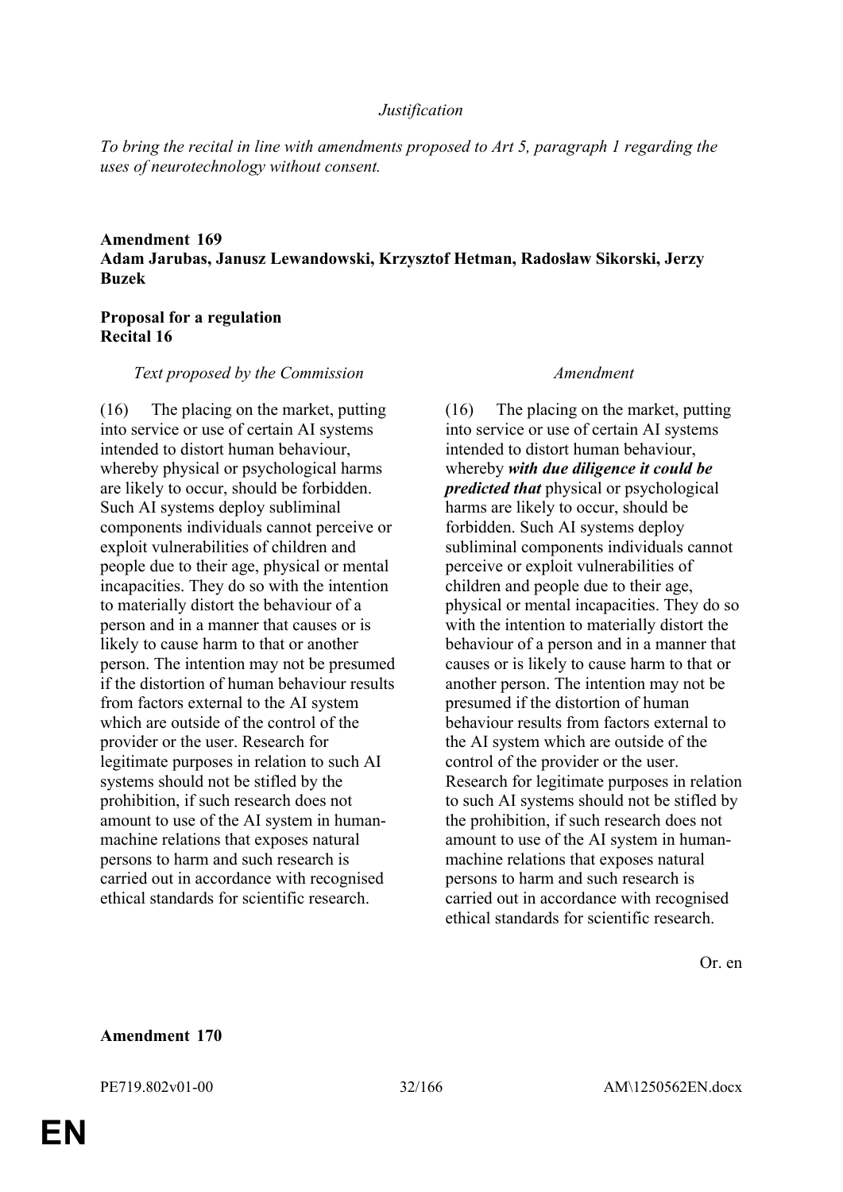*Justification*

*To bring the recital in line with amendments proposed to Art 5, paragraph 1 regarding the uses of neurotechnology without consent.*

**Amendment 169**
**Adam Jarubas, Janusz Lewandowski, Krzysztof Hetman, Radosław Sikorski, Jerzy Buzek**

**Proposal for a regulation**
**Recital 16**

| *Text proposed by the Commission* | *Amendment* |
|---|---|
| (16) The placing on the market, putting into service or use of certain AI systems intended to distort human behaviour, whereby physical or psychological harms are likely to occur, should be forbidden. Such AI systems deploy subliminal components individuals cannot perceive or exploit vulnerabilities of children and people due to their age, physical or mental incapacities. They do so with the intention to materially distort the behaviour of a person and in a manner that causes or is likely to cause harm to that or another person. The intention may not be presumed if the distortion of human behaviour results from factors external to the AI system which are outside of the control of the provider or the user. Research for legitimate purposes in relation to such AI systems should not be stifled by the prohibition, if such research does not amount to use of the AI system in human-machine relations that exposes natural persons to harm and such research is carried out in accordance with recognised ethical standards for scientific research. | (16) The placing on the market, putting into service or use of certain AI systems intended to distort human behaviour, whereby ***with due diligence it could be predicted that*** physical or psychological harms are likely to occur, should be forbidden. Such AI systems deploy subliminal components individuals cannot perceive or exploit vulnerabilities of children and people due to their age, physical or mental incapacities. They do so with the intention to materially distort the behaviour of a person and in a manner that causes or is likely to cause harm to that or another person. The intention may not be presumed if the distortion of human behaviour results from factors external to the AI system which are outside of the control of the provider or the user. Research for legitimate purposes in relation to such AI systems should not be stifled by the prohibition, if such research does not amount to use of the AI system in human-machine relations that exposes natural persons to harm and such research is carried out in accordance with recognised ethical standards for scientific research. |

Or. en

**Amendment 170**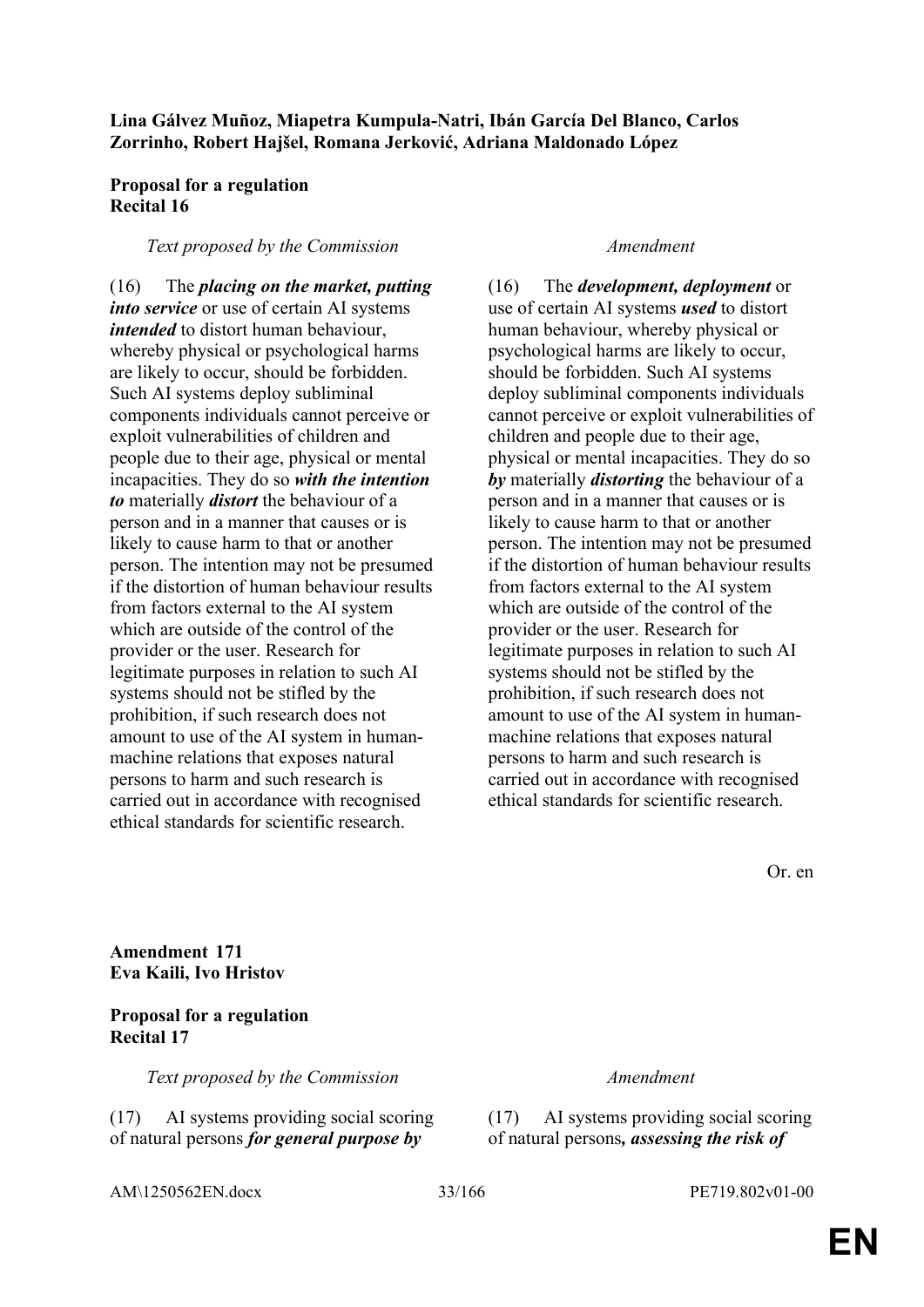**Lina Gálvez Muñoz, Miapetra Kumpula-Natri, Ibán García Del Blanco, Carlos Zorrinho, Robert Hajšel, Romana Jerković, Adriana Maldonado López**

**Proposal for a regulation**
**Recital 16**

| *Text proposed by the Commission* | *Amendment* |
|---|---|
| (16) The ***placing on the market, putting into service*** or use of certain AI systems ***intended*** to distort human behaviour, whereby physical or psychological harms are likely to occur, should be forbidden. Such AI systems deploy subliminal components individuals cannot perceive or exploit vulnerabilities of children and people due to their age, physical or mental incapacities. They do so ***with the intention to*** materially ***distort*** the behaviour of a person and in a manner that causes or is likely to cause harm to that or another person. The intention may not be presumed if the distortion of human behaviour results from factors external to the AI system which are outside of the control of the provider or the user. Research for legitimate purposes in relation to such AI systems should not be stifled by the prohibition, if such research does not amount to use of the AI system in human-machine relations that exposes natural persons to harm and such research is carried out in accordance with recognised ethical standards for scientific research. | (16) The ***development, deployment*** or use of certain AI systems ***used*** to distort human behaviour, whereby physical or psychological harms are likely to occur, should be forbidden. Such AI systems deploy subliminal components individuals cannot perceive or exploit vulnerabilities of children and people due to their age, physical or mental incapacities. They do so ***by*** materially ***distorting*** the behaviour of a person and in a manner that causes or is likely to cause harm to that or another person. The intention may not be presumed if the distortion of human behaviour results from factors external to the AI system which are outside of the control of the provider or the user. Research for legitimate purposes in relation to such AI systems should not be stifled by the prohibition, if such research does not amount to use of the AI system in human-machine relations that exposes natural persons to harm and such research is carried out in accordance with recognised ethical standards for scientific research. |

Or. en

**Amendment 171**
**Eva Kaili, Ivo Hristov**

**Proposal for a regulation**
**Recital 17**

| *Text proposed by the Commission* | *Amendment* |
|---|---|
| (17) AI systems providing social scoring of natural persons ***for general purpose by*** | (17) AI systems providing social scoring of natural persons***, assessing the risk of*** |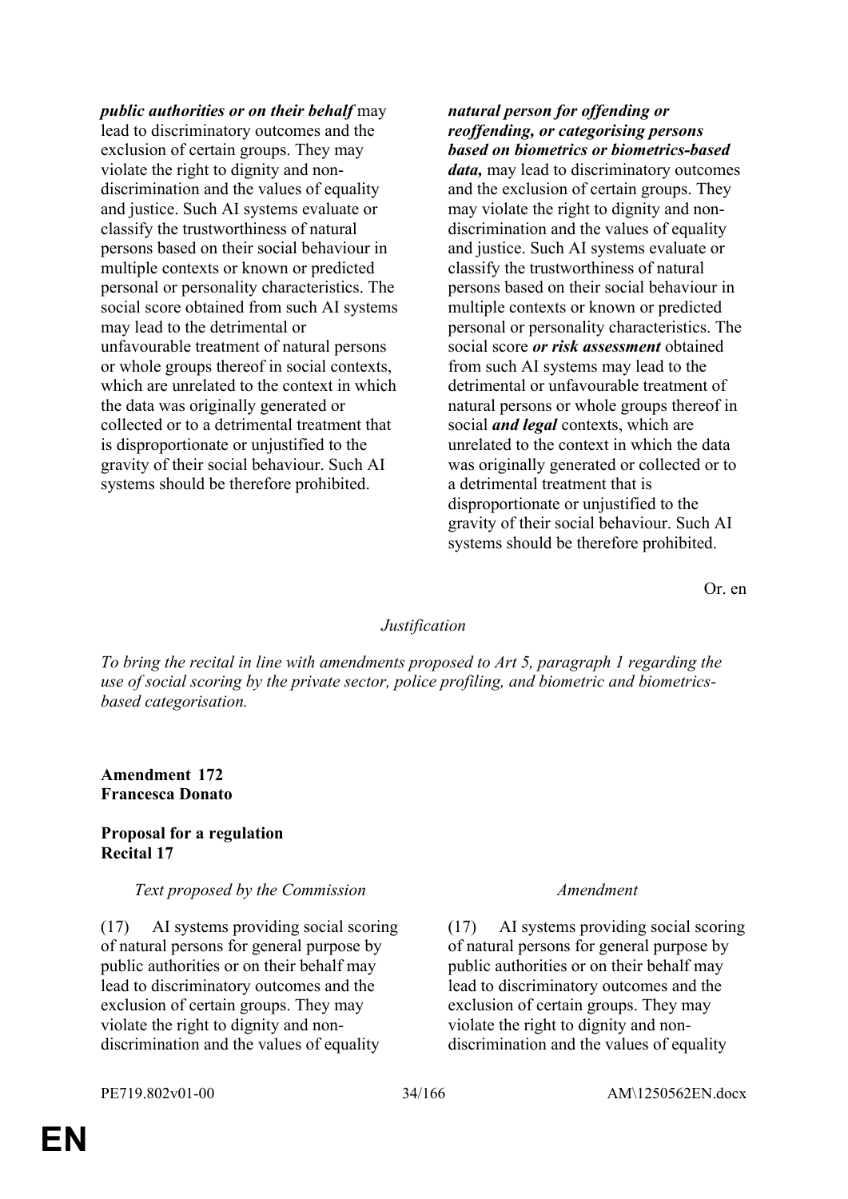| | |
|---|---|
| ***public authorities or on their behalf*** may lead to discriminatory outcomes and the exclusion of certain groups. They may violate the right to dignity and non-discrimination and the values of equality and justice. Such AI systems evaluate or classify the trustworthiness of natural persons based on their social behaviour in multiple contexts or known or predicted personal or personality characteristics. The social score obtained from such AI systems may lead to the detrimental or unfavourable treatment of natural persons or whole groups thereof in social contexts, which are unrelated to the context in which the data was originally generated or collected or to a detrimental treatment that is disproportionate or unjustified to the gravity of their social behaviour. Such AI systems should be therefore prohibited. | ***natural person for offending or reoffending, or categorising persons based on biometrics or biometrics-based data,*** may lead to discriminatory outcomes and the exclusion of certain groups. They may violate the right to dignity and non-discrimination and the values of equality and justice. Such AI systems evaluate or classify the trustworthiness of natural persons based on their social behaviour in multiple contexts or known or predicted personal or personality characteristics. The social score ***or risk assessment*** obtained from such AI systems may lead to the detrimental or unfavourable treatment of natural persons or whole groups thereof in social ***and legal*** contexts, which are unrelated to the context in which the data was originally generated or collected or to a detrimental treatment that is disproportionate or unjustified to the gravity of their social behaviour. Such AI systems should be therefore prohibited. |

Or. en

*Justification*

*To bring the recital in line with amendments proposed to Art 5, paragraph 1 regarding the use of social scoring by the private sector, police profiling, and biometric and biometrics-based categorisation.*

**Amendment 172**
**Francesca Donato**

**Proposal for a regulation**
**Recital 17**

| *Text proposed by the Commission* | *Amendment* |
|---|---|
| (17) AI systems providing social scoring of natural persons for general purpose by public authorities or on their behalf may lead to discriminatory outcomes and the exclusion of certain groups. They may violate the right to dignity and non-discrimination and the values of equality | (17) AI systems providing social scoring of natural persons for general purpose by public authorities or on their behalf may lead to discriminatory outcomes and the exclusion of certain groups. They may violate the right to dignity and non-discrimination and the values of equality |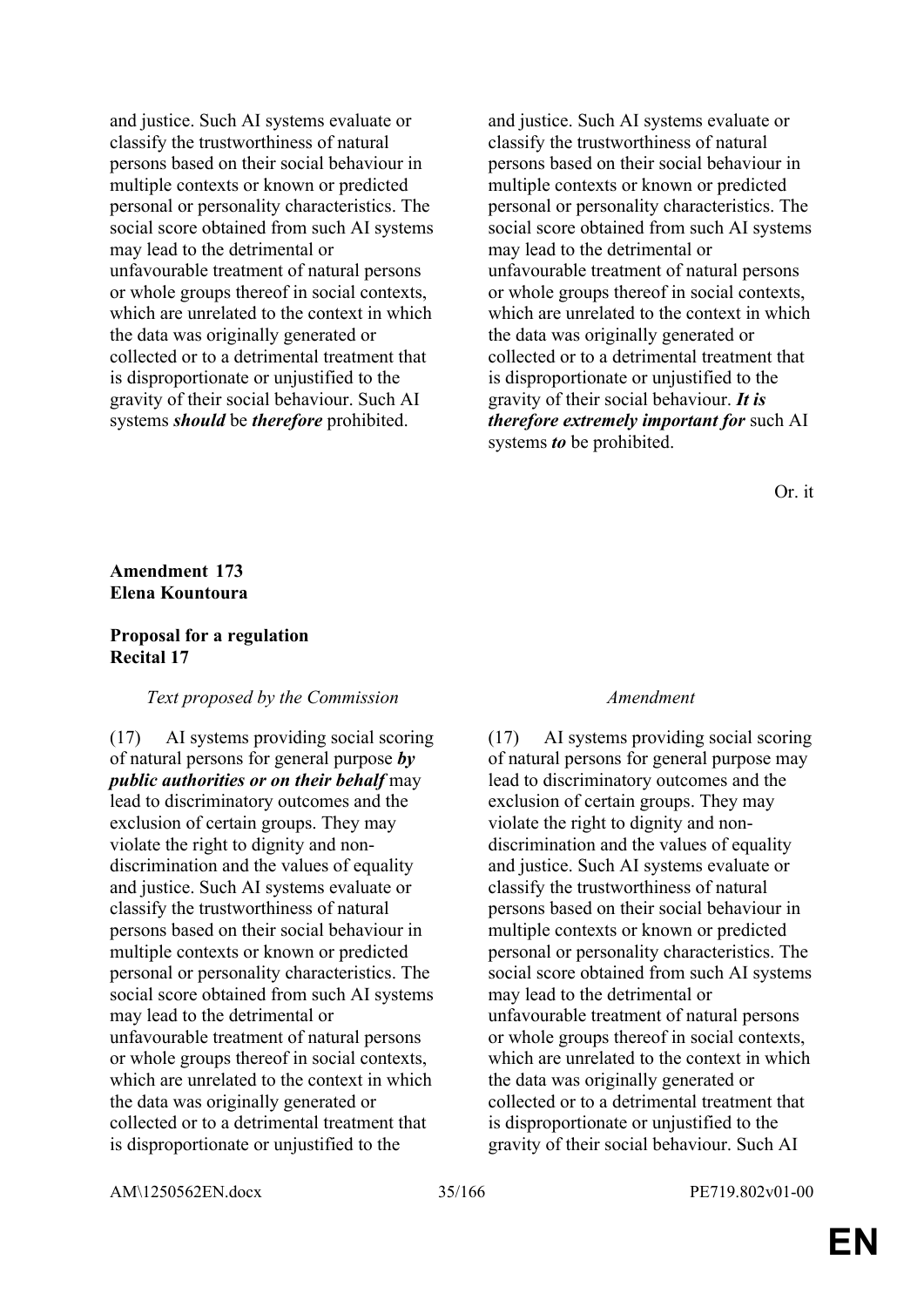| | |
|---|---|
| and justice. Such AI systems evaluate or classify the trustworthiness of natural persons based on their social behaviour in multiple contexts or known or predicted personal or personality characteristics. The social score obtained from such AI systems may lead to the detrimental or unfavourable treatment of natural persons or whole groups thereof in social contexts, which are unrelated to the context in which the data was originally generated or collected or to a detrimental treatment that is disproportionate or unjustified to the gravity of their social behaviour. Such AI systems ***should*** be ***therefore*** prohibited. | and justice. Such AI systems evaluate or classify the trustworthiness of natural persons based on their social behaviour in multiple contexts or known or predicted personal or personality characteristics. The social score obtained from such AI systems may lead to the detrimental or unfavourable treatment of natural persons or whole groups thereof in social contexts, which are unrelated to the context in which the data was originally generated or collected or to a detrimental treatment that is disproportionate or unjustified to the gravity of their social behaviour. ***It is therefore extremely important for*** such AI systems ***to*** be prohibited. |

Or. it

**Amendment 173**
**Elena Kountoura**

**Proposal for a regulation**
**Recital 17**

| *Text proposed by the Commission* | *Amendment* |
|---|---|
| (17) AI systems providing social scoring of natural persons for general purpose ***by public authorities or on their behalf*** may lead to discriminatory outcomes and the exclusion of certain groups. They may violate the right to dignity and non-discrimination and the values of equality and justice. Such AI systems evaluate or classify the trustworthiness of natural persons based on their social behaviour in multiple contexts or known or predicted personal or personality characteristics. The social score obtained from such AI systems may lead to the detrimental or unfavourable treatment of natural persons or whole groups thereof in social contexts, which are unrelated to the context in which the data was originally generated or collected or to a detrimental treatment that is disproportionate or unjustified to the | (17) AI systems providing social scoring of natural persons for general purpose may lead to discriminatory outcomes and the exclusion of certain groups. They may violate the right to dignity and non-discrimination and the values of equality and justice. Such AI systems evaluate or classify the trustworthiness of natural persons based on their social behaviour in multiple contexts or known or predicted personal or personality characteristics. The social score obtained from such AI systems may lead to the detrimental or unfavourable treatment of natural persons or whole groups thereof in social contexts, which are unrelated to the context in which the data was originally generated or collected or to a detrimental treatment that is disproportionate or unjustified to the gravity of their social behaviour. Such AI |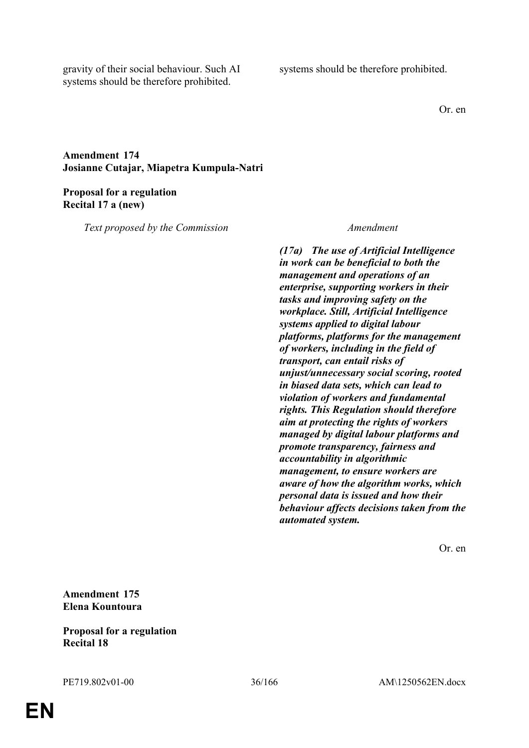| | |
|---|---|
| gravity of their social behaviour. Such AI systems should be therefore prohibited. | systems should be therefore prohibited. |

Or. en

**Amendment 174**
**Josianne Cutajar, Miapetra Kumpula-Natri**

**Proposal for a regulation**
**Recital 17 a (new)**

| *Text proposed by the Commission* | *Amendment* |
|---|---|
| | ***(17a) The use of Artificial Intelligence in work can be beneficial to both the management and operations of an enterprise, supporting workers in their tasks and improving safety on the workplace. Still, Artificial Intelligence systems applied to digital labour platforms, platforms for the management of workers, including in the field of transport, can entail risks of unjust/unnecessary social scoring, rooted in biased data sets, which can lead to violation of workers and fundamental rights. This Regulation should therefore aim at protecting the rights of workers managed by digital labour platforms and promote transparency, fairness and accountability in algorithmic management, to ensure workers are aware of how the algorithm works, which personal data is issued and how their behaviour affects decisions taken from the automated system.*** |

Or. en

**Amendment 175**
**Elena Kountoura**

**Proposal for a regulation**
**Recital 18**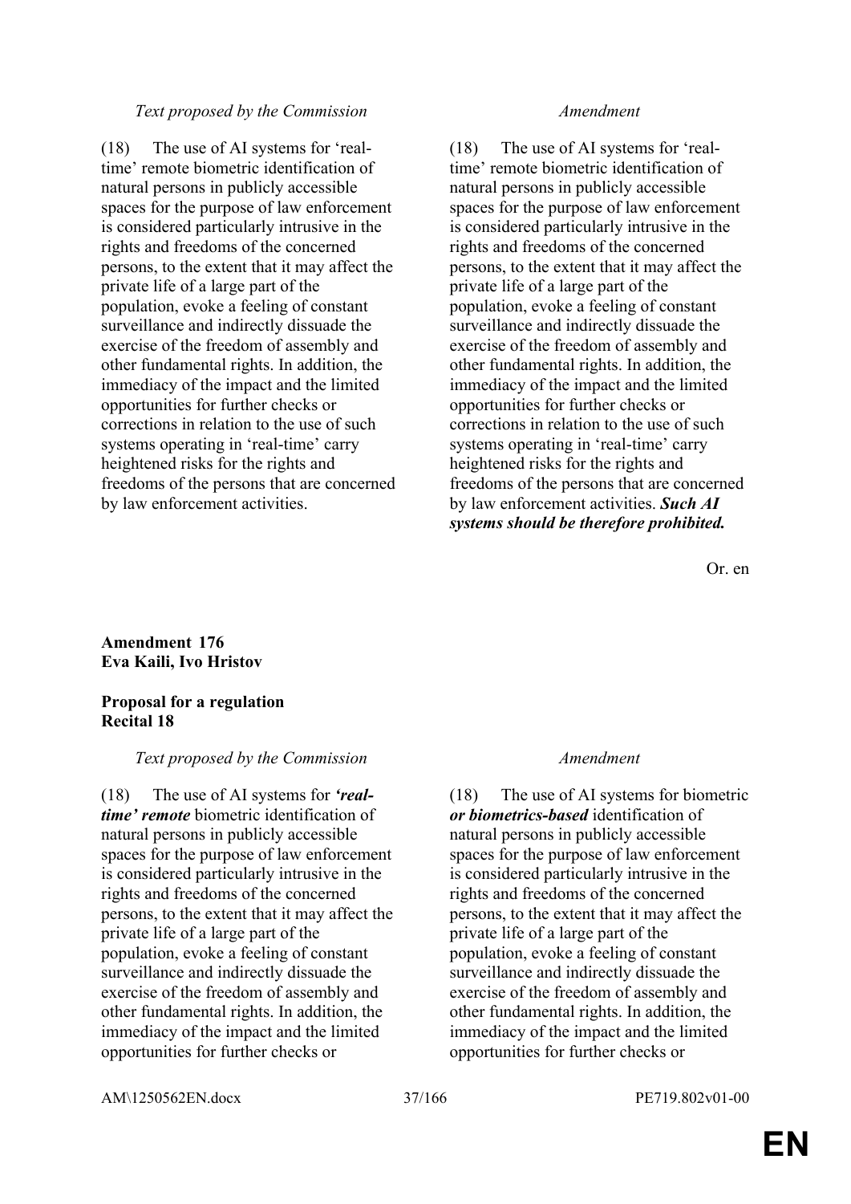| *Text proposed by the Commission* | *Amendment* |
|---|---|
| (18) The use of AI systems for 'real-time' remote biometric identification of natural persons in publicly accessible spaces for the purpose of law enforcement is considered particularly intrusive in the rights and freedoms of the concerned persons, to the extent that it may affect the private life of a large part of the population, evoke a feeling of constant surveillance and indirectly dissuade the exercise of the freedom of assembly and other fundamental rights. In addition, the immediacy of the impact and the limited opportunities for further checks or corrections in relation to the use of such systems operating in 'real-time' carry heightened risks for the rights and freedoms of the persons that are concerned by law enforcement activities. | (18) The use of AI systems for 'real-time' remote biometric identification of natural persons in publicly accessible spaces for the purpose of law enforcement is considered particularly intrusive in the rights and freedoms of the concerned persons, to the extent that it may affect the private life of a large part of the population, evoke a feeling of constant surveillance and indirectly dissuade the exercise of the freedom of assembly and other fundamental rights. In addition, the immediacy of the impact and the limited opportunities for further checks or corrections in relation to the use of such systems operating in 'real-time' carry heightened risks for the rights and freedoms of the persons that are concerned by law enforcement activities. ***Such AI systems should be therefore prohibited.*** |

Or. en

**Amendment 176**
**Eva Kaili, Ivo Hristov**

**Proposal for a regulation**
**Recital 18**

| *Text proposed by the Commission* | *Amendment* |
|---|---|
| (18) The use of AI systems for ***'real-time' remote*** biometric identification of natural persons in publicly accessible spaces for the purpose of law enforcement is considered particularly intrusive in the rights and freedoms of the concerned persons, to the extent that it may affect the private life of a large part of the population, evoke a feeling of constant surveillance and indirectly dissuade the exercise of the freedom of assembly and other fundamental rights. In addition, the immediacy of the impact and the limited opportunities for further checks or | (18) The use of AI systems for biometric ***or biometrics-based*** identification of natural persons in publicly accessible spaces for the purpose of law enforcement is considered particularly intrusive in the rights and freedoms of the concerned persons, to the extent that it may affect the private life of a large part of the population, evoke a feeling of constant surveillance and indirectly dissuade the exercise of the freedom of assembly and other fundamental rights. In addition, the immediacy of the impact and the limited opportunities for further checks or |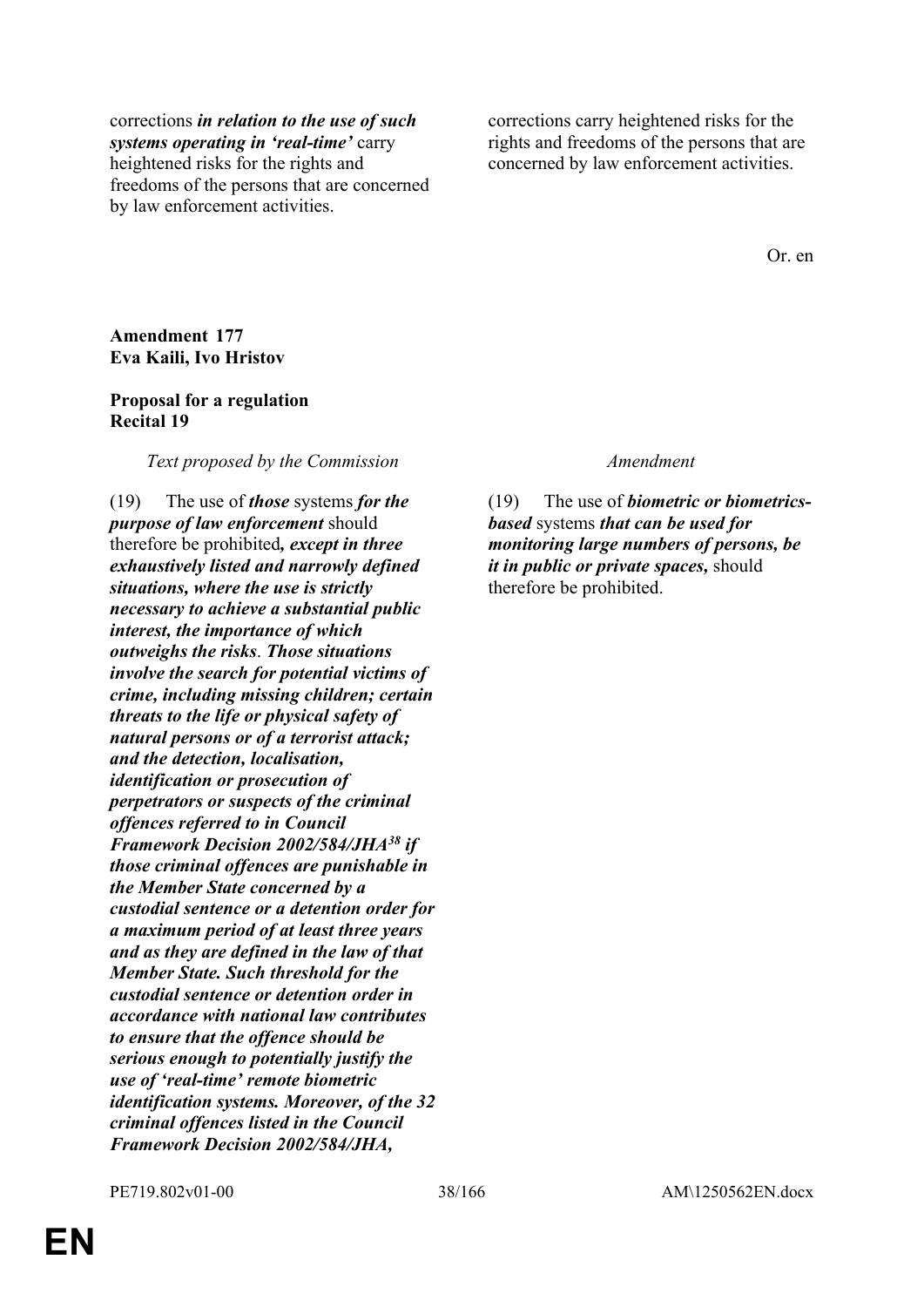| | |
|---|---|
| corrections ***in relation to the use of such systems operating in 'real-time'*** carry heightened risks for the rights and freedoms of the persons that are concerned by law enforcement activities. | corrections carry heightened risks for the rights and freedoms of the persons that are concerned by law enforcement activities. |

Or. en

**Amendment 177**
**Eva Kaili, Ivo Hristov**

**Proposal for a regulation**
**Recital 19**

| *Text proposed by the Commission* | *Amendment* |
|---|---|
| (19) The use of ***those*** systems ***for the purpose of law enforcement*** should therefore be prohibited***, except in three exhaustively listed and narrowly defined situations, where the use is strictly necessary to achieve a substantial public interest, the importance of which outweighs the risks***. ***Those situations involve the search for potential victims of crime, including missing children; certain threats to the life or physical safety of natural persons or of a terrorist attack; and the detection, localisation, identification or prosecution of perpetrators or suspects of the criminal offences referred to in Council Framework Decision 2002/584/JHA***[38] ***if those criminal offences are punishable in the Member State concerned by a custodial sentence or a detention order for a maximum period of at least three years and as they are defined in the law of that Member State. Such threshold for the custodial sentence or detention order in accordance with national law contributes to ensure that the offence should be serious enough to potentially justify the use of 'real-time' remote biometric identification systems. Moreover, of the 32 criminal offences listed in the Council Framework Decision 2002/584/JHA,*** | (19) The use of ***biometric or biometrics-based*** systems ***that can be used for monitoring large numbers of persons, be it in public or private spaces,*** should therefore be prohibited. |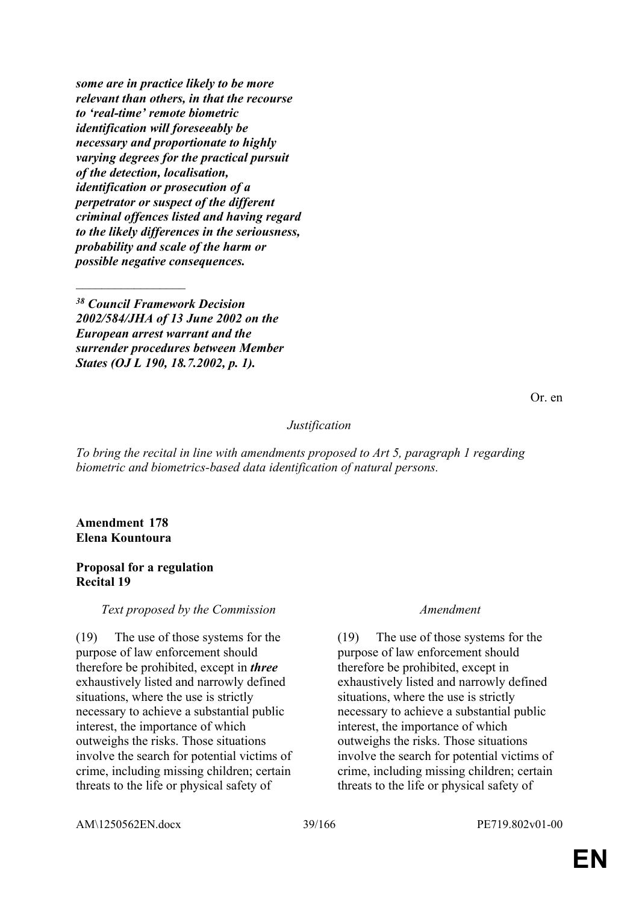***some are in practice likely to be more relevant than others, in that the recourse to 'real-time' remote biometric identification will foreseeably be necessary and proportionate to highly varying degrees for the practical pursuit of the detection, localisation, identification or prosecution of a perpetrator or suspect of the different criminal offences listed and having regard to the likely differences in the seriousness, probability and scale of the harm or possible negative consequences.***

_________________

***[38] Council Framework Decision 2002/584/JHA of 13 June 2002 on the European arrest warrant and the surrender procedures between Member States (OJ L 190, 18.7.2002, p. 1).***

Or. en

*Justification*

*To bring the recital in line with amendments proposed to Art 5, paragraph 1 regarding biometric and biometrics-based data identification of natural persons.*

**Amendment 178**
**Elena Kountoura**

**Proposal for a regulation**
**Recital 19**

| *Text proposed by the Commission* | *Amendment* |
|---|---|
| (19) The use of those systems for the purpose of law enforcement should therefore be prohibited, except in ***three*** exhaustively listed and narrowly defined situations, where the use is strictly necessary to achieve a substantial public interest, the importance of which outweighs the risks. Those situations involve the search for potential victims of crime, including missing children; certain threats to the life or physical safety of | (19) The use of those systems for the purpose of law enforcement should therefore be prohibited, except in exhaustively listed and narrowly defined situations, where the use is strictly necessary to achieve a substantial public interest, the importance of which outweighs the risks. Those situations involve the search for potential victims of crime, including missing children; certain threats to the life or physical safety of |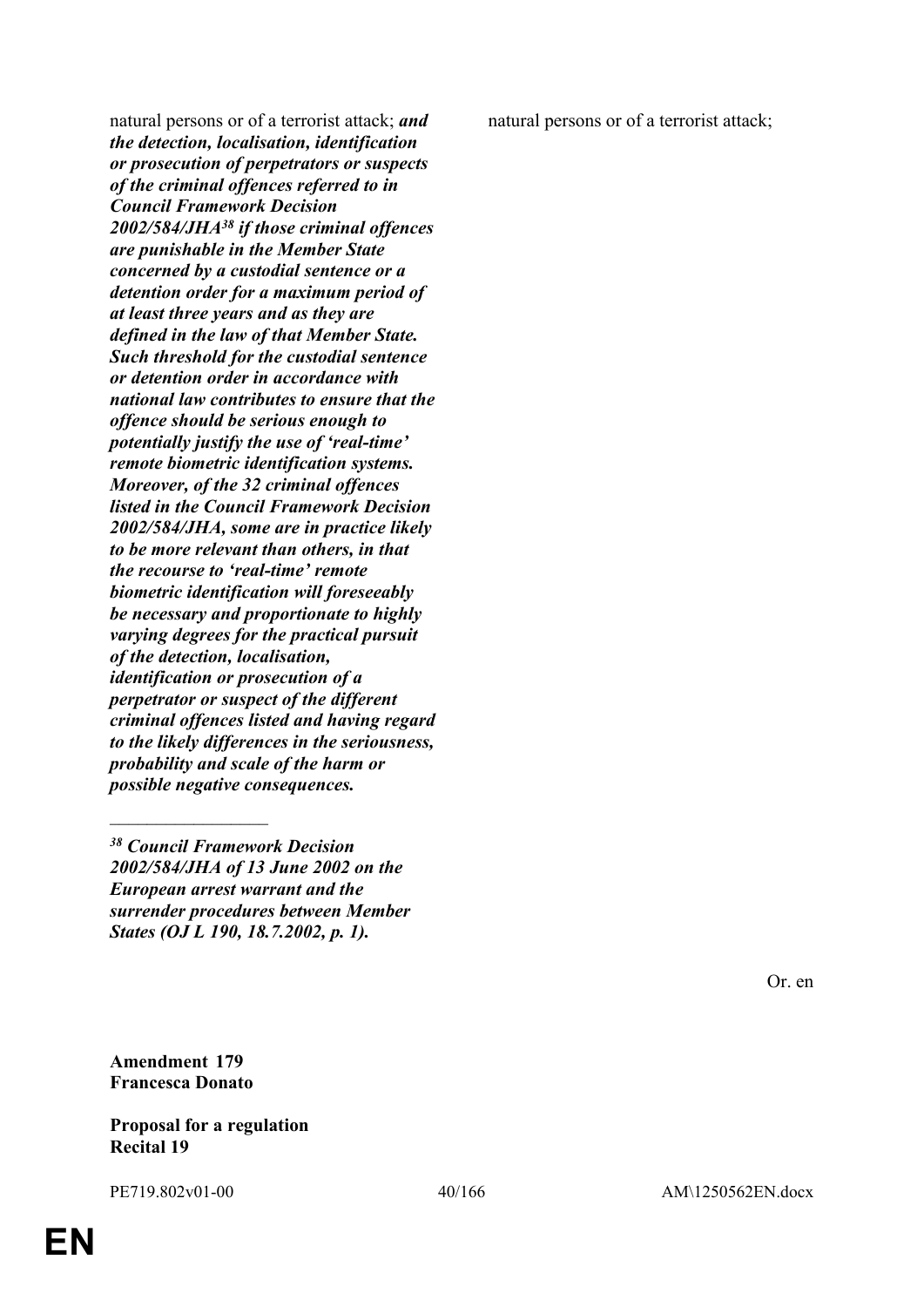| | |
|---|---|
| natural persons or of a terrorist attack; ***and the detection, localisation, identification or prosecution of perpetrators or suspects of the criminal offences referred to in Council Framework Decision 2002/584/JHA[38] if those criminal offences are punishable in the Member State concerned by a custodial sentence or a detention order for a maximum period of at least three years and as they are defined in the law of that Member State. Such threshold for the custodial sentence or detention order in accordance with national law contributes to ensure that the offence should be serious enough to potentially justify the use of 'real-time' remote biometric identification systems. Moreover, of the 32 criminal offences listed in the Council Framework Decision 2002/584/JHA, some are in practice likely to be more relevant than others, in that the recourse to 'real-time' remote biometric identification will foreseeably be necessary and proportionate to highly varying degrees for the practical pursuit of the detection, localisation, identification or prosecution of a perpetrator or suspect of the different criminal offences listed and having regard to the likely differences in the seriousness, probability and scale of the harm or possible negative consequences.*** | natural persons or of a terrorist attack; |

_________________

***[38] Council Framework Decision 2002/584/JHA of 13 June 2002 on the European arrest warrant and the surrender procedures between Member States (OJ L 190, 18.7.2002, p. 1).***

Or. en

**Amendment 179**
**Francesca Donato**

**Proposal for a regulation**
**Recital 19**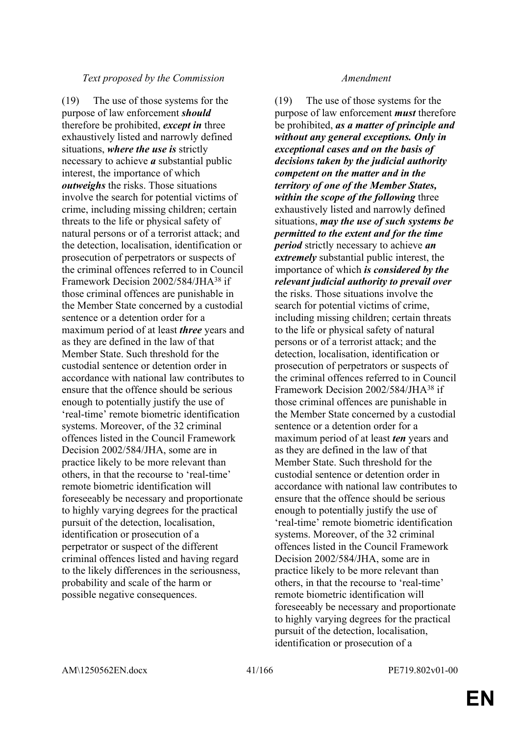| *Text proposed by the Commission* | *Amendment* |
|---|---|
| (19) The use of those systems for the purpose of law enforcement ***should*** therefore be prohibited, ***except in*** three exhaustively listed and narrowly defined situations, ***where the use is*** strictly necessary to achieve ***a*** substantial public interest, the importance of which ***outweighs*** the risks. Those situations involve the search for potential victims of crime, including missing children; certain threats to the life or physical safety of natural persons or of a terrorist attack; and the detection, localisation, identification or prosecution of perpetrators or suspects of the criminal offences referred to in Council Framework Decision 2002/584/JHA[38] if those criminal offences are punishable in the Member State concerned by a custodial sentence or a detention order for a maximum period of at least ***three*** years and as they are defined in the law of that Member State. Such threshold for the custodial sentence or detention order in accordance with national law contributes to ensure that the offence should be serious enough to potentially justify the use of 'real-time' remote biometric identification systems. Moreover, of the 32 criminal offences listed in the Council Framework Decision 2002/584/JHA, some are in practice likely to be more relevant than others, in that the recourse to 'real-time' remote biometric identification will foreseeably be necessary and proportionate to highly varying degrees for the practical pursuit of the detection, localisation, identification or prosecution of a perpetrator or suspect of the different criminal offences listed and having regard to the likely differences in the seriousness, probability and scale of the harm or possible negative consequences. | (19) The use of those systems for the purpose of law enforcement ***must*** therefore be prohibited, ***as a matter of principle and without any general exceptions. Only in exceptional cases and on the basis of decisions taken by the judicial authority competent on the matter and in the territory of one of the Member States, within the scope of the following*** three exhaustively listed and narrowly defined situations, ***may the use of such systems be permitted to the extent and for the time period*** strictly necessary to achieve ***an extremely*** substantial public interest, the importance of which ***is considered by the relevant judicial authority to prevail over*** the risks. Those situations involve the search for potential victims of crime, including missing children; certain threats to the life or physical safety of natural persons or of a terrorist attack; and the detection, localisation, identification or prosecution of perpetrators or suspects of the criminal offences referred to in Council Framework Decision 2002/584/JHA[38] if those criminal offences are punishable in the Member State concerned by a custodial sentence or a detention order for a maximum period of at least ***ten*** years and as they are defined in the law of that Member State. Such threshold for the custodial sentence or detention order in accordance with national law contributes to ensure that the offence should be serious enough to potentially justify the use of 'real-time' remote biometric identification systems. Moreover, of the 32 criminal offences listed in the Council Framework Decision 2002/584/JHA, some are in practice likely to be more relevant than others, in that the recourse to 'real-time' remote biometric identification will foreseeably be necessary and proportionate to highly varying degrees for the practical pursuit of the detection, localisation, identification or prosecution of a |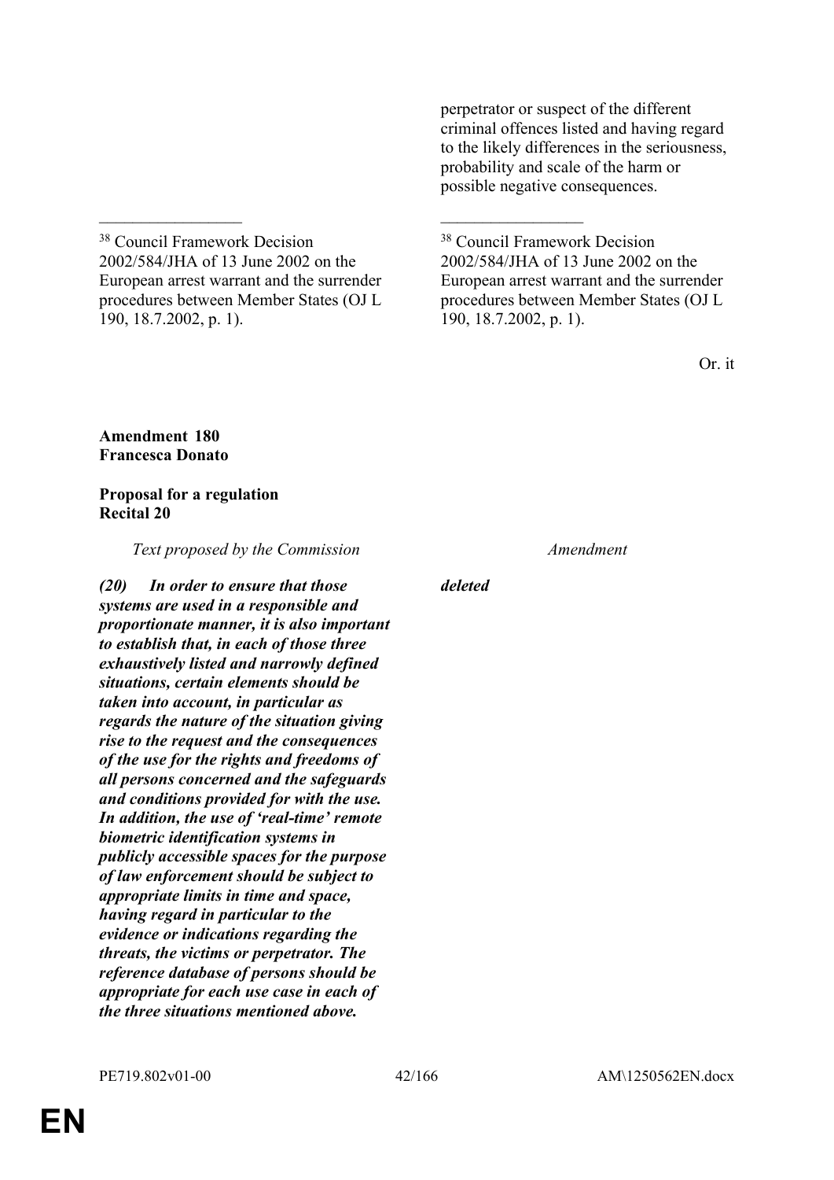perpetrator or suspect of the different criminal offences listed and having regard to the likely differences in the seriousness, probability and scale of the harm or possible negative consequences.

| | |
|---|---|
| [38] Council Framework Decision 2002/584/JHA of 13 June 2002 on the European arrest warrant and the surrender procedures between Member States (OJ L 190, 18.7.2002, p. 1). | [38] Council Framework Decision 2002/584/JHA of 13 June 2002 on the European arrest warrant and the surrender procedures between Member States (OJ L 190, 18.7.2002, p. 1). |

Or. it

**Amendment 180**
**Francesca Donato**

**Proposal for a regulation**
**Recital 20**

| *Text proposed by the Commission* | *Amendment* |
|---|---|
| ***(20) In order to ensure that those systems are used in a responsible and proportionate manner, it is also important to establish that, in each of those three exhaustively listed and narrowly defined situations, certain elements should be taken into account, in particular as regards the nature of the situation giving rise to the request and the consequences of the use for the rights and freedoms of all persons concerned and the safeguards and conditions provided for with the use. In addition, the use of 'real-time' remote biometric identification systems in publicly accessible spaces for the purpose of law enforcement should be subject to appropriate limits in time and space, having regard in particular to the evidence or indications regarding the threats, the victims or perpetrator. The reference database of persons should be appropriate for each use case in each of the three situations mentioned above.*** | ***deleted*** |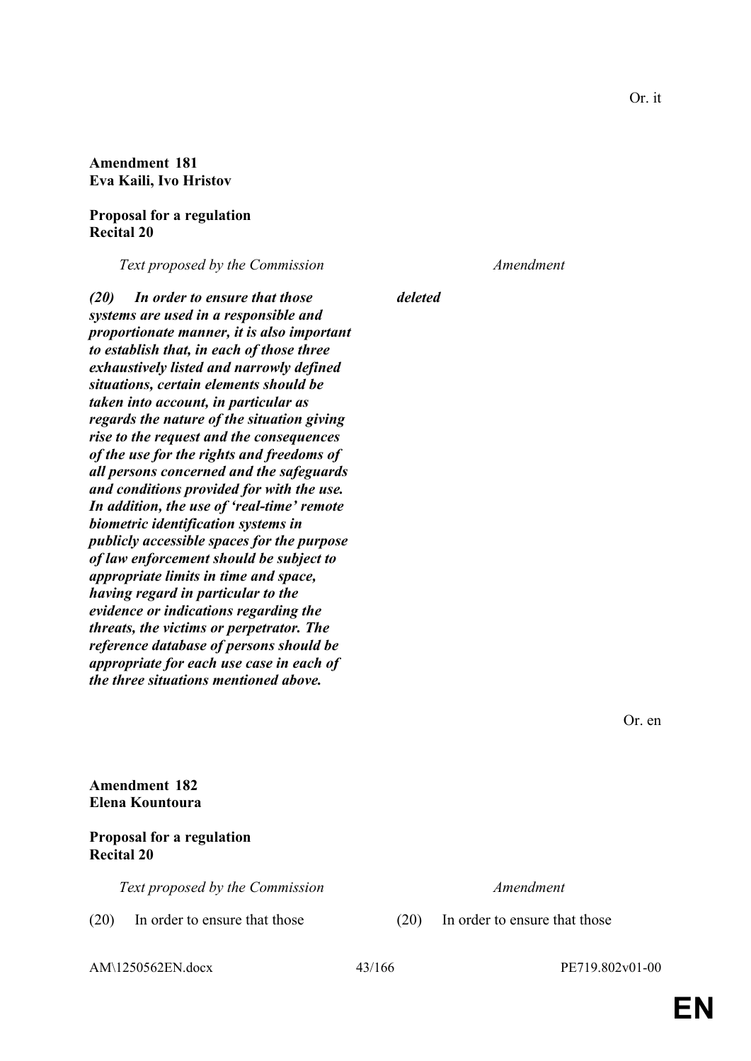Or. it

**Amendment 181**
**Eva Kaili, Ivo Hristov**

**Proposal for a regulation**
**Recital 20**

| *Text proposed by the Commission* | *Amendment* |
|---|---|
| ***(20) In order to ensure that those systems are used in a responsible and proportionate manner, it is also important to establish that, in each of those three exhaustively listed and narrowly defined situations, certain elements should be taken into account, in particular as regards the nature of the situation giving rise to the request and the consequences of the use for the rights and freedoms of all persons concerned and the safeguards and conditions provided for with the use. In addition, the use of 'real-time' remote biometric identification systems in publicly accessible spaces for the purpose of law enforcement should be subject to appropriate limits in time and space, having regard in particular to the evidence or indications regarding the threats, the victims or perpetrator. The reference database of persons should be appropriate for each use case in each of the three situations mentioned above.*** | ***deleted*** |

Or. en

**Amendment 182**
**Elena Kountoura**

**Proposal for a regulation**
**Recital 20**

| *Text proposed by the Commission* | *Amendment* |
|---|---|
| (20) In order to ensure that those | (20) In order to ensure that those |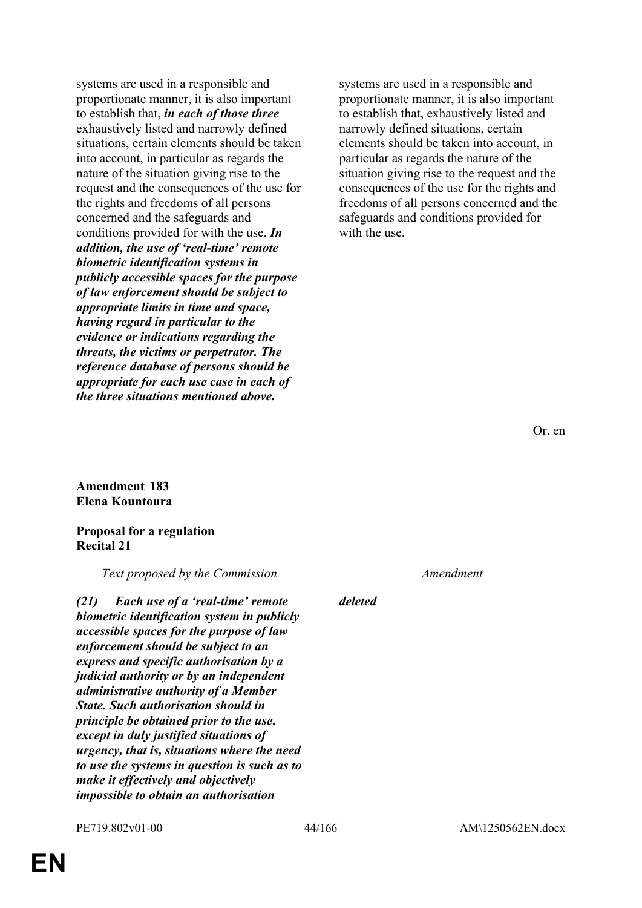| | |
|---|---|
| systems are used in a responsible and proportionate manner, it is also important to establish that, ***in each of those three*** exhaustively listed and narrowly defined situations, certain elements should be taken into account, in particular as regards the nature of the situation giving rise to the request and the consequences of the use for the rights and freedoms of all persons concerned and the safeguards and conditions provided for with the use. ***In addition, the use of 'real-time' remote biometric identification systems in publicly accessible spaces for the purpose of law enforcement should be subject to appropriate limits in time and space, having regard in particular to the evidence or indications regarding the threats, the victims or perpetrator. The reference database of persons should be appropriate for each use case in each of the three situations mentioned above.*** | systems are used in a responsible and proportionate manner, it is also important to establish that, exhaustively listed and narrowly defined situations, certain elements should be taken into account, in particular as regards the nature of the situation giving rise to the request and the consequences of the use for the rights and freedoms of all persons concerned and the safeguards and conditions provided for with the use. |

Or. en

**Amendment 183**
**Elena Kountoura**

**Proposal for a regulation**
**Recital 21**

| *Text proposed by the Commission* | *Amendment* |
|---|---|
| ***(21) Each use of a 'real-time' remote biometric identification system in publicly accessible spaces for the purpose of law enforcement should be subject to an express and specific authorisation by a judicial authority or by an independent administrative authority of a Member State. Such authorisation should in principle be obtained prior to the use, except in duly justified situations of urgency, that is, situations where the need to use the systems in question is such as to make it effectively and objectively impossible to obtain an authorisation*** | ***deleted*** |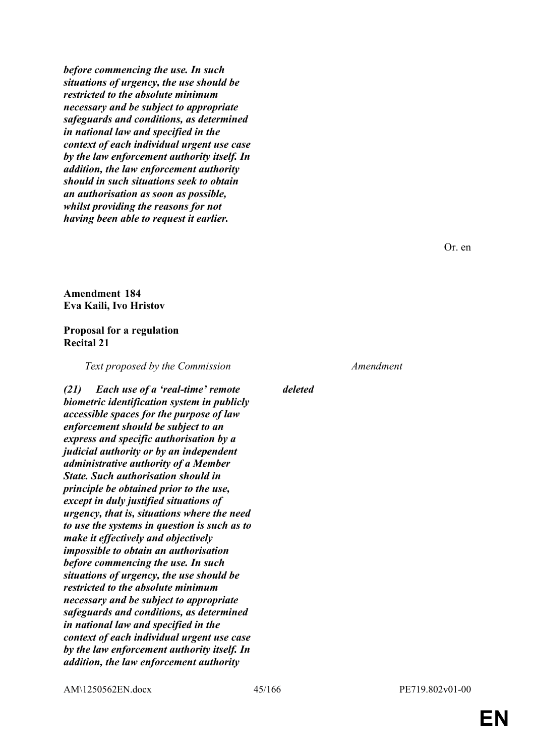*before commencing the use. In such situations of urgency, the use should be restricted to the absolute minimum necessary and be subject to appropriate safeguards and conditions, as determined in national law and specified in the context of each individual urgent use case by the law enforcement authority itself. In addition, the law enforcement authority should in such situations seek to obtain an authorisation as soon as possible, whilst providing the reasons for not having been able to request it earlier.*

Or. en

**Amendment 184**
**Eva Kaili, Ivo Hristov**

**Proposal for a regulation**
**Recital 21**

| *Text proposed by the Commission* | *Amendment* |
|---|---|
| ***(21) Each use of a 'real-time' remote biometric identification system in publicly accessible spaces for the purpose of law enforcement should be subject to an express and specific authorisation by a judicial authority or by an independent administrative authority of a Member State. Such authorisation should in principle be obtained prior to the use, except in duly justified situations of urgency, that is, situations where the need to use the systems in question is such as to make it effectively and objectively impossible to obtain an authorisation before commencing the use. In such situations of urgency, the use should be restricted to the absolute minimum necessary and be subject to appropriate safeguards and conditions, as determined in national law and specified in the context of each individual urgent use case by the law enforcement authority itself. In addition, the law enforcement authority*** | ***deleted*** |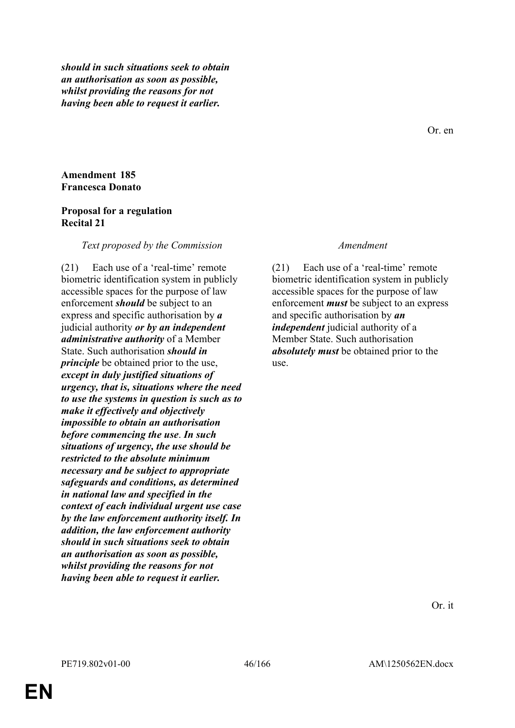*should in such situations seek to obtain an authorisation as soon as possible, whilst providing the reasons for not having been able to request it earlier.*

Or. en

**Amendment 185**
**Francesca Donato**

**Proposal for a regulation**
**Recital 21**

| *Text proposed by the Commission* | *Amendment* |
|---|---|
| (21) Each use of a 'real-time' remote biometric identification system in publicly accessible spaces for the purpose of law enforcement ***should*** be subject to an express and specific authorisation by ***a*** judicial authority ***or by an independent administrative authority*** of a Member State. Such authorisation ***should in principle*** be obtained prior to the use, ***except in duly justified situations of urgency, that is, situations where the need to use the systems in question is such as to make it effectively and objectively impossible to obtain an authorisation before commencing the use***. ***In such situations of urgency, the use should be restricted to the absolute minimum necessary and be subject to appropriate safeguards and conditions, as determined in national law and specified in the context of each individual urgent use case by the law enforcement authority itself. In addition, the law enforcement authority should in such situations seek to obtain an authorisation as soon as possible, whilst providing the reasons for not having been able to request it earlier.*** | (21) Each use of a 'real-time' remote biometric identification system in publicly accessible spaces for the purpose of law enforcement ***must*** be subject to an express and specific authorisation by ***an independent*** judicial authority of a Member State. Such authorisation ***absolutely must*** be obtained prior to the use. |

Or. it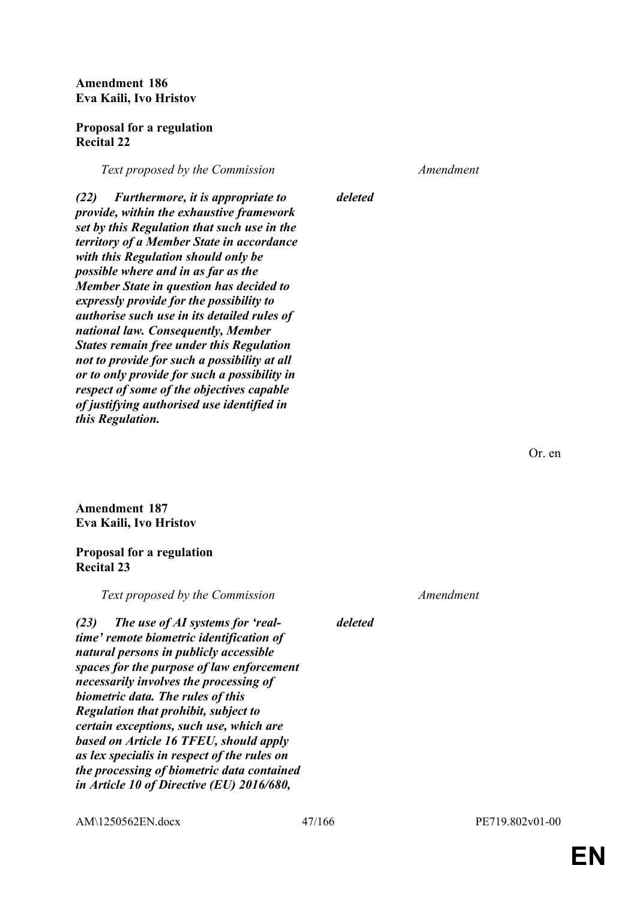**Amendment 186**
**Eva Kaili, Ivo Hristov**

**Proposal for a regulation**
**Recital 22**

| *Text proposed by the Commission* | *Amendment* |
|---|---|
| ***(22) Furthermore, it is appropriate to provide, within the exhaustive framework set by this Regulation that such use in the territory of a Member State in accordance with this Regulation should only be possible where and in as far as the Member State in question has decided to expressly provide for the possibility to authorise such use in its detailed rules of national law. Consequently, Member States remain free under this Regulation not to provide for such a possibility at all or to only provide for such a possibility in respect of some of the objectives capable of justifying authorised use identified in this Regulation.*** | ***deleted*** |

Or. en

**Amendment 187**
**Eva Kaili, Ivo Hristov**

**Proposal for a regulation**
**Recital 23**

| *Text proposed by the Commission* | *Amendment* |
|---|---|
| ***(23) The use of AI systems for 'real-time' remote biometric identification of natural persons in publicly accessible spaces for the purpose of law enforcement necessarily involves the processing of biometric data. The rules of this Regulation that prohibit, subject to certain exceptions, such use, which are based on Article 16 TFEU, should apply as lex specialis in respect of the rules on the processing of biometric data contained in Article 10 of Directive (EU) 2016/680,*** | ***deleted*** |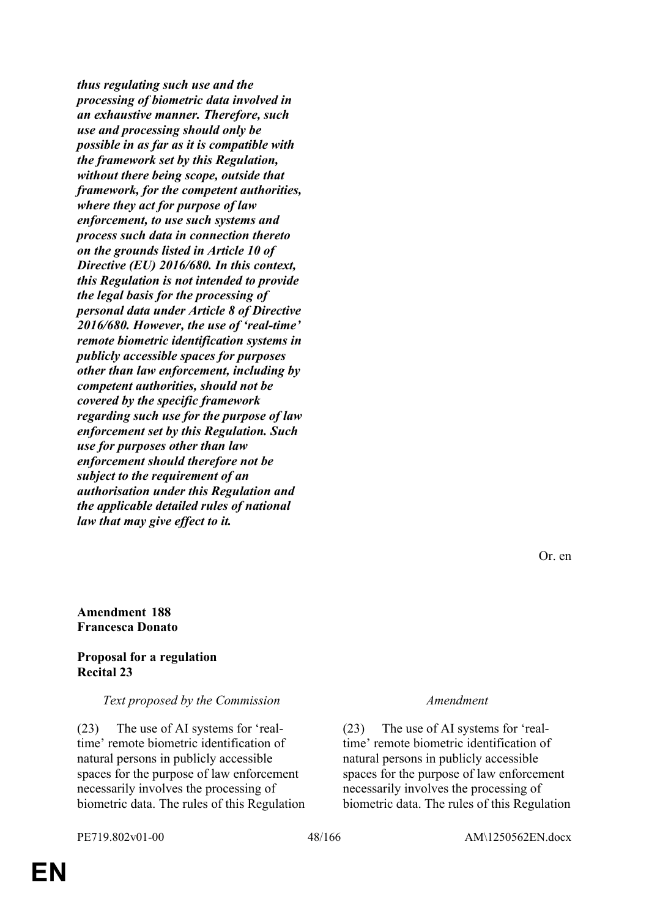***thus regulating such use and the processing of biometric data involved in an exhaustive manner. Therefore, such use and processing should only be possible in as far as it is compatible with the framework set by this Regulation, without there being scope, outside that framework, for the competent authorities, where they act for purpose of law enforcement, to use such systems and process such data in connection thereto on the grounds listed in Article 10 of Directive (EU) 2016/680. In this context, this Regulation is not intended to provide the legal basis for the processing of personal data under Article 8 of Directive 2016/680. However, the use of 'real-time' remote biometric identification systems in publicly accessible spaces for purposes other than law enforcement, including by competent authorities, should not be covered by the specific framework regarding such use for the purpose of law enforcement set by this Regulation. Such use for purposes other than law enforcement should therefore not be subject to the requirement of an authorisation under this Regulation and the applicable detailed rules of national law that may give effect to it.***

Or. en

**Amendment 188**
**Francesca Donato**

**Proposal for a regulation**
**Recital 23**

| *Text proposed by the Commission* | *Amendment* |
|---|---|
| (23) The use of AI systems for 'real-time' remote biometric identification of natural persons in publicly accessible spaces for the purpose of law enforcement necessarily involves the processing of biometric data. The rules of this Regulation | (23) The use of AI systems for 'real-time' remote biometric identification of natural persons in publicly accessible spaces for the purpose of law enforcement necessarily involves the processing of biometric data. The rules of this Regulation |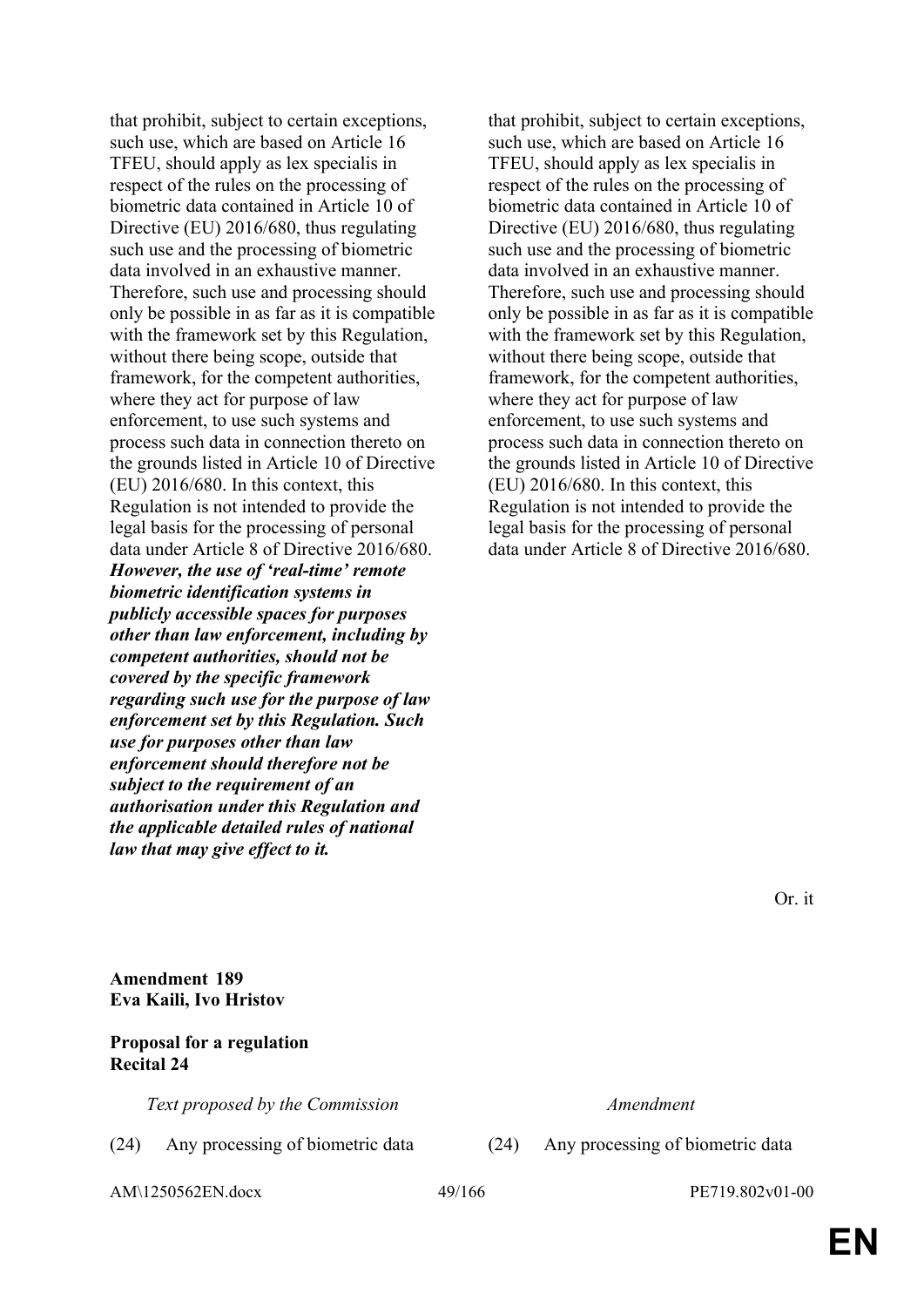| | |
|---|---|
| that prohibit, subject to certain exceptions, such use, which are based on Article 16 TFEU, should apply as lex specialis in respect of the rules on the processing of biometric data contained in Article 10 of Directive (EU) 2016/680, thus regulating such use and the processing of biometric data involved in an exhaustive manner. Therefore, such use and processing should only be possible in as far as it is compatible with the framework set by this Regulation, without there being scope, outside that framework, for the competent authorities, where they act for purpose of law enforcement, to use such systems and process such data in connection thereto on the grounds listed in Article 10 of Directive (EU) 2016/680. In this context, this Regulation is not intended to provide the legal basis for the processing of personal data under Article 8 of Directive 2016/680. ***However, the use of 'real-time' remote biometric identification systems in publicly accessible spaces for purposes other than law enforcement, including by competent authorities, should not be covered by the specific framework regarding such use for the purpose of law enforcement set by this Regulation. Such use for purposes other than law enforcement should therefore not be subject to the requirement of an authorisation under this Regulation and the applicable detailed rules of national law that may give effect to it.*** | that prohibit, subject to certain exceptions, such use, which are based on Article 16 TFEU, should apply as lex specialis in respect of the rules on the processing of biometric data contained in Article 10 of Directive (EU) 2016/680, thus regulating such use and the processing of biometric data involved in an exhaustive manner. Therefore, such use and processing should only be possible in as far as it is compatible with the framework set by this Regulation, without there being scope, outside that framework, for the competent authorities, where they act for purpose of law enforcement, to use such systems and process such data in connection thereto on the grounds listed in Article 10 of Directive (EU) 2016/680. In this context, this Regulation is not intended to provide the legal basis for the processing of personal data under Article 8 of Directive 2016/680. |

Or. it

**Amendment 189**
**Eva Kaili, Ivo Hristov**

**Proposal for a regulation**
**Recital 24**

| *Text proposed by the Commission* | *Amendment* |
|---|---|
| (24) Any processing of biometric data | (24) Any processing of biometric data |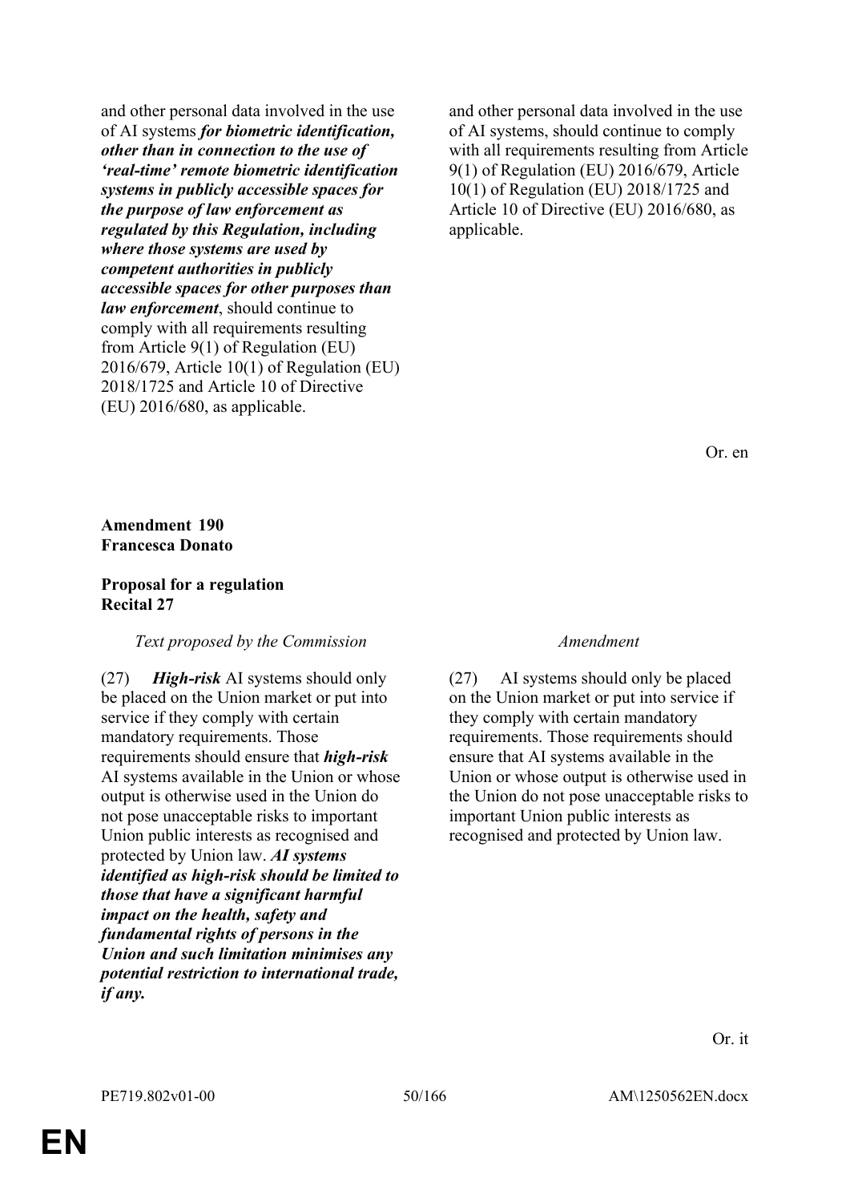| | |
|---|---|
| and other personal data involved in the use of AI systems ***for biometric identification, other than in connection to the use of 'real-time' remote biometric identification systems in publicly accessible spaces for the purpose of law enforcement as regulated by this Regulation, including where those systems are used by competent authorities in publicly accessible spaces for other purposes than law enforcement***, should continue to comply with all requirements resulting from Article 9(1) of Regulation (EU) 2016/679, Article 10(1) of Regulation (EU) 2018/1725 and Article 10 of Directive (EU) 2016/680, as applicable. | and other personal data involved in the use of AI systems, should continue to comply with all requirements resulting from Article 9(1) of Regulation (EU) 2016/679, Article 10(1) of Regulation (EU) 2018/1725 and Article 10 of Directive (EU) 2016/680, as applicable. |

Or. en

**Amendment 190**
**Francesca Donato**

**Proposal for a regulation**
**Recital 27**

| *Text proposed by the Commission* | *Amendment* |
|---|---|
| (27) ***High-risk*** AI systems should only be placed on the Union market or put into service if they comply with certain mandatory requirements. Those requirements should ensure that ***high-risk*** AI systems available in the Union or whose output is otherwise used in the Union do not pose unacceptable risks to important Union public interests as recognised and protected by Union law. ***AI systems identified as high-risk should be limited to those that have a significant harmful impact on the health, safety and fundamental rights of persons in the Union and such limitation minimises any potential restriction to international trade, if any.*** | (27) AI systems should only be placed on the Union market or put into service if they comply with certain mandatory requirements. Those requirements should ensure that AI systems available in the Union or whose output is otherwise used in the Union do not pose unacceptable risks to important Union public interests as recognised and protected by Union law. |

Or. it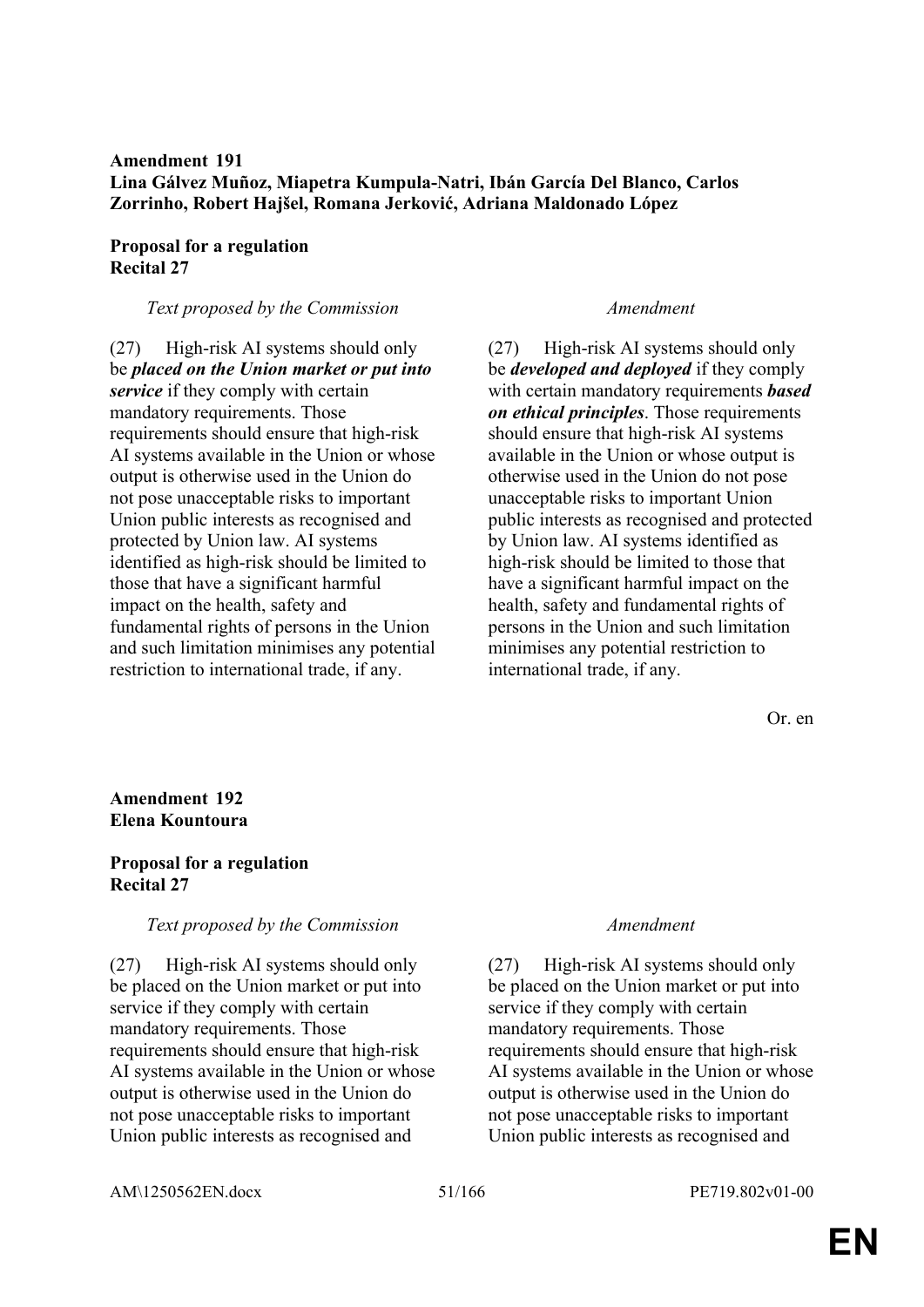**Amendment 191**
**Lina Gálvez Muñoz, Miapetra Kumpula-Natri, Ibán García Del Blanco, Carlos Zorrinho, Robert Hajšel, Romana Jerković, Adriana Maldonado López**

**Proposal for a regulation**
**Recital 27**

| *Text proposed by the Commission* | *Amendment* |
|---|---|
| (27) High-risk AI systems should only be ***placed on the Union market or put into service*** if they comply with certain mandatory requirements. Those requirements should ensure that high-risk AI systems available in the Union or whose output is otherwise used in the Union do not pose unacceptable risks to important Union public interests as recognised and protected by Union law. AI systems identified as high-risk should be limited to those that have a significant harmful impact on the health, safety and fundamental rights of persons in the Union and such limitation minimises any potential restriction to international trade, if any. | (27) High-risk AI systems should only be ***developed and deployed*** if they comply with certain mandatory requirements ***based on ethical principles***. Those requirements should ensure that high-risk AI systems available in the Union or whose output is otherwise used in the Union do not pose unacceptable risks to important Union public interests as recognised and protected by Union law. AI systems identified as high-risk should be limited to those that have a significant harmful impact on the health, safety and fundamental rights of persons in the Union and such limitation minimises any potential restriction to international trade, if any. |

Or. en

**Amendment 192**
**Elena Kountoura**

**Proposal for a regulation**
**Recital 27**

| *Text proposed by the Commission* | *Amendment* |
|---|---|
| (27) High-risk AI systems should only be placed on the Union market or put into service if they comply with certain mandatory requirements. Those requirements should ensure that high-risk AI systems available in the Union or whose output is otherwise used in the Union do not pose unacceptable risks to important Union public interests as recognised and | (27) High-risk AI systems should only be placed on the Union market or put into service if they comply with certain mandatory requirements. Those requirements should ensure that high-risk AI systems available in the Union or whose output is otherwise used in the Union do not pose unacceptable risks to important Union public interests as recognised and |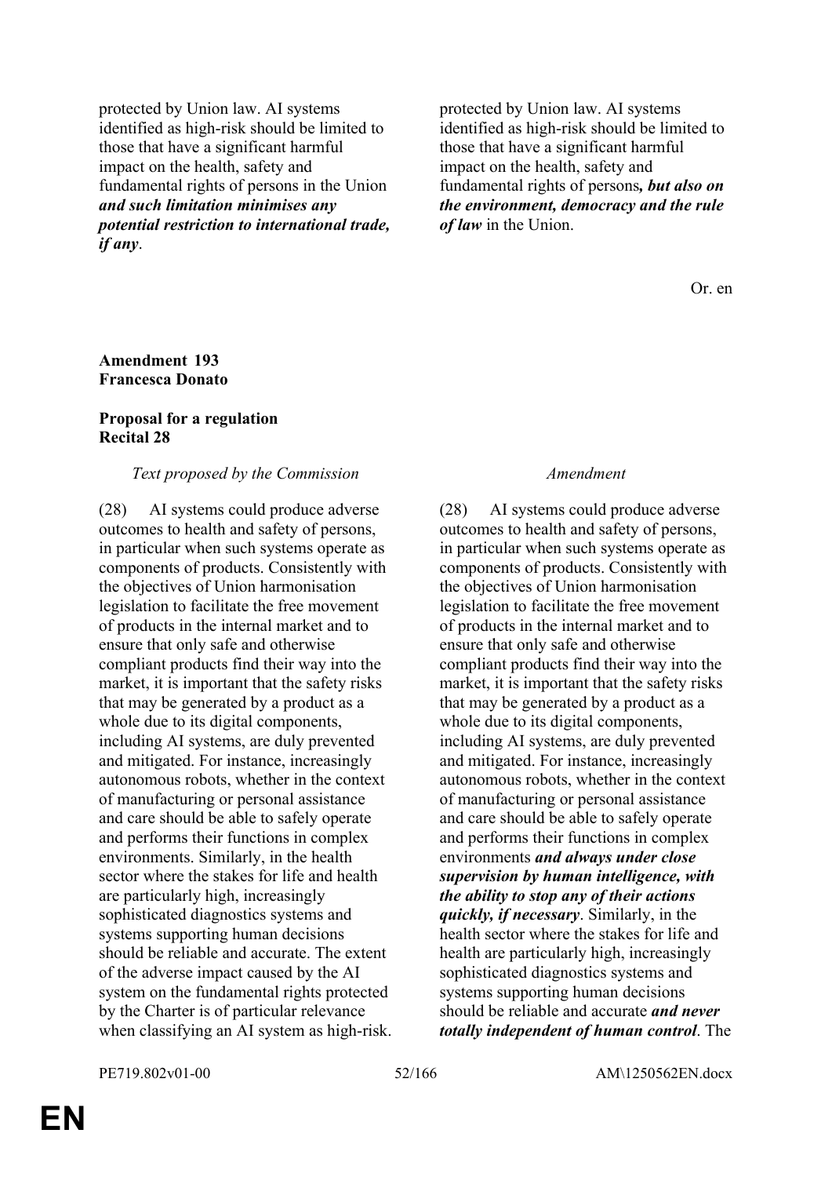| | |
|---|---|
| protected by Union law. AI systems identified as high-risk should be limited to those that have a significant harmful impact on the health, safety and fundamental rights of persons in the Union ***and such limitation minimises any potential restriction to international trade, if any***. | protected by Union law. AI systems identified as high-risk should be limited to those that have a significant harmful impact on the health, safety and fundamental rights of persons***, but also on the environment, democracy and the rule of law*** in the Union. |

Or. en

**Amendment 193**
**Francesca Donato**

**Proposal for a regulation**
**Recital 28**

| *Text proposed by the Commission* | *Amendment* |
|---|---|
| (28) AI systems could produce adverse outcomes to health and safety of persons, in particular when such systems operate as components of products. Consistently with the objectives of Union harmonisation legislation to facilitate the free movement of products in the internal market and to ensure that only safe and otherwise compliant products find their way into the market, it is important that the safety risks that may be generated by a product as a whole due to its digital components, including AI systems, are duly prevented and mitigated. For instance, increasingly autonomous robots, whether in the context of manufacturing or personal assistance and care should be able to safely operate and performs their functions in complex environments. Similarly, in the health sector where the stakes for life and health are particularly high, increasingly sophisticated diagnostics systems and systems supporting human decisions should be reliable and accurate. The extent of the adverse impact caused by the AI system on the fundamental rights protected by the Charter is of particular relevance when classifying an AI system as high-risk. | (28) AI systems could produce adverse outcomes to health and safety of persons, in particular when such systems operate as components of products. Consistently with the objectives of Union harmonisation legislation to facilitate the free movement of products in the internal market and to ensure that only safe and otherwise compliant products find their way into the market, it is important that the safety risks that may be generated by a product as a whole due to its digital components, including AI systems, are duly prevented and mitigated. For instance, increasingly autonomous robots, whether in the context of manufacturing or personal assistance and care should be able to safely operate and performs their functions in complex environments ***and always under close supervision by human intelligence, with the ability to stop any of their actions quickly, if necessary***. Similarly, in the health sector where the stakes for life and health are particularly high, increasingly sophisticated diagnostics systems and systems supporting human decisions should be reliable and accurate ***and never totally independent of human control***. The |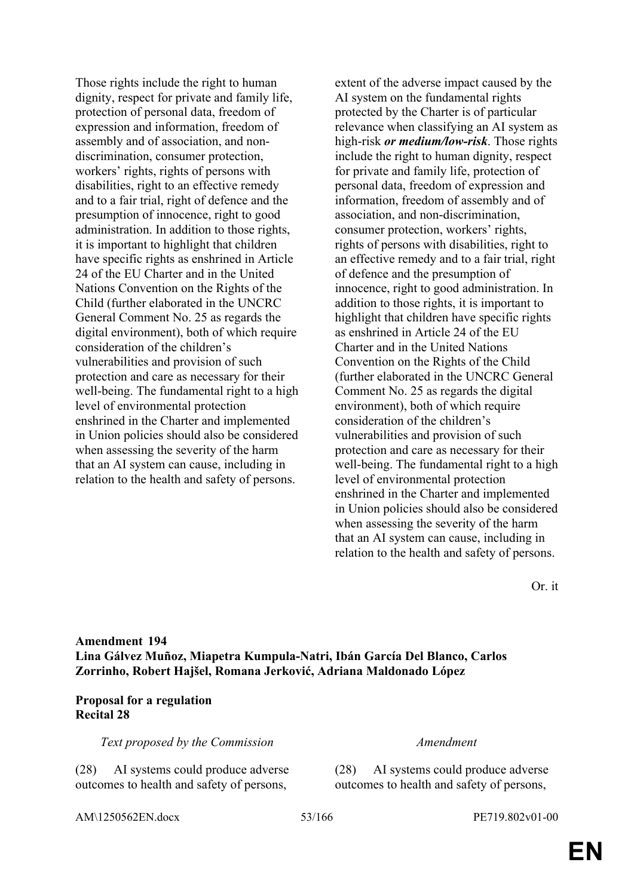| | |
|---|---|
| Those rights include the right to human dignity, respect for private and family life, protection of personal data, freedom of expression and information, freedom of assembly and of association, and non-discrimination, consumer protection, workers' rights, rights of persons with disabilities, right to an effective remedy and to a fair trial, right of defence and the presumption of innocence, right to good administration. In addition to those rights, it is important to highlight that children have specific rights as enshrined in Article 24 of the EU Charter and in the United Nations Convention on the Rights of the Child (further elaborated in the UNCRC General Comment No. 25 as regards the digital environment), both of which require consideration of the children's vulnerabilities and provision of such protection and care as necessary for their well-being. The fundamental right to a high level of environmental protection enshrined in the Charter and implemented in Union policies should also be considered when assessing the severity of the harm that an AI system can cause, including in relation to the health and safety of persons. | extent of the adverse impact caused by the AI system on the fundamental rights protected by the Charter is of particular relevance when classifying an AI system as high-risk ***or medium/low-risk***. Those rights include the right to human dignity, respect for private and family life, protection of personal data, freedom of expression and information, freedom of assembly and of association, and non-discrimination, consumer protection, workers' rights, rights of persons with disabilities, right to an effective remedy and to a fair trial, right of defence and the presumption of innocence, right to good administration. In addition to those rights, it is important to highlight that children have specific rights as enshrined in Article 24 of the EU Charter and in the United Nations Convention on the Rights of the Child (further elaborated in the UNCRC General Comment No. 25 as regards the digital environment), both of which require consideration of the children's vulnerabilities and provision of such protection and care as necessary for their well-being. The fundamental right to a high level of environmental protection enshrined in the Charter and implemented in Union policies should also be considered when assessing the severity of the harm that an AI system can cause, including in relation to the health and safety of persons. |

Or. it

**Amendment 194**
**Lina Gálvez Muñoz, Miapetra Kumpula-Natri, Ibán García Del Blanco, Carlos Zorrinho, Robert Hajšel, Romana Jerković, Adriana Maldonado López**

**Proposal for a regulation**
**Recital 28**

| *Text proposed by the Commission* | *Amendment* |
|---|---|
| (28) AI systems could produce adverse outcomes to health and safety of persons, | (28) AI systems could produce adverse outcomes to health and safety of persons, |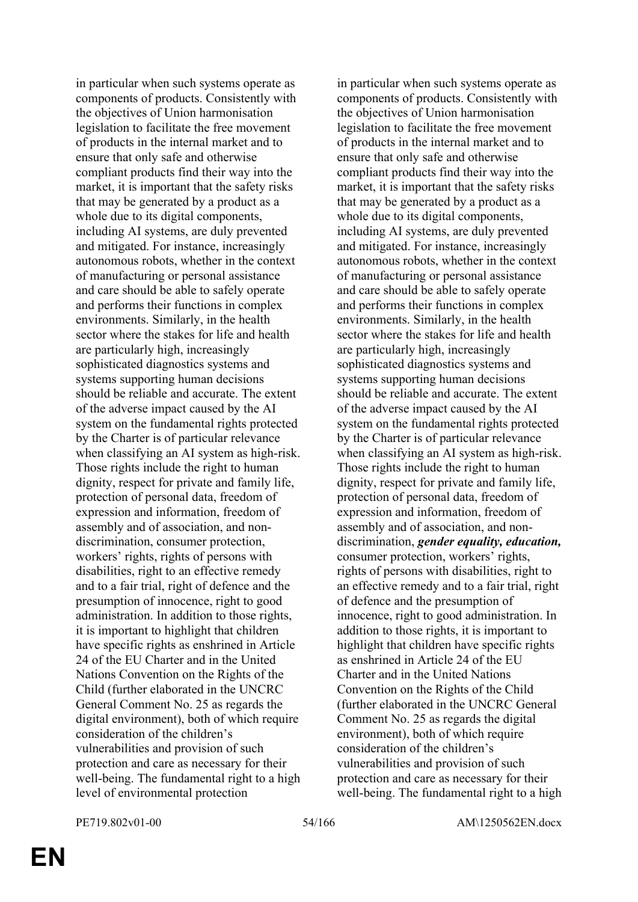| | |
|---|---|
| in particular when such systems operate as components of products. Consistently with the objectives of Union harmonisation legislation to facilitate the free movement of products in the internal market and to ensure that only safe and otherwise compliant products find their way into the market, it is important that the safety risks that may be generated by a product as a whole due to its digital components, including AI systems, are duly prevented and mitigated. For instance, increasingly autonomous robots, whether in the context of manufacturing or personal assistance and care should be able to safely operate and performs their functions in complex environments. Similarly, in the health sector where the stakes for life and health are particularly high, increasingly sophisticated diagnostics systems and systems supporting human decisions should be reliable and accurate. The extent of the adverse impact caused by the AI system on the fundamental rights protected by the Charter is of particular relevance when classifying an AI system as high-risk. Those rights include the right to human dignity, respect for private and family life, protection of personal data, freedom of expression and information, freedom of assembly and of association, and non-discrimination, consumer protection, workers' rights, rights of persons with disabilities, right to an effective remedy and to a fair trial, right of defence and the presumption of innocence, right to good administration. In addition to those rights, it is important to highlight that children have specific rights as enshrined in Article 24 of the EU Charter and in the United Nations Convention on the Rights of the Child (further elaborated in the UNCRC General Comment No. 25 as regards the digital environment), both of which require consideration of the children's vulnerabilities and provision of such protection and care as necessary for their well-being. The fundamental right to a high level of environmental protection | in particular when such systems operate as components of products. Consistently with the objectives of Union harmonisation legislation to facilitate the free movement of products in the internal market and to ensure that only safe and otherwise compliant products find their way into the market, it is important that the safety risks that may be generated by a product as a whole due to its digital components, including AI systems, are duly prevented and mitigated. For instance, increasingly autonomous robots, whether in the context of manufacturing or personal assistance and care should be able to safely operate and performs their functions in complex environments. Similarly, in the health sector where the stakes for life and health are particularly high, increasingly sophisticated diagnostics systems and systems supporting human decisions should be reliable and accurate. The extent of the adverse impact caused by the AI system on the fundamental rights protected by the Charter is of particular relevance when classifying an AI system as high-risk. Those rights include the right to human dignity, respect for private and family life, protection of personal data, freedom of expression and information, freedom of assembly and of association, and non-discrimination, ***gender equality, education,*** consumer protection, workers' rights, rights of persons with disabilities, right to an effective remedy and to a fair trial, right of defence and the presumption of innocence, right to good administration. In addition to those rights, it is important to highlight that children have specific rights as enshrined in Article 24 of the EU Charter and in the United Nations Convention on the Rights of the Child (further elaborated in the UNCRC General Comment No. 25 as regards the digital environment), both of which require consideration of the children's vulnerabilities and provision of such protection and care as necessary for their well-being. The fundamental right to a high |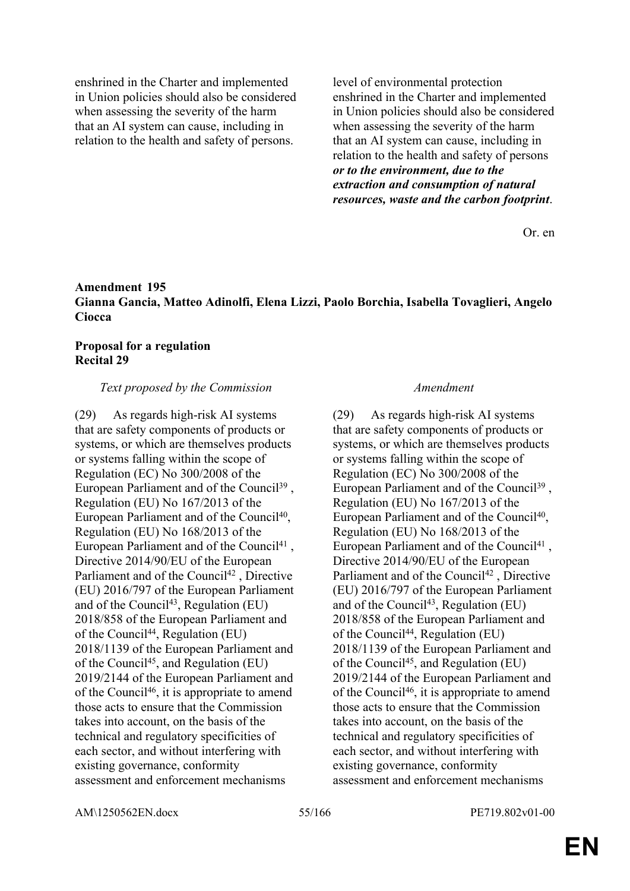| | |
|---|---|
| enshrined in the Charter and implemented in Union policies should also be considered when assessing the severity of the harm that an AI system can cause, including in relation to the health and safety of persons. | level of environmental protection enshrined in the Charter and implemented in Union policies should also be considered when assessing the severity of the harm that an AI system can cause, including in relation to the health and safety of persons ***or to the environment, due to the extraction and consumption of natural resources, waste and the carbon footprint***. |

Or. en

**Amendment 195**
**Gianna Gancia, Matteo Adinolfi, Elena Lizzi, Paolo Borchia, Isabella Tovaglieri, Angelo Ciocca**

**Proposal for a regulation**
**Recital 29**

| *Text proposed by the Commission* | *Amendment* |
|---|---|
| (29) As regards high-risk AI systems that are safety components of products or systems, or which are themselves products or systems falling within the scope of Regulation (EC) No 300/2008 of the European Parliament and of the Council[39] , Regulation (EU) No 167/2013 of the European Parliament and of the Council[40], Regulation (EU) No 168/2013 of the European Parliament and of the Council[41] , Directive 2014/90/EU of the European Parliament and of the Council[42] , Directive (EU) 2016/797 of the European Parliament and of the Council[43], Regulation (EU) 2018/858 of the European Parliament and of the Council[44], Regulation (EU) 2018/1139 of the European Parliament and of the Council[45], and Regulation (EU) 2019/2144 of the European Parliament and of the Council[46], it is appropriate to amend those acts to ensure that the Commission takes into account, on the basis of the technical and regulatory specificities of each sector, and without interfering with existing governance, conformity assessment and enforcement mechanisms | (29) As regards high-risk AI systems that are safety components of products or systems, or which are themselves products or systems falling within the scope of Regulation (EC) No 300/2008 of the European Parliament and of the Council[39] , Regulation (EU) No 167/2013 of the European Parliament and of the Council[40], Regulation (EU) No 168/2013 of the European Parliament and of the Council[41] , Directive 2014/90/EU of the European Parliament and of the Council[42] , Directive (EU) 2016/797 of the European Parliament and of the Council[43], Regulation (EU) 2018/858 of the European Parliament and of the Council[44], Regulation (EU) 2018/1139 of the European Parliament and of the Council[45], and Regulation (EU) 2019/2144 of the European Parliament and of the Council[46], it is appropriate to amend those acts to ensure that the Commission takes into account, on the basis of the technical and regulatory specificities of each sector, and without interfering with existing governance, conformity assessment and enforcement mechanisms |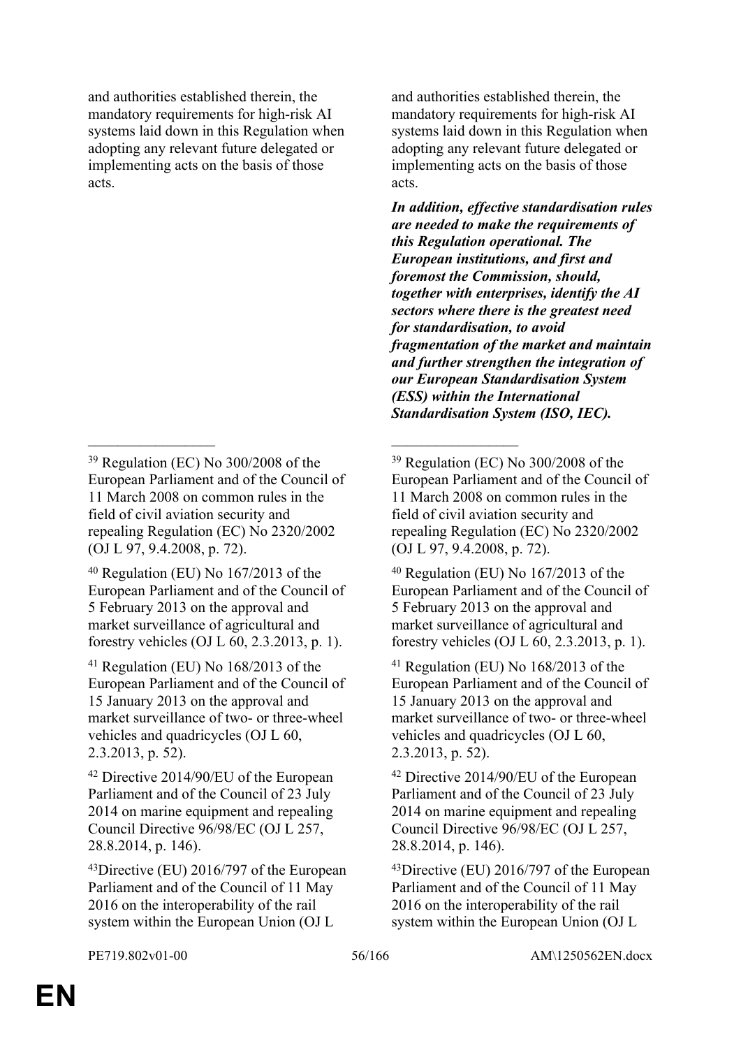| | |
|---|---|
| and authorities established therein, the mandatory requirements for high-risk AI systems laid down in this Regulation when adopting any relevant future delegated or implementing acts on the basis of those acts. | and authorities established therein, the mandatory requirements for high-risk AI systems laid down in this Regulation when adopting any relevant future delegated or implementing acts on the basis of those acts. |
| | ***In addition, effective standardisation rules are needed to make the requirements of this Regulation operational. The European institutions, and first and foremost the Commission, should, together with enterprises, identify the AI sectors where there is the greatest need for standardisation, to avoid fragmentation of the market and maintain and further strengthen the integration of our European Standardisation System (ESS) within the International Standardisation System (ISO, IEC).*** |

---

[39] Regulation (EC) No 300/2008 of the European Parliament and of the Council of 11 March 2008 on common rules in the field of civil aviation security and repealing Regulation (EC) No 2320/2002 (OJ L 97, 9.4.2008, p. 72).

[40] Regulation (EU) No 167/2013 of the European Parliament and of the Council of 5 February 2013 on the approval and market surveillance of agricultural and forestry vehicles (OJ L 60, 2.3.2013, p. 1).

[41] Regulation (EU) No 168/2013 of the European Parliament and of the Council of 15 January 2013 on the approval and market surveillance of two- or three-wheel vehicles and quadricycles (OJ L 60, 2.3.2013, p. 52).

[42] Directive 2014/90/EU of the European Parliament and of the Council of 23 July 2014 on marine equipment and repealing Council Directive 96/98/EC (OJ L 257, 28.8.2014, p. 146).

[43] Directive (EU) 2016/797 of the European Parliament and of the Council of 11 May 2016 on the interoperability of the rail system within the European Union (OJ L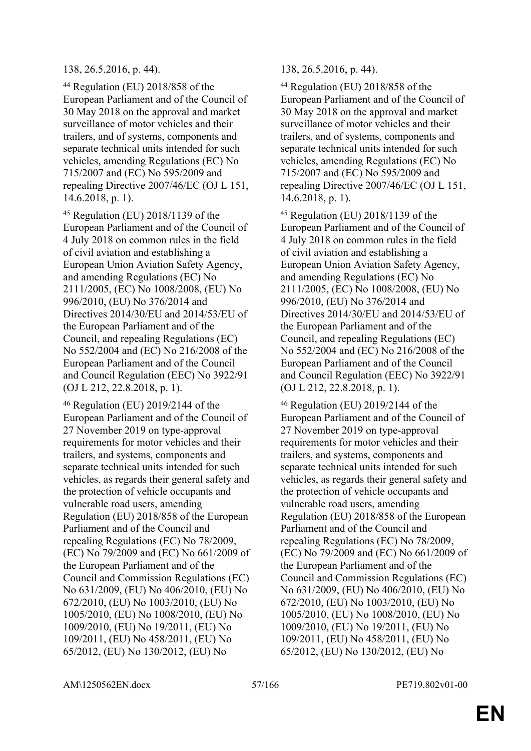138, 26.5.2016, p. 44).

[44] Regulation (EU) 2018/858 of the European Parliament and of the Council of 30 May 2018 on the approval and market surveillance of motor vehicles and their trailers, and of systems, components and separate technical units intended for such vehicles, amending Regulations (EC) No 715/2007 and (EC) No 595/2009 and repealing Directive 2007/46/EC (OJ L 151, 14.6.2018, p. 1).

[45] Regulation (EU) 2018/1139 of the European Parliament and of the Council of 4 July 2018 on common rules in the field of civil aviation and establishing a European Union Aviation Safety Agency, and amending Regulations (EC) No 2111/2005, (EC) No 1008/2008, (EU) No 996/2010, (EU) No 376/2014 and Directives 2014/30/EU and 2014/53/EU of the European Parliament and of the Council, and repealing Regulations (EC) No 552/2004 and (EC) No 216/2008 of the European Parliament and of the Council and Council Regulation (EEC) No 3922/91 (OJ L 212, 22.8.2018, p. 1).

[46] Regulation (EU) 2019/2144 of the European Parliament and of the Council of 27 November 2019 on type-approval requirements for motor vehicles and their trailers, and systems, components and separate technical units intended for such vehicles, as regards their general safety and the protection of vehicle occupants and vulnerable road users, amending Regulation (EU) 2018/858 of the European Parliament and of the Council and repealing Regulations (EC) No 78/2009, (EC) No 79/2009 and (EC) No 661/2009 of the European Parliament and of the Council and Commission Regulations (EC) No 631/2009, (EU) No 406/2010, (EU) No 672/2010, (EU) No 1003/2010, (EU) No 1005/2010, (EU) No 1008/2010, (EU) No 1009/2010, (EU) No 19/2011, (EU) No 109/2011, (EU) No 458/2011, (EU) No 65/2012, (EU) No 130/2012, (EU) No

138, 26.5.2016, p. 44).

[44] Regulation (EU) 2018/858 of the European Parliament and of the Council of 30 May 2018 on the approval and market surveillance of motor vehicles and their trailers, and of systems, components and separate technical units intended for such vehicles, amending Regulations (EC) No 715/2007 and (EC) No 595/2009 and repealing Directive 2007/46/EC (OJ L 151, 14.6.2018, p. 1).

[45] Regulation (EU) 2018/1139 of the European Parliament and of the Council of 4 July 2018 on common rules in the field of civil aviation and establishing a European Union Aviation Safety Agency, and amending Regulations (EC) No 2111/2005, (EC) No 1008/2008, (EU) No 996/2010, (EU) No 376/2014 and Directives 2014/30/EU and 2014/53/EU of the European Parliament and of the Council, and repealing Regulations (EC) No 552/2004 and (EC) No 216/2008 of the European Parliament and of the Council and Council Regulation (EEC) No 3922/91 (OJ L 212, 22.8.2018, p. 1).

[46] Regulation (EU) 2019/2144 of the European Parliament and of the Council of 27 November 2019 on type-approval requirements for motor vehicles and their trailers, and systems, components and separate technical units intended for such vehicles, as regards their general safety and the protection of vehicle occupants and vulnerable road users, amending Regulation (EU) 2018/858 of the European Parliament and of the Council and repealing Regulations (EC) No 78/2009, (EC) No 79/2009 and (EC) No 661/2009 of the European Parliament and of the Council and Commission Regulations (EC) No 631/2009, (EU) No 406/2010, (EU) No 672/2010, (EU) No 1003/2010, (EU) No 1005/2010, (EU) No 1008/2010, (EU) No 1009/2010, (EU) No 19/2011, (EU) No 109/2011, (EU) No 458/2011, (EU) No 65/2012, (EU) No 130/2012, (EU) No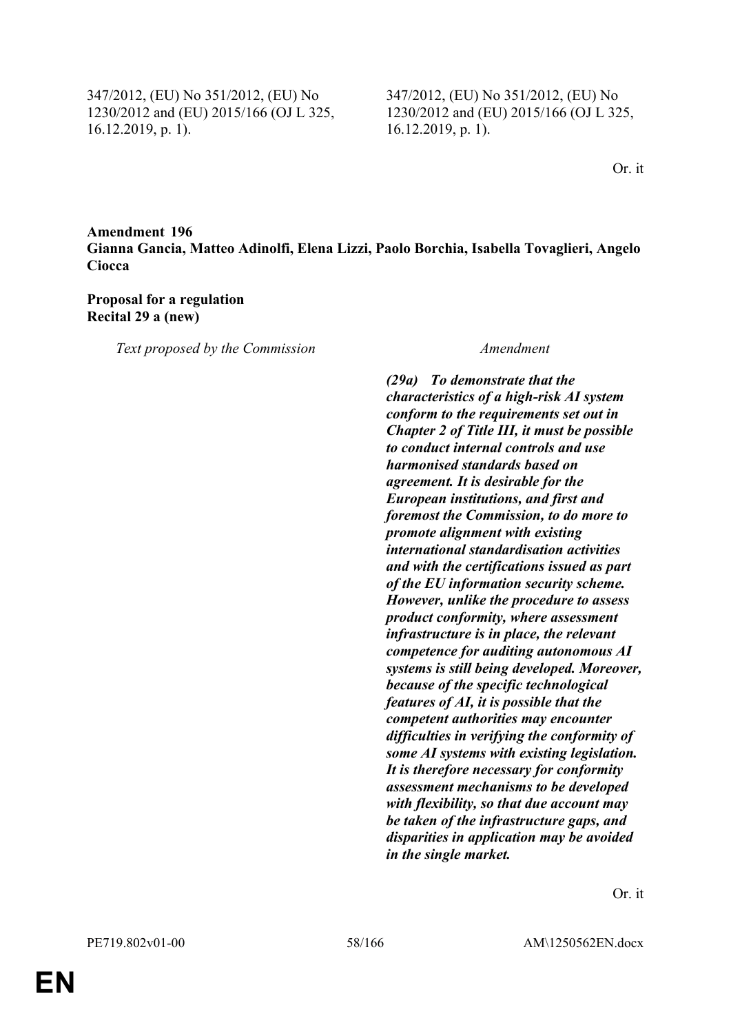| | |
|---|---|
| 347/2012, (EU) No 351/2012, (EU) No 1230/2012 and (EU) 2015/166 (OJ L 325, 16.12.2019, p. 1). | 347/2012, (EU) No 351/2012, (EU) No 1230/2012 and (EU) 2015/166 (OJ L 325, 16.12.2019, p. 1). |

Or. it

**Amendment 196**
**Gianna Gancia, Matteo Adinolfi, Elena Lizzi, Paolo Borchia, Isabella Tovaglieri, Angelo Ciocca**

**Proposal for a regulation**
**Recital 29 a (new)**

| *Text proposed by the Commission* | *Amendment* |
|---|---|
| | ***(29a) To demonstrate that the characteristics of a high-risk AI system conform to the requirements set out in Chapter 2 of Title III, it must be possible to conduct internal controls and use harmonised standards based on agreement. It is desirable for the European institutions, and first and foremost the Commission, to do more to promote alignment with existing international standardisation activities and with the certifications issued as part of the EU information security scheme. However, unlike the procedure to assess product conformity, where assessment infrastructure is in place, the relevant competence for auditing autonomous AI systems is still being developed. Moreover, because of the specific technological features of AI, it is possible that the competent authorities may encounter difficulties in verifying the conformity of some AI systems with existing legislation. It is therefore necessary for conformity assessment mechanisms to be developed with flexibility, so that due account may be taken of the infrastructure gaps, and disparities in application may be avoided in the single market.*** |

Or. it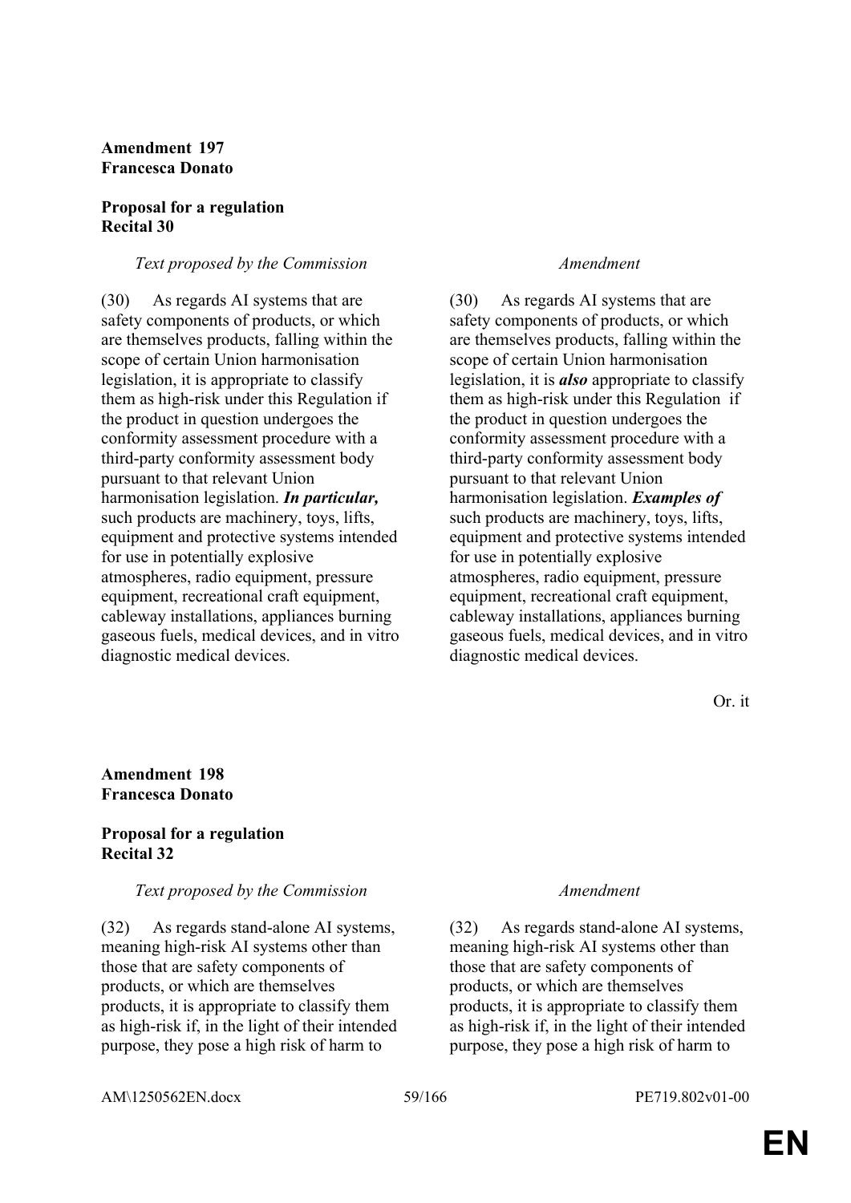**Amendment 197**
**Francesca Donato**

**Proposal for a regulation**
**Recital 30**

| *Text proposed by the Commission* | *Amendment* |
|---|---|
| (30) As regards AI systems that are safety components of products, or which are themselves products, falling within the scope of certain Union harmonisation legislation, it is appropriate to classify them as high-risk under this Regulation if the product in question undergoes the conformity assessment procedure with a third-party conformity assessment body pursuant to that relevant Union harmonisation legislation. ***In particular,*** such products are machinery, toys, lifts, equipment and protective systems intended for use in potentially explosive atmospheres, radio equipment, pressure equipment, recreational craft equipment, cableway installations, appliances burning gaseous fuels, medical devices, and in vitro diagnostic medical devices. | (30) As regards AI systems that are safety components of products, or which are themselves products, falling within the scope of certain Union harmonisation legislation, it is ***also*** appropriate to classify them as high-risk under this Regulation if the product in question undergoes the conformity assessment procedure with a third-party conformity assessment body pursuant to that relevant Union harmonisation legislation. ***Examples of*** such products are machinery, toys, lifts, equipment and protective systems intended for use in potentially explosive atmospheres, radio equipment, pressure equipment, recreational craft equipment, cableway installations, appliances burning gaseous fuels, medical devices, and in vitro diagnostic medical devices. |

Or. it

**Amendment 198**
**Francesca Donato**

**Proposal for a regulation**
**Recital 32**

| *Text proposed by the Commission* | *Amendment* |
|---|---|
| (32) As regards stand-alone AI systems, meaning high-risk AI systems other than those that are safety components of products, or which are themselves products, it is appropriate to classify them as high-risk if, in the light of their intended purpose, they pose a high risk of harm to | (32) As regards stand-alone AI systems, meaning high-risk AI systems other than those that are safety components of products, or which are themselves products, it is appropriate to classify them as high-risk if, in the light of their intended purpose, they pose a high risk of harm to |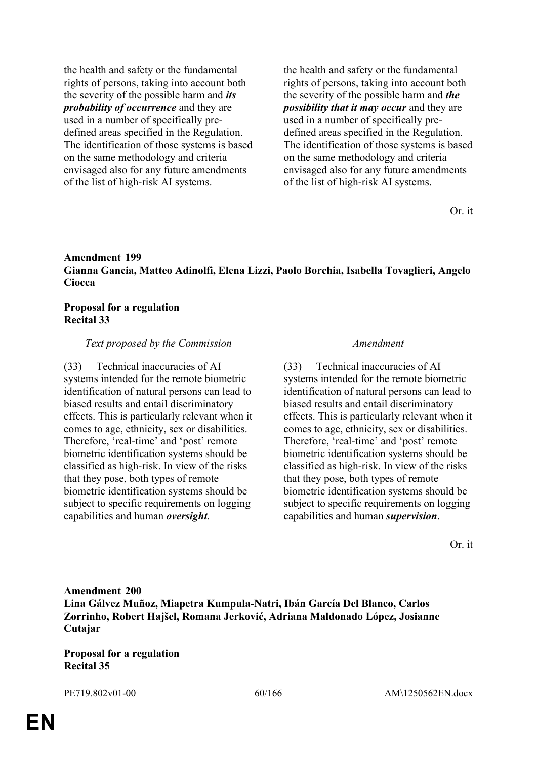| | |
|---|---|
| the health and safety or the fundamental rights of persons, taking into account both the severity of the possible harm and ***its probability of occurrence*** and they are used in a number of specifically pre-defined areas specified in the Regulation. The identification of those systems is based on the same methodology and criteria envisaged also for any future amendments of the list of high-risk AI systems. | the health and safety or the fundamental rights of persons, taking into account both the severity of the possible harm and ***the possibility that it may occur*** and they are used in a number of specifically pre-defined areas specified in the Regulation. The identification of those systems is based on the same methodology and criteria envisaged also for any future amendments of the list of high-risk AI systems. |

Or. it

**Amendment 199**
**Gianna Gancia, Matteo Adinolfi, Elena Lizzi, Paolo Borchia, Isabella Tovaglieri, Angelo Ciocca**

**Proposal for a regulation**
**Recital 33**

| *Text proposed by the Commission* | *Amendment* |
|---|---|
| (33) Technical inaccuracies of AI systems intended for the remote biometric identification of natural persons can lead to biased results and entail discriminatory effects. This is particularly relevant when it comes to age, ethnicity, sex or disabilities. Therefore, 'real-time' and 'post' remote biometric identification systems should be classified as high-risk. In view of the risks that they pose, both types of remote biometric identification systems should be subject to specific requirements on logging capabilities and human ***oversight***. | (33) Technical inaccuracies of AI systems intended for the remote biometric identification of natural persons can lead to biased results and entail discriminatory effects. This is particularly relevant when it comes to age, ethnicity, sex or disabilities. Therefore, 'real-time' and 'post' remote biometric identification systems should be classified as high-risk. In view of the risks that they pose, both types of remote biometric identification systems should be subject to specific requirements on logging capabilities and human ***supervision***. |

Or. it

**Amendment 200**
**Lina Gálvez Muñoz, Miapetra Kumpula-Natri, Ibán García Del Blanco, Carlos Zorrinho, Robert Hajšel, Romana Jerković, Adriana Maldonado López, Josianne Cutajar**

**Proposal for a regulation**
**Recital 35**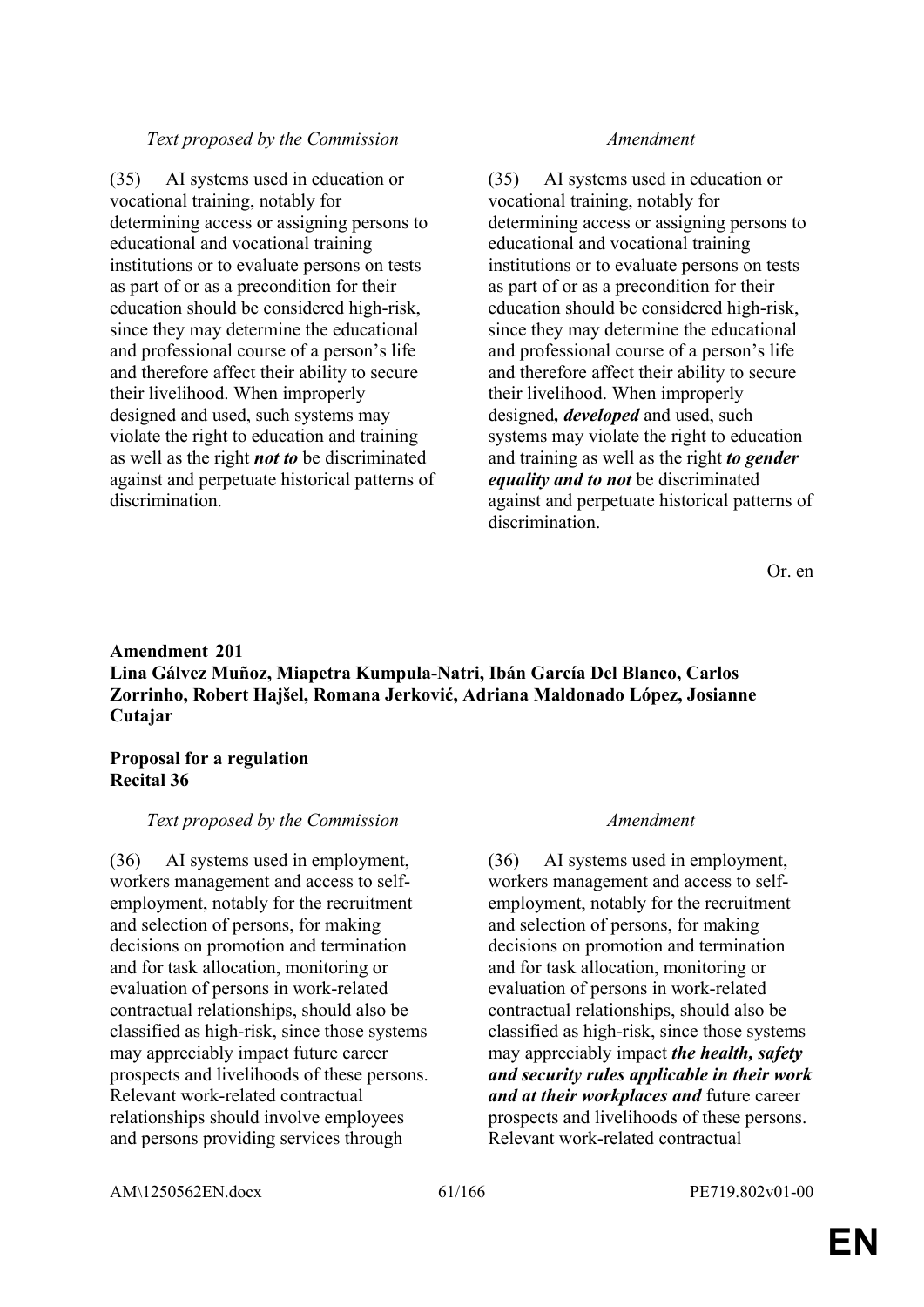| *Text proposed by the Commission* | *Amendment* |
|---|---|
| (35) AI systems used in education or vocational training, notably for determining access or assigning persons to educational and vocational training institutions or to evaluate persons on tests as part of or as a precondition for their education should be considered high-risk, since they may determine the educational and professional course of a person's life and therefore affect their ability to secure their livelihood. When improperly designed and used, such systems may violate the right to education and training as well as the right ***not to*** be discriminated against and perpetuate historical patterns of discrimination. | (35) AI systems used in education or vocational training, notably for determining access or assigning persons to educational and vocational training institutions or to evaluate persons on tests as part of or as a precondition for their education should be considered high-risk, since they may determine the educational and professional course of a person's life and therefore affect their ability to secure their livelihood. When improperly designed***, developed*** and used, such systems may violate the right to education and training as well as the right ***to gender equality and to not*** be discriminated against and perpetuate historical patterns of discrimination. |

Or. en

**Amendment 201**
**Lina Gálvez Muñoz, Miapetra Kumpula-Natri, Ibán García Del Blanco, Carlos Zorrinho, Robert Hajšel, Romana Jerković, Adriana Maldonado López, Josianne Cutajar**

**Proposal for a regulation**
**Recital 36**

| *Text proposed by the Commission* | *Amendment* |
|---|---|
| (36) AI systems used in employment, workers management and access to self-employment, notably for the recruitment and selection of persons, for making decisions on promotion and termination and for task allocation, monitoring or evaluation of persons in work-related contractual relationships, should also be classified as high-risk, since those systems may appreciably impact future career prospects and livelihoods of these persons. Relevant work-related contractual relationships should involve employees and persons providing services through | (36) AI systems used in employment, workers management and access to self-employment, notably for the recruitment and selection of persons, for making decisions on promotion and termination and for task allocation, monitoring or evaluation of persons in work-related contractual relationships, should also be classified as high-risk, since those systems may appreciably impact ***the health, safety and security rules applicable in their work and at their workplaces and*** future career prospects and livelihoods of these persons. Relevant work-related contractual |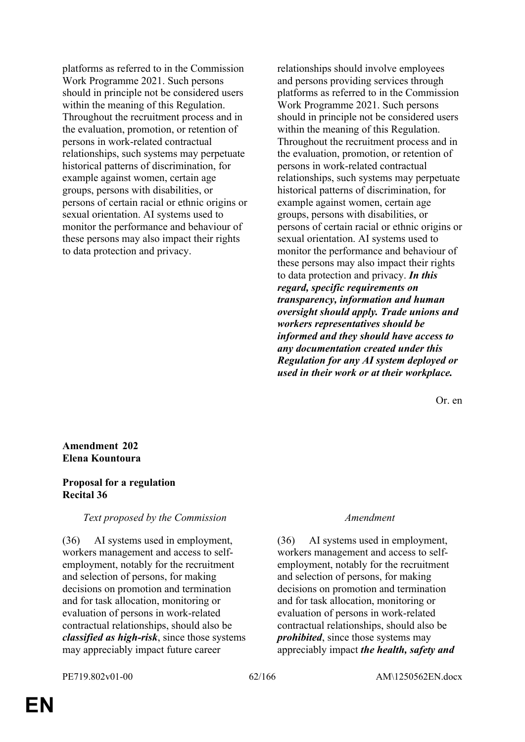| | |
|---|---|
| platforms as referred to in the Commission Work Programme 2021. Such persons should in principle not be considered users within the meaning of this Regulation. Throughout the recruitment process and in the evaluation, promotion, or retention of persons in work-related contractual relationships, such systems may perpetuate historical patterns of discrimination, for example against women, certain age groups, persons with disabilities, or persons of certain racial or ethnic origins or sexual orientation. AI systems used to monitor the performance and behaviour of these persons may also impact their rights to data protection and privacy. | relationships should involve employees and persons providing services through platforms as referred to in the Commission Work Programme 2021. Such persons should in principle not be considered users within the meaning of this Regulation. Throughout the recruitment process and in the evaluation, promotion, or retention of persons in work-related contractual relationships, such systems may perpetuate historical patterns of discrimination, for example against women, certain age groups, persons with disabilities, or persons of certain racial or ethnic origins or sexual orientation. AI systems used to monitor the performance and behaviour of these persons may also impact their rights to data protection and privacy. ***In this regard, specific requirements on transparency, information and human oversight should apply. Trade unions and workers representatives should be informed and they should have access to any documentation created under this Regulation for any AI system deployed or used in their work or at their workplace.*** |

Or. en

**Amendment 202**
**Elena Kountoura**

**Proposal for a regulation**
**Recital 36**

| *Text proposed by the Commission* | *Amendment* |
|---|---|
| (36) AI systems used in employment, workers management and access to self-employment, notably for the recruitment and selection of persons, for making decisions on promotion and termination and for task allocation, monitoring or evaluation of persons in work-related contractual relationships, should also be ***classified as high-risk***, since those systems may appreciably impact future career | (36) AI systems used in employment, workers management and access to self-employment, notably for the recruitment and selection of persons, for making decisions on promotion and termination and for task allocation, monitoring or evaluation of persons in work-related contractual relationships, should also be ***prohibited***, since those systems may appreciably impact ***the health, safety and*** |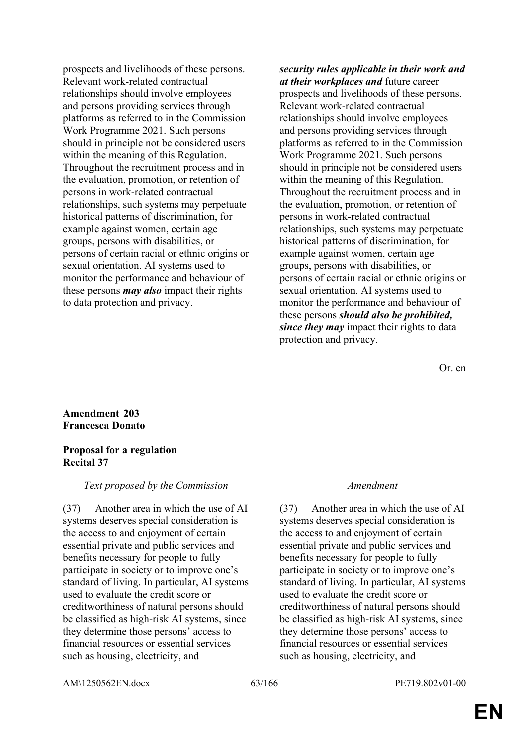| | |
|---|---|
| prospects and livelihoods of these persons. Relevant work-related contractual relationships should involve employees and persons providing services through platforms as referred to in the Commission Work Programme 2021. Such persons should in principle not be considered users within the meaning of this Regulation. Throughout the recruitment process and in the evaluation, promotion, or retention of persons in work-related contractual relationships, such systems may perpetuate historical patterns of discrimination, for example against women, certain age groups, persons with disabilities, or persons of certain racial or ethnic origins or sexual orientation. AI systems used to monitor the performance and behaviour of these persons ***may also*** impact their rights to data protection and privacy. | ***security rules applicable in their work and at their workplaces and*** future career prospects and livelihoods of these persons. Relevant work-related contractual relationships should involve employees and persons providing services through platforms as referred to in the Commission Work Programme 2021. Such persons should in principle not be considered users within the meaning of this Regulation. Throughout the recruitment process and in the evaluation, promotion, or retention of persons in work-related contractual relationships, such systems may perpetuate historical patterns of discrimination, for example against women, certain age groups, persons with disabilities, or persons of certain racial or ethnic origins or sexual orientation. AI systems used to monitor the performance and behaviour of these persons ***should also be prohibited, since they may*** impact their rights to data protection and privacy. |

Or. en

**Amendment 203**
**Francesca Donato**

**Proposal for a regulation**
**Recital 37**

| *Text proposed by the Commission* | *Amendment* |
|---|---|
| (37) Another area in which the use of AI systems deserves special consideration is the access to and enjoyment of certain essential private and public services and benefits necessary for people to fully participate in society or to improve one's standard of living. In particular, AI systems used to evaluate the credit score or creditworthiness of natural persons should be classified as high-risk AI systems, since they determine those persons' access to financial resources or essential services such as housing, electricity, and | (37) Another area in which the use of AI systems deserves special consideration is the access to and enjoyment of certain essential private and public services and benefits necessary for people to fully participate in society or to improve one's standard of living. In particular, AI systems used to evaluate the credit score or creditworthiness of natural persons should be classified as high-risk AI systems, since they determine those persons' access to financial resources or essential services such as housing, electricity, and |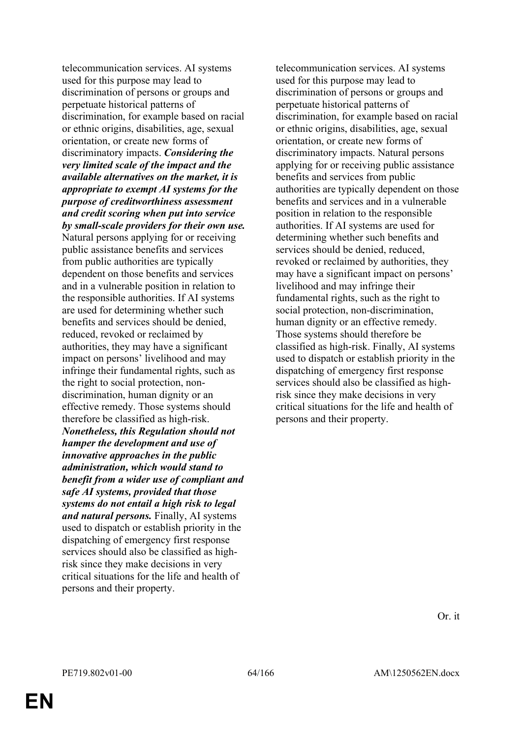| | |
|---|---|
| telecommunication services. AI systems used for this purpose may lead to discrimination of persons or groups and perpetuate historical patterns of discrimination, for example based on racial or ethnic origins, disabilities, age, sexual orientation, or create new forms of discriminatory impacts. ***Considering the very limited scale of the impact and the available alternatives on the market, it is appropriate to exempt AI systems for the purpose of creditworthiness assessment and credit scoring when put into service by small-scale providers for their own use.*** Natural persons applying for or receiving public assistance benefits and services from public authorities are typically dependent on those benefits and services and in a vulnerable position in relation to the responsible authorities. If AI systems are used for determining whether such benefits and services should be denied, reduced, revoked or reclaimed by authorities, they may have a significant impact on persons' livelihood and may infringe their fundamental rights, such as the right to social protection, non-discrimination, human dignity or an effective remedy. Those systems should therefore be classified as high-risk. ***Nonetheless, this Regulation should not hamper the development and use of innovative approaches in the public administration, which would stand to benefit from a wider use of compliant and safe AI systems, provided that those systems do not entail a high risk to legal and natural persons.*** Finally, AI systems used to dispatch or establish priority in the dispatching of emergency first response services should also be classified as high-risk since they make decisions in very critical situations for the life and health of persons and their property. | telecommunication services. AI systems used for this purpose may lead to discrimination of persons or groups and perpetuate historical patterns of discrimination, for example based on racial or ethnic origins, disabilities, age, sexual orientation, or create new forms of discriminatory impacts. Natural persons applying for or receiving public assistance benefits and services from public authorities are typically dependent on those benefits and services and in a vulnerable position in relation to the responsible authorities. If AI systems are used for determining whether such benefits and services should be denied, reduced, revoked or reclaimed by authorities, they may have a significant impact on persons' livelihood and may infringe their fundamental rights, such as the right to social protection, non-discrimination, human dignity or an effective remedy. Those systems should therefore be classified as high-risk. Finally, AI systems used to dispatch or establish priority in the dispatching of emergency first response services should also be classified as high-risk since they make decisions in very critical situations for the life and health of persons and their property. |

Or. it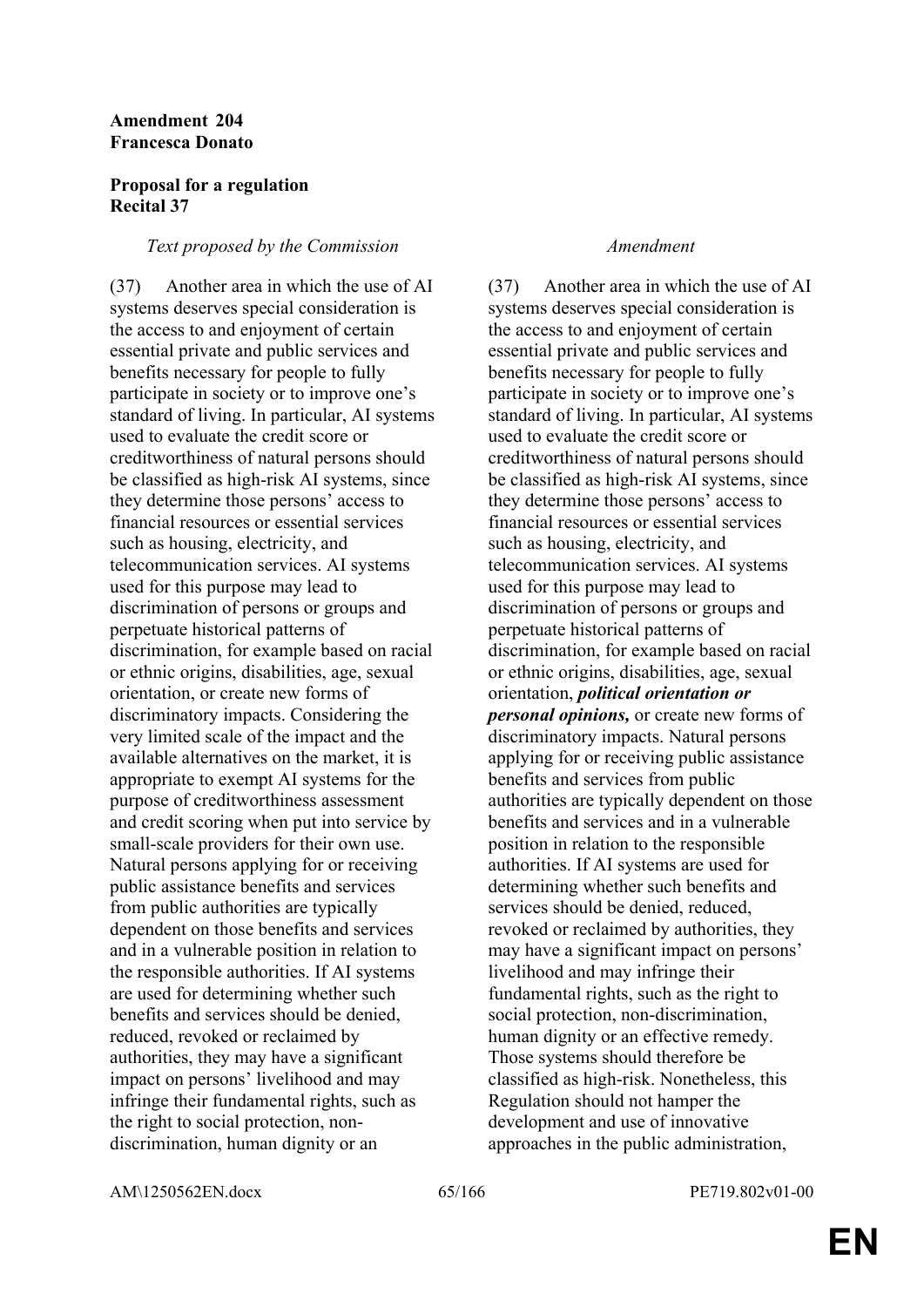**Amendment 204**
**Francesca Donato**

**Proposal for a regulation**
**Recital 37**

| *Text proposed by the Commission* | *Amendment* |
|---|---|
| (37) Another area in which the use of AI systems deserves special consideration is the access to and enjoyment of certain essential private and public services and benefits necessary for people to fully participate in society or to improve one's standard of living. In particular, AI systems used to evaluate the credit score or creditworthiness of natural persons should be classified as high-risk AI systems, since they determine those persons' access to financial resources or essential services such as housing, electricity, and telecommunication services. AI systems used for this purpose may lead to discrimination of persons or groups and perpetuate historical patterns of discrimination, for example based on racial or ethnic origins, disabilities, age, sexual orientation, or create new forms of discriminatory impacts. Considering the very limited scale of the impact and the available alternatives on the market, it is appropriate to exempt AI systems for the purpose of creditworthiness assessment and credit scoring when put into service by small-scale providers for their own use. Natural persons applying for or receiving public assistance benefits and services from public authorities are typically dependent on those benefits and services and in a vulnerable position in relation to the responsible authorities. If AI systems are used for determining whether such benefits and services should be denied, reduced, revoked or reclaimed by authorities, they may have a significant impact on persons' livelihood and may infringe their fundamental rights, such as the right to social protection, non-discrimination, human dignity or an | (37) Another area in which the use of AI systems deserves special consideration is the access to and enjoyment of certain essential private and public services and benefits necessary for people to fully participate in society or to improve one's standard of living. In particular, AI systems used to evaluate the credit score or creditworthiness of natural persons should be classified as high-risk AI systems, since they determine those persons' access to financial resources or essential services such as housing, electricity, and telecommunication services. AI systems used for this purpose may lead to discrimination of persons or groups and perpetuate historical patterns of discrimination, for example based on racial or ethnic origins, disabilities, age, sexual orientation, ***political orientation or personal opinions,*** or create new forms of discriminatory impacts. Natural persons applying for or receiving public assistance benefits and services from public authorities are typically dependent on those benefits and services and in a vulnerable position in relation to the responsible authorities. If AI systems are used for determining whether such benefits and services should be denied, reduced, revoked or reclaimed by authorities, they may have a significant impact on persons' livelihood and may infringe their fundamental rights, such as the right to social protection, non-discrimination, human dignity or an effective remedy. Those systems should therefore be classified as high-risk. Nonetheless, this Regulation should not hamper the development and use of innovative approaches in the public administration, |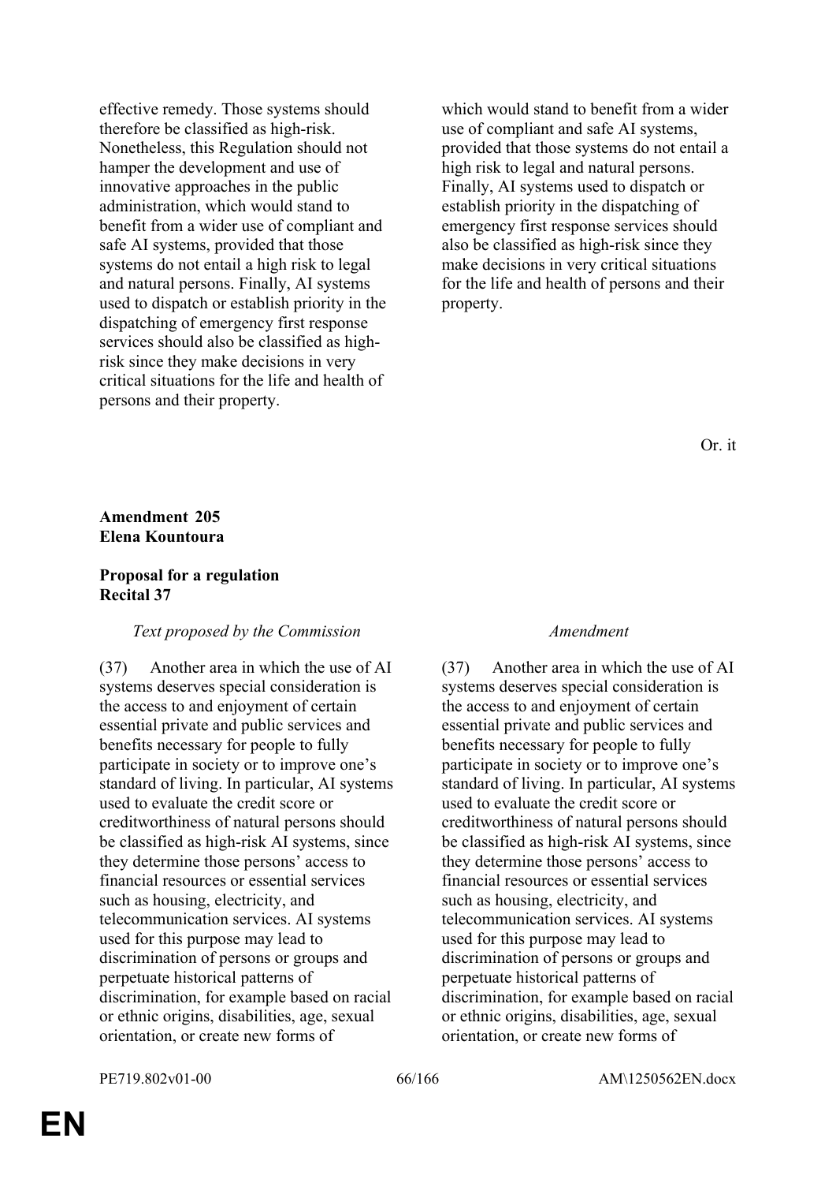| | |
|---|---|
| effective remedy. Those systems should therefore be classified as high-risk. Nonetheless, this Regulation should not hamper the development and use of innovative approaches in the public administration, which would stand to benefit from a wider use of compliant and safe AI systems, provided that those systems do not entail a high risk to legal and natural persons. Finally, AI systems used to dispatch or establish priority in the dispatching of emergency first response services should also be classified as high-risk since they make decisions in very critical situations for the life and health of persons and their property. | which would stand to benefit from a wider use of compliant and safe AI systems, provided that those systems do not entail a high risk to legal and natural persons. Finally, AI systems used to dispatch or establish priority in the dispatching of emergency first response services should also be classified as high-risk since they make decisions in very critical situations for the life and health of persons and their property. |

Or. it

**Amendment 205**
**Elena Kountoura**

**Proposal for a regulation**
**Recital 37**

| *Text proposed by the Commission* | *Amendment* |
|---|---|
| (37) Another area in which the use of AI systems deserves special consideration is the access to and enjoyment of certain essential private and public services and benefits necessary for people to fully participate in society or to improve one's standard of living. In particular, AI systems used to evaluate the credit score or creditworthiness of natural persons should be classified as high-risk AI systems, since they determine those persons' access to financial resources or essential services such as housing, electricity, and telecommunication services. AI systems used for this purpose may lead to discrimination of persons or groups and perpetuate historical patterns of discrimination, for example based on racial or ethnic origins, disabilities, age, sexual orientation, or create new forms of | (37) Another area in which the use of AI systems deserves special consideration is the access to and enjoyment of certain essential private and public services and benefits necessary for people to fully participate in society or to improve one's standard of living. In particular, AI systems used to evaluate the credit score or creditworthiness of natural persons should be classified as high-risk AI systems, since they determine those persons' access to financial resources or essential services such as housing, electricity, and telecommunication services. AI systems used for this purpose may lead to discrimination of persons or groups and perpetuate historical patterns of discrimination, for example based on racial or ethnic origins, disabilities, age, sexual orientation, or create new forms of |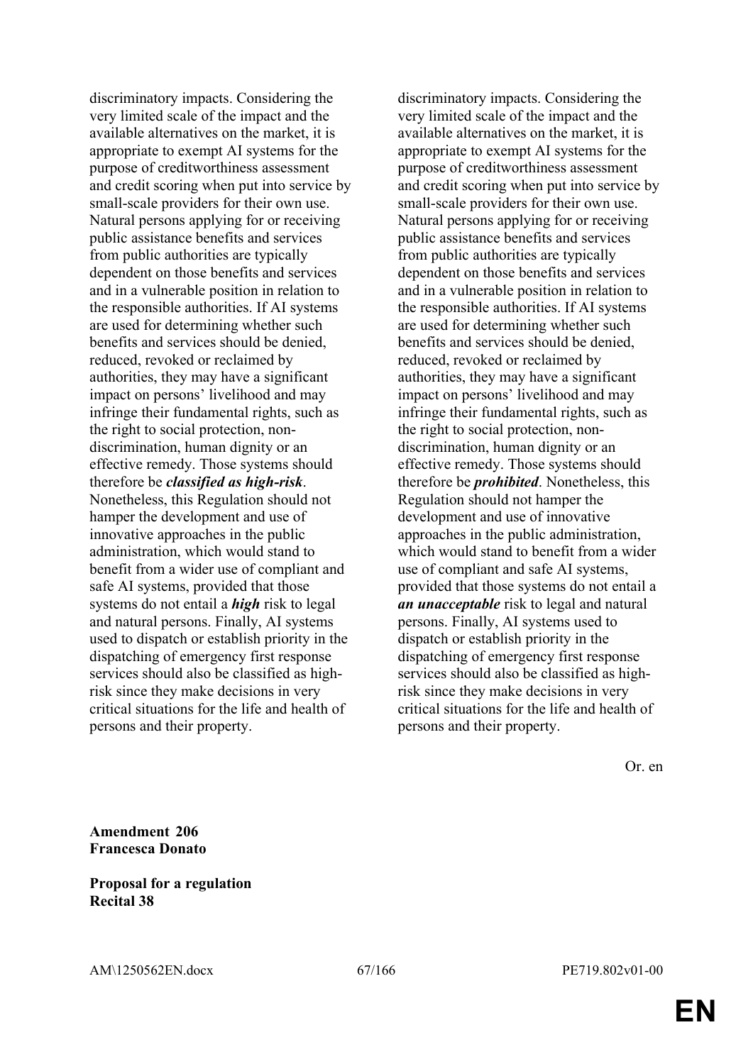| | |
|---|---|
| discriminatory impacts. Considering the very limited scale of the impact and the available alternatives on the market, it is appropriate to exempt AI systems for the purpose of creditworthiness assessment and credit scoring when put into service by small-scale providers for their own use. Natural persons applying for or receiving public assistance benefits and services from public authorities are typically dependent on those benefits and services and in a vulnerable position in relation to the responsible authorities. If AI systems are used for determining whether such benefits and services should be denied, reduced, revoked or reclaimed by authorities, they may have a significant impact on persons' livelihood and may infringe their fundamental rights, such as the right to social protection, non-discrimination, human dignity or an effective remedy. Those systems should therefore be ***classified as high-risk***. Nonetheless, this Regulation should not hamper the development and use of innovative approaches in the public administration, which would stand to benefit from a wider use of compliant and safe AI systems, provided that those systems do not entail a ***high*** risk to legal and natural persons. Finally, AI systems used to dispatch or establish priority in the dispatching of emergency first response services should also be classified as high-risk since they make decisions in very critical situations for the life and health of persons and their property. | discriminatory impacts. Considering the very limited scale of the impact and the available alternatives on the market, it is appropriate to exempt AI systems for the purpose of creditworthiness assessment and credit scoring when put into service by small-scale providers for their own use. Natural persons applying for or receiving public assistance benefits and services from public authorities are typically dependent on those benefits and services and in a vulnerable position in relation to the responsible authorities. If AI systems are used for determining whether such benefits and services should be denied, reduced, revoked or reclaimed by authorities, they may have a significant impact on persons' livelihood and may infringe their fundamental rights, such as the right to social protection, non-discrimination, human dignity or an effective remedy. Those systems should therefore be ***prohibited***. Nonetheless, this Regulation should not hamper the development and use of innovative approaches in the public administration, which would stand to benefit from a wider use of compliant and safe AI systems, provided that those systems do not entail a ***an unacceptable*** risk to legal and natural persons. Finally, AI systems used to dispatch or establish priority in the dispatching of emergency first response services should also be classified as high-risk since they make decisions in very critical situations for the life and health of persons and their property. |

Or. en

**Amendment 206**
**Francesca Donato**

**Proposal for a regulation**
**Recital 38**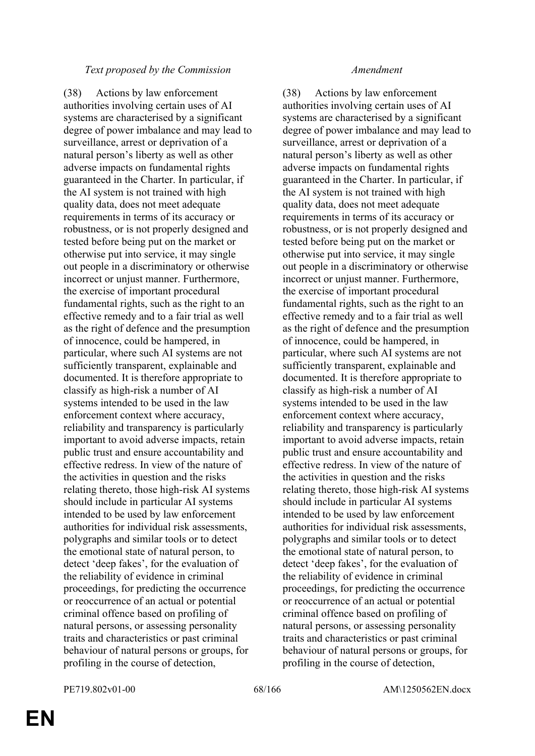| *Text proposed by the Commission* | *Amendment* |
|---|---|
| (38) Actions by law enforcement authorities involving certain uses of AI systems are characterised by a significant degree of power imbalance and may lead to surveillance, arrest or deprivation of a natural person's liberty as well as other adverse impacts on fundamental rights guaranteed in the Charter. In particular, if the AI system is not trained with high quality data, does not meet adequate requirements in terms of its accuracy or robustness, or is not properly designed and tested before being put on the market or otherwise put into service, it may single out people in a discriminatory or otherwise incorrect or unjust manner. Furthermore, the exercise of important procedural fundamental rights, such as the right to an effective remedy and to a fair trial as well as the right of defence and the presumption of innocence, could be hampered, in particular, where such AI systems are not sufficiently transparent, explainable and documented. It is therefore appropriate to classify as high-risk a number of AI systems intended to be used in the law enforcement context where accuracy, reliability and transparency is particularly important to avoid adverse impacts, retain public trust and ensure accountability and effective redress. In view of the nature of the activities in question and the risks relating thereto, those high-risk AI systems should include in particular AI systems intended to be used by law enforcement authorities for individual risk assessments, polygraphs and similar tools or to detect the emotional state of natural person, to detect 'deep fakes', for the evaluation of the reliability of evidence in criminal proceedings, for predicting the occurrence or reoccurrence of an actual or potential criminal offence based on profiling of natural persons, or assessing personality traits and characteristics or past criminal behaviour of natural persons or groups, for profiling in the course of detection, | (38) Actions by law enforcement authorities involving certain uses of AI systems are characterised by a significant degree of power imbalance and may lead to surveillance, arrest or deprivation of a natural person's liberty as well as other adverse impacts on fundamental rights guaranteed in the Charter. In particular, if the AI system is not trained with high quality data, does not meet adequate requirements in terms of its accuracy or robustness, or is not properly designed and tested before being put on the market or otherwise put into service, it may single out people in a discriminatory or otherwise incorrect or unjust manner. Furthermore, the exercise of important procedural fundamental rights, such as the right to an effective remedy and to a fair trial as well as the right of defence and the presumption of innocence, could be hampered, in particular, where such AI systems are not sufficiently transparent, explainable and documented. It is therefore appropriate to classify as high-risk a number of AI systems intended to be used in the law enforcement context where accuracy, reliability and transparency is particularly important to avoid adverse impacts, retain public trust and ensure accountability and effective redress. In view of the nature of the activities in question and the risks relating thereto, those high-risk AI systems should include in particular AI systems intended to be used by law enforcement authorities for individual risk assessments, polygraphs and similar tools or to detect the emotional state of natural person, to detect 'deep fakes', for the evaluation of the reliability of evidence in criminal proceedings, for predicting the occurrence or reoccurrence of an actual or potential criminal offence based on profiling of natural persons, or assessing personality traits and characteristics or past criminal behaviour of natural persons or groups, for profiling in the course of detection, |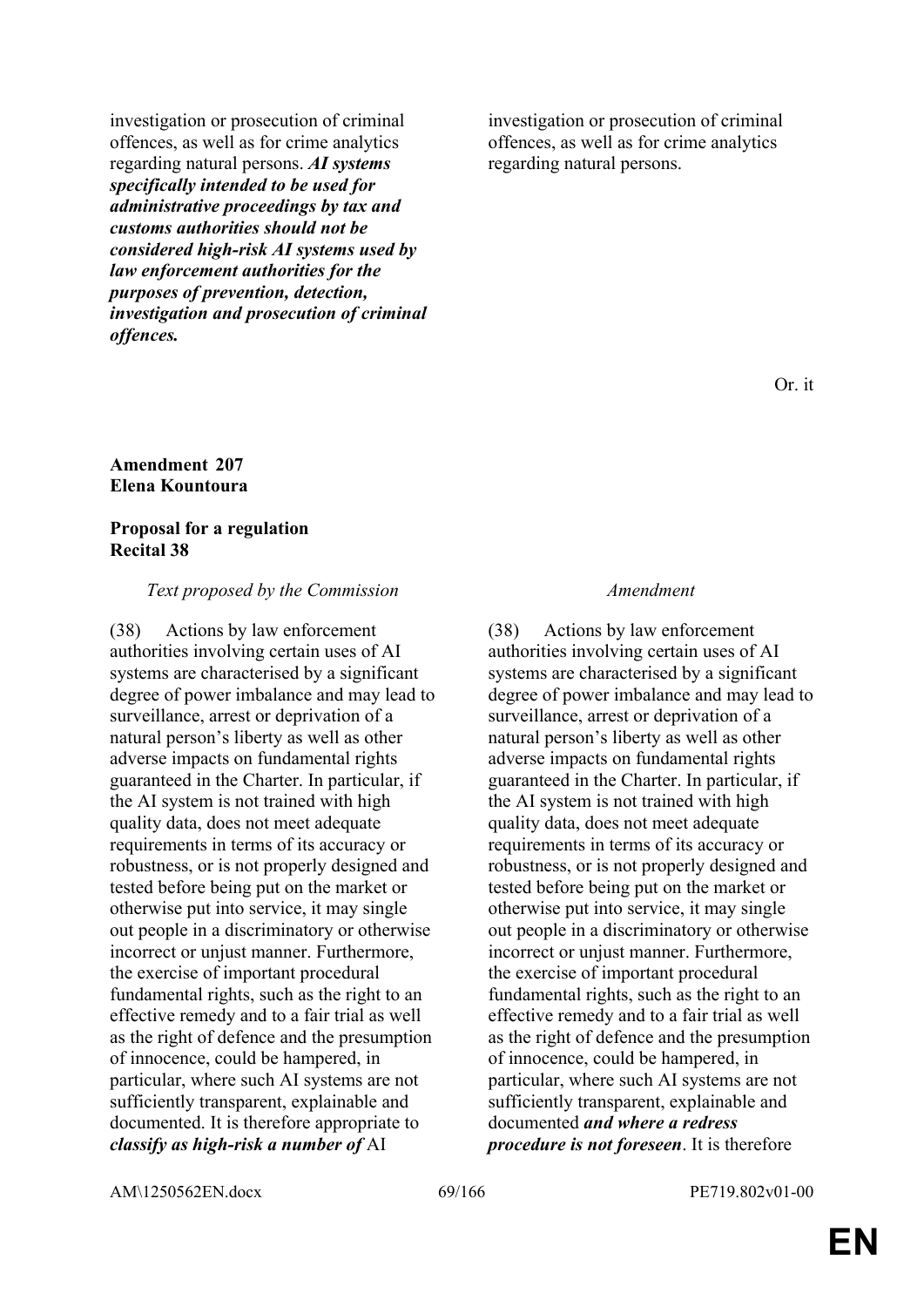| | |
|---|---|
| investigation or prosecution of criminal offences, as well as for crime analytics regarding natural persons. ***AI systems specifically intended to be used for administrative proceedings by tax and customs authorities should not be considered high-risk AI systems used by law enforcement authorities for the purposes of prevention, detection, investigation and prosecution of criminal offences.*** | investigation or prosecution of criminal offences, as well as for crime analytics regarding natural persons. |

Or. it

**Amendment 207**
**Elena Kountoura**

**Proposal for a regulation**
**Recital 38**

| *Text proposed by the Commission* | *Amendment* |
|---|---|
| (38) Actions by law enforcement authorities involving certain uses of AI systems are characterised by a significant degree of power imbalance and may lead to surveillance, arrest or deprivation of a natural person's liberty as well as other adverse impacts on fundamental rights guaranteed in the Charter. In particular, if the AI system is not trained with high quality data, does not meet adequate requirements in terms of its accuracy or robustness, or is not properly designed and tested before being put on the market or otherwise put into service, it may single out people in a discriminatory or otherwise incorrect or unjust manner. Furthermore, the exercise of important procedural fundamental rights, such as the right to an effective remedy and to a fair trial as well as the right of defence and the presumption of innocence, could be hampered, in particular, where such AI systems are not sufficiently transparent, explainable and documented. It is therefore appropriate to ***classify as high-risk a number of*** AI | (38) Actions by law enforcement authorities involving certain uses of AI systems are characterised by a significant degree of power imbalance and may lead to surveillance, arrest or deprivation of a natural person's liberty as well as other adverse impacts on fundamental rights guaranteed in the Charter. In particular, if the AI system is not trained with high quality data, does not meet adequate requirements in terms of its accuracy or robustness, or is not properly designed and tested before being put on the market or otherwise put into service, it may single out people in a discriminatory or otherwise incorrect or unjust manner. Furthermore, the exercise of important procedural fundamental rights, such as the right to an effective remedy and to a fair trial as well as the right of defence and the presumption of innocence, could be hampered, in particular, where such AI systems are not sufficiently transparent, explainable and documented ***and where a redress procedure is not foreseen***. It is therefore |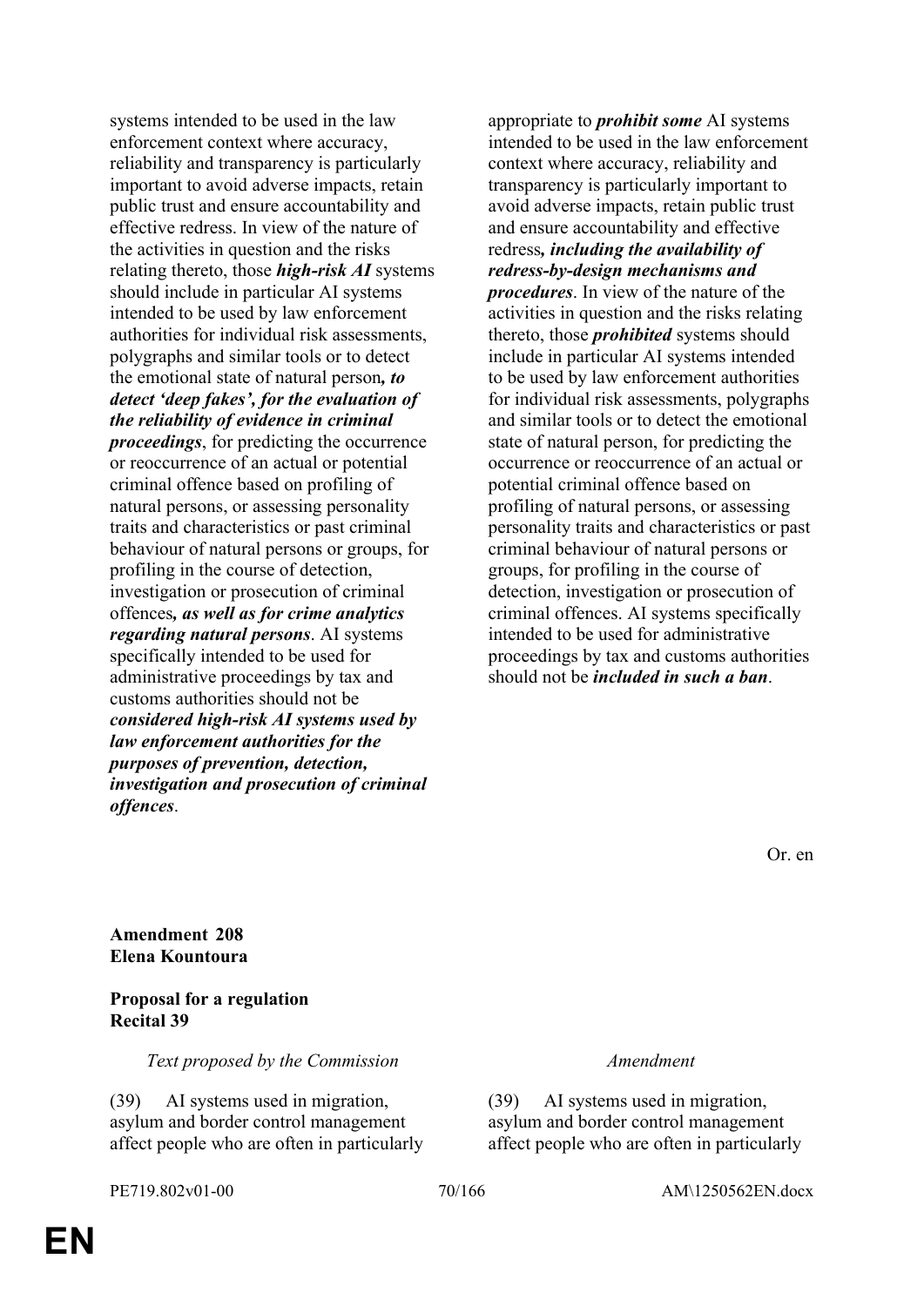| | |
|---|---|
| systems intended to be used in the law enforcement context where accuracy, reliability and transparency is particularly important to avoid adverse impacts, retain public trust and ensure accountability and effective redress. In view of the nature of the activities in question and the risks relating thereto, those ***high-risk AI*** systems should include in particular AI systems intended to be used by law enforcement authorities for individual risk assessments, polygraphs and similar tools or to detect the emotional state of natural person***, to detect 'deep fakes', for the evaluation of the reliability of evidence in criminal proceedings***, for predicting the occurrence or reoccurrence of an actual or potential criminal offence based on profiling of natural persons, or assessing personality traits and characteristics or past criminal behaviour of natural persons or groups, for profiling in the course of detection, investigation or prosecution of criminal offences***, as well as for crime analytics regarding natural persons***. AI systems specifically intended to be used for administrative proceedings by tax and customs authorities should not be ***considered high-risk AI systems used by law enforcement authorities for the purposes of prevention, detection, investigation and prosecution of criminal offences***. | appropriate to ***prohibit some*** AI systems intended to be used in the law enforcement context where accuracy, reliability and transparency is particularly important to avoid adverse impacts, retain public trust and ensure accountability and effective redress***, including the availability of redress-by-design mechanisms and procedures***. In view of the nature of the activities in question and the risks relating thereto, those ***prohibited*** systems should include in particular AI systems intended to be used by law enforcement authorities for individual risk assessments, polygraphs and similar tools or to detect the emotional state of natural person, for predicting the occurrence or reoccurrence of an actual or potential criminal offence based on profiling of natural persons, or assessing personality traits and characteristics or past criminal behaviour of natural persons or groups, for profiling in the course of detection, investigation or prosecution of criminal offences. AI systems specifically intended to be used for administrative proceedings by tax and customs authorities should not be ***included in such a ban***. |

Or. en

**Amendment 208**
**Elena Kountoura**

**Proposal for a regulation**
**Recital 39**

| *Text proposed by the Commission* | *Amendment* |
|---|---|
| (39) AI systems used in migration, asylum and border control management affect people who are often in particularly | (39) AI systems used in migration, asylum and border control management affect people who are often in particularly |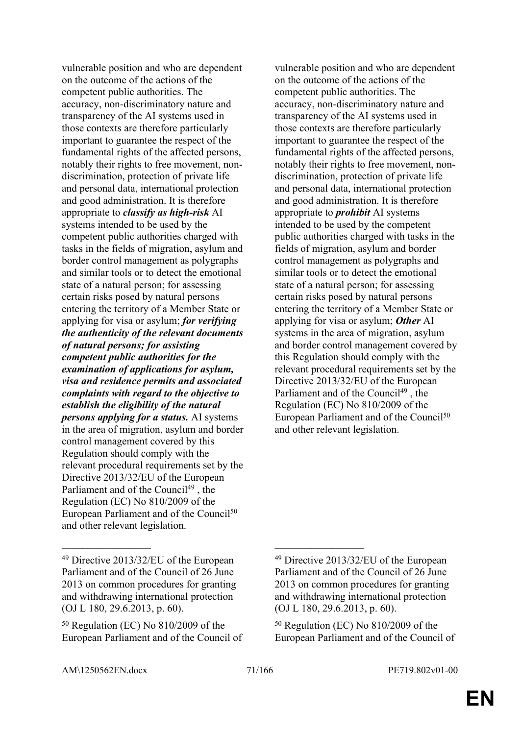| | |
|---|---|
| vulnerable position and who are dependent on the outcome of the actions of the competent public authorities. The accuracy, non-discriminatory nature and transparency of the AI systems used in those contexts are therefore particularly important to guarantee the respect of the fundamental rights of the affected persons, notably their rights to free movement, non-discrimination, protection of private life and personal data, international protection and good administration. It is therefore appropriate to ***classify as high-risk*** AI systems intended to be used by the competent public authorities charged with tasks in the fields of migration, asylum and border control management as polygraphs and similar tools or to detect the emotional state of a natural person; for assessing certain risks posed by natural persons entering the territory of a Member State or applying for visa or asylum; ***for verifying the authenticity of the relevant documents of natural persons; for assisting competent public authorities for the examination of applications for asylum, visa and residence permits and associated complaints with regard to the objective to establish the eligibility of the natural persons applying for a status.*** AI systems in the area of migration, asylum and border control management covered by this Regulation should comply with the relevant procedural requirements set by the Directive 2013/32/EU of the European Parliament and of the Council[49] , the Regulation (EC) No 810/2009 of the European Parliament and of the Council[50] and other relevant legislation. | vulnerable position and who are dependent on the outcome of the actions of the competent public authorities. The accuracy, non-discriminatory nature and transparency of the AI systems used in those contexts are therefore particularly important to guarantee the respect of the fundamental rights of the affected persons, notably their rights to free movement, non-discrimination, protection of private life and personal data, international protection and good administration. It is therefore appropriate to ***prohibit*** AI systems intended to be used by the competent public authorities charged with tasks in the fields of migration, asylum and border control management as polygraphs and similar tools or to detect the emotional state of a natural person; for assessing certain risks posed by natural persons entering the territory of a Member State or applying for visa or asylum; ***Other*** AI systems in the area of migration, asylum and border control management covered by this Regulation should comply with the relevant procedural requirements set by the Directive 2013/32/EU of the European Parliament and of the Council[49] , the Regulation (EC) No 810/2009 of the European Parliament and of the Council[50] and other relevant legislation. |
| __________________ | __________________ |
| [49] Directive 2013/32/EU of the European Parliament and of the Council of 26 June 2013 on common procedures for granting and withdrawing international protection (OJ L 180, 29.6.2013, p. 60). | [49] Directive 2013/32/EU of the European Parliament and of the Council of 26 June 2013 on common procedures for granting and withdrawing international protection (OJ L 180, 29.6.2013, p. 60). |
| [50] Regulation (EC) No 810/2009 of the European Parliament and of the Council of | [50] Regulation (EC) No 810/2009 of the European Parliament and of the Council of |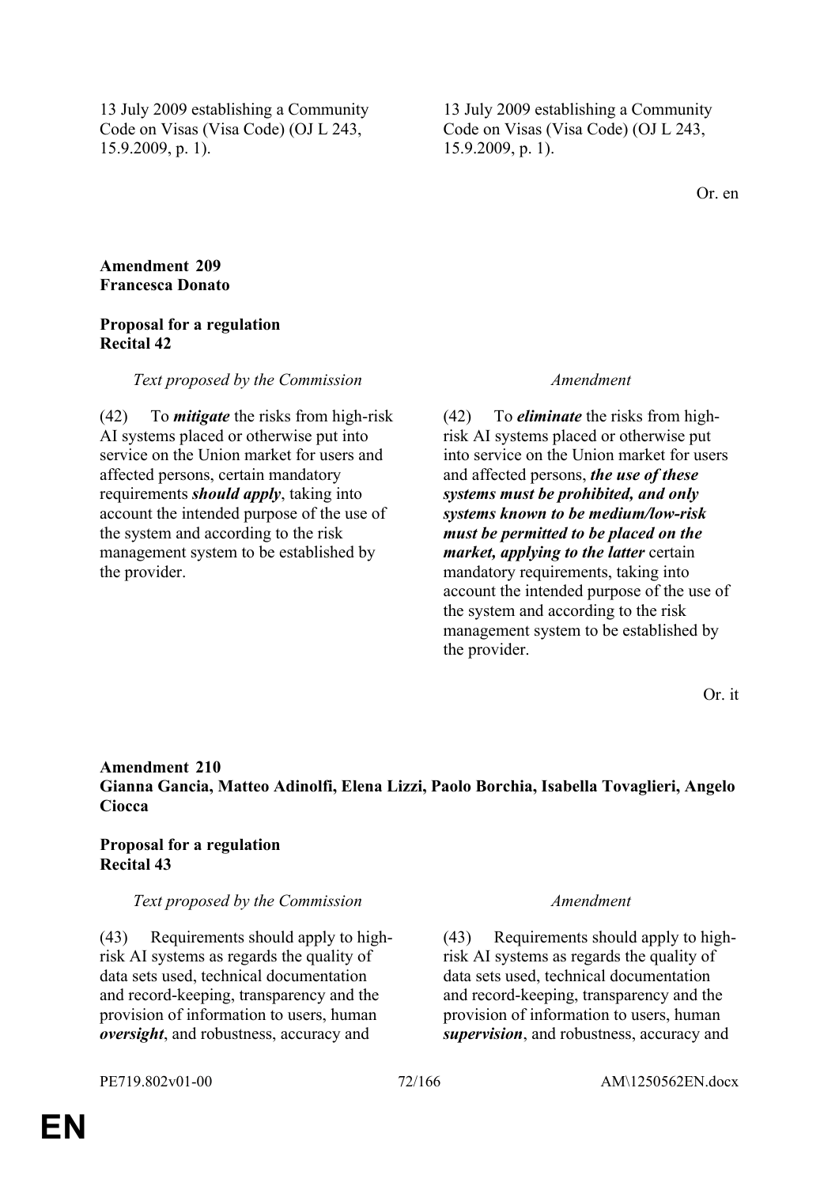| | |
|---|---|
| 13 July 2009 establishing a Community Code on Visas (Visa Code) (OJ L 243, 15.9.2009, p. 1). | 13 July 2009 establishing a Community Code on Visas (Visa Code) (OJ L 243, 15.9.2009, p. 1). |

Or. en

**Amendment 209**
**Francesca Donato**

**Proposal for a regulation**
**Recital 42**

| *Text proposed by the Commission* | *Amendment* |
|---|---|
| (42) To ***mitigate*** the risks from high-risk AI systems placed or otherwise put into service on the Union market for users and affected persons, certain mandatory requirements ***should apply***, taking into account the intended purpose of the use of the system and according to the risk management system to be established by the provider. | (42) To ***eliminate*** the risks from high-risk AI systems placed or otherwise put into service on the Union market for users and affected persons, ***the use of these systems must be prohibited, and only systems known to be medium/low-risk must be permitted to be placed on the market, applying to the latter*** certain mandatory requirements, taking into account the intended purpose of the use of the system and according to the risk management system to be established by the provider. |

Or. it

**Amendment 210**
**Gianna Gancia, Matteo Adinolfi, Elena Lizzi, Paolo Borchia, Isabella Tovaglieri, Angelo Ciocca**

**Proposal for a regulation**
**Recital 43**

| *Text proposed by the Commission* | *Amendment* |
|---|---|
| (43) Requirements should apply to high-risk AI systems as regards the quality of data sets used, technical documentation and record-keeping, transparency and the provision of information to users, human ***oversight***, and robustness, accuracy and | (43) Requirements should apply to high-risk AI systems as regards the quality of data sets used, technical documentation and record-keeping, transparency and the provision of information to users, human ***supervision***, and robustness, accuracy and |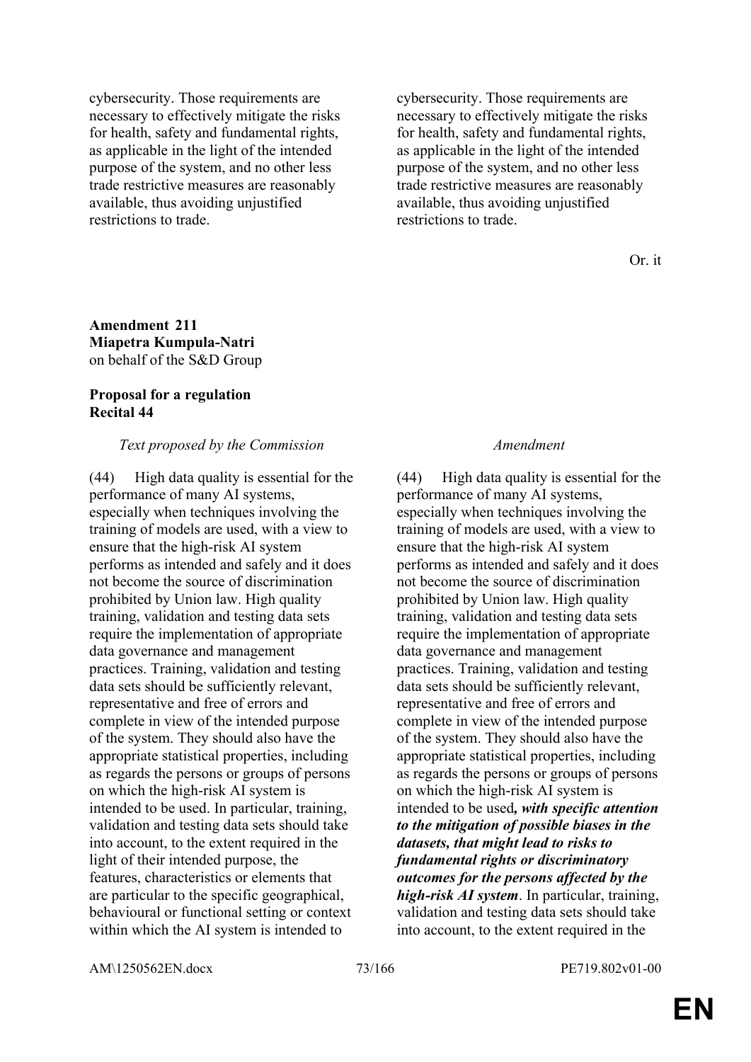| | |
|---|---|
| cybersecurity. Those requirements are necessary to effectively mitigate the risks for health, safety and fundamental rights, as applicable in the light of the intended purpose of the system, and no other less trade restrictive measures are reasonably available, thus avoiding unjustified restrictions to trade. | cybersecurity. Those requirements are necessary to effectively mitigate the risks for health, safety and fundamental rights, as applicable in the light of the intended purpose of the system, and no other less trade restrictive measures are reasonably available, thus avoiding unjustified restrictions to trade. |

Or. it

**Amendment 211**
**Miapetra Kumpula-Natri**
on behalf of the S&D Group

**Proposal for a regulation**
**Recital 44**

| *Text proposed by the Commission* | *Amendment* |
|---|---|
| (44) High data quality is essential for the performance of many AI systems, especially when techniques involving the training of models are used, with a view to ensure that the high-risk AI system performs as intended and safely and it does not become the source of discrimination prohibited by Union law. High quality training, validation and testing data sets require the implementation of appropriate data governance and management practices. Training, validation and testing data sets should be sufficiently relevant, representative and free of errors and complete in view of the intended purpose of the system. They should also have the appropriate statistical properties, including as regards the persons or groups of persons on which the high-risk AI system is intended to be used. In particular, training, validation and testing data sets should take into account, to the extent required in the light of their intended purpose, the features, characteristics or elements that are particular to the specific geographical, behavioural or functional setting or context within which the AI system is intended to | (44) High data quality is essential for the performance of many AI systems, especially when techniques involving the training of models are used, with a view to ensure that the high-risk AI system performs as intended and safely and it does not become the source of discrimination prohibited by Union law. High quality training, validation and testing data sets require the implementation of appropriate data governance and management practices. Training, validation and testing data sets should be sufficiently relevant, representative and free of errors and complete in view of the intended purpose of the system. They should also have the appropriate statistical properties, including as regards the persons or groups of persons on which the high-risk AI system is intended to be used***, with specific attention to the mitigation of possible biases in the datasets, that might lead to risks to fundamental rights or discriminatory outcomes for the persons affected by the high-risk AI system***. In particular, training, validation and testing data sets should take into account, to the extent required in the |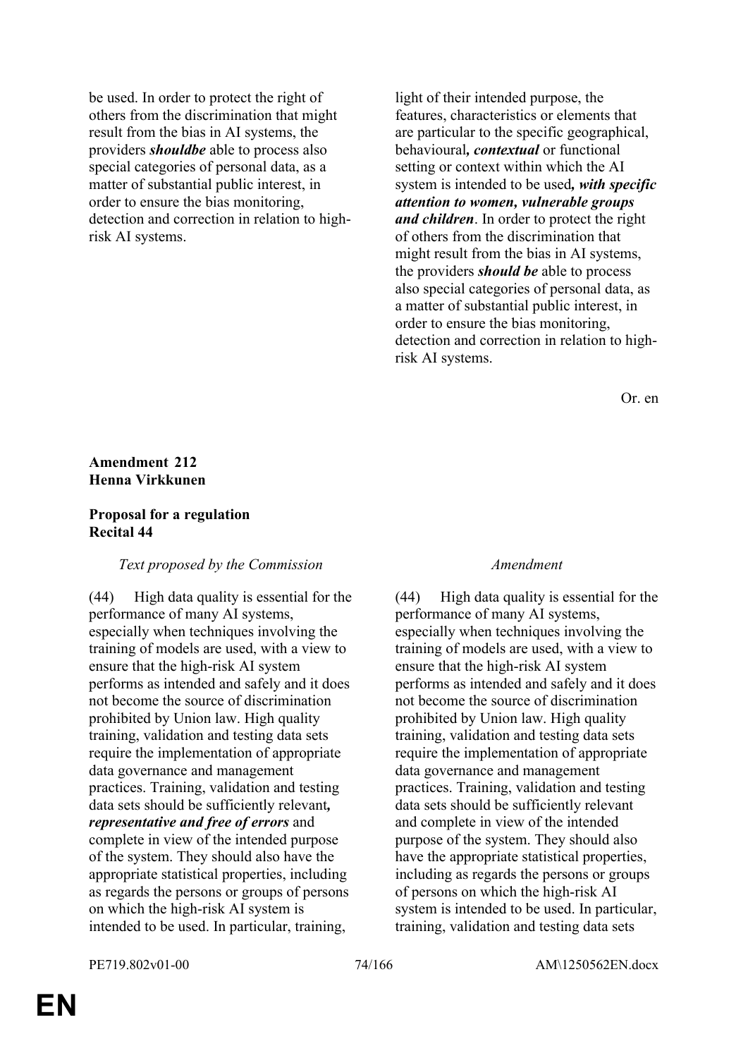| | |
|---|---|
| be used. In order to protect the right of others from the discrimination that might result from the bias in AI systems, the providers ***shouldbe*** able to process also special categories of personal data, as a matter of substantial public interest, in order to ensure the bias monitoring, detection and correction in relation to high-risk AI systems. | light of their intended purpose, the features, characteristics or elements that are particular to the specific geographical, behavioural***, contextual*** or functional setting or context within which the AI system is intended to be used***, with specific attention to women, vulnerable groups and children***. In order to protect the right of others from the discrimination that might result from the bias in AI systems, the providers ***should be*** able to process also special categories of personal data, as a matter of substantial public interest, in order to ensure the bias monitoring, detection and correction in relation to high-risk AI systems. |

Or. en

**Amendment 212**
**Henna Virkkunen**

**Proposal for a regulation**
**Recital 44**

| *Text proposed by the Commission* | *Amendment* |
|---|---|
| (44) High data quality is essential for the performance of many AI systems, especially when techniques involving the training of models are used, with a view to ensure that the high-risk AI system performs as intended and safely and it does not become the source of discrimination prohibited by Union law. High quality training, validation and testing data sets require the implementation of appropriate data governance and management practices. Training, validation and testing data sets should be sufficiently relevant***, representative and free of errors*** and complete in view of the intended purpose of the system. They should also have the appropriate statistical properties, including as regards the persons or groups of persons on which the high-risk AI system is intended to be used. In particular, training, | (44) High data quality is essential for the performance of many AI systems, especially when techniques involving the training of models are used, with a view to ensure that the high-risk AI system performs as intended and safely and it does not become the source of discrimination prohibited by Union law. High quality training, validation and testing data sets require the implementation of appropriate data governance and management practices. Training, validation and testing data sets should be sufficiently relevant and complete in view of the intended purpose of the system. They should also have the appropriate statistical properties, including as regards the persons or groups of persons on which the high-risk AI system is intended to be used. In particular, training, validation and testing data sets |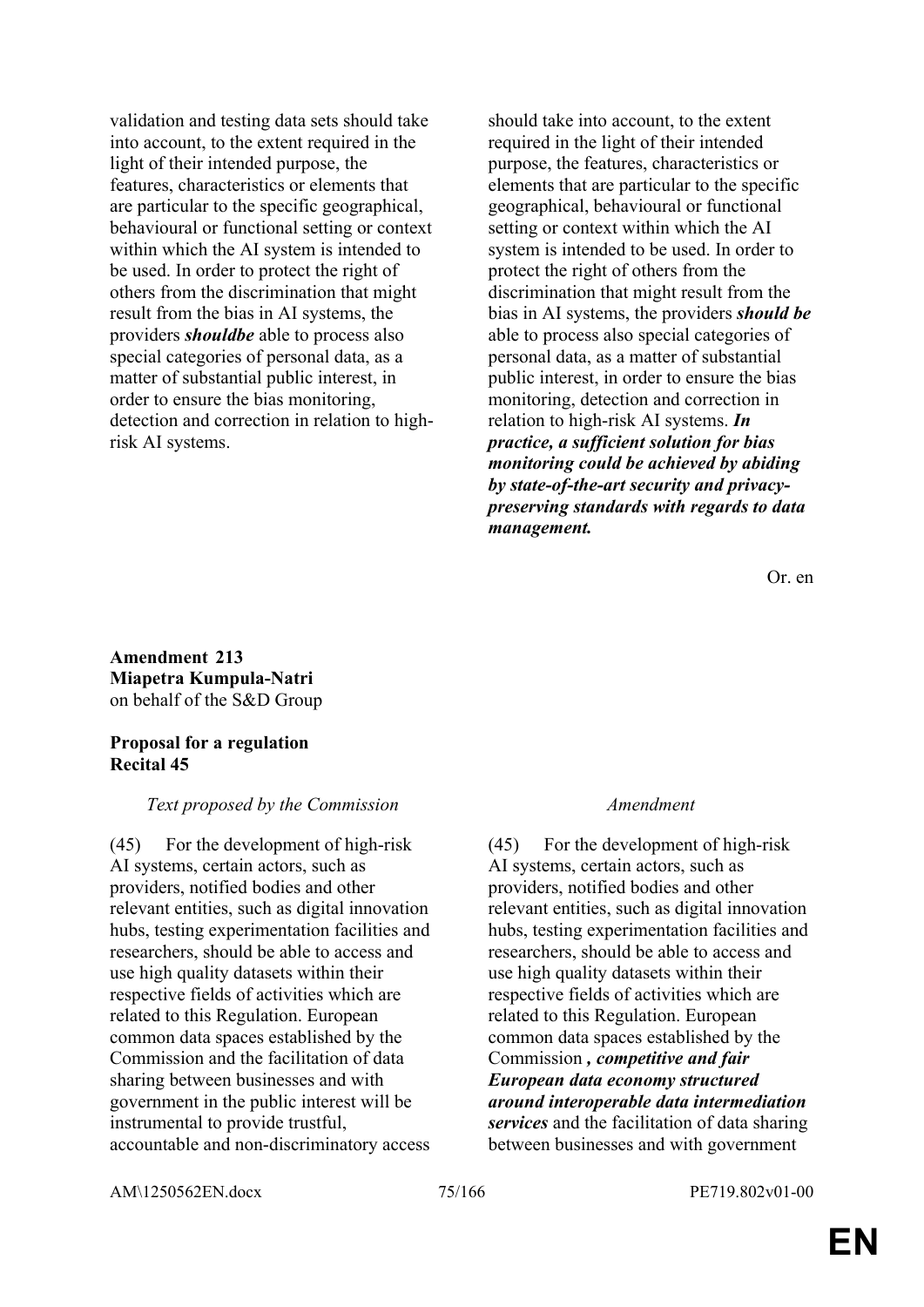| | |
|---|---|
| validation and testing data sets should take into account, to the extent required in the light of their intended purpose, the features, characteristics or elements that are particular to the specific geographical, behavioural or functional setting or context within which the AI system is intended to be used. In order to protect the right of others from the discrimination that might result from the bias in AI systems, the providers ***shouldbe*** able to process also special categories of personal data, as a matter of substantial public interest, in order to ensure the bias monitoring, detection and correction in relation to high-risk AI systems. | should take into account, to the extent required in the light of their intended purpose, the features, characteristics or elements that are particular to the specific geographical, behavioural or functional setting or context within which the AI system is intended to be used. In order to protect the right of others from the discrimination that might result from the bias in AI systems, the providers ***should be*** able to process also special categories of personal data, as a matter of substantial public interest, in order to ensure the bias monitoring, detection and correction in relation to high-risk AI systems. ***In practice, a sufficient solution for bias monitoring could be achieved by abiding by state-of-the-art security and privacy-preserving standards with regards to data management.*** |

Or. en

**Amendment 213**
**Miapetra Kumpula-Natri**
on behalf of the S&D Group

**Proposal for a regulation**
**Recital 45**

| *Text proposed by the Commission* | *Amendment* |
|---|---|
| (45) For the development of high-risk AI systems, certain actors, such as providers, notified bodies and other relevant entities, such as digital innovation hubs, testing experimentation facilities and researchers, should be able to access and use high quality datasets within their respective fields of activities which are related to this Regulation. European common data spaces established by the Commission and the facilitation of data sharing between businesses and with government in the public interest will be instrumental to provide trustful, accountable and non-discriminatory access | (45) For the development of high-risk AI systems, certain actors, such as providers, notified bodies and other relevant entities, such as digital innovation hubs, testing experimentation facilities and researchers, should be able to access and use high quality datasets within their respective fields of activities which are related to this Regulation. European common data spaces established by the Commission ***, competitive and fair European data economy structured around interoperable data intermediation services*** and the facilitation of data sharing between businesses and with government |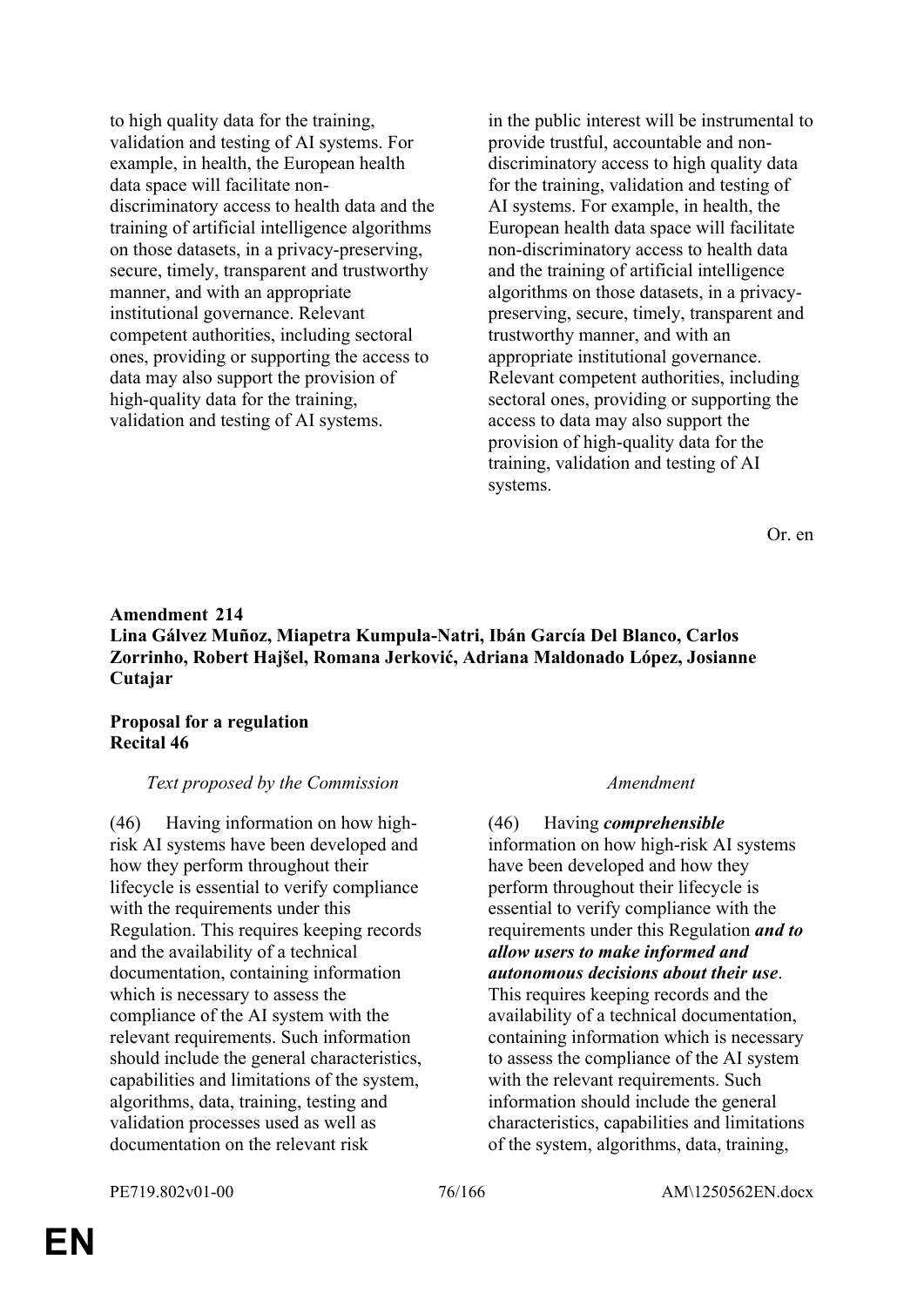| | |
|---|---|
| to high quality data for the training, validation and testing of AI systems. For example, in health, the European health data space will facilitate non-discriminatory access to health data and the training of artificial intelligence algorithms on those datasets, in a privacy-preserving, secure, timely, transparent and trustworthy manner, and with an appropriate institutional governance. Relevant competent authorities, including sectoral ones, providing or supporting the access to data may also support the provision of high-quality data for the training, validation and testing of AI systems. | in the public interest will be instrumental to provide trustful, accountable and non-discriminatory access to high quality data for the training, validation and testing of AI systems. For example, in health, the European health data space will facilitate non-discriminatory access to health data and the training of artificial intelligence algorithms on those datasets, in a privacy-preserving, secure, timely, transparent and trustworthy manner, and with an appropriate institutional governance. Relevant competent authorities, including sectoral ones, providing or supporting the access to data may also support the provision of high-quality data for the training, validation and testing of AI systems. |

Or. en

**Amendment 214**
**Lina Gálvez Muñoz, Miapetra Kumpula-Natri, Ibán García Del Blanco, Carlos Zorrinho, Robert Hajšel, Romana Jerković, Adriana Maldonado López, Josianne Cutajar**

**Proposal for a regulation**
**Recital 46**

| *Text proposed by the Commission* | *Amendment* |
|---|---|
| (46) Having information on how high-risk AI systems have been developed and how they perform throughout their lifecycle is essential to verify compliance with the requirements under this Regulation. This requires keeping records and the availability of a technical documentation, containing information which is necessary to assess the compliance of the AI system with the relevant requirements. Such information should include the general characteristics, capabilities and limitations of the system, algorithms, data, training, testing and validation processes used as well as documentation on the relevant risk | (46) Having ***comprehensible*** information on how high-risk AI systems have been developed and how they perform throughout their lifecycle is essential to verify compliance with the requirements under this Regulation ***and to allow users to make informed and autonomous decisions about their use***. This requires keeping records and the availability of a technical documentation, containing information which is necessary to assess the compliance of the AI system with the relevant requirements. Such information should include the general characteristics, capabilities and limitations of the system, algorithms, data, training, |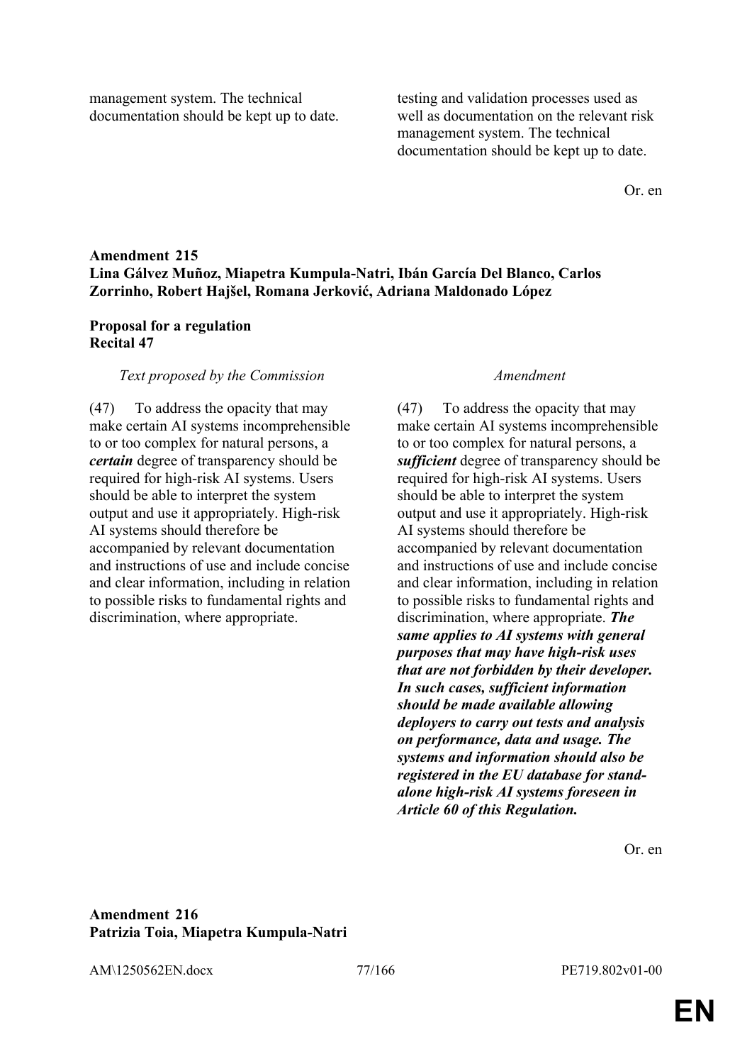| | |
|---|---|
| management system. The technical documentation should be kept up to date. | testing and validation processes used as well as documentation on the relevant risk management system. The technical documentation should be kept up to date. |

Or. en

**Amendment 215**
**Lina Gálvez Muñoz, Miapetra Kumpula-Natri, Ibán García Del Blanco, Carlos Zorrinho, Robert Hajšel, Romana Jerković, Adriana Maldonado López**

**Proposal for a regulation**
**Recital 47**

| *Text proposed by the Commission* | *Amendment* |
|---|---|
| (47) To address the opacity that may make certain AI systems incomprehensible to or too complex for natural persons, a ***certain*** degree of transparency should be required for high-risk AI systems. Users should be able to interpret the system output and use it appropriately. High-risk AI systems should therefore be accompanied by relevant documentation and instructions of use and include concise and clear information, including in relation to possible risks to fundamental rights and discrimination, where appropriate. | (47) To address the opacity that may make certain AI systems incomprehensible to or too complex for natural persons, a ***sufficient*** degree of transparency should be required for high-risk AI systems. Users should be able to interpret the system output and use it appropriately. High-risk AI systems should therefore be accompanied by relevant documentation and instructions of use and include concise and clear information, including in relation to possible risks to fundamental rights and discrimination, where appropriate. ***The same applies to AI systems with general purposes that may have high-risk uses that are not forbidden by their developer. In such cases, sufficient information should be made available allowing deployers to carry out tests and analysis on performance, data and usage. The systems and information should also be registered in the EU database for stand-alone high-risk AI systems foreseen in Article 60 of this Regulation.*** |

Or. en

**Amendment 216**
**Patrizia Toia, Miapetra Kumpula-Natri**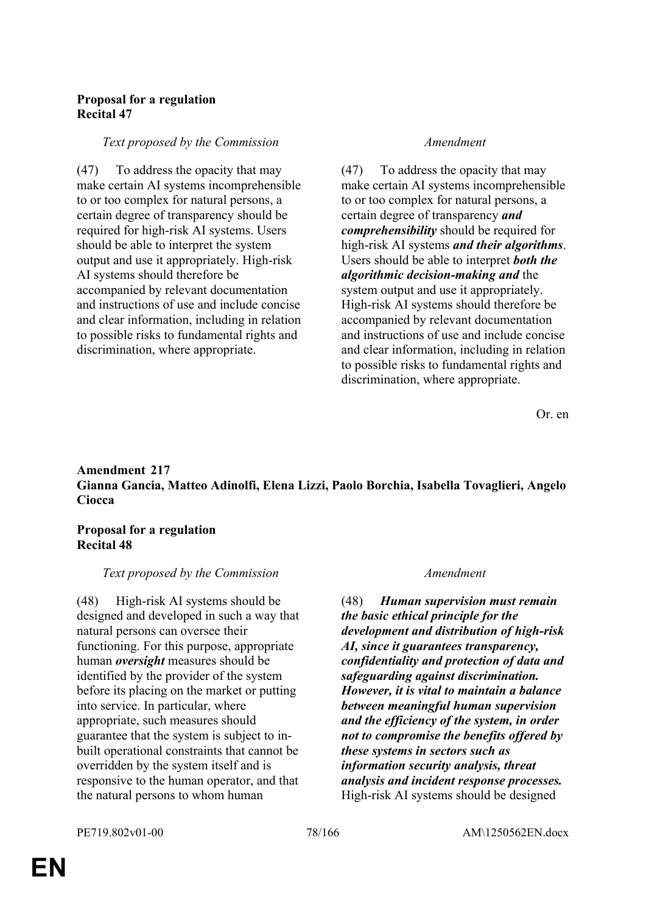**Proposal for a regulation**
**Recital 47**

| *Text proposed by the Commission* | *Amendment* |
|---|---|
| (47) To address the opacity that may make certain AI systems incomprehensible to or too complex for natural persons, a certain degree of transparency should be required for high-risk AI systems. Users should be able to interpret the system output and use it appropriately. High-risk AI systems should therefore be accompanied by relevant documentation and instructions of use and include concise and clear information, including in relation to possible risks to fundamental rights and discrimination, where appropriate. | (47) To address the opacity that may make certain AI systems incomprehensible to or too complex for natural persons, a certain degree of transparency ***and comprehensibility*** should be required for high-risk AI systems ***and their algorithms***. Users should be able to interpret ***both the algorithmic decision-making and*** the system output and use it appropriately. High-risk AI systems should therefore be accompanied by relevant documentation and instructions of use and include concise and clear information, including in relation to possible risks to fundamental rights and discrimination, where appropriate. |

Or. en

**Amendment 217**
**Gianna Gancia, Matteo Adinolfi, Elena Lizzi, Paolo Borchia, Isabella Tovaglieri, Angelo Ciocca**

**Proposal for a regulation**
**Recital 48**

| *Text proposed by the Commission* | *Amendment* |
|---|---|
| (48) High-risk AI systems should be designed and developed in such a way that natural persons can oversee their functioning. For this purpose, appropriate human ***oversight*** measures should be identified by the provider of the system before its placing on the market or putting into service. In particular, where appropriate, such measures should guarantee that the system is subject to in-built operational constraints that cannot be overridden by the system itself and is responsive to the human operator, and that the natural persons to whom human | (48) ***Human supervision must remain the basic ethical principle for the development and distribution of high-risk AI, since it guarantees transparency, confidentiality and protection of data and safeguarding against discrimination. However, it is vital to maintain a balance between meaningful human supervision and the efficiency of the system, in order not to compromise the benefits offered by these systems in sectors such as information security analysis, threat analysis and incident response processes.*** High-risk AI systems should be designed |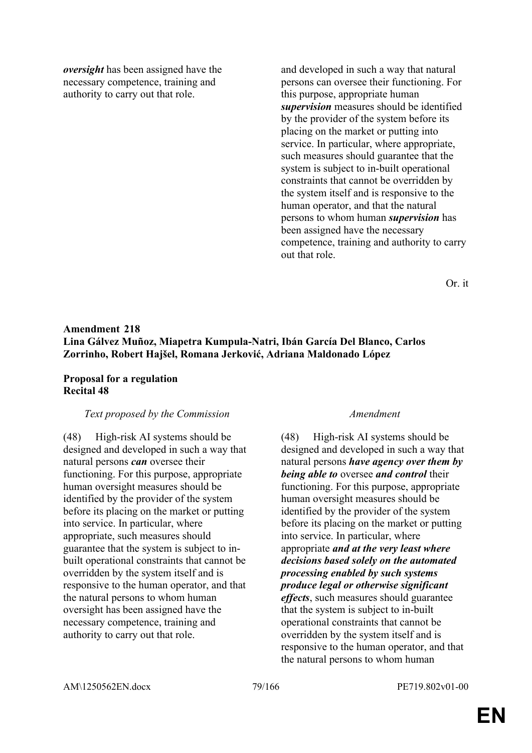| | |
|---|---|
| ***oversight*** has been assigned have the necessary competence, training and authority to carry out that role. | and developed in such a way that natural persons can oversee their functioning. For this purpose, appropriate human ***supervision*** measures should be identified by the provider of the system before its placing on the market or putting into service. In particular, where appropriate, such measures should guarantee that the system is subject to in-built operational constraints that cannot be overridden by the system itself and is responsive to the human operator, and that the natural persons to whom human ***supervision*** has been assigned have the necessary competence, training and authority to carry out that role. |

Or. it

**Amendment 218**
**Lina Gálvez Muñoz, Miapetra Kumpula-Natri, Ibán García Del Blanco, Carlos Zorrinho, Robert Hajšel, Romana Jerković, Adriana Maldonado López**

**Proposal for a regulation**
**Recital 48**

| *Text proposed by the Commission* | *Amendment* |
|---|---|
| (48) High-risk AI systems should be designed and developed in such a way that natural persons ***can*** oversee their functioning. For this purpose, appropriate human oversight measures should be identified by the provider of the system before its placing on the market or putting into service. In particular, where appropriate, such measures should guarantee that the system is subject to in-built operational constraints that cannot be overridden by the system itself and is responsive to the human operator, and that the natural persons to whom human oversight has been assigned have the necessary competence, training and authority to carry out that role. | (48) High-risk AI systems should be designed and developed in such a way that natural persons ***have agency over them by being able to*** oversee ***and control*** their functioning. For this purpose, appropriate human oversight measures should be identified by the provider of the system before its placing on the market or putting into service. In particular, where appropriate ***and at the very least where decisions based solely on the automated processing enabled by such systems produce legal or otherwise significant effects***, such measures should guarantee that the system is subject to in-built operational constraints that cannot be overridden by the system itself and is responsive to the human operator, and that the natural persons to whom human |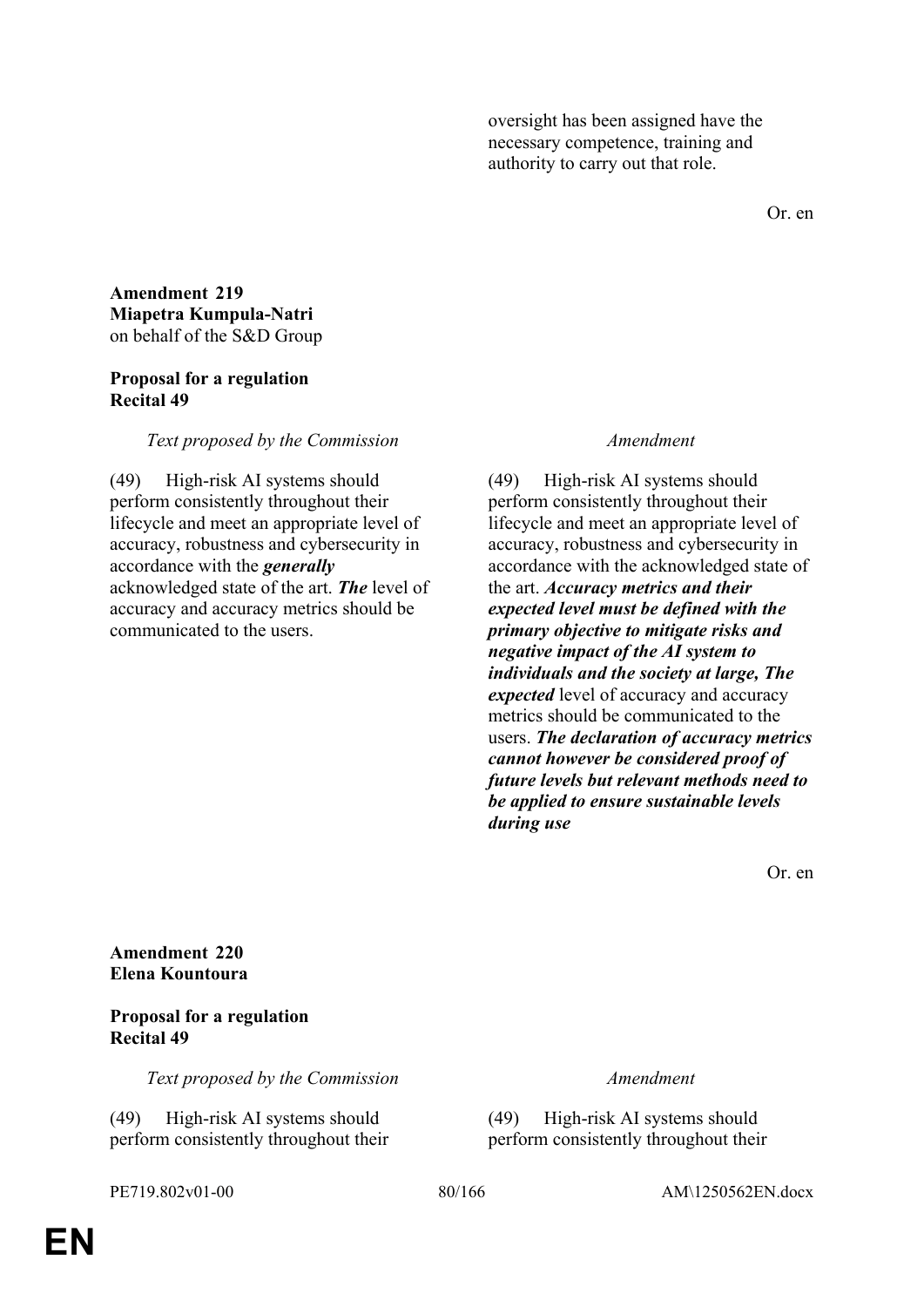oversight has been assigned have the necessary competence, training and authority to carry out that role.

Or. en

**Amendment 219**
**Miapetra Kumpula-Natri**
on behalf of the S&D Group

**Proposal for a regulation**
**Recital 49**

| *Text proposed by the Commission* | *Amendment* |
|---|---|
| (49) High-risk AI systems should perform consistently throughout their lifecycle and meet an appropriate level of accuracy, robustness and cybersecurity in accordance with the ***generally*** acknowledged state of the art. ***The*** level of accuracy and accuracy metrics should be communicated to the users. | (49) High-risk AI systems should perform consistently throughout their lifecycle and meet an appropriate level of accuracy, robustness and cybersecurity in accordance with the acknowledged state of the art. ***Accuracy metrics and their expected level must be defined with the primary objective to mitigate risks and negative impact of the AI system to individuals and the society at large, The expected*** level of accuracy and accuracy metrics should be communicated to the users. ***The declaration of accuracy metrics cannot however be considered proof of future levels but relevant methods need to be applied to ensure sustainable levels during use*** |

Or. en

**Amendment 220**
**Elena Kountoura**

**Proposal for a regulation**
**Recital 49**

| *Text proposed by the Commission* | *Amendment* |
|---|---|
| (49) High-risk AI systems should perform consistently throughout their | (49) High-risk AI systems should perform consistently throughout their |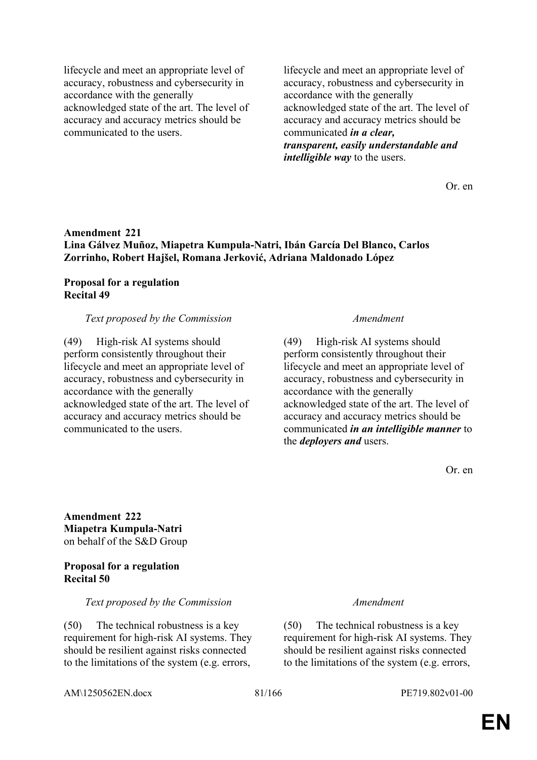| | |
|---|---|
| lifecycle and meet an appropriate level of accuracy, robustness and cybersecurity in accordance with the generally acknowledged state of the art. The level of accuracy and accuracy metrics should be communicated to the users. | lifecycle and meet an appropriate level of accuracy, robustness and cybersecurity in accordance with the generally acknowledged state of the art. The level of accuracy and accuracy metrics should be communicated ***in a clear, transparent, easily understandable and intelligible way*** to the users. |

Or. en

**Amendment 221**
**Lina Gálvez Muñoz, Miapetra Kumpula-Natri, Ibán García Del Blanco, Carlos Zorrinho, Robert Hajšel, Romana Jerković, Adriana Maldonado López**

**Proposal for a regulation**
**Recital 49**

| *Text proposed by the Commission* | *Amendment* |
|---|---|
| (49) High-risk AI systems should perform consistently throughout their lifecycle and meet an appropriate level of accuracy, robustness and cybersecurity in accordance with the generally acknowledged state of the art. The level of accuracy and accuracy metrics should be communicated to the users. | (49) High-risk AI systems should perform consistently throughout their lifecycle and meet an appropriate level of accuracy, robustness and cybersecurity in accordance with the generally acknowledged state of the art. The level of accuracy and accuracy metrics should be communicated ***in an intelligible manner*** to the ***deployers and*** users. |

Or. en

**Amendment 222**
**Miapetra Kumpula-Natri**
on behalf of the S&D Group

**Proposal for a regulation**
**Recital 50**

| *Text proposed by the Commission* | *Amendment* |
|---|---|
| (50) The technical robustness is a key requirement for high-risk AI systems. They should be resilient against risks connected to the limitations of the system (e.g. errors, | (50) The technical robustness is a key requirement for high-risk AI systems. They should be resilient against risks connected to the limitations of the system (e.g. errors, |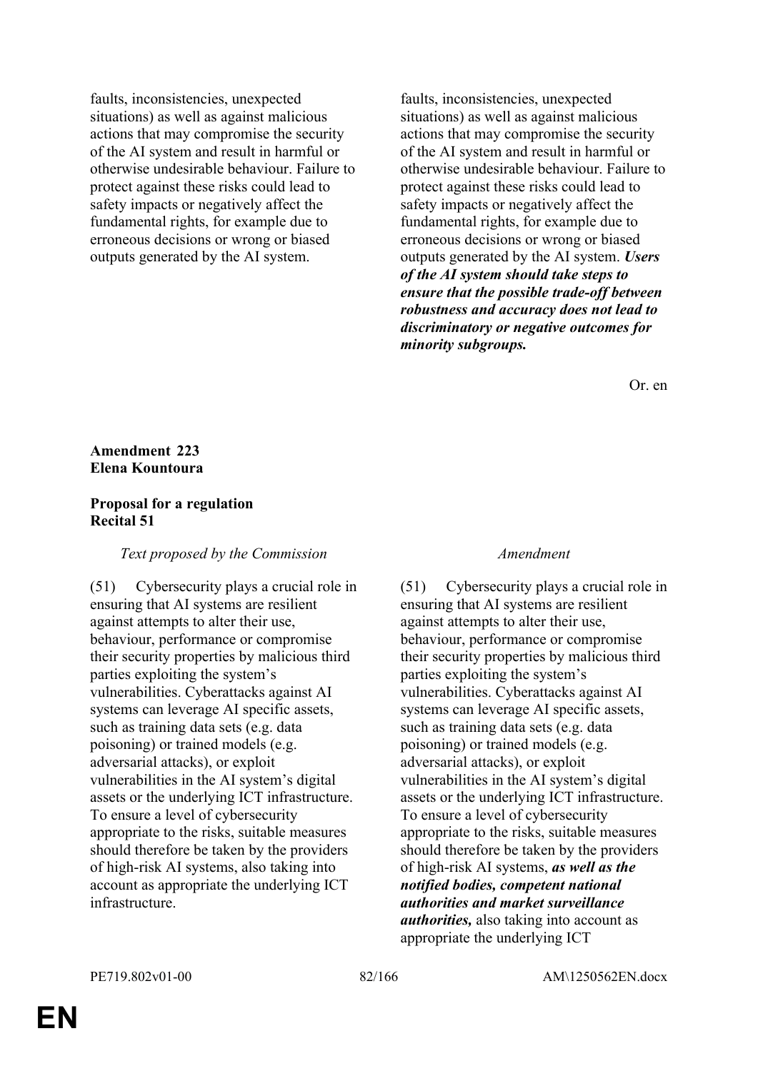| Text proposed by the Commission | Amendment |
|---|---|
| faults, inconsistencies, unexpected situations) as well as against malicious actions that may compromise the security of the AI system and result in harmful or otherwise undesirable behaviour. Failure to protect against these risks could lead to safety impacts or negatively affect the fundamental rights, for example due to erroneous decisions or wrong or biased outputs generated by the AI system. | faults, inconsistencies, unexpected situations) as well as against malicious actions that may compromise the security of the AI system and result in harmful or otherwise undesirable behaviour. Failure to protect against these risks could lead to safety impacts or negatively affect the fundamental rights, for example due to erroneous decisions or wrong or biased outputs generated by the AI system. ***Users of the AI system should take steps to ensure that the possible trade-off between robustness and accuracy does not lead to discriminatory or negative outcomes for minority subgroups.*** |

Or. en

**Amendment 223**
**Elena Kountoura**

**Proposal for a regulation**
**Recital 51**

| *Text proposed by the Commission* | *Amendment* |
|---|---|
| (51) Cybersecurity plays a crucial role in ensuring that AI systems are resilient against attempts to alter their use, behaviour, performance or compromise their security properties by malicious third parties exploiting the system's vulnerabilities. Cyberattacks against AI systems can leverage AI specific assets, such as training data sets (e.g. data poisoning) or trained models (e.g. adversarial attacks), or exploit vulnerabilities in the AI system's digital assets or the underlying ICT infrastructure. To ensure a level of cybersecurity appropriate to the risks, suitable measures should therefore be taken by the providers of high-risk AI systems, also taking into account as appropriate the underlying ICT infrastructure. | (51) Cybersecurity plays a crucial role in ensuring that AI systems are resilient against attempts to alter their use, behaviour, performance or compromise their security properties by malicious third parties exploiting the system's vulnerabilities. Cyberattacks against AI systems can leverage AI specific assets, such as training data sets (e.g. data poisoning) or trained models (e.g. adversarial attacks), or exploit vulnerabilities in the AI system's digital assets or the underlying ICT infrastructure. To ensure a level of cybersecurity appropriate to the risks, suitable measures should therefore be taken by the providers of high-risk AI systems, ***as well as the notified bodies, competent national authorities and market surveillance authorities,*** also taking into account as appropriate the underlying ICT |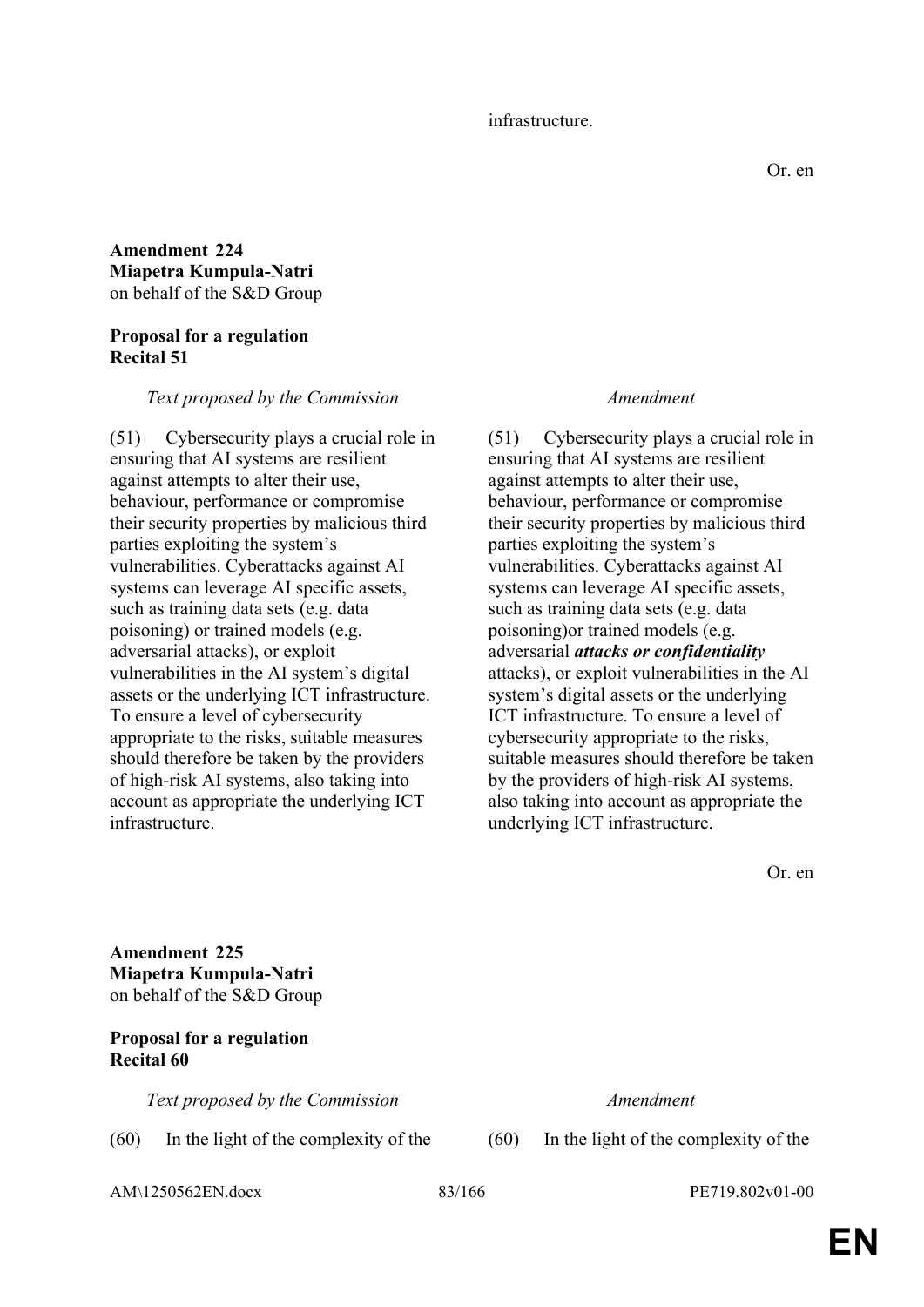infrastructure.

Or. en

**Amendment 224**
**Miapetra Kumpula-Natri**
on behalf of the S&D Group

**Proposal for a regulation**
**Recital 51**

| *Text proposed by the Commission* | *Amendment* |
|---|---|
| (51) Cybersecurity plays a crucial role in ensuring that AI systems are resilient against attempts to alter their use, behaviour, performance or compromise their security properties by malicious third parties exploiting the system's vulnerabilities. Cyberattacks against AI systems can leverage AI specific assets, such as training data sets (e.g. data poisoning) or trained models (e.g. adversarial attacks), or exploit vulnerabilities in the AI system's digital assets or the underlying ICT infrastructure. To ensure a level of cybersecurity appropriate to the risks, suitable measures should therefore be taken by the providers of high-risk AI systems, also taking into account as appropriate the underlying ICT infrastructure. | (51) Cybersecurity plays a crucial role in ensuring that AI systems are resilient against attempts to alter their use, behaviour, performance or compromise their security properties by malicious third parties exploiting the system's vulnerabilities. Cyberattacks against AI systems can leverage AI specific assets, such as training data sets (e.g. data poisoning)or trained models (e.g. adversarial ***attacks or confidentiality*** attacks), or exploit vulnerabilities in the AI system's digital assets or the underlying ICT infrastructure. To ensure a level of cybersecurity appropriate to the risks, suitable measures should therefore be taken by the providers of high-risk AI systems, also taking into account as appropriate the underlying ICT infrastructure. |

Or. en

**Amendment 225**
**Miapetra Kumpula-Natri**
on behalf of the S&D Group

**Proposal for a regulation**
**Recital 60**

| *Text proposed by the Commission* | *Amendment* |
|---|---|
| (60) In the light of the complexity of the | (60) In the light of the complexity of the |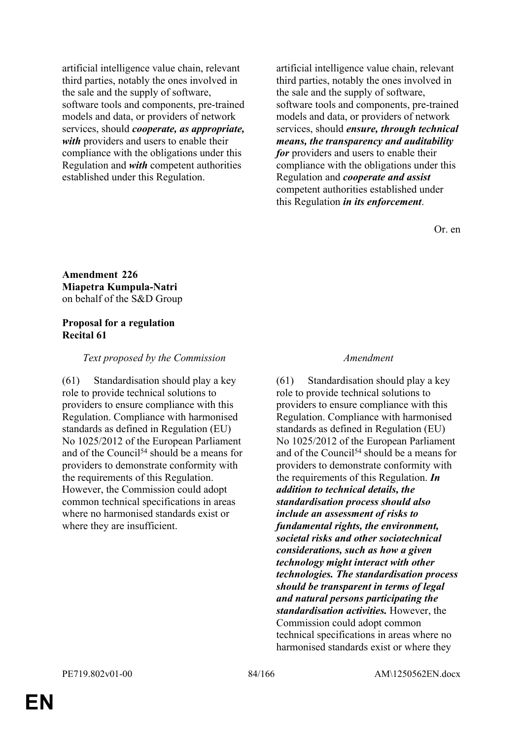| | |
|---|---|
| artificial intelligence value chain, relevant third parties, notably the ones involved in the sale and the supply of software, software tools and components, pre-trained models and data, or providers of network services, should ***cooperate, as appropriate, with*** providers and users to enable their compliance with the obligations under this Regulation and ***with*** competent authorities established under this Regulation. | artificial intelligence value chain, relevant third parties, notably the ones involved in the sale and the supply of software, software tools and components, pre-trained models and data, or providers of network services, should ***ensure, through technical means, the transparency and auditability for*** providers and users to enable their compliance with the obligations under this Regulation and ***cooperate and assist*** competent authorities established under this Regulation ***in its enforcement***. |

Or. en

**Amendment 226**
**Miapetra Kumpula-Natri**
on behalf of the S&D Group

**Proposal for a regulation**
**Recital 61**

| *Text proposed by the Commission* | *Amendment* |
|---|---|
| (61) Standardisation should play a key role to provide technical solutions to providers to ensure compliance with this Regulation. Compliance with harmonised standards as defined in Regulation (EU) No 1025/2012 of the European Parliament and of the Council[54] should be a means for providers to demonstrate conformity with the requirements of this Regulation. However, the Commission could adopt common technical specifications in areas where no harmonised standards exist or where they are insufficient. | (61) Standardisation should play a key role to provide technical solutions to providers to ensure compliance with this Regulation. Compliance with harmonised standards as defined in Regulation (EU) No 1025/2012 of the European Parliament and of the Council[54] should be a means for providers to demonstrate conformity with the requirements of this Regulation. ***In addition to technical details, the standardisation process should also include an assessment of risks to fundamental rights, the environment, societal risks and other sociotechnical considerations, such as how a given technology might interact with other technologies. The standardisation process should be transparent in terms of legal and natural persons participating the standardisation activities.*** However, the Commission could adopt common technical specifications in areas where no harmonised standards exist or where they |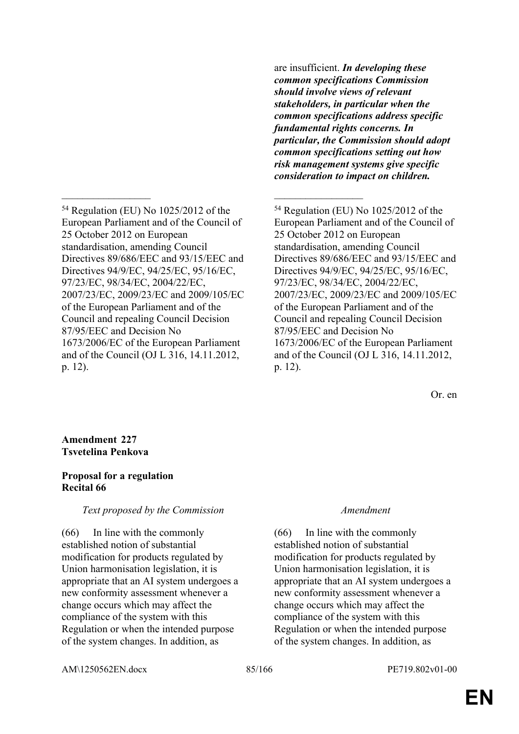| | |
|---|---|
| | are insufficient. ***In developing these common specifications Commission should involve views of relevant stakeholders, in particular when the common specifications address specific fundamental rights concerns. In particular, the Commission should adopt common specifications setting out how risk management systems give specific consideration to impact on children.*** |
| _________________ | _________________ |
| [54] Regulation (EU) No 1025/2012 of the European Parliament and of the Council of 25 October 2012 on European standardisation, amending Council Directives 89/686/EEC and 93/15/EEC and Directives 94/9/EC, 94/25/EC, 95/16/EC, 97/23/EC, 98/34/EC, 2004/22/EC, 2007/23/EC, 2009/23/EC and 2009/105/EC of the European Parliament and of the Council and repealing Council Decision 87/95/EEC and Decision No 1673/2006/EC of the European Parliament and of the Council (OJ L 316, 14.11.2012, p. 12). | [54] Regulation (EU) No 1025/2012 of the European Parliament and of the Council of 25 October 2012 on European standardisation, amending Council Directives 89/686/EEC and 93/15/EEC and Directives 94/9/EC, 94/25/EC, 95/16/EC, 97/23/EC, 98/34/EC, 2004/22/EC, 2007/23/EC, 2009/23/EC and 2009/105/EC of the European Parliament and of the Council and repealing Council Decision 87/95/EEC and Decision No 1673/2006/EC of the European Parliament and of the Council (OJ L 316, 14.11.2012, p. 12). |

Or. en

**Amendment 227**
**Tsvetelina Penkova**

**Proposal for a regulation**
**Recital 66**

| *Text proposed by the Commission* | *Amendment* |
|---|---|
| (66) In line with the commonly established notion of substantial modification for products regulated by Union harmonisation legislation, it is appropriate that an AI system undergoes a new conformity assessment whenever a change occurs which may affect the compliance of the system with this Regulation or when the intended purpose of the system changes. In addition, as | (66) In line with the commonly established notion of substantial modification for products regulated by Union harmonisation legislation, it is appropriate that an AI system undergoes a new conformity assessment whenever a change occurs which may affect the compliance of the system with this Regulation or when the intended purpose of the system changes. In addition, as |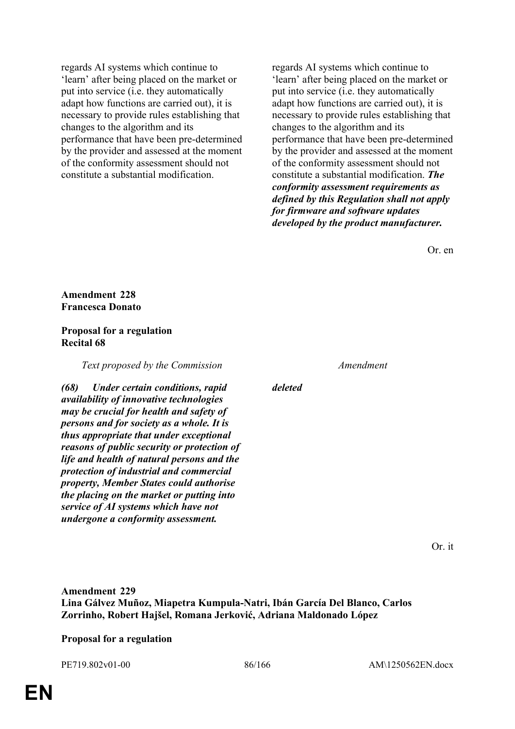| | |
|---|---|
| regards AI systems which continue to 'learn' after being placed on the market or put into service (i.e. they automatically adapt how functions are carried out), it is necessary to provide rules establishing that changes to the algorithm and its performance that have been pre-determined by the provider and assessed at the moment of the conformity assessment should not constitute a substantial modification. | regards AI systems which continue to 'learn' after being placed on the market or put into service (i.e. they automatically adapt how functions are carried out), it is necessary to provide rules establishing that changes to the algorithm and its performance that have been pre-determined by the provider and assessed at the moment of the conformity assessment should not constitute a substantial modification. ***The conformity assessment requirements as defined by this Regulation shall not apply for firmware and software updates developed by the product manufacturer.*** |

Or. en

**Amendment 228**
**Francesca Donato**

**Proposal for a regulation**
**Recital 68**

| *Text proposed by the Commission* | *Amendment* |
|---|---|
| ***(68) Under certain conditions, rapid availability of innovative technologies may be crucial for health and safety of persons and for society as a whole. It is thus appropriate that under exceptional reasons of public security or protection of life and health of natural persons and the protection of industrial and commercial property, Member States could authorise the placing on the market or putting into service of AI systems which have not undergone a conformity assessment.*** | ***deleted*** |

Or. it

**Amendment 229**
**Lina Gálvez Muñoz, Miapetra Kumpula-Natri, Ibán García Del Blanco, Carlos Zorrinho, Robert Hajšel, Romana Jerković, Adriana Maldonado López**

**Proposal for a regulation**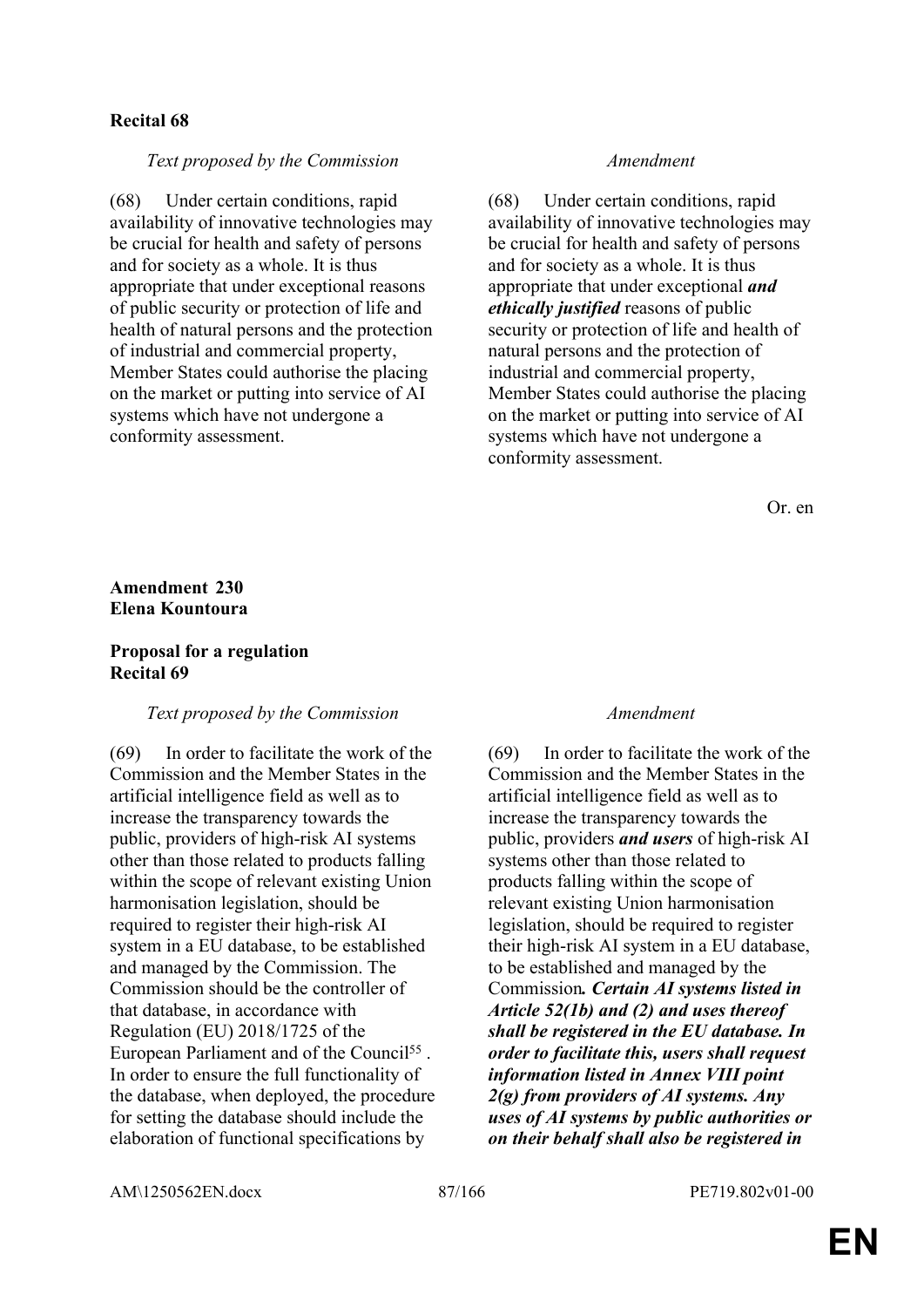**Recital 68**

| *Text proposed by the Commission* | *Amendment* |
|---|---|
| (68) Under certain conditions, rapid availability of innovative technologies may be crucial for health and safety of persons and for society as a whole. It is thus appropriate that under exceptional reasons of public security or protection of life and health of natural persons and the protection of industrial and commercial property, Member States could authorise the placing on the market or putting into service of AI systems which have not undergone a conformity assessment. | (68) Under certain conditions, rapid availability of innovative technologies may be crucial for health and safety of persons and for society as a whole. It is thus appropriate that under exceptional ***and ethically justified*** reasons of public security or protection of life and health of natural persons and the protection of industrial and commercial property, Member States could authorise the placing on the market or putting into service of AI systems which have not undergone a conformity assessment. |

Or. en

**Amendment 230**
**Elena Kountoura**

**Proposal for a regulation**
**Recital 69**

| *Text proposed by the Commission* | *Amendment* |
|---|---|
| (69) In order to facilitate the work of the Commission and the Member States in the artificial intelligence field as well as to increase the transparency towards the public, providers of high-risk AI systems other than those related to products falling within the scope of relevant existing Union harmonisation legislation, should be required to register their high-risk AI system in a EU database, to be established and managed by the Commission. The Commission should be the controller of that database, in accordance with Regulation (EU) 2018/1725 of the European Parliament and of the Council[55]. In order to ensure the full functionality of the database, when deployed, the procedure for setting the database should include the elaboration of functional specifications by | (69) In order to facilitate the work of the Commission and the Member States in the artificial intelligence field as well as to increase the transparency towards the public, providers ***and users*** of high-risk AI systems other than those related to products falling within the scope of relevant existing Union harmonisation legislation, should be required to register their high-risk AI system in a EU database, to be established and managed by the Commission***. Certain AI systems listed in Article 52(1b) and (2) and uses thereof shall be registered in the EU database. In order to facilitate this, users shall request information listed in Annex VIII point 2(g) from providers of AI systems. Any uses of AI systems by public authorities or on their behalf shall also be registered in*** |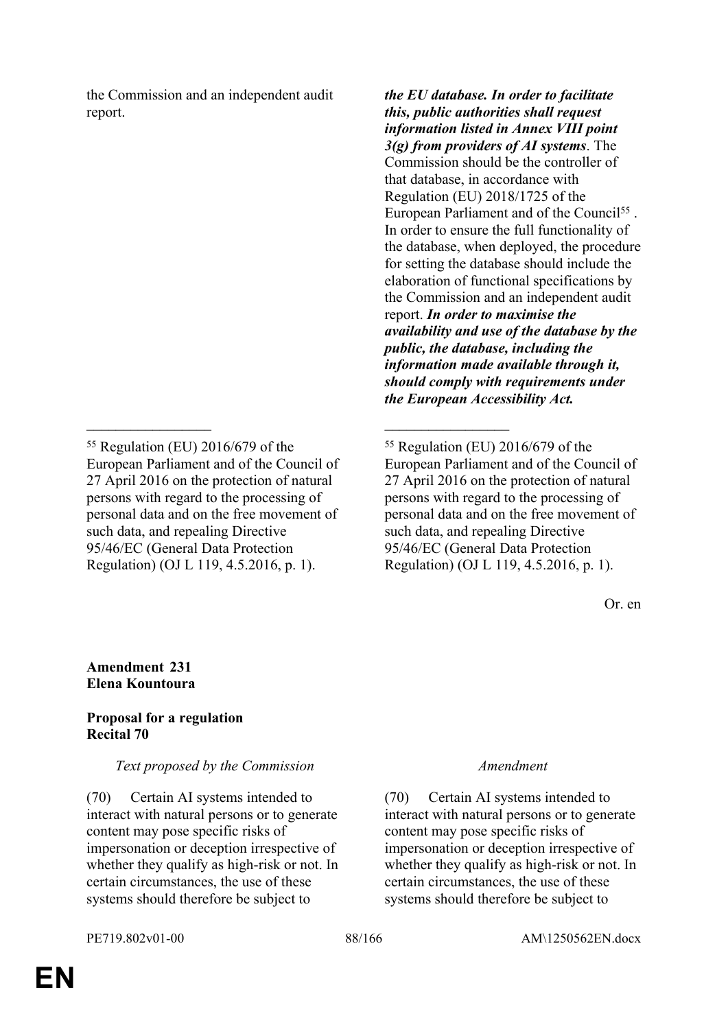| | |
|---|---|
| the Commission and an independent audit report. | ***the EU database. In order to facilitate this, public authorities shall request information listed in Annex VIII point 3(g) from providers of AI systems***. The Commission should be the controller of that database, in accordance with Regulation (EU) 2018/1725 of the European Parliament and of the Council[55] . In order to ensure the full functionality of the database, when deployed, the procedure for setting the database should include the elaboration of functional specifications by the Commission and an independent audit report. ***In order to maximise the availability and use of the database by the public, the database, including the information made available through it, should comply with requirements under the European Accessibility Act.*** |
| ________________ | ________________ |
| [55] Regulation (EU) 2016/679 of the European Parliament and of the Council of 27 April 2016 on the protection of natural persons with regard to the processing of personal data and on the free movement of such data, and repealing Directive 95/46/EC (General Data Protection Regulation) (OJ L 119, 4.5.2016, p. 1). | [55] Regulation (EU) 2016/679 of the European Parliament and of the Council of 27 April 2016 on the protection of natural persons with regard to the processing of personal data and on the free movement of such data, and repealing Directive 95/46/EC (General Data Protection Regulation) (OJ L 119, 4.5.2016, p. 1). |

Or. en

**Amendment 231**
**Elena Kountoura**

**Proposal for a regulation**
**Recital 70**

| *Text proposed by the Commission* | *Amendment* |
|---|---|
| (70) Certain AI systems intended to interact with natural persons or to generate content may pose specific risks of impersonation or deception irrespective of whether they qualify as high-risk or not. In certain circumstances, the use of these systems should therefore be subject to | (70) Certain AI systems intended to interact with natural persons or to generate content may pose specific risks of impersonation or deception irrespective of whether they qualify as high-risk or not. In certain circumstances, the use of these systems should therefore be subject to |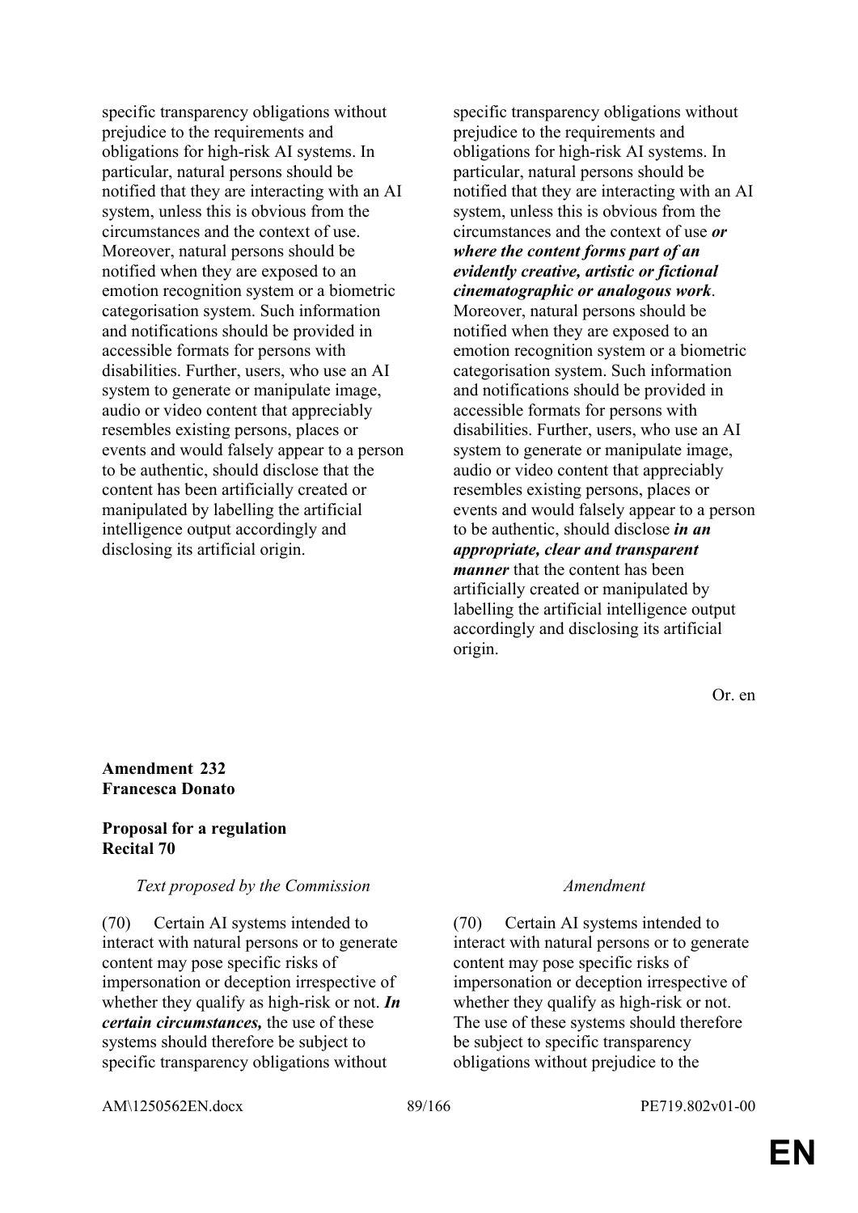| | |
|---|---|
| specific transparency obligations without prejudice to the requirements and obligations for high-risk AI systems. In particular, natural persons should be notified that they are interacting with an AI system, unless this is obvious from the circumstances and the context of use. Moreover, natural persons should be notified when they are exposed to an emotion recognition system or a biometric categorisation system. Such information and notifications should be provided in accessible formats for persons with disabilities. Further, users, who use an AI system to generate or manipulate image, audio or video content that appreciably resembles existing persons, places or events and would falsely appear to a person to be authentic, should disclose that the content has been artificially created or manipulated by labelling the artificial intelligence output accordingly and disclosing its artificial origin. | specific transparency obligations without prejudice to the requirements and obligations for high-risk AI systems. In particular, natural persons should be notified that they are interacting with an AI system, unless this is obvious from the circumstances and the context of use ***or where the content forms part of an evidently creative, artistic or fictional cinematographic or analogous work***. Moreover, natural persons should be notified when they are exposed to an emotion recognition system or a biometric categorisation system. Such information and notifications should be provided in accessible formats for persons with disabilities. Further, users, who use an AI system to generate or manipulate image, audio or video content that appreciably resembles existing persons, places or events and would falsely appear to a person to be authentic, should disclose ***in an appropriate, clear and transparent manner*** that the content has been artificially created or manipulated by labelling the artificial intelligence output accordingly and disclosing its artificial origin. |

Or. en

**Amendment 232**
**Francesca Donato**

**Proposal for a regulation**
**Recital 70**

| *Text proposed by the Commission* | *Amendment* |
|---|---|
| (70) Certain AI systems intended to interact with natural persons or to generate content may pose specific risks of impersonation or deception irrespective of whether they qualify as high-risk or not. ***In certain circumstances,*** the use of these systems should therefore be subject to specific transparency obligations without | (70) Certain AI systems intended to interact with natural persons or to generate content may pose specific risks of impersonation or deception irrespective of whether they qualify as high-risk or not. The use of these systems should therefore be subject to specific transparency obligations without prejudice to the |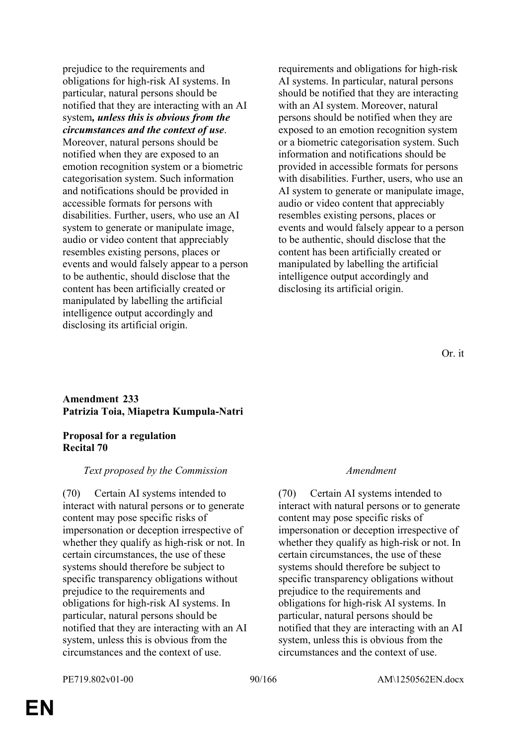| | |
|---|---|
| prejudice to the requirements and obligations for high-risk AI systems. In particular, natural persons should be notified that they are interacting with an AI system***, unless this is obvious from the circumstances and the context of use***. Moreover, natural persons should be notified when they are exposed to an emotion recognition system or a biometric categorisation system. Such information and notifications should be provided in accessible formats for persons with disabilities. Further, users, who use an AI system to generate or manipulate image, audio or video content that appreciably resembles existing persons, places or events and would falsely appear to a person to be authentic, should disclose that the content has been artificially created or manipulated by labelling the artificial intelligence output accordingly and disclosing its artificial origin. | requirements and obligations for high-risk AI systems. In particular, natural persons should be notified that they are interacting with an AI system. Moreover, natural persons should be notified when they are exposed to an emotion recognition system or a biometric categorisation system. Such information and notifications should be provided in accessible formats for persons with disabilities. Further, users, who use an AI system to generate or manipulate image, audio or video content that appreciably resembles existing persons, places or events and would falsely appear to a person to be authentic, should disclose that the content has been artificially created or manipulated by labelling the artificial intelligence output accordingly and disclosing its artificial origin. |

Or. it

**Amendment 233**
**Patrizia Toia, Miapetra Kumpula-Natri**

**Proposal for a regulation**
**Recital 70**

| *Text proposed by the Commission* | *Amendment* |
|---|---|
| (70) Certain AI systems intended to interact with natural persons or to generate content may pose specific risks of impersonation or deception irrespective of whether they qualify as high-risk or not. In certain circumstances, the use of these systems should therefore be subject to specific transparency obligations without prejudice to the requirements and obligations for high-risk AI systems. In particular, natural persons should be notified that they are interacting with an AI system, unless this is obvious from the circumstances and the context of use. | (70) Certain AI systems intended to interact with natural persons or to generate content may pose specific risks of impersonation or deception irrespective of whether they qualify as high-risk or not. In certain circumstances, the use of these systems should therefore be subject to specific transparency obligations without prejudice to the requirements and obligations for high-risk AI systems. In particular, natural persons should be notified that they are interacting with an AI system, unless this is obvious from the circumstances and the context of use. |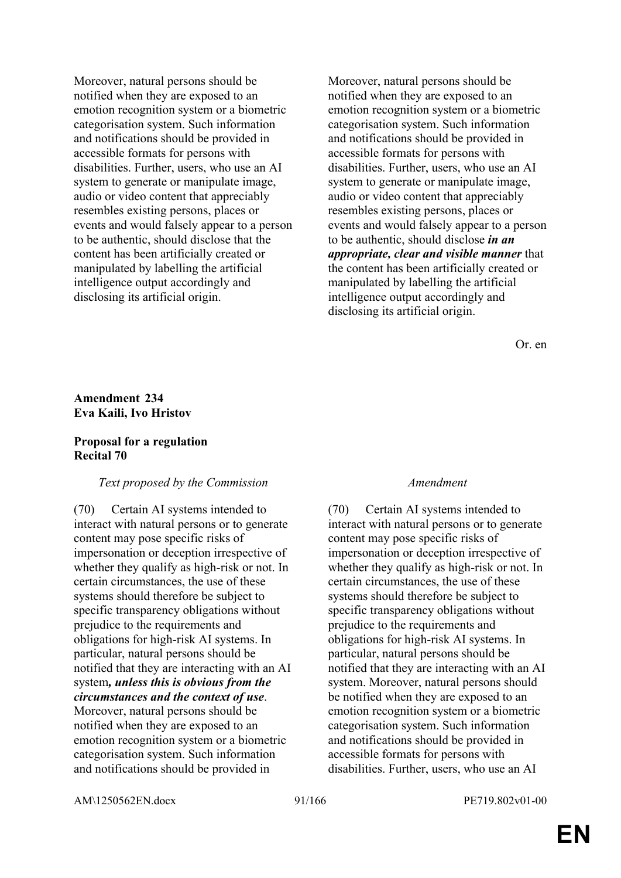| | |
|---|---|
| Moreover, natural persons should be notified when they are exposed to an emotion recognition system or a biometric categorisation system. Such information and notifications should be provided in accessible formats for persons with disabilities. Further, users, who use an AI system to generate or manipulate image, audio or video content that appreciably resembles existing persons, places or events and would falsely appear to a person to be authentic, should disclose that the content has been artificially created or manipulated by labelling the artificial intelligence output accordingly and disclosing its artificial origin. | Moreover, natural persons should be notified when they are exposed to an emotion recognition system or a biometric categorisation system. Such information and notifications should be provided in accessible formats for persons with disabilities. Further, users, who use an AI system to generate or manipulate image, audio or video content that appreciably resembles existing persons, places or events and would falsely appear to a person to be authentic, should disclose ***in an appropriate, clear and visible manner*** that the content has been artificially created or manipulated by labelling the artificial intelligence output accordingly and disclosing its artificial origin. |

Or. en

**Amendment 234**
**Eva Kaili, Ivo Hristov**

**Proposal for a regulation**
**Recital 70**

| *Text proposed by the Commission* | *Amendment* |
|---|---|
| (70) Certain AI systems intended to interact with natural persons or to generate content may pose specific risks of impersonation or deception irrespective of whether they qualify as high-risk or not. In certain circumstances, the use of these systems should therefore be subject to specific transparency obligations without prejudice to the requirements and obligations for high-risk AI systems. In particular, natural persons should be notified that they are interacting with an AI system***, unless this is obvious from the circumstances and the context of use***. Moreover, natural persons should be notified when they are exposed to an emotion recognition system or a biometric categorisation system. Such information and notifications should be provided in | (70) Certain AI systems intended to interact with natural persons or to generate content may pose specific risks of impersonation or deception irrespective of whether they qualify as high-risk or not. In certain circumstances, the use of these systems should therefore be subject to specific transparency obligations without prejudice to the requirements and obligations for high-risk AI systems. In particular, natural persons should be notified that they are interacting with an AI system. Moreover, natural persons should be notified when they are exposed to an emotion recognition system or a biometric categorisation system. Such information and notifications should be provided in accessible formats for persons with disabilities. Further, users, who use an AI |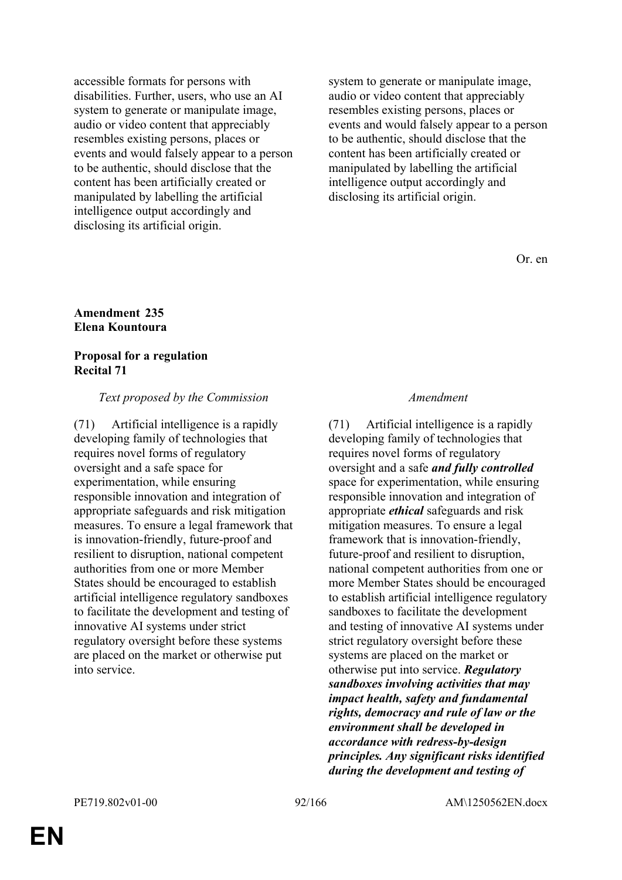| | |
|---|---|
| accessible formats for persons with disabilities. Further, users, who use an AI system to generate or manipulate image, audio or video content that appreciably resembles existing persons, places or events and would falsely appear to a person to be authentic, should disclose that the content has been artificially created or manipulated by labelling the artificial intelligence output accordingly and disclosing its artificial origin. | system to generate or manipulate image, audio or video content that appreciably resembles existing persons, places or events and would falsely appear to a person to be authentic, should disclose that the content has been artificially created or manipulated by labelling the artificial intelligence output accordingly and disclosing its artificial origin. |

Or. en

**Amendment 235**
**Elena Kountoura**

**Proposal for a regulation**
**Recital 71**

| *Text proposed by the Commission* | *Amendment* |
|---|---|
| (71) Artificial intelligence is a rapidly developing family of technologies that requires novel forms of regulatory oversight and a safe space for experimentation, while ensuring responsible innovation and integration of appropriate safeguards and risk mitigation measures. To ensure a legal framework that is innovation-friendly, future-proof and resilient to disruption, national competent authorities from one or more Member States should be encouraged to establish artificial intelligence regulatory sandboxes to facilitate the development and testing of innovative AI systems under strict regulatory oversight before these systems are placed on the market or otherwise put into service. | (71) Artificial intelligence is a rapidly developing family of technologies that requires novel forms of regulatory oversight and a safe ***and fully controlled*** space for experimentation, while ensuring responsible innovation and integration of appropriate ***ethical*** safeguards and risk mitigation measures. To ensure a legal framework that is innovation-friendly, future-proof and resilient to disruption, national competent authorities from one or more Member States should be encouraged to establish artificial intelligence regulatory sandboxes to facilitate the development and testing of innovative AI systems under strict regulatory oversight before these systems are placed on the market or otherwise put into service. ***Regulatory sandboxes involving activities that may impact health, safety and fundamental rights, democracy and rule of law or the environment shall be developed in accordance with redress-by-design principles. Any significant risks identified during the development and testing of*** |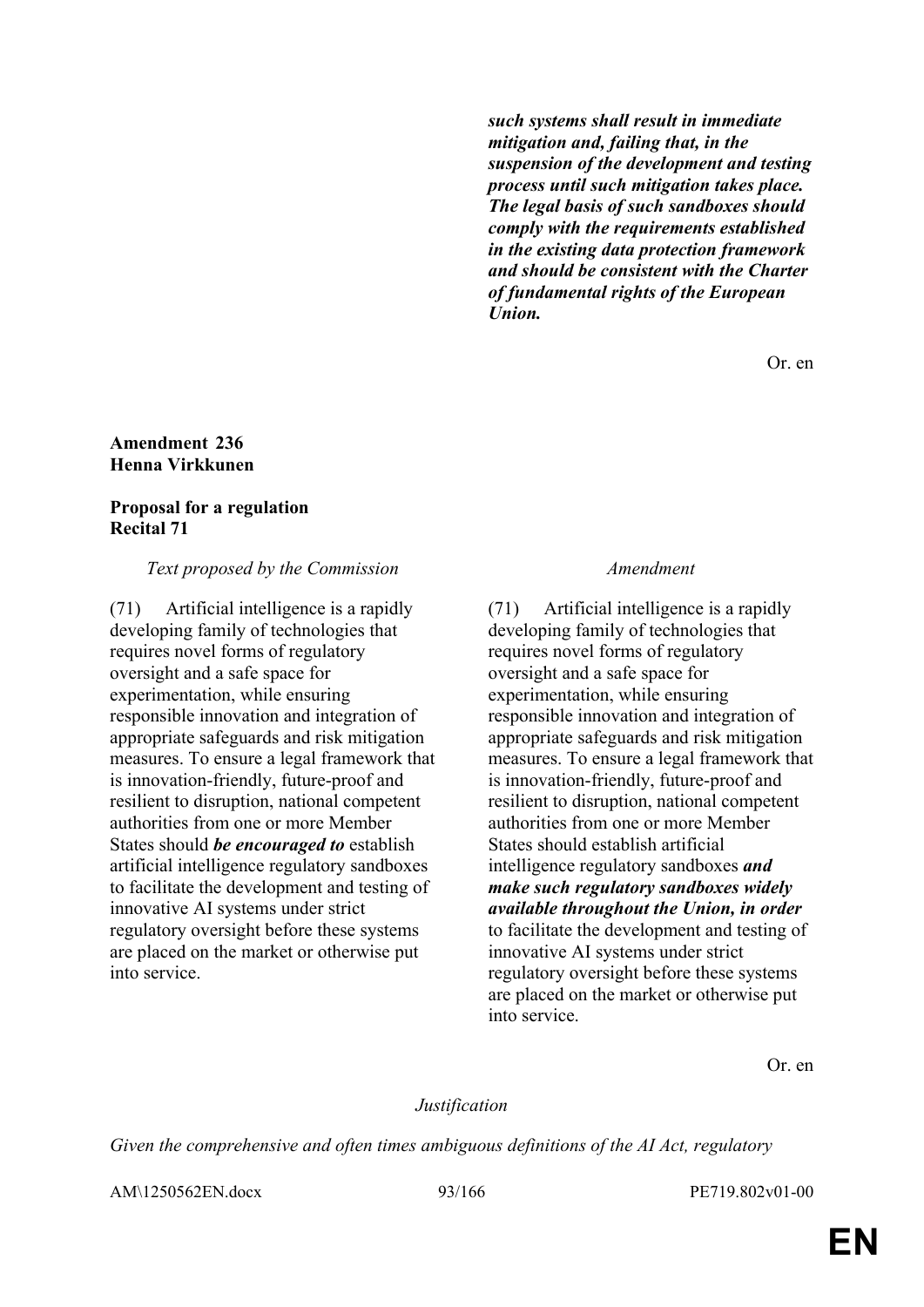| | |
|---|---|
| | ***such systems shall result in immediate mitigation and, failing that, in the suspension of the development and testing process until such mitigation takes place. The legal basis of such sandboxes should comply with the requirements established in the existing data protection framework and should be consistent with the Charter of fundamental rights of the European Union.*** |

Or. en

**Amendment 236**
**Henna Virkkunen**

**Proposal for a regulation**
**Recital 71**

| *Text proposed by the Commission* | *Amendment* |
|---|---|
| (71) Artificial intelligence is a rapidly developing family of technologies that requires novel forms of regulatory oversight and a safe space for experimentation, while ensuring responsible innovation and integration of appropriate safeguards and risk mitigation measures. To ensure a legal framework that is innovation-friendly, future-proof and resilient to disruption, national competent authorities from one or more Member States should ***be encouraged to*** establish artificial intelligence regulatory sandboxes to facilitate the development and testing of innovative AI systems under strict regulatory oversight before these systems are placed on the market or otherwise put into service. | (71) Artificial intelligence is a rapidly developing family of technologies that requires novel forms of regulatory oversight and a safe space for experimentation, while ensuring responsible innovation and integration of appropriate safeguards and risk mitigation measures. To ensure a legal framework that is innovation-friendly, future-proof and resilient to disruption, national competent authorities from one or more Member States should establish artificial intelligence regulatory sandboxes ***and make such regulatory sandboxes widely available throughout the Union, in order*** to facilitate the development and testing of innovative AI systems under strict regulatory oversight before these systems are placed on the market or otherwise put into service. |

Or. en

*Justification*

*Given the comprehensive and often times ambiguous definitions of the AI Act, regulatory*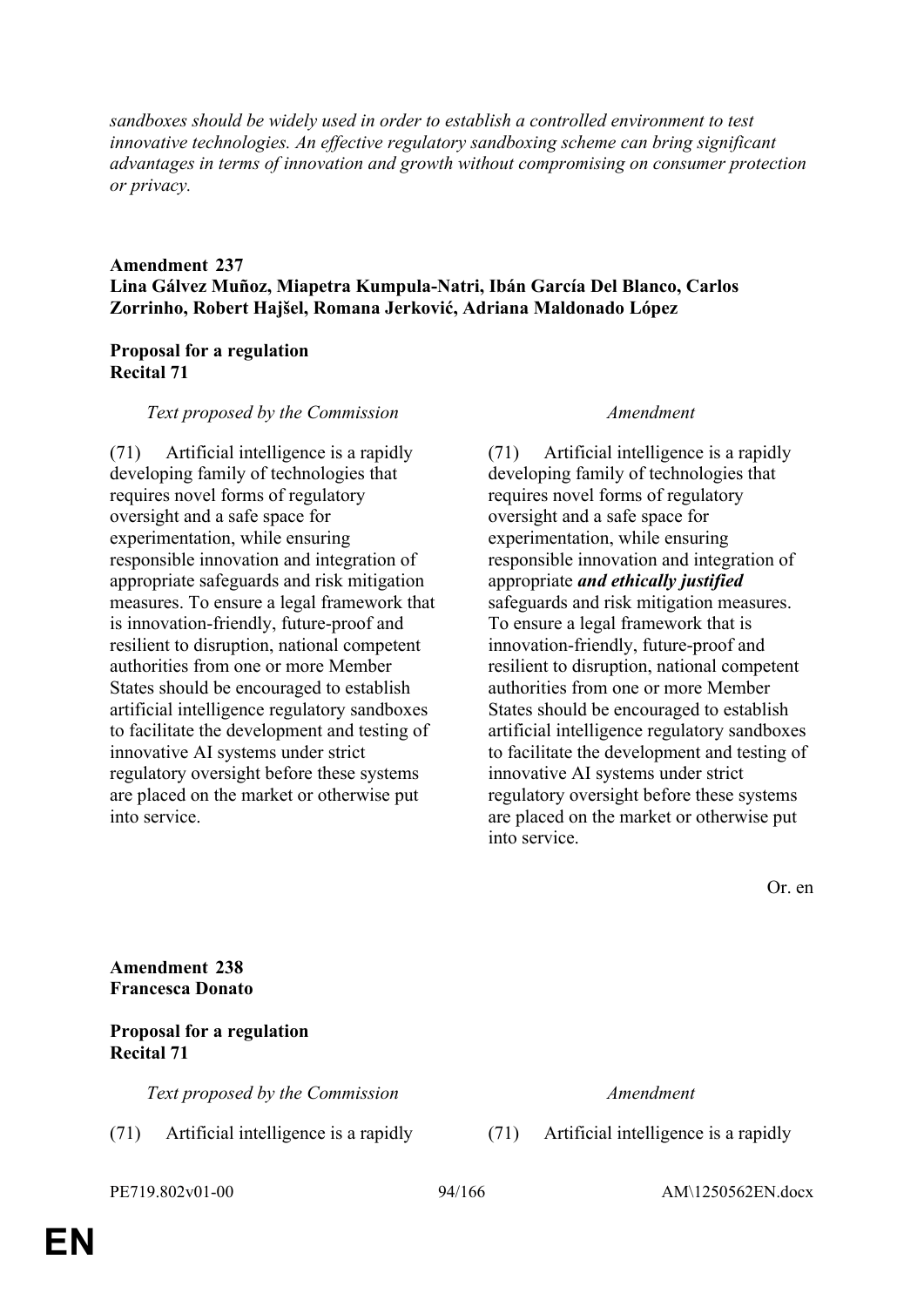*sandboxes should be widely used in order to establish a controlled environment to test innovative technologies. An effective regulatory sandboxing scheme can bring significant advantages in terms of innovation and growth without compromising on consumer protection or privacy.*

**Amendment 237**
**Lina Gálvez Muñoz, Miapetra Kumpula-Natri, Ibán García Del Blanco, Carlos Zorrinho, Robert Hajšel, Romana Jerković, Adriana Maldonado López**

**Proposal for a regulation**
**Recital 71**

| *Text proposed by the Commission* | *Amendment* |
|---|---|
| (71) Artificial intelligence is a rapidly developing family of technologies that requires novel forms of regulatory oversight and a safe space for experimentation, while ensuring responsible innovation and integration of appropriate safeguards and risk mitigation measures. To ensure a legal framework that is innovation-friendly, future-proof and resilient to disruption, national competent authorities from one or more Member States should be encouraged to establish artificial intelligence regulatory sandboxes to facilitate the development and testing of innovative AI systems under strict regulatory oversight before these systems are placed on the market or otherwise put into service. | (71) Artificial intelligence is a rapidly developing family of technologies that requires novel forms of regulatory oversight and a safe space for experimentation, while ensuring responsible innovation and integration of appropriate ***and ethically justified*** safeguards and risk mitigation measures. To ensure a legal framework that is innovation-friendly, future-proof and resilient to disruption, national competent authorities from one or more Member States should be encouraged to establish artificial intelligence regulatory sandboxes to facilitate the development and testing of innovative AI systems under strict regulatory oversight before these systems are placed on the market or otherwise put into service. |

Or. en

**Amendment 238**
**Francesca Donato**

**Proposal for a regulation**
**Recital 71**

| *Text proposed by the Commission* | *Amendment* |
|---|---|
| (71) Artificial intelligence is a rapidly | (71) Artificial intelligence is a rapidly |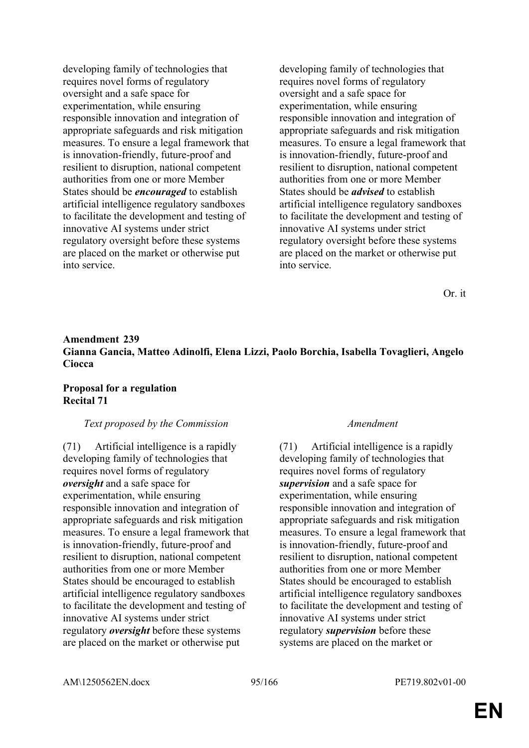| | |
|---|---|
| developing family of technologies that requires novel forms of regulatory oversight and a safe space for experimentation, while ensuring responsible innovation and integration of appropriate safeguards and risk mitigation measures. To ensure a legal framework that is innovation-friendly, future-proof and resilient to disruption, national competent authorities from one or more Member States should be ***encouraged*** to establish artificial intelligence regulatory sandboxes to facilitate the development and testing of innovative AI systems under strict regulatory oversight before these systems are placed on the market or otherwise put into service. | developing family of technologies that requires novel forms of regulatory oversight and a safe space for experimentation, while ensuring responsible innovation and integration of appropriate safeguards and risk mitigation measures. To ensure a legal framework that is innovation-friendly, future-proof and resilient to disruption, national competent authorities from one or more Member States should be ***advised*** to establish artificial intelligence regulatory sandboxes to facilitate the development and testing of innovative AI systems under strict regulatory oversight before these systems are placed on the market or otherwise put into service. |

Or. it

**Amendment 239**
**Gianna Gancia, Matteo Adinolfi, Elena Lizzi, Paolo Borchia, Isabella Tovaglieri, Angelo Ciocca**

**Proposal for a regulation**
**Recital 71**

| *Text proposed by the Commission* | *Amendment* |
|---|---|
| (71) Artificial intelligence is a rapidly developing family of technologies that requires novel forms of regulatory ***oversight*** and a safe space for experimentation, while ensuring responsible innovation and integration of appropriate safeguards and risk mitigation measures. To ensure a legal framework that is innovation-friendly, future-proof and resilient to disruption, national competent authorities from one or more Member States should be encouraged to establish artificial intelligence regulatory sandboxes to facilitate the development and testing of innovative AI systems under strict regulatory ***oversight*** before these systems are placed on the market or otherwise put | (71) Artificial intelligence is a rapidly developing family of technologies that requires novel forms of regulatory ***supervision*** and a safe space for experimentation, while ensuring responsible innovation and integration of appropriate safeguards and risk mitigation measures. To ensure a legal framework that is innovation-friendly, future-proof and resilient to disruption, national competent authorities from one or more Member States should be encouraged to establish artificial intelligence regulatory sandboxes to facilitate the development and testing of innovative AI systems under strict regulatory ***supervision*** before these systems are placed on the market or |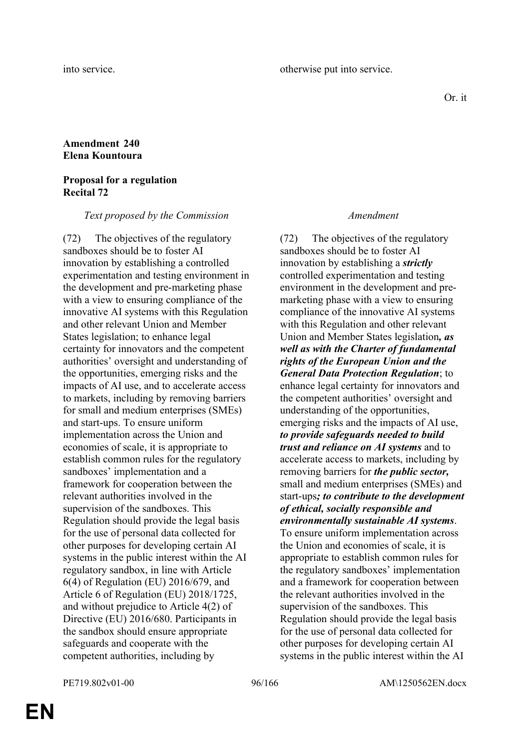| | |
|---|---|
| into service. | otherwise put into service. |

Or. it

**Amendment 240**
**Elena Kountoura**

**Proposal for a regulation**
**Recital 72**

| *Text proposed by the Commission* | *Amendment* |
|---|---|
| (72) The objectives of the regulatory sandboxes should be to foster AI innovation by establishing a controlled experimentation and testing environment in the development and pre-marketing phase with a view to ensuring compliance of the innovative AI systems with this Regulation and other relevant Union and Member States legislation; to enhance legal certainty for innovators and the competent authorities' oversight and understanding of the opportunities, emerging risks and the impacts of AI use, and to accelerate access to markets, including by removing barriers for small and medium enterprises (SMEs) and start-ups. To ensure uniform implementation across the Union and economies of scale, it is appropriate to establish common rules for the regulatory sandboxes' implementation and a framework for cooperation between the relevant authorities involved in the supervision of the sandboxes. This Regulation should provide the legal basis for the use of personal data collected for other purposes for developing certain AI systems in the public interest within the AI regulatory sandbox, in line with Article 6(4) of Regulation (EU) 2016/679, and Article 6 of Regulation (EU) 2018/1725, and without prejudice to Article 4(2) of Directive (EU) 2016/680. Participants in the sandbox should ensure appropriate safeguards and cooperate with the competent authorities, including by | (72) The objectives of the regulatory sandboxes should be to foster AI innovation by establishing a ***strictly*** controlled experimentation and testing environment in the development and pre-marketing phase with a view to ensuring compliance of the innovative AI systems with this Regulation and other relevant Union and Member States legislation***, as well as with the Charter of fundamental rights of the European Union and the General Data Protection Regulation***; to enhance legal certainty for innovators and the competent authorities' oversight and understanding of the opportunities, emerging risks and the impacts of AI use, ***to provide safeguards needed to build trust and reliance on AI systems*** and to accelerate access to markets, including by removing barriers for ***the public sector,*** small and medium enterprises (SMEs) and start-ups***; to contribute to the development of ethical, socially responsible and environmentally sustainable AI systems***. To ensure uniform implementation across the Union and economies of scale, it is appropriate to establish common rules for the regulatory sandboxes' implementation and a framework for cooperation between the relevant authorities involved in the supervision of the sandboxes. This Regulation should provide the legal basis for the use of personal data collected for other purposes for developing certain AI systems in the public interest within the AI |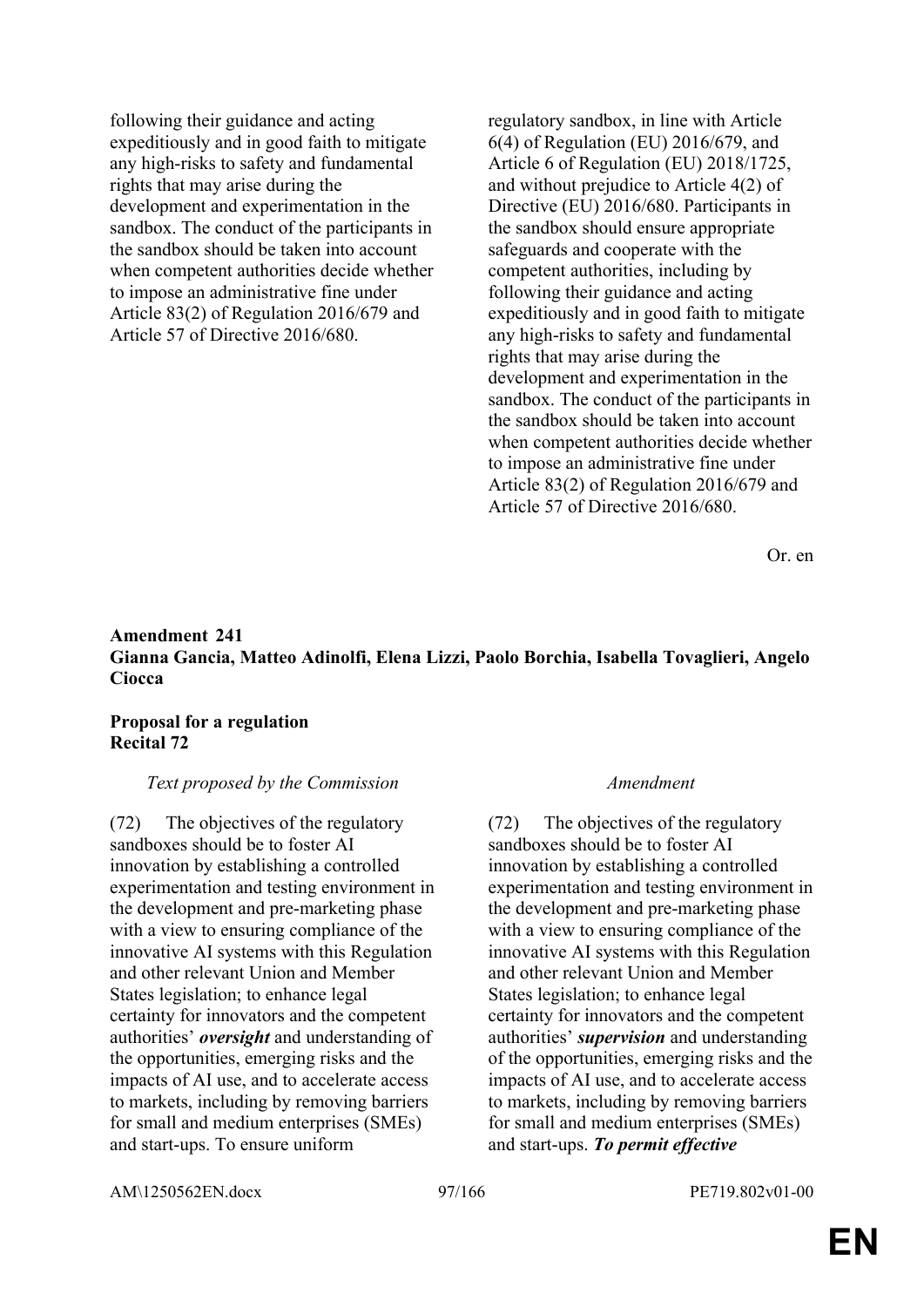| | |
|---|---|
| following their guidance and acting expeditiously and in good faith to mitigate any high-risks to safety and fundamental rights that may arise during the development and experimentation in the sandbox. The conduct of the participants in the sandbox should be taken into account when competent authorities decide whether to impose an administrative fine under Article 83(2) of Regulation 2016/679 and Article 57 of Directive 2016/680. | regulatory sandbox, in line with Article 6(4) of Regulation (EU) 2016/679, and Article 6 of Regulation (EU) 2018/1725, and without prejudice to Article 4(2) of Directive (EU) 2016/680. Participants in the sandbox should ensure appropriate safeguards and cooperate with the competent authorities, including by following their guidance and acting expeditiously and in good faith to mitigate any high-risks to safety and fundamental rights that may arise during the development and experimentation in the sandbox. The conduct of the participants in the sandbox should be taken into account when competent authorities decide whether to impose an administrative fine under Article 83(2) of Regulation 2016/679 and Article 57 of Directive 2016/680. |

Or. en

**Amendment 241**
**Gianna Gancia, Matteo Adinolfi, Elena Lizzi, Paolo Borchia, Isabella Tovaglieri, Angelo Ciocca**

**Proposal for a regulation**
**Recital 72**

| *Text proposed by the Commission* | *Amendment* |
|---|---|
| (72) The objectives of the regulatory sandboxes should be to foster AI innovation by establishing a controlled experimentation and testing environment in the development and pre-marketing phase with a view to ensuring compliance of the innovative AI systems with this Regulation and other relevant Union and Member States legislation; to enhance legal certainty for innovators and the competent authorities' ***oversight*** and understanding of the opportunities, emerging risks and the impacts of AI use, and to accelerate access to markets, including by removing barriers for small and medium enterprises (SMEs) and start-ups. To ensure uniform | (72) The objectives of the regulatory sandboxes should be to foster AI innovation by establishing a controlled experimentation and testing environment in the development and pre-marketing phase with a view to ensuring compliance of the innovative AI systems with this Regulation and other relevant Union and Member States legislation; to enhance legal certainty for innovators and the competent authorities' ***supervision*** and understanding of the opportunities, emerging risks and the impacts of AI use, and to accelerate access to markets, including by removing barriers for small and medium enterprises (SMEs) and start-ups. ***To permit effective*** |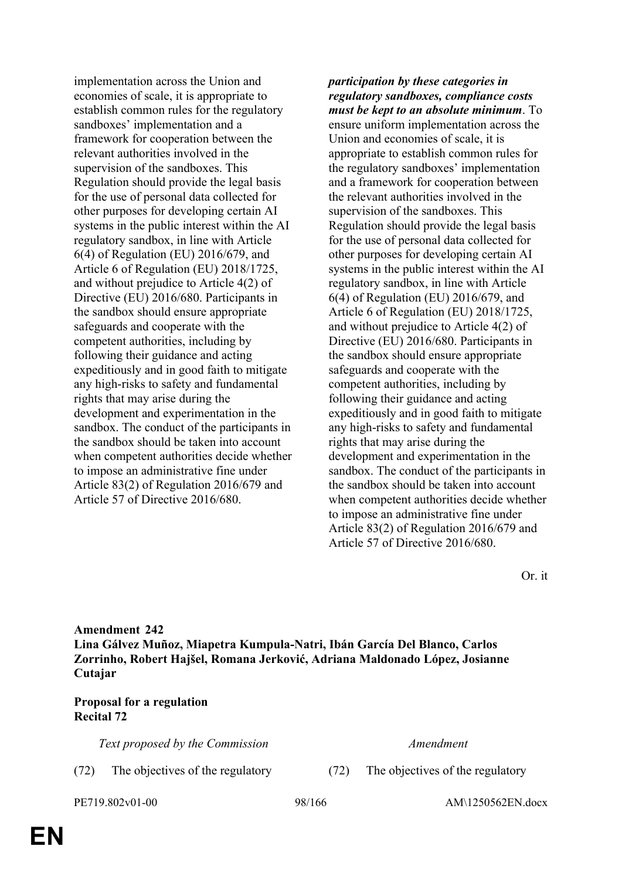| Text proposed by the Commission | Amendment |
|---|---|
| implementation across the Union and economies of scale, it is appropriate to establish common rules for the regulatory sandboxes' implementation and a framework for cooperation between the relevant authorities involved in the supervision of the sandboxes. This Regulation should provide the legal basis for the use of personal data collected for other purposes for developing certain AI systems in the public interest within the AI regulatory sandbox, in line with Article 6(4) of Regulation (EU) 2016/679, and Article 6 of Regulation (EU) 2018/1725, and without prejudice to Article 4(2) of Directive (EU) 2016/680. Participants in the sandbox should ensure appropriate safeguards and cooperate with the competent authorities, including by following their guidance and acting expeditiously and in good faith to mitigate any high-risks to safety and fundamental rights that may arise during the development and experimentation in the sandbox. The conduct of the participants in the sandbox should be taken into account when competent authorities decide whether to impose an administrative fine under Article 83(2) of Regulation 2016/679 and Article 57 of Directive 2016/680. | ***participation by these categories in regulatory sandboxes, compliance costs must be kept to an absolute minimum***. To ensure uniform implementation across the Union and economies of scale, it is appropriate to establish common rules for the regulatory sandboxes' implementation and a framework for cooperation between the relevant authorities involved in the supervision of the sandboxes. This Regulation should provide the legal basis for the use of personal data collected for other purposes for developing certain AI systems in the public interest within the AI regulatory sandbox, in line with Article 6(4) of Regulation (EU) 2016/679, and Article 6 of Regulation (EU) 2018/1725, and without prejudice to Article 4(2) of Directive (EU) 2016/680. Participants in the sandbox should ensure appropriate safeguards and cooperate with the competent authorities, including by following their guidance and acting expeditiously and in good faith to mitigate any high-risks to safety and fundamental rights that may arise during the development and experimentation in the sandbox. The conduct of the participants in the sandbox should be taken into account when competent authorities decide whether to impose an administrative fine under Article 83(2) of Regulation 2016/679 and Article 57 of Directive 2016/680. |

Or. it

**Amendment 242**
**Lina Gálvez Muñoz, Miapetra Kumpula-Natri, Ibán García Del Blanco, Carlos Zorrinho, Robert Hajšel, Romana Jerković, Adriana Maldonado López, Josianne Cutajar**

**Proposal for a regulation**
**Recital 72**

| *Text proposed by the Commission* | *Amendment* |
|---|---|
| (72) The objectives of the regulatory | (72) The objectives of the regulatory |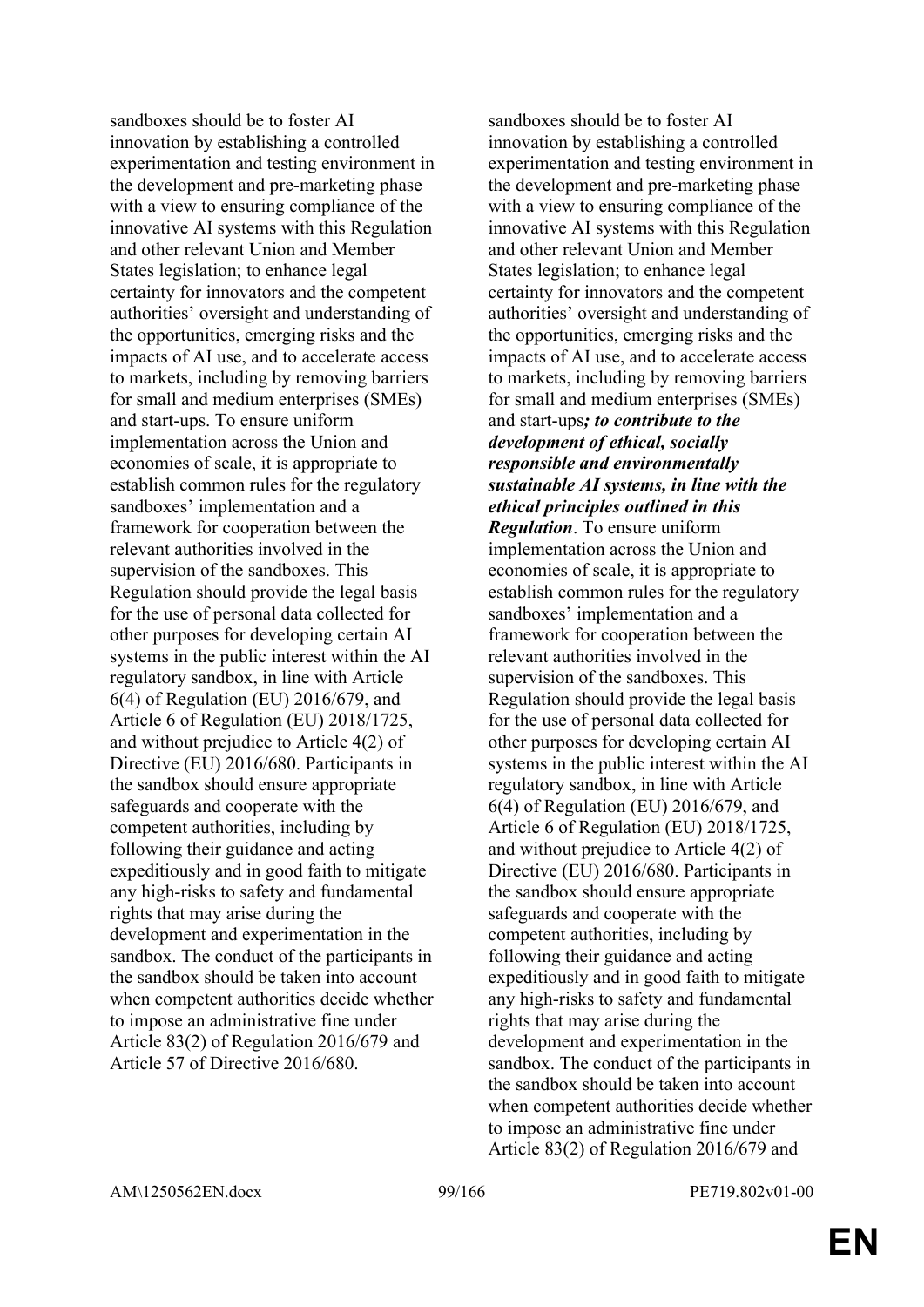| | |
|---|---|
| sandboxes should be to foster AI innovation by establishing a controlled experimentation and testing environment in the development and pre-marketing phase with a view to ensuring compliance of the innovative AI systems with this Regulation and other relevant Union and Member States legislation; to enhance legal certainty for innovators and the competent authorities' oversight and understanding of the opportunities, emerging risks and the impacts of AI use, and to accelerate access to markets, including by removing barriers for small and medium enterprises (SMEs) and start-ups. To ensure uniform implementation across the Union and economies of scale, it is appropriate to establish common rules for the regulatory sandboxes' implementation and a framework for cooperation between the relevant authorities involved in the supervision of the sandboxes. This Regulation should provide the legal basis for the use of personal data collected for other purposes for developing certain AI systems in the public interest within the AI regulatory sandbox, in line with Article 6(4) of Regulation (EU) 2016/679, and Article 6 of Regulation (EU) 2018/1725, and without prejudice to Article 4(2) of Directive (EU) 2016/680. Participants in the sandbox should ensure appropriate safeguards and cooperate with the competent authorities, including by following their guidance and acting expeditiously and in good faith to mitigate any high-risks to safety and fundamental rights that may arise during the development and experimentation in the sandbox. The conduct of the participants in the sandbox should be taken into account when competent authorities decide whether to impose an administrative fine under Article 83(2) of Regulation 2016/679 and Article 57 of Directive 2016/680. | sandboxes should be to foster AI innovation by establishing a controlled experimentation and testing environment in the development and pre-marketing phase with a view to ensuring compliance of the innovative AI systems with this Regulation and other relevant Union and Member States legislation; to enhance legal certainty for innovators and the competent authorities' oversight and understanding of the opportunities, emerging risks and the impacts of AI use, and to accelerate access to markets, including by removing barriers for small and medium enterprises (SMEs) and start-ups***; to contribute to the development of ethical, socially responsible and environmentally sustainable AI systems, in line with the ethical principles outlined in this Regulation***. To ensure uniform implementation across the Union and economies of scale, it is appropriate to establish common rules for the regulatory sandboxes' implementation and a framework for cooperation between the relevant authorities involved in the supervision of the sandboxes. This Regulation should provide the legal basis for the use of personal data collected for other purposes for developing certain AI systems in the public interest within the AI regulatory sandbox, in line with Article 6(4) of Regulation (EU) 2016/679, and Article 6 of Regulation (EU) 2018/1725, and without prejudice to Article 4(2) of Directive (EU) 2016/680. Participants in the sandbox should ensure appropriate safeguards and cooperate with the competent authorities, including by following their guidance and acting expeditiously and in good faith to mitigate any high-risks to safety and fundamental rights that may arise during the development and experimentation in the sandbox. The conduct of the participants in the sandbox should be taken into account when competent authorities decide whether to impose an administrative fine under Article 83(2) of Regulation 2016/679 and |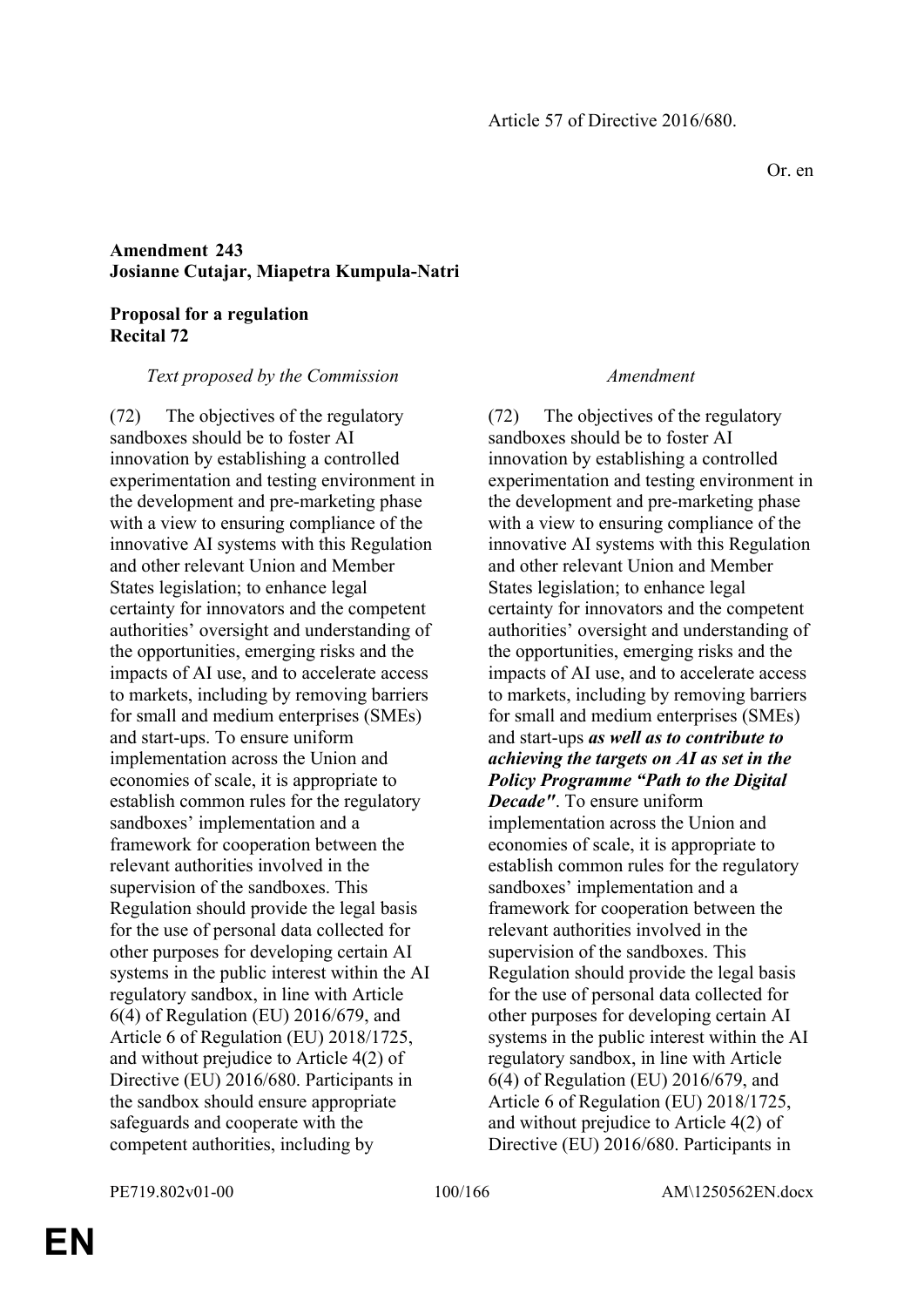Article 57 of Directive 2016/680.

Or. en

**Amendment 243**
**Josianne Cutajar, Miapetra Kumpula-Natri**

**Proposal for a regulation**
**Recital 72**

| *Text proposed by the Commission* | *Amendment* |
|---|---|
| (72) The objectives of the regulatory sandboxes should be to foster AI innovation by establishing a controlled experimentation and testing environment in the development and pre-marketing phase with a view to ensuring compliance of the innovative AI systems with this Regulation and other relevant Union and Member States legislation; to enhance legal certainty for innovators and the competent authorities' oversight and understanding of the opportunities, emerging risks and the impacts of AI use, and to accelerate access to markets, including by removing barriers for small and medium enterprises (SMEs) and start-ups. To ensure uniform implementation across the Union and economies of scale, it is appropriate to establish common rules for the regulatory sandboxes' implementation and a framework for cooperation between the relevant authorities involved in the supervision of the sandboxes. This Regulation should provide the legal basis for the use of personal data collected for other purposes for developing certain AI systems in the public interest within the AI regulatory sandbox, in line with Article 6(4) of Regulation (EU) 2016/679, and Article 6 of Regulation (EU) 2018/1725, and without prejudice to Article 4(2) of Directive (EU) 2016/680. Participants in the sandbox should ensure appropriate safeguards and cooperate with the competent authorities, including by | (72) The objectives of the regulatory sandboxes should be to foster AI innovation by establishing a controlled experimentation and testing environment in the development and pre-marketing phase with a view to ensuring compliance of the innovative AI systems with this Regulation and other relevant Union and Member States legislation; to enhance legal certainty for innovators and the competent authorities' oversight and understanding of the opportunities, emerging risks and the impacts of AI use, and to accelerate access to markets, including by removing barriers for small and medium enterprises (SMEs) and start-ups ***as well as to contribute to achieving the targets on AI as set in the Policy Programme "Path to the Digital Decade"***. To ensure uniform implementation across the Union and economies of scale, it is appropriate to establish common rules for the regulatory sandboxes' implementation and a framework for cooperation between the relevant authorities involved in the supervision of the sandboxes. This Regulation should provide the legal basis for the use of personal data collected for other purposes for developing certain AI systems in the public interest within the AI regulatory sandbox, in line with Article 6(4) of Regulation (EU) 2016/679, and Article 6 of Regulation (EU) 2018/1725, and without prejudice to Article 4(2) of Directive (EU) 2016/680. Participants in |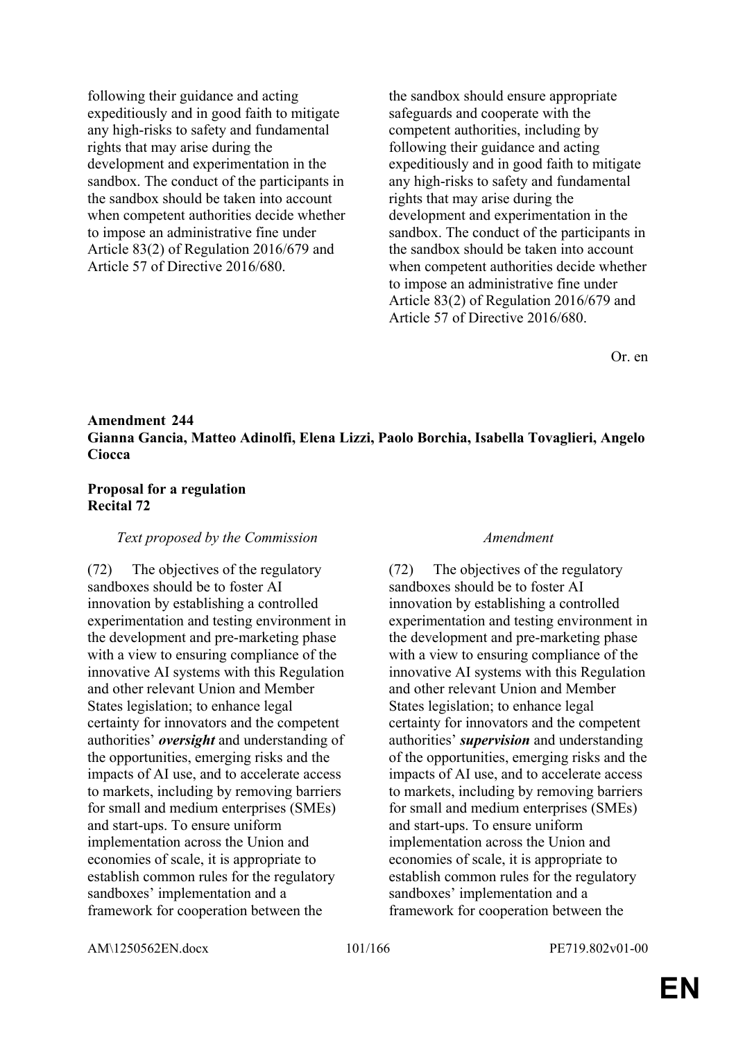| | |
|---|---|
| following their guidance and acting expeditiously and in good faith to mitigate any high-risks to safety and fundamental rights that may arise during the development and experimentation in the sandbox. The conduct of the participants in the sandbox should be taken into account when competent authorities decide whether to impose an administrative fine under Article 83(2) of Regulation 2016/679 and Article 57 of Directive 2016/680. | the sandbox should ensure appropriate safeguards and cooperate with the competent authorities, including by following their guidance and acting expeditiously and in good faith to mitigate any high-risks to safety and fundamental rights that may arise during the development and experimentation in the sandbox. The conduct of the participants in the sandbox should be taken into account when competent authorities decide whether to impose an administrative fine under Article 83(2) of Regulation 2016/679 and Article 57 of Directive 2016/680. |

Or. en

**Amendment 244**
**Gianna Gancia, Matteo Adinolfi, Elena Lizzi, Paolo Borchia, Isabella Tovaglieri, Angelo Ciocca**

**Proposal for a regulation**
**Recital 72**

| *Text proposed by the Commission* | *Amendment* |
|---|---|
| (72) The objectives of the regulatory sandboxes should be to foster AI innovation by establishing a controlled experimentation and testing environment in the development and pre-marketing phase with a view to ensuring compliance of the innovative AI systems with this Regulation and other relevant Union and Member States legislation; to enhance legal certainty for innovators and the competent authorities' ***oversight*** and understanding of the opportunities, emerging risks and the impacts of AI use, and to accelerate access to markets, including by removing barriers for small and medium enterprises (SMEs) and start-ups. To ensure uniform implementation across the Union and economies of scale, it is appropriate to establish common rules for the regulatory sandboxes' implementation and a framework for cooperation between the | (72) The objectives of the regulatory sandboxes should be to foster AI innovation by establishing a controlled experimentation and testing environment in the development and pre-marketing phase with a view to ensuring compliance of the innovative AI systems with this Regulation and other relevant Union and Member States legislation; to enhance legal certainty for innovators and the competent authorities' ***supervision*** and understanding of the opportunities, emerging risks and the impacts of AI use, and to accelerate access to markets, including by removing barriers for small and medium enterprises (SMEs) and start-ups. To ensure uniform implementation across the Union and economies of scale, it is appropriate to establish common rules for the regulatory sandboxes' implementation and a framework for cooperation between the |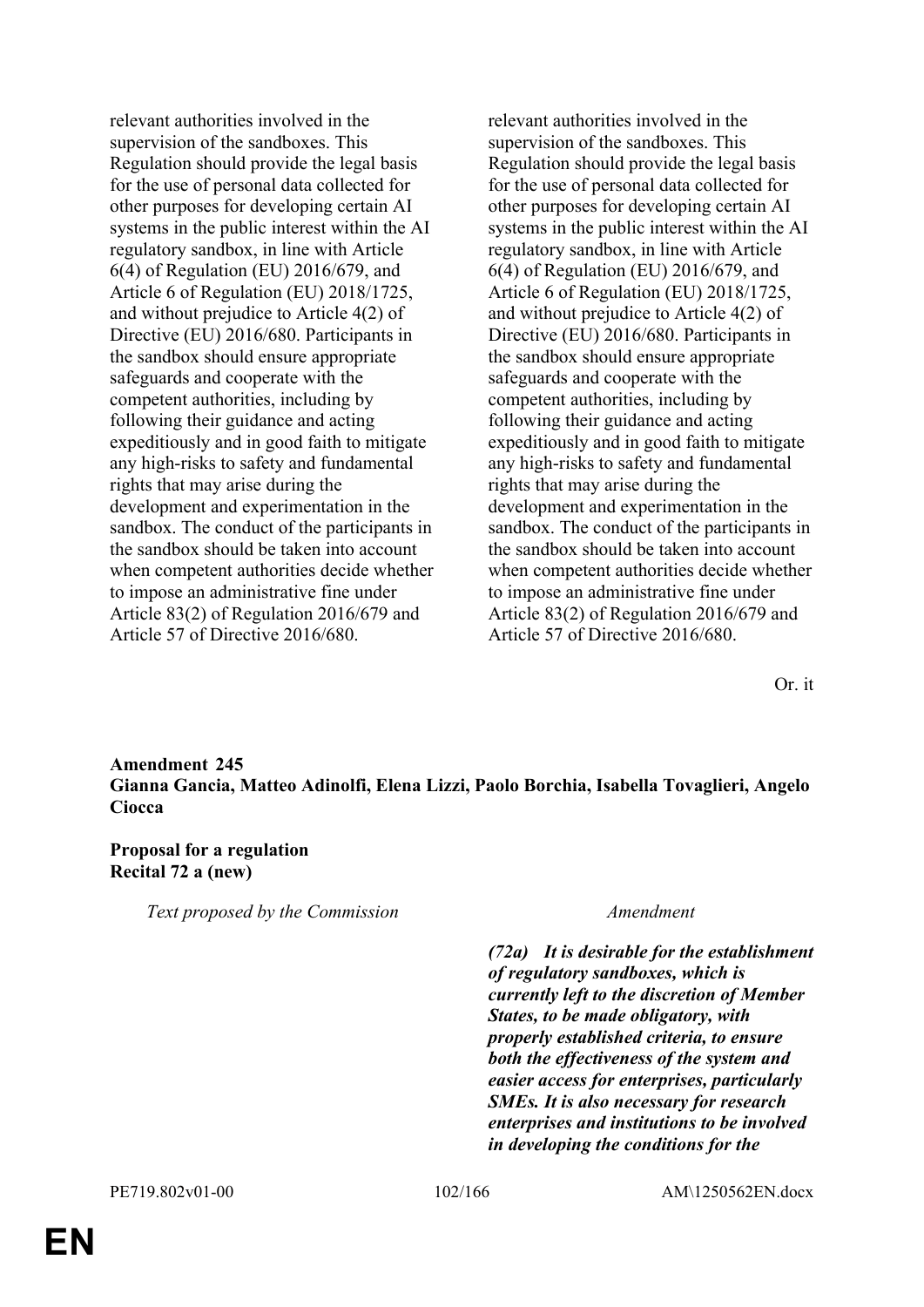| | |
|---|---|
| relevant authorities involved in the supervision of the sandboxes. This Regulation should provide the legal basis for the use of personal data collected for other purposes for developing certain AI systems in the public interest within the AI regulatory sandbox, in line with Article 6(4) of Regulation (EU) 2016/679, and Article 6 of Regulation (EU) 2018/1725, and without prejudice to Article 4(2) of Directive (EU) 2016/680. Participants in the sandbox should ensure appropriate safeguards and cooperate with the competent authorities, including by following their guidance and acting expeditiously and in good faith to mitigate any high-risks to safety and fundamental rights that may arise during the development and experimentation in the sandbox. The conduct of the participants in the sandbox should be taken into account when competent authorities decide whether to impose an administrative fine under Article 83(2) of Regulation 2016/679 and Article 57 of Directive 2016/680. | relevant authorities involved in the supervision of the sandboxes. This Regulation should provide the legal basis for the use of personal data collected for other purposes for developing certain AI systems in the public interest within the AI regulatory sandbox, in line with Article 6(4) of Regulation (EU) 2016/679, and Article 6 of Regulation (EU) 2018/1725, and without prejudice to Article 4(2) of Directive (EU) 2016/680. Participants in the sandbox should ensure appropriate safeguards and cooperate with the competent authorities, including by following their guidance and acting expeditiously and in good faith to mitigate any high-risks to safety and fundamental rights that may arise during the development and experimentation in the sandbox. The conduct of the participants in the sandbox should be taken into account when competent authorities decide whether to impose an administrative fine under Article 83(2) of Regulation 2016/679 and Article 57 of Directive 2016/680. |

Or. it

**Amendment 245**
**Gianna Gancia, Matteo Adinolfi, Elena Lizzi, Paolo Borchia, Isabella Tovaglieri, Angelo Ciocca**

**Proposal for a regulation**
**Recital 72 a (new)**

| *Text proposed by the Commission* | *Amendment* |
|---|---|
| | ***(72a) It is desirable for the establishment of regulatory sandboxes, which is currently left to the discretion of Member States, to be made obligatory, with properly established criteria, to ensure both the effectiveness of the system and easier access for enterprises, particularly SMEs. It is also necessary for research enterprises and institutions to be involved in developing the conditions for the*** |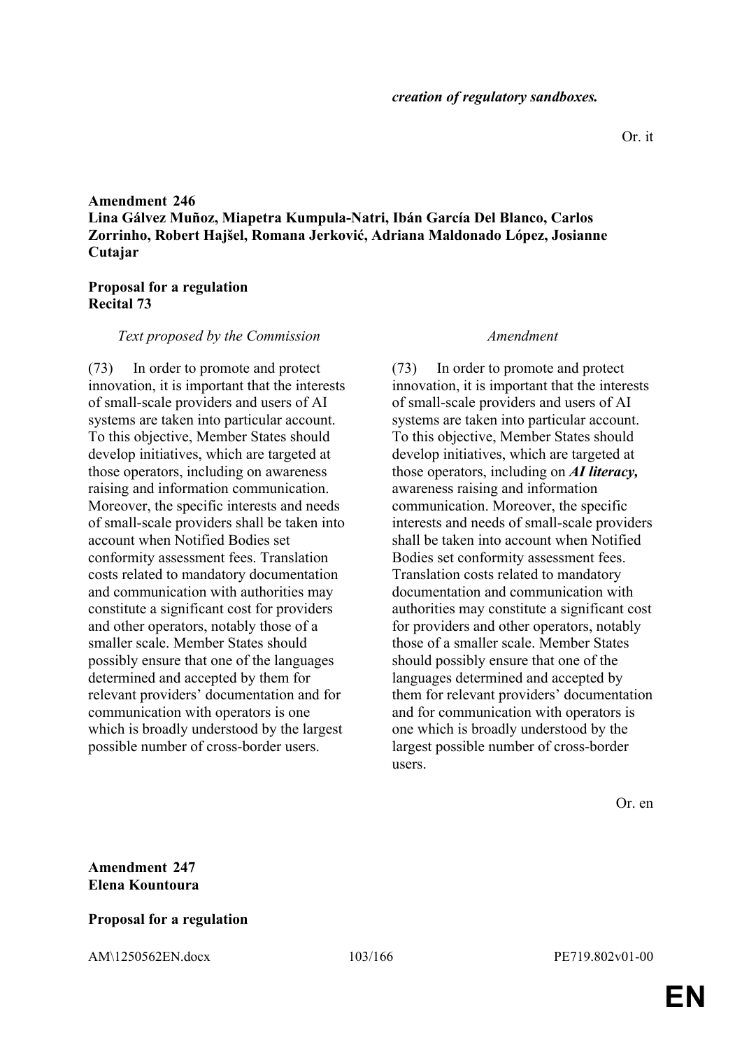*creation of regulatory sandboxes.*

Or. it

**Amendment 246**
**Lina Gálvez Muñoz, Miapetra Kumpula-Natri, Ibán García Del Blanco, Carlos Zorrinho, Robert Hajšel, Romana Jerković, Adriana Maldonado López, Josianne Cutajar**

**Proposal for a regulation**
**Recital 73**

| *Text proposed by the Commission* | *Amendment* |
|---|---|
| (73) In order to promote and protect innovation, it is important that the interests of small-scale providers and users of AI systems are taken into particular account. To this objective, Member States should develop initiatives, which are targeted at those operators, including on awareness raising and information communication. Moreover, the specific interests and needs of small-scale providers shall be taken into account when Notified Bodies set conformity assessment fees. Translation costs related to mandatory documentation and communication with authorities may constitute a significant cost for providers and other operators, notably those of a smaller scale. Member States should possibly ensure that one of the languages determined and accepted by them for relevant providers' documentation and for communication with operators is one which is broadly understood by the largest possible number of cross-border users. | (73) In order to promote and protect innovation, it is important that the interests of small-scale providers and users of AI systems are taken into particular account. To this objective, Member States should develop initiatives, which are targeted at those operators, including on ***AI literacy,*** awareness raising and information communication. Moreover, the specific interests and needs of small-scale providers shall be taken into account when Notified Bodies set conformity assessment fees. Translation costs related to mandatory documentation and communication with authorities may constitute a significant cost for providers and other operators, notably those of a smaller scale. Member States should possibly ensure that one of the languages determined and accepted by them for relevant providers' documentation and for communication with operators is one which is broadly understood by the largest possible number of cross-border users. |

Or. en

**Amendment 247**
**Elena Kountoura**

**Proposal for a regulation**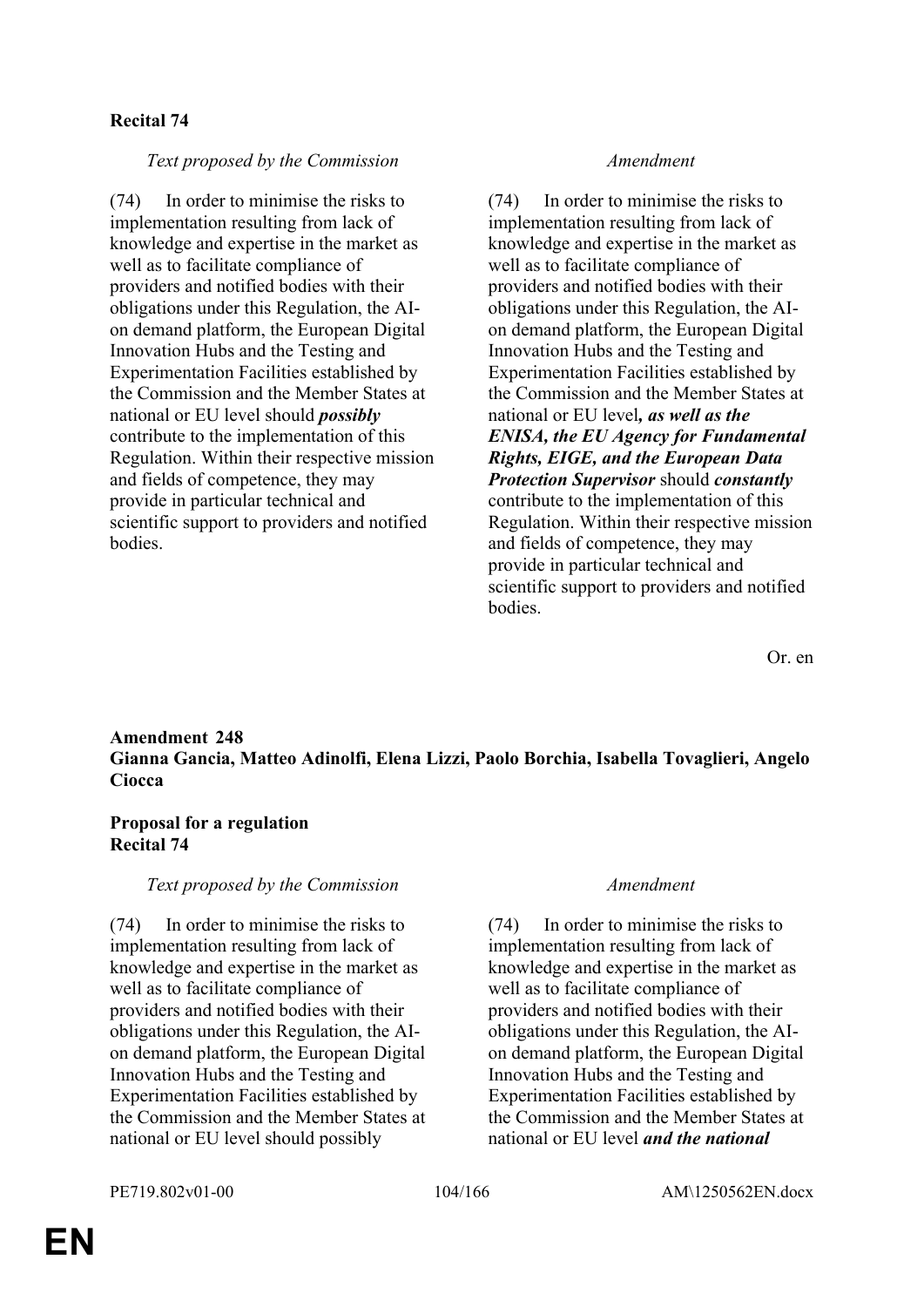**Recital 74**

| *Text proposed by the Commission* | *Amendment* |
|---|---|
| (74) In order to minimise the risks to implementation resulting from lack of knowledge and expertise in the market as well as to facilitate compliance of providers and notified bodies with their obligations under this Regulation, the AI-on demand platform, the European Digital Innovation Hubs and the Testing and Experimentation Facilities established by the Commission and the Member States at national or EU level should ***possibly*** contribute to the implementation of this Regulation. Within their respective mission and fields of competence, they may provide in particular technical and scientific support to providers and notified bodies. | (74) In order to minimise the risks to implementation resulting from lack of knowledge and expertise in the market as well as to facilitate compliance of providers and notified bodies with their obligations under this Regulation, the AI-on demand platform, the European Digital Innovation Hubs and the Testing and Experimentation Facilities established by the Commission and the Member States at national or EU level***, as well as the ENISA, the EU Agency for Fundamental Rights, EIGE, and the European Data Protection Supervisor*** should ***constantly*** contribute to the implementation of this Regulation. Within their respective mission and fields of competence, they may provide in particular technical and scientific support to providers and notified bodies. |

Or. en

**Amendment 248**
**Gianna Gancia, Matteo Adinolfi, Elena Lizzi, Paolo Borchia, Isabella Tovaglieri, Angelo Ciocca**

**Proposal for a regulation**
**Recital 74**

| *Text proposed by the Commission* | *Amendment* |
|---|---|
| (74) In order to minimise the risks to implementation resulting from lack of knowledge and expertise in the market as well as to facilitate compliance of providers and notified bodies with their obligations under this Regulation, the AI-on demand platform, the European Digital Innovation Hubs and the Testing and Experimentation Facilities established by the Commission and the Member States at national or EU level should possibly | (74) In order to minimise the risks to implementation resulting from lack of knowledge and expertise in the market as well as to facilitate compliance of providers and notified bodies with their obligations under this Regulation, the AI-on demand platform, the European Digital Innovation Hubs and the Testing and Experimentation Facilities established by the Commission and the Member States at national or EU level ***and the national*** |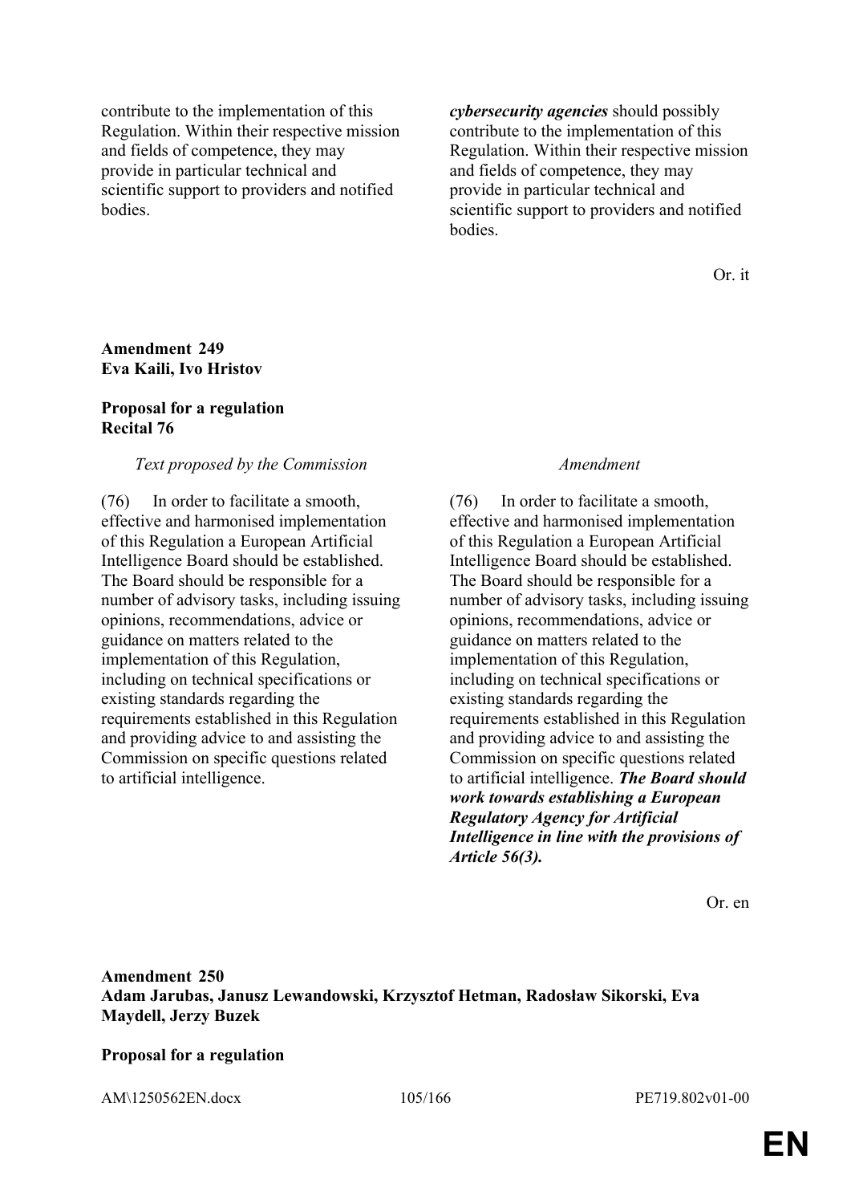| | |
|---|---|
| contribute to the implementation of this Regulation. Within their respective mission and fields of competence, they may provide in particular technical and scientific support to providers and notified bodies. | ***cybersecurity agencies*** should possibly contribute to the implementation of this Regulation. Within their respective mission and fields of competence, they may provide in particular technical and scientific support to providers and notified bodies. |

Or. it

**Amendment 249**
**Eva Kaili, Ivo Hristov**

**Proposal for a regulation**
**Recital 76**

| *Text proposed by the Commission* | *Amendment* |
|---|---|
| (76) In order to facilitate a smooth, effective and harmonised implementation of this Regulation a European Artificial Intelligence Board should be established. The Board should be responsible for a number of advisory tasks, including issuing opinions, recommendations, advice or guidance on matters related to the implementation of this Regulation, including on technical specifications or existing standards regarding the requirements established in this Regulation and providing advice to and assisting the Commission on specific questions related to artificial intelligence. | (76) In order to facilitate a smooth, effective and harmonised implementation of this Regulation a European Artificial Intelligence Board should be established. The Board should be responsible for a number of advisory tasks, including issuing opinions, recommendations, advice or guidance on matters related to the implementation of this Regulation, including on technical specifications or existing standards regarding the requirements established in this Regulation and providing advice to and assisting the Commission on specific questions related to artificial intelligence. ***The Board should work towards establishing a European Regulatory Agency for Artificial Intelligence in line with the provisions of Article 56(3).*** |

Or. en

**Amendment 250**
**Adam Jarubas, Janusz Lewandowski, Krzysztof Hetman, Radosław Sikorski, Eva Maydell, Jerzy Buzek**

**Proposal for a regulation**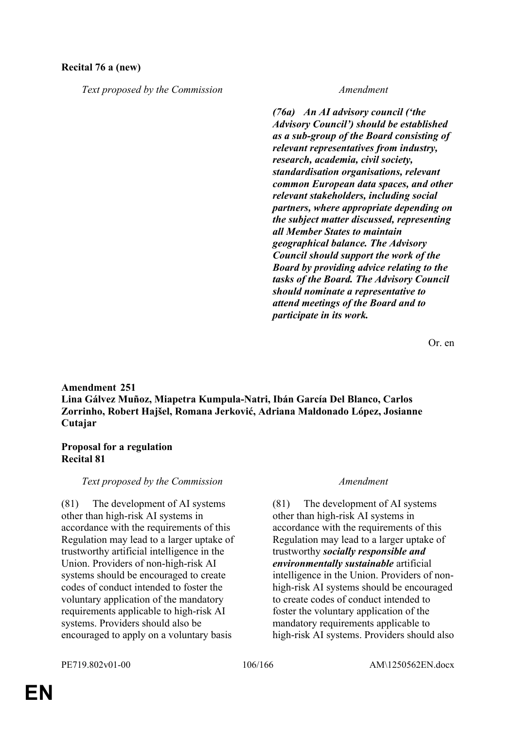**Recital 76 a (new)**

| *Text proposed by the Commission* | *Amendment* |
|---|---|
| | ***(76a) An AI advisory council ('the Advisory Council') should be established as a sub-group of the Board consisting of relevant representatives from industry, research, academia, civil society, standardisation organisations, relevant common European data spaces, and other relevant stakeholders, including social partners, where appropriate depending on the subject matter discussed, representing all Member States to maintain geographical balance. The Advisory Council should support the work of the Board by providing advice relating to the tasks of the Board. The Advisory Council should nominate a representative to attend meetings of the Board and to participate in its work.*** |

Or. en

**Amendment 251**
**Lina Gálvez Muñoz, Miapetra Kumpula-Natri, Ibán García Del Blanco, Carlos Zorrinho, Robert Hajšel, Romana Jerković, Adriana Maldonado López, Josianne Cutajar**

**Proposal for a regulation**
**Recital 81**

| *Text proposed by the Commission* | *Amendment* |
|---|---|
| (81) The development of AI systems other than high-risk AI systems in accordance with the requirements of this Regulation may lead to a larger uptake of trustworthy artificial intelligence in the Union. Providers of non-high-risk AI systems should be encouraged to create codes of conduct intended to foster the voluntary application of the mandatory requirements applicable to high-risk AI systems. Providers should also be encouraged to apply on a voluntary basis | (81) The development of AI systems other than high-risk AI systems in accordance with the requirements of this Regulation may lead to a larger uptake of trustworthy ***socially responsible and environmentally sustainable*** artificial intelligence in the Union. Providers of non-high-risk AI systems should be encouraged to create codes of conduct intended to foster the voluntary application of the mandatory requirements applicable to high-risk AI systems. Providers should also |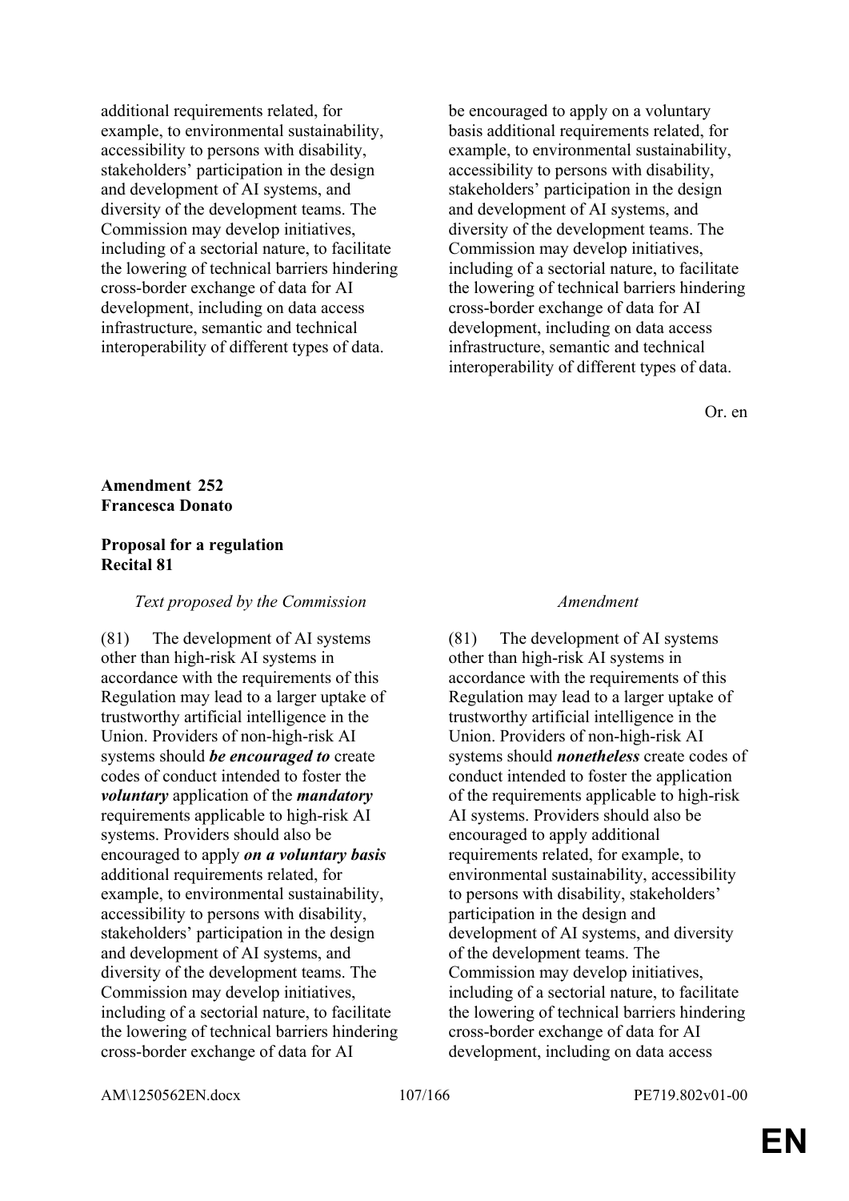| | |
|---|---|
| additional requirements related, for example, to environmental sustainability, accessibility to persons with disability, stakeholders' participation in the design and development of AI systems, and diversity of the development teams. The Commission may develop initiatives, including of a sectorial nature, to facilitate the lowering of technical barriers hindering cross-border exchange of data for AI development, including on data access infrastructure, semantic and technical interoperability of different types of data. | be encouraged to apply on a voluntary basis additional requirements related, for example, to environmental sustainability, accessibility to persons with disability, stakeholders' participation in the design and development of AI systems, and diversity of the development teams. The Commission may develop initiatives, including of a sectorial nature, to facilitate the lowering of technical barriers hindering cross-border exchange of data for AI development, including on data access infrastructure, semantic and technical interoperability of different types of data. |

Or. en

**Amendment 252**
**Francesca Donato**

**Proposal for a regulation**
**Recital 81**

| *Text proposed by the Commission* | *Amendment* |
|---|---|
| (81) The development of AI systems other than high-risk AI systems in accordance with the requirements of this Regulation may lead to a larger uptake of trustworthy artificial intelligence in the Union. Providers of non-high-risk AI systems should ***be encouraged to*** create codes of conduct intended to foster the ***voluntary*** application of the ***mandatory*** requirements applicable to high-risk AI systems. Providers should also be encouraged to apply ***on a voluntary basis*** additional requirements related, for example, to environmental sustainability, accessibility to persons with disability, stakeholders' participation in the design and development of AI systems, and diversity of the development teams. The Commission may develop initiatives, including of a sectorial nature, to facilitate the lowering of technical barriers hindering cross-border exchange of data for AI | (81) The development of AI systems other than high-risk AI systems in accordance with the requirements of this Regulation may lead to a larger uptake of trustworthy artificial intelligence in the Union. Providers of non-high-risk AI systems should ***nonetheless*** create codes of conduct intended to foster the application of the requirements applicable to high-risk AI systems. Providers should also be encouraged to apply additional requirements related, for example, to environmental sustainability, accessibility to persons with disability, stakeholders' participation in the design and development of AI systems, and diversity of the development teams. The Commission may develop initiatives, including of a sectorial nature, to facilitate the lowering of technical barriers hindering cross-border exchange of data for AI development, including on data access |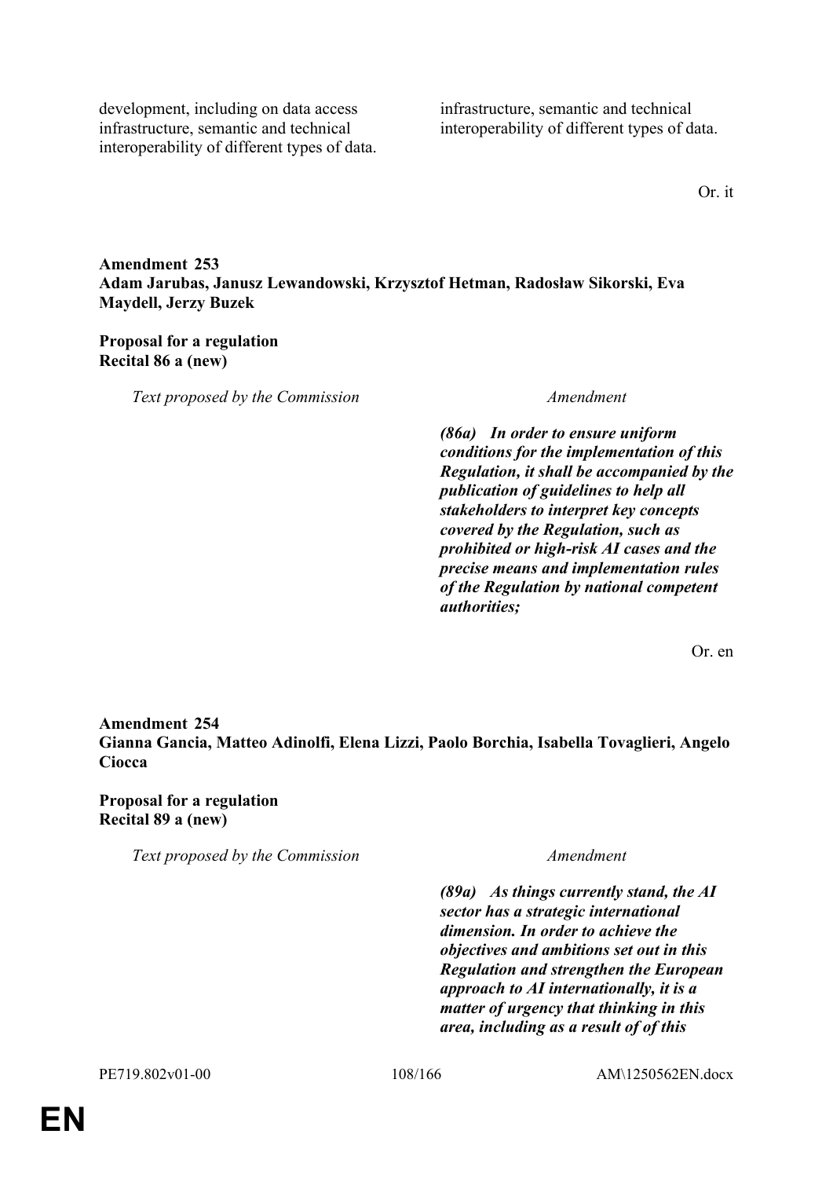| | |
|---|---|
| development, including on data access infrastructure, semantic and technical interoperability of different types of data. | infrastructure, semantic and technical interoperability of different types of data. |

Or. it

**Amendment 253**
**Adam Jarubas, Janusz Lewandowski, Krzysztof Hetman, Radosław Sikorski, Eva Maydell, Jerzy Buzek**

**Proposal for a regulation**
**Recital 86 a (new)**

| *Text proposed by the Commission* | *Amendment* |
|---|---|
| | ***(86a) In order to ensure uniform conditions for the implementation of this Regulation, it shall be accompanied by the publication of guidelines to help all stakeholders to interpret key concepts covered by the Regulation, such as prohibited or high-risk AI cases and the precise means and implementation rules of the Regulation by national competent authorities;*** |

Or. en

**Amendment 254**
**Gianna Gancia, Matteo Adinolfi, Elena Lizzi, Paolo Borchia, Isabella Tovaglieri, Angelo Ciocca**

**Proposal for a regulation**
**Recital 89 a (new)**

| *Text proposed by the Commission* | *Amendment* |
|---|---|
| | ***(89a) As things currently stand, the AI sector has a strategic international dimension. In order to achieve the objectives and ambitions set out in this Regulation and strengthen the European approach to AI internationally, it is a matter of urgency that thinking in this area, including as a result of of this*** |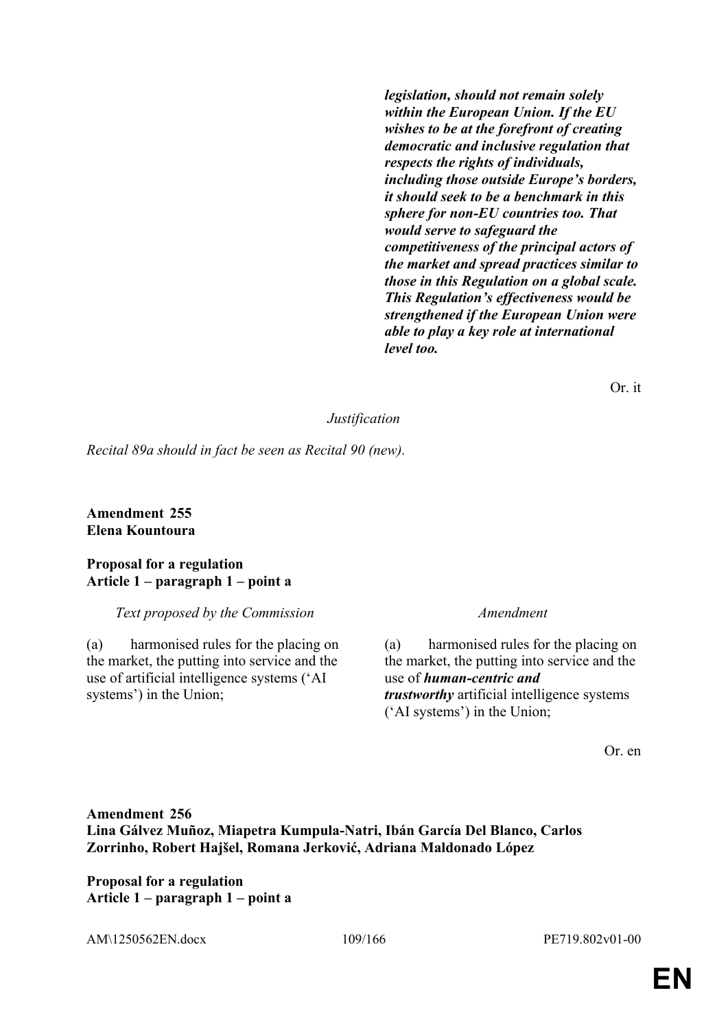| | |
|---|---|
| | ***legislation, should not remain solely within the European Union. If the EU wishes to be at the forefront of creating democratic and inclusive regulation that respects the rights of individuals, including those outside Europe's borders, it should seek to be a benchmark in this sphere for non-EU countries too. That would serve to safeguard the competitiveness of the principal actors of the market and spread practices similar to those in this Regulation on a global scale. This Regulation's effectiveness would be strengthened if the European Union were able to play a key role at international level too.*** |

Or. it

*Justification*

*Recital 89a should in fact be seen as Recital 90 (new).*

**Amendment 255**
**Elena Kountoura**

**Proposal for a regulation**
**Article 1 – paragraph 1 – point a**

| *Text proposed by the Commission* | *Amendment* |
|---|---|
| (a) harmonised rules for the placing on the market, the putting into service and the use of artificial intelligence systems ('AI systems') in the Union; | (a) harmonised rules for the placing on the market, the putting into service and the use of ***human-centric and trustworthy*** artificial intelligence systems ('AI systems') in the Union; |

Or. en

**Amendment 256**
**Lina Gálvez Muñoz, Miapetra Kumpula-Natri, Ibán García Del Blanco, Carlos Zorrinho, Robert Hajšel, Romana Jerković, Adriana Maldonado López**

**Proposal for a regulation**
**Article 1 – paragraph 1 – point a**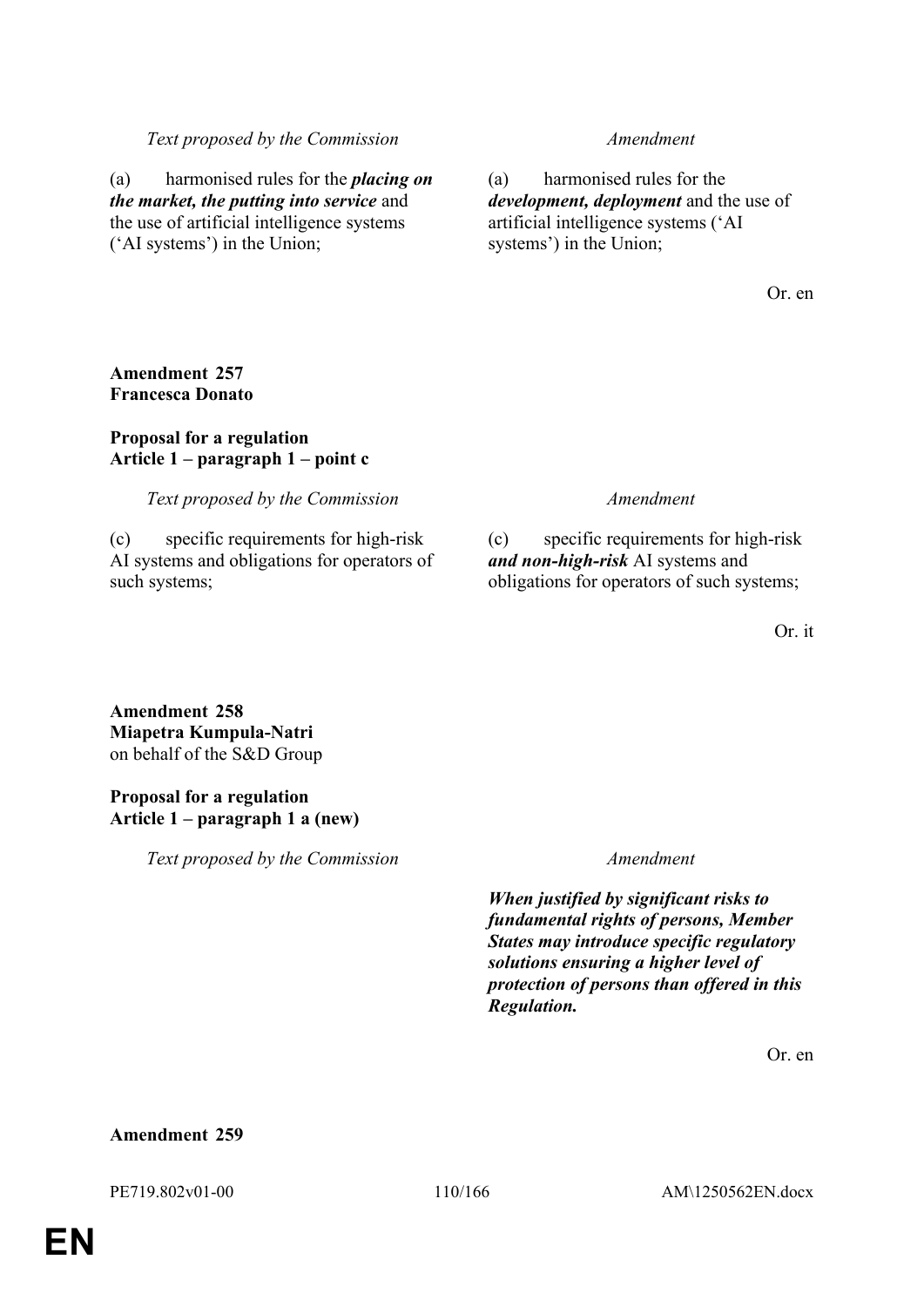| *Text proposed by the Commission* | *Amendment* |
|---|---|
| (a) harmonised rules for the ***placing on the market, the putting into service*** and the use of artificial intelligence systems ('AI systems') in the Union; | (a) harmonised rules for the ***development, deployment*** and the use of artificial intelligence systems ('AI systems') in the Union; |

Or. en

**Amendment 257**
**Francesca Donato**

**Proposal for a regulation**
**Article 1 – paragraph 1 – point c**

| *Text proposed by the Commission* | *Amendment* |
|---|---|
| (c) specific requirements for high-risk AI systems and obligations for operators of such systems; | (c) specific requirements for high-risk ***and non-high-risk*** AI systems and obligations for operators of such systems; |

Or. it

**Amendment 258**
**Miapetra Kumpula-Natri**
on behalf of the S&D Group

**Proposal for a regulation**
**Article 1 – paragraph 1 a (new)**

| *Text proposed by the Commission* | *Amendment* |
|---|---|
| | ***When justified by significant risks to fundamental rights of persons, Member States may introduce specific regulatory solutions ensuring a higher level of protection of persons than offered in this Regulation.*** |

Or. en

**Amendment 259**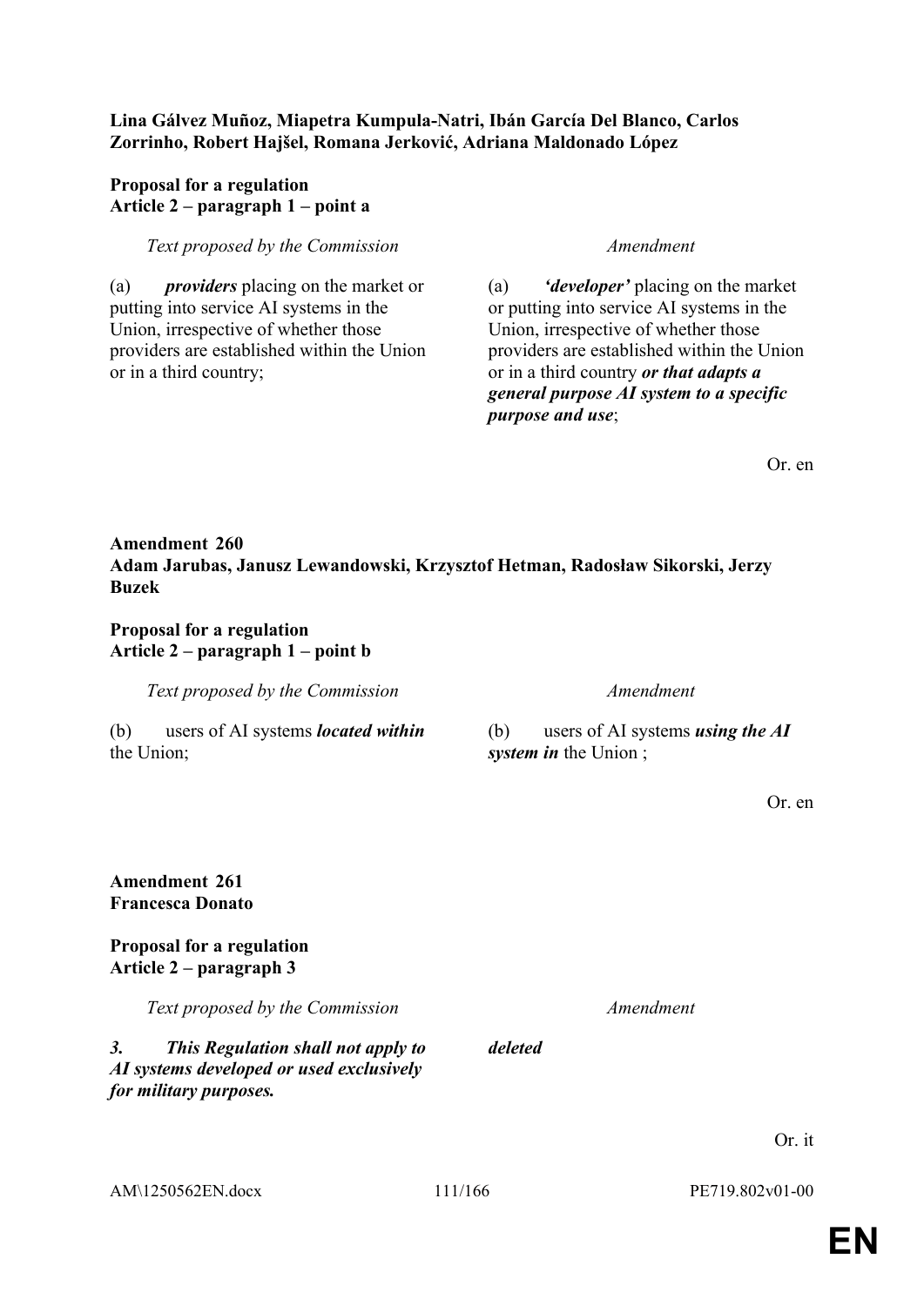**Lina Gálvez Muñoz, Miapetra Kumpula-Natri, Ibán García Del Blanco, Carlos Zorrinho, Robert Hajšel, Romana Jerković, Adriana Maldonado López**

**Proposal for a regulation**
**Article 2 – paragraph 1 – point a**

| *Text proposed by the Commission* | *Amendment* |
|---|---|
| (a) ***providers*** placing on the market or putting into service AI systems in the Union, irrespective of whether those providers are established within the Union or in a third country; | (a) ***'developer'*** placing on the market or putting into service AI systems in the Union, irrespective of whether those providers are established within the Union or in a third country ***or that adapts a general purpose AI system to a specific purpose and use***; |

Or. en

**Amendment 260**
**Adam Jarubas, Janusz Lewandowski, Krzysztof Hetman, Radosław Sikorski, Jerzy Buzek**

**Proposal for a regulation**
**Article 2 – paragraph 1 – point b**

| *Text proposed by the Commission* | *Amendment* |
|---|---|
| (b) users of AI systems ***located within*** the Union; | (b) users of AI systems ***using the AI system in*** the Union ; |

Or. en

**Amendment 261**
**Francesca Donato**

**Proposal for a regulation**
**Article 2 – paragraph 3**

| *Text proposed by the Commission* | *Amendment* |
|---|---|
| ***3. This Regulation shall not apply to AI systems developed or used exclusively for military purposes.*** | ***deleted*** |

Or. it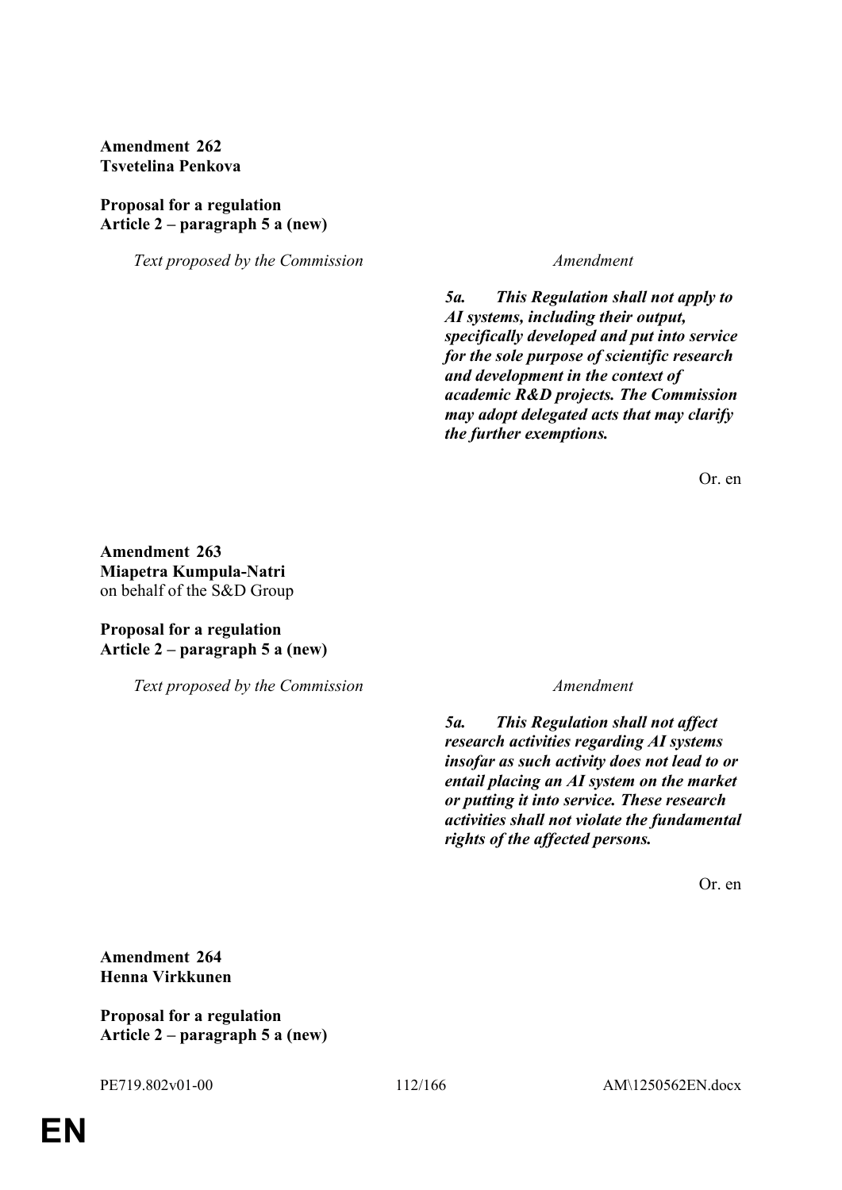**Amendment 262**
**Tsvetelina Penkova**

**Proposal for a regulation**
**Article 2 – paragraph 5 a (new)**

| *Text proposed by the Commission* | *Amendment* |
|---|---|
| | ***5a. This Regulation shall not apply to AI systems, including their output, specifically developed and put into service for the sole purpose of scientific research and development in the context of academic R&D projects. The Commission may adopt delegated acts that may clarify the further exemptions.*** |

Or. en

**Amendment 263**
**Miapetra Kumpula-Natri**
on behalf of the S&D Group

**Proposal for a regulation**
**Article 2 – paragraph 5 a (new)**

| *Text proposed by the Commission* | *Amendment* |
|---|---|
| | ***5a. This Regulation shall not affect research activities regarding AI systems insofar as such activity does not lead to or entail placing an AI system on the market or putting it into service. These research activities shall not violate the fundamental rights of the affected persons.*** |

Or. en

**Amendment 264**
**Henna Virkkunen**

**Proposal for a regulation**
**Article 2 – paragraph 5 a (new)**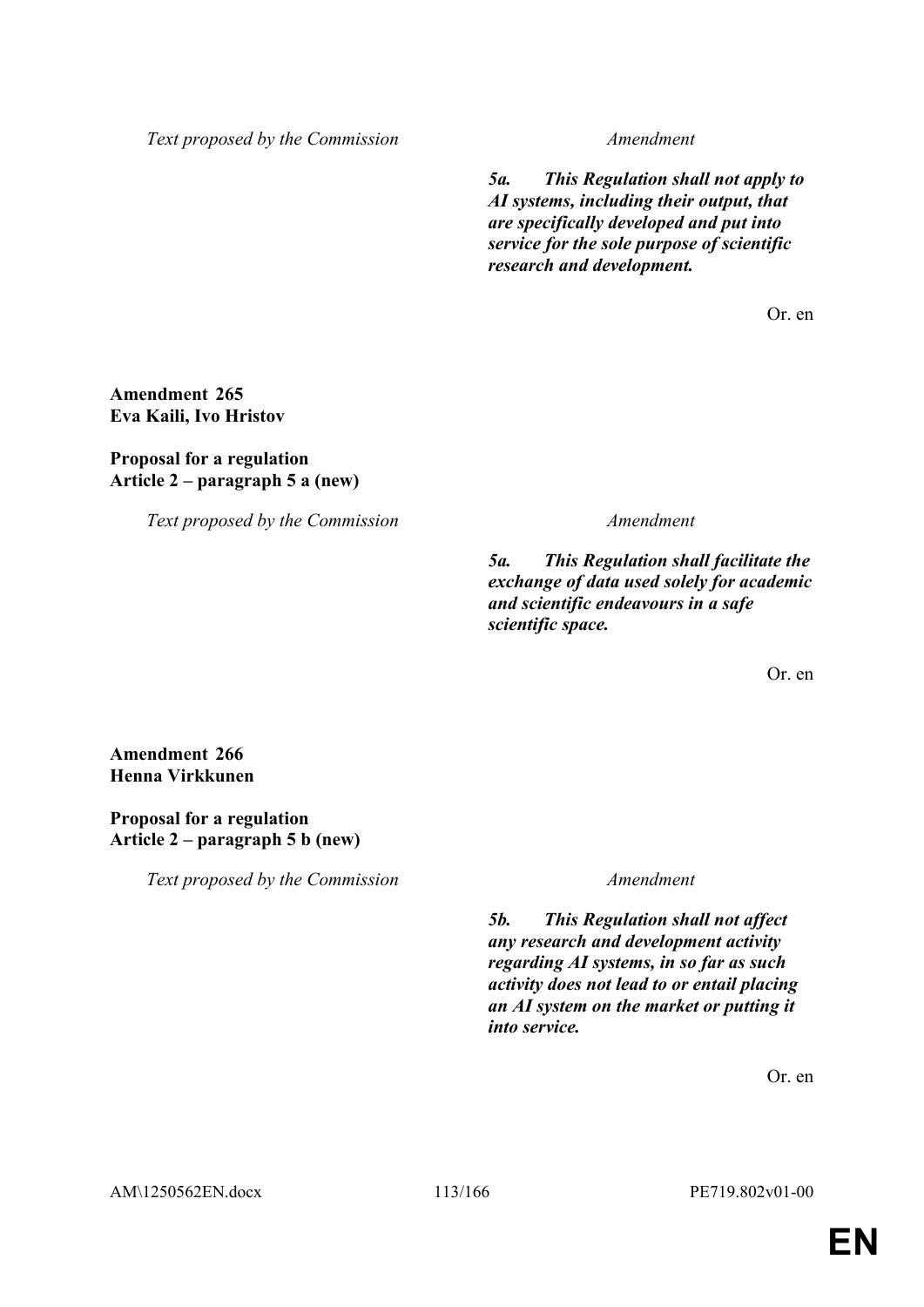| Text proposed by the Commission | Amendment |
|---|---|
| | ***5a. This Regulation shall not apply to AI systems, including their output, that are specifically developed and put into service for the sole purpose of scientific research and development.*** |

Or. en

**Amendment 265**
**Eva Kaili, Ivo Hristov**

**Proposal for a regulation**
**Article 2 – paragraph 5 a (new)**

| Text proposed by the Commission | Amendment |
|---|---|
| | ***5a. This Regulation shall facilitate the exchange of data used solely for academic and scientific endeavours in a safe scientific space.*** |

Or. en

**Amendment 266**
**Henna Virkkunen**

**Proposal for a regulation**
**Article 2 – paragraph 5 b (new)**

| Text proposed by the Commission | Amendment |
|---|---|
| | ***5b. This Regulation shall not affect any research and development activity regarding AI systems, in so far as such activity does not lead to or entail placing an AI system on the market or putting it into service.*** |

Or. en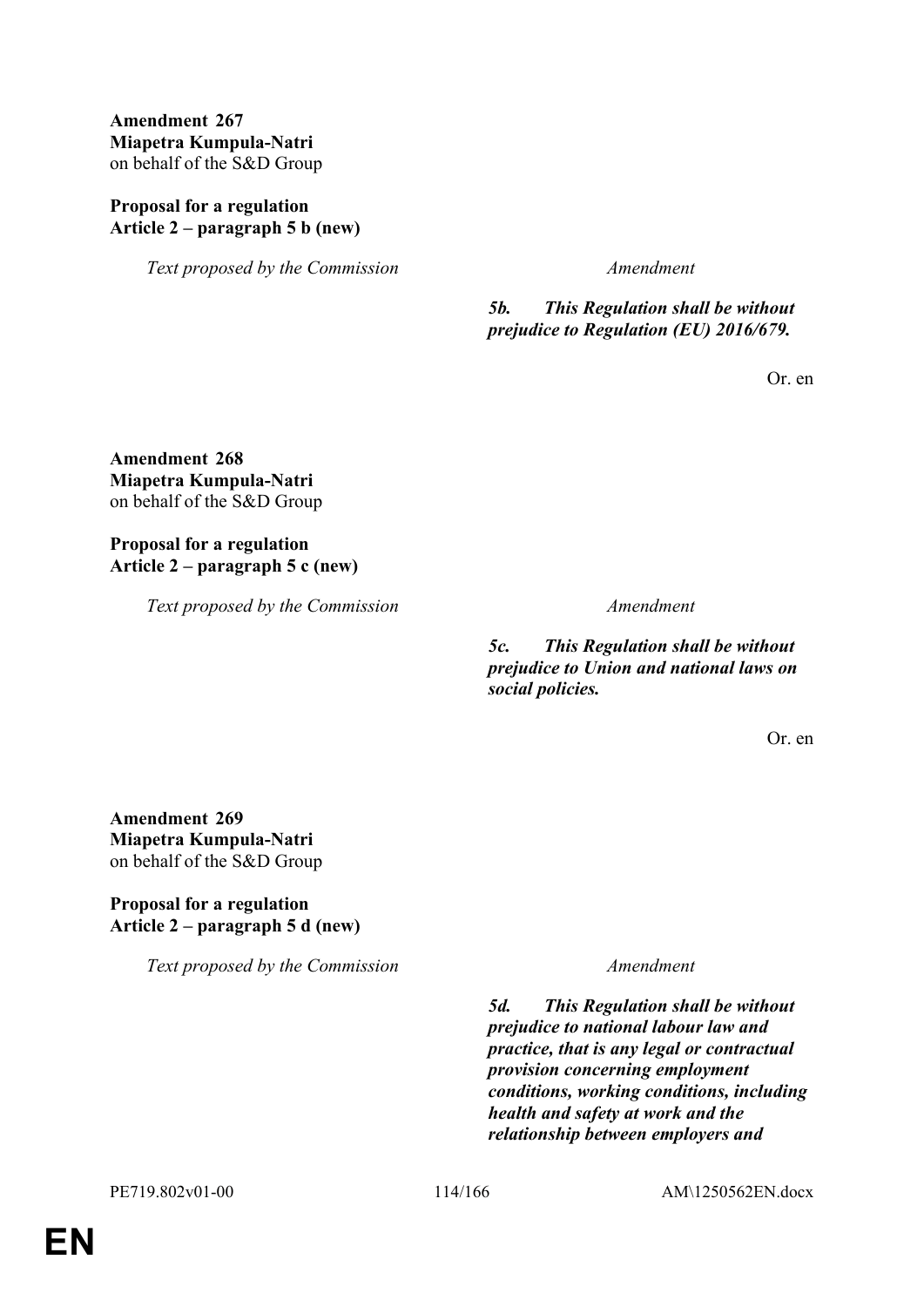**Amendment 267**
**Miapetra Kumpula-Natri**
on behalf of the S&D Group

**Proposal for a regulation**
**Article 2 – paragraph 5 b (new)**

| *Text proposed by the Commission* | *Amendment* |
|---|---|
| | ***5b. This Regulation shall be without prejudice to Regulation (EU) 2016/679.*** |

Or. en

**Amendment 268**
**Miapetra Kumpula-Natri**
on behalf of the S&D Group

**Proposal for a regulation**
**Article 2 – paragraph 5 c (new)**

| *Text proposed by the Commission* | *Amendment* |
|---|---|
| | ***5c. This Regulation shall be without prejudice to Union and national laws on social policies.*** |

Or. en

**Amendment 269**
**Miapetra Kumpula-Natri**
on behalf of the S&D Group

**Proposal for a regulation**
**Article 2 – paragraph 5 d (new)**

| *Text proposed by the Commission* | *Amendment* |
|---|---|
| | ***5d. This Regulation shall be without prejudice to national labour law and practice, that is any legal or contractual provision concerning employment conditions, working conditions, including health and safety at work and the relationship between employers and*** |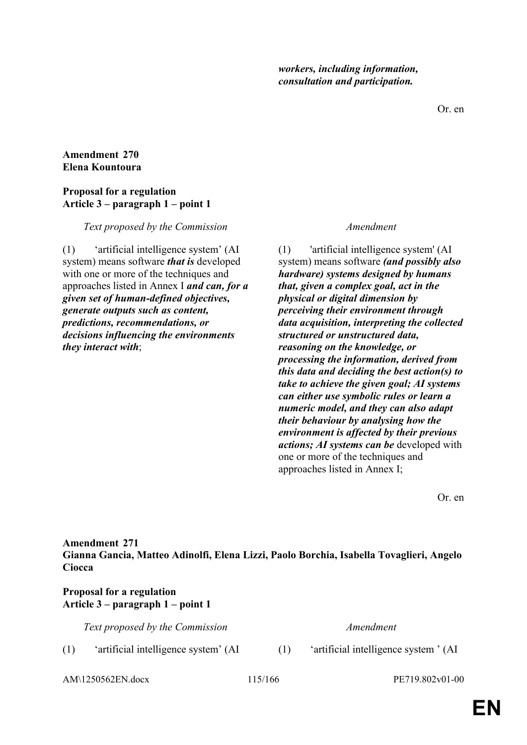***workers, including information, consultation and participation.***

Or. en

**Amendment 270**
**Elena Kountoura**

**Proposal for a regulation**
**Article 3 – paragraph 1 – point 1**

| *Text proposed by the Commission* | *Amendment* |
|---|---|
| (1) 'artificial intelligence system' (AI system) means software ***that is*** developed with one or more of the techniques and approaches listed in Annex I ***and can, for a given set of human-defined objectives, generate outputs such as content, predictions, recommendations, or decisions influencing the environments they interact with***; | (1) 'artificial intelligence system' (AI system) means software ***(and possibly also hardware) systems designed by humans that, given a complex goal, act in the physical or digital dimension by perceiving their environment through data acquisition, interpreting the collected structured or unstructured data, reasoning on the knowledge, or processing the information, derived from this data and deciding the best action(s) to take to achieve the given goal; AI systems can either use symbolic rules or learn a numeric model, and they can also adapt their behaviour by analysing how the environment is affected by their previous actions; AI systems can be*** developed with one or more of the techniques and approaches listed in Annex I; |

Or. en

**Amendment 271**
**Gianna Gancia, Matteo Adinolfi, Elena Lizzi, Paolo Borchia, Isabella Tovaglieri, Angelo Ciocca**

**Proposal for a regulation**
**Article 3 – paragraph 1 – point 1**

| *Text proposed by the Commission* | *Amendment* |
|---|---|
| (1) 'artificial intelligence system' (AI | (1) 'artificial intelligence system ' (AI |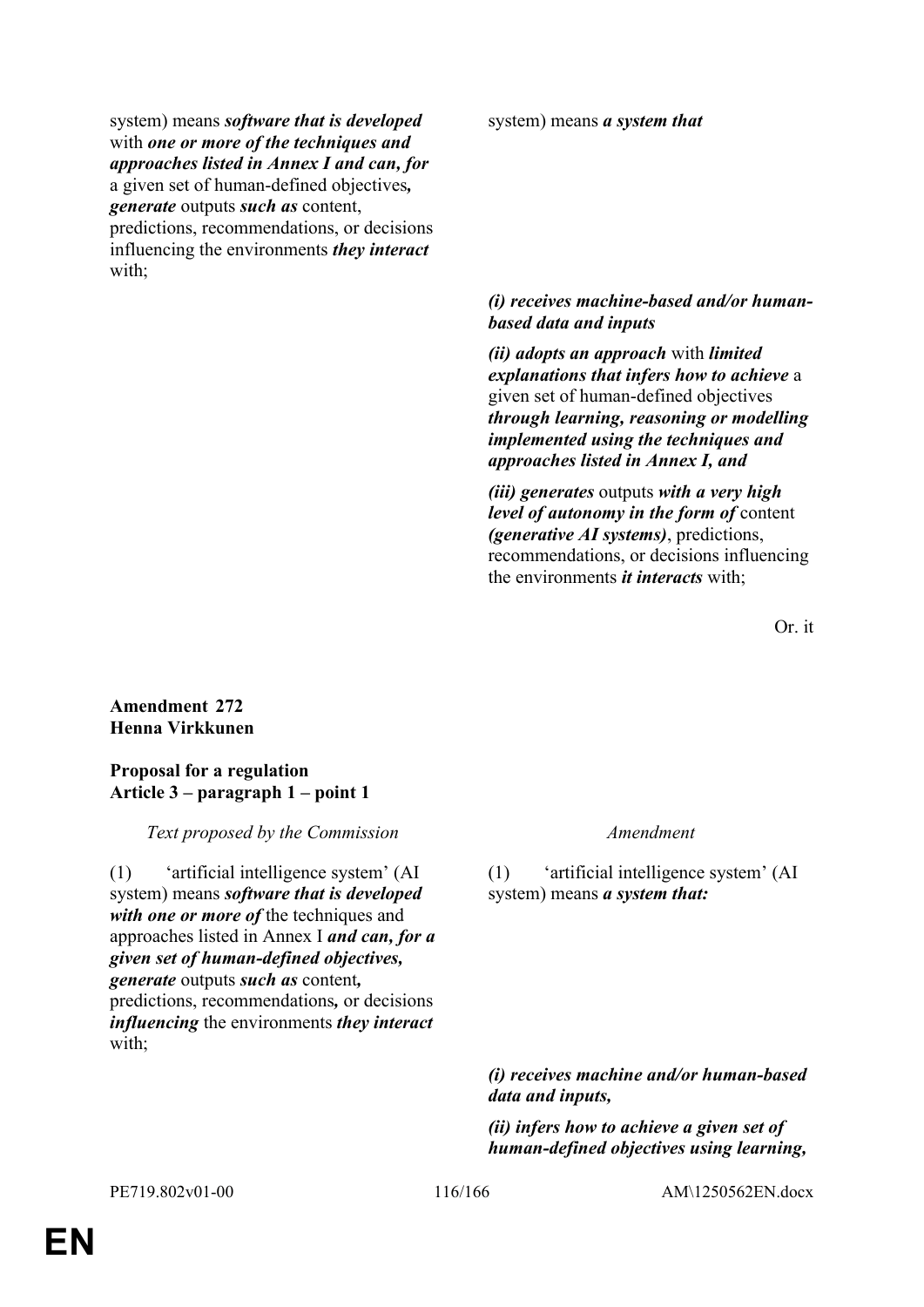| Text proposed by the Commission | Amendment |
|---|---|
| system) means ***software that is developed*** with ***one or more of the techniques and approaches listed in Annex I and can, for*** a given set of human-defined objectives***, generate*** outputs ***such as*** content, predictions, recommendations, or decisions influencing the environments ***they interact*** with; | system) means ***a system that*** |
| | ***(i) receives machine-based and/or human-based data and inputs*** |
| | ***(ii) adopts an approach*** with ***limited explanations that infers how to achieve*** a given set of human-defined objectives ***through learning, reasoning or modelling implemented using the techniques and approaches listed in Annex I, and*** |
| | ***(iii) generates*** outputs ***with a very high level of autonomy in the form of*** content ***(generative AI systems)***, predictions, recommendations, or decisions influencing the environments ***it interacts*** with; |

Or. it

**Amendment 272**
**Henna Virkkunen**

**Proposal for a regulation**
**Article 3 – paragraph 1 – point 1**

| Text proposed by the Commission | Amendment |
|---|---|
| (1) 'artificial intelligence system' (AI system) means ***software that is developed with one or more of*** the techniques and approaches listed in Annex I ***and can, for a given set of human-defined objectives, generate*** outputs ***such as*** content***,*** predictions, recommendations***,*** or decisions ***influencing*** the environments ***they interact*** with; | (1) 'artificial intelligence system' (AI system) means ***a system that:*** |
| | ***(i) receives machine and/or human-based data and inputs,*** |
| | ***(ii) infers how to achieve a given set of human-defined objectives using learning,*** |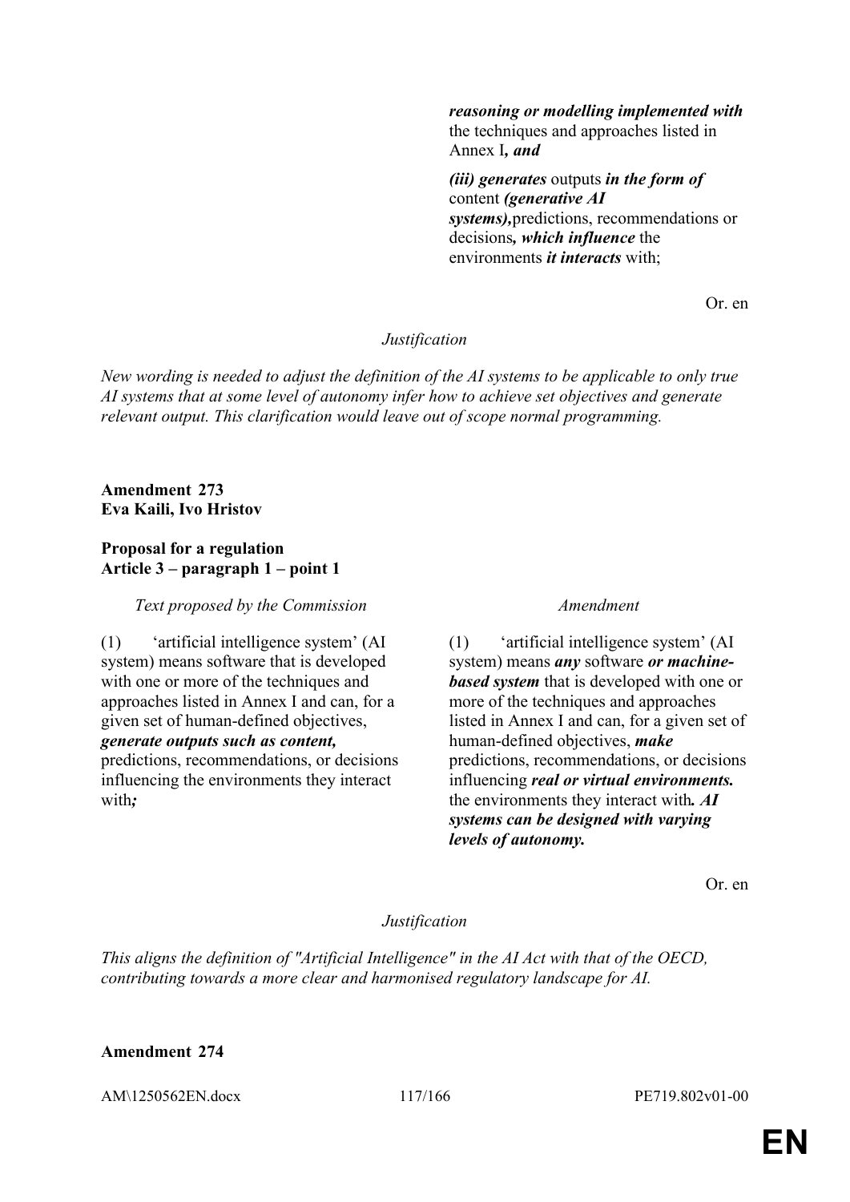| | |
|---|---|
| | ***reasoning or modelling implemented with*** the techniques and approaches listed in Annex I***, and*** |
| | ***(iii) generates*** outputs ***in the form of*** content ***(generative AI systems),***predictions, recommendations or decisions***, which influence*** the environments ***it interacts*** with; |

Or. en

*Justification*

*New wording is needed to adjust the definition of the AI systems to be applicable to only true AI systems that at some level of autonomy infer how to achieve set objectives and generate relevant output. This clarification would leave out of scope normal programming.*

**Amendment 273**
**Eva Kaili, Ivo Hristov**

**Proposal for a regulation**
**Article 3 – paragraph 1 – point 1**

| *Text proposed by the Commission* | *Amendment* |
|---|---|
| (1) 'artificial intelligence system' (AI system) means software that is developed with one or more of the techniques and approaches listed in Annex I and can, for a given set of human-defined objectives, ***generate outputs such as content,*** predictions, recommendations, or decisions influencing the environments they interact with***;*** | (1) 'artificial intelligence system' (AI system) means ***any*** software ***or machine-based system*** that is developed with one or more of the techniques and approaches listed in Annex I and can, for a given set of human-defined objectives, ***make*** predictions, recommendations, or decisions influencing ***real or virtual environments.*** the environments they interact with***. AI systems can be designed with varying levels of autonomy.*** |

Or. en

*Justification*

*This aligns the definition of "Artificial Intelligence" in the AI Act with that of the OECD, contributing towards a more clear and harmonised regulatory landscape for AI.*

**Amendment 274**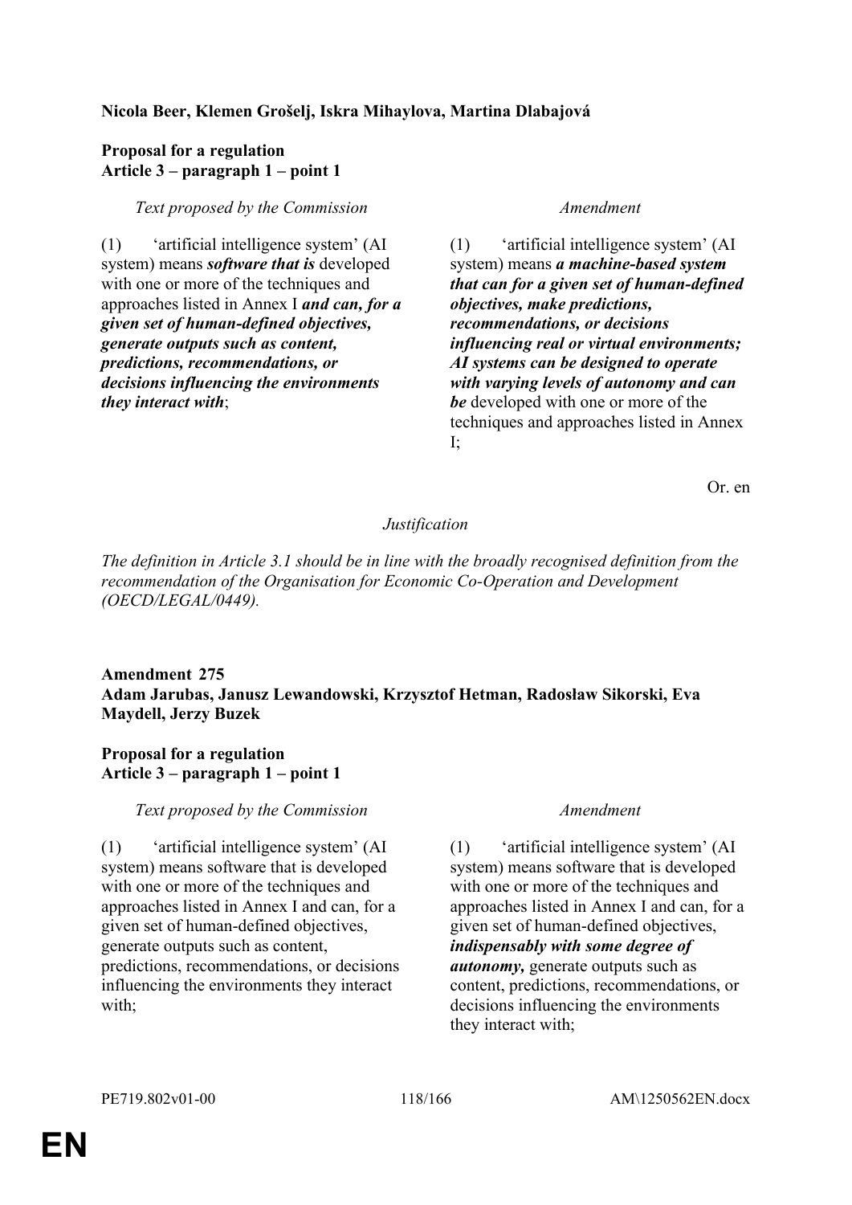**Nicola Beer, Klemen Grošelj, Iskra Mihaylova, Martina Dlabajová**

**Proposal for a regulation**
**Article 3 – paragraph 1 – point 1**

| *Text proposed by the Commission* | *Amendment* |
|---|---|
| (1) 'artificial intelligence system' (AI system) means ***software that is*** developed with one or more of the techniques and approaches listed in Annex I ***and can, for a given set of human-defined objectives, generate outputs such as content, predictions, recommendations, or decisions influencing the environments they interact with***; | (1) 'artificial intelligence system' (AI system) means ***a machine-based system that can for a given set of human-defined objectives, make predictions, recommendations, or decisions influencing real or virtual environments; AI systems can be designed to operate with varying levels of autonomy and can be*** developed with one or more of the techniques and approaches listed in Annex I; |

Or. en

*Justification*

*The definition in Article 3.1 should be in line with the broadly recognised definition from the recommendation of the Organisation for Economic Co-Operation and Development (OECD/LEGAL/0449).*

**Amendment 275**
**Adam Jarubas, Janusz Lewandowski, Krzysztof Hetman, Radosław Sikorski, Eva Maydell, Jerzy Buzek**

**Proposal for a regulation**
**Article 3 – paragraph 1 – point 1**

| *Text proposed by the Commission* | *Amendment* |
|---|---|
| (1) 'artificial intelligence system' (AI system) means software that is developed with one or more of the techniques and approaches listed in Annex I and can, for a given set of human-defined objectives, generate outputs such as content, predictions, recommendations, or decisions influencing the environments they interact with; | (1) 'artificial intelligence system' (AI system) means software that is developed with one or more of the techniques and approaches listed in Annex I and can, for a given set of human-defined objectives, ***indispensably with some degree of autonomy,*** generate outputs such as content, predictions, recommendations, or decisions influencing the environments they interact with; |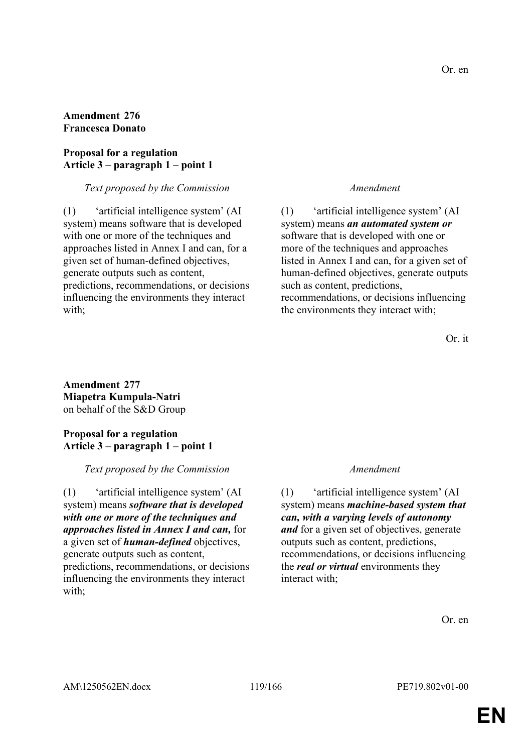Or. en

**Amendment 276**
**Francesca Donato**

**Proposal for a regulation**
**Article 3 – paragraph 1 – point 1**

| *Text proposed by the Commission* | *Amendment* |
|---|---|
| (1) 'artificial intelligence system' (AI system) means software that is developed with one or more of the techniques and approaches listed in Annex I and can, for a given set of human-defined objectives, generate outputs such as content, predictions, recommendations, or decisions influencing the environments they interact with; | (1) 'artificial intelligence system' (AI system) means ***an automated system or*** software that is developed with one or more of the techniques and approaches listed in Annex I and can, for a given set of human-defined objectives, generate outputs such as content, predictions, recommendations, or decisions influencing the environments they interact with; |

Or. it

**Amendment 277**
**Miapetra Kumpula-Natri**
on behalf of the S&D Group

**Proposal for a regulation**
**Article 3 – paragraph 1 – point 1**

| *Text proposed by the Commission* | *Amendment* |
|---|---|
| (1) 'artificial intelligence system' (AI system) means ***software that is developed with one or more of the techniques and approaches listed in Annex I and can,*** for a given set of ***human-defined*** objectives, generate outputs such as content, predictions, recommendations, or decisions influencing the environments they interact with; | (1) 'artificial intelligence system' (AI system) means ***machine-based system that can, with a varying levels of autonomy and*** for a given set of objectives, generate outputs such as content, predictions, recommendations, or decisions influencing the ***real or virtual*** environments they interact with; |

Or. en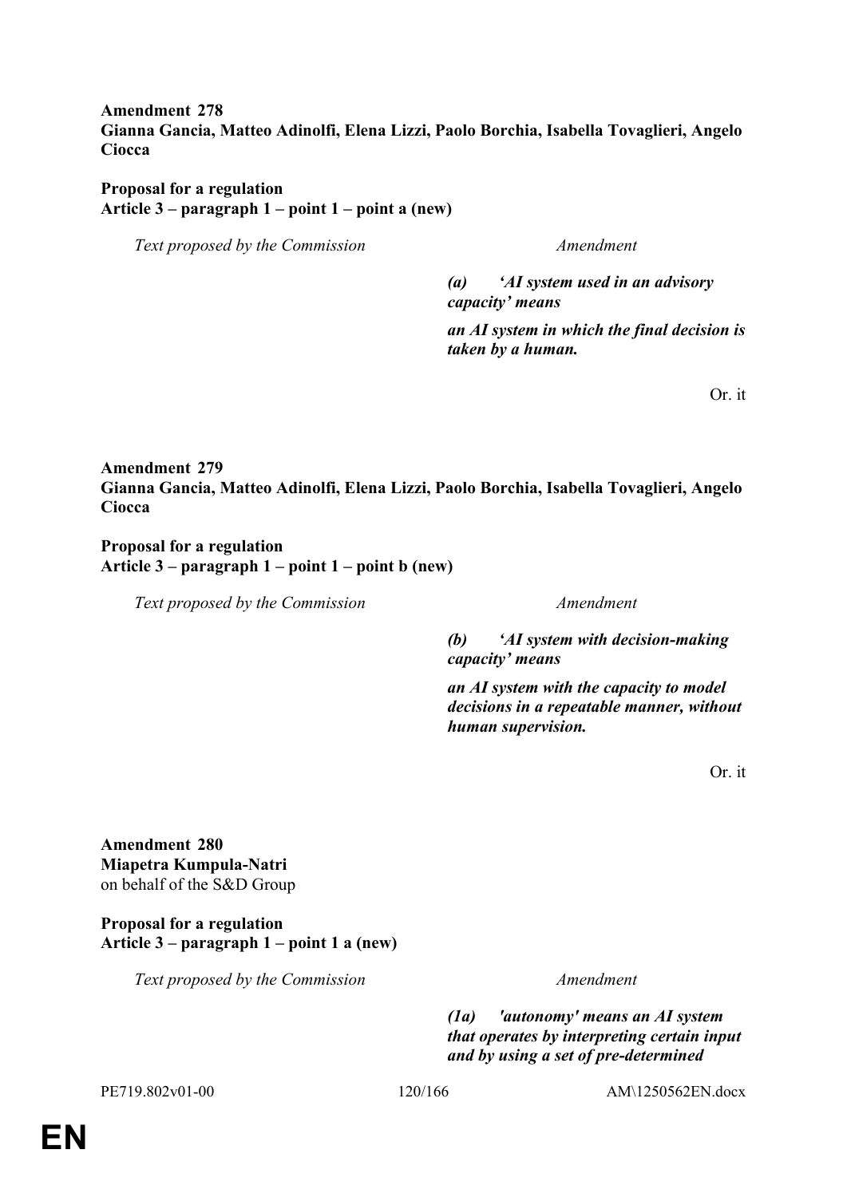**Amendment 278**
**Gianna Gancia, Matteo Adinolfi, Elena Lizzi, Paolo Borchia, Isabella Tovaglieri, Angelo Ciocca**

**Proposal for a regulation**
**Article 3 – paragraph 1 – point 1 – point a (new)**

| *Text proposed by the Commission* | *Amendment* |
|---|---|
| | ***(a) 'AI system used in an advisory capacity' means*** |
| | ***an AI system in which the final decision is taken by a human.*** |

Or. it

**Amendment 279**
**Gianna Gancia, Matteo Adinolfi, Elena Lizzi, Paolo Borchia, Isabella Tovaglieri, Angelo Ciocca**

**Proposal for a regulation**
**Article 3 – paragraph 1 – point 1 – point b (new)**

| *Text proposed by the Commission* | *Amendment* |
|---|---|
| | ***(b) 'AI system with decision-making capacity' means*** |
| | ***an AI system with the capacity to model decisions in a repeatable manner, without human supervision.*** |

Or. it

**Amendment 280**
**Miapetra Kumpula-Natri**
on behalf of the S&D Group

**Proposal for a regulation**
**Article 3 – paragraph 1 – point 1 a (new)**

| *Text proposed by the Commission* | *Amendment* |
|---|---|
| | ***(1a) 'autonomy' means an AI system that operates by interpreting certain input and by using a set of pre-determined*** |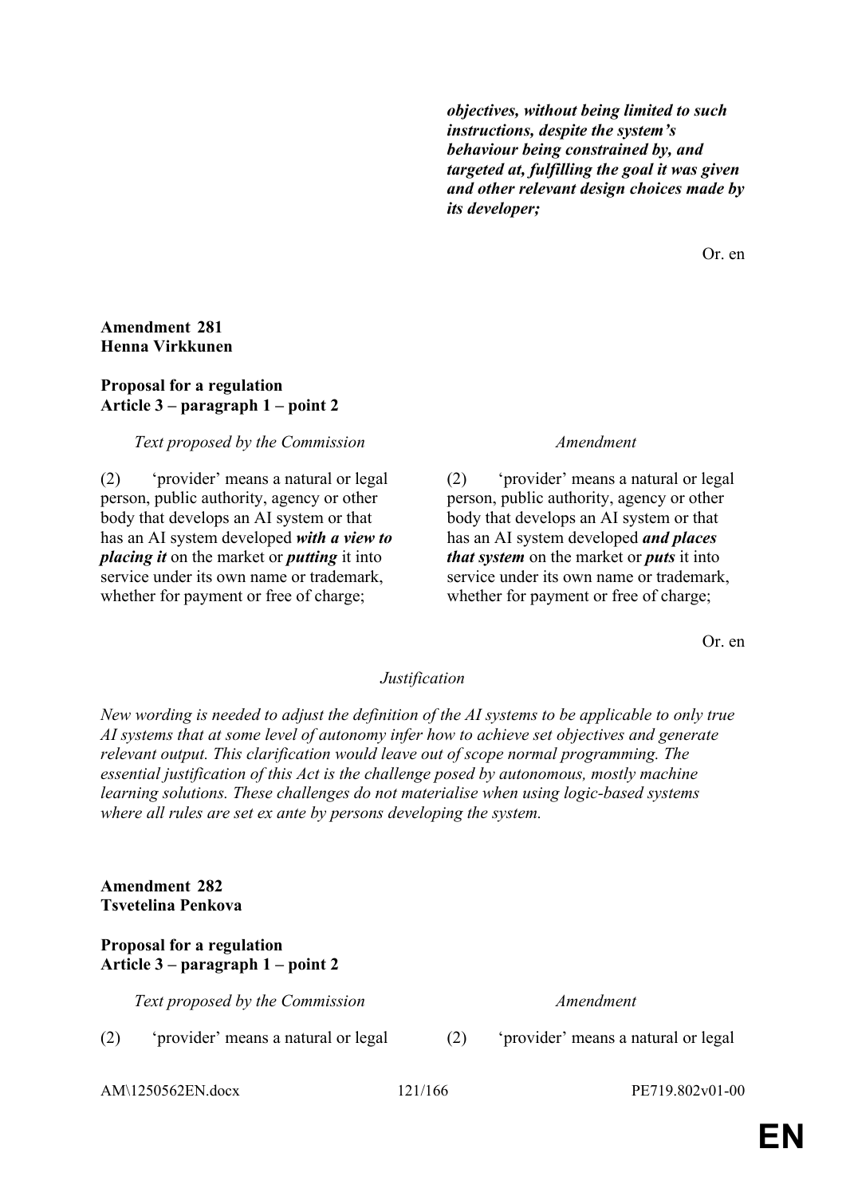| | |
|---|---|
| | ***objectives, without being limited to such instructions, despite the system's behaviour being constrained by, and targeted at, fulfilling the goal it was given and other relevant design choices made by its developer;*** |

Or. en

**Amendment 281**
**Henna Virkkunen**

**Proposal for a regulation**
**Article 3 – paragraph 1 – point 2**

| *Text proposed by the Commission* | *Amendment* |
|---|---|
| (2) 'provider' means a natural or legal person, public authority, agency or other body that develops an AI system or that has an AI system developed ***with a view to placing it*** on the market or ***putting*** it into service under its own name or trademark, whether for payment or free of charge; | (2) 'provider' means a natural or legal person, public authority, agency or other body that develops an AI system or that has an AI system developed ***and places that system*** on the market or ***puts*** it into service under its own name or trademark, whether for payment or free of charge; |

Or. en

*Justification*

*New wording is needed to adjust the definition of the AI systems to be applicable to only true AI systems that at some level of autonomy infer how to achieve set objectives and generate relevant output. This clarification would leave out of scope normal programming. The essential justification of this Act is the challenge posed by autonomous, mostly machine learning solutions. These challenges do not materialise when using logic-based systems where all rules are set ex ante by persons developing the system.*

**Amendment 282**
**Tsvetelina Penkova**

**Proposal for a regulation**
**Article 3 – paragraph 1 – point 2**

| *Text proposed by the Commission* | *Amendment* |
|---|---|
| (2) 'provider' means a natural or legal | (2) 'provider' means a natural or legal |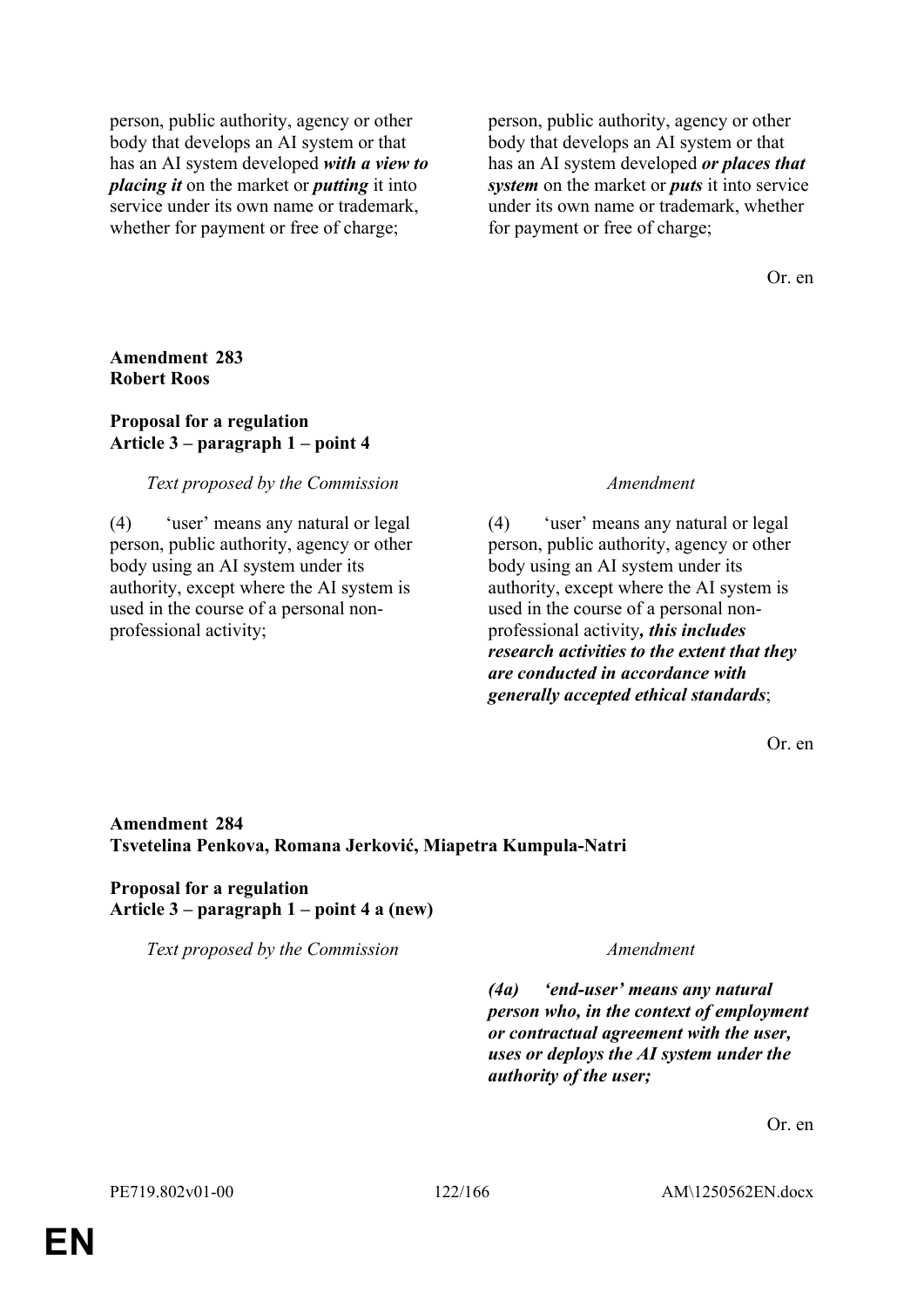| | |
|---|---|
| person, public authority, agency or other body that develops an AI system or that has an AI system developed ***with a view to placing it*** on the market or ***putting*** it into service under its own name or trademark, whether for payment or free of charge; | person, public authority, agency or other body that develops an AI system or that has an AI system developed ***or places that system*** on the market or ***puts*** it into service under its own name or trademark, whether for payment or free of charge; |

Or. en

**Amendment 283**
**Robert Roos**

**Proposal for a regulation**
**Article 3 – paragraph 1 – point 4**

| *Text proposed by the Commission* | *Amendment* |
|---|---|
| (4) 'user' means any natural or legal person, public authority, agency or other body using an AI system under its authority, except where the AI system is used in the course of a personal non-professional activity; | (4) 'user' means any natural or legal person, public authority, agency or other body using an AI system under its authority, except where the AI system is used in the course of a personal non-professional activity***, this includes research activities to the extent that they are conducted in accordance with generally accepted ethical standards***; |

Or. en

**Amendment 284**
**Tsvetelina Penkova, Romana Jerković, Miapetra Kumpula-Natri**

**Proposal for a regulation**
**Article 3 – paragraph 1 – point 4 a (new)**

| *Text proposed by the Commission* | *Amendment* |
|---|---|
| | ***(4a) 'end-user' means any natural person who, in the context of employment or contractual agreement with the user, uses or deploys the AI system under the authority of the user;*** |

Or. en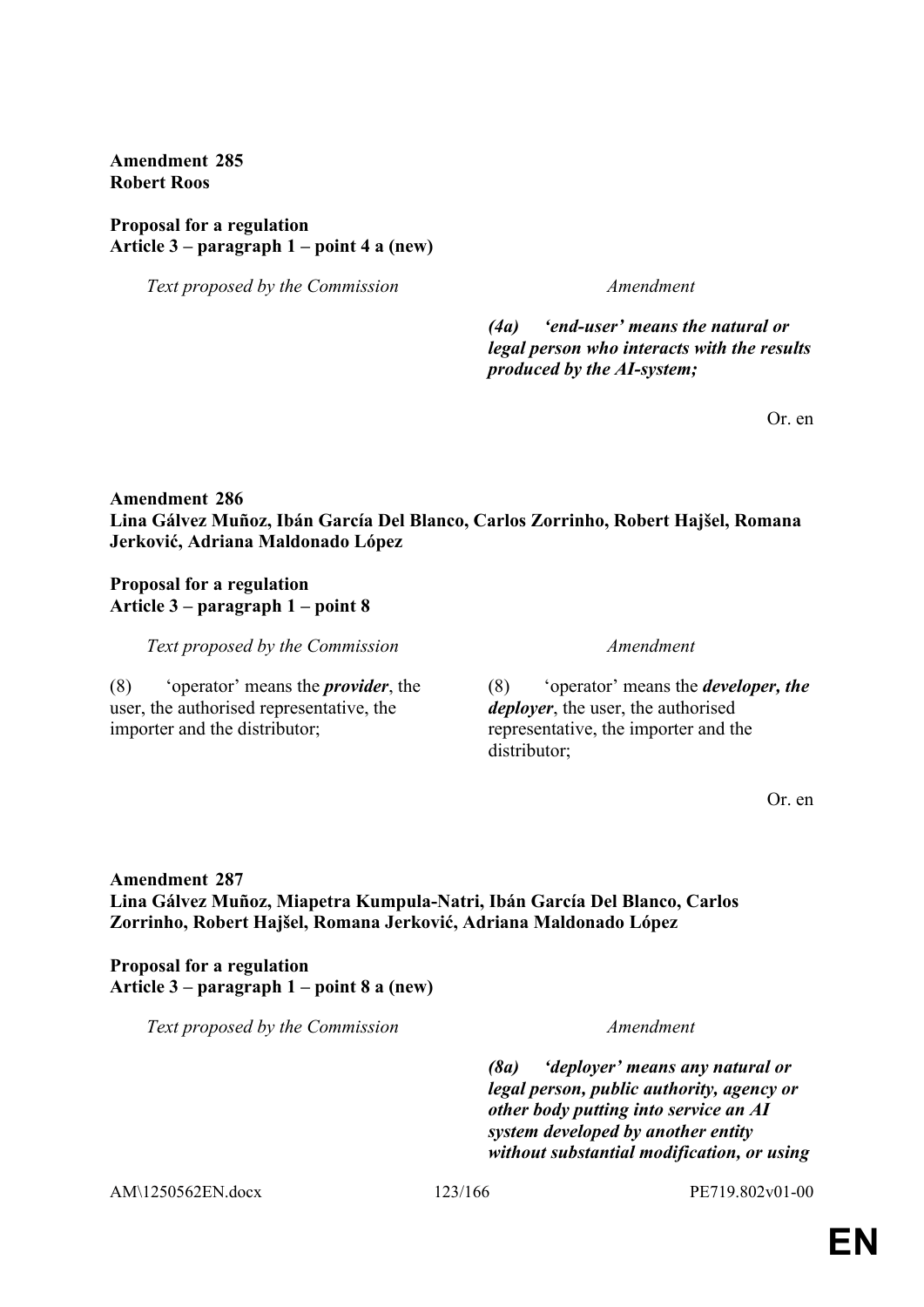**Amendment 285**
**Robert Roos**

**Proposal for a regulation**
**Article 3 – paragraph 1 – point 4 a (new)**

| *Text proposed by the Commission* | *Amendment* |
|---|---|
| | ***(4a) 'end-user' means the natural or legal person who interacts with the results produced by the AI-system;*** |

Or. en

**Amendment 286**
**Lina Gálvez Muñoz, Ibán García Del Blanco, Carlos Zorrinho, Robert Hajšel, Romana Jerković, Adriana Maldonado López**

**Proposal for a regulation**
**Article 3 – paragraph 1 – point 8**

| *Text proposed by the Commission* | *Amendment* |
|---|---|
| (8) 'operator' means the ***provider***, the user, the authorised representative, the importer and the distributor; | (8) 'operator' means the ***developer, the deployer***, the user, the authorised representative, the importer and the distributor; |

Or. en

**Amendment 287**
**Lina Gálvez Muñoz, Miapetra Kumpula-Natri, Ibán García Del Blanco, Carlos Zorrinho, Robert Hajšel, Romana Jerković, Adriana Maldonado López**

**Proposal for a regulation**
**Article 3 – paragraph 1 – point 8 a (new)**

| *Text proposed by the Commission* | *Amendment* |
|---|---|
| | ***(8a) 'deployer' means any natural or legal person, public authority, agency or other body putting into service an AI system developed by another entity without substantial modification, or using*** |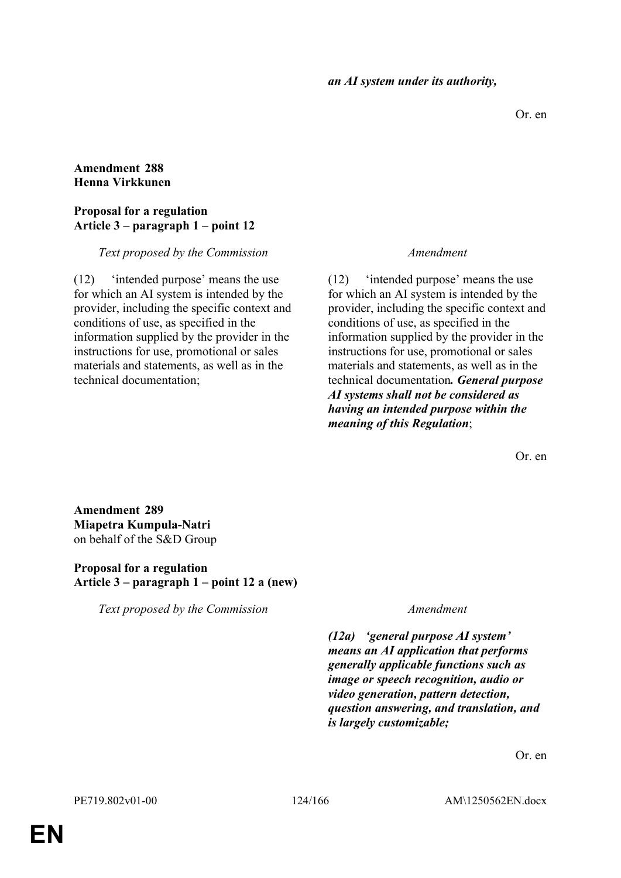***an AI system under its authority,***

Or. en

**Amendment 288**
**Henna Virkkunen**

**Proposal for a regulation**
**Article 3 – paragraph 1 – point 12**

| *Text proposed by the Commission* | *Amendment* |
|---|---|
| (12) 'intended purpose' means the use for which an AI system is intended by the provider, including the specific context and conditions of use, as specified in the information supplied by the provider in the instructions for use, promotional or sales materials and statements, as well as in the technical documentation; | (12) 'intended purpose' means the use for which an AI system is intended by the provider, including the specific context and conditions of use, as specified in the information supplied by the provider in the instructions for use, promotional or sales materials and statements, as well as in the technical documentation***. General purpose AI systems shall not be considered as having an intended purpose within the meaning of this Regulation***; |

Or. en

**Amendment 289**
**Miapetra Kumpula-Natri**
on behalf of the S&D Group

**Proposal for a regulation**
**Article 3 – paragraph 1 – point 12 a (new)**

| *Text proposed by the Commission* | *Amendment* |
|---|---|
| | ***(12a) 'general purpose AI system' means an AI application that performs generally applicable functions such as image or speech recognition, audio or video generation, pattern detection, question answering, and translation, and is largely customizable;*** |

Or. en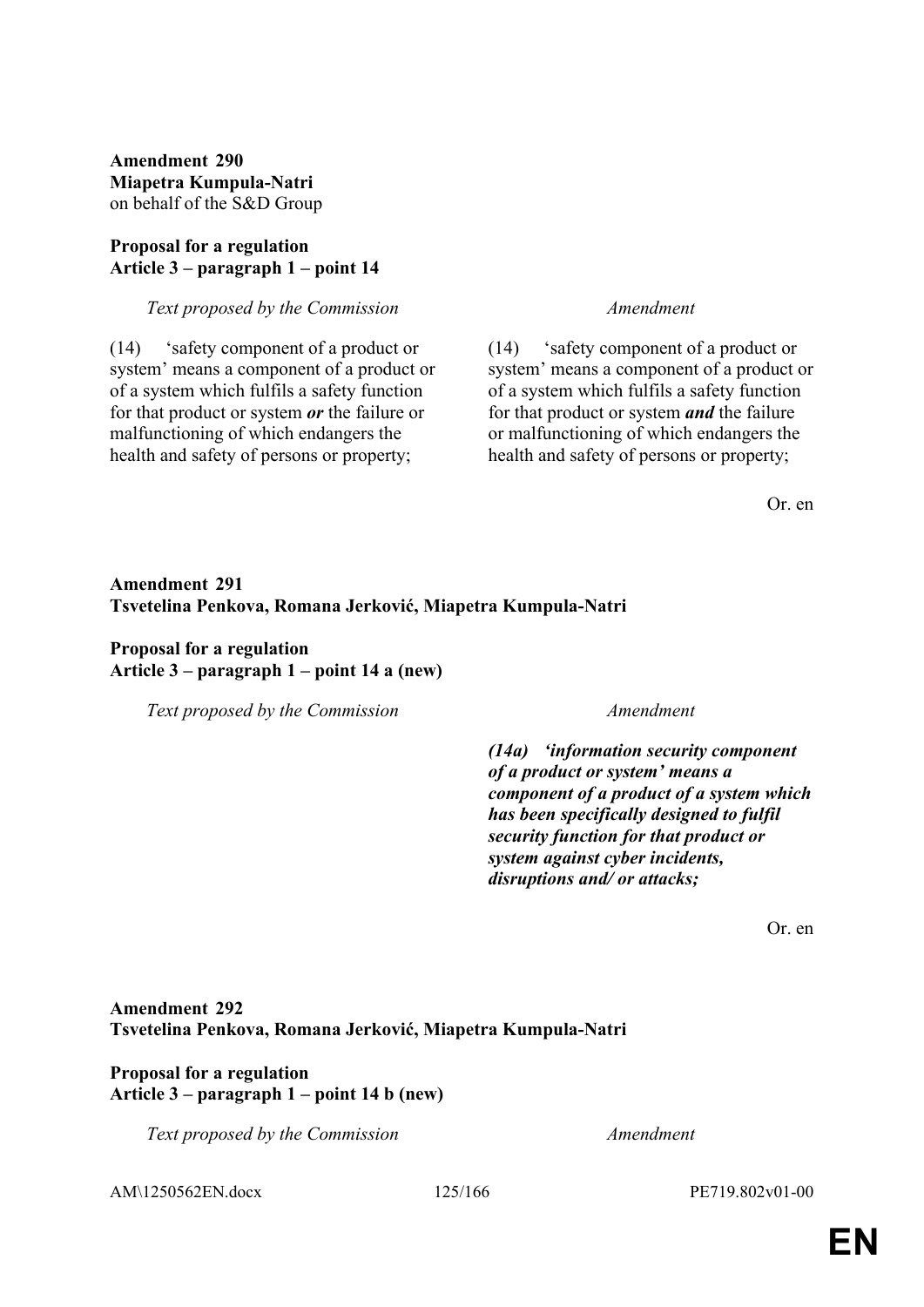**Amendment 290**
**Miapetra Kumpula-Natri**
on behalf of the S&D Group

**Proposal for a regulation**
**Article 3 – paragraph 1 – point 14**

| *Text proposed by the Commission* | *Amendment* |
|---|---|
| (14) 'safety component of a product or system' means a component of a product or of a system which fulfils a safety function for that product or system ***or*** the failure or malfunctioning of which endangers the health and safety of persons or property; | (14) 'safety component of a product or system' means a component of a product or of a system which fulfils a safety function for that product or system ***and*** the failure or malfunctioning of which endangers the health and safety of persons or property; |

Or. en

**Amendment 291**
**Tsvetelina Penkova, Romana Jerković, Miapetra Kumpula-Natri**

**Proposal for a regulation**
**Article 3 – paragraph 1 – point 14 a (new)**

| *Text proposed by the Commission* | *Amendment* |
|---|---|
| | ***(14a) 'information security component of a product or system' means a component of a product of a system which has been specifically designed to fulfil security function for that product or system against cyber incidents, disruptions and/ or attacks;*** |

Or. en

**Amendment 292**
**Tsvetelina Penkova, Romana Jerković, Miapetra Kumpula-Natri**

**Proposal for a regulation**
**Article 3 – paragraph 1 – point 14 b (new)**

| *Text proposed by the Commission* | *Amendment* |
|---|---|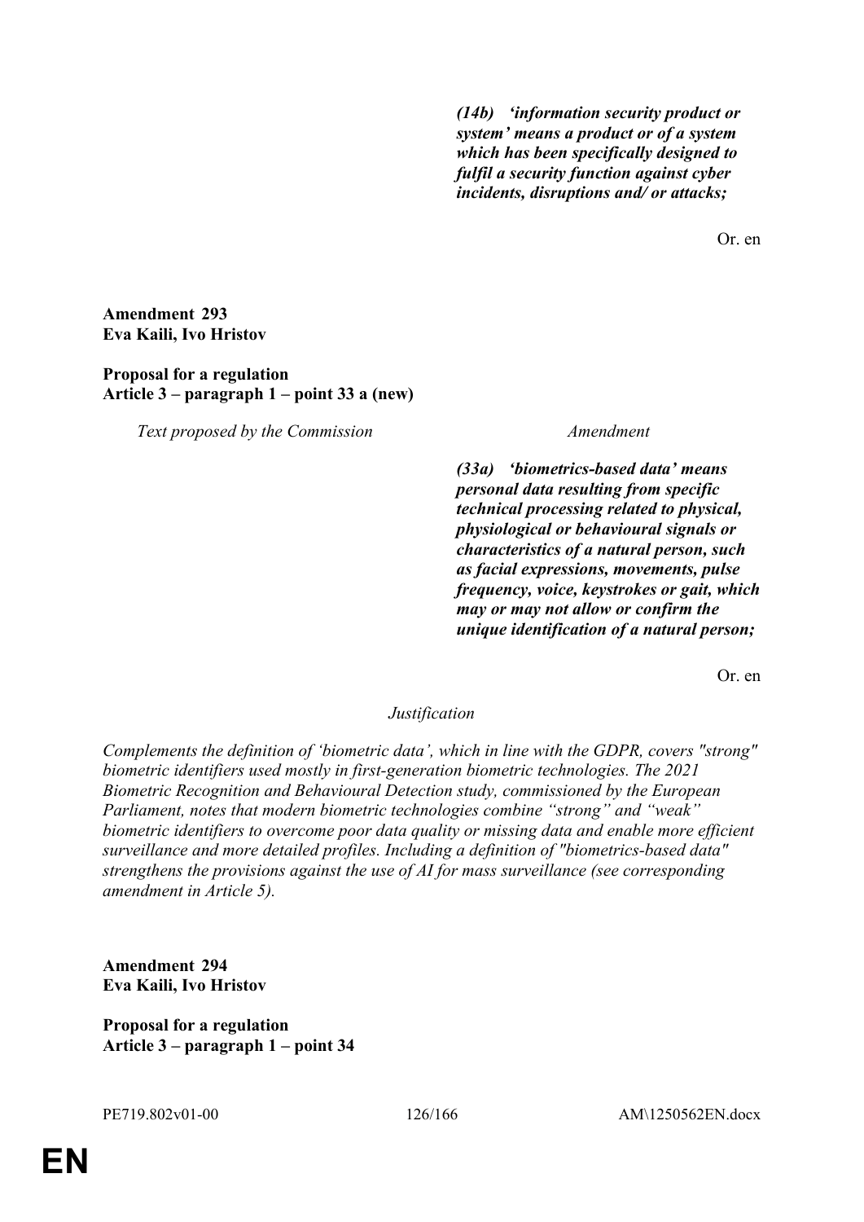| | |
|---|---|
| | ***(14b) 'information security product or system' means a product or of a system which has been specifically designed to fulfil a security function against cyber incidents, disruptions and/ or attacks;*** |

Or. en

**Amendment 293**
**Eva Kaili, Ivo Hristov**

**Proposal for a regulation**
**Article 3 – paragraph 1 – point 33 a (new)**

| *Text proposed by the Commission* | *Amendment* |
|---|---|
| | ***(33a) 'biometrics-based data' means personal data resulting from specific technical processing related to physical, physiological or behavioural signals or characteristics of a natural person, such as facial expressions, movements, pulse frequency, voice, keystrokes or gait, which may or may not allow or confirm the unique identification of a natural person;*** |

Or. en

*Justification*

*Complements the definition of 'biometric data', which in line with the GDPR, covers "strong" biometric identifiers used mostly in first-generation biometric technologies. The 2021 Biometric Recognition and Behavioural Detection study, commissioned by the European Parliament, notes that modern biometric technologies combine "strong" and "weak" biometric identifiers to overcome poor data quality or missing data and enable more efficient surveillance and more detailed profiles. Including a definition of "biometrics-based data" strengthens the provisions against the use of AI for mass surveillance (see corresponding amendment in Article 5).*

**Amendment 294**
**Eva Kaili, Ivo Hristov**

**Proposal for a regulation**
**Article 3 – paragraph 1 – point 34**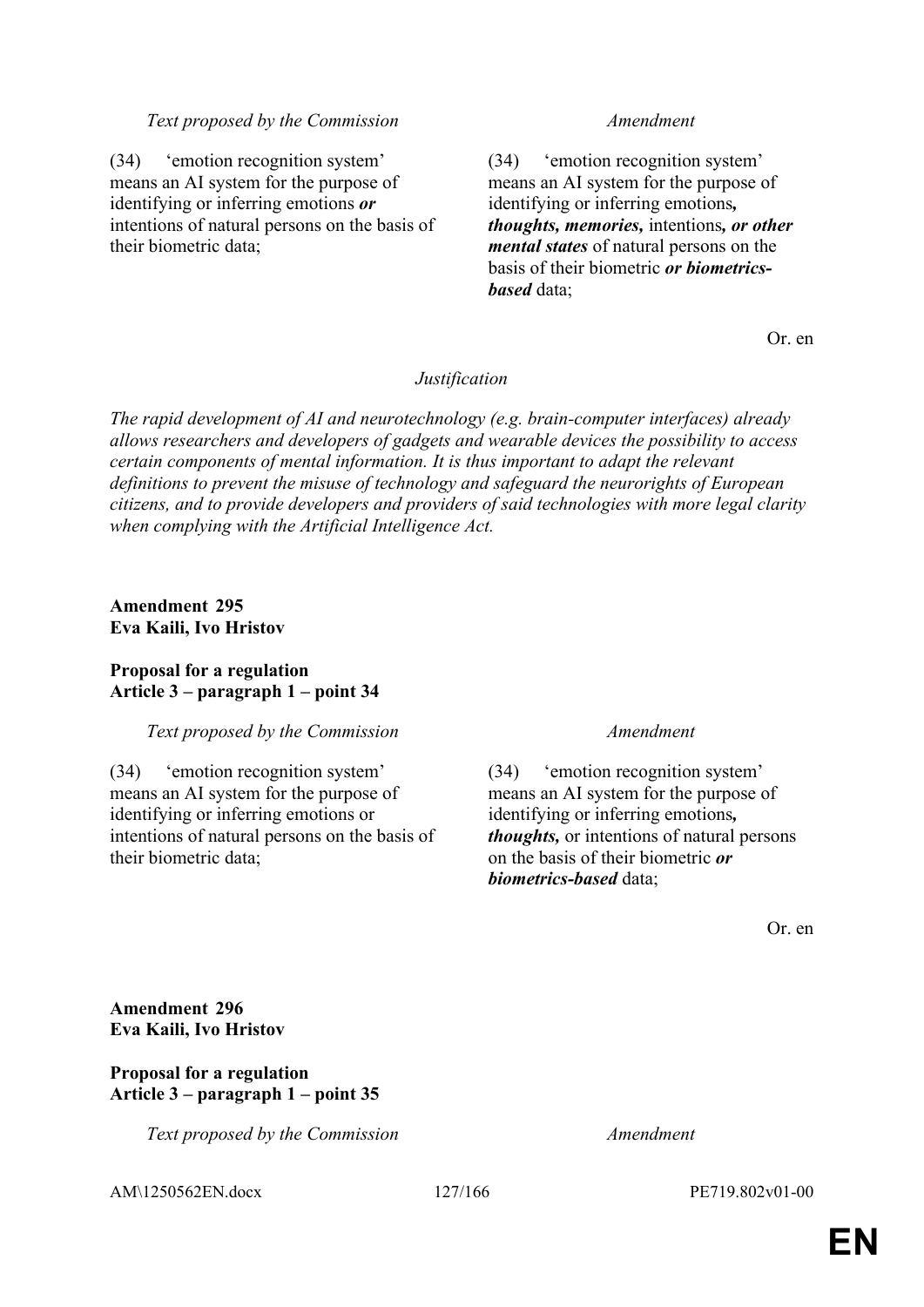| Text proposed by the Commission | Amendment |
|---|---|
| (34) 'emotion recognition system' means an AI system for the purpose of identifying or inferring emotions ***or*** intentions of natural persons on the basis of their biometric data; | (34) 'emotion recognition system' means an AI system for the purpose of identifying or inferring emotions***, thoughts, memories,*** intentions***, or other mental states*** of natural persons on the basis of their biometric ***or biometrics-based*** data; |

Or. en

*Justification*

*The rapid development of AI and neurotechnology (e.g. brain-computer interfaces) already allows researchers and developers of gadgets and wearable devices the possibility to access certain components of mental information. It is thus important to adapt the relevant definitions to prevent the misuse of technology and safeguard the neurorights of European citizens, and to provide developers and providers of said technologies with more legal clarity when complying with the Artificial Intelligence Act.*

**Amendment 295**
**Eva Kaili, Ivo Hristov**

**Proposal for a regulation**
**Article 3 – paragraph 1 – point 34**

| Text proposed by the Commission | Amendment |
|---|---|
| (34) 'emotion recognition system' means an AI system for the purpose of identifying or inferring emotions or intentions of natural persons on the basis of their biometric data; | (34) 'emotion recognition system' means an AI system for the purpose of identifying or inferring emotions***, thoughts,*** or intentions of natural persons on the basis of their biometric ***or biometrics-based*** data; |

Or. en

**Amendment 296**
**Eva Kaili, Ivo Hristov**

**Proposal for a regulation**
**Article 3 – paragraph 1 – point 35**

| Text proposed by the Commission | Amendment |
|---|---|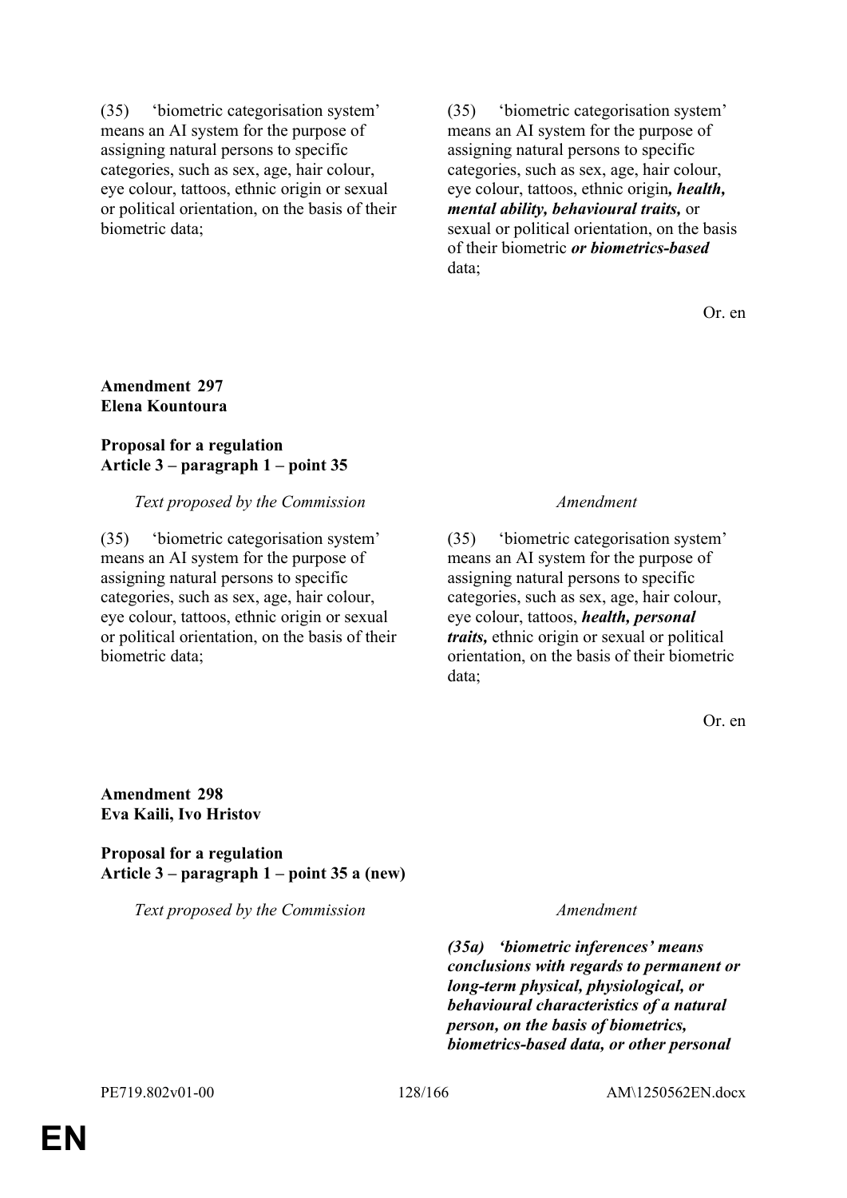| | |
|---|---|
| (35) 'biometric categorisation system' means an AI system for the purpose of assigning natural persons to specific categories, such as sex, age, hair colour, eye colour, tattoos, ethnic origin or sexual or political orientation, on the basis of their biometric data; | (35) 'biometric categorisation system' means an AI system for the purpose of assigning natural persons to specific categories, such as sex, age, hair colour, eye colour, tattoos, ethnic origin***, health, mental ability, behavioural traits,*** or sexual or political orientation, on the basis of their biometric ***or biometrics-based*** data; |

Or. en

**Amendment 297**
**Elena Kountoura**

**Proposal for a regulation**
**Article 3 – paragraph 1 – point 35**

| *Text proposed by the Commission* | *Amendment* |
|---|---|
| (35) 'biometric categorisation system' means an AI system for the purpose of assigning natural persons to specific categories, such as sex, age, hair colour, eye colour, tattoos, ethnic origin or sexual or political orientation, on the basis of their biometric data; | (35) 'biometric categorisation system' means an AI system for the purpose of assigning natural persons to specific categories, such as sex, age, hair colour, eye colour, tattoos, ***health, personal traits,*** ethnic origin or sexual or political orientation, on the basis of their biometric data; |

Or. en

**Amendment 298**
**Eva Kaili, Ivo Hristov**

**Proposal for a regulation**
**Article 3 – paragraph 1 – point 35 a (new)**

| *Text proposed by the Commission* | *Amendment* |
|---|---|
| | ***(35a) 'biometric inferences' means conclusions with regards to permanent or long-term physical, physiological, or behavioural characteristics of a natural person, on the basis of biometrics, biometrics-based data, or other personal*** |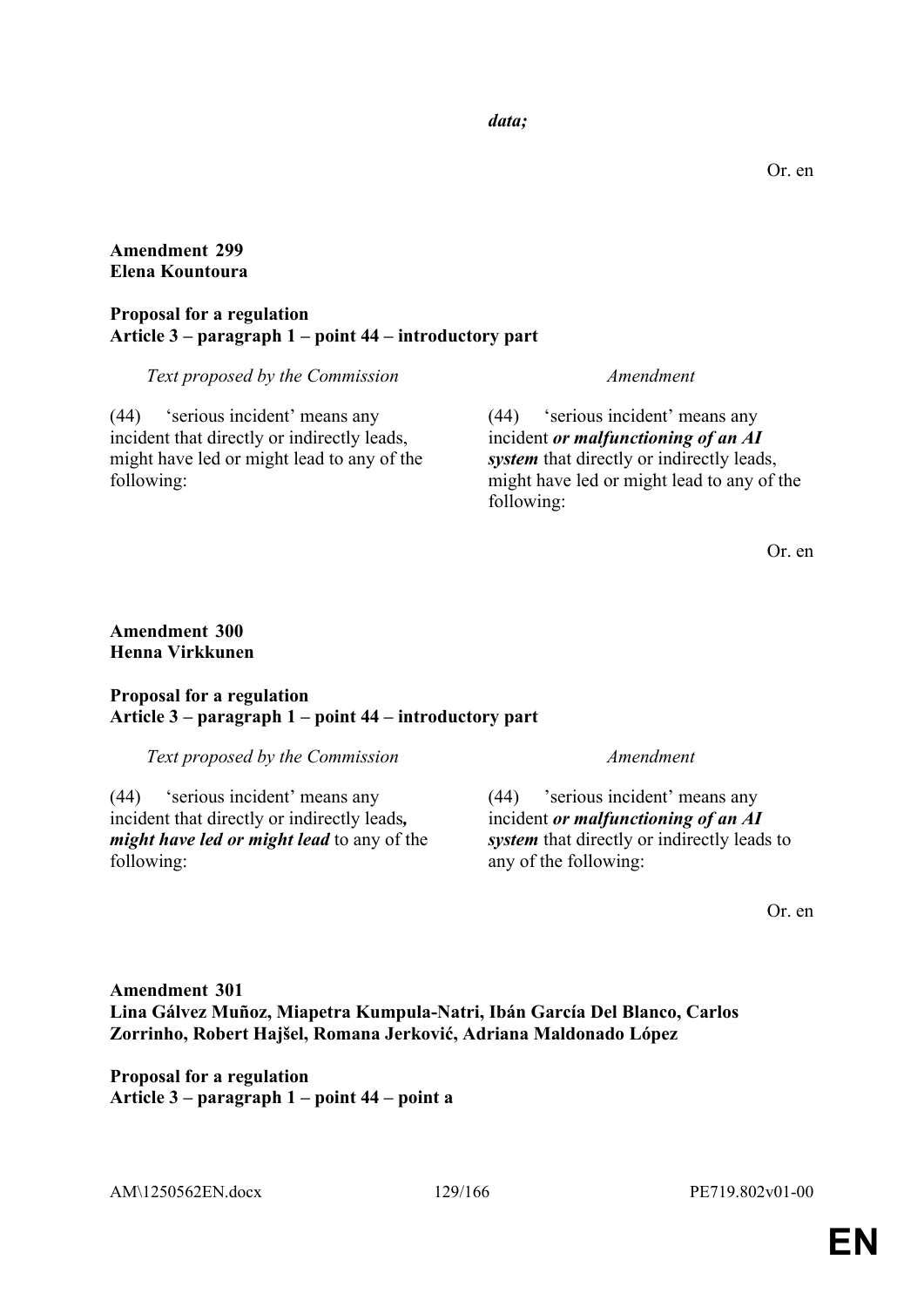***data;***

Or. en

**Amendment 299**
**Elena Kountoura**

**Proposal for a regulation**
**Article 3 – paragraph 1 – point 44 – introductory part**

| *Text proposed by the Commission* | *Amendment* |
|---|---|
| (44) 'serious incident' means any incident that directly or indirectly leads, might have led or might lead to any of the following: | (44) 'serious incident' means any incident ***or malfunctioning of an AI system*** that directly or indirectly leads, might have led or might lead to any of the following: |

Or. en

**Amendment 300**
**Henna Virkkunen**

**Proposal for a regulation**
**Article 3 – paragraph 1 – point 44 – introductory part**

| *Text proposed by the Commission* | *Amendment* |
|---|---|
| (44) 'serious incident' means any incident that directly or indirectly leads***, might have led or might lead*** to any of the following: | (44) 'serious incident' means any incident ***or malfunctioning of an AI system*** that directly or indirectly leads to any of the following: |

Or. en

**Amendment 301**
**Lina Gálvez Muñoz, Miapetra Kumpula-Natri, Ibán García Del Blanco, Carlos Zorrinho, Robert Hajšel, Romana Jerković, Adriana Maldonado López**

**Proposal for a regulation**
**Article 3 – paragraph 1 – point 44 – point a**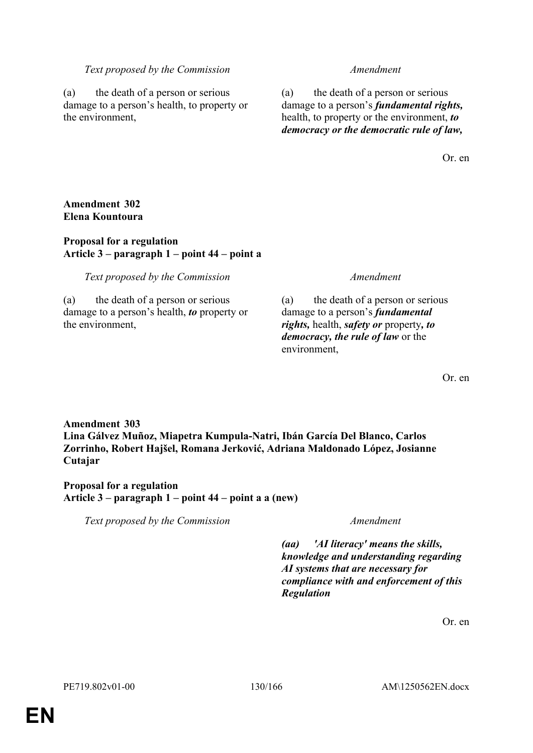| Text proposed by the Commission | Amendment |
|---|---|
| (a) the death of a person or serious damage to a person's health, to property or the environment, | (a) the death of a person or serious damage to a person's ***fundamental rights,*** health, to property or the environment, ***to democracy or the democratic rule of law,*** |

Or. en

**Amendment 302**
**Elena Kountoura**

**Proposal for a regulation**
**Article 3 – paragraph 1 – point 44 – point a**

| Text proposed by the Commission | Amendment |
|---|---|
| (a) the death of a person or serious damage to a person's health, ***to*** property or the environment, | (a) the death of a person or serious damage to a person's ***fundamental rights,*** health, ***safety or*** property***, to democracy, the rule of law*** or the environment, |

Or. en

**Amendment 303**
**Lina Gálvez Muñoz, Miapetra Kumpula-Natri, Ibán García Del Blanco, Carlos Zorrinho, Robert Hajšel, Romana Jerković, Adriana Maldonado López, Josianne Cutajar**

**Proposal for a regulation**
**Article 3 – paragraph 1 – point 44 – point a a (new)**

| Text proposed by the Commission | Amendment |
|---|---|
| | ***(aa) 'AI literacy' means the skills, knowledge and understanding regarding AI systems that are necessary for compliance with and enforcement of this Regulation*** |

Or. en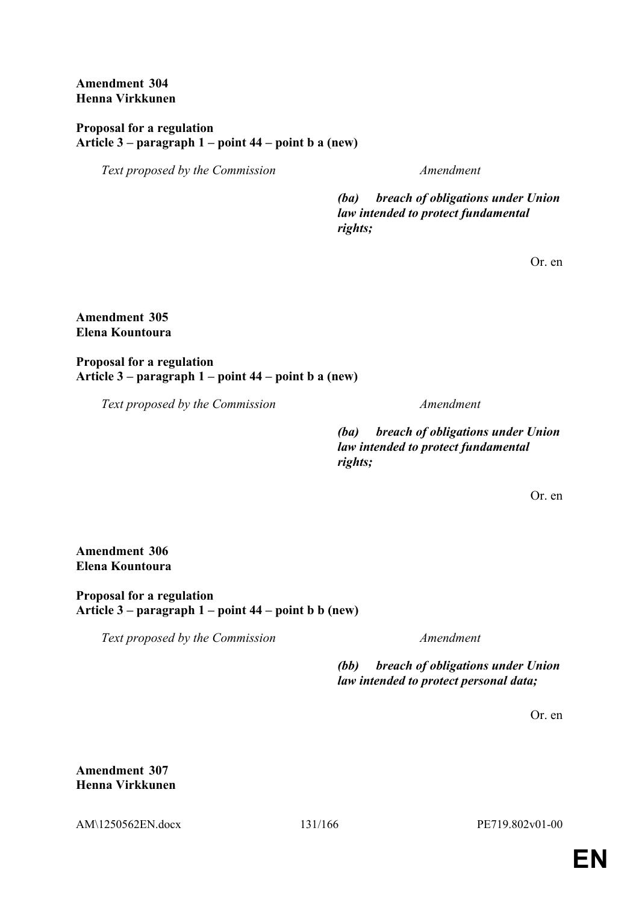**Amendment 304**
**Henna Virkkunen**

**Proposal for a regulation**
**Article 3 – paragraph 1 – point 44 – point b a (new)**

| *Text proposed by the Commission* | *Amendment* |
|---|---|
| | ***(ba) breach of obligations under Union law intended to protect fundamental rights;*** |

Or. en

**Amendment 305**
**Elena Kountoura**

**Proposal for a regulation**
**Article 3 – paragraph 1 – point 44 – point b a (new)**

| *Text proposed by the Commission* | *Amendment* |
|---|---|
| | ***(ba) breach of obligations under Union law intended to protect fundamental rights;*** |

Or. en

**Amendment 306**
**Elena Kountoura**

**Proposal for a regulation**
**Article 3 – paragraph 1 – point 44 – point b b (new)**

| *Text proposed by the Commission* | *Amendment* |
|---|---|
| | ***(bb) breach of obligations under Union law intended to protect personal data;*** |

Or. en

**Amendment 307**
**Henna Virkkunen**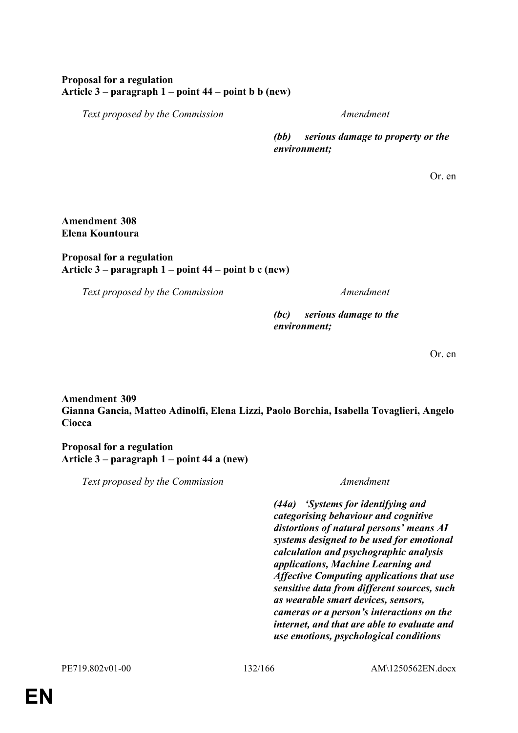**Proposal for a regulation**
**Article 3 – paragraph 1 – point 44 – point b b (new)**

| *Text proposed by the Commission* | *Amendment* |
|---|---|
| | ***(bb) serious damage to property or the environment;*** |

Or. en

**Amendment 308**
**Elena Kountoura**

**Proposal for a regulation**
**Article 3 – paragraph 1 – point 44 – point b c (new)**

| *Text proposed by the Commission* | *Amendment* |
|---|---|
| | ***(bc) serious damage to the environment;*** |

Or. en

**Amendment 309**
**Gianna Gancia, Matteo Adinolfi, Elena Lizzi, Paolo Borchia, Isabella Tovaglieri, Angelo Ciocca**

**Proposal for a regulation**
**Article 3 – paragraph 1 – point 44 a (new)**

| *Text proposed by the Commission* | *Amendment* |
|---|---|
| | ***(44a) 'Systems for identifying and categorising behaviour and cognitive distortions of natural persons' means AI systems designed to be used for emotional calculation and psychographic analysis applications, Machine Learning and Affective Computing applications that use sensitive data from different sources, such as wearable smart devices, sensors, cameras or a person's interactions on the internet, and that are able to evaluate and use emotions, psychological conditions*** |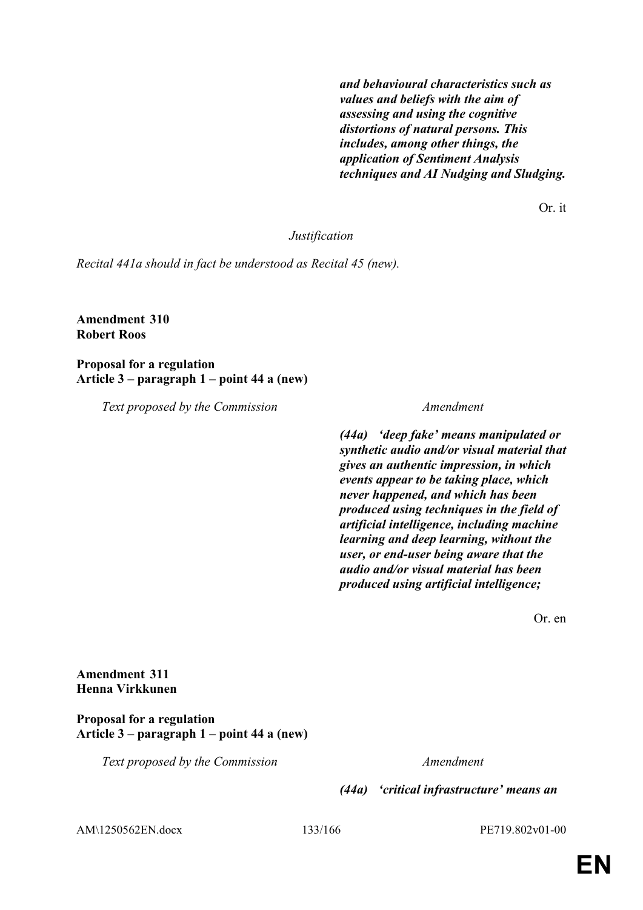| | |
|---|---|
| | ***and behavioural characteristics such as values and beliefs with the aim of assessing and using the cognitive distortions of natural persons. This includes, among other things, the application of Sentiment Analysis techniques and AI Nudging and Sludging.*** |

Or. it

*Justification*

*Recital 441a should in fact be understood as Recital 45 (new).*

**Amendment 310**
**Robert Roos**

**Proposal for a regulation**
**Article 3 – paragraph 1 – point 44 a (new)**

| *Text proposed by the Commission* | *Amendment* |
|---|---|
| | ***(44a) 'deep fake' means manipulated or synthetic audio and/or visual material that gives an authentic impression, in which events appear to be taking place, which never happened, and which has been produced using techniques in the field of artificial intelligence, including machine learning and deep learning, without the user, or end-user being aware that the audio and/or visual material has been produced using artificial intelligence;*** |

Or. en

**Amendment 311**
**Henna Virkkunen**

**Proposal for a regulation**
**Article 3 – paragraph 1 – point 44 a (new)**

| *Text proposed by the Commission* | *Amendment* |
|---|---|
| | ***(44a) 'critical infrastructure' means an*** |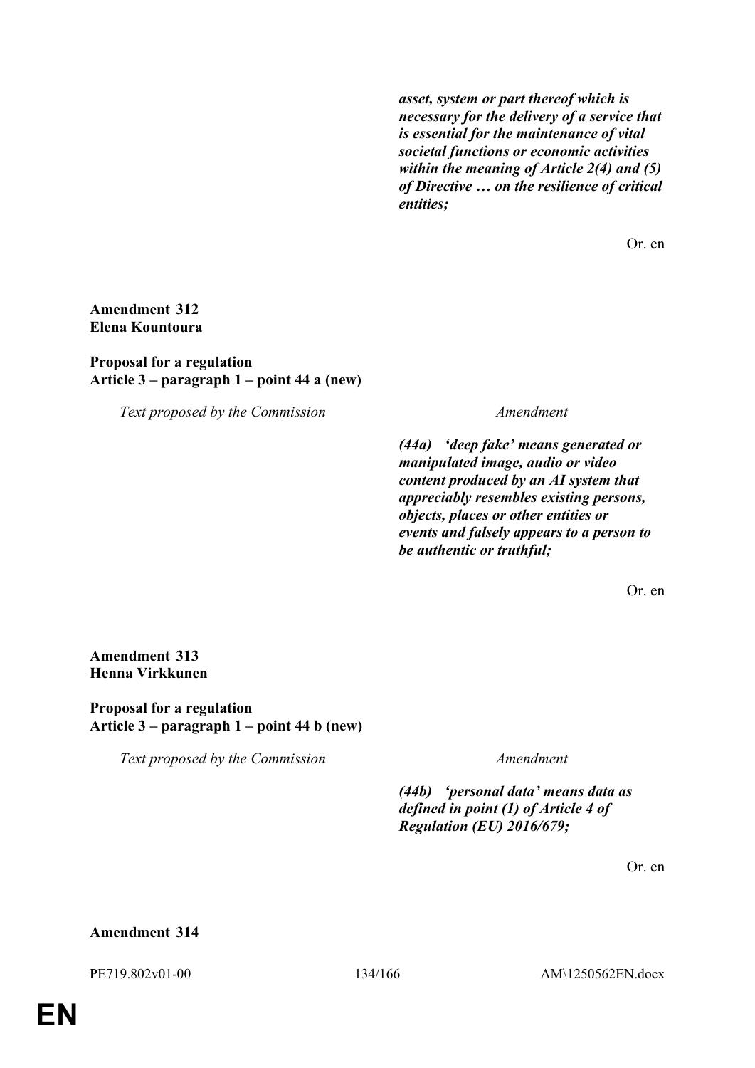| | |
|---|---|
| | ***asset, system or part thereof which is necessary for the delivery of a service that is essential for the maintenance of vital societal functions or economic activities within the meaning of Article 2(4) and (5) of Directive … on the resilience of critical entities;*** |

Or. en

**Amendment 312**
**Elena Kountoura**

**Proposal for a regulation**
**Article 3 – paragraph 1 – point 44 a (new)**

| *Text proposed by the Commission* | *Amendment* |
|---|---|
| | ***(44a) 'deep fake' means generated or manipulated image, audio or video content produced by an AI system that appreciably resembles existing persons, objects, places or other entities or events and falsely appears to a person to be authentic or truthful;*** |

Or. en

**Amendment 313**
**Henna Virkkunen**

**Proposal for a regulation**
**Article 3 – paragraph 1 – point 44 b (new)**

| *Text proposed by the Commission* | *Amendment* |
|---|---|
| | ***(44b) 'personal data' means data as defined in point (1) of Article 4 of Regulation (EU) 2016/679;*** |

Or. en

**Amendment 314**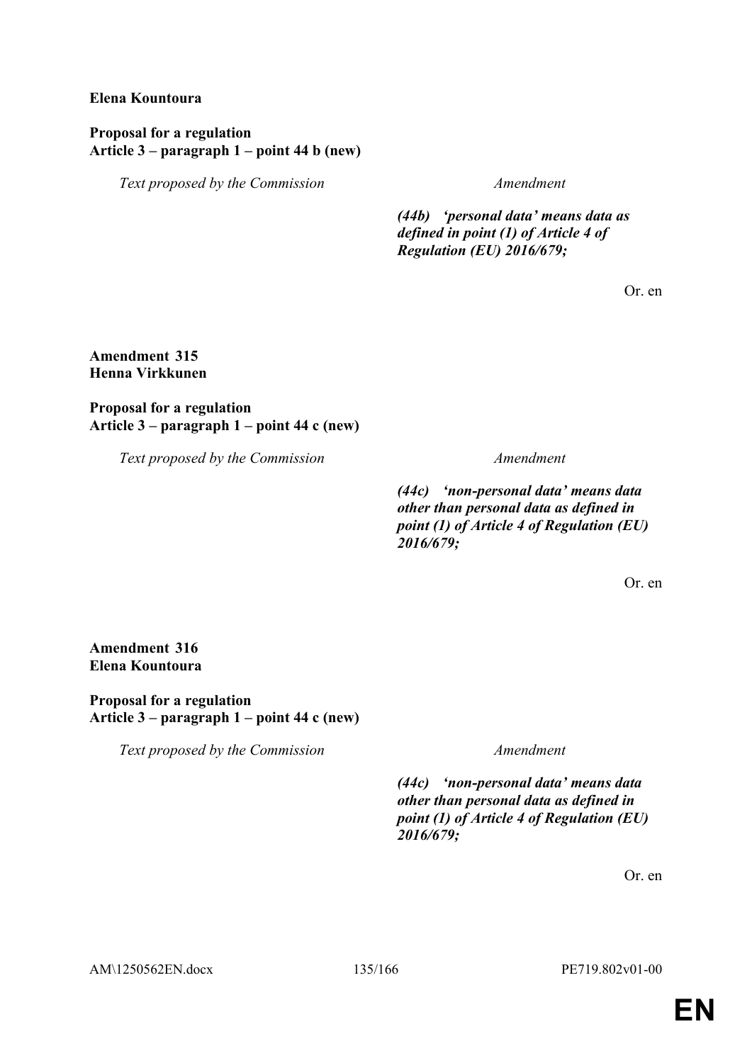**Elena Kountoura**

**Proposal for a regulation**
**Article 3 – paragraph 1 – point 44 b (new)**

| *Text proposed by the Commission* | *Amendment* |
|---|---|
| | ***(44b) 'personal data' means data as defined in point (1) of Article 4 of Regulation (EU) 2016/679;*** |

Or. en

**Amendment 315**
**Henna Virkkunen**

**Proposal for a regulation**
**Article 3 – paragraph 1 – point 44 c (new)**

| *Text proposed by the Commission* | *Amendment* |
|---|---|
| | ***(44c) 'non-personal data' means data other than personal data as defined in point (1) of Article 4 of Regulation (EU) 2016/679;*** |

Or. en

**Amendment 316**
**Elena Kountoura**

**Proposal for a regulation**
**Article 3 – paragraph 1 – point 44 c (new)**

| *Text proposed by the Commission* | *Amendment* |
|---|---|
| | ***(44c) 'non-personal data' means data other than personal data as defined in point (1) of Article 4 of Regulation (EU) 2016/679;*** |

Or. en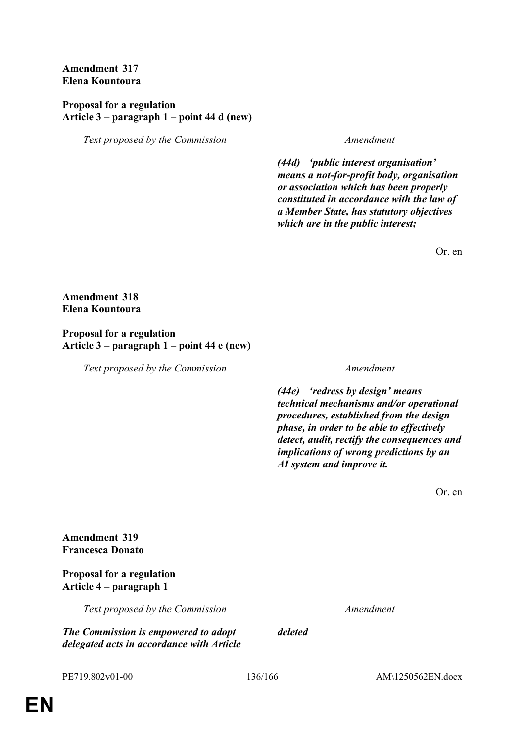**Amendment 317**
**Elena Kountoura**

**Proposal for a regulation**
**Article 3 – paragraph 1 – point 44 d (new)**

| *Text proposed by the Commission* | *Amendment* |
|---|---|
| | ***(44d) 'public interest organisation' means a not-for-profit body, organisation or association which has been properly constituted in accordance with the law of a Member State, has statutory objectives which are in the public interest;*** |

Or. en

**Amendment 318**
**Elena Kountoura**

**Proposal for a regulation**
**Article 3 – paragraph 1 – point 44 e (new)**

| *Text proposed by the Commission* | *Amendment* |
|---|---|
| | ***(44e) 'redress by design' means technical mechanisms and/or operational procedures, established from the design phase, in order to be able to effectively detect, audit, rectify the consequences and implications of wrong predictions by an AI system and improve it.*** |

Or. en

**Amendment 319**
**Francesca Donato**

**Proposal for a regulation**
**Article 4 – paragraph 1**

| *Text proposed by the Commission* | *Amendment* |
|---|---|
| ***The Commission is empowered to adopt delegated acts in accordance with Article*** | ***deleted*** |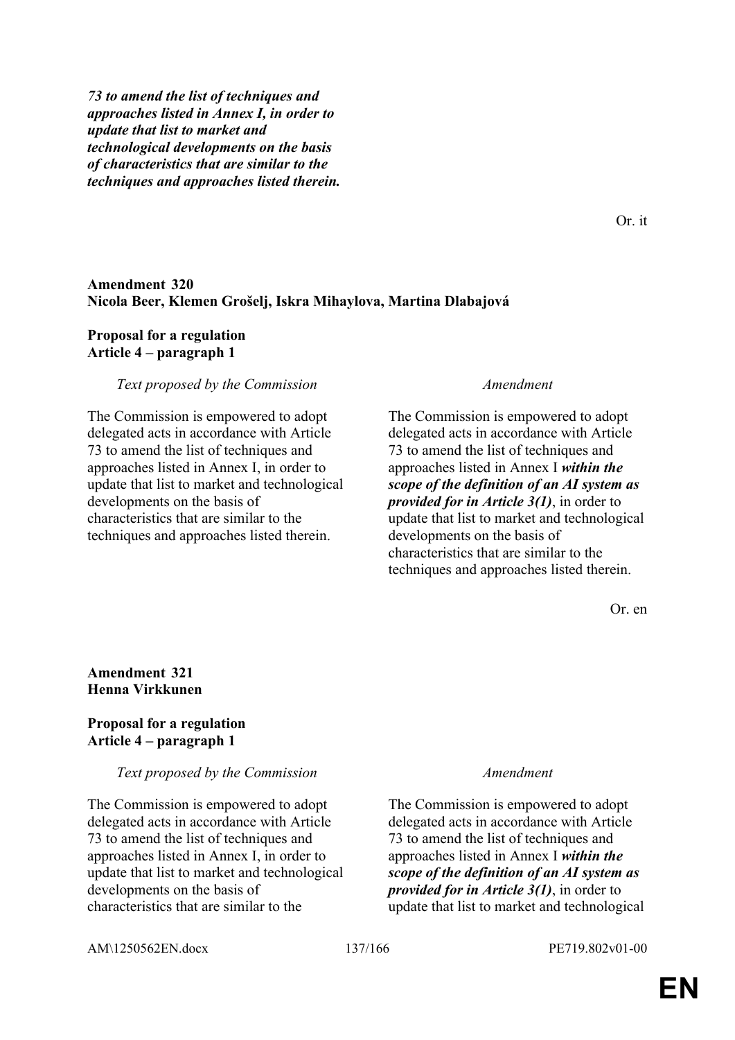***73 to amend the list of techniques and approaches listed in Annex I, in order to update that list to market and technological developments on the basis of characteristics that are similar to the techniques and approaches listed therein.***

Or. it

**Amendment 320**
**Nicola Beer, Klemen Grošelj, Iskra Mihaylova, Martina Dlabajová**

**Proposal for a regulation**
**Article 4 – paragraph 1**

| *Text proposed by the Commission* | *Amendment* |
|---|---|
| The Commission is empowered to adopt delegated acts in accordance with Article 73 to amend the list of techniques and approaches listed in Annex I, in order to update that list to market and technological developments on the basis of characteristics that are similar to the techniques and approaches listed therein. | The Commission is empowered to adopt delegated acts in accordance with Article 73 to amend the list of techniques and approaches listed in Annex I ***within the scope of the definition of an AI system as provided for in Article 3(1)***, in order to update that list to market and technological developments on the basis of characteristics that are similar to the techniques and approaches listed therein. |

Or. en

**Amendment 321**
**Henna Virkkunen**

**Proposal for a regulation**
**Article 4 – paragraph 1**

| *Text proposed by the Commission* | *Amendment* |
|---|---|
| The Commission is empowered to adopt delegated acts in accordance with Article 73 to amend the list of techniques and approaches listed in Annex I, in order to update that list to market and technological developments on the basis of characteristics that are similar to the | The Commission is empowered to adopt delegated acts in accordance with Article 73 to amend the list of techniques and approaches listed in Annex I ***within the scope of the definition of an AI system as provided for in Article 3(1)***, in order to update that list to market and technological |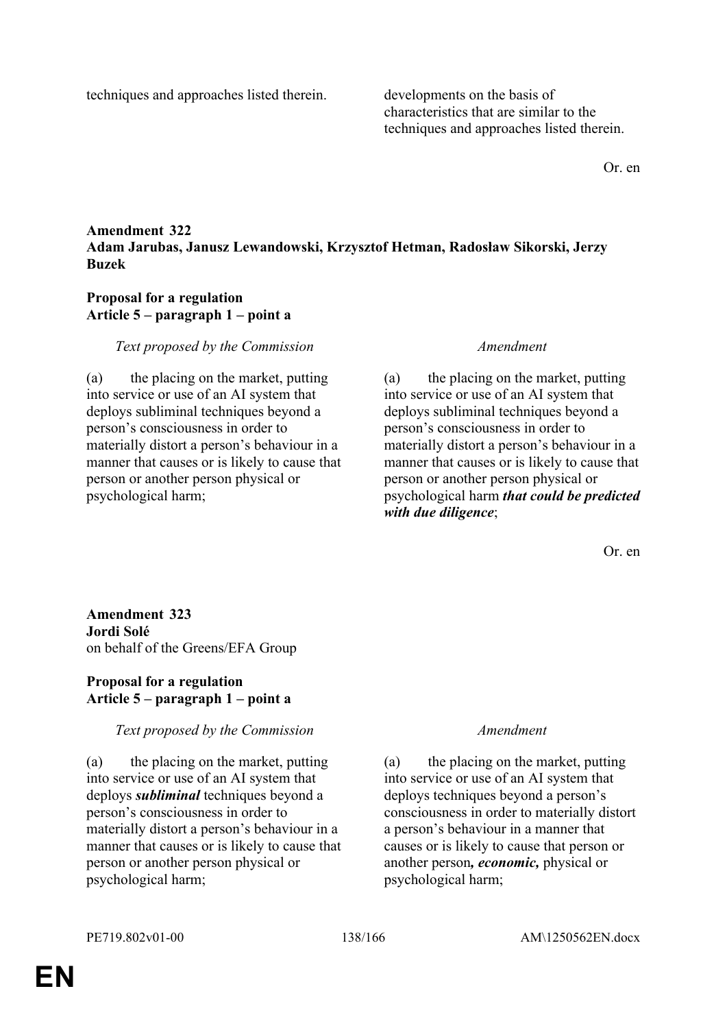| | |
|---|---|
| techniques and approaches listed therein. | developments on the basis of characteristics that are similar to the techniques and approaches listed therein. |

Or. en

**Amendment 322**
**Adam Jarubas, Janusz Lewandowski, Krzysztof Hetman, Radosław Sikorski, Jerzy Buzek**

**Proposal for a regulation**
**Article 5 – paragraph 1 – point a**

| *Text proposed by the Commission* | *Amendment* |
|---|---|
| (a) the placing on the market, putting into service or use of an AI system that deploys subliminal techniques beyond a person's consciousness in order to materially distort a person's behaviour in a manner that causes or is likely to cause that person or another person physical or psychological harm; | (a) the placing on the market, putting into service or use of an AI system that deploys subliminal techniques beyond a person's consciousness in order to materially distort a person's behaviour in a manner that causes or is likely to cause that person or another person physical or psychological harm ***that could be predicted with due diligence***; |

Or. en

**Amendment 323**
**Jordi Solé**
on behalf of the Greens/EFA Group

**Proposal for a regulation**
**Article 5 – paragraph 1 – point a**

| *Text proposed by the Commission* | *Amendment* |
|---|---|
| (a) the placing on the market, putting into service or use of an AI system that deploys ***subliminal*** techniques beyond a person's consciousness in order to materially distort a person's behaviour in a manner that causes or is likely to cause that person or another person physical or psychological harm; | (a) the placing on the market, putting into service or use of an AI system that deploys techniques beyond a person's consciousness in order to materially distort a person's behaviour in a manner that causes or is likely to cause that person or another person***, economic,*** physical or psychological harm; |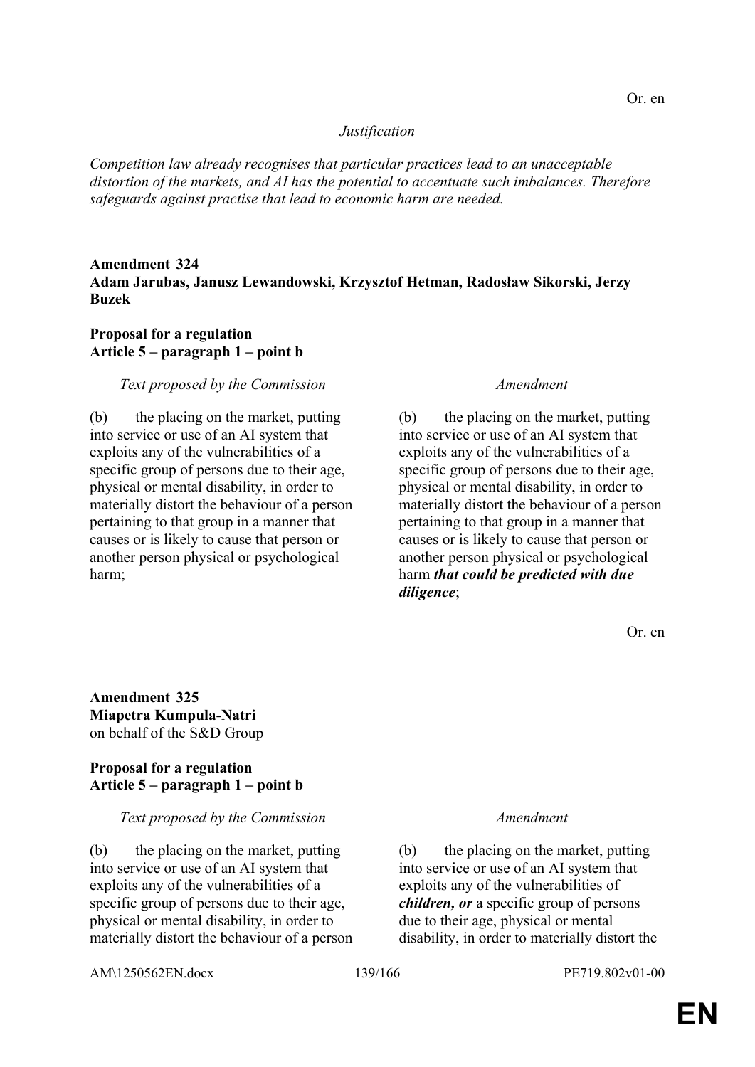Or. en

*Justification*

*Competition law already recognises that particular practices lead to an unacceptable distortion of the markets, and AI has the potential to accentuate such imbalances. Therefore safeguards against practise that lead to economic harm are needed.*

**Amendment 324**
**Adam Jarubas, Janusz Lewandowski, Krzysztof Hetman, Radosław Sikorski, Jerzy Buzek**

**Proposal for a regulation**
**Article 5 – paragraph 1 – point b**

| *Text proposed by the Commission* | *Amendment* |
|---|---|
| (b) the placing on the market, putting into service or use of an AI system that exploits any of the vulnerabilities of a specific group of persons due to their age, physical or mental disability, in order to materially distort the behaviour of a person pertaining to that group in a manner that causes or is likely to cause that person or another person physical or psychological harm; | (b) the placing on the market, putting into service or use of an AI system that exploits any of the vulnerabilities of a specific group of persons due to their age, physical or mental disability, in order to materially distort the behaviour of a person pertaining to that group in a manner that causes or is likely to cause that person or another person physical or psychological harm ***that could be predicted with due diligence***; |

Or. en

**Amendment 325**
**Miapetra Kumpula-Natri**
on behalf of the S&D Group

**Proposal for a regulation**
**Article 5 – paragraph 1 – point b**

| *Text proposed by the Commission* | *Amendment* |
|---|---|
| (b) the placing on the market, putting into service or use of an AI system that exploits any of the vulnerabilities of a specific group of persons due to their age, physical or mental disability, in order to materially distort the behaviour of a person | (b) the placing on the market, putting into service or use of an AI system that exploits any of the vulnerabilities of ***children, or*** a specific group of persons due to their age, physical or mental disability, in order to materially distort the |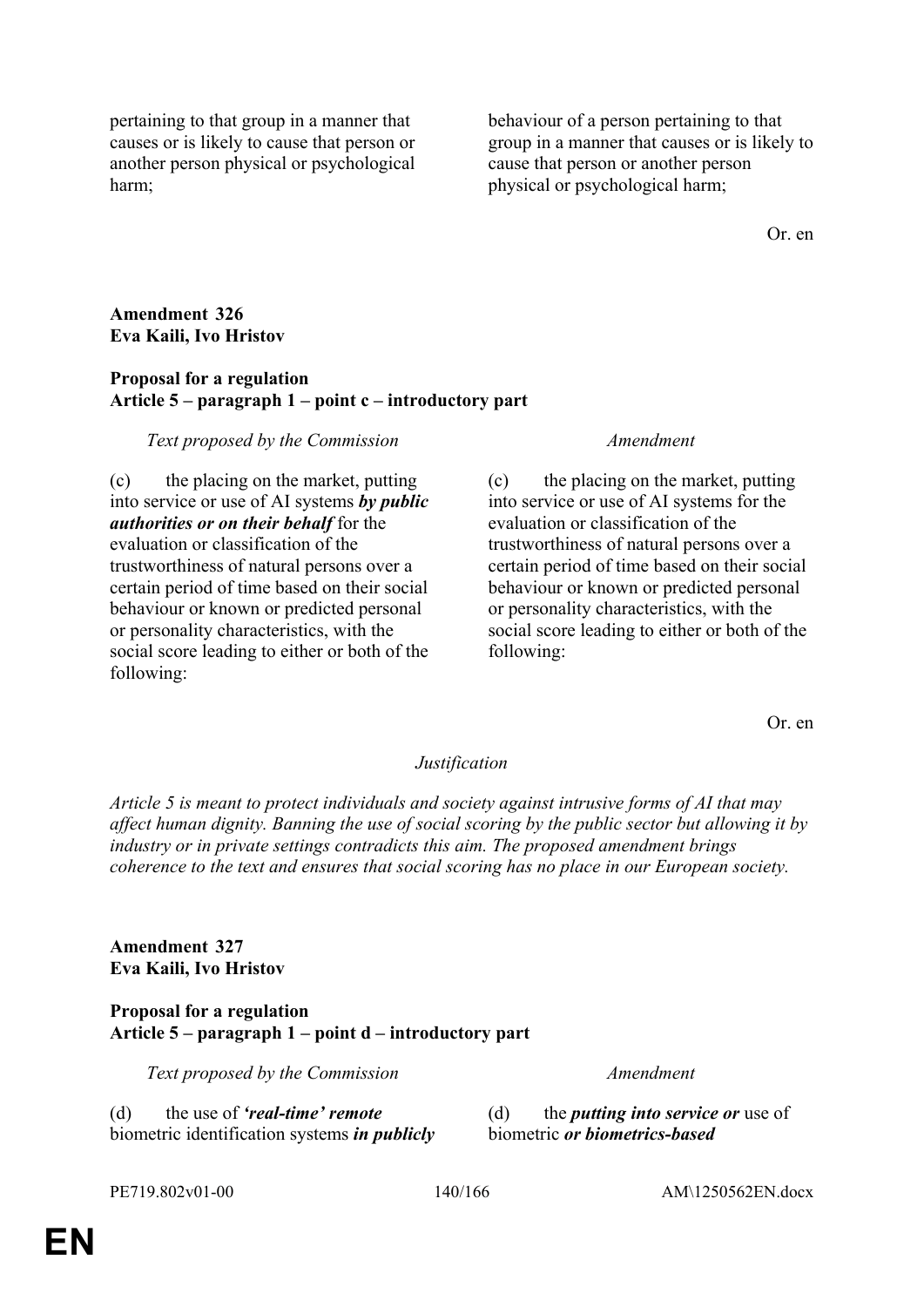| | |
|---|---|
| pertaining to that group in a manner that causes or is likely to cause that person or another person physical or psychological harm; | behaviour of a person pertaining to that group in a manner that causes or is likely to cause that person or another person physical or psychological harm; |

Or. en

**Amendment 326**
**Eva Kaili, Ivo Hristov**

**Proposal for a regulation**
**Article 5 – paragraph 1 – point c – introductory part**

| *Text proposed by the Commission* | *Amendment* |
|---|---|
| (c) the placing on the market, putting into service or use of AI systems ***by public authorities or on their behalf*** for the evaluation or classification of the trustworthiness of natural persons over a certain period of time based on their social behaviour or known or predicted personal or personality characteristics, with the social score leading to either or both of the following: | (c) the placing on the market, putting into service or use of AI systems for the evaluation or classification of the trustworthiness of natural persons over a certain period of time based on their social behaviour or known or predicted personal or personality characteristics, with the social score leading to either or both of the following: |

Or. en

*Justification*

*Article 5 is meant to protect individuals and society against intrusive forms of AI that may affect human dignity. Banning the use of social scoring by the public sector but allowing it by industry or in private settings contradicts this aim. The proposed amendment brings coherence to the text and ensures that social scoring has no place in our European society.*

**Amendment 327**
**Eva Kaili, Ivo Hristov**

**Proposal for a regulation**
**Article 5 – paragraph 1 – point d – introductory part**

| *Text proposed by the Commission* | *Amendment* |
|---|---|
| (d) the use of ***'real-time' remote*** biometric identification systems ***in publicly*** | (d) the ***putting into service or*** use of biometric ***or biometrics-based*** |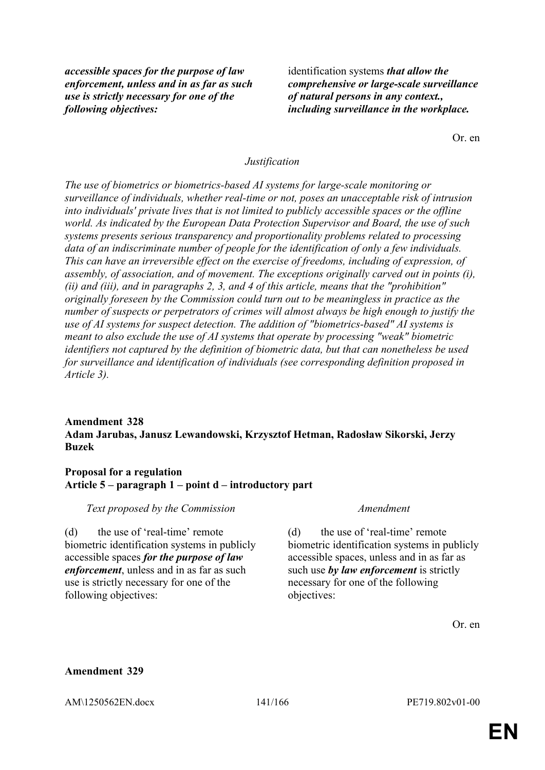| | |
|---|---|
| ***accessible spaces for the purpose of law enforcement, unless and in as far as such use is strictly necessary for one of the following objectives:*** | identification systems ***that allow the comprehensive or large-scale surveillance of natural persons in any context., including surveillance in the workplace.*** |

Or. en

*Justification*

*The use of biometrics or biometrics-based AI systems for large-scale monitoring or surveillance of individuals, whether real-time or not, poses an unacceptable risk of intrusion into individuals' private lives that is not limited to publicly accessible spaces or the offline world. As indicated by the European Data Protection Supervisor and Board, the use of such systems presents serious transparency and proportionality problems related to processing data of an indiscriminate number of people for the identification of only a few individuals. This can have an irreversible effect on the exercise of freedoms, including of expression, of assembly, of association, and of movement. The exceptions originally carved out in points (i), (ii) and (iii), and in paragraphs 2, 3, and 4 of this article, means that the "prohibition" originally foreseen by the Commission could turn out to be meaningless in practice as the number of suspects or perpetrators of crimes will almost always be high enough to justify the use of AI systems for suspect detection. The addition of "biometrics-based" AI systems is meant to also exclude the use of AI systems that operate by processing "weak" biometric identifiers not captured by the definition of biometric data, but that can nonetheless be used for surveillance and identification of individuals (see corresponding definition proposed in Article 3).*

**Amendment 328**
**Adam Jarubas, Janusz Lewandowski, Krzysztof Hetman, Radosław Sikorski, Jerzy Buzek**

**Proposal for a regulation**
**Article 5 – paragraph 1 – point d – introductory part**

| *Text proposed by the Commission* | *Amendment* |
|---|---|
| (d) the use of 'real-time' remote biometric identification systems in publicly accessible spaces ***for the purpose of law enforcement***, unless and in as far as such use is strictly necessary for one of the following objectives: | (d) the use of 'real-time' remote biometric identification systems in publicly accessible spaces, unless and in as far as such use ***by law enforcement*** is strictly necessary for one of the following objectives: |

Or. en

**Amendment 329**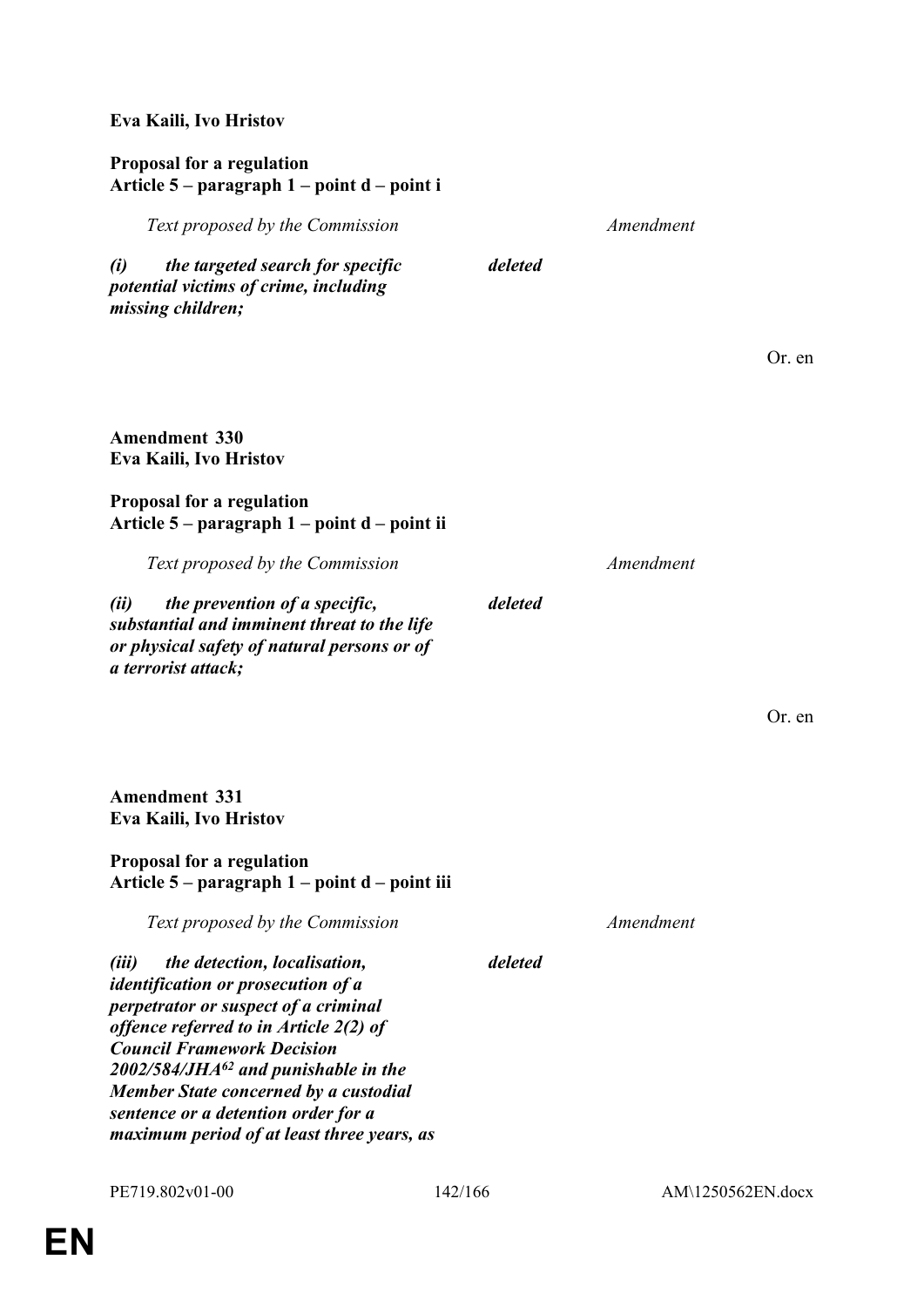**Eva Kaili, Ivo Hristov**

**Proposal for a regulation**
**Article 5 – paragraph 1 – point d – point i**

| *Text proposed by the Commission* | *Amendment* |
|---|---|
| ***(i) the targeted search for specific potential victims of crime, including missing children;*** | ***deleted*** |

Or. en

**Amendment 330**
**Eva Kaili, Ivo Hristov**

**Proposal for a regulation**
**Article 5 – paragraph 1 – point d – point ii**

| *Text proposed by the Commission* | *Amendment* |
|---|---|
| ***(ii) the prevention of a specific, substantial and imminent threat to the life or physical safety of natural persons or of a terrorist attack;*** | ***deleted*** |

Or. en

**Amendment 331**
**Eva Kaili, Ivo Hristov**

**Proposal for a regulation**
**Article 5 – paragraph 1 – point d – point iii**

| *Text proposed by the Commission* | *Amendment* |
|---|---|
| ***(iii) the detection, localisation, identification or prosecution of a perpetrator or suspect of a criminal offence referred to in Article 2(2) of Council Framework Decision 2002/584/JHA[62] and punishable in the Member State concerned by a custodial sentence or a detention order for a maximum period of at least three years, as*** | ***deleted*** |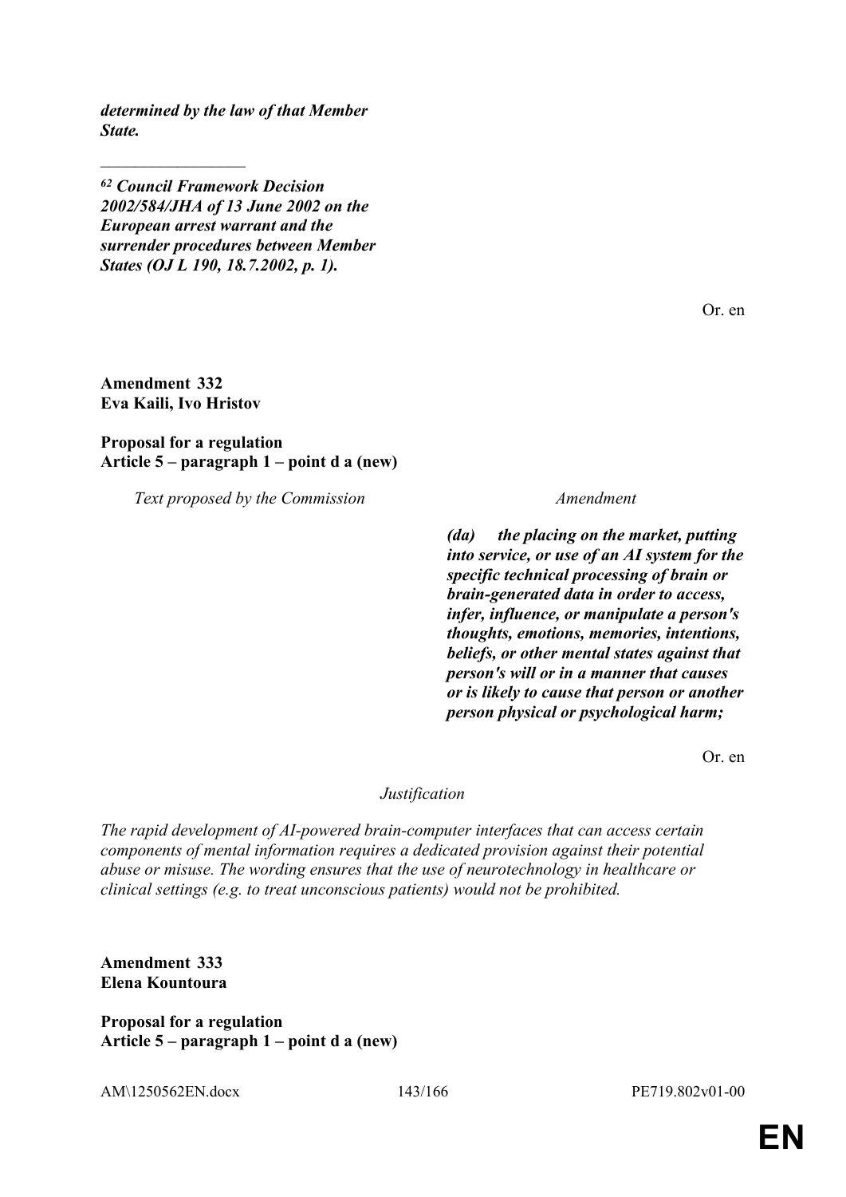***determined by the law of that Member State.***

_________________

***62 Council Framework Decision 2002/584/JHA of 13 June 2002 on the European arrest warrant and the surrender procedures between Member States (OJ L 190, 18.7.2002, p. 1).***

Or. en

**Amendment 332**
**Eva Kaili, Ivo Hristov**

**Proposal for a regulation**
**Article 5 – paragraph 1 – point d a (new)**

| *Text proposed by the Commission* | *Amendment* |
|---|---|
| | ***(da) the placing on the market, putting into service, or use of an AI system for the specific technical processing of brain or brain-generated data in order to access, infer, influence, or manipulate a person's thoughts, emotions, memories, intentions, beliefs, or other mental states against that person's will or in a manner that causes or is likely to cause that person or another person physical or psychological harm;*** |

Or. en

*Justification*

*The rapid development of AI-powered brain-computer interfaces that can access certain components of mental information requires a dedicated provision against their potential abuse or misuse. The wording ensures that the use of neurotechnology in healthcare or clinical settings (e.g. to treat unconscious patients) would not be prohibited.*

**Amendment 333**
**Elena Kountoura**

**Proposal for a regulation**
**Article 5 – paragraph 1 – point d a (new)**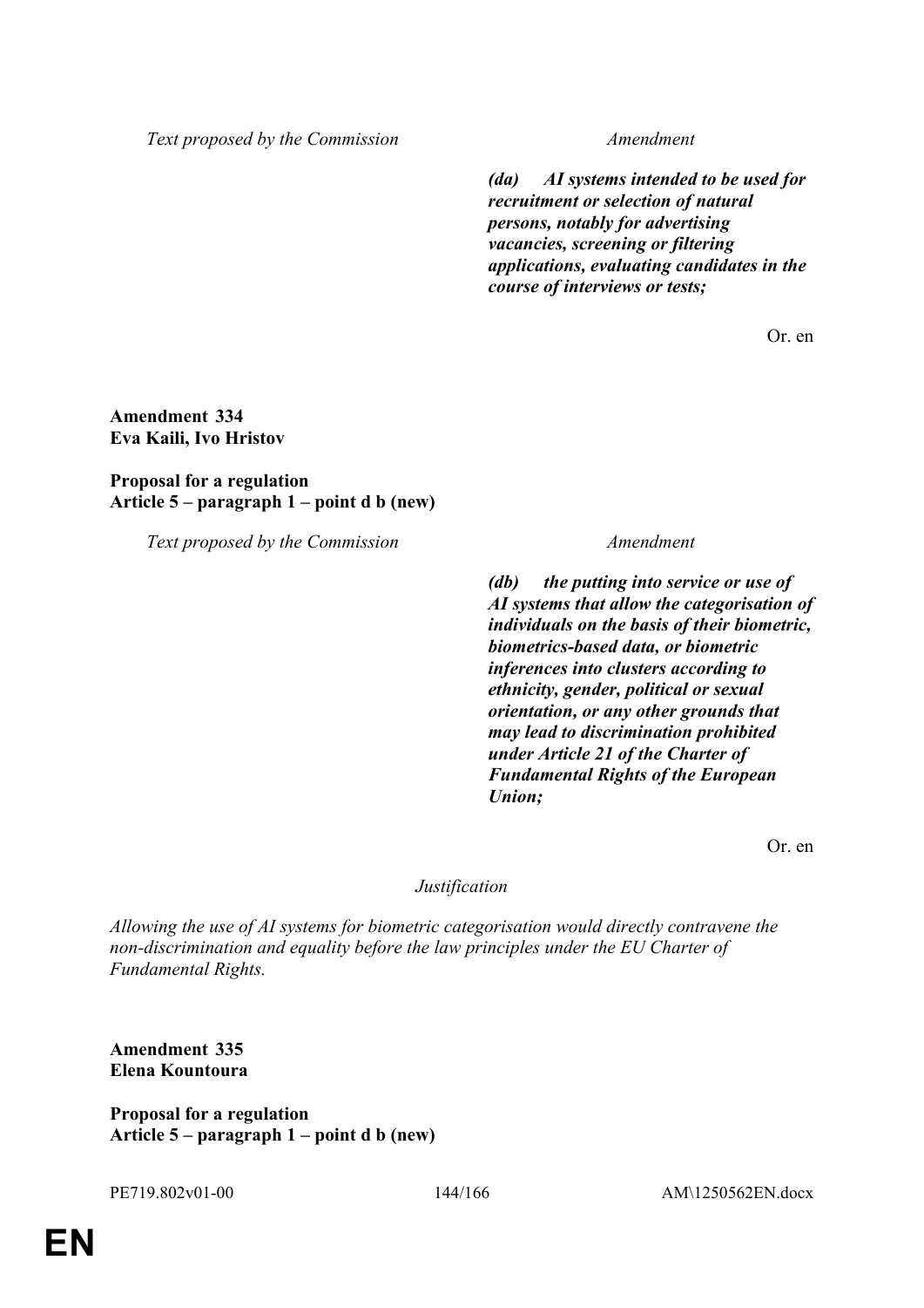| Text proposed by the Commission | Amendment |
|---|---|
| | ***(da) AI systems intended to be used for recruitment or selection of natural persons, notably for advertising vacancies, screening or filtering applications, evaluating candidates in the course of interviews or tests;*** |

Or. en

**Amendment 334**
**Eva Kaili, Ivo Hristov**

**Proposal for a regulation**
**Article 5 – paragraph 1 – point d b (new)**

| Text proposed by the Commission | Amendment |
|---|---|
| | ***(db) the putting into service or use of AI systems that allow the categorisation of individuals on the basis of their biometric, biometrics-based data, or biometric inferences into clusters according to ethnicity, gender, political or sexual orientation, or any other grounds that may lead to discrimination prohibited under Article 21 of the Charter of Fundamental Rights of the European Union;*** |

Or. en

*Justification*

*Allowing the use of AI systems for biometric categorisation would directly contravene the non-discrimination and equality before the law principles under the EU Charter of Fundamental Rights.*

**Amendment 335**
**Elena Kountoura**

**Proposal for a regulation**
**Article 5 – paragraph 1 – point d b (new)**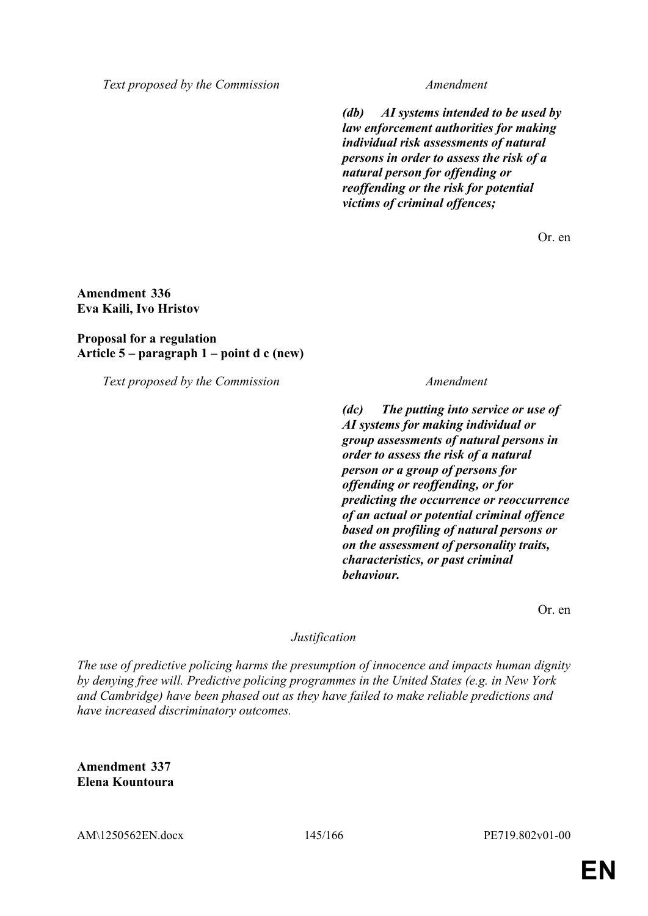| Text proposed by the Commission | Amendment |
|---|---|
| | ***(db) AI systems intended to be used by law enforcement authorities for making individual risk assessments of natural persons in order to assess the risk of a natural person for offending or reoffending or the risk for potential victims of criminal offences;*** |

Or. en

**Amendment 336**
**Eva Kaili, Ivo Hristov**

**Proposal for a regulation**
**Article 5 – paragraph 1 – point d c (new)**

| Text proposed by the Commission | Amendment |
|---|---|
| | ***(dc) The putting into service or use of AI systems for making individual or group assessments of natural persons in order to assess the risk of a natural person or a group of persons for offending or reoffending, or for predicting the occurrence or reoccurrence of an actual or potential criminal offence based on profiling of natural persons or on the assessment of personality traits, characteristics, or past criminal behaviour.*** |

Or. en

*Justification*

*The use of predictive policing harms the presumption of innocence and impacts human dignity by denying free will. Predictive policing programmes in the United States (e.g. in New York and Cambridge) have been phased out as they have failed to make reliable predictions and have increased discriminatory outcomes.*

**Amendment 337**
**Elena Kountoura**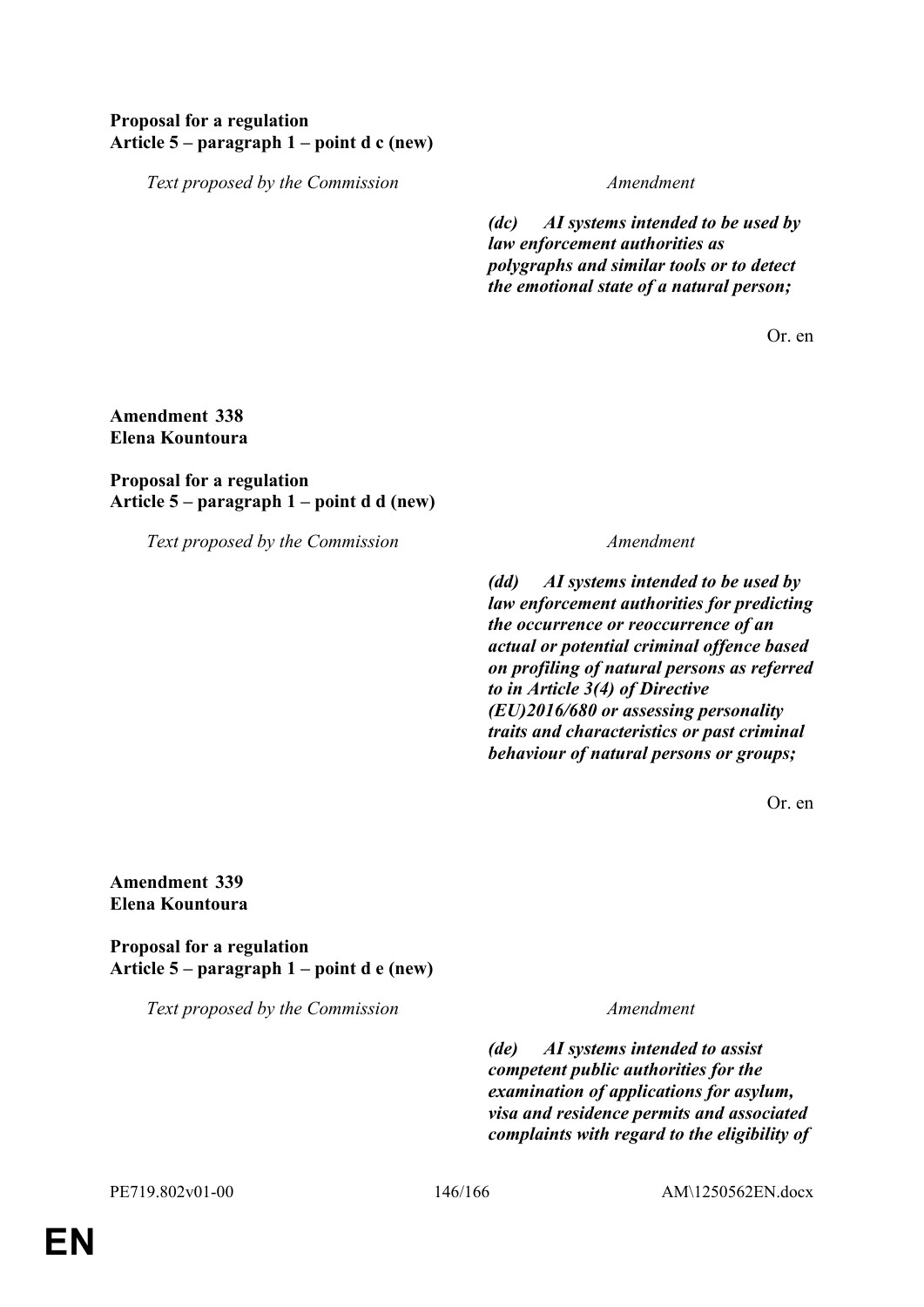**Proposal for a regulation**
**Article 5 – paragraph 1 – point d c (new)**

| Text proposed by the Commission | Amendment |
| --- | --- |
| | ***(dc) AI systems intended to be used by law enforcement authorities as polygraphs and similar tools or to detect the emotional state of a natural person;*** |

Or. en

**Amendment 338**
**Elena Kountoura**

**Proposal for a regulation**
**Article 5 – paragraph 1 – point d d (new)**

| Text proposed by the Commission | Amendment |
| --- | --- |
| | ***(dd) AI systems intended to be used by law enforcement authorities for predicting the occurrence or reoccurrence of an actual or potential criminal offence based on profiling of natural persons as referred to in Article 3(4) of Directive (EU)2016/680 or assessing personality traits and characteristics or past criminal behaviour of natural persons or groups;*** |

Or. en

**Amendment 339**
**Elena Kountoura**

**Proposal for a regulation**
**Article 5 – paragraph 1 – point d e (new)**

| Text proposed by the Commission | Amendment |
| --- | --- |
| | ***(de) AI systems intended to assist competent public authorities for the examination of applications for asylum, visa and residence permits and associated complaints with regard to the eligibility of*** |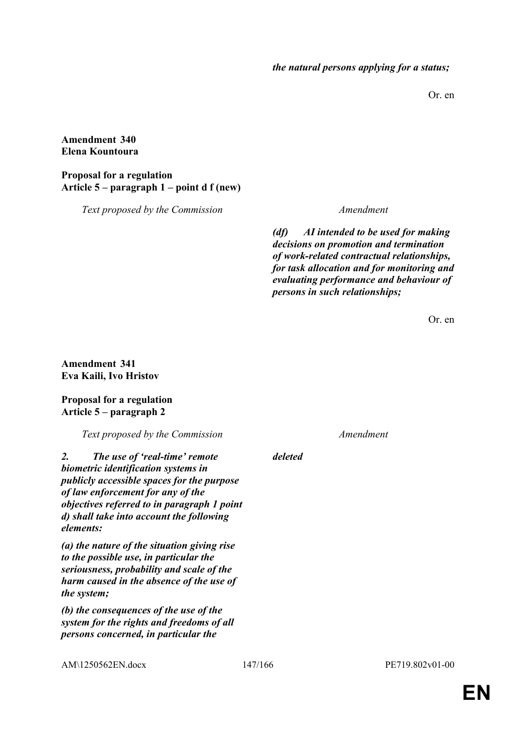| | |
|---|---|
| | ***the natural persons applying for a status;*** |

Or. en

**Amendment 340**
**Elena Kountoura**

**Proposal for a regulation**
**Article 5 – paragraph 1 – point d f (new)**

| *Text proposed by the Commission* | *Amendment* |
|---|---|
| | ***(df) AI intended to be used for making decisions on promotion and termination of work-related contractual relationships, for task allocation and for monitoring and evaluating performance and behaviour of persons in such relationships;*** |

Or. en

**Amendment 341**
**Eva Kaili, Ivo Hristov**

**Proposal for a regulation**
**Article 5 – paragraph 2**

| *Text proposed by the Commission* | *Amendment* |
|---|---|
| ***2. The use of 'real-time' remote biometric identification systems in publicly accessible spaces for the purpose of law enforcement for any of the objectives referred to in paragraph 1 point d) shall take into account the following elements:*** | ***deleted*** |
| ***(a) the nature of the situation giving rise to the possible use, in particular the seriousness, probability and scale of the harm caused in the absence of the use of the system;*** | |
| ***(b) the consequences of the use of the system for the rights and freedoms of all persons concerned, in particular the*** | |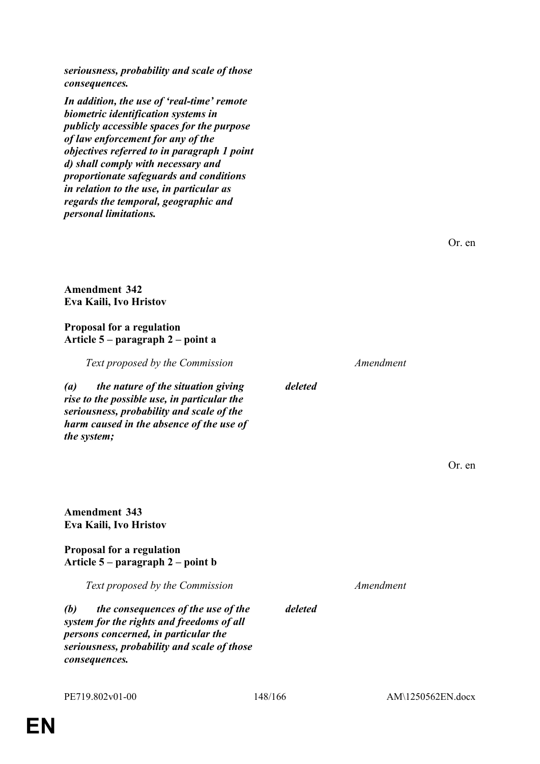***seriousness, probability and scale of those consequences.***

***In addition, the use of 'real-time' remote biometric identification systems in publicly accessible spaces for the purpose of law enforcement for any of the objectives referred to in paragraph 1 point d) shall comply with necessary and proportionate safeguards and conditions in relation to the use, in particular as regards the temporal, geographic and personal limitations.***

Or. en

**Amendment 342**
**Eva Kaili, Ivo Hristov**

**Proposal for a regulation**
**Article 5 – paragraph 2 – point a**

| *Text proposed by the Commission* | *Amendment* |
|---|---|
| ***(a) the nature of the situation giving rise to the possible use, in particular the seriousness, probability and scale of the harm caused in the absence of the use of the system;*** | ***deleted*** |

Or. en

**Amendment 343**
**Eva Kaili, Ivo Hristov**

**Proposal for a regulation**
**Article 5 – paragraph 2 – point b**

| *Text proposed by the Commission* | *Amendment* |
|---|---|
| ***(b) the consequences of the use of the system for the rights and freedoms of all persons concerned, in particular the seriousness, probability and scale of those consequences.*** | ***deleted*** |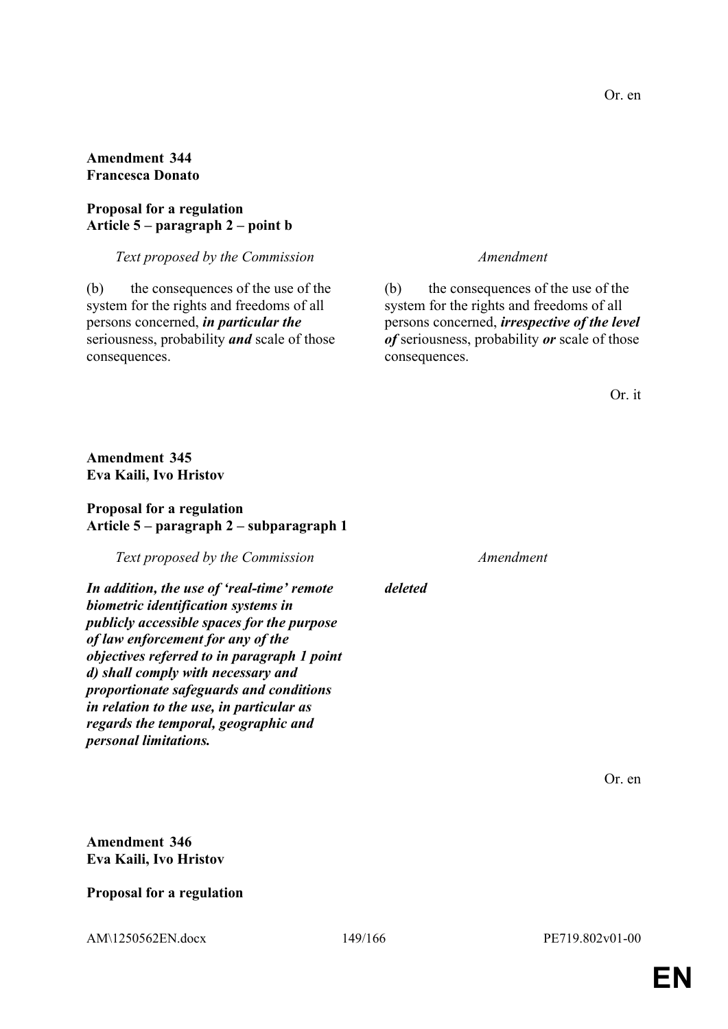Or. en

**Amendment 344**
**Francesca Donato**

**Proposal for a regulation**
**Article 5 – paragraph 2 – point b**

| *Text proposed by the Commission* | *Amendment* |
|---|---|
| (b) the consequences of the use of the system for the rights and freedoms of all persons concerned, ***in particular the*** seriousness, probability ***and*** scale of those consequences. | (b) the consequences of the use of the system for the rights and freedoms of all persons concerned, ***irrespective of the level of*** seriousness, probability ***or*** scale of those consequences. |

Or. it

**Amendment 345**
**Eva Kaili, Ivo Hristov**

**Proposal for a regulation**
**Article 5 – paragraph 2 – subparagraph 1**

| *Text proposed by the Commission* | *Amendment* |
|---|---|
| ***In addition, the use of 'real-time' remote biometric identification systems in publicly accessible spaces for the purpose of law enforcement for any of the objectives referred to in paragraph 1 point d) shall comply with necessary and proportionate safeguards and conditions in relation to the use, in particular as regards the temporal, geographic and personal limitations.*** | ***deleted*** |

Or. en

**Amendment 346**
**Eva Kaili, Ivo Hristov**

**Proposal for a regulation**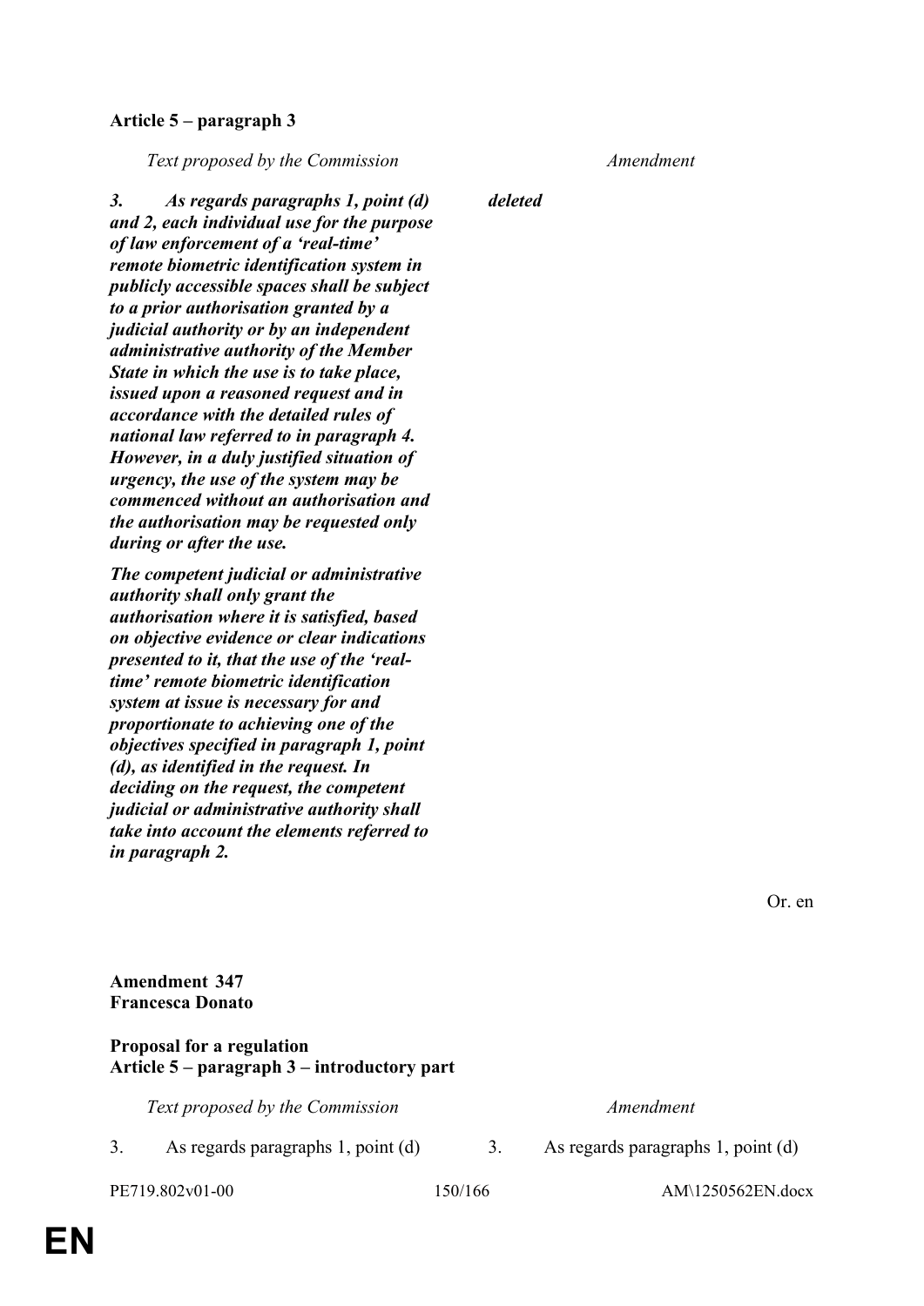**Article 5 – paragraph 3**

| *Text proposed by the Commission* | *Amendment* |
|---|---|
| ***3. As regards paragraphs 1, point (d) and 2, each individual use for the purpose of law enforcement of a 'real-time' remote biometric identification system in publicly accessible spaces shall be subject to a prior authorisation granted by a judicial authority or by an independent administrative authority of the Member State in which the use is to take place, issued upon a reasoned request and in accordance with the detailed rules of national law referred to in paragraph 4. However, in a duly justified situation of urgency, the use of the system may be commenced without an authorisation and the authorisation may be requested only during or after the use.*** | ***deleted*** |
| ***The competent judicial or administrative authority shall only grant the authorisation where it is satisfied, based on objective evidence or clear indications presented to it, that the use of the 'real-time' remote biometric identification system at issue is necessary for and proportionate to achieving one of the objectives specified in paragraph 1, point (d), as identified in the request. In deciding on the request, the competent judicial or administrative authority shall take into account the elements referred to in paragraph 2.*** | |

Or. en

**Amendment 347**
**Francesca Donato**

**Proposal for a regulation**
**Article 5 – paragraph 3 – introductory part**

| *Text proposed by the Commission* | *Amendment* |
|---|---|
| 3. As regards paragraphs 1, point (d) | 3. As regards paragraphs 1, point (d) |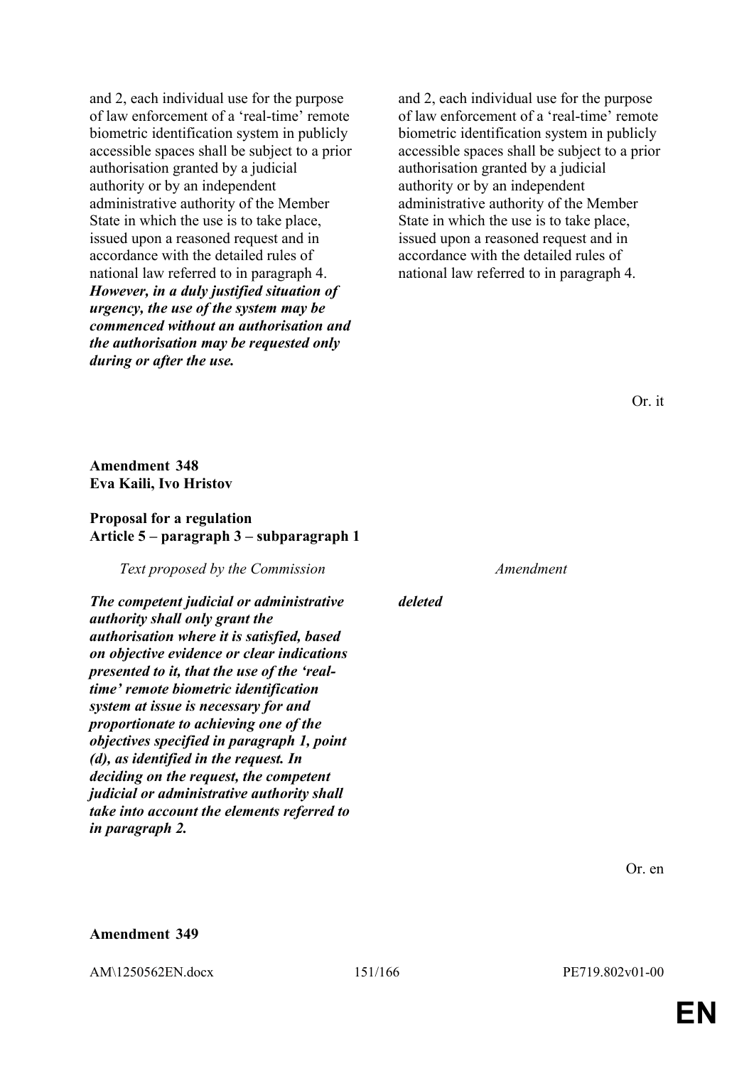| | |
|---|---|
| and 2, each individual use for the purpose of law enforcement of a 'real-time' remote biometric identification system in publicly accessible spaces shall be subject to a prior authorisation granted by a judicial authority or by an independent administrative authority of the Member State in which the use is to take place, issued upon a reasoned request and in accordance with the detailed rules of national law referred to in paragraph 4. ***However, in a duly justified situation of urgency, the use of the system may be commenced without an authorisation and the authorisation may be requested only during or after the use.*** | and 2, each individual use for the purpose of law enforcement of a 'real-time' remote biometric identification system in publicly accessible spaces shall be subject to a prior authorisation granted by a judicial authority or by an independent administrative authority of the Member State in which the use is to take place, issued upon a reasoned request and in accordance with the detailed rules of national law referred to in paragraph 4. |

Or. it

**Amendment 348**
**Eva Kaili, Ivo Hristov**

**Proposal for a regulation**
**Article 5 – paragraph 3 – subparagraph 1**

| *Text proposed by the Commission* | *Amendment* |
|---|---|
| ***The competent judicial or administrative authority shall only grant the authorisation where it is satisfied, based on objective evidence or clear indications presented to it, that the use of the 'real-time' remote biometric identification system at issue is necessary for and proportionate to achieving one of the objectives specified in paragraph 1, point (d), as identified in the request. In deciding on the request, the competent judicial or administrative authority shall take into account the elements referred to in paragraph 2.*** | ***deleted*** |

Or. en

**Amendment 349**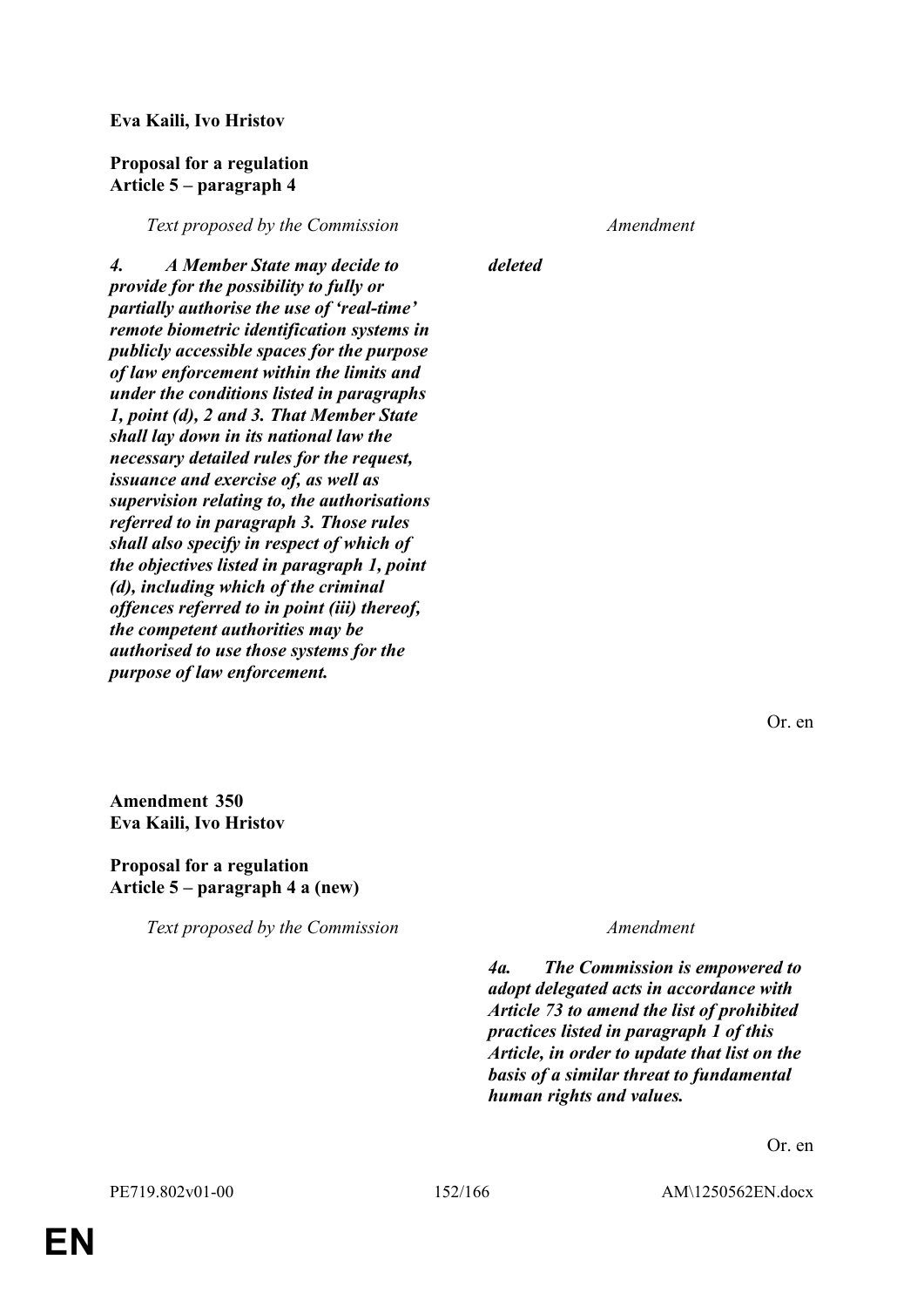**Eva Kaili, Ivo Hristov**

**Proposal for a regulation**
**Article 5 – paragraph 4**

| *Text proposed by the Commission* | *Amendment* |
|---|---|
| ***4. A Member State may decide to provide for the possibility to fully or partially authorise the use of 'real-time' remote biometric identification systems in publicly accessible spaces for the purpose of law enforcement within the limits and under the conditions listed in paragraphs 1, point (d), 2 and 3. That Member State shall lay down in its national law the necessary detailed rules for the request, issuance and exercise of, as well as supervision relating to, the authorisations referred to in paragraph 3. Those rules shall also specify in respect of which of the objectives listed in paragraph 1, point (d), including which of the criminal offences referred to in point (iii) thereof, the competent authorities may be authorised to use those systems for the purpose of law enforcement.*** | ***deleted*** |

Or. en

**Amendment 350**
**Eva Kaili, Ivo Hristov**

**Proposal for a regulation**
**Article 5 – paragraph 4 a (new)**

| *Text proposed by the Commission* | *Amendment* |
|---|---|
| | ***4a. The Commission is empowered to adopt delegated acts in accordance with Article 73 to amend the list of prohibited practices listed in paragraph 1 of this Article, in order to update that list on the basis of a similar threat to fundamental human rights and values.*** |

Or. en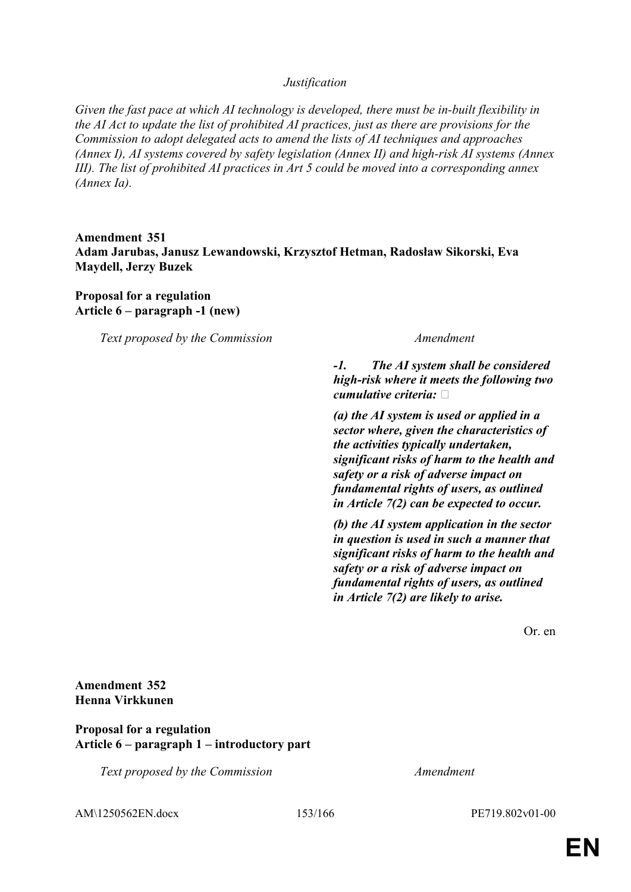*Justification*

*Given the fast pace at which AI technology is developed, there must be in-built flexibility in the AI Act to update the list of prohibited AI practices, just as there are provisions for the Commission to adopt delegated acts to amend the lists of AI techniques and approaches (Annex I), AI systems covered by safety legislation (Annex II) and high-risk AI systems (Annex III). The list of prohibited AI practices in Art 5 could be moved into a corresponding annex (Annex Ia).*

**Amendment 351**
**Adam Jarubas, Janusz Lewandowski, Krzysztof Hetman, Radosław Sikorski, Eva Maydell, Jerzy Buzek**

**Proposal for a regulation**
**Article 6 – paragraph -1 (new)**

| *Text proposed by the Commission* | *Amendment* |
|---|---|
| | ***-1. The AI system shall be considered high-risk where it meets the following two cumulative criteria:*** |
| | ***(a) the AI system is used or applied in a sector where, given the characteristics of the activities typically undertaken, significant risks of harm to the health and safety or a risk of adverse impact on fundamental rights of users, as outlined in Article 7(2) can be expected to occur.*** |
| | ***(b) the AI system application in the sector in question is used in such a manner that significant risks of harm to the health and safety or a risk of adverse impact on fundamental rights of users, as outlined in Article 7(2) are likely to arise.*** |

Or. en

**Amendment 352**
**Henna Virkkunen**

**Proposal for a regulation**
**Article 6 – paragraph 1 – introductory part**

| *Text proposed by the Commission* | *Amendment* |
|---|---|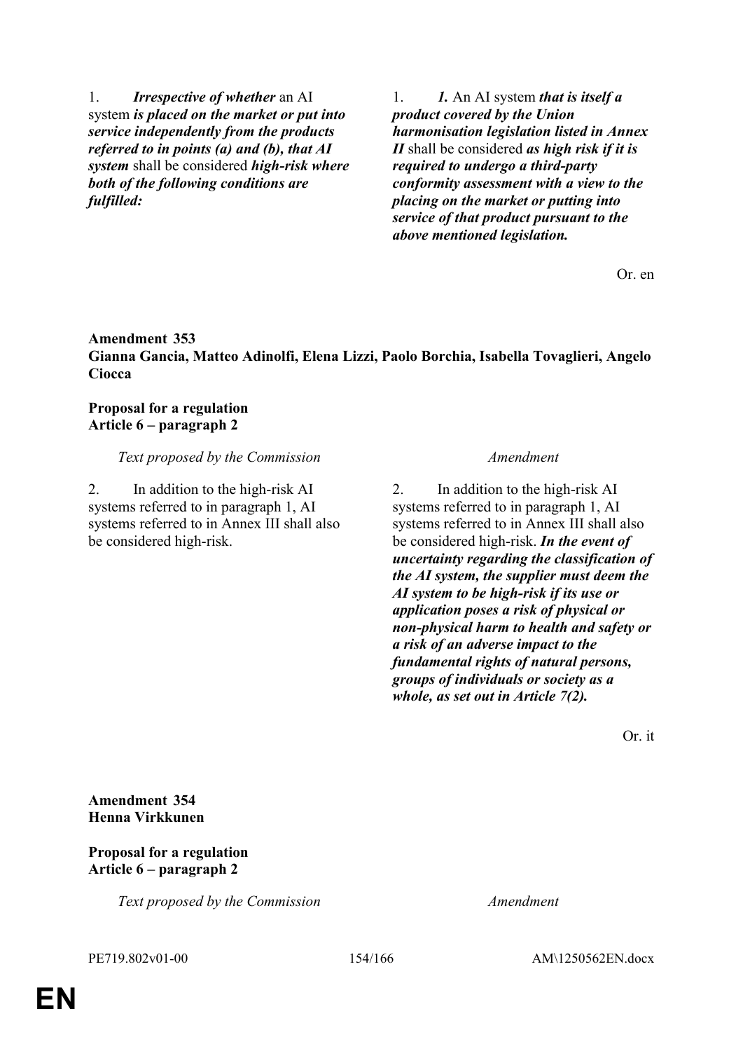| Text proposed by the Commission | Amendment |
|---|---|
| 1. ***Irrespective of whether*** an AI system ***is placed on the market or put into service independently from the products referred to in points (a) and (b), that AI system*** shall be considered ***high-risk where both of the following conditions are fulfilled:*** | 1. ***1.*** An AI system ***that is itself a product covered by the Union harmonisation legislation listed in Annex II*** shall be considered ***as high risk if it is required to undergo a third-party conformity assessment with a view to the placing on the market or putting into service of that product pursuant to the above mentioned legislation.*** |

Or. en

**Amendment 353**
**Gianna Gancia, Matteo Adinolfi, Elena Lizzi, Paolo Borchia, Isabella Tovaglieri, Angelo Ciocca**

**Proposal for a regulation**
**Article 6 – paragraph 2**

| Text proposed by the Commission | Amendment |
|---|---|
| 2. In addition to the high-risk AI systems referred to in paragraph 1, AI systems referred to in Annex III shall also be considered high-risk. | 2. In addition to the high-risk AI systems referred to in paragraph 1, AI systems referred to in Annex III shall also be considered high-risk. ***In the event of uncertainty regarding the classification of the AI system, the supplier must deem the AI system to be high-risk if its use or application poses a risk of physical or non-physical harm to health and safety or a risk of an adverse impact to the fundamental rights of natural persons, groups of individuals or society as a whole, as set out in Article 7(2).*** |

Or. it

**Amendment 354**
**Henna Virkkunen**

**Proposal for a regulation**
**Article 6 – paragraph 2**

| Text proposed by the Commission | Amendment |
|---|---|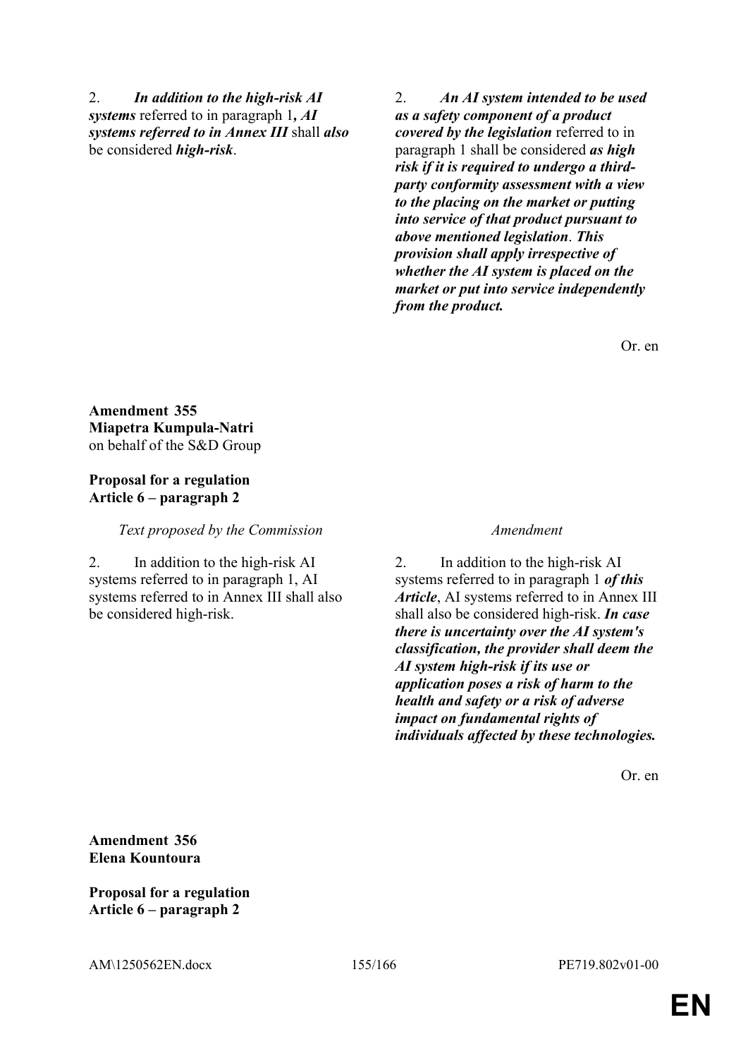| | |
|---|---|
| 2. ***In addition to the high-risk AI systems*** referred to in paragraph 1***, AI systems referred to in Annex III*** shall ***also*** be considered ***high-risk***. | 2. ***An AI system intended to be used as a safety component of a product covered by the legislation*** referred to in paragraph 1 shall be considered ***as high risk if it is required to undergo a third-party conformity assessment with a view to the placing on the market or putting into service of that product pursuant to above mentioned legislation***. ***This provision shall apply irrespective of whether the AI system is placed on the market or put into service independently from the product.*** |

Or. en

**Amendment 355**
**Miapetra Kumpula-Natri**
on behalf of the S&D Group

**Proposal for a regulation**
**Article 6 – paragraph 2**

| *Text proposed by the Commission* | *Amendment* |
|---|---|
| 2. In addition to the high-risk AI systems referred to in paragraph 1, AI systems referred to in Annex III shall also be considered high-risk. | 2. In addition to the high-risk AI systems referred to in paragraph 1 ***of this Article***, AI systems referred to in Annex III shall also be considered high-risk. ***In case there is uncertainty over the AI system's classification, the provider shall deem the AI system high-risk if its use or application poses a risk of harm to the health and safety or a risk of adverse impact on fundamental rights of individuals affected by these technologies.*** |

Or. en

**Amendment 356**
**Elena Kountoura**

**Proposal for a regulation**
**Article 6 – paragraph 2**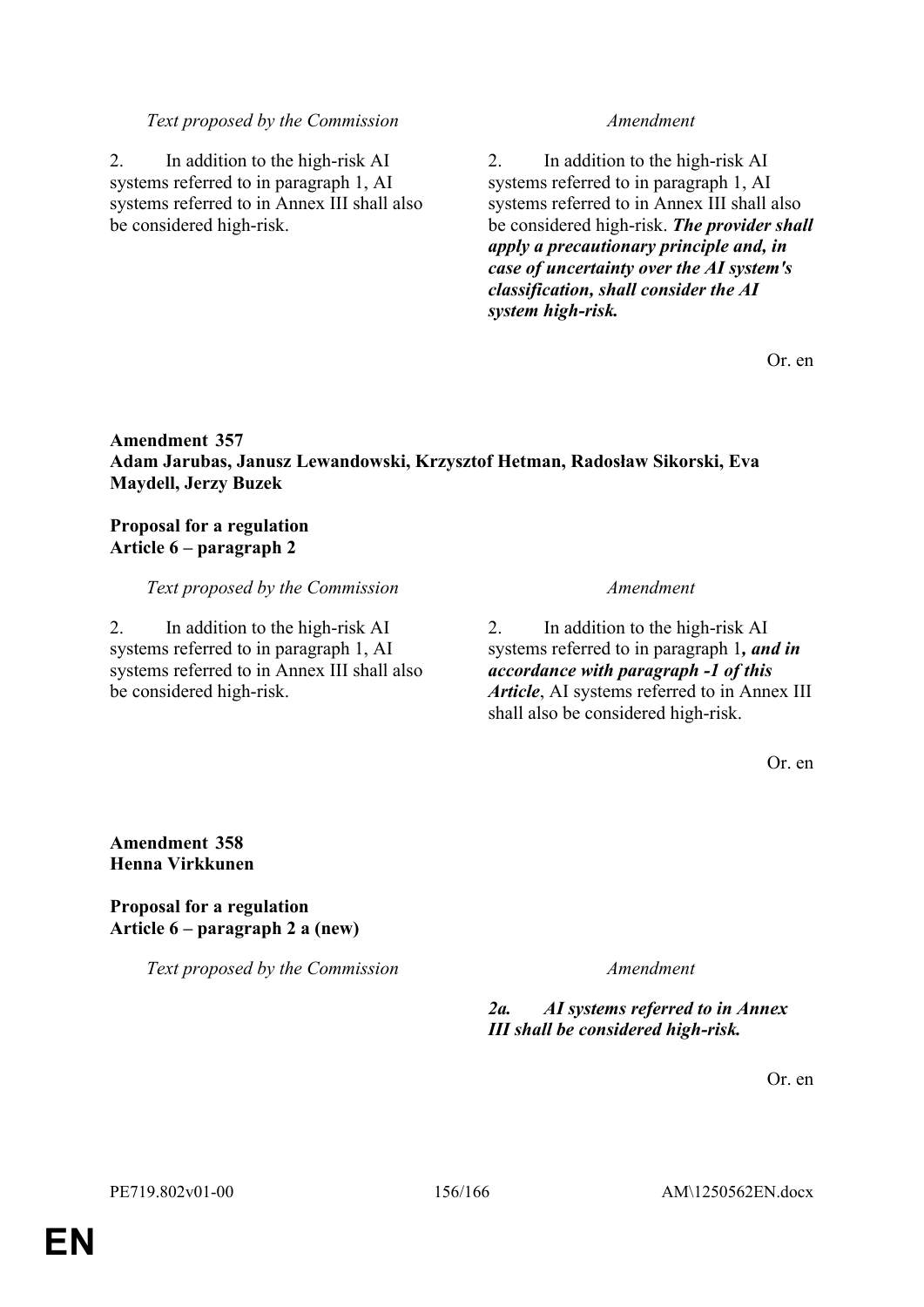| *Text proposed by the Commission* | *Amendment* |
|---|---|
| 2. In addition to the high-risk AI systems referred to in paragraph 1, AI systems referred to in Annex III shall also be considered high-risk. | 2. In addition to the high-risk AI systems referred to in paragraph 1, AI systems referred to in Annex III shall also be considered high-risk. ***The provider shall apply a precautionary principle and, in case of uncertainty over the AI system's classification, shall consider the AI system high-risk.*** |

Or. en

**Amendment 357**
**Adam Jarubas, Janusz Lewandowski, Krzysztof Hetman, Radosław Sikorski, Eva Maydell, Jerzy Buzek**

**Proposal for a regulation**
**Article 6 – paragraph 2**

| *Text proposed by the Commission* | *Amendment* |
|---|---|
| 2. In addition to the high-risk AI systems referred to in paragraph 1, AI systems referred to in Annex III shall also be considered high-risk. | 2. In addition to the high-risk AI systems referred to in paragraph 1***, and in accordance with paragraph -1 of this Article***, AI systems referred to in Annex III shall also be considered high-risk. |

Or. en

**Amendment 358**
**Henna Virkkunen**

**Proposal for a regulation**
**Article 6 – paragraph 2 a (new)**

| *Text proposed by the Commission* | *Amendment* |
|---|---|
| | ***2a. AI systems referred to in Annex III shall be considered high-risk.*** |

Or. en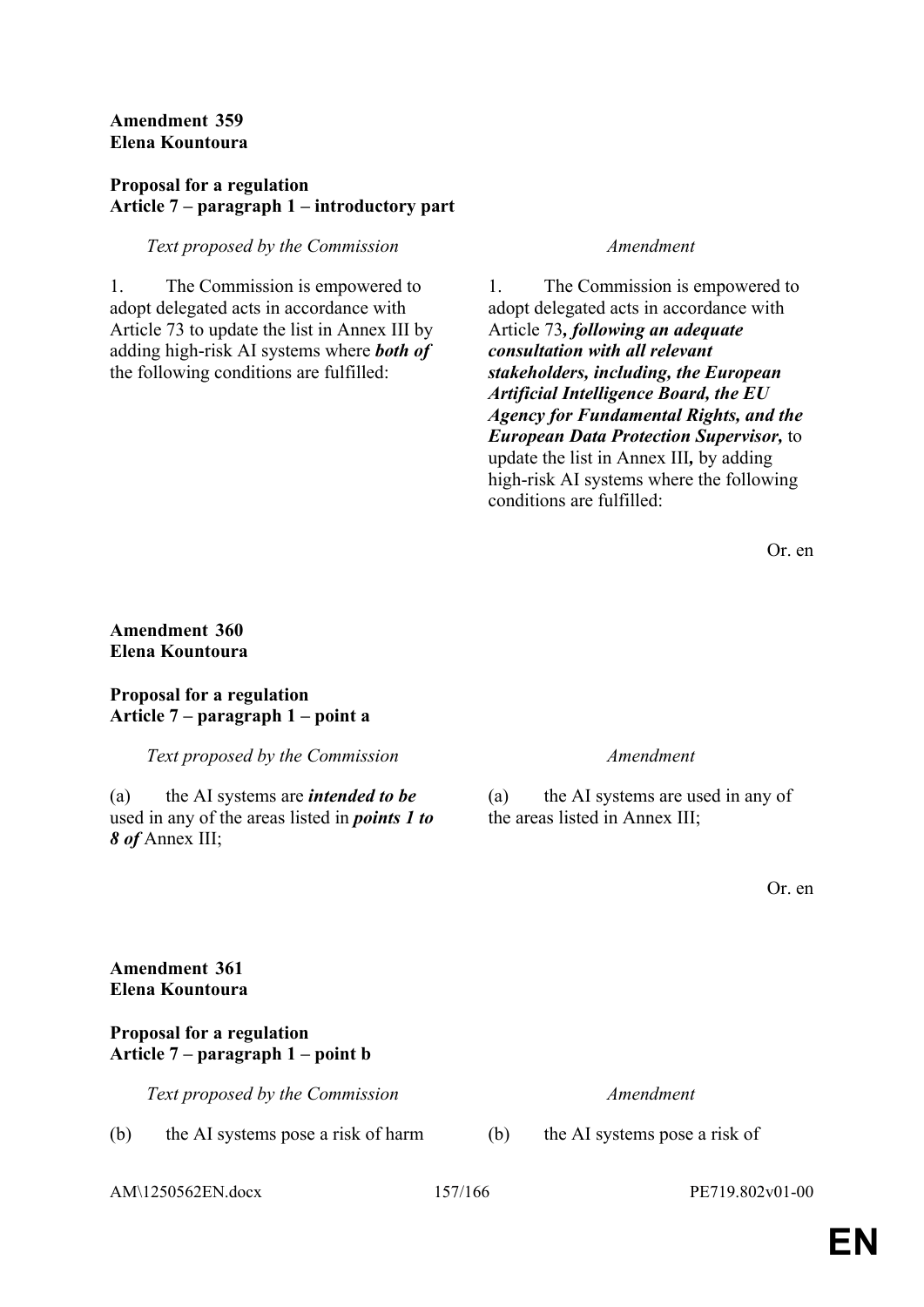**Amendment 359**
**Elena Kountoura**

**Proposal for a regulation**
**Article 7 – paragraph 1 – introductory part**

| *Text proposed by the Commission* | *Amendment* |
| --- | --- |
| 1. The Commission is empowered to adopt delegated acts in accordance with Article 73 to update the list in Annex III by adding high-risk AI systems where ***both of*** the following conditions are fulfilled: | 1. The Commission is empowered to adopt delegated acts in accordance with Article 73***, following an adequate consultation with all relevant stakeholders, including, the European Artificial Intelligence Board, the EU Agency for Fundamental Rights, and the European Data Protection Supervisor,*** to update the list in Annex III***,*** by adding high-risk AI systems where the following conditions are fulfilled: |

Or. en

**Amendment 360**
**Elena Kountoura**

**Proposal for a regulation**
**Article 7 – paragraph 1 – point a**

| *Text proposed by the Commission* | *Amendment* |
| --- | --- |
| (a) the AI systems are ***intended to be*** used in any of the areas listed in ***points 1 to 8 of*** Annex III; | (a) the AI systems are used in any of the areas listed in Annex III; |

Or. en

**Amendment 361**
**Elena Kountoura**

**Proposal for a regulation**
**Article 7 – paragraph 1 – point b**

| *Text proposed by the Commission* | *Amendment* |
| --- | --- |
| (b) the AI systems pose a risk of harm | (b) the AI systems pose a risk of |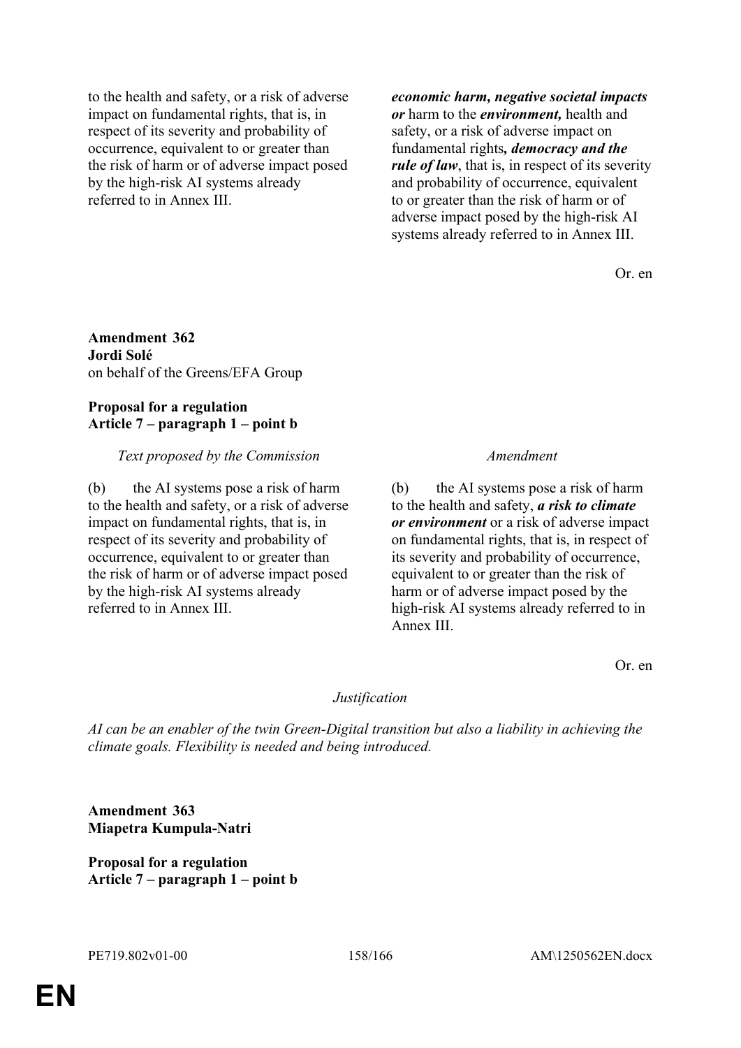| | |
|---|---|
| to the health and safety, or a risk of adverse impact on fundamental rights, that is, in respect of its severity and probability of occurrence, equivalent to or greater than the risk of harm or of adverse impact posed by the high-risk AI systems already referred to in Annex III. | ***economic harm, negative societal impacts or*** harm to the ***environment,*** health and safety, or a risk of adverse impact on fundamental rights***, democracy and the rule of law***, that is, in respect of its severity and probability of occurrence, equivalent to or greater than the risk of harm or of adverse impact posed by the high-risk AI systems already referred to in Annex III. |

Or. en

**Amendment 362**
**Jordi Solé**
on behalf of the Greens/EFA Group

**Proposal for a regulation**
**Article 7 – paragraph 1 – point b**

| *Text proposed by the Commission* | *Amendment* |
|---|---|
| (b) the AI systems pose a risk of harm to the health and safety, or a risk of adverse impact on fundamental rights, that is, in respect of its severity and probability of occurrence, equivalent to or greater than the risk of harm or of adverse impact posed by the high-risk AI systems already referred to in Annex III. | (b) the AI systems pose a risk of harm to the health and safety, ***a risk to climate or environment*** or a risk of adverse impact on fundamental rights, that is, in respect of its severity and probability of occurrence, equivalent to or greater than the risk of harm or of adverse impact posed by the high-risk AI systems already referred to in Annex III. |

Or. en

*Justification*

*AI can be an enabler of the twin Green-Digital transition but also a liability in achieving the climate goals. Flexibility is needed and being introduced.*

**Amendment 363**
**Miapetra Kumpula-Natri**

**Proposal for a regulation**
**Article 7 – paragraph 1 – point b**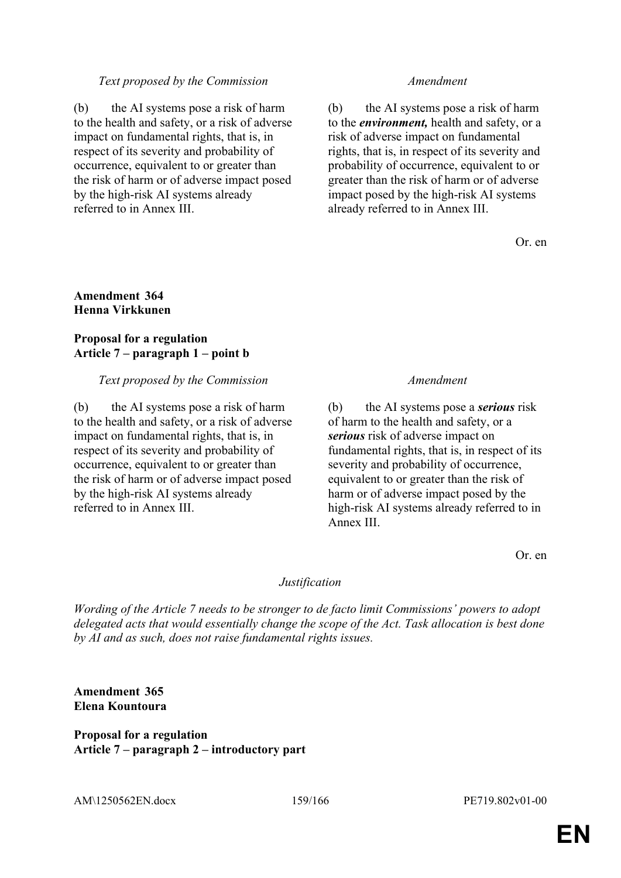| *Text proposed by the Commission* | *Amendment* |
|---|---|
| (b) the AI systems pose a risk of harm to the health and safety, or a risk of adverse impact on fundamental rights, that is, in respect of its severity and probability of occurrence, equivalent to or greater than the risk of harm or of adverse impact posed by the high-risk AI systems already referred to in Annex III. | (b) the AI systems pose a risk of harm to the ***environment,*** health and safety, or a risk of adverse impact on fundamental rights, that is, in respect of its severity and probability of occurrence, equivalent to or greater than the risk of harm or of adverse impact posed by the high-risk AI systems already referred to in Annex III. |

Or. en

**Amendment 364**
**Henna Virkkunen**

**Proposal for a regulation**
**Article 7 – paragraph 1 – point b**

| *Text proposed by the Commission* | *Amendment* |
|---|---|
| (b) the AI systems pose a risk of harm to the health and safety, or a risk of adverse impact on fundamental rights, that is, in respect of its severity and probability of occurrence, equivalent to or greater than the risk of harm or of adverse impact posed by the high-risk AI systems already referred to in Annex III. | (b) the AI systems pose a ***serious*** risk of harm to the health and safety, or a ***serious*** risk of adverse impact on fundamental rights, that is, in respect of its severity and probability of occurrence, equivalent to or greater than the risk of harm or of adverse impact posed by the high-risk AI systems already referred to in Annex III. |

Or. en

*Justification*

*Wording of the Article 7 needs to be stronger to de facto limit Commissions' powers to adopt delegated acts that would essentially change the scope of the Act. Task allocation is best done by AI and as such, does not raise fundamental rights issues.*

**Amendment 365**
**Elena Kountoura**

**Proposal for a regulation**
**Article 7 – paragraph 2 – introductory part**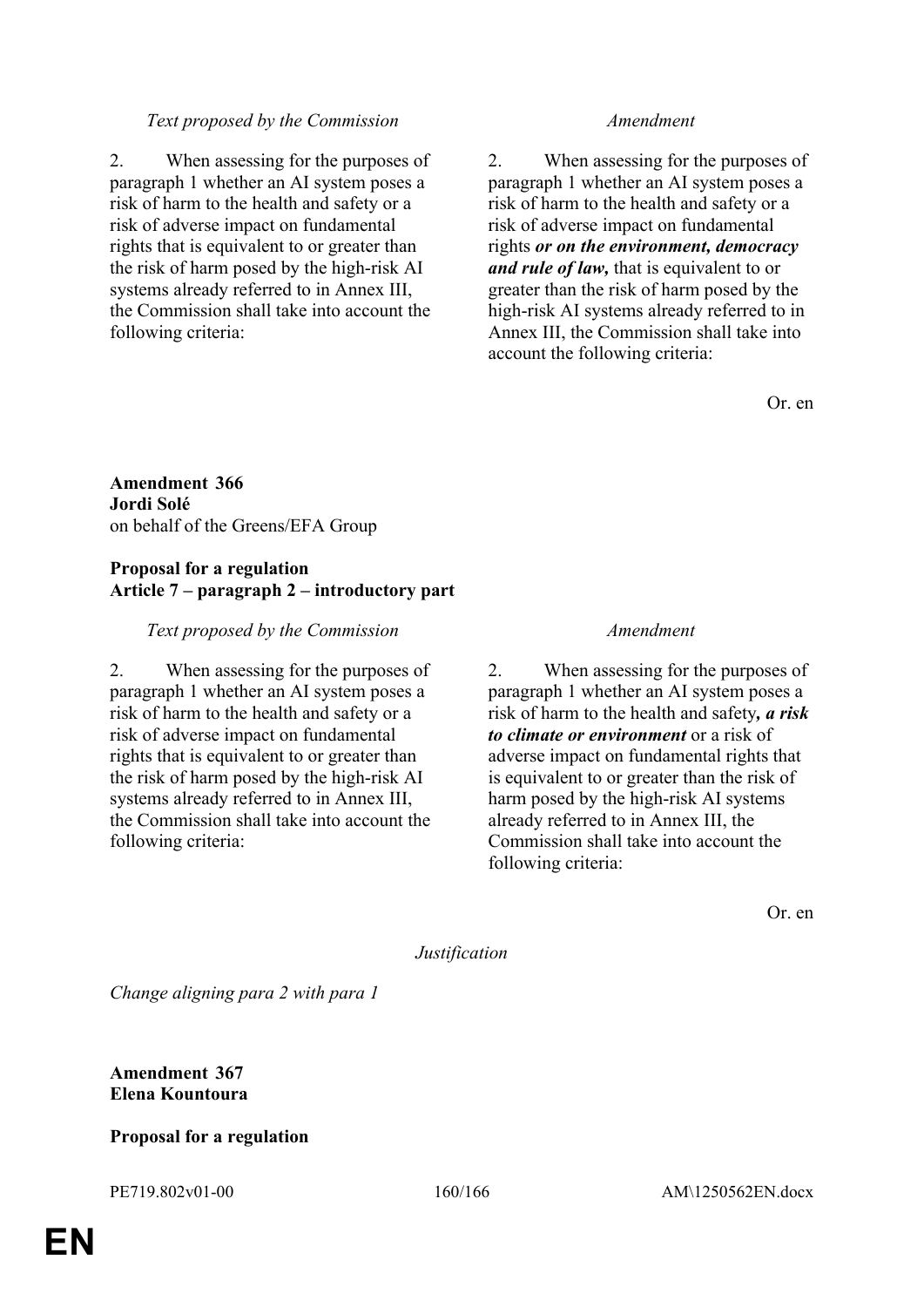| *Text proposed by the Commission* | *Amendment* |
|---|---|
| 2. When assessing for the purposes of paragraph 1 whether an AI system poses a risk of harm to the health and safety or a risk of adverse impact on fundamental rights that is equivalent to or greater than the risk of harm posed by the high-risk AI systems already referred to in Annex III, the Commission shall take into account the following criteria: | 2. When assessing for the purposes of paragraph 1 whether an AI system poses a risk of harm to the health and safety or a risk of adverse impact on fundamental rights ***or on the environment, democracy and rule of law,*** that is equivalent to or greater than the risk of harm posed by the high-risk AI systems already referred to in Annex III, the Commission shall take into account the following criteria: |

Or. en

**Amendment 366**
**Jordi Solé**
on behalf of the Greens/EFA Group

**Proposal for a regulation**
**Article 7 – paragraph 2 – introductory part**

| *Text proposed by the Commission* | *Amendment* |
|---|---|
| 2. When assessing for the purposes of paragraph 1 whether an AI system poses a risk of harm to the health and safety or a risk of adverse impact on fundamental rights that is equivalent to or greater than the risk of harm posed by the high-risk AI systems already referred to in Annex III, the Commission shall take into account the following criteria: | 2. When assessing for the purposes of paragraph 1 whether an AI system poses a risk of harm to the health and safety***, a risk to climate or environment*** or a risk of adverse impact on fundamental rights that is equivalent to or greater than the risk of harm posed by the high-risk AI systems already referred to in Annex III, the Commission shall take into account the following criteria: |

Or. en

*Justification*

*Change aligning para 2 with para 1*

**Amendment 367**
**Elena Kountoura**

**Proposal for a regulation**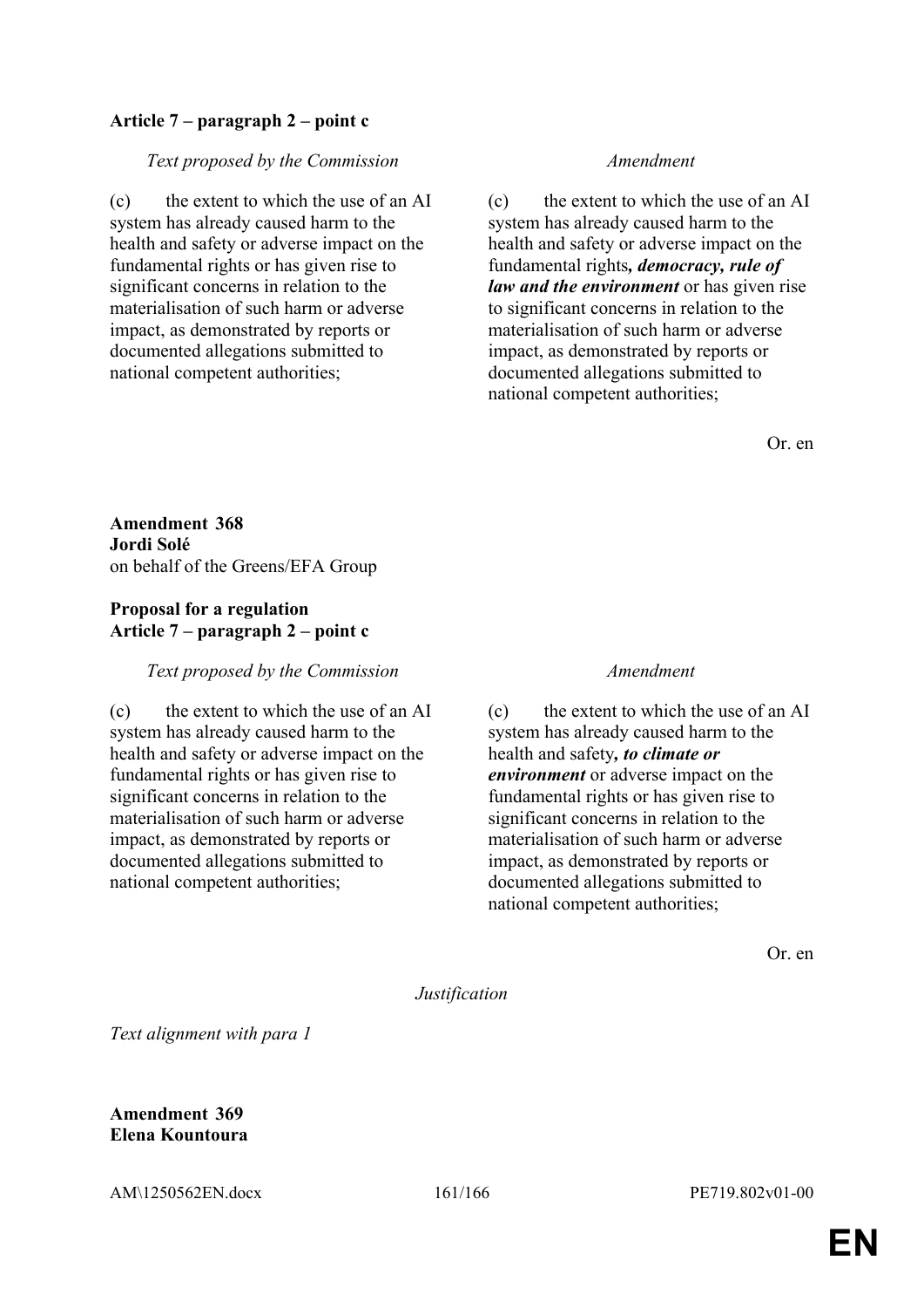**Article 7 – paragraph 2 – point c**

| *Text proposed by the Commission* | *Amendment* |
|---|---|
| (c) the extent to which the use of an AI system has already caused harm to the health and safety or adverse impact on the fundamental rights or has given rise to significant concerns in relation to the materialisation of such harm or adverse impact, as demonstrated by reports or documented allegations submitted to national competent authorities; | (c) the extent to which the use of an AI system has already caused harm to the health and safety or adverse impact on the fundamental rights***, democracy, rule of law and the environment*** or has given rise to significant concerns in relation to the materialisation of such harm or adverse impact, as demonstrated by reports or documented allegations submitted to national competent authorities; |

Or. en

**Amendment 368**
**Jordi Solé**
on behalf of the Greens/EFA Group

**Proposal for a regulation**
**Article 7 – paragraph 2 – point c**

| *Text proposed by the Commission* | *Amendment* |
|---|---|
| (c) the extent to which the use of an AI system has already caused harm to the health and safety or adverse impact on the fundamental rights or has given rise to significant concerns in relation to the materialisation of such harm or adverse impact, as demonstrated by reports or documented allegations submitted to national competent authorities; | (c) the extent to which the use of an AI system has already caused harm to the health and safety***, to climate or environment*** or adverse impact on the fundamental rights or has given rise to significant concerns in relation to the materialisation of such harm or adverse impact, as demonstrated by reports or documented allegations submitted to national competent authorities; |

Or. en

*Justification*

*Text alignment with para 1*

**Amendment 369**
**Elena Kountoura**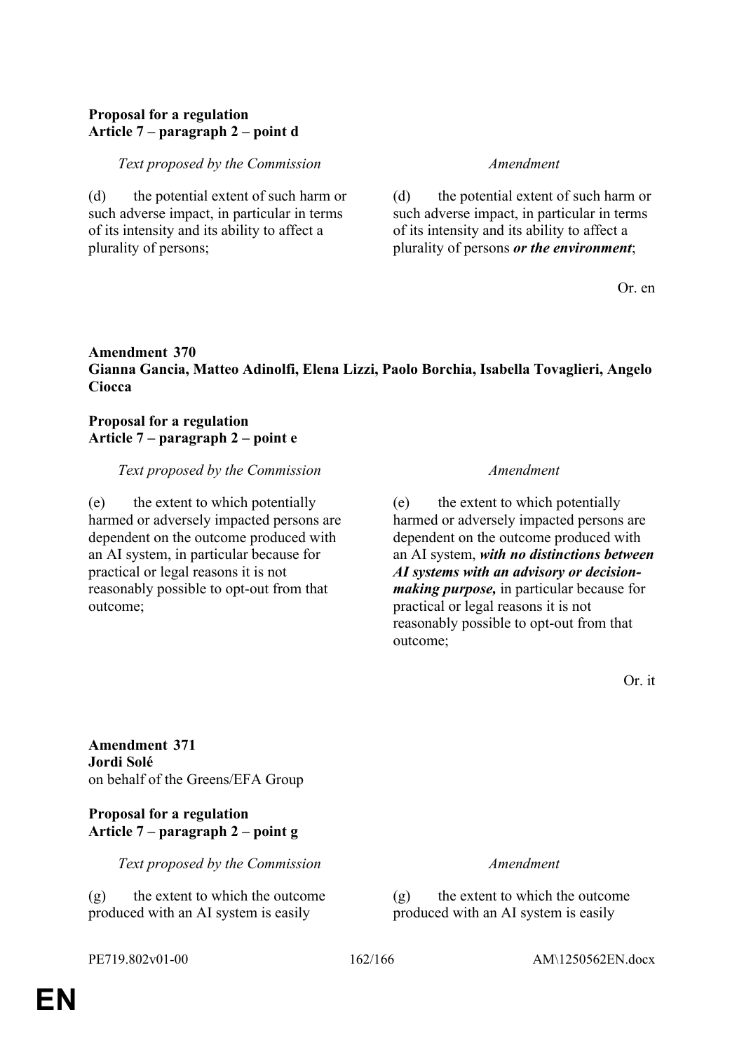**Proposal for a regulation**
**Article 7 – paragraph 2 – point d**

| *Text proposed by the Commission* | *Amendment* |
|---|---|
| (d) the potential extent of such harm or such adverse impact, in particular in terms of its intensity and its ability to affect a plurality of persons; | (d) the potential extent of such harm or such adverse impact, in particular in terms of its intensity and its ability to affect a plurality of persons ***or the environment***; |

Or. en

**Amendment 370**
**Gianna Gancia, Matteo Adinolfi, Elena Lizzi, Paolo Borchia, Isabella Tovaglieri, Angelo Ciocca**

**Proposal for a regulation**
**Article 7 – paragraph 2 – point e**

| *Text proposed by the Commission* | *Amendment* |
|---|---|
| (e) the extent to which potentially harmed or adversely impacted persons are dependent on the outcome produced with an AI system, in particular because for practical or legal reasons it is not reasonably possible to opt-out from that outcome; | (e) the extent to which potentially harmed or adversely impacted persons are dependent on the outcome produced with an AI system, ***with no distinctions between AI systems with an advisory or decision-making purpose,*** in particular because for practical or legal reasons it is not reasonably possible to opt-out from that outcome; |

Or. it

**Amendment 371**
**Jordi Solé**
on behalf of the Greens/EFA Group

**Proposal for a regulation**
**Article 7 – paragraph 2 – point g**

| *Text proposed by the Commission* | *Amendment* |
|---|---|
| (g) the extent to which the outcome produced with an AI system is easily | (g) the extent to which the outcome produced with an AI system is easily |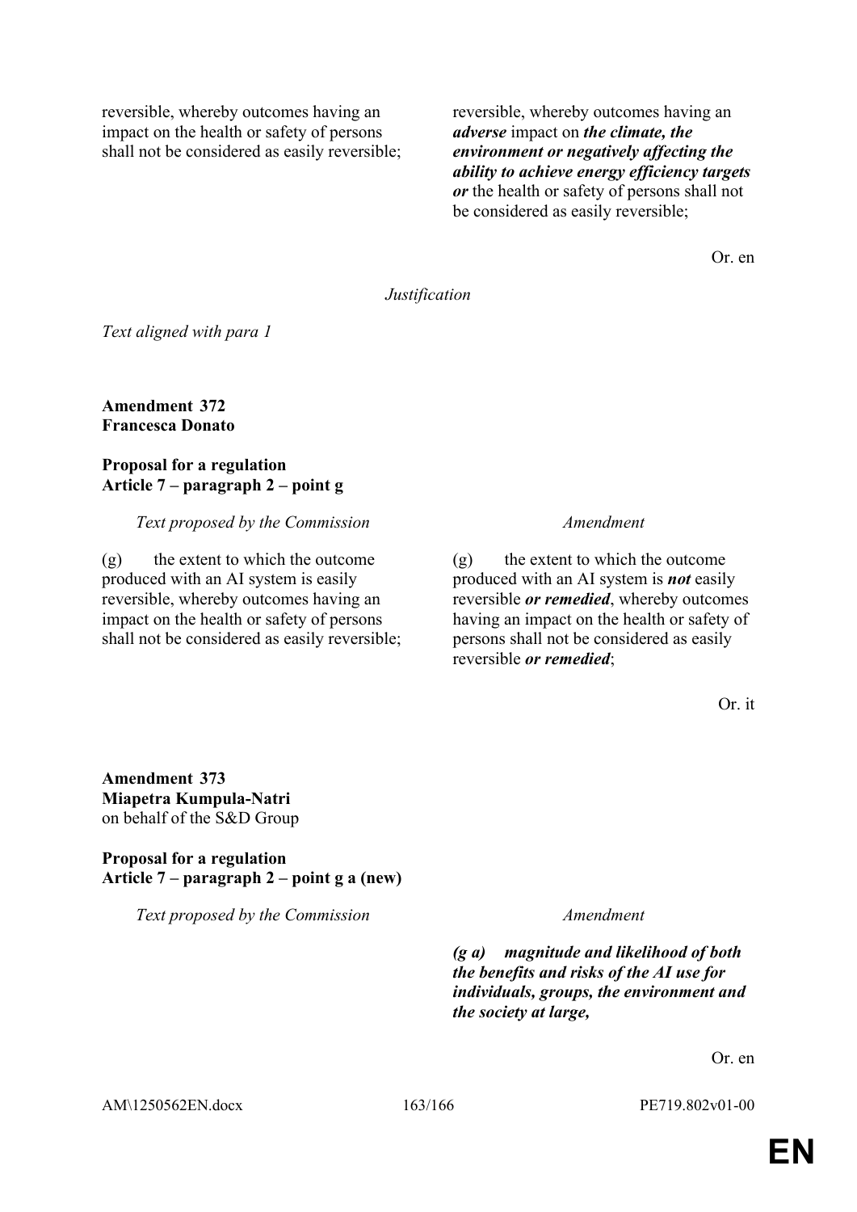| | |
|---|---|
| reversible, whereby outcomes having an impact on the health or safety of persons shall not be considered as easily reversible; | reversible, whereby outcomes having an ***adverse*** impact on ***the climate, the environment or negatively affecting the ability to achieve energy efficiency targets or*** the health or safety of persons shall not be considered as easily reversible; |

Or. en

*Justification*

*Text aligned with para 1*

**Amendment 372**
**Francesca Donato**

**Proposal for a regulation**
**Article 7 – paragraph 2 – point g**

| *Text proposed by the Commission* | *Amendment* |
|---|---|
| (g) the extent to which the outcome produced with an AI system is easily reversible, whereby outcomes having an impact on the health or safety of persons shall not be considered as easily reversible; | (g) the extent to which the outcome produced with an AI system is ***not*** easily reversible ***or remedied***, whereby outcomes having an impact on the health or safety of persons shall not be considered as easily reversible ***or remedied***; |

Or. it

**Amendment 373**
**Miapetra Kumpula-Natri**
on behalf of the S&D Group

**Proposal for a regulation**
**Article 7 – paragraph 2 – point g a (new)**

| *Text proposed by the Commission* | *Amendment* |
|---|---|
| | ***(g a) magnitude and likelihood of both the benefits and risks of the AI use for individuals, groups, the environment and the society at large,*** |

Or. en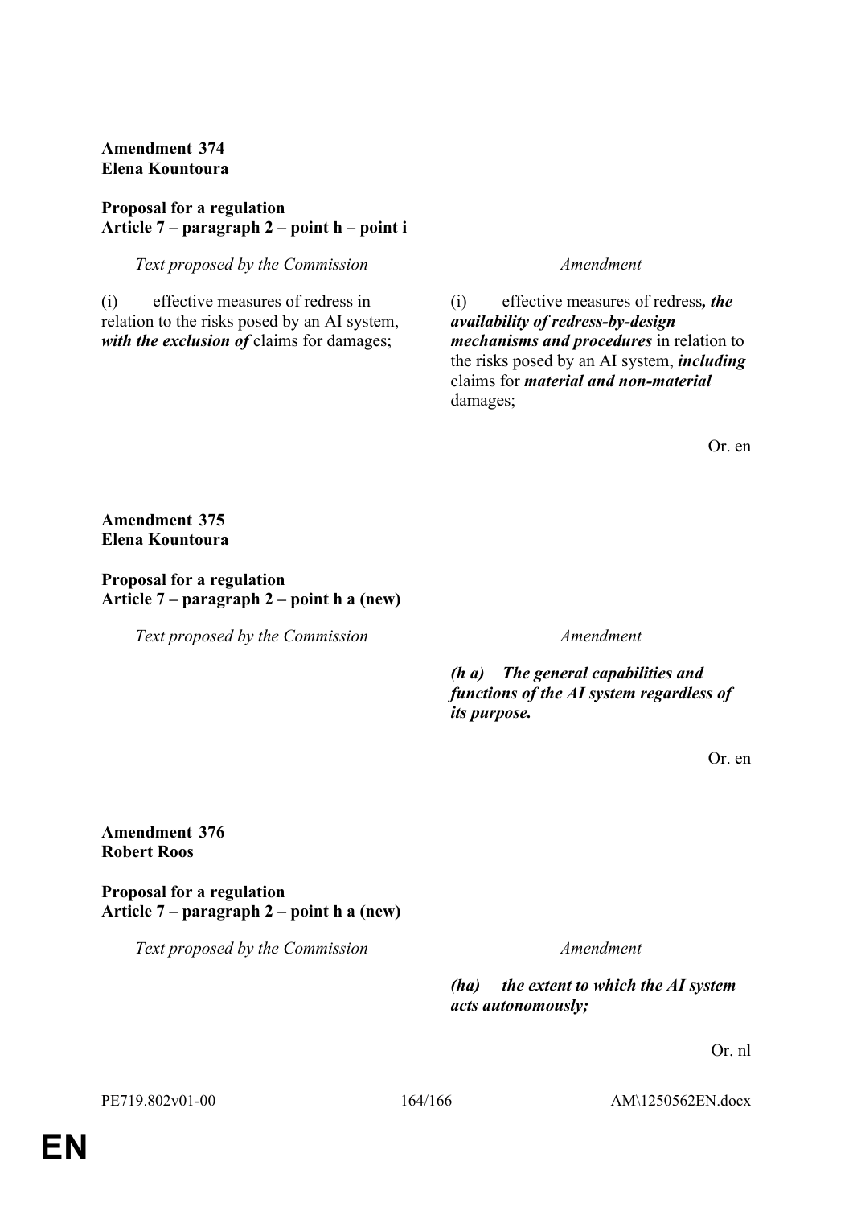**Amendment 374**
**Elena Kountoura**

**Proposal for a regulation**
**Article 7 – paragraph 2 – point h – point i**

| *Text proposed by the Commission* | *Amendment* |
| --- | --- |
| (i) effective measures of redress in relation to the risks posed by an AI system, ***with the exclusion of*** claims for damages; | (i) effective measures of redress***, the availability of redress-by-design mechanisms and procedures*** in relation to the risks posed by an AI system, ***including*** claims for ***material and non-material*** damages; |

Or. en

**Amendment 375**
**Elena Kountoura**

**Proposal for a regulation**
**Article 7 – paragraph 2 – point h a (new)**

| *Text proposed by the Commission* | *Amendment* |
| --- | --- |
| | ***(h a) The general capabilities and functions of the AI system regardless of its purpose.*** |

Or. en

**Amendment 376**
**Robert Roos**

**Proposal for a regulation**
**Article 7 – paragraph 2 – point h a (new)**

| *Text proposed by the Commission* | *Amendment* |
| --- | --- |
| | ***(ha) the extent to which the AI system acts autonomously;*** |

Or. nl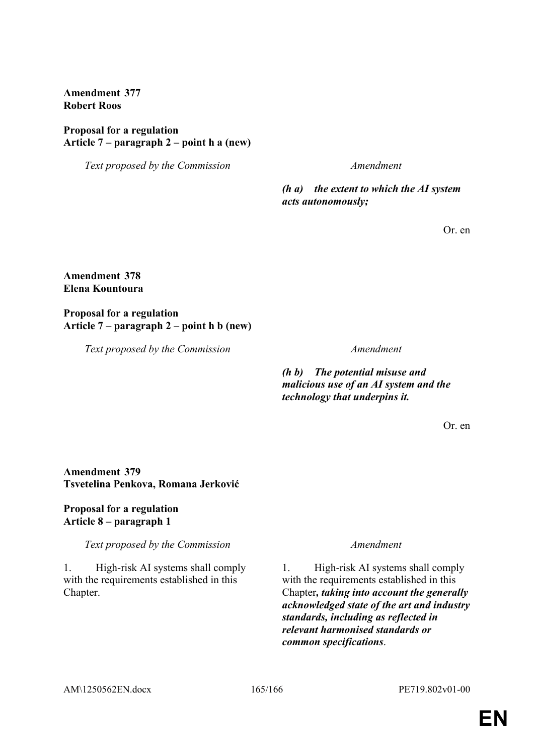**Amendment 377**
**Robert Roos**

**Proposal for a regulation**
**Article 7 – paragraph 2 – point h a (new)**

| *Text proposed by the Commission* | *Amendment* |
|---|---|
| | ***(h a) the extent to which the AI system acts autonomously;*** |

Or. en

**Amendment 378**
**Elena Kountoura**

**Proposal for a regulation**
**Article 7 – paragraph 2 – point h b (new)**

| *Text proposed by the Commission* | *Amendment* |
|---|---|
| | ***(h b) The potential misuse and malicious use of an AI system and the technology that underpins it.*** |

Or. en

**Amendment 379**
**Tsvetelina Penkova, Romana Jerković**

**Proposal for a regulation**
**Article 8 – paragraph 1**

| *Text proposed by the Commission* | *Amendment* |
|---|---|
| 1. High-risk AI systems shall comply with the requirements established in this Chapter. | 1. High-risk AI systems shall comply with the requirements established in this Chapter***, taking into account the generally acknowledged state of the art and industry standards, including as reflected in relevant harmonised standards or common specifications***. |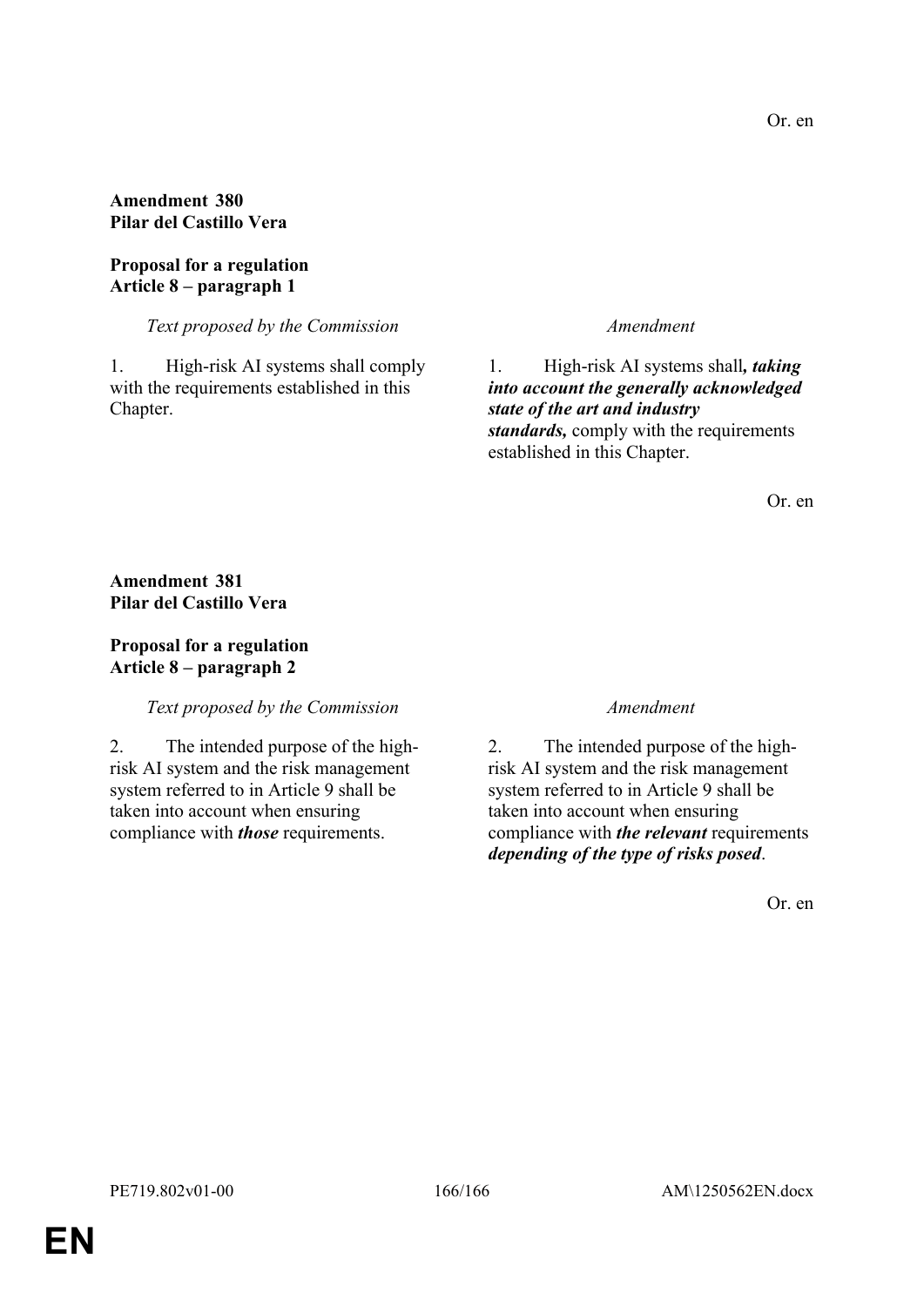Or. en

**Amendment 380**
**Pilar del Castillo Vera**

**Proposal for a regulation**
**Article 8 – paragraph 1**

| *Text proposed by the Commission* | *Amendment* |
|---|---|
| 1. High-risk AI systems shall comply with the requirements established in this Chapter. | 1. High-risk AI systems shall***, taking into account the generally acknowledged state of the art and industry standards,*** comply with the requirements established in this Chapter. |

Or. en

**Amendment 381**
**Pilar del Castillo Vera**

**Proposal for a regulation**
**Article 8 – paragraph 2**

| *Text proposed by the Commission* | *Amendment* |
|---|---|
| 2. The intended purpose of the high-risk AI system and the risk management system referred to in Article 9 shall be taken into account when ensuring compliance with ***those*** requirements. | 2. The intended purpose of the high-risk AI system and the risk management system referred to in Article 9 shall be taken into account when ensuring compliance with ***the relevant*** requirements ***depending of the type of risks posed***. |

Or. en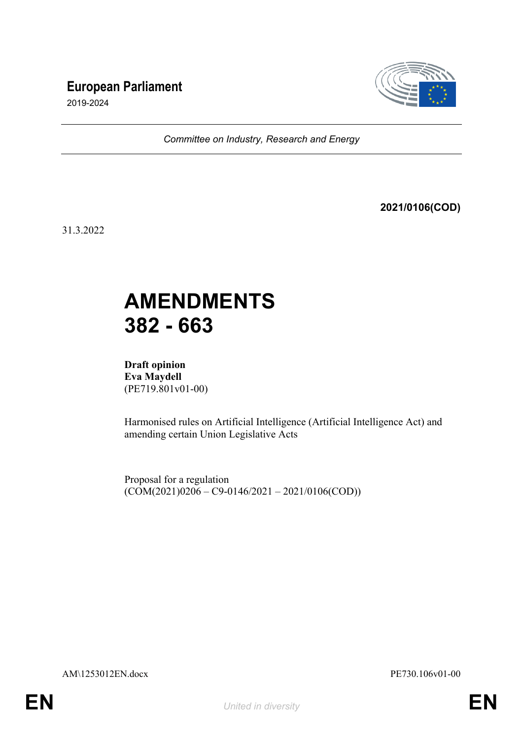# European Parliament

2019-2024

*Committee on Industry, Research and Energy*

**2021/0106(COD)**

31.3.2022

# AMENDMENTS 382 - 663

**Draft opinion**
**Eva Maydell**
(PE719.801v01-00)

Harmonised rules on Artificial Intelligence (Artificial Intelligence Act) and amending certain Union Legislative Acts

Proposal for a regulation
(COM(2021)0206 – C9-0146/2021 – 2021/0106(COD))

AM\1253012EN.docx PE730.106v01-00

EN *United in diversity* EN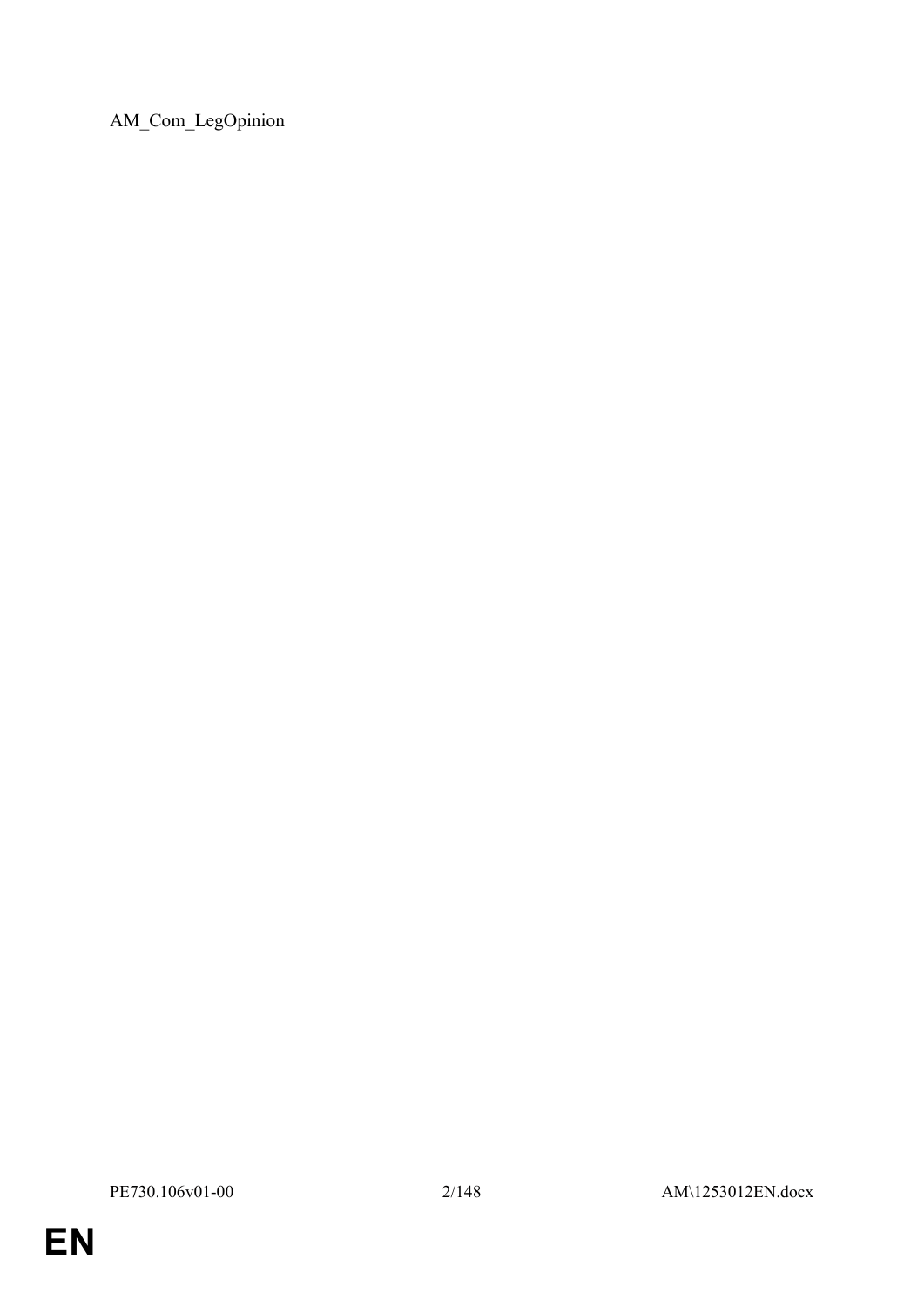AM_Com_LegOpinion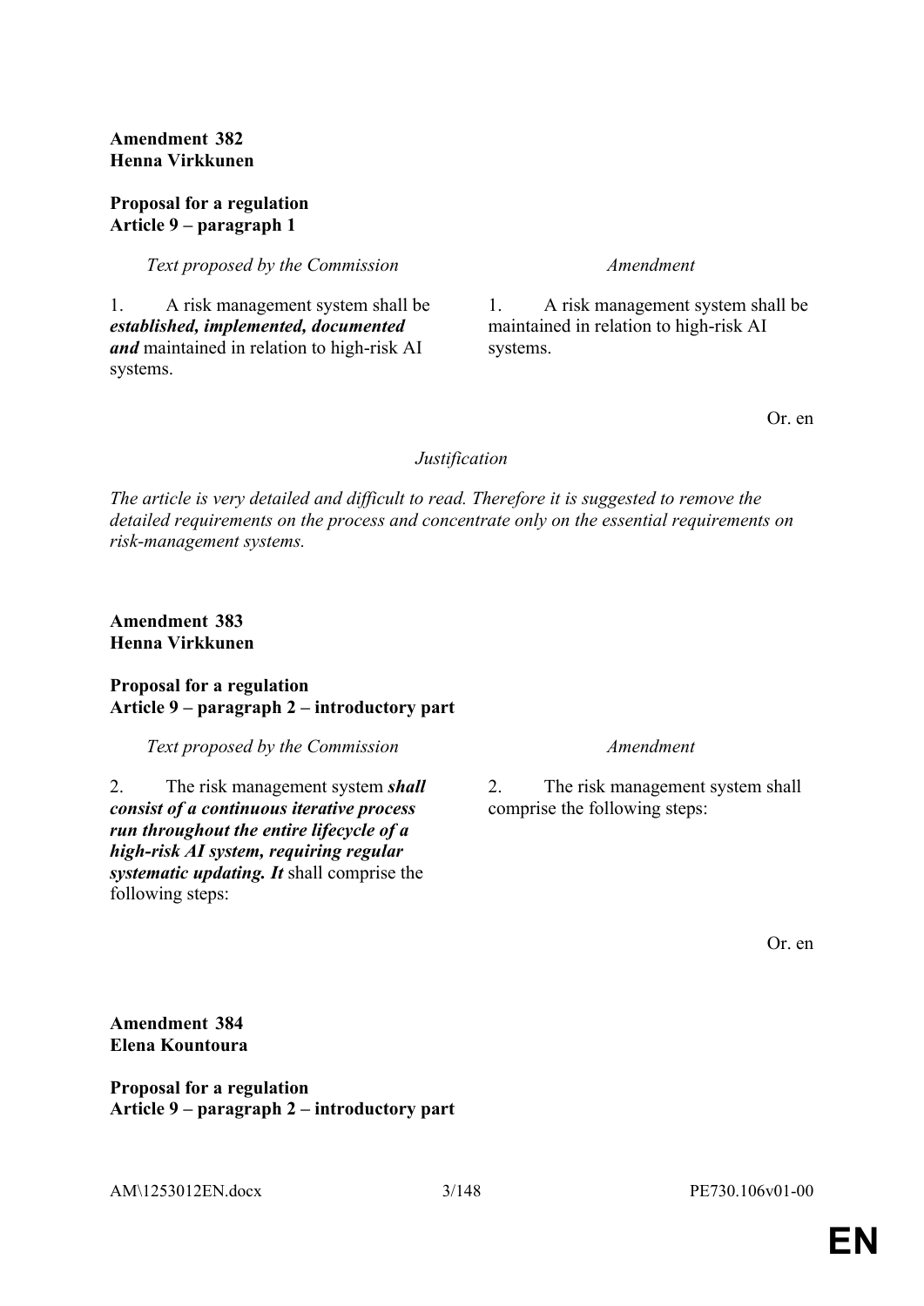**Amendment 382**
**Henna Virkkunen**

**Proposal for a regulation**
**Article 9 – paragraph 1**

| *Text proposed by the Commission* | *Amendment* |
|---|---|
| 1. A risk management system shall be ***established, implemented, documented and*** maintained in relation to high-risk AI systems. | 1. A risk management system shall be maintained in relation to high-risk AI systems. |

Or. en

*Justification*

*The article is very detailed and difficult to read. Therefore it is suggested to remove the detailed requirements on the process and concentrate only on the essential requirements on risk-management systems.*

**Amendment 383**
**Henna Virkkunen**

**Proposal for a regulation**
**Article 9 – paragraph 2 – introductory part**

| *Text proposed by the Commission* | *Amendment* |
|---|---|
| 2. The risk management system ***shall consist of a continuous iterative process run throughout the entire lifecycle of a high-risk AI system, requiring regular systematic updating. It*** shall comprise the following steps: | 2. The risk management system shall comprise the following steps: |

Or. en

**Amendment 384**
**Elena Kountoura**

**Proposal for a regulation**
**Article 9 – paragraph 2 – introductory part**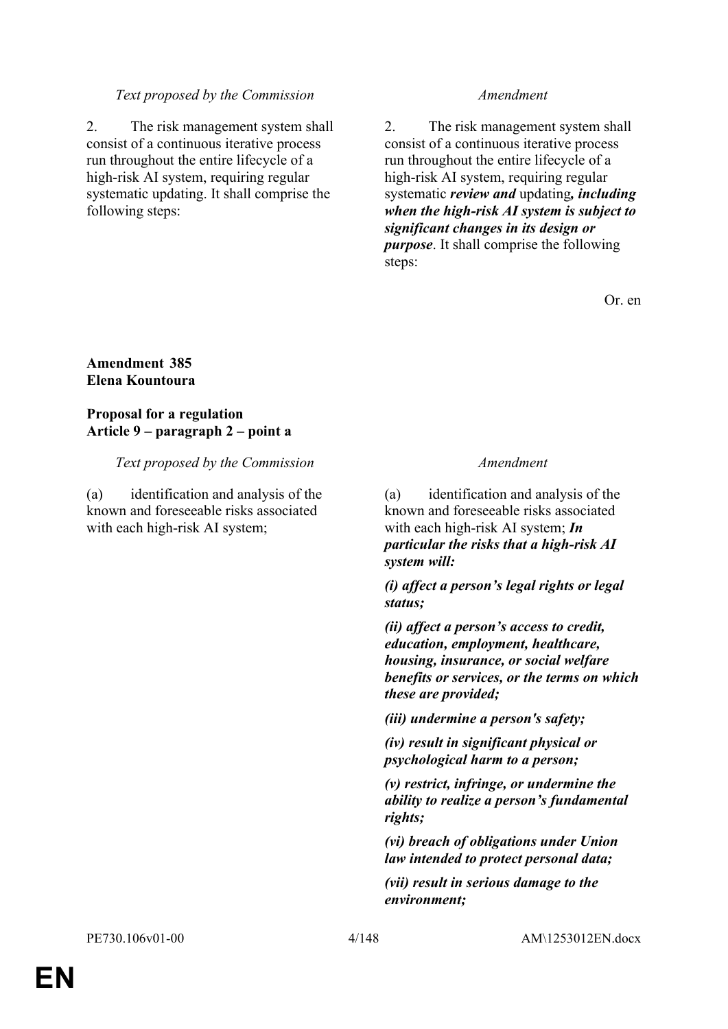| Text proposed by the Commission | Amendment |
|---|---|
| 2. The risk management system shall consist of a continuous iterative process run throughout the entire lifecycle of a high-risk AI system, requiring regular systematic updating. It shall comprise the following steps: | 2. The risk management system shall consist of a continuous iterative process run throughout the entire lifecycle of a high-risk AI system, requiring regular systematic ***review and*** updating***, including when the high-risk AI system is subject to significant changes in its design or purpose***. It shall comprise the following steps: |

Or. en

**Amendment 385**
**Elena Kountoura**

**Proposal for a regulation**
**Article 9 – paragraph 2 – point a**

| Text proposed by the Commission | Amendment |
|---|---|
| (a) identification and analysis of the known and foreseeable risks associated with each high-risk AI system; | (a) identification and analysis of the known and foreseeable risks associated with each high-risk AI system; ***In particular the risks that a high-risk AI system will:***<br><br>***(i) affect a person's legal rights or legal status;***<br><br>***(ii) affect a person's access to credit, education, employment, healthcare, housing, insurance, or social welfare benefits or services, or the terms on which these are provided;***<br><br>***(iii) undermine a person's safety;***<br><br>***(iv) result in significant physical or psychological harm to a person;***<br><br>***(v) restrict, infringe, or undermine the ability to realize a person's fundamental rights;***<br><br>***(vi) breach of obligations under Union law intended to protect personal data;***<br><br>***(vii) result in serious damage to the environment;*** |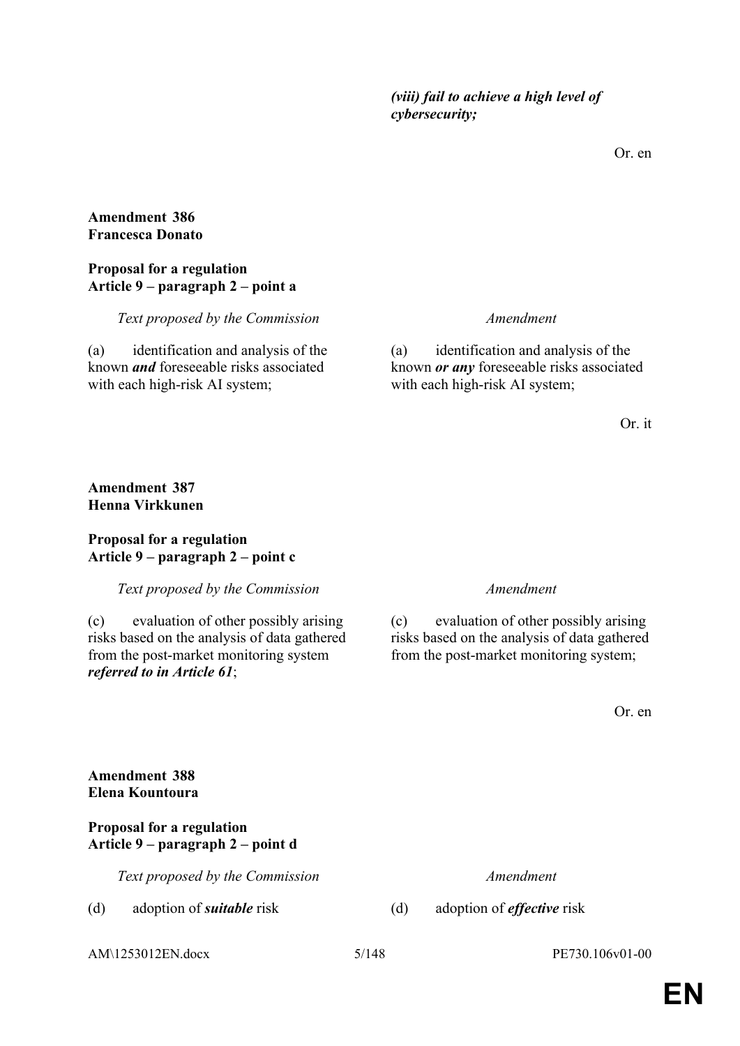*(viii) fail to achieve a high level of cybersecurity;*

Or. en

**Amendment 386**
**Francesca Donato**

**Proposal for a regulation**
**Article 9 – paragraph 2 – point a**

| *Text proposed by the Commission* | *Amendment* |
|---|---|
| (a) identification and analysis of the known ***and*** foreseeable risks associated with each high-risk AI system; | (a) identification and analysis of the known ***or any*** foreseeable risks associated with each high-risk AI system; |

Or. it

**Amendment 387**
**Henna Virkkunen**

**Proposal for a regulation**
**Article 9 – paragraph 2 – point c**

| *Text proposed by the Commission* | *Amendment* |
|---|---|
| (c) evaluation of other possibly arising risks based on the analysis of data gathered from the post-market monitoring system ***referred to in Article 61***; | (c) evaluation of other possibly arising risks based on the analysis of data gathered from the post-market monitoring system; |

Or. en

**Amendment 388**
**Elena Kountoura**

**Proposal for a regulation**
**Article 9 – paragraph 2 – point d**

| *Text proposed by the Commission* | *Amendment* |
|---|---|
| (d) adoption of ***suitable*** risk | (d) adoption of ***effective*** risk |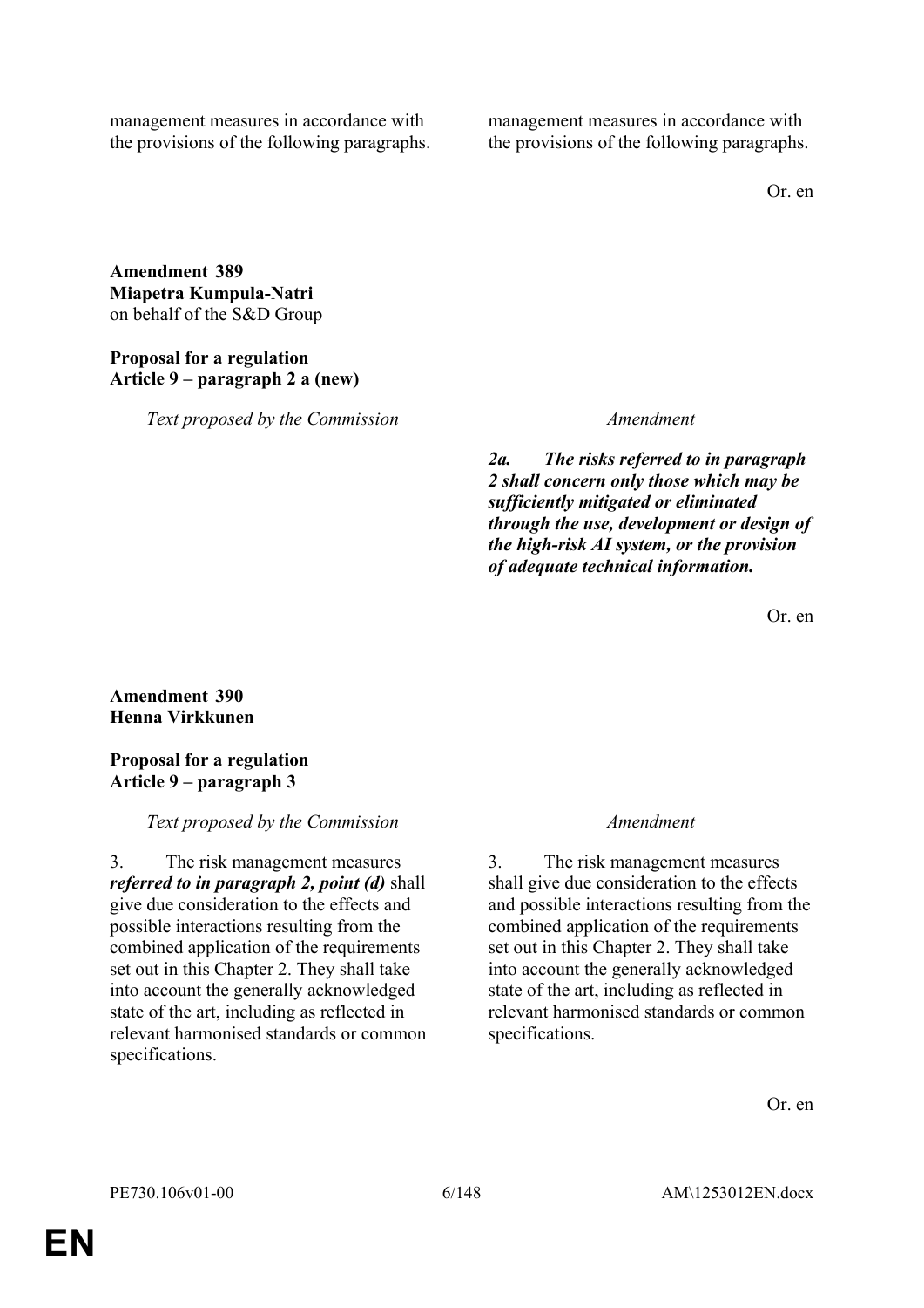| | |
|---|---|
| management measures in accordance with the provisions of the following paragraphs. | management measures in accordance with the provisions of the following paragraphs. |

Or. en

**Amendment 389**
**Miapetra Kumpula-Natri**
on behalf of the S&D Group

**Proposal for a regulation**
**Article 9 – paragraph 2 a (new)**

| *Text proposed by the Commission* | *Amendment* |
|---|---|
| | ***2a. The risks referred to in paragraph 2 shall concern only those which may be sufficiently mitigated or eliminated through the use, development or design of the high-risk AI system, or the provision of adequate technical information.*** |

Or. en

**Amendment 390**
**Henna Virkkunen**

**Proposal for a regulation**
**Article 9 – paragraph 3**

| *Text proposed by the Commission* | *Amendment* |
|---|---|
| 3. The risk management measures ***referred to in paragraph 2, point (d)*** shall give due consideration to the effects and possible interactions resulting from the combined application of the requirements set out in this Chapter 2. They shall take into account the generally acknowledged state of the art, including as reflected in relevant harmonised standards or common specifications. | 3. The risk management measures shall give due consideration to the effects and possible interactions resulting from the combined application of the requirements set out in this Chapter 2. They shall take into account the generally acknowledged state of the art, including as reflected in relevant harmonised standards or common specifications. |

Or. en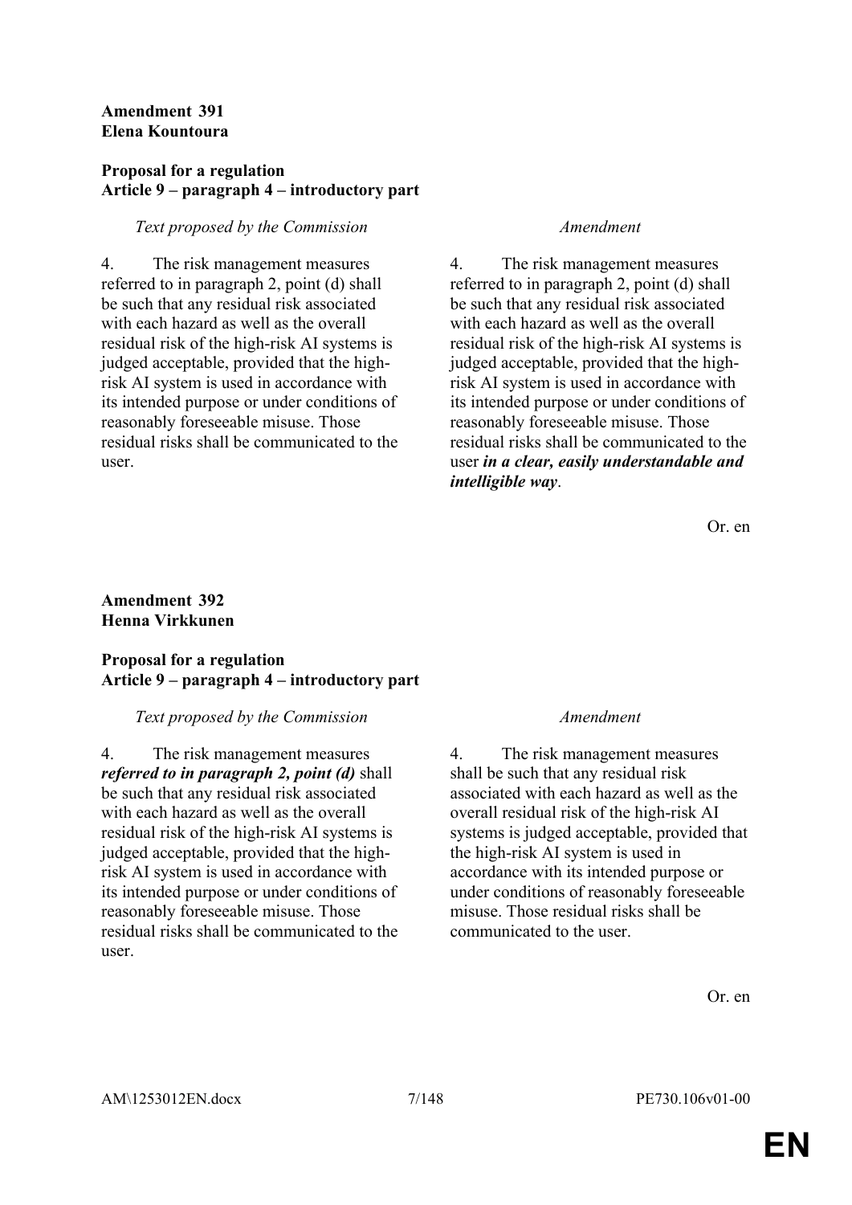**Amendment 391**
**Elena Kountoura**

**Proposal for a regulation**
**Article 9 – paragraph 4 – introductory part**

| *Text proposed by the Commission* | *Amendment* |
|---|---|
| 4. The risk management measures referred to in paragraph 2, point (d) shall be such that any residual risk associated with each hazard as well as the overall residual risk of the high-risk AI systems is judged acceptable, provided that the high-risk AI system is used in accordance with its intended purpose or under conditions of reasonably foreseeable misuse. Those residual risks shall be communicated to the user. | 4. The risk management measures referred to in paragraph 2, point (d) shall be such that any residual risk associated with each hazard as well as the overall residual risk of the high-risk AI systems is judged acceptable, provided that the high-risk AI system is used in accordance with its intended purpose or under conditions of reasonably foreseeable misuse. Those residual risks shall be communicated to the user ***in a clear, easily understandable and intelligible way***. |

Or. en

**Amendment 392**
**Henna Virkkunen**

**Proposal for a regulation**
**Article 9 – paragraph 4 – introductory part**

| *Text proposed by the Commission* | *Amendment* |
|---|---|
| 4. The risk management measures ***referred to in paragraph 2, point (d)*** shall be such that any residual risk associated with each hazard as well as the overall residual risk of the high-risk AI systems is judged acceptable, provided that the high-risk AI system is used in accordance with its intended purpose or under conditions of reasonably foreseeable misuse. Those residual risks shall be communicated to the user. | 4. The risk management measures shall be such that any residual risk associated with each hazard as well as the overall residual risk of the high-risk AI systems is judged acceptable, provided that the high-risk AI system is used in accordance with its intended purpose or under conditions of reasonably foreseeable misuse. Those residual risks shall be communicated to the user. |

Or. en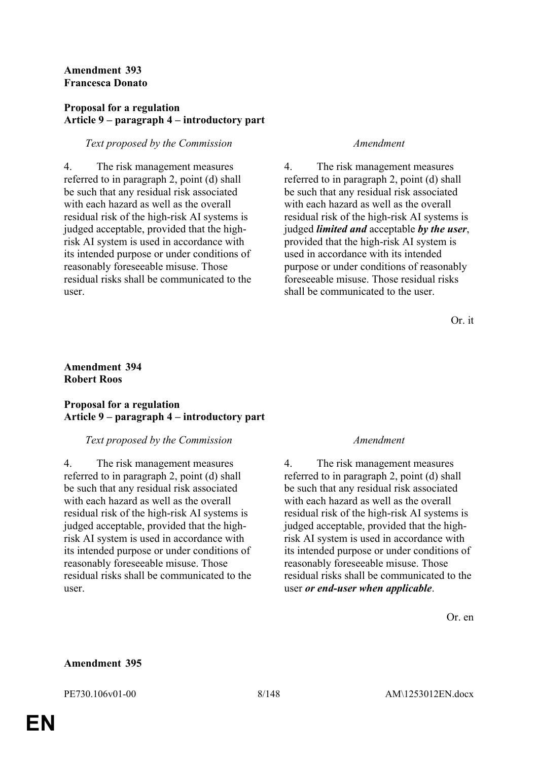**Amendment 393**
**Francesca Donato**

**Proposal for a regulation**
**Article 9 – paragraph 4 – introductory part**

| *Text proposed by the Commission* | *Amendment* |
|---|---|
| 4. The risk management measures referred to in paragraph 2, point (d) shall be such that any residual risk associated with each hazard as well as the overall residual risk of the high-risk AI systems is judged acceptable, provided that the high-risk AI system is used in accordance with its intended purpose or under conditions of reasonably foreseeable misuse. Those residual risks shall be communicated to the user. | 4. The risk management measures referred to in paragraph 2, point (d) shall be such that any residual risk associated with each hazard as well as the overall residual risk of the high-risk AI systems is judged ***limited and*** acceptable ***by the user***, provided that the high-risk AI system is used in accordance with its intended purpose or under conditions of reasonably foreseeable misuse. Those residual risks shall be communicated to the user. |

Or. it

**Amendment 394**
**Robert Roos**

**Proposal for a regulation**
**Article 9 – paragraph 4 – introductory part**

| *Text proposed by the Commission* | *Amendment* |
|---|---|
| 4. The risk management measures referred to in paragraph 2, point (d) shall be such that any residual risk associated with each hazard as well as the overall residual risk of the high-risk AI systems is judged acceptable, provided that the high-risk AI system is used in accordance with its intended purpose or under conditions of reasonably foreseeable misuse. Those residual risks shall be communicated to the user. | 4. The risk management measures referred to in paragraph 2, point (d) shall be such that any residual risk associated with each hazard as well as the overall residual risk of the high-risk AI systems is judged acceptable, provided that the high-risk AI system is used in accordance with its intended purpose or under conditions of reasonably foreseeable misuse. Those residual risks shall be communicated to the user ***or end-user when applicable***. |

Or. en

**Amendment 395**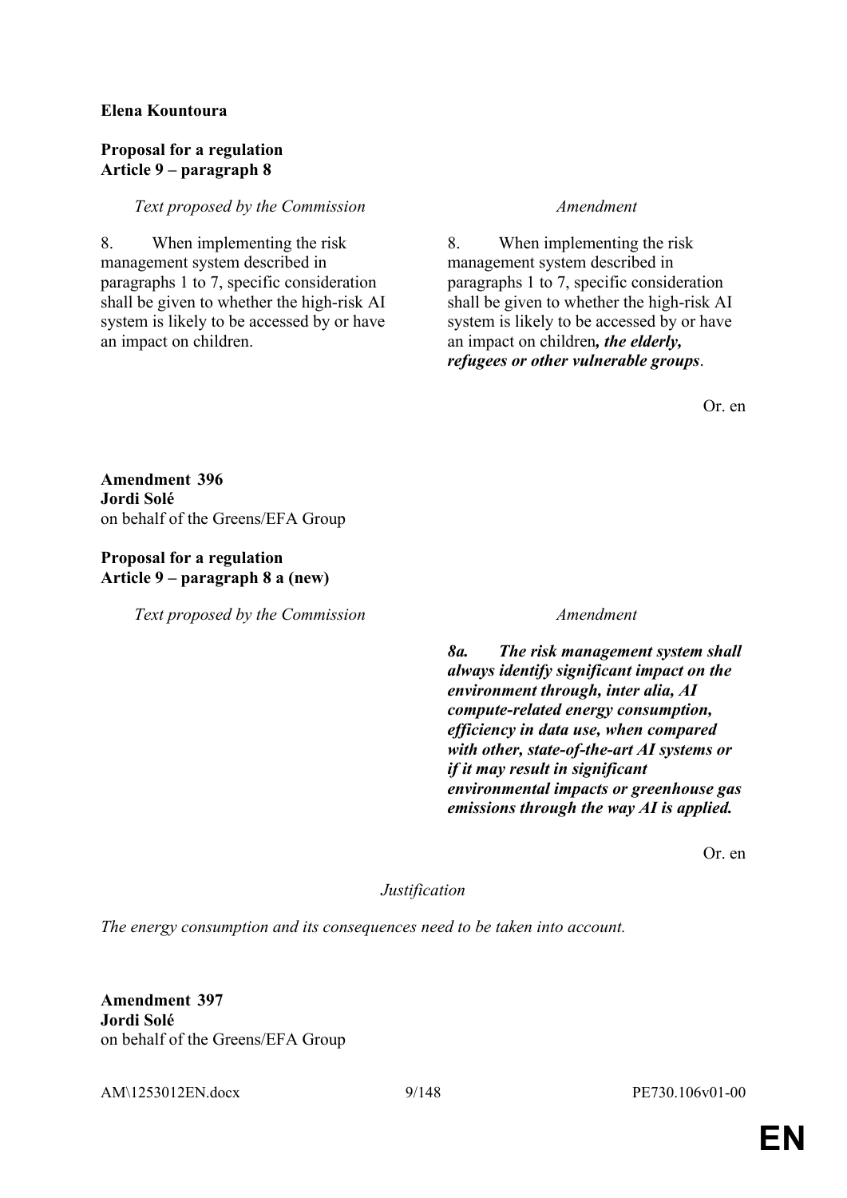**Elena Kountoura**

**Proposal for a regulation**
**Article 9 – paragraph 8**

| *Text proposed by the Commission* | *Amendment* |
|---|---|
| 8. When implementing the risk management system described in paragraphs 1 to 7, specific consideration shall be given to whether the high-risk AI system is likely to be accessed by or have an impact on children. | 8. When implementing the risk management system described in paragraphs 1 to 7, specific consideration shall be given to whether the high-risk AI system is likely to be accessed by or have an impact on children***, the elderly, refugees or other vulnerable groups***. |

Or. en

**Amendment 396**
**Jordi Solé**
on behalf of the Greens/EFA Group

**Proposal for a regulation**
**Article 9 – paragraph 8 a (new)**

| *Text proposed by the Commission* | *Amendment* |
|---|---|
| | ***8a. The risk management system shall always identify significant impact on the environment through, inter alia, AI compute-related energy consumption, efficiency in data use, when compared with other, state-of-the-art AI systems or if it may result in significant environmental impacts or greenhouse gas emissions through the way AI is applied.*** |

Or. en

*Justification*

*The energy consumption and its consequences need to be taken into account.*

**Amendment 397**
**Jordi Solé**
on behalf of the Greens/EFA Group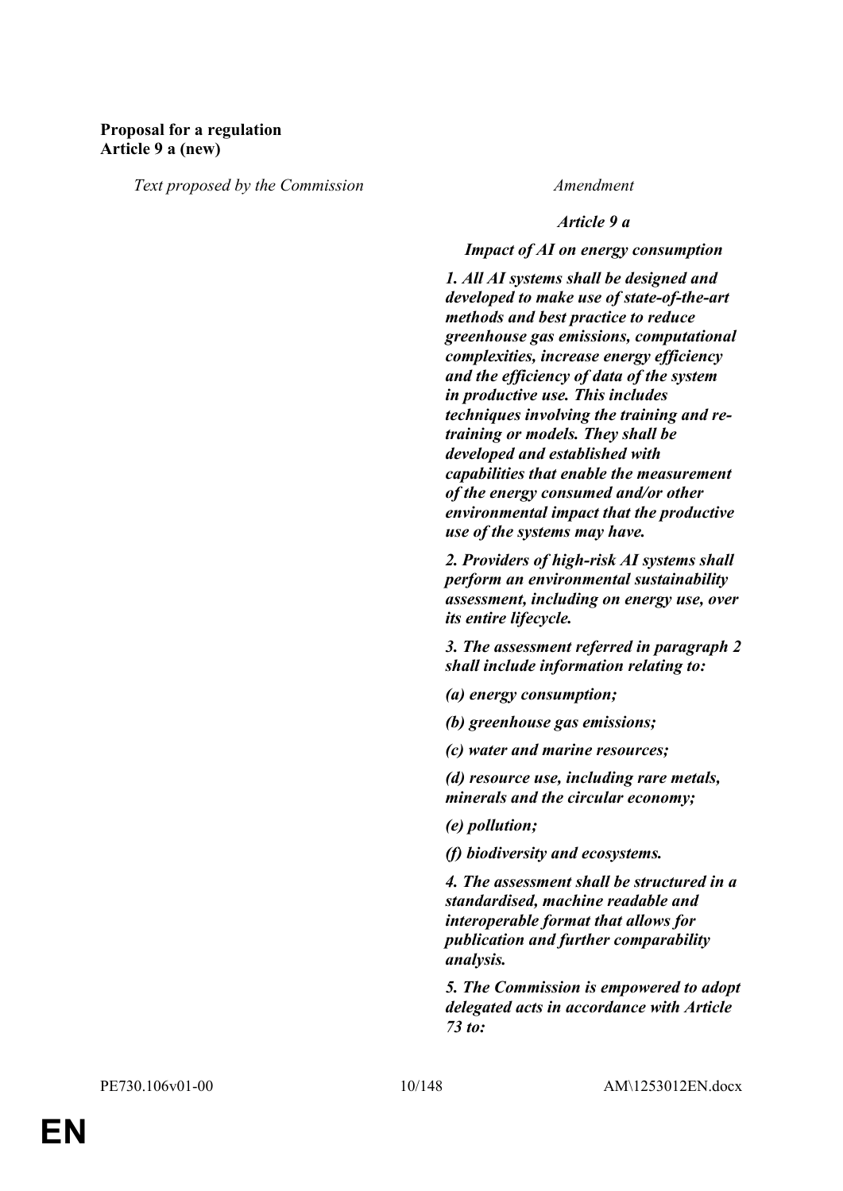**Proposal for a regulation**
**Article 9 a (new)**

| *Text proposed by the Commission* | *Amendment* |
|---|---|
| | ***Article 9 a*** |
| | ***Impact of AI on energy consumption*** |
| | ***1. All AI systems shall be designed and developed to make use of state-of-the-art methods and best practice to reduce greenhouse gas emissions, computational complexities, increase energy efficiency and the efficiency of data of the system in productive use. This includes techniques involving the training and re-training or models. They shall be developed and established with capabilities that enable the measurement of the energy consumed and/or other environmental impact that the productive use of the systems may have.*** |
| | ***2. Providers of high-risk AI systems shall perform an environmental sustainability assessment, including on energy use, over its entire lifecycle.*** |
| | ***3. The assessment referred in paragraph 2 shall include information relating to:*** |
| | ***(a) energy consumption;*** |
| | ***(b) greenhouse gas emissions;*** |
| | ***(c) water and marine resources;*** |
| | ***(d) resource use, including rare metals, minerals and the circular economy;*** |
| | ***(e) pollution;*** |
| | ***(f) biodiversity and ecosystems.*** |
| | ***4. The assessment shall be structured in a standardised, machine readable and interoperable format that allows for publication and further comparability analysis.*** |
| | ***5. The Commission is empowered to adopt delegated acts in accordance with Article 73 to:*** |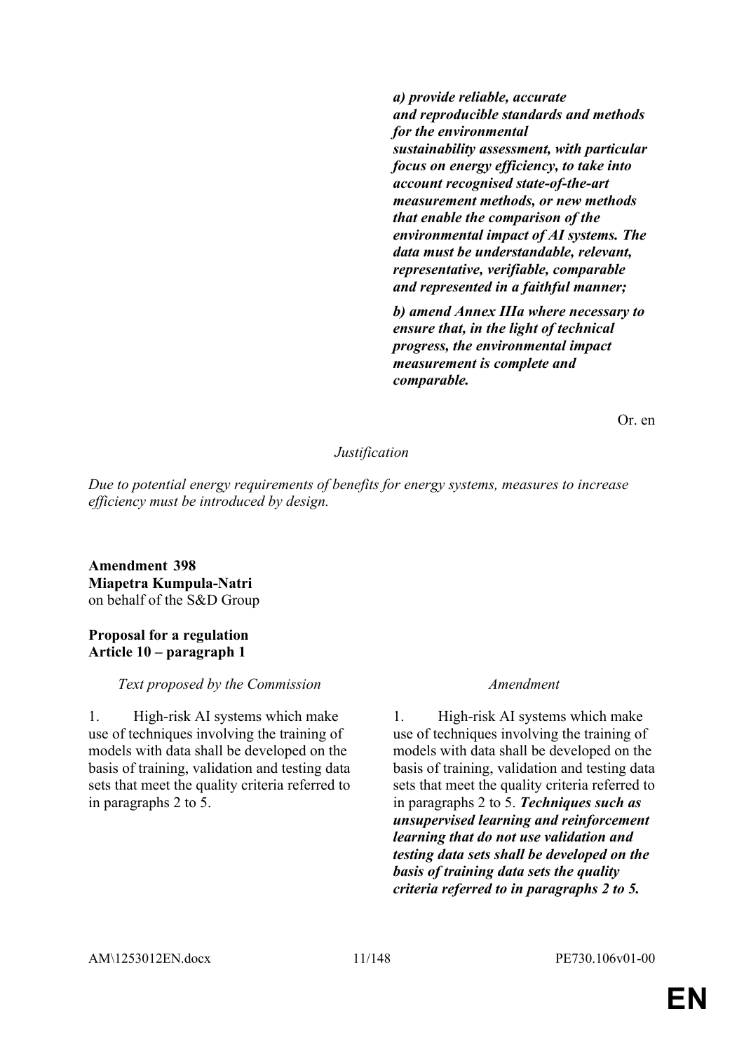| | |
|---|---|
| | ***a) provide reliable, accurate and reproducible standards and methods for the environmental sustainability assessment, with particular focus on energy efficiency, to take into account recognised state-of-the-art measurement methods, or new methods that enable the comparison of the environmental impact of AI systems. The data must be understandable, relevant, representative, verifiable, comparable and represented in a faithful manner;*** |
| | ***b) amend Annex IIIa where necessary to ensure that, in the light of technical progress, the environmental impact measurement is complete and comparable.*** |

Or. en

*Justification*

*Due to potential energy requirements of benefits for energy systems, measures to increase efficiency must be introduced by design.*

**Amendment 398**
**Miapetra Kumpula-Natri**
on behalf of the S&D Group

**Proposal for a regulation**
**Article 10 – paragraph 1**

| *Text proposed by the Commission* | *Amendment* |
|---|---|
| 1. High-risk AI systems which make use of techniques involving the training of models with data shall be developed on the basis of training, validation and testing data sets that meet the quality criteria referred to in paragraphs 2 to 5. | 1. High-risk AI systems which make use of techniques involving the training of models with data shall be developed on the basis of training, validation and testing data sets that meet the quality criteria referred to in paragraphs 2 to 5. ***Techniques such as unsupervised learning and reinforcement learning that do not use validation and testing data sets shall be developed on the basis of training data sets the quality criteria referred to in paragraphs 2 to 5.*** |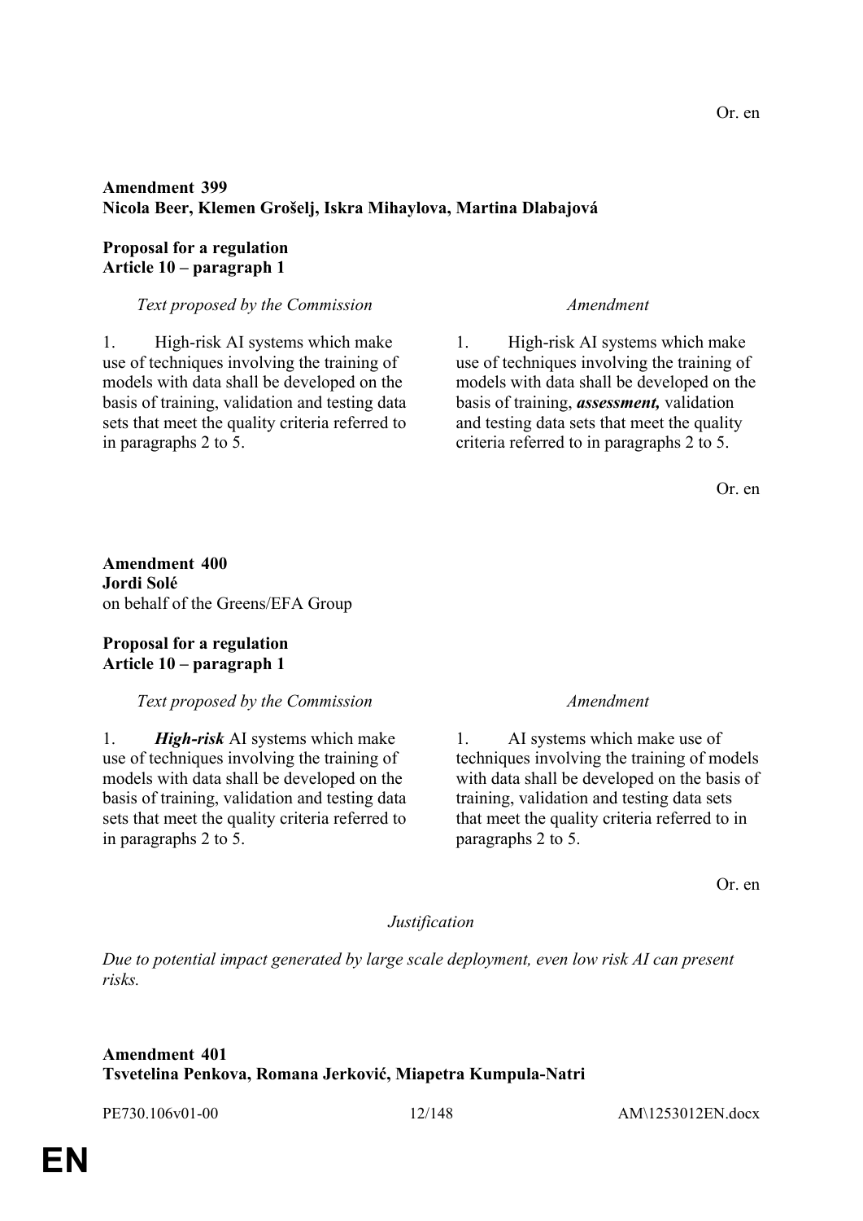Or. en

**Amendment 399**
**Nicola Beer, Klemen Grošelj, Iskra Mihaylova, Martina Dlabajová**

**Proposal for a regulation**
**Article 10 – paragraph 1**

| *Text proposed by the Commission* | *Amendment* |
|---|---|
| 1. High-risk AI systems which make use of techniques involving the training of models with data shall be developed on the basis of training, validation and testing data sets that meet the quality criteria referred to in paragraphs 2 to 5. | 1. High-risk AI systems which make use of techniques involving the training of models with data shall be developed on the basis of training, ***assessment,*** validation and testing data sets that meet the quality criteria referred to in paragraphs 2 to 5. |

Or. en

**Amendment 400**
**Jordi Solé**
on behalf of the Greens/EFA Group

**Proposal for a regulation**
**Article 10 – paragraph 1**

| *Text proposed by the Commission* | *Amendment* |
|---|---|
| 1. ***High-risk*** AI systems which make use of techniques involving the training of models with data shall be developed on the basis of training, validation and testing data sets that meet the quality criteria referred to in paragraphs 2 to 5. | 1. AI systems which make use of techniques involving the training of models with data shall be developed on the basis of training, validation and testing data sets that meet the quality criteria referred to in paragraphs 2 to 5. |

Or. en

*Justification*

*Due to potential impact generated by large scale deployment, even low risk AI can present risks.*

**Amendment 401**
**Tsvetelina Penkova, Romana Jerković, Miapetra Kumpula-Natri**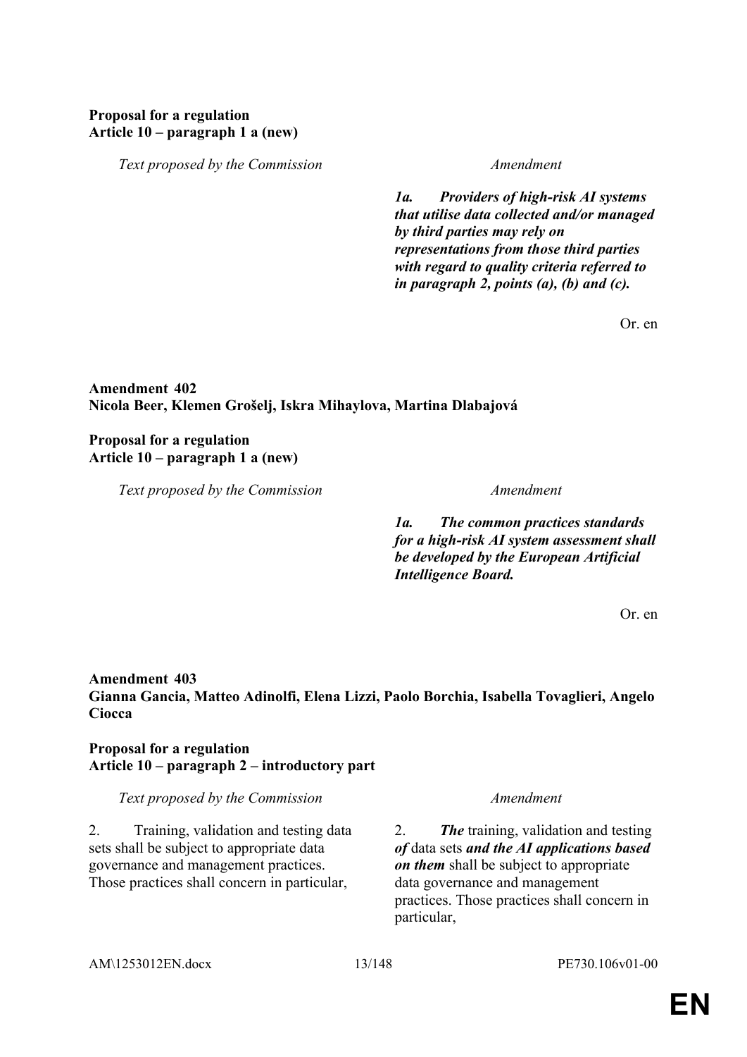**Proposal for a regulation**
**Article 10 – paragraph 1 a (new)**

| *Text proposed by the Commission* | *Amendment* |
|---|---|
| | ***1a. Providers of high-risk AI systems that utilise data collected and/or managed by third parties may rely on representations from those third parties with regard to quality criteria referred to in paragraph 2, points (a), (b) and (c).*** |

Or. en

**Amendment 402**
**Nicola Beer, Klemen Grošelj, Iskra Mihaylova, Martina Dlabajová**

**Proposal for a regulation**
**Article 10 – paragraph 1 a (new)**

| *Text proposed by the Commission* | *Amendment* |
|---|---|
| | ***1a. The common practices standards for a high-risk AI system assessment shall be developed by the European Artificial Intelligence Board.*** |

Or. en

**Amendment 403**
**Gianna Gancia, Matteo Adinolfi, Elena Lizzi, Paolo Borchia, Isabella Tovaglieri, Angelo Ciocca**

**Proposal for a regulation**
**Article 10 – paragraph 2 – introductory part**

| *Text proposed by the Commission* | *Amendment* |
|---|---|
| 2. Training, validation and testing data sets shall be subject to appropriate data governance and management practices. Those practices shall concern in particular, | 2. ***The*** training, validation and testing ***of*** data sets ***and the AI applications based on them*** shall be subject to appropriate data governance and management practices. Those practices shall concern in particular, |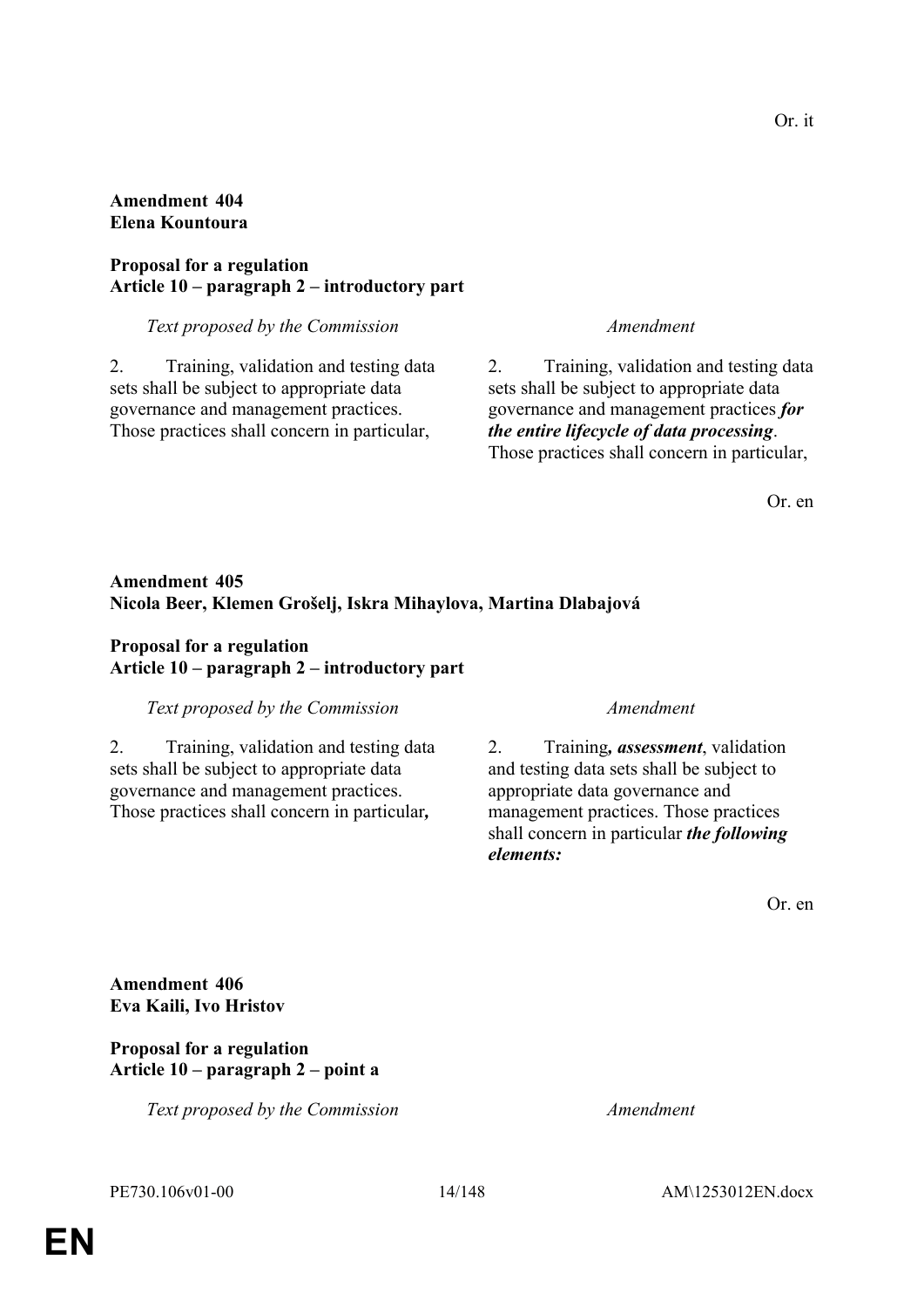Or. it

**Amendment 404**
**Elena Kountoura**

**Proposal for a regulation**
**Article 10 – paragraph 2 – introductory part**

| *Text proposed by the Commission* | *Amendment* |
|---|---|
| 2. Training, validation and testing data sets shall be subject to appropriate data governance and management practices. Those practices shall concern in particular, | 2. Training, validation and testing data sets shall be subject to appropriate data governance and management practices ***for the entire lifecycle of data processing***. Those practices shall concern in particular, |

Or. en

**Amendment 405**
**Nicola Beer, Klemen Grošelj, Iskra Mihaylova, Martina Dlabajová**

**Proposal for a regulation**
**Article 10 – paragraph 2 – introductory part**

| *Text proposed by the Commission* | *Amendment* |
|---|---|
| 2. Training, validation and testing data sets shall be subject to appropriate data governance and management practices. Those practices shall concern in particular**,** | 2. Training***, assessment***, validation and testing data sets shall be subject to appropriate data governance and management practices. Those practices shall concern in particular ***the following elements:*** |

Or. en

**Amendment 406**
**Eva Kaili, Ivo Hristov**

**Proposal for a regulation**
**Article 10 – paragraph 2 – point a**

| *Text proposed by the Commission* | *Amendment* |
|---|---|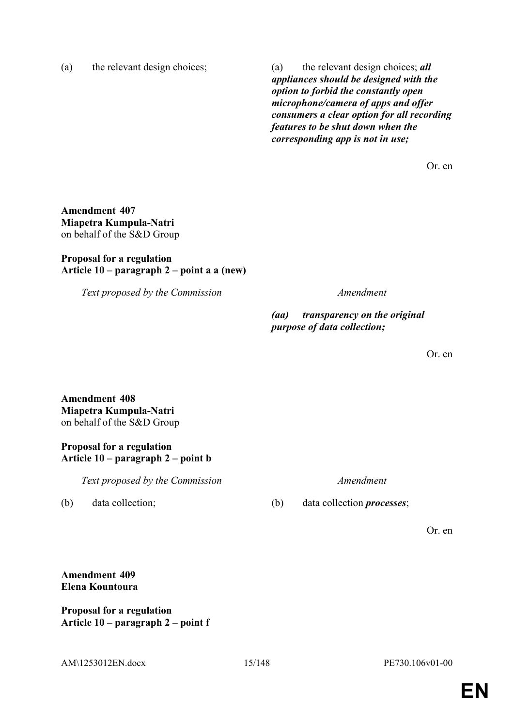| | |
|---|---|
| (a) the relevant design choices; | (a) the relevant design choices; ***all appliances should be designed with the option to forbid the constantly open microphone/camera of apps and offer consumers a clear option for all recording features to be shut down when the corresponding app is not in use;*** |

Or. en

**Amendment 407**
**Miapetra Kumpula-Natri**
on behalf of the S&D Group

**Proposal for a regulation**
**Article 10 – paragraph 2 – point a a (new)**

| *Text proposed by the Commission* | *Amendment* |
|---|---|
| | ***(aa) transparency on the original purpose of data collection;*** |

Or. en

**Amendment 408**
**Miapetra Kumpula-Natri**
on behalf of the S&D Group

**Proposal for a regulation**
**Article 10 – paragraph 2 – point b**

| *Text proposed by the Commission* | *Amendment* |
|---|---|
| (b) data collection; | (b) data collection ***processes***; |

Or. en

**Amendment 409**
**Elena Kountoura**

**Proposal for a regulation**
**Article 10 – paragraph 2 – point f**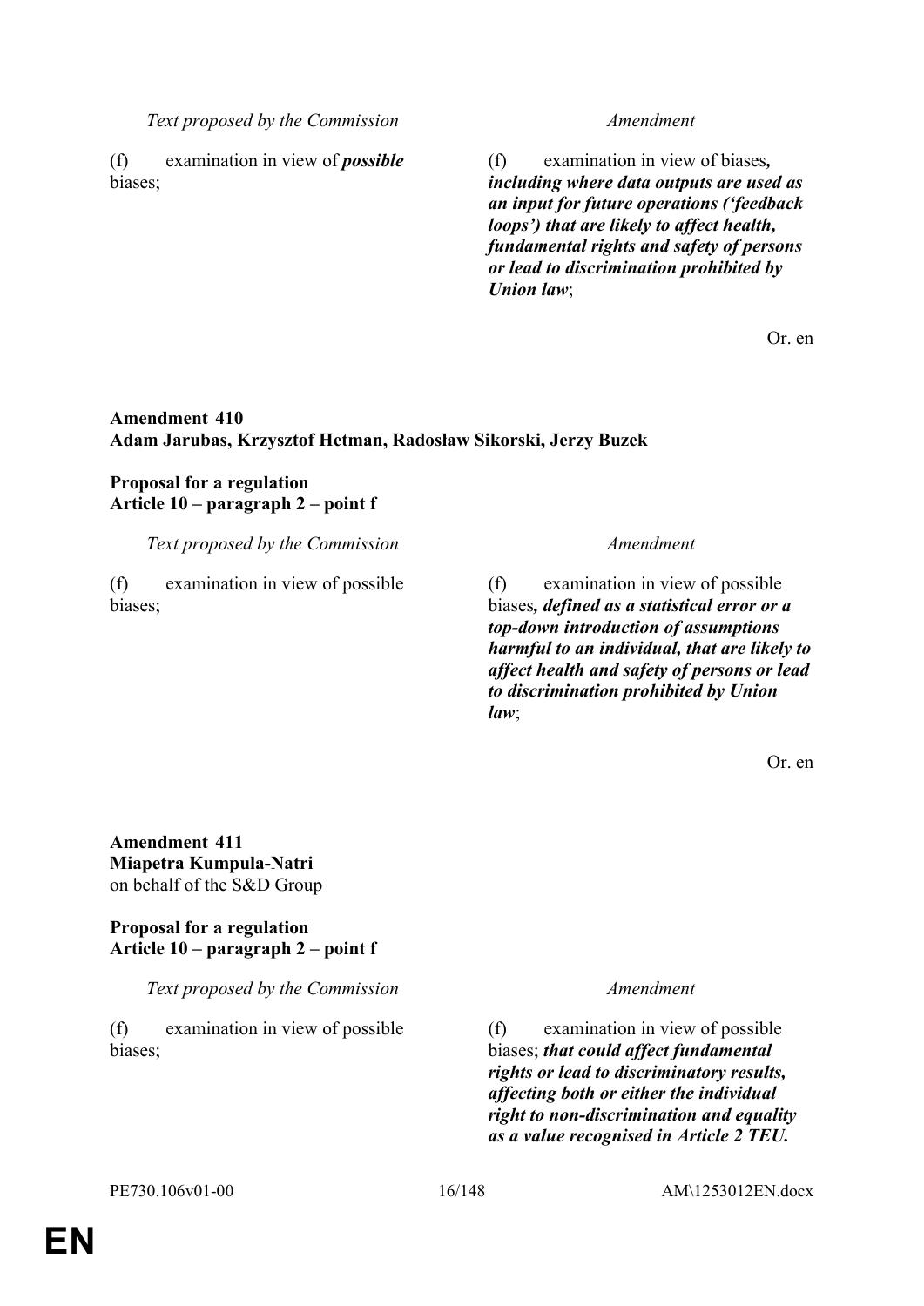| Text proposed by the Commission | Amendment |
|---|---|
| (f) examination in view of ***possible*** biases; | (f) examination in view of biases***, including where data outputs are used as an input for future operations ('feedback loops') that are likely to affect health, fundamental rights and safety of persons or lead to discrimination prohibited by Union law***; |

Or. en

**Amendment 410**
**Adam Jarubas, Krzysztof Hetman, Radosław Sikorski, Jerzy Buzek**

**Proposal for a regulation**
**Article 10 – paragraph 2 – point f**

| Text proposed by the Commission | Amendment |
|---|---|
| (f) examination in view of possible biases; | (f) examination in view of possible biases***, defined as a statistical error or a top-down introduction of assumptions harmful to an individual, that are likely to affect health and safety of persons or lead to discrimination prohibited by Union law***; |

Or. en

**Amendment 411**
**Miapetra Kumpula-Natri**
on behalf of the S&D Group

**Proposal for a regulation**
**Article 10 – paragraph 2 – point f**

| Text proposed by the Commission | Amendment |
|---|---|
| (f) examination in view of possible biases; | (f) examination in view of possible biases; ***that could affect fundamental rights or lead to discriminatory results, affecting both or either the individual right to non-discrimination and equality as a value recognised in Article 2 TEU.*** |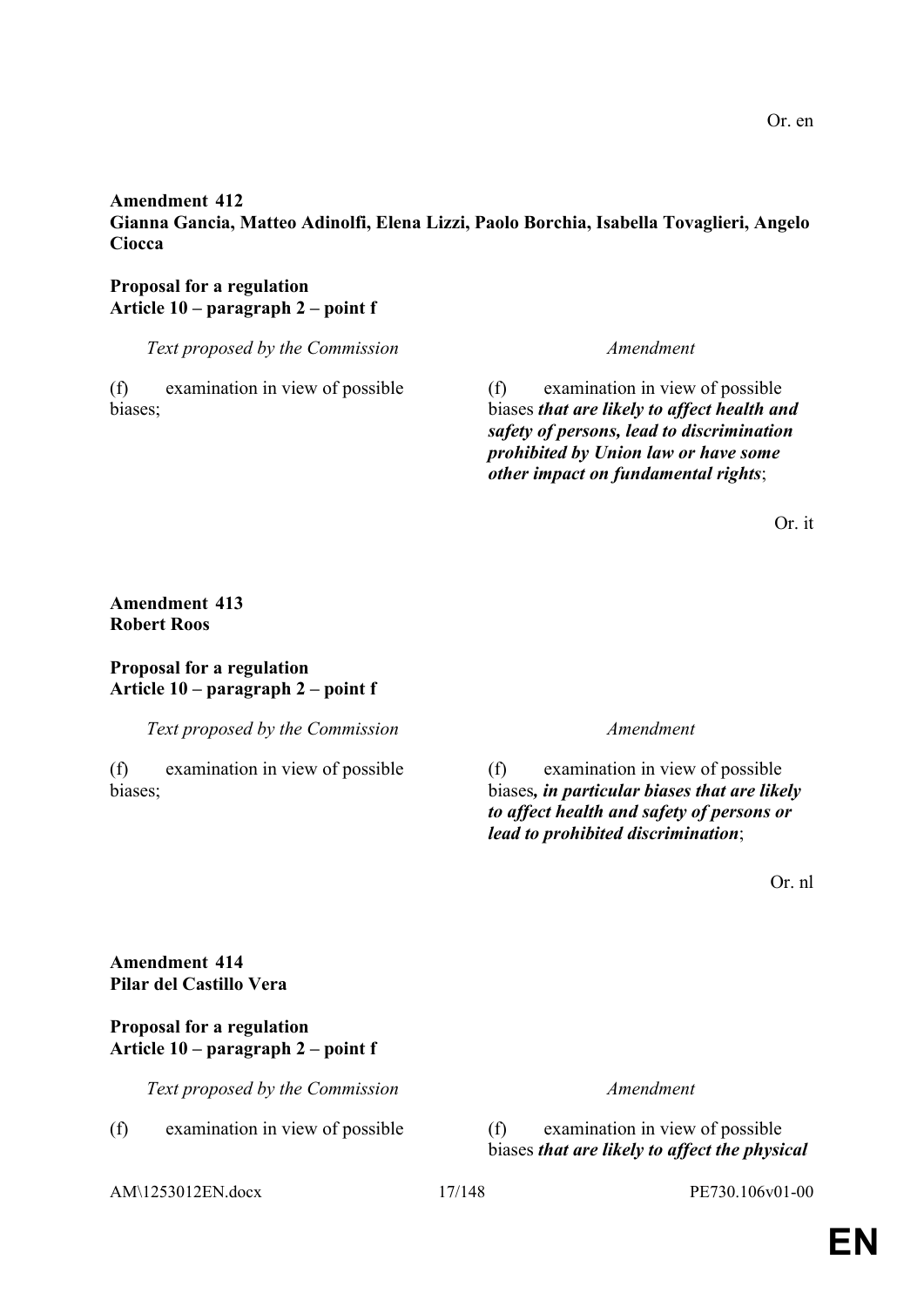Or. en

**Amendment 412**
**Gianna Gancia, Matteo Adinolfi, Elena Lizzi, Paolo Borchia, Isabella Tovaglieri, Angelo Ciocca**

**Proposal for a regulation**
**Article 10 – paragraph 2 – point f**

| *Text proposed by the Commission* | *Amendment* |
|---|---|
| (f) examination in view of possible biases; | (f) examination in view of possible biases ***that are likely to affect health and safety of persons, lead to discrimination prohibited by Union law or have some other impact on fundamental rights***; |

Or. it

**Amendment 413**
**Robert Roos**

**Proposal for a regulation**
**Article 10 – paragraph 2 – point f**

| *Text proposed by the Commission* | *Amendment* |
|---|---|
| (f) examination in view of possible biases; | (f) examination in view of possible biases***, in particular biases that are likely to affect health and safety of persons or lead to prohibited discrimination***; |

Or. nl

**Amendment 414**
**Pilar del Castillo Vera**

**Proposal for a regulation**
**Article 10 – paragraph 2 – point f**

| *Text proposed by the Commission* | *Amendment* |
|---|---|
| (f) examination in view of possible | (f) examination in view of possible biases ***that are likely to affect the physical*** |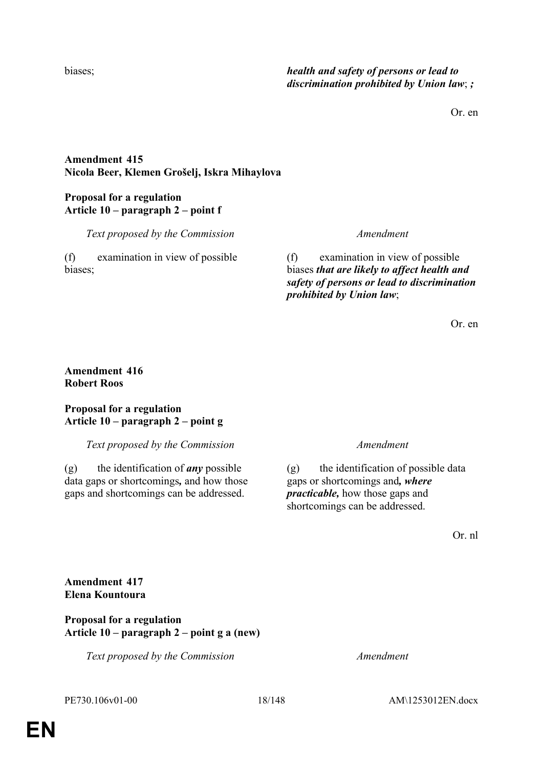| | |
|---|---|
| biases; | ***health and safety of persons or lead to discrimination prohibited by Union law***; ***;*** |

Or. en

**Amendment 415**
**Nicola Beer, Klemen Grošelj, Iskra Mihaylova**

**Proposal for a regulation**
**Article 10 – paragraph 2 – point f**

| *Text proposed by the Commission* | *Amendment* |
|---|---|
| (f) examination in view of possible biases; | (f) examination in view of possible biases ***that are likely to affect health and safety of persons or lead to discrimination prohibited by Union law***; |

Or. en

**Amendment 416**
**Robert Roos**

**Proposal for a regulation**
**Article 10 – paragraph 2 – point g**

| *Text proposed by the Commission* | *Amendment* |
|---|---|
| (g) the identification of ***any*** possible data gaps or shortcomings***,*** and how those gaps and shortcomings can be addressed. | (g) the identification of possible data gaps or shortcomings and***, where practicable,*** how those gaps and shortcomings can be addressed. |

Or. nl

**Amendment 417**
**Elena Kountoura**

**Proposal for a regulation**
**Article 10 – paragraph 2 – point g a (new)**

| *Text proposed by the Commission* | *Amendment* |
|---|---|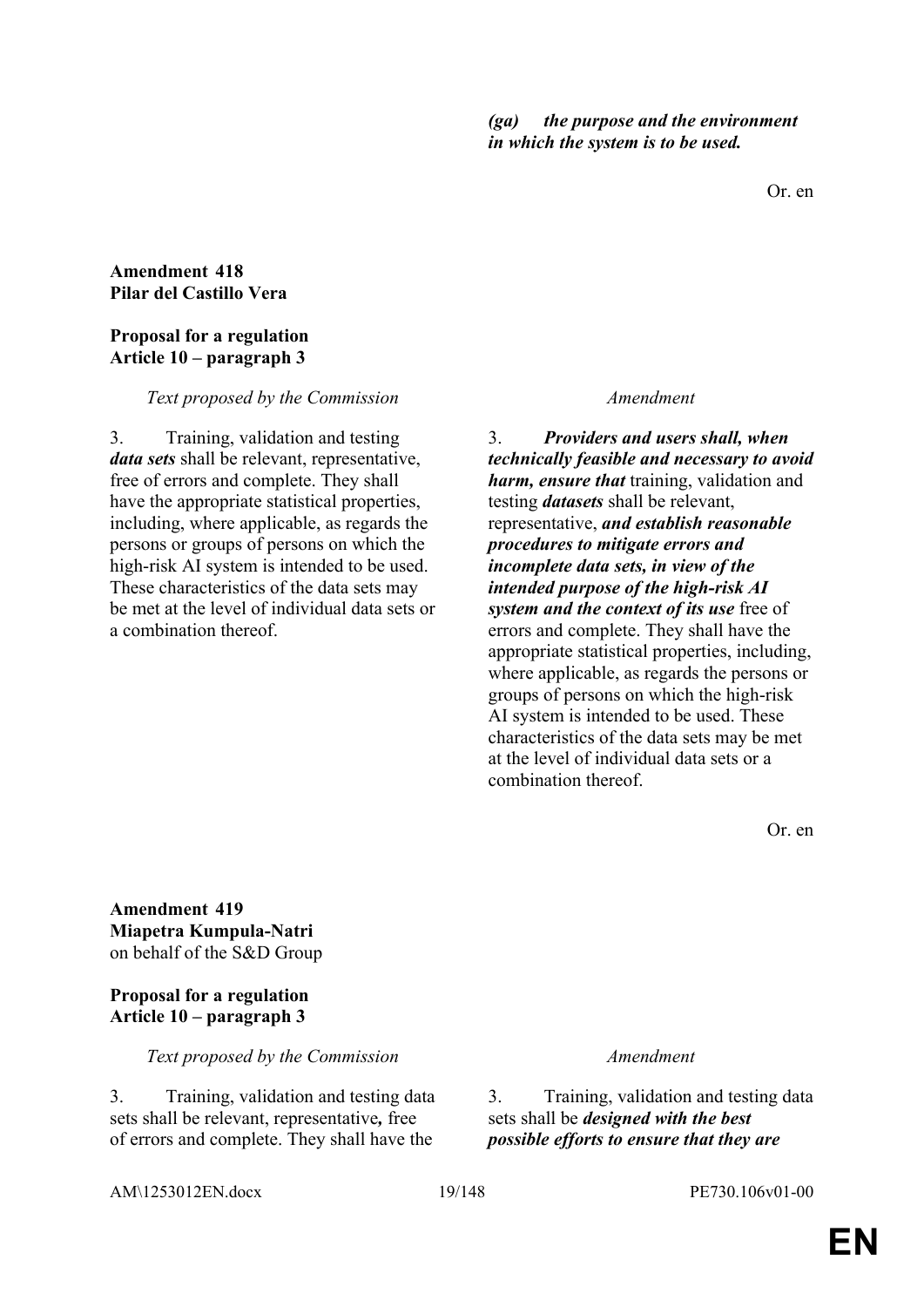| | |
|---|---|
| | ***(ga) the purpose and the environment in which the system is to be used.*** |

Or. en

**Amendment 418**
**Pilar del Castillo Vera**

**Proposal for a regulation**
**Article 10 – paragraph 3**

| *Text proposed by the Commission* | *Amendment* |
|---|---|
| 3. Training, validation and testing ***data sets*** shall be relevant, representative, free of errors and complete. They shall have the appropriate statistical properties, including, where applicable, as regards the persons or groups of persons on which the high-risk AI system is intended to be used. These characteristics of the data sets may be met at the level of individual data sets or a combination thereof. | 3. ***Providers and users shall, when technically feasible and necessary to avoid harm, ensure that*** training, validation and testing ***datasets*** shall be relevant, representative, ***and establish reasonable procedures to mitigate errors and incomplete data sets, in view of the intended purpose of the high-risk AI system and the context of its use*** free of errors and complete. They shall have the appropriate statistical properties, including, where applicable, as regards the persons or groups of persons on which the high-risk AI system is intended to be used. These characteristics of the data sets may be met at the level of individual data sets or a combination thereof. |

Or. en

**Amendment 419**
**Miapetra Kumpula-Natri**
on behalf of the S&D Group

**Proposal for a regulation**
**Article 10 – paragraph 3**

| *Text proposed by the Commission* | *Amendment* |
|---|---|
| 3. Training, validation and testing data sets shall be relevant, representative***,*** free of errors and complete. They shall have the | 3. Training, validation and testing data sets shall be ***designed with the best possible efforts to ensure that they are*** |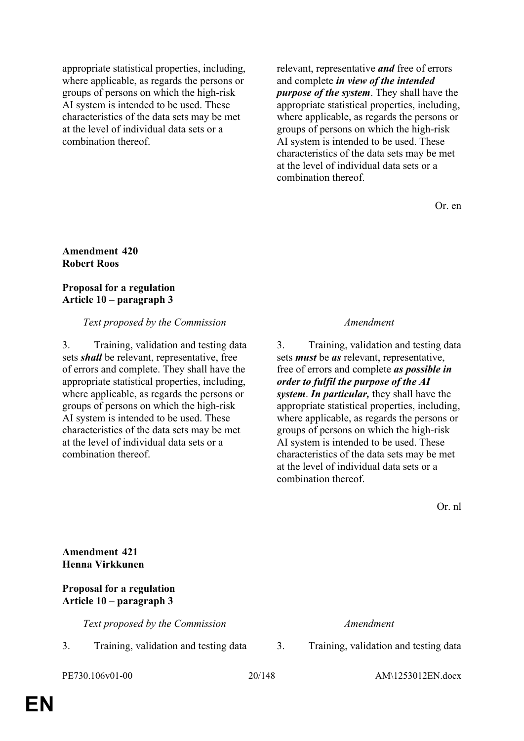| | |
|---|---|
| appropriate statistical properties, including, where applicable, as regards the persons or groups of persons on which the high-risk AI system is intended to be used. These characteristics of the data sets may be met at the level of individual data sets or a combination thereof. | relevant, representative ***and*** free of errors and complete ***in view of the intended purpose of the system***. They shall have the appropriate statistical properties, including, where applicable, as regards the persons or groups of persons on which the high-risk AI system is intended to be used. These characteristics of the data sets may be met at the level of individual data sets or a combination thereof. |

Or. en

**Amendment 420**
**Robert Roos**

**Proposal for a regulation**
**Article 10 – paragraph 3**

| *Text proposed by the Commission* | *Amendment* |
|---|---|
| 3. Training, validation and testing data sets ***shall*** be relevant, representative, free of errors and complete. They shall have the appropriate statistical properties, including, where applicable, as regards the persons or groups of persons on which the high-risk AI system is intended to be used. These characteristics of the data sets may be met at the level of individual data sets or a combination thereof. | 3. Training, validation and testing data sets ***must*** be ***as*** relevant, representative, free of errors and complete ***as possible in order to fulfil the purpose of the AI system***. ***In particular,*** they shall have the appropriate statistical properties, including, where applicable, as regards the persons or groups of persons on which the high-risk AI system is intended to be used. These characteristics of the data sets may be met at the level of individual data sets or a combination thereof. |

Or. nl

**Amendment 421**
**Henna Virkkunen**

**Proposal for a regulation**
**Article 10 – paragraph 3**

| *Text proposed by the Commission* | *Amendment* |
|---|---|
| 3. Training, validation and testing data | 3. Training, validation and testing data |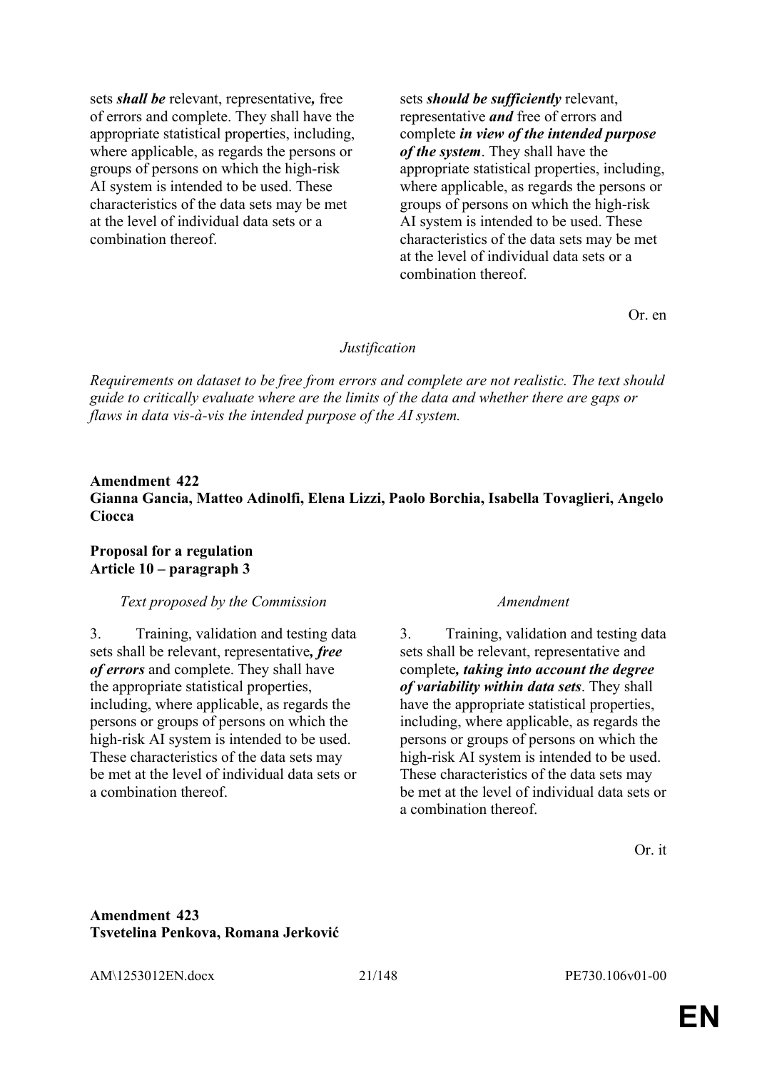| | |
|---|---|
| sets ***shall be*** relevant, representative***,*** free of errors and complete. They shall have the appropriate statistical properties, including, where applicable, as regards the persons or groups of persons on which the high-risk AI system is intended to be used. These characteristics of the data sets may be met at the level of individual data sets or a combination thereof. | sets ***should be sufficiently*** relevant, representative ***and*** free of errors and complete ***in view of the intended purpose of the system***. They shall have the appropriate statistical properties, including, where applicable, as regards the persons or groups of persons on which the high-risk AI system is intended to be used. These characteristics of the data sets may be met at the level of individual data sets or a combination thereof. |

Or. en

*Justification*

*Requirements on dataset to be free from errors and complete are not realistic. The text should guide to critically evaluate where are the limits of the data and whether there are gaps or flaws in data vis-à-vis the intended purpose of the AI system.*

**Amendment 422**
**Gianna Gancia, Matteo Adinolfi, Elena Lizzi, Paolo Borchia, Isabella Tovaglieri, Angelo Ciocca**

**Proposal for a regulation**
**Article 10 – paragraph 3**

| *Text proposed by the Commission* | *Amendment* |
|---|---|
| 3. Training, validation and testing data sets shall be relevant, representative***, free of errors*** and complete. They shall have the appropriate statistical properties, including, where applicable, as regards the persons or groups of persons on which the high-risk AI system is intended to be used. These characteristics of the data sets may be met at the level of individual data sets or a combination thereof. | 3. Training, validation and testing data sets shall be relevant, representative and complete***, taking into account the degree of variability within data sets***. They shall have the appropriate statistical properties, including, where applicable, as regards the persons or groups of persons on which the high-risk AI system is intended to be used. These characteristics of the data sets may be met at the level of individual data sets or a combination thereof. |

Or. it

**Amendment 423**
**Tsvetelina Penkova, Romana Jerković**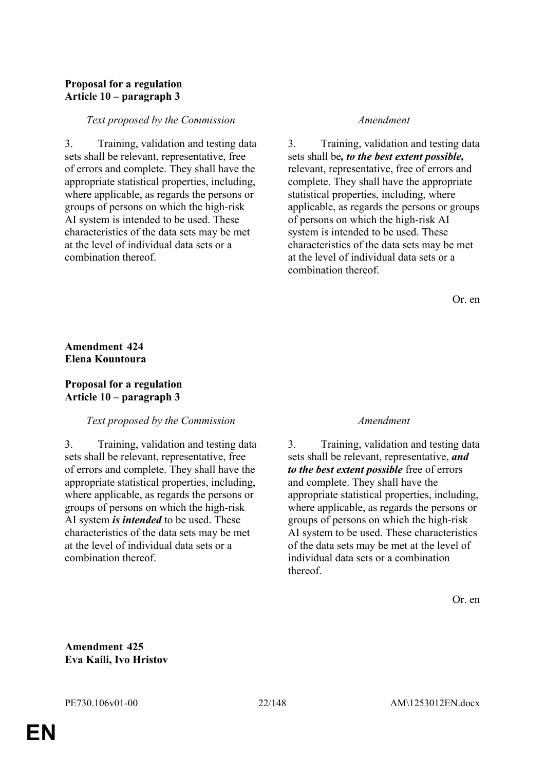**Proposal for a regulation**
**Article 10 – paragraph 3**

| *Text proposed by the Commission* | *Amendment* |
|---|---|
| 3. Training, validation and testing data sets shall be relevant, representative, free of errors and complete. They shall have the appropriate statistical properties, including, where applicable, as regards the persons or groups of persons on which the high-risk AI system is intended to be used. These characteristics of the data sets may be met at the level of individual data sets or a combination thereof. | 3. Training, validation and testing data sets shall be***, to the best extent possible,*** relevant, representative, free of errors and complete. They shall have the appropriate statistical properties, including, where applicable, as regards the persons or groups of persons on which the high-risk AI system is intended to be used. These characteristics of the data sets may be met at the level of individual data sets or a combination thereof. |

Or. en

**Amendment 424**
**Elena Kountoura**

**Proposal for a regulation**
**Article 10 – paragraph 3**

| *Text proposed by the Commission* | *Amendment* |
|---|---|
| 3. Training, validation and testing data sets shall be relevant, representative, free of errors and complete. They shall have the appropriate statistical properties, including, where applicable, as regards the persons or groups of persons on which the high-risk AI system ***is intended*** to be used. These characteristics of the data sets may be met at the level of individual data sets or a combination thereof. | 3. Training, validation and testing data sets shall be relevant, representative, ***and to the best extent possible*** free of errors and complete. They shall have the appropriate statistical properties, including, where applicable, as regards the persons or groups of persons on which the high-risk AI system to be used. These characteristics of the data sets may be met at the level of individual data sets or a combination thereof. |

Or. en

**Amendment 425**
**Eva Kaili, Ivo Hristov**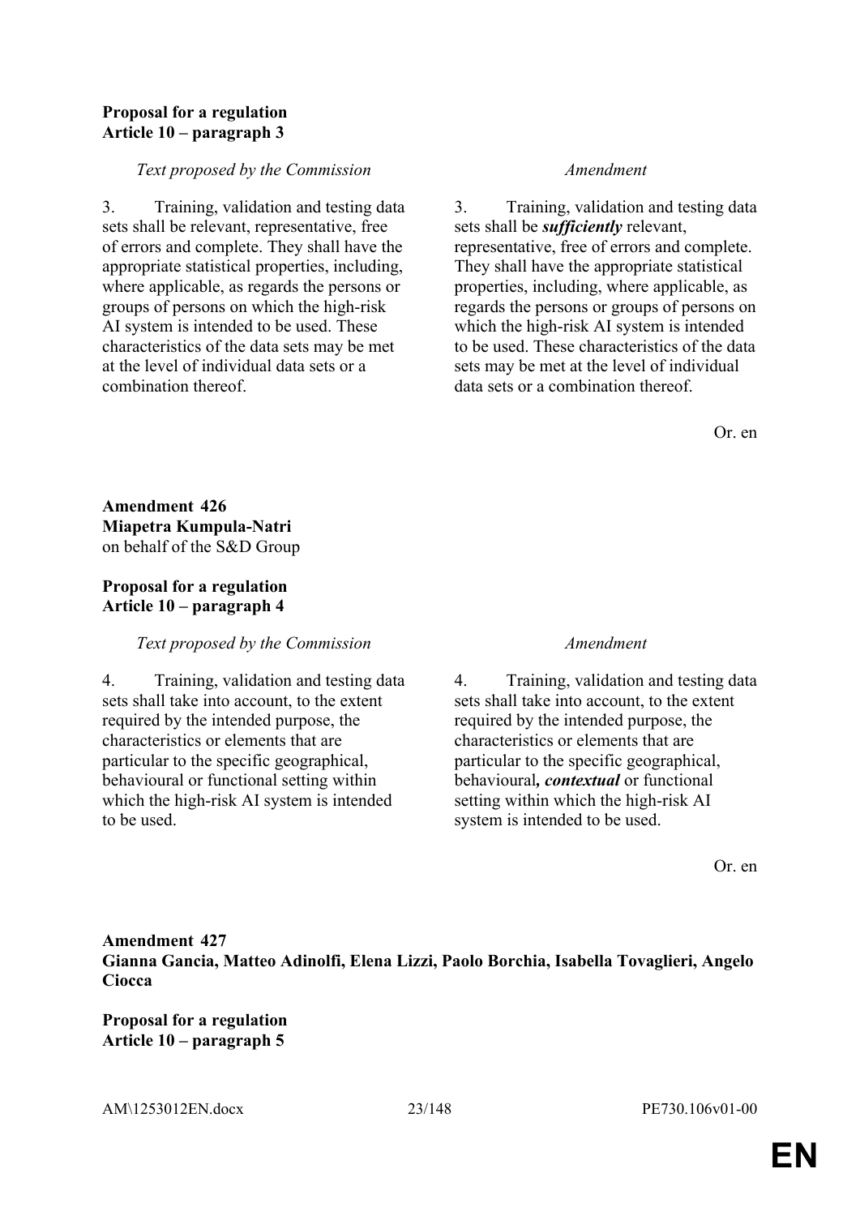**Proposal for a regulation**
**Article 10 – paragraph 3**

| *Text proposed by the Commission* | *Amendment* |
|---|---|
| 3. Training, validation and testing data sets shall be relevant, representative, free of errors and complete. They shall have the appropriate statistical properties, including, where applicable, as regards the persons or groups of persons on which the high-risk AI system is intended to be used. These characteristics of the data sets may be met at the level of individual data sets or a combination thereof. | 3. Training, validation and testing data sets shall be ***sufficiently*** relevant, representative, free of errors and complete. They shall have the appropriate statistical properties, including, where applicable, as regards the persons or groups of persons on which the high-risk AI system is intended to be used. These characteristics of the data sets may be met at the level of individual data sets or a combination thereof. |

Or. en

**Amendment 426**
**Miapetra Kumpula-Natri**
on behalf of the S&D Group

**Proposal for a regulation**
**Article 10 – paragraph 4**

| *Text proposed by the Commission* | *Amendment* |
|---|---|
| 4. Training, validation and testing data sets shall take into account, to the extent required by the intended purpose, the characteristics or elements that are particular to the specific geographical, behavioural or functional setting within which the high-risk AI system is intended to be used. | 4. Training, validation and testing data sets shall take into account, to the extent required by the intended purpose, the characteristics or elements that are particular to the specific geographical, behavioural***, contextual*** or functional setting within which the high-risk AI system is intended to be used. |

Or. en

**Amendment 427**
**Gianna Gancia, Matteo Adinolfi, Elena Lizzi, Paolo Borchia, Isabella Tovaglieri, Angelo Ciocca**

**Proposal for a regulation**
**Article 10 – paragraph 5**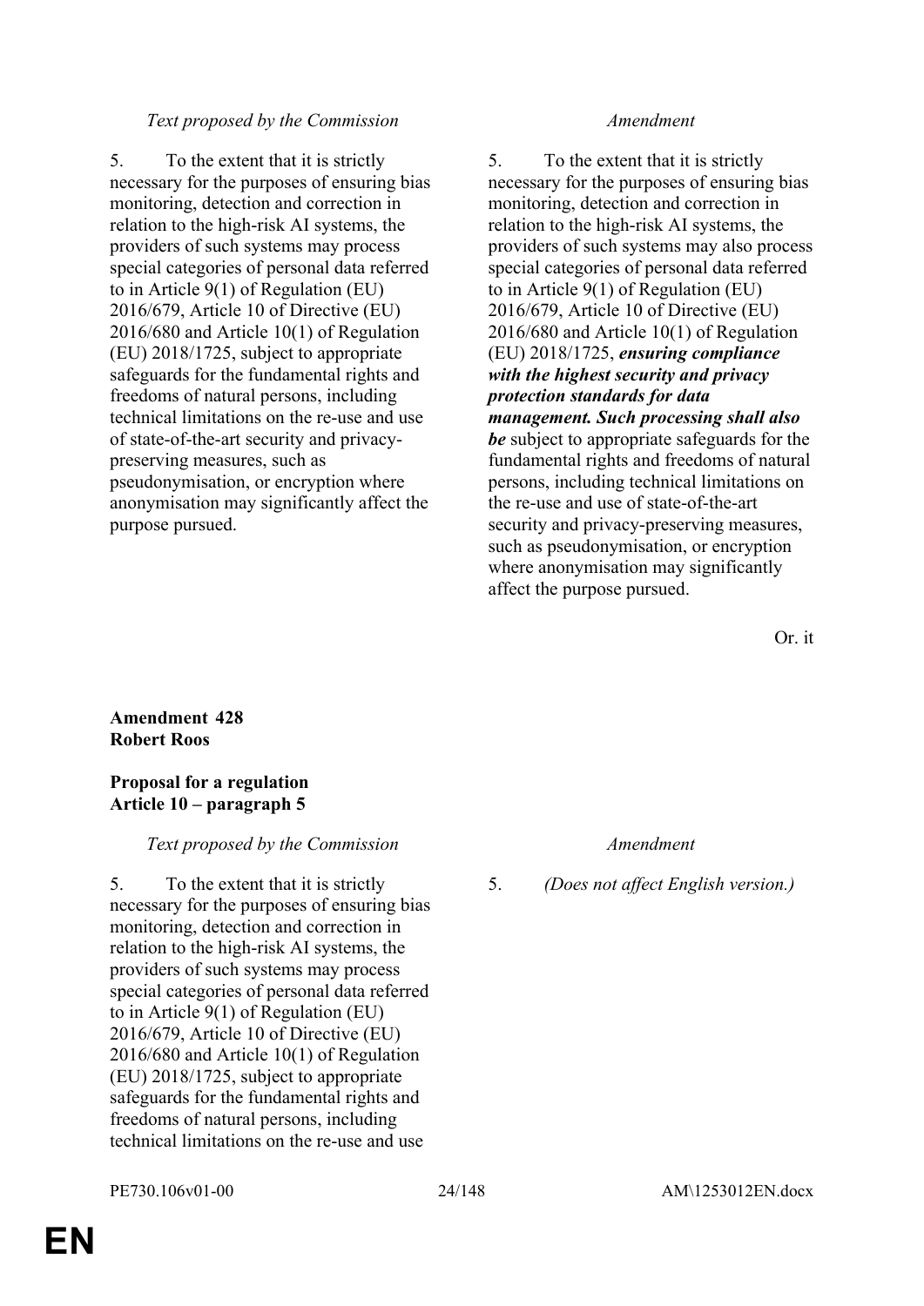| *Text proposed by the Commission* | *Amendment* |
|---|---|
| 5. To the extent that it is strictly necessary for the purposes of ensuring bias monitoring, detection and correction in relation to the high-risk AI systems, the providers of such systems may process special categories of personal data referred to in Article 9(1) of Regulation (EU) 2016/679, Article 10 of Directive (EU) 2016/680 and Article 10(1) of Regulation (EU) 2018/1725, subject to appropriate safeguards for the fundamental rights and freedoms of natural persons, including technical limitations on the re-use and use of state-of-the-art security and privacy-preserving measures, such as pseudonymisation, or encryption where anonymisation may significantly affect the purpose pursued. | 5. To the extent that it is strictly necessary for the purposes of ensuring bias monitoring, detection and correction in relation to the high-risk AI systems, the providers of such systems may also process special categories of personal data referred to in Article 9(1) of Regulation (EU) 2016/679, Article 10 of Directive (EU) 2016/680 and Article 10(1) of Regulation (EU) 2018/1725, ***ensuring compliance with the highest security and privacy protection standards for data management. Such processing shall also be*** subject to appropriate safeguards for the fundamental rights and freedoms of natural persons, including technical limitations on the re-use and use of state-of-the-art security and privacy-preserving measures, such as pseudonymisation, or encryption where anonymisation may significantly affect the purpose pursued. |

Or. it

**Amendment 428**
**Robert Roos**

**Proposal for a regulation**
**Article 10 – paragraph 5**

| *Text proposed by the Commission* | *Amendment* |
|---|---|
| 5. To the extent that it is strictly necessary for the purposes of ensuring bias monitoring, detection and correction in relation to the high-risk AI systems, the providers of such systems may process special categories of personal data referred to in Article 9(1) of Regulation (EU) 2016/679, Article 10 of Directive (EU) 2016/680 and Article 10(1) of Regulation (EU) 2018/1725, subject to appropriate safeguards for the fundamental rights and freedoms of natural persons, including technical limitations on the re-use and use | 5. *(Does not affect English version.)* |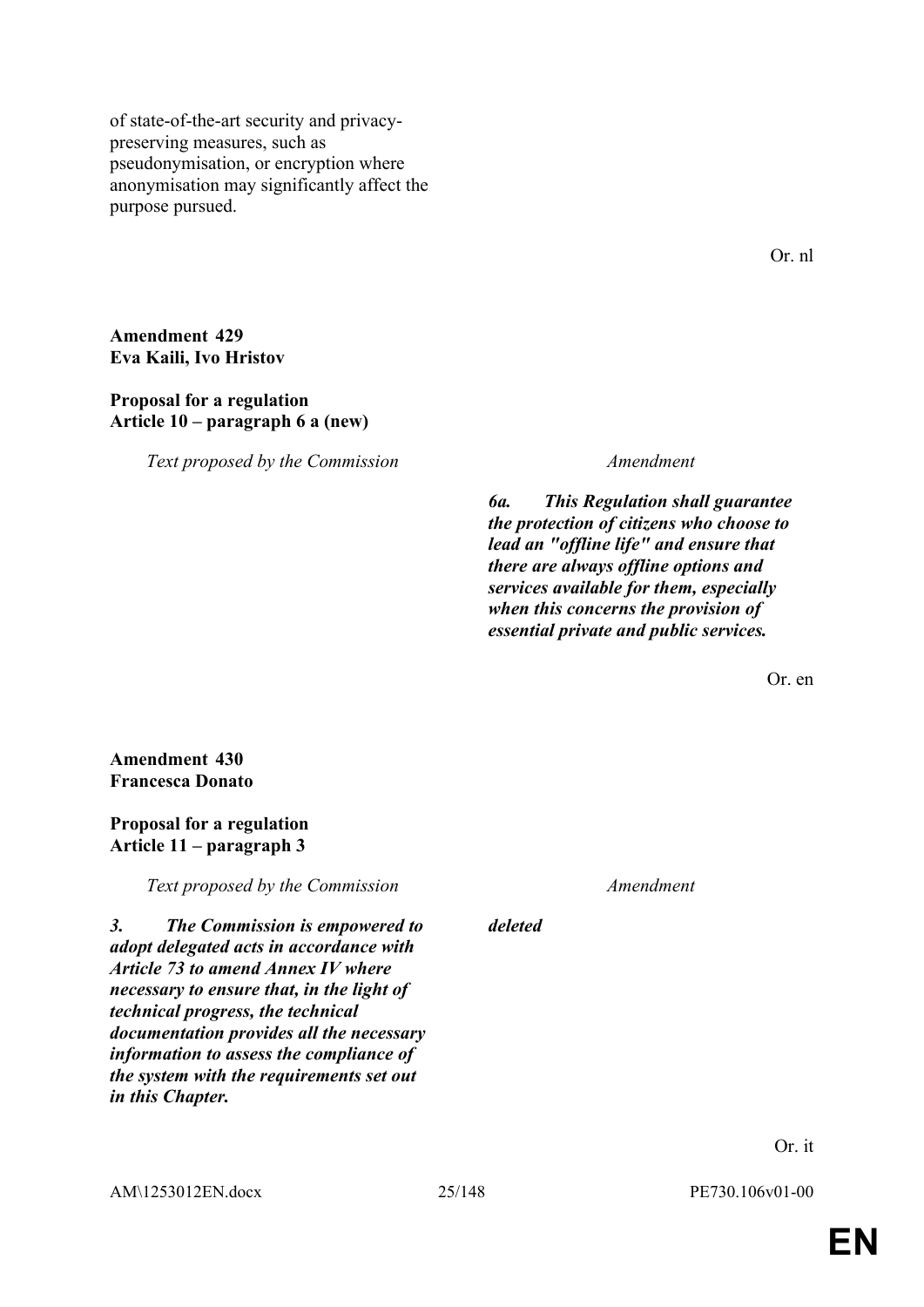of state-of-the-art security and privacy-preserving measures, such as pseudonymisation, or encryption where anonymisation may significantly affect the purpose pursued.

Or. nl

**Amendment 429**
**Eva Kaili, Ivo Hristov**

**Proposal for a regulation**
**Article 10 – paragraph 6 a (new)**

| *Text proposed by the Commission* | *Amendment* |
|---|---|
| | ***6a. This Regulation shall guarantee the protection of citizens who choose to lead an "offline life" and ensure that there are always offline options and services available for them, especially when this concerns the provision of essential private and public services.*** |

Or. en

**Amendment 430**
**Francesca Donato**

**Proposal for a regulation**
**Article 11 – paragraph 3**

| *Text proposed by the Commission* | *Amendment* |
|---|---|
| ***3. The Commission is empowered to adopt delegated acts in accordance with Article 73 to amend Annex IV where necessary to ensure that, in the light of technical progress, the technical documentation provides all the necessary information to assess the compliance of the system with the requirements set out in this Chapter.*** | ***deleted*** |

Or. it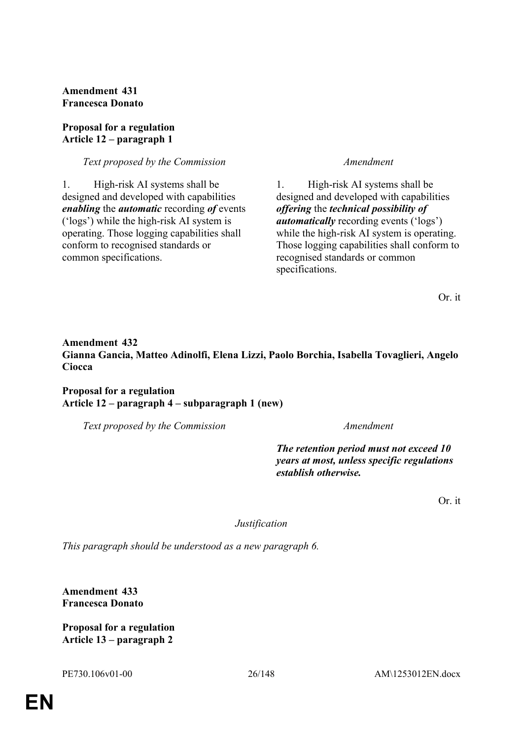**Amendment 431**
**Francesca Donato**

**Proposal for a regulation**
**Article 12 – paragraph 1**

| *Text proposed by the Commission* | *Amendment* |
|---|---|
| 1. High-risk AI systems shall be designed and developed with capabilities ***enabling*** the ***automatic*** recording ***of*** events ('logs') while the high-risk AI system is operating. Those logging capabilities shall conform to recognised standards or common specifications. | 1. High-risk AI systems shall be designed and developed with capabilities ***offering*** the ***technical possibility of automatically*** recording events ('logs') while the high-risk AI system is operating. Those logging capabilities shall conform to recognised standards or common specifications. |

Or. it

**Amendment 432**
**Gianna Gancia, Matteo Adinolfi, Elena Lizzi, Paolo Borchia, Isabella Tovaglieri, Angelo Ciocca**

**Proposal for a regulation**
**Article 12 – paragraph 4 – subparagraph 1 (new)**

| *Text proposed by the Commission* | *Amendment* |
|---|---|
| | ***The retention period must not exceed 10 years at most, unless specific regulations establish otherwise.*** |

Or. it

*Justification*

*This paragraph should be understood as a new paragraph 6.*

**Amendment 433**
**Francesca Donato**

**Proposal for a regulation**
**Article 13 – paragraph 2**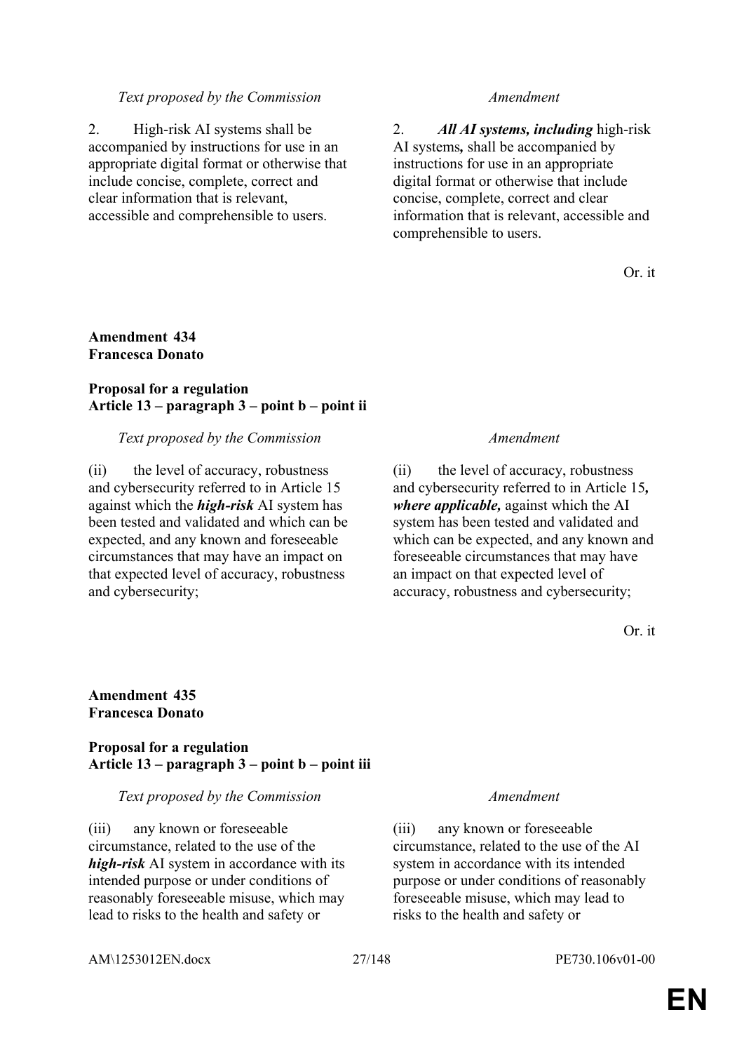| *Text proposed by the Commission* | *Amendment* |
|---|---|
| 2. High-risk AI systems shall be accompanied by instructions for use in an appropriate digital format or otherwise that include concise, complete, correct and clear information that is relevant, accessible and comprehensible to users. | 2. ***All AI systems, including*** high-risk AI systems***,*** shall be accompanied by instructions for use in an appropriate digital format or otherwise that include concise, complete, correct and clear information that is relevant, accessible and comprehensible to users. |

Or. it

**Amendment 434**
**Francesca Donato**

**Proposal for a regulation**
**Article 13 – paragraph 3 – point b – point ii**

| *Text proposed by the Commission* | *Amendment* |
|---|---|
| (ii) the level of accuracy, robustness and cybersecurity referred to in Article 15 against which the ***high-risk*** AI system has been tested and validated and which can be expected, and any known and foreseeable circumstances that may have an impact on that expected level of accuracy, robustness and cybersecurity; | (ii) the level of accuracy, robustness and cybersecurity referred to in Article 15***, where applicable,*** against which the AI system has been tested and validated and which can be expected, and any known and foreseeable circumstances that may have an impact on that expected level of accuracy, robustness and cybersecurity; |

Or. it

**Amendment 435**
**Francesca Donato**

**Proposal for a regulation**
**Article 13 – paragraph 3 – point b – point iii**

| *Text proposed by the Commission* | *Amendment* |
|---|---|
| (iii) any known or foreseeable circumstance, related to the use of the ***high-risk*** AI system in accordance with its intended purpose or under conditions of reasonably foreseeable misuse, which may lead to risks to the health and safety or | (iii) any known or foreseeable circumstance, related to the use of the AI system in accordance with its intended purpose or under conditions of reasonably foreseeable misuse, which may lead to risks to the health and safety or |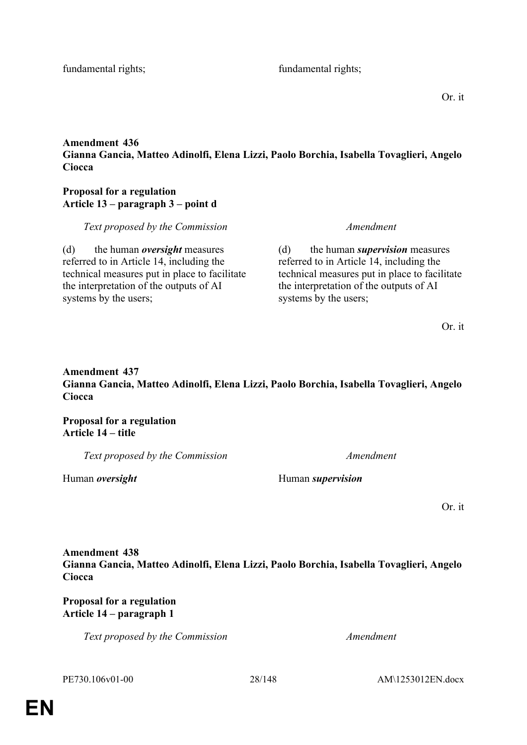| | |
|---|---|
| fundamental rights; | fundamental rights; |

Or. it

**Amendment 436**
**Gianna Gancia, Matteo Adinolfi, Elena Lizzi, Paolo Borchia, Isabella Tovaglieri, Angelo Ciocca**

**Proposal for a regulation**
**Article 13 – paragraph 3 – point d**

| *Text proposed by the Commission* | *Amendment* |
|---|---|
| (d) the human ***oversight*** measures referred to in Article 14, including the technical measures put in place to facilitate the interpretation of the outputs of AI systems by the users; | (d) the human ***supervision*** measures referred to in Article 14, including the technical measures put in place to facilitate the interpretation of the outputs of AI systems by the users; |

Or. it

**Amendment 437**
**Gianna Gancia, Matteo Adinolfi, Elena Lizzi, Paolo Borchia, Isabella Tovaglieri, Angelo Ciocca**

**Proposal for a regulation**
**Article 14 – title**

| *Text proposed by the Commission* | *Amendment* |
|---|---|
| Human ***oversight*** | Human ***supervision*** |

Or. it

**Amendment 438**
**Gianna Gancia, Matteo Adinolfi, Elena Lizzi, Paolo Borchia, Isabella Tovaglieri, Angelo Ciocca**

**Proposal for a regulation**
**Article 14 – paragraph 1**

| *Text proposed by the Commission* | *Amendment* |
|---|---|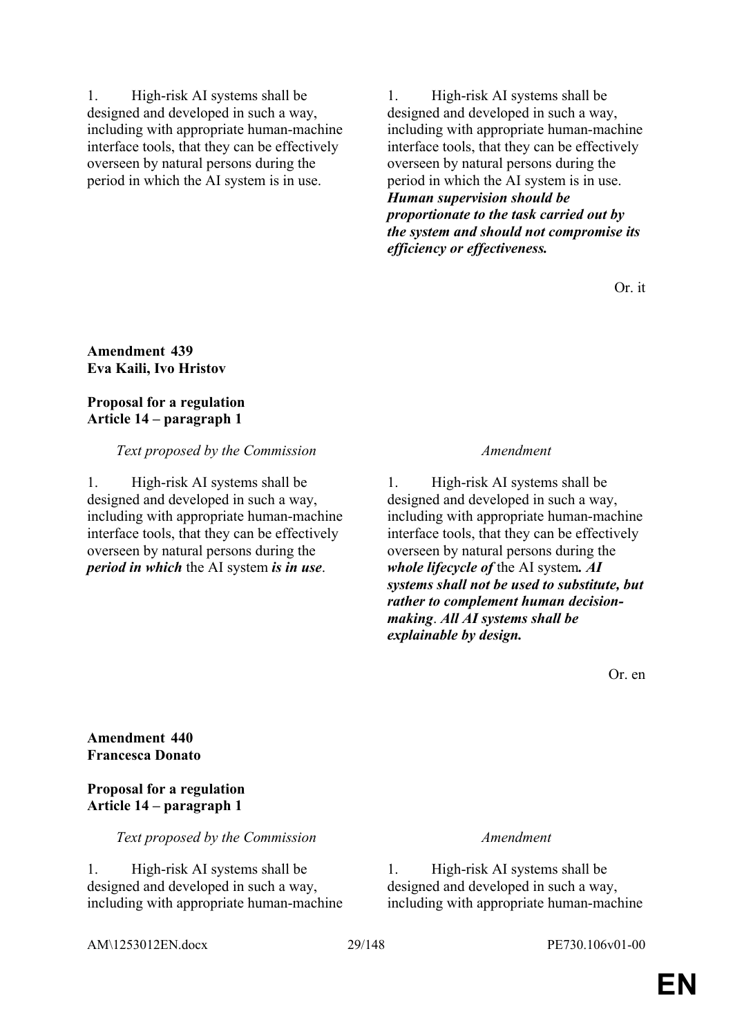| | |
|---|---|
| 1. High-risk AI systems shall be designed and developed in such a way, including with appropriate human-machine interface tools, that they can be effectively overseen by natural persons during the period in which the AI system is in use. | 1. High-risk AI systems shall be designed and developed in such a way, including with appropriate human-machine interface tools, that they can be effectively overseen by natural persons during the period in which the AI system is in use. ***Human supervision should be proportionate to the task carried out by the system and should not compromise its efficiency or effectiveness.*** |

Or. it

**Amendment 439**
**Eva Kaili, Ivo Hristov**

**Proposal for a regulation**
**Article 14 – paragraph 1**

| *Text proposed by the Commission* | *Amendment* |
|---|---|
| 1. High-risk AI systems shall be designed and developed in such a way, including with appropriate human-machine interface tools, that they can be effectively overseen by natural persons during the ***period in which*** the AI system ***is in use***. | 1. High-risk AI systems shall be designed and developed in such a way, including with appropriate human-machine interface tools, that they can be effectively overseen by natural persons during the ***whole lifecycle of*** the AI system***. AI systems shall not be used to substitute, but rather to complement human decision-making***. ***All AI systems shall be explainable by design.*** |

Or. en

**Amendment 440**
**Francesca Donato**

**Proposal for a regulation**
**Article 14 – paragraph 1**

| *Text proposed by the Commission* | *Amendment* |
|---|---|
| 1. High-risk AI systems shall be designed and developed in such a way, including with appropriate human-machine | 1. High-risk AI systems shall be designed and developed in such a way, including with appropriate human-machine |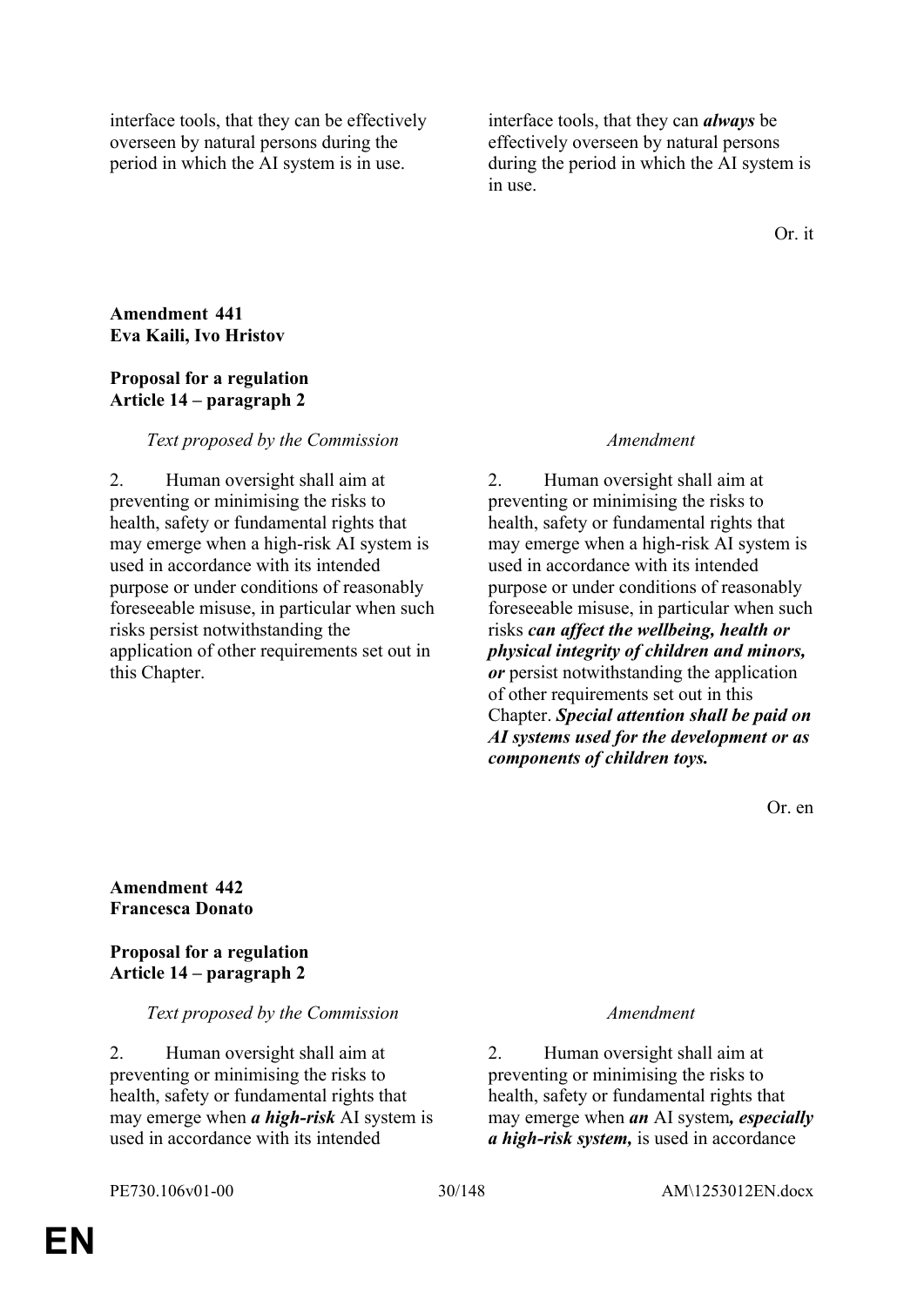| | |
|---|---|
| interface tools, that they can be effectively overseen by natural persons during the period in which the AI system is in use. | interface tools, that they can ***always*** be effectively overseen by natural persons during the period in which the AI system is in use. |

Or. it

**Amendment 441**
**Eva Kaili, Ivo Hristov**

**Proposal for a regulation**
**Article 14 – paragraph 2**

| *Text proposed by the Commission* | *Amendment* |
|---|---|
| 2. Human oversight shall aim at preventing or minimising the risks to health, safety or fundamental rights that may emerge when a high-risk AI system is used in accordance with its intended purpose or under conditions of reasonably foreseeable misuse, in particular when such risks persist notwithstanding the application of other requirements set out in this Chapter. | 2. Human oversight shall aim at preventing or minimising the risks to health, safety or fundamental rights that may emerge when a high-risk AI system is used in accordance with its intended purpose or under conditions of reasonably foreseeable misuse, in particular when such risks ***can affect the wellbeing, health or physical integrity of children and minors, or*** persist notwithstanding the application of other requirements set out in this Chapter. ***Special attention shall be paid on AI systems used for the development or as components of children toys.*** |

Or. en

**Amendment 442**
**Francesca Donato**

**Proposal for a regulation**
**Article 14 – paragraph 2**

| *Text proposed by the Commission* | *Amendment* |
|---|---|
| 2. Human oversight shall aim at preventing or minimising the risks to health, safety or fundamental rights that may emerge when ***a high-risk*** AI system is used in accordance with its intended | 2. Human oversight shall aim at preventing or minimising the risks to health, safety or fundamental rights that may emerge when ***an*** AI system***, especially a high-risk system,*** is used in accordance |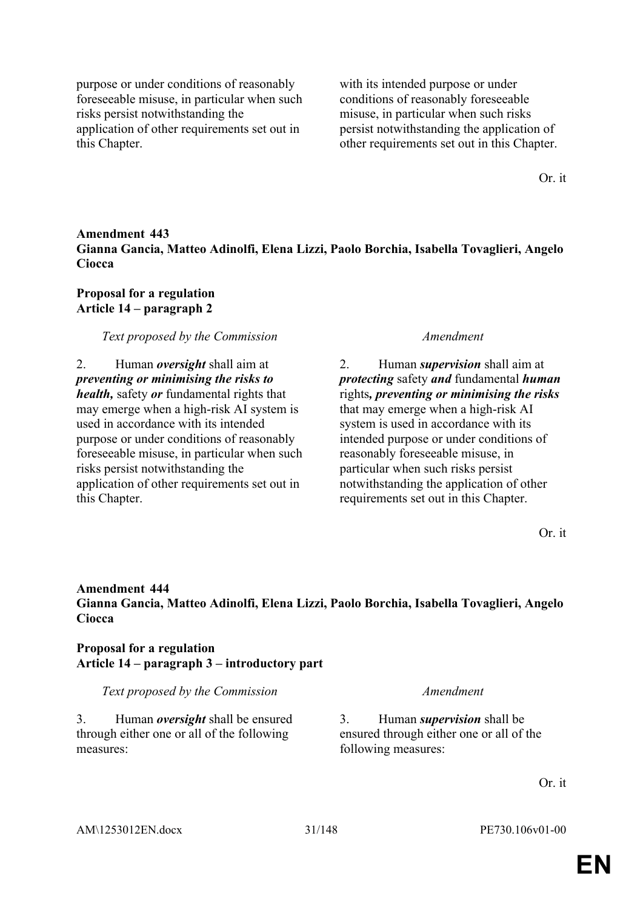| | |
|---|---|
| purpose or under conditions of reasonably foreseeable misuse, in particular when such risks persist notwithstanding the application of other requirements set out in this Chapter. | with its intended purpose or under conditions of reasonably foreseeable misuse, in particular when such risks persist notwithstanding the application of other requirements set out in this Chapter. |

Or. it

**Amendment 443**
**Gianna Gancia, Matteo Adinolfi, Elena Lizzi, Paolo Borchia, Isabella Tovaglieri, Angelo Ciocca**

**Proposal for a regulation**
**Article 14 – paragraph 2**

| *Text proposed by the Commission* | *Amendment* |
|---|---|
| 2. Human ***oversight*** shall aim at ***preventing or minimising the risks to health,*** safety ***or*** fundamental rights that may emerge when a high-risk AI system is used in accordance with its intended purpose or under conditions of reasonably foreseeable misuse, in particular when such risks persist notwithstanding the application of other requirements set out in this Chapter. | 2. Human ***supervision*** shall aim at ***protecting*** safety ***and*** fundamental ***human*** rights***, preventing or minimising the risks*** that may emerge when a high-risk AI system is used in accordance with its intended purpose or under conditions of reasonably foreseeable misuse, in particular when such risks persist notwithstanding the application of other requirements set out in this Chapter. |

Or. it

**Amendment 444**
**Gianna Gancia, Matteo Adinolfi, Elena Lizzi, Paolo Borchia, Isabella Tovaglieri, Angelo Ciocca**

**Proposal for a regulation**
**Article 14 – paragraph 3 – introductory part**

| *Text proposed by the Commission* | *Amendment* |
|---|---|
| 3. Human ***oversight*** shall be ensured through either one or all of the following measures: | 3. Human ***supervision*** shall be ensured through either one or all of the following measures: |

Or. it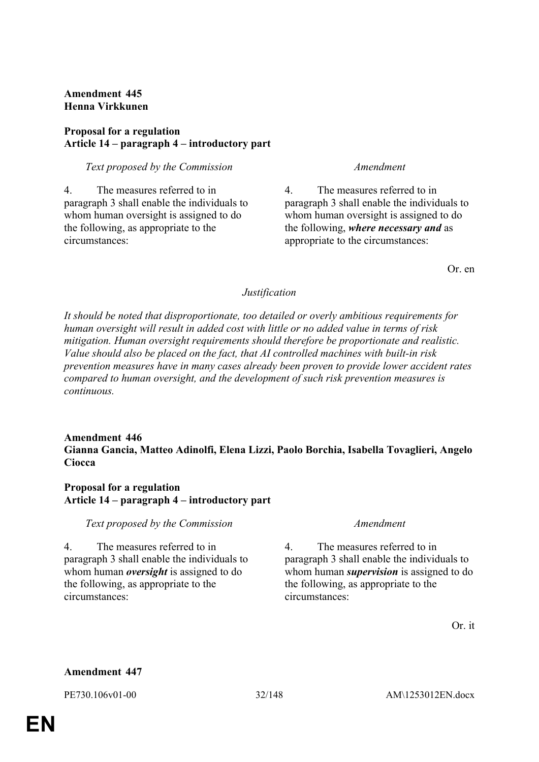**Amendment 445**
**Henna Virkkunen**

**Proposal for a regulation**
**Article 14 – paragraph 4 – introductory part**

| *Text proposed by the Commission* | *Amendment* |
|---|---|
| 4. The measures referred to in paragraph 3 shall enable the individuals to whom human oversight is assigned to do the following, as appropriate to the circumstances: | 4. The measures referred to in paragraph 3 shall enable the individuals to whom human oversight is assigned to do the following, ***where necessary and*** as appropriate to the circumstances: |

Or. en

*Justification*

*It should be noted that disproportionate, too detailed or overly ambitious requirements for human oversight will result in added cost with little or no added value in terms of risk mitigation. Human oversight requirements should therefore be proportionate and realistic. Value should also be placed on the fact, that AI controlled machines with built-in risk prevention measures have in many cases already been proven to provide lower accident rates compared to human oversight, and the development of such risk prevention measures is continuous.*

**Amendment 446**
**Gianna Gancia, Matteo Adinolfi, Elena Lizzi, Paolo Borchia, Isabella Tovaglieri, Angelo Ciocca**

**Proposal for a regulation**
**Article 14 – paragraph 4 – introductory part**

| *Text proposed by the Commission* | *Amendment* |
|---|---|
| 4. The measures referred to in paragraph 3 shall enable the individuals to whom human ***oversight*** is assigned to do the following, as appropriate to the circumstances: | 4. The measures referred to in paragraph 3 shall enable the individuals to whom human ***supervision*** is assigned to do the following, as appropriate to the circumstances: |

Or. it

**Amendment 447**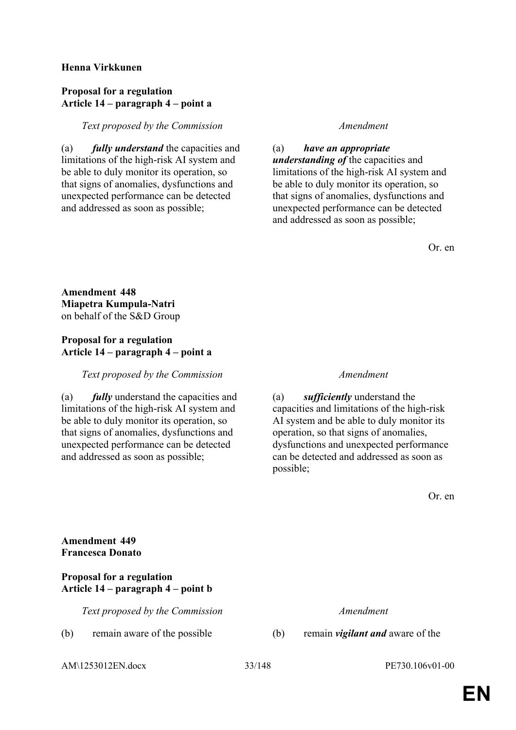**Henna Virkkunen**

**Proposal for a regulation**
**Article 14 – paragraph 4 – point a**

| *Text proposed by the Commission* | *Amendment* |
|---|---|
| (a) ***fully understand*** the capacities and limitations of the high-risk AI system and be able to duly monitor its operation, so that signs of anomalies, dysfunctions and unexpected performance can be detected and addressed as soon as possible; | (a) ***have an appropriate understanding of*** the capacities and limitations of the high-risk AI system and be able to duly monitor its operation, so that signs of anomalies, dysfunctions and unexpected performance can be detected and addressed as soon as possible; |

Or. en

**Amendment 448**
**Miapetra Kumpula-Natri**
on behalf of the S&D Group

**Proposal for a regulation**
**Article 14 – paragraph 4 – point a**

| *Text proposed by the Commission* | *Amendment* |
|---|---|
| (a) ***fully*** understand the capacities and limitations of the high-risk AI system and be able to duly monitor its operation, so that signs of anomalies, dysfunctions and unexpected performance can be detected and addressed as soon as possible; | (a) ***sufficiently*** understand the capacities and limitations of the high-risk AI system and be able to duly monitor its operation, so that signs of anomalies, dysfunctions and unexpected performance can be detected and addressed as soon as possible; |

Or. en

**Amendment 449**
**Francesca Donato**

**Proposal for a regulation**
**Article 14 – paragraph 4 – point b**

| *Text proposed by the Commission* | *Amendment* |
|---|---|
| (b) remain aware of the possible | (b) remain ***vigilant and*** aware of the |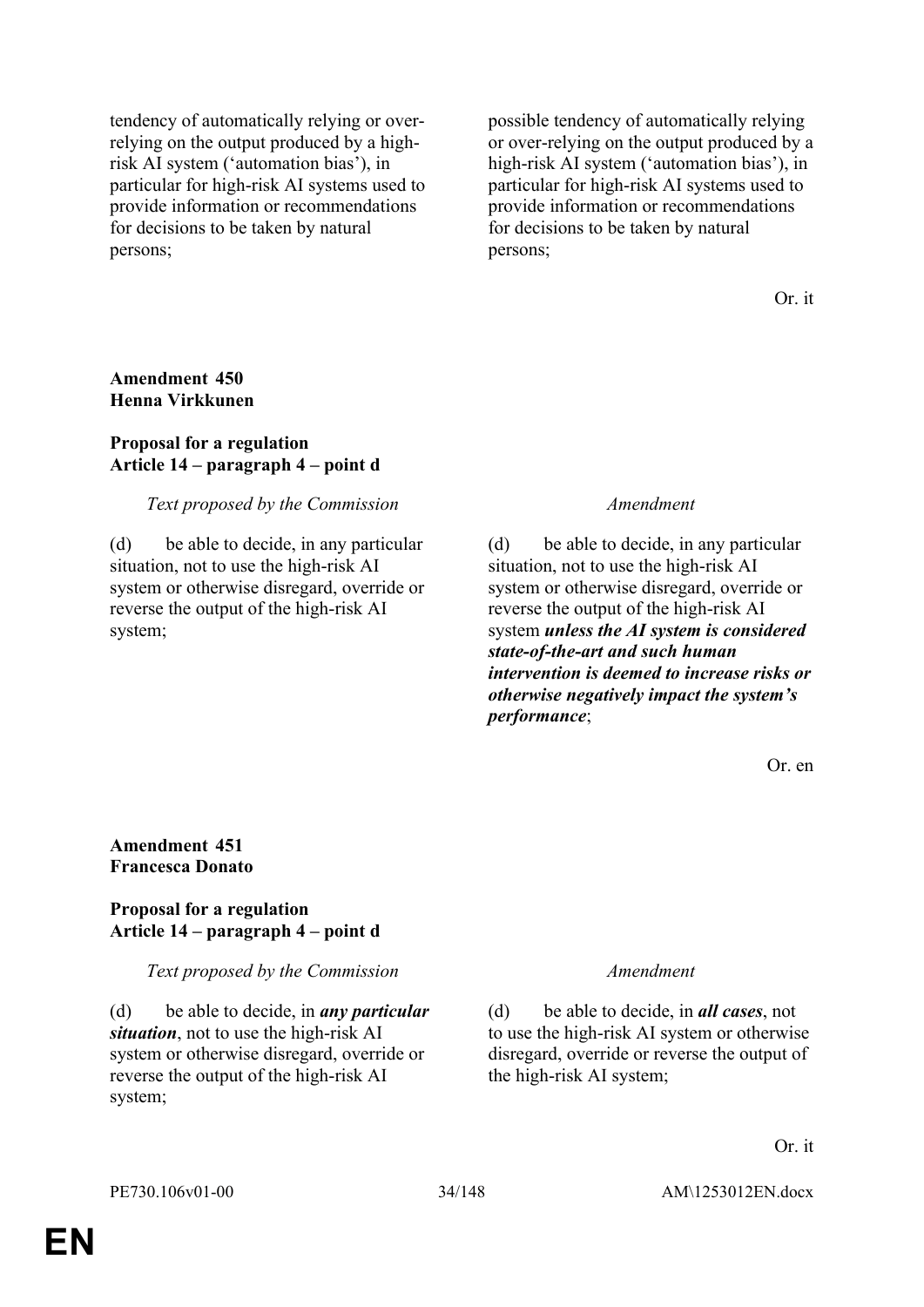| | |
|---|---|
| tendency of automatically relying or over-relying on the output produced by a high-risk AI system (‘automation bias’), in particular for high-risk AI systems used to provide information or recommendations for decisions to be taken by natural persons; | possible tendency of automatically relying or over-relying on the output produced by a high-risk AI system (‘automation bias’), in particular for high-risk AI systems used to provide information or recommendations for decisions to be taken by natural persons; |

Or. it

**Amendment 450**
**Henna Virkkunen**

**Proposal for a regulation**
**Article 14 – paragraph 4 – point d**

| *Text proposed by the Commission* | *Amendment* |
|---|---|
| (d) be able to decide, in any particular situation, not to use the high-risk AI system or otherwise disregard, override or reverse the output of the high-risk AI system; | (d) be able to decide, in any particular situation, not to use the high-risk AI system or otherwise disregard, override or reverse the output of the high-risk AI system ***unless the AI system is considered state-of-the-art and such human intervention is deemed to increase risks or otherwise negatively impact the system’s performance***; |

Or. en

**Amendment 451**
**Francesca Donato**

**Proposal for a regulation**
**Article 14 – paragraph 4 – point d**

| *Text proposed by the Commission* | *Amendment* |
|---|---|
| (d) be able to decide, in ***any particular situation***, not to use the high-risk AI system or otherwise disregard, override or reverse the output of the high-risk AI system; | (d) be able to decide, in ***all cases***, not to use the high-risk AI system or otherwise disregard, override or reverse the output of the high-risk AI system; |

Or. it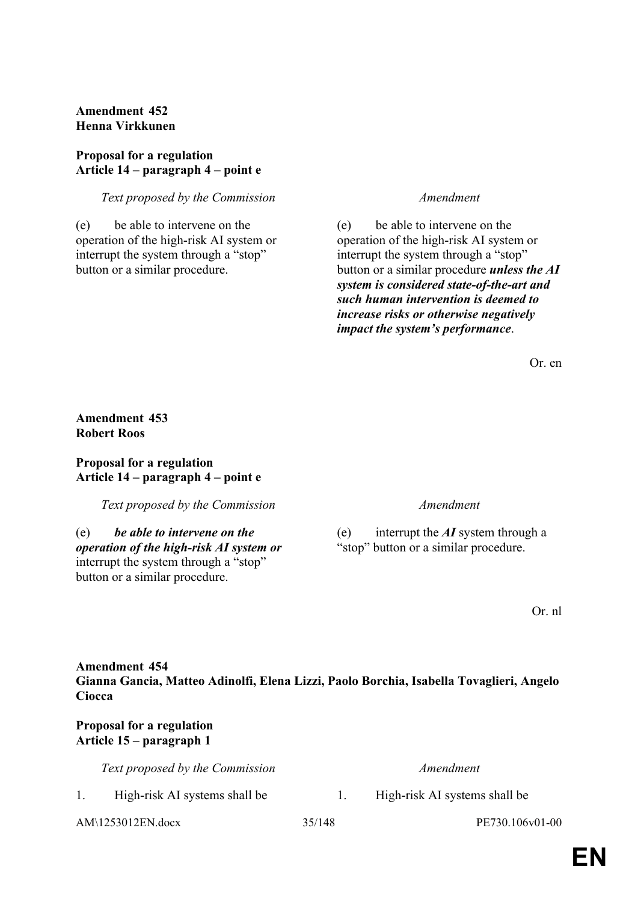**Amendment 452**
**Henna Virkkunen**

**Proposal for a regulation**
**Article 14 – paragraph 4 – point e**

| *Text proposed by the Commission* | *Amendment* |
| --- | --- |
| (e) be able to intervene on the operation of the high-risk AI system or interrupt the system through a "stop" button or a similar procedure. | (e) be able to intervene on the operation of the high-risk AI system or interrupt the system through a "stop" button or a similar procedure ***unless the AI system is considered state-of-the-art and such human intervention is deemed to increase risks or otherwise negatively impact the system's performance***. |

Or. en

**Amendment 453**
**Robert Roos**

**Proposal for a regulation**
**Article 14 – paragraph 4 – point e**

| *Text proposed by the Commission* | *Amendment* |
| --- | --- |
| (e) ***be able to intervene on the operation of the high-risk AI system or*** interrupt the system through a "stop" button or a similar procedure. | (e) interrupt the ***AI*** system through a "stop" button or a similar procedure. |

Or. nl

**Amendment 454**
**Gianna Gancia, Matteo Adinolfi, Elena Lizzi, Paolo Borchia, Isabella Tovaglieri, Angelo Ciocca**

**Proposal for a regulation**
**Article 15 – paragraph 1**

| *Text proposed by the Commission* | *Amendment* |
| --- | --- |
| 1. High-risk AI systems shall be | 1. High-risk AI systems shall be |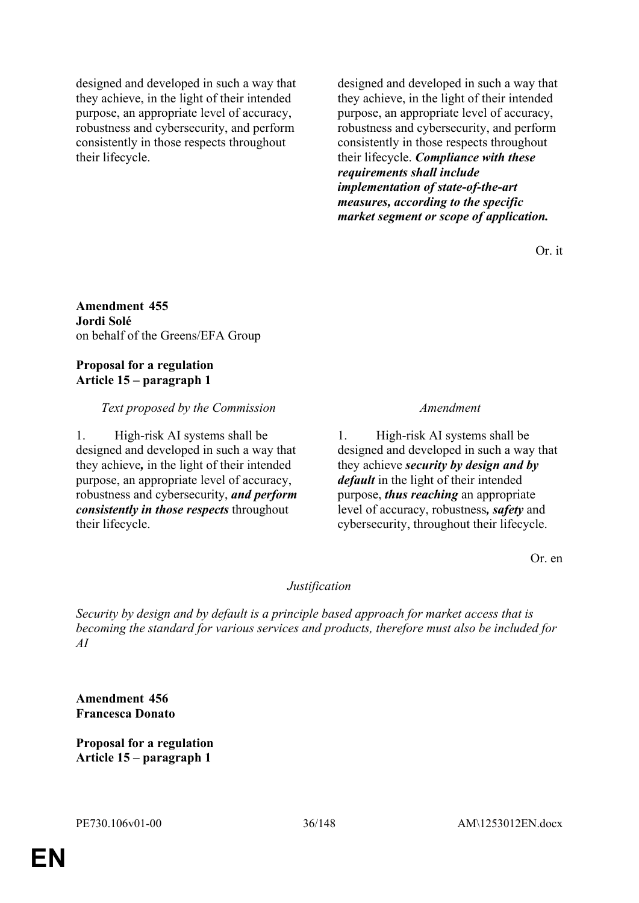| | |
|---|---|
| designed and developed in such a way that they achieve, in the light of their intended purpose, an appropriate level of accuracy, robustness and cybersecurity, and perform consistently in those respects throughout their lifecycle. | designed and developed in such a way that they achieve, in the light of their intended purpose, an appropriate level of accuracy, robustness and cybersecurity, and perform consistently in those respects throughout their lifecycle. ***Compliance with these requirements shall include implementation of state-of-the-art measures, according to the specific market segment or scope of application.*** |

Or. it

**Amendment 455**
**Jordi Solé**
on behalf of the Greens/EFA Group

**Proposal for a regulation**
**Article 15 – paragraph 1**

| *Text proposed by the Commission* | *Amendment* |
|---|---|
| 1. High-risk AI systems shall be designed and developed in such a way that they achieve***,*** in the light of their intended purpose, an appropriate level of accuracy, robustness and cybersecurity, ***and perform consistently in those respects*** throughout their lifecycle. | 1. High-risk AI systems shall be designed and developed in such a way that they achieve ***security by design and by default*** in the light of their intended purpose, ***thus reaching*** an appropriate level of accuracy, robustness***, safety*** and cybersecurity, throughout their lifecycle. |

Or. en

*Justification*

*Security by design and by default is a principle based approach for market access that is becoming the standard for various services and products, therefore must also be included for AI*

**Amendment 456**
**Francesca Donato**

**Proposal for a regulation**
**Article 15 – paragraph 1**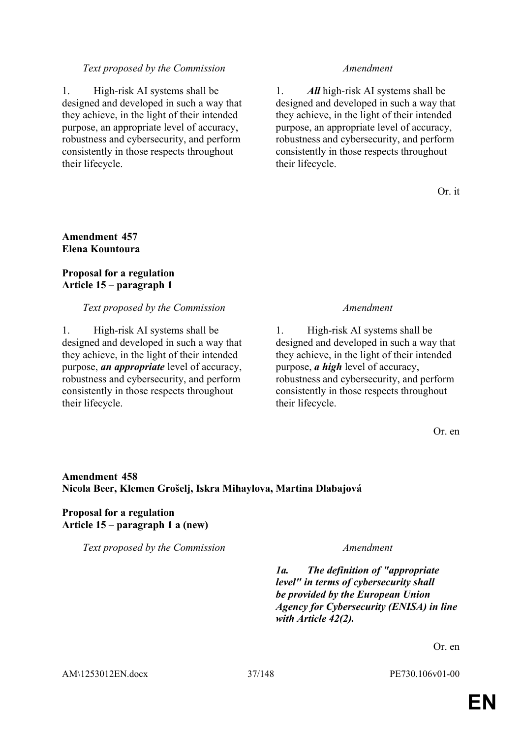| *Text proposed by the Commission* | *Amendment* |
|---|---|
| 1. High-risk AI systems shall be designed and developed in such a way that they achieve, in the light of their intended purpose, an appropriate level of accuracy, robustness and cybersecurity, and perform consistently in those respects throughout their lifecycle. | 1. ***All*** high-risk AI systems shall be designed and developed in such a way that they achieve, in the light of their intended purpose, an appropriate level of accuracy, robustness and cybersecurity, and perform consistently in those respects throughout their lifecycle. |

Or. it

**Amendment 457**
**Elena Kountoura**

**Proposal for a regulation**
**Article 15 – paragraph 1**

| *Text proposed by the Commission* | *Amendment* |
|---|---|
| 1. High-risk AI systems shall be designed and developed in such a way that they achieve, in the light of their intended purpose, ***an appropriate*** level of accuracy, robustness and cybersecurity, and perform consistently in those respects throughout their lifecycle. | 1. High-risk AI systems shall be designed and developed in such a way that they achieve, in the light of their intended purpose, ***a high*** level of accuracy, robustness and cybersecurity, and perform consistently in those respects throughout their lifecycle. |

Or. en

**Amendment 458**
**Nicola Beer, Klemen Grošelj, Iskra Mihaylova, Martina Dlabajová**

**Proposal for a regulation**
**Article 15 – paragraph 1 a (new)**

| *Text proposed by the Commission* | *Amendment* |
|---|---|
| | ***1a. The definition of "appropriate level" in terms of cybersecurity shall be provided by the European Union Agency for Cybersecurity (ENISA) in line with Article 42(2).*** |

Or. en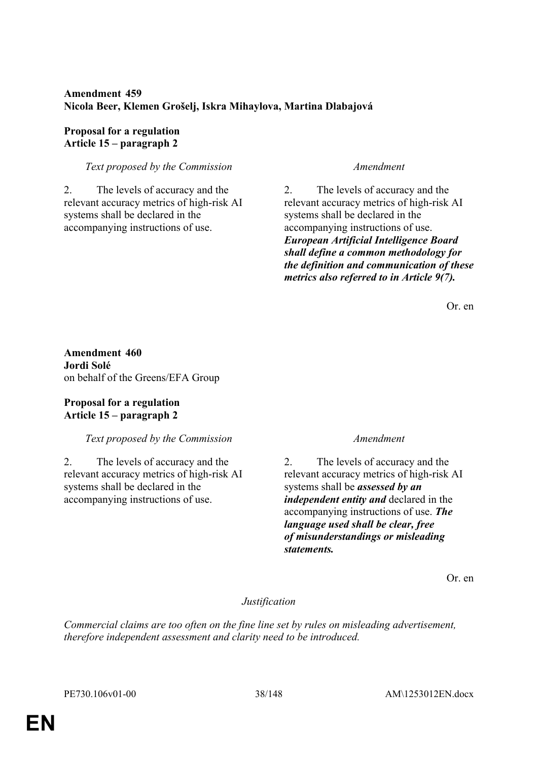**Amendment 459**
**Nicola Beer, Klemen Grošelj, Iskra Mihaylova, Martina Dlabajová**

**Proposal for a regulation**
**Article 15 – paragraph 2**

| *Text proposed by the Commission* | *Amendment* |
|---|---|
| 2. The levels of accuracy and the relevant accuracy metrics of high-risk AI systems shall be declared in the accompanying instructions of use. | 2. The levels of accuracy and the relevant accuracy metrics of high-risk AI systems shall be declared in the accompanying instructions of use. ***European Artificial Intelligence Board shall define a common methodology for the definition and communication of these metrics also referred to in Article 9(7).*** |

Or. en

**Amendment 460**
**Jordi Solé**
on behalf of the Greens/EFA Group

**Proposal for a regulation**
**Article 15 – paragraph 2**

| *Text proposed by the Commission* | *Amendment* |
|---|---|
| 2. The levels of accuracy and the relevant accuracy metrics of high-risk AI systems shall be declared in the accompanying instructions of use. | 2. The levels of accuracy and the relevant accuracy metrics of high-risk AI systems shall be ***assessed by an independent entity and*** declared in the accompanying instructions of use. ***The language used shall be clear, free of misunderstandings or misleading statements.*** |

Or. en

*Justification*

*Commercial claims are too often on the fine line set by rules on misleading advertisement, therefore independent assessment and clarity need to be introduced.*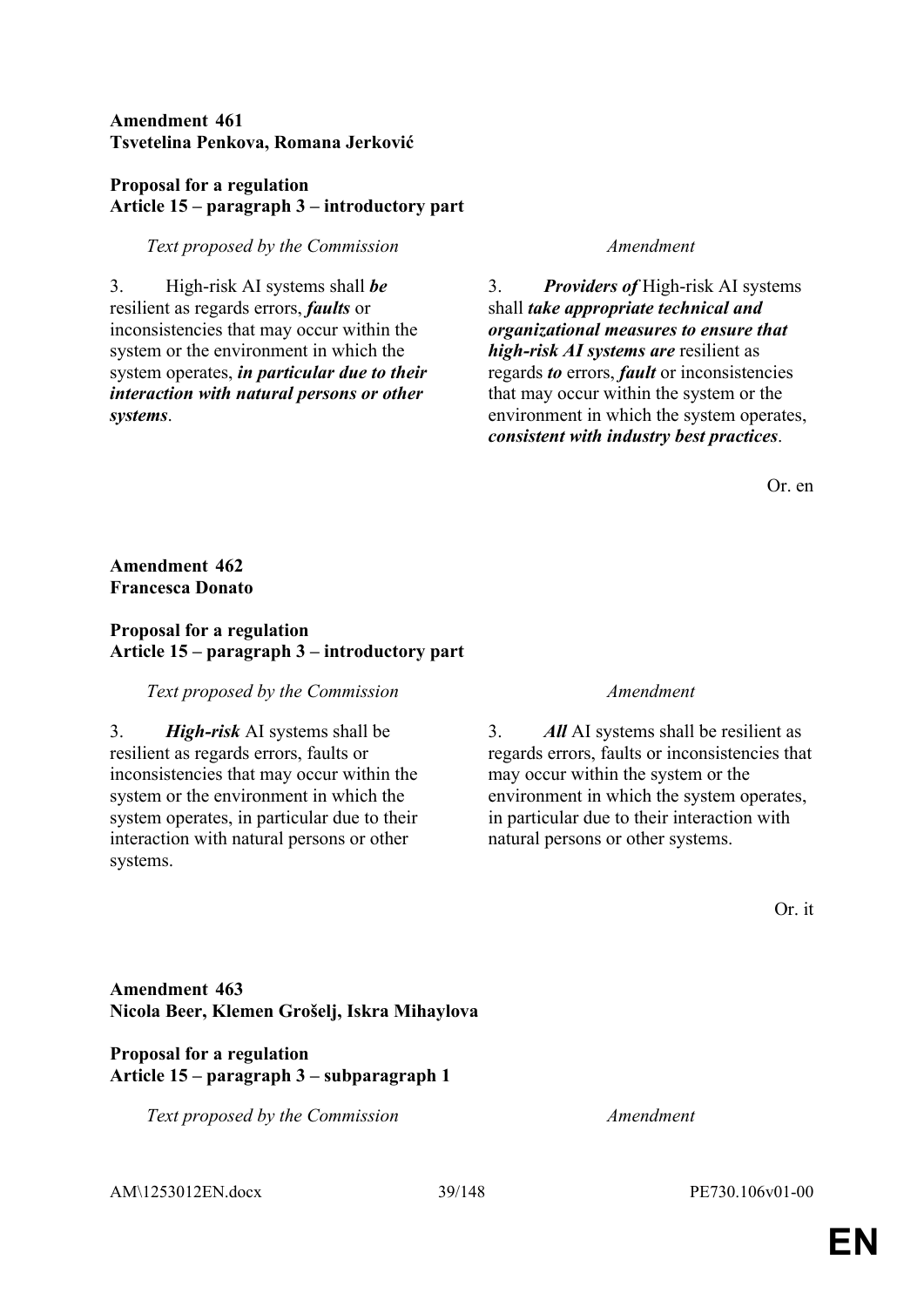**Amendment 461**
**Tsvetelina Penkova, Romana Jerković**

**Proposal for a regulation**
**Article 15 – paragraph 3 – introductory part**

| *Text proposed by the Commission* | *Amendment* |
|---|---|
| 3. High-risk AI systems shall ***be*** resilient as regards errors, ***faults*** or inconsistencies that may occur within the system or the environment in which the system operates, ***in particular due to their interaction with natural persons or other systems***. | 3. ***Providers of*** High-risk AI systems shall ***take appropriate technical and organizational measures to ensure that high-risk AI systems are*** resilient as regards ***to*** errors, ***fault*** or inconsistencies that may occur within the system or the environment in which the system operates, ***consistent with industry best practices***. |

Or. en

**Amendment 462**
**Francesca Donato**

**Proposal for a regulation**
**Article 15 – paragraph 3 – introductory part**

| *Text proposed by the Commission* | *Amendment* |
|---|---|
| 3. ***High-risk*** AI systems shall be resilient as regards errors, faults or inconsistencies that may occur within the system or the environment in which the system operates, in particular due to their interaction with natural persons or other systems. | 3. ***All*** AI systems shall be resilient as regards errors, faults or inconsistencies that may occur within the system or the environment in which the system operates, in particular due to their interaction with natural persons or other systems. |

Or. it

**Amendment 463**
**Nicola Beer, Klemen Grošelj, Iskra Mihaylova**

**Proposal for a regulation**
**Article 15 – paragraph 3 – subparagraph 1**

| *Text proposed by the Commission* | *Amendment* |
|---|---|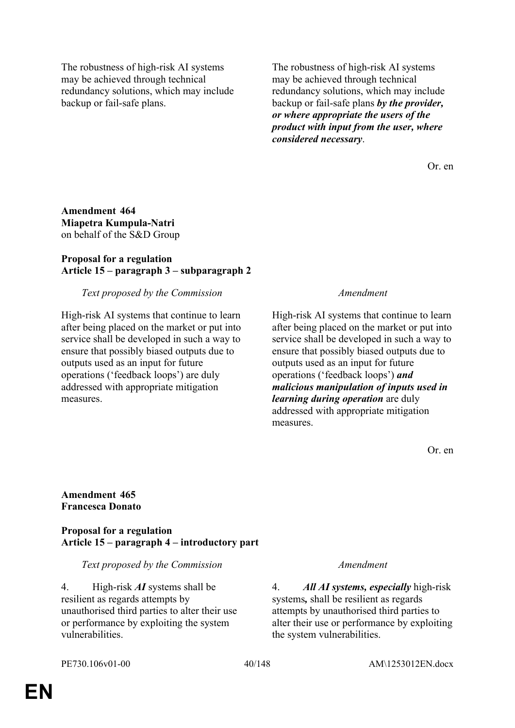| | |
|---|---|
| The robustness of high-risk AI systems may be achieved through technical redundancy solutions, which may include backup or fail-safe plans. | The robustness of high-risk AI systems may be achieved through technical redundancy solutions, which may include backup or fail-safe plans ***by the provider, or where appropriate the users of the product with input from the user, where considered necessary***. |

Or. en

**Amendment 464**
**Miapetra Kumpula-Natri**
on behalf of the S&D Group

**Proposal for a regulation**
**Article 15 – paragraph 3 – subparagraph 2**

| *Text proposed by the Commission* | *Amendment* |
|---|---|
| High-risk AI systems that continue to learn after being placed on the market or put into service shall be developed in such a way to ensure that possibly biased outputs due to outputs used as an input for future operations ('feedback loops') are duly addressed with appropriate mitigation measures. | High-risk AI systems that continue to learn after being placed on the market or put into service shall be developed in such a way to ensure that possibly biased outputs due to outputs used as an input for future operations ('feedback loops') ***and malicious manipulation of inputs used in learning during operation*** are duly addressed with appropriate mitigation measures. |

Or. en

**Amendment 465**
**Francesca Donato**

**Proposal for a regulation**
**Article 15 – paragraph 4 – introductory part**

| *Text proposed by the Commission* | *Amendment* |
|---|---|
| 4. High-risk ***AI*** systems shall be resilient as regards attempts by unauthorised third parties to alter their use or performance by exploiting the system vulnerabilities. | 4. ***All AI systems, especially*** high-risk systems***,*** shall be resilient as regards attempts by unauthorised third parties to alter their use or performance by exploiting the system vulnerabilities. |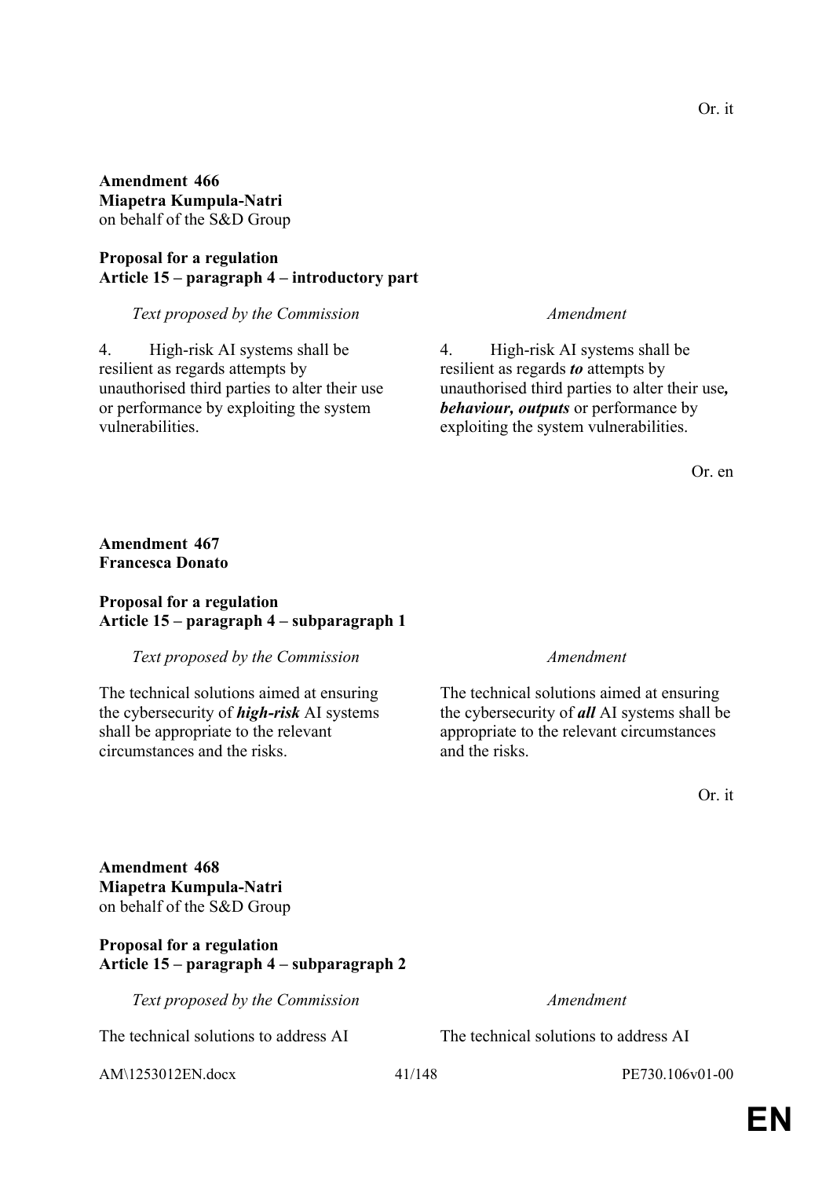Or. it

**Amendment 466**
**Miapetra Kumpula-Natri**
on behalf of the S&D Group

**Proposal for a regulation**
**Article 15 – paragraph 4 – introductory part**

| *Text proposed by the Commission* | *Amendment* |
|---|---|
| 4. High-risk AI systems shall be resilient as regards attempts by unauthorised third parties to alter their use or performance by exploiting the system vulnerabilities. | 4. High-risk AI systems shall be resilient as regards ***to*** attempts by unauthorised third parties to alter their use***, behaviour, outputs*** or performance by exploiting the system vulnerabilities. |

Or. en

**Amendment 467**
**Francesca Donato**

**Proposal for a regulation**
**Article 15 – paragraph 4 – subparagraph 1**

| *Text proposed by the Commission* | *Amendment* |
|---|---|
| The technical solutions aimed at ensuring the cybersecurity of ***high-risk*** AI systems shall be appropriate to the relevant circumstances and the risks. | The technical solutions aimed at ensuring the cybersecurity of ***all*** AI systems shall be appropriate to the relevant circumstances and the risks. |

Or. it

**Amendment 468**
**Miapetra Kumpula-Natri**
on behalf of the S&D Group

**Proposal for a regulation**
**Article 15 – paragraph 4 – subparagraph 2**

| *Text proposed by the Commission* | *Amendment* |
|---|---|
| The technical solutions to address AI | The technical solutions to address AI |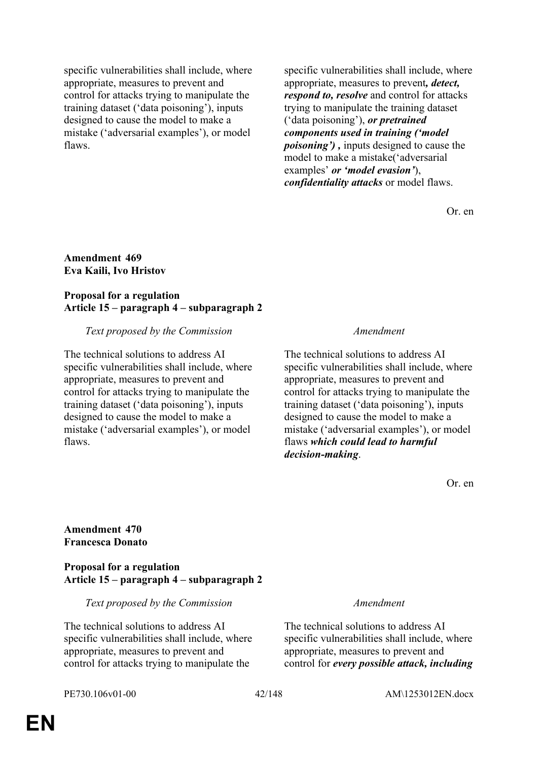| | |
|---|---|
| specific vulnerabilities shall include, where appropriate, measures to prevent and control for attacks trying to manipulate the training dataset (‘data poisoning’), inputs designed to cause the model to make a mistake (‘adversarial examples’), or model flaws. | specific vulnerabilities shall include, where appropriate, measures to prevent***, detect, respond to, resolve*** and control for attacks trying to manipulate the training dataset (‘data poisoning’), ***or pretrained components used in training (‘model poisoning’) ,*** inputs designed to cause the model to make a mistake(‘adversarial examples’ ***or ‘model evasion’***), ***confidentiality attacks*** or model flaws. |

Or. en

**Amendment 469**
**Eva Kaili, Ivo Hristov**

**Proposal for a regulation**
**Article 15 – paragraph 4 – subparagraph 2**

| *Text proposed by the Commission* | *Amendment* |
|---|---|
| The technical solutions to address AI specific vulnerabilities shall include, where appropriate, measures to prevent and control for attacks trying to manipulate the training dataset (‘data poisoning’), inputs designed to cause the model to make a mistake (‘adversarial examples’), or model flaws. | The technical solutions to address AI specific vulnerabilities shall include, where appropriate, measures to prevent and control for attacks trying to manipulate the training dataset (‘data poisoning’), inputs designed to cause the model to make a mistake (‘adversarial examples’), or model flaws ***which could lead to harmful decision-making***. |

Or. en

**Amendment 470**
**Francesca Donato**

**Proposal for a regulation**
**Article 15 – paragraph 4 – subparagraph 2**

| *Text proposed by the Commission* | *Amendment* |
|---|---|
| The technical solutions to address AI specific vulnerabilities shall include, where appropriate, measures to prevent and control for attacks trying to manipulate the | The technical solutions to address AI specific vulnerabilities shall include, where appropriate, measures to prevent and control for ***every possible attack, including*** |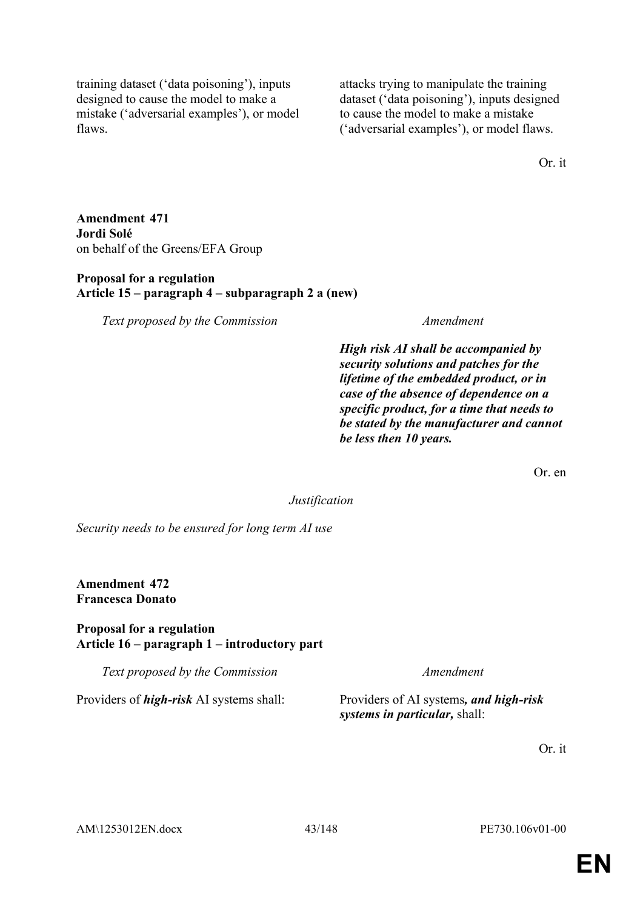| | |
|---|---|
| training dataset ('data poisoning'), inputs designed to cause the model to make a mistake ('adversarial examples'), or model flaws. | attacks trying to manipulate the training dataset ('data poisoning'), inputs designed to cause the model to make a mistake ('adversarial examples'), or model flaws. |

Or. it

**Amendment 471**
**Jordi Solé**
on behalf of the Greens/EFA Group

**Proposal for a regulation**
**Article 15 – paragraph 4 – subparagraph 2 a (new)**

| *Text proposed by the Commission* | *Amendment* |
|---|---|
| | ***High risk AI shall be accompanied by security solutions and patches for the lifetime of the embedded product, or in case of the absence of dependence on a specific product, for a time that needs to be stated by the manufacturer and cannot be less then 10 years.*** |

Or. en

*Justification*

*Security needs to be ensured for long term AI use*

**Amendment 472**
**Francesca Donato**

**Proposal for a regulation**
**Article 16 – paragraph 1 – introductory part**

| *Text proposed by the Commission* | *Amendment* |
|---|---|
| Providers of ***high-risk*** AI systems shall: | Providers of AI systems***, and high-risk systems in particular,*** shall: |

Or. it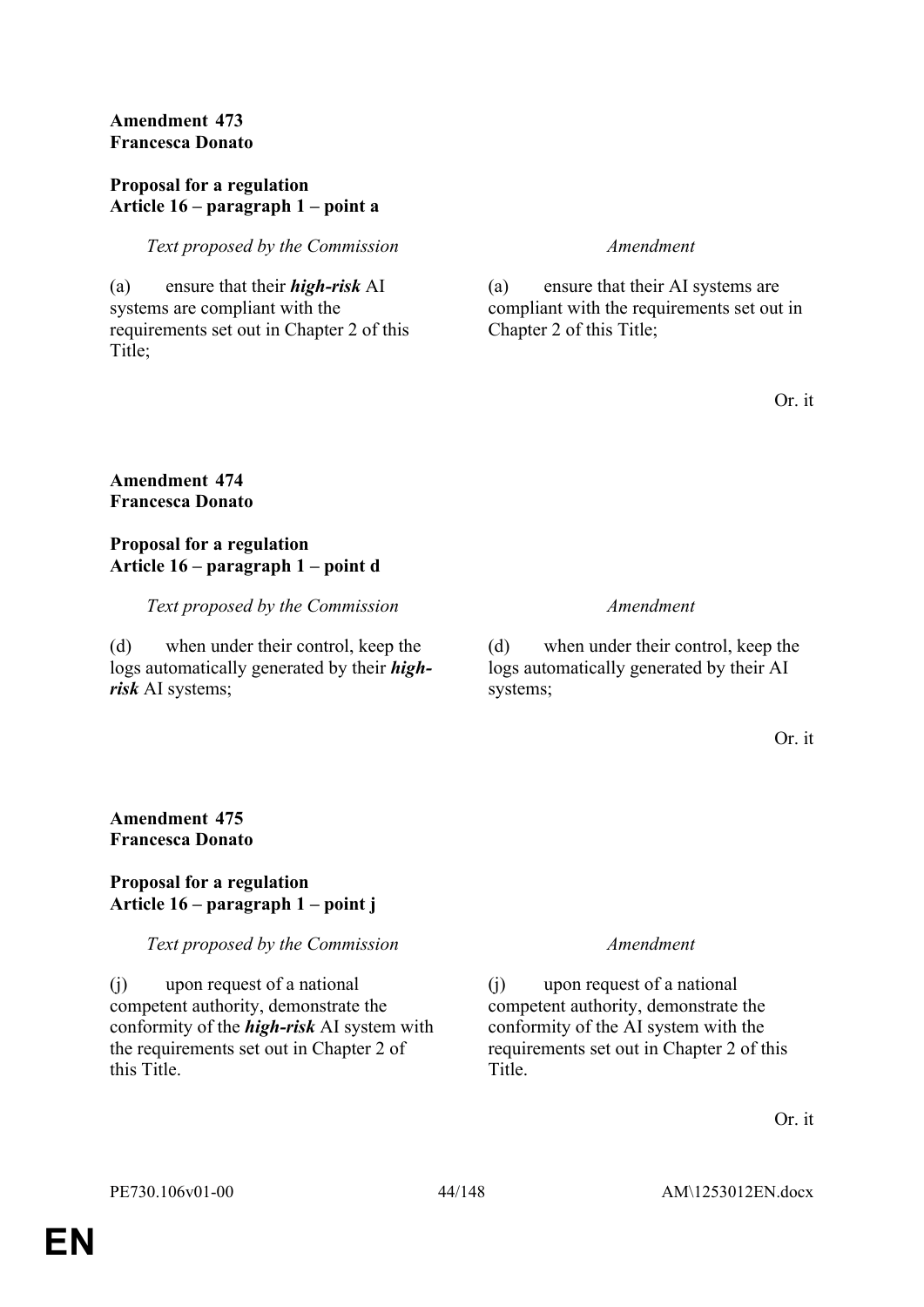**Amendment 473**
**Francesca Donato**

**Proposal for a regulation**
**Article 16 – paragraph 1 – point a**

| *Text proposed by the Commission* | *Amendment* |
|---|---|
| (a) ensure that their ***high-risk*** AI systems are compliant with the requirements set out in Chapter 2 of this Title; | (a) ensure that their AI systems are compliant with the requirements set out in Chapter 2 of this Title; |

Or. it

**Amendment 474**
**Francesca Donato**

**Proposal for a regulation**
**Article 16 – paragraph 1 – point d**

| *Text proposed by the Commission* | *Amendment* |
|---|---|
| (d) when under their control, keep the logs automatically generated by their ***high-risk*** AI systems; | (d) when under their control, keep the logs automatically generated by their AI systems; |

Or. it

**Amendment 475**
**Francesca Donato**

**Proposal for a regulation**
**Article 16 – paragraph 1 – point j**

| *Text proposed by the Commission* | *Amendment* |
|---|---|
| (j) upon request of a national competent authority, demonstrate the conformity of the ***high-risk*** AI system with the requirements set out in Chapter 2 of this Title. | (j) upon request of a national competent authority, demonstrate the conformity of the AI system with the requirements set out in Chapter 2 of this Title. |

Or. it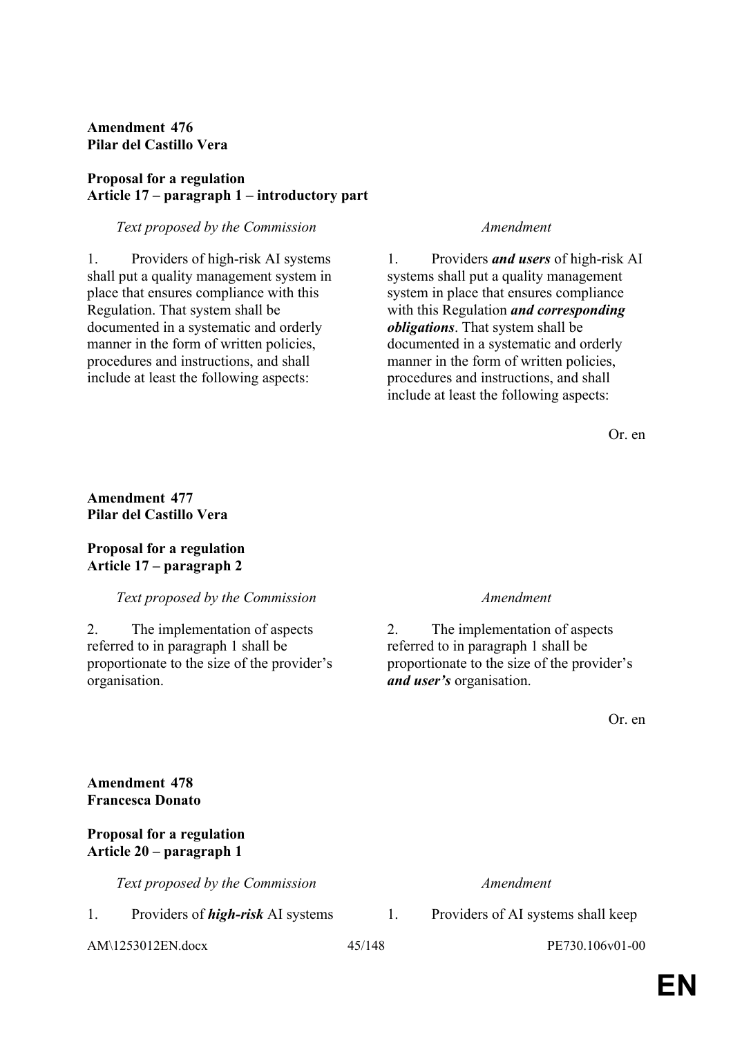**Amendment 476**
**Pilar del Castillo Vera**

**Proposal for a regulation**
**Article 17 – paragraph 1 – introductory part**

| *Text proposed by the Commission* | *Amendment* |
|---|---|
| 1. Providers of high-risk AI systems shall put a quality management system in place that ensures compliance with this Regulation. That system shall be documented in a systematic and orderly manner in the form of written policies, procedures and instructions, and shall include at least the following aspects: | 1. Providers ***and users*** of high-risk AI systems shall put a quality management system in place that ensures compliance with this Regulation ***and corresponding obligations***. That system shall be documented in a systematic and orderly manner in the form of written policies, procedures and instructions, and shall include at least the following aspects: |

Or. en

**Amendment 477**
**Pilar del Castillo Vera**

**Proposal for a regulation**
**Article 17 – paragraph 2**

| *Text proposed by the Commission* | *Amendment* |
|---|---|
| 2. The implementation of aspects referred to in paragraph 1 shall be proportionate to the size of the provider's organisation. | 2. The implementation of aspects referred to in paragraph 1 shall be proportionate to the size of the provider's ***and user's*** organisation. |

Or. en

**Amendment 478**
**Francesca Donato**

**Proposal for a regulation**
**Article 20 – paragraph 1**

| *Text proposed by the Commission* | *Amendment* |
|---|---|
| 1. Providers of ***high-risk*** AI systems | 1. Providers of AI systems shall keep |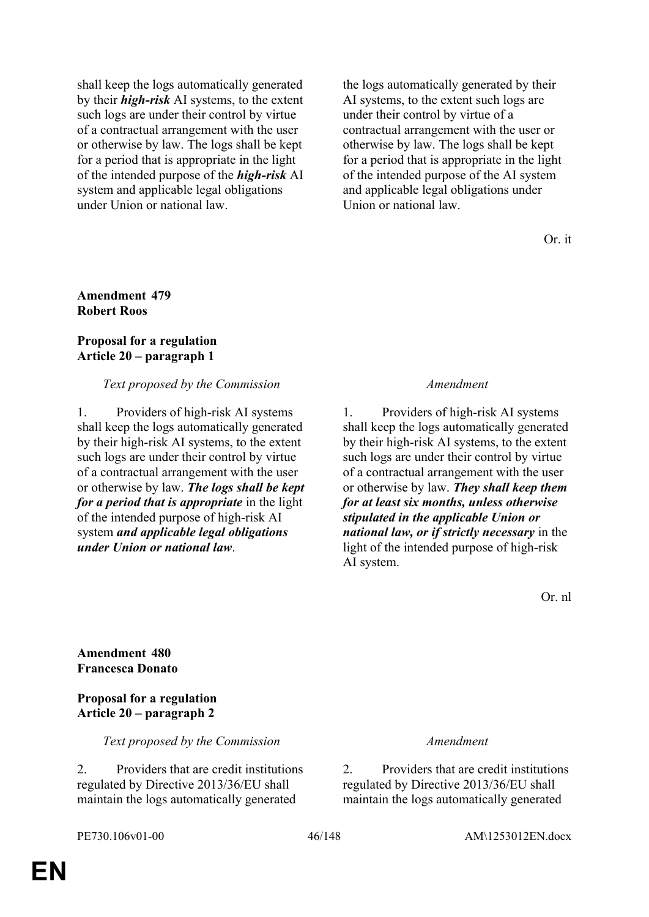| | |
|---|---|
| shall keep the logs automatically generated by their ***high-risk*** AI systems, to the extent such logs are under their control by virtue of a contractual arrangement with the user or otherwise by law. The logs shall be kept for a period that is appropriate in the light of the intended purpose of the ***high-risk*** AI system and applicable legal obligations under Union or national law. | the logs automatically generated by their AI systems, to the extent such logs are under their control by virtue of a contractual arrangement with the user or otherwise by law. The logs shall be kept for a period that is appropriate in the light of the intended purpose of the AI system and applicable legal obligations under Union or national law. |

Or. it

**Amendment 479**
**Robert Roos**

**Proposal for a regulation**
**Article 20 – paragraph 1**

| *Text proposed by the Commission* | *Amendment* |
|---|---|
| 1. Providers of high-risk AI systems shall keep the logs automatically generated by their high-risk AI systems, to the extent such logs are under their control by virtue of a contractual arrangement with the user or otherwise by law. ***The logs shall be kept for a period that is appropriate*** in the light of the intended purpose of high-risk AI system ***and applicable legal obligations under Union or national law***. | 1. Providers of high-risk AI systems shall keep the logs automatically generated by their high-risk AI systems, to the extent such logs are under their control by virtue of a contractual arrangement with the user or otherwise by law. ***They shall keep them for at least six months, unless otherwise stipulated in the applicable Union or national law, or if strictly necessary*** in the light of the intended purpose of high-risk AI system. |

Or. nl

**Amendment 480**
**Francesca Donato**

**Proposal for a regulation**
**Article 20 – paragraph 2**

| *Text proposed by the Commission* | *Amendment* |
|---|---|
| 2. Providers that are credit institutions regulated by Directive 2013/36/EU shall maintain the logs automatically generated | 2. Providers that are credit institutions regulated by Directive 2013/36/EU shall maintain the logs automatically generated |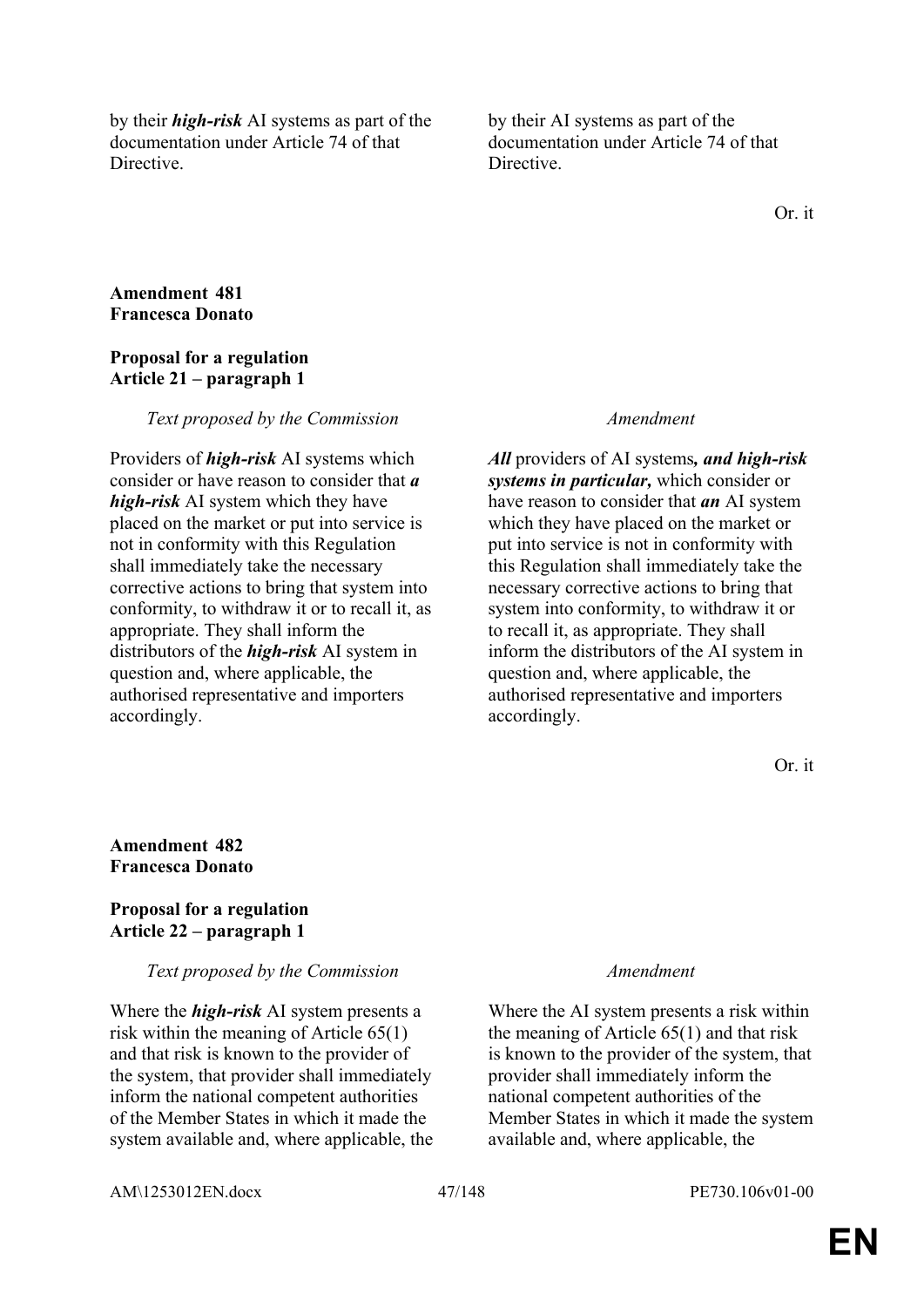| | |
|---|---|
| by their ***high-risk*** AI systems as part of the documentation under Article 74 of that Directive. | by their AI systems as part of the documentation under Article 74 of that Directive. |

Or. it

**Amendment 481**
**Francesca Donato**

**Proposal for a regulation**
**Article 21 – paragraph 1**

| *Text proposed by the Commission* | *Amendment* |
|---|---|
| Providers of ***high-risk*** AI systems which consider or have reason to consider that ***a high-risk*** AI system which they have placed on the market or put into service is not in conformity with this Regulation shall immediately take the necessary corrective actions to bring that system into conformity, to withdraw it or to recall it, as appropriate. They shall inform the distributors of the ***high-risk*** AI system in question and, where applicable, the authorised representative and importers accordingly. | ***All*** providers of AI systems***, and high-risk systems in particular,*** which consider or have reason to consider that ***an*** AI system which they have placed on the market or put into service is not in conformity with this Regulation shall immediately take the necessary corrective actions to bring that system into conformity, to withdraw it or to recall it, as appropriate. They shall inform the distributors of the AI system in question and, where applicable, the authorised representative and importers accordingly. |

Or. it

**Amendment 482**
**Francesca Donato**

**Proposal for a regulation**
**Article 22 – paragraph 1**

| *Text proposed by the Commission* | *Amendment* |
|---|---|
| Where the ***high-risk*** AI system presents a risk within the meaning of Article 65(1) and that risk is known to the provider of the system, that provider shall immediately inform the national competent authorities of the Member States in which it made the system available and, where applicable, the | Where the AI system presents a risk within the meaning of Article 65(1) and that risk is known to the provider of the system, that provider shall immediately inform the national competent authorities of the Member States in which it made the system available and, where applicable, the |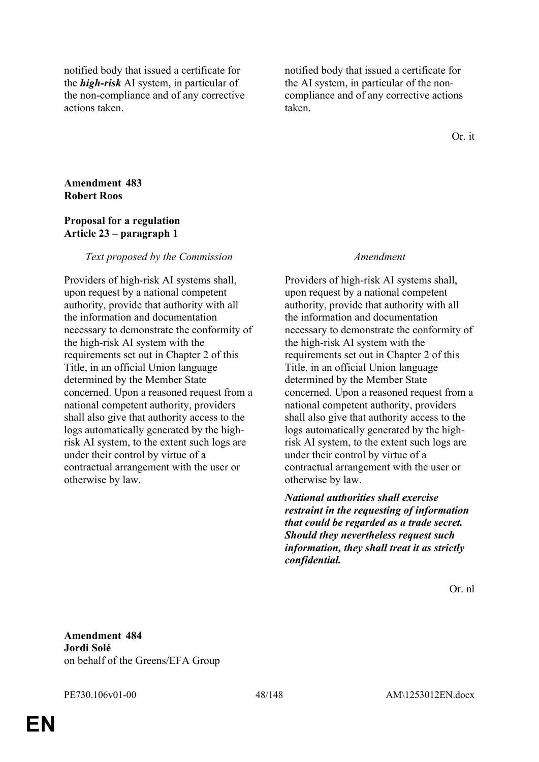| | |
|---|---|
| notified body that issued a certificate for the ***high-risk*** AI system, in particular of the non-compliance and of any corrective actions taken. | notified body that issued a certificate for the AI system, in particular of the non-compliance and of any corrective actions taken. |

Or. it

**Amendment 483**
**Robert Roos**

**Proposal for a regulation**
**Article 23 – paragraph 1**

| *Text proposed by the Commission* | *Amendment* |
|---|---|
| Providers of high-risk AI systems shall, upon request by a national competent authority, provide that authority with all the information and documentation necessary to demonstrate the conformity of the high-risk AI system with the requirements set out in Chapter 2 of this Title, in an official Union language determined by the Member State concerned. Upon a reasoned request from a national competent authority, providers shall also give that authority access to the logs automatically generated by the high-risk AI system, to the extent such logs are under their control by virtue of a contractual arrangement with the user or otherwise by law. | Providers of high-risk AI systems shall, upon request by a national competent authority, provide that authority with all the information and documentation necessary to demonstrate the conformity of the high-risk AI system with the requirements set out in Chapter 2 of this Title, in an official Union language determined by the Member State concerned. Upon a reasoned request from a national competent authority, providers shall also give that authority access to the logs automatically generated by the high-risk AI system, to the extent such logs are under their control by virtue of a contractual arrangement with the user or otherwise by law. |
| | ***National authorities shall exercise restraint in the requesting of information that could be regarded as a trade secret. Should they nevertheless request such information, they shall treat it as strictly confidential.*** |

Or. nl

**Amendment 484**
**Jordi Solé**
on behalf of the Greens/EFA Group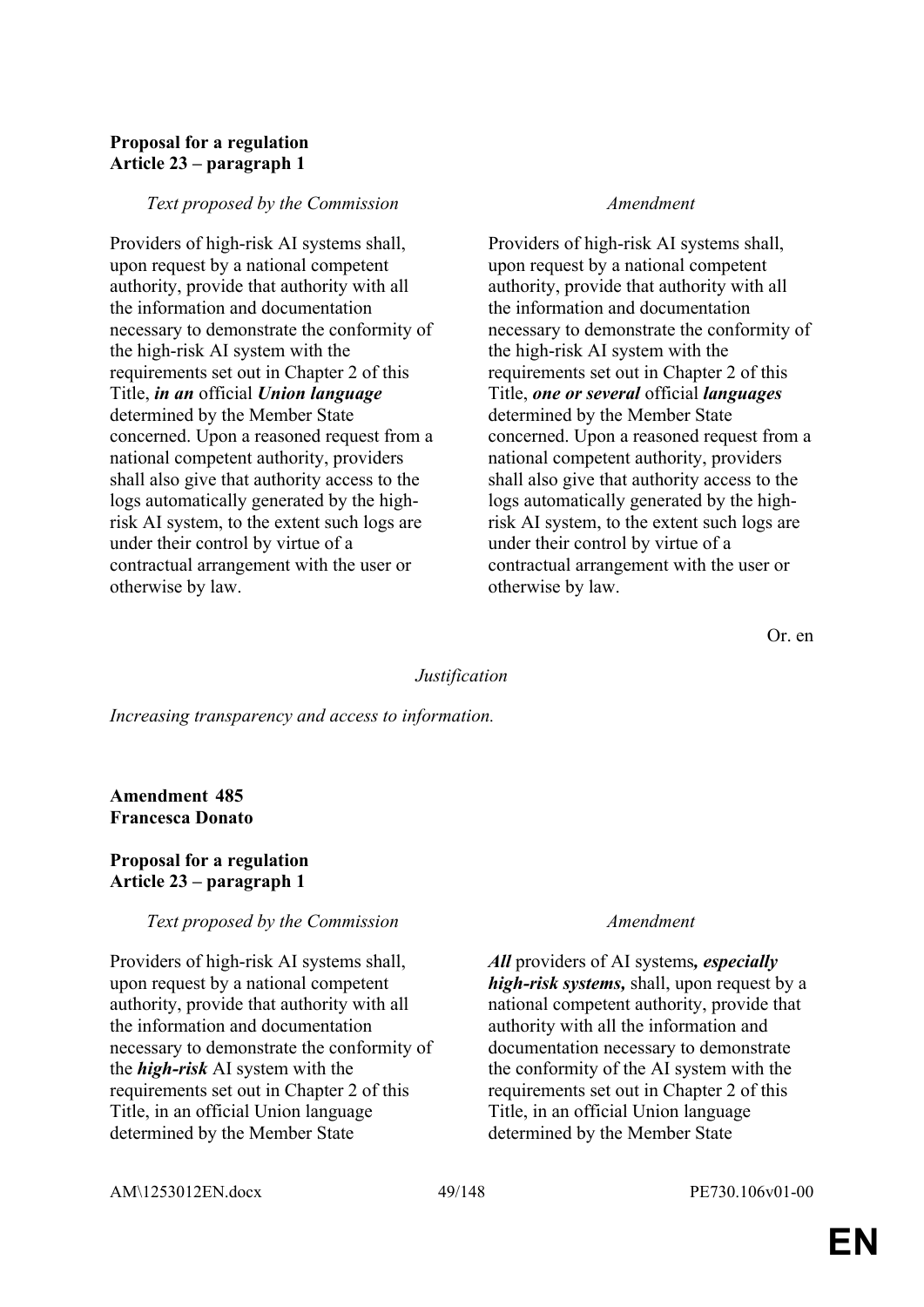**Proposal for a regulation**
**Article 23 – paragraph 1**

| *Text proposed by the Commission* | *Amendment* |
|---|---|
| Providers of high-risk AI systems shall, upon request by a national competent authority, provide that authority with all the information and documentation necessary to demonstrate the conformity of the high-risk AI system with the requirements set out in Chapter 2 of this Title, ***in an*** official ***Union language*** determined by the Member State concerned. Upon a reasoned request from a national competent authority, providers shall also give that authority access to the logs automatically generated by the high-risk AI system, to the extent such logs are under their control by virtue of a contractual arrangement with the user or otherwise by law. | Providers of high-risk AI systems shall, upon request by a national competent authority, provide that authority with all the information and documentation necessary to demonstrate the conformity of the high-risk AI system with the requirements set out in Chapter 2 of this Title, ***one or several*** official ***languages*** determined by the Member State concerned. Upon a reasoned request from a national competent authority, providers shall also give that authority access to the logs automatically generated by the high-risk AI system, to the extent such logs are under their control by virtue of a contractual arrangement with the user or otherwise by law. |

Or. en

*Justification*

*Increasing transparency and access to information.*

**Amendment 485**
**Francesca Donato**

**Proposal for a regulation**
**Article 23 – paragraph 1**

| *Text proposed by the Commission* | *Amendment* |
|---|---|
| Providers of high-risk AI systems shall, upon request by a national competent authority, provide that authority with all the information and documentation necessary to demonstrate the conformity of the ***high-risk*** AI system with the requirements set out in Chapter 2 of this Title, in an official Union language determined by the Member State | ***All*** providers of AI systems***, especially high-risk systems,*** shall, upon request by a national competent authority, provide that authority with all the information and documentation necessary to demonstrate the conformity of the AI system with the requirements set out in Chapter 2 of this Title, in an official Union language determined by the Member State |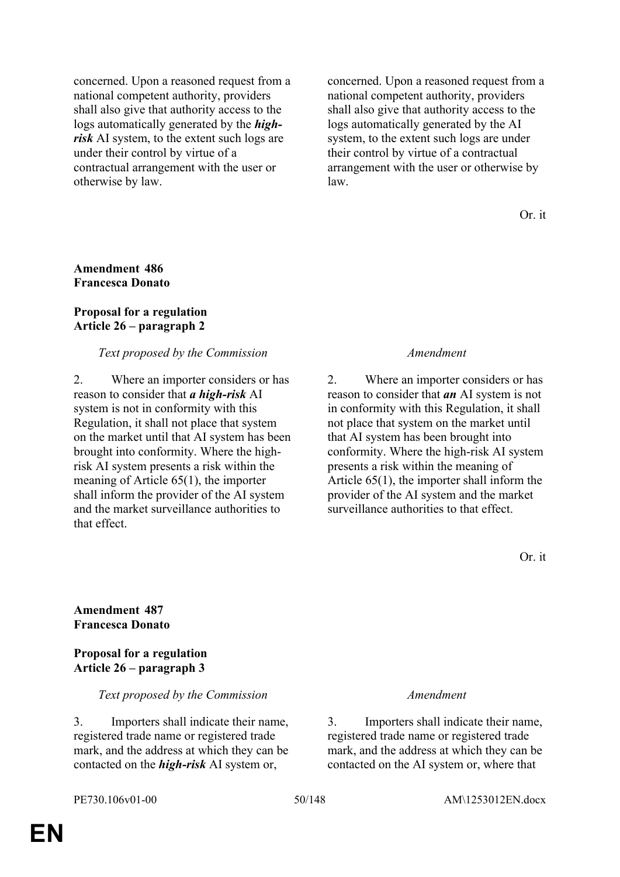| | |
|---|---|
| concerned. Upon a reasoned request from a national competent authority, providers shall also give that authority access to the logs automatically generated by the ***high-risk*** AI system, to the extent such logs are under their control by virtue of a contractual arrangement with the user or otherwise by law. | concerned. Upon a reasoned request from a national competent authority, providers shall also give that authority access to the logs automatically generated by the AI system, to the extent such logs are under their control by virtue of a contractual arrangement with the user or otherwise by law. |

Or. it

**Amendment 486**
**Francesca Donato**

**Proposal for a regulation**
**Article 26 – paragraph 2**

| *Text proposed by the Commission* | *Amendment* |
|---|---|
| 2. Where an importer considers or has reason to consider that ***a high-risk*** AI system is not in conformity with this Regulation, it shall not place that system on the market until that AI system has been brought into conformity. Where the high-risk AI system presents a risk within the meaning of Article 65(1), the importer shall inform the provider of the AI system and the market surveillance authorities to that effect. | 2. Where an importer considers or has reason to consider that ***an*** AI system is not in conformity with this Regulation, it shall not place that system on the market until that AI system has been brought into conformity. Where the high-risk AI system presents a risk within the meaning of Article 65(1), the importer shall inform the provider of the AI system and the market surveillance authorities to that effect. |

Or. it

**Amendment 487**
**Francesca Donato**

**Proposal for a regulation**
**Article 26 – paragraph 3**

| *Text proposed by the Commission* | *Amendment* |
|---|---|
| 3. Importers shall indicate their name, registered trade name or registered trade mark, and the address at which they can be contacted on the ***high-risk*** AI system or, | 3. Importers shall indicate their name, registered trade name or registered trade mark, and the address at which they can be contacted on the AI system or, where that |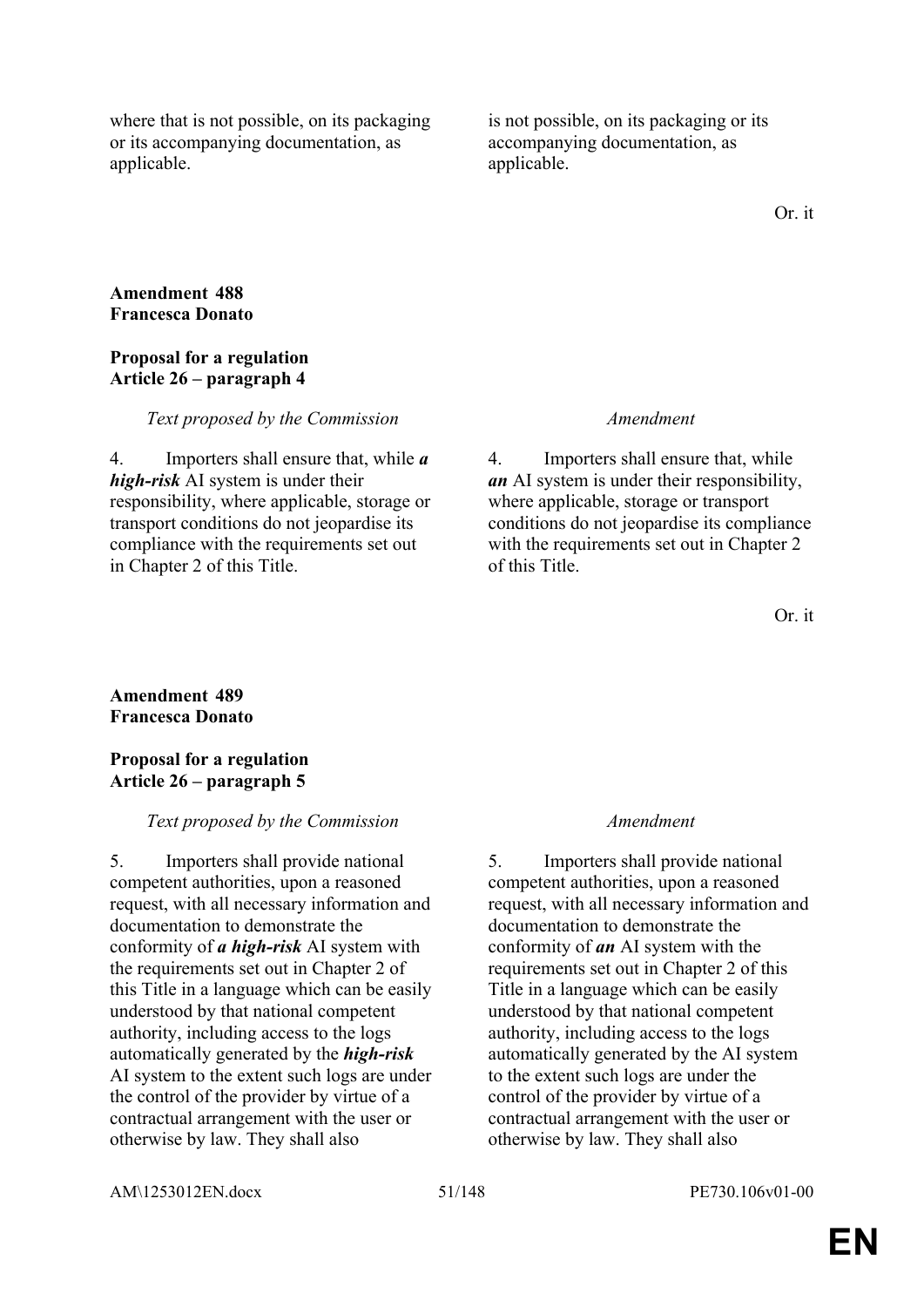| | |
|---|---|
| where that is not possible, on its packaging or its accompanying documentation, as applicable. | is not possible, on its packaging or its accompanying documentation, as applicable. |

Or. it

**Amendment 488**
**Francesca Donato**

**Proposal for a regulation**
**Article 26 – paragraph 4**

| *Text proposed by the Commission* | *Amendment* |
|---|---|
| 4. Importers shall ensure that, while ***a high-risk*** AI system is under their responsibility, where applicable, storage or transport conditions do not jeopardise its compliance with the requirements set out in Chapter 2 of this Title. | 4. Importers shall ensure that, while ***an*** AI system is under their responsibility, where applicable, storage or transport conditions do not jeopardise its compliance with the requirements set out in Chapter 2 of this Title. |

Or. it

**Amendment 489**
**Francesca Donato**

**Proposal for a regulation**
**Article 26 – paragraph 5**

| *Text proposed by the Commission* | *Amendment* |
|---|---|
| 5. Importers shall provide national competent authorities, upon a reasoned request, with all necessary information and documentation to demonstrate the conformity of ***a high-risk*** AI system with the requirements set out in Chapter 2 of this Title in a language which can be easily understood by that national competent authority, including access to the logs automatically generated by the ***high-risk*** AI system to the extent such logs are under the control of the provider by virtue of a contractual arrangement with the user or otherwise by law. They shall also | 5. Importers shall provide national competent authorities, upon a reasoned request, with all necessary information and documentation to demonstrate the conformity of ***an*** AI system with the requirements set out in Chapter 2 of this Title in a language which can be easily understood by that national competent authority, including access to the logs automatically generated by the AI system to the extent such logs are under the control of the provider by virtue of a contractual arrangement with the user or otherwise by law. They shall also |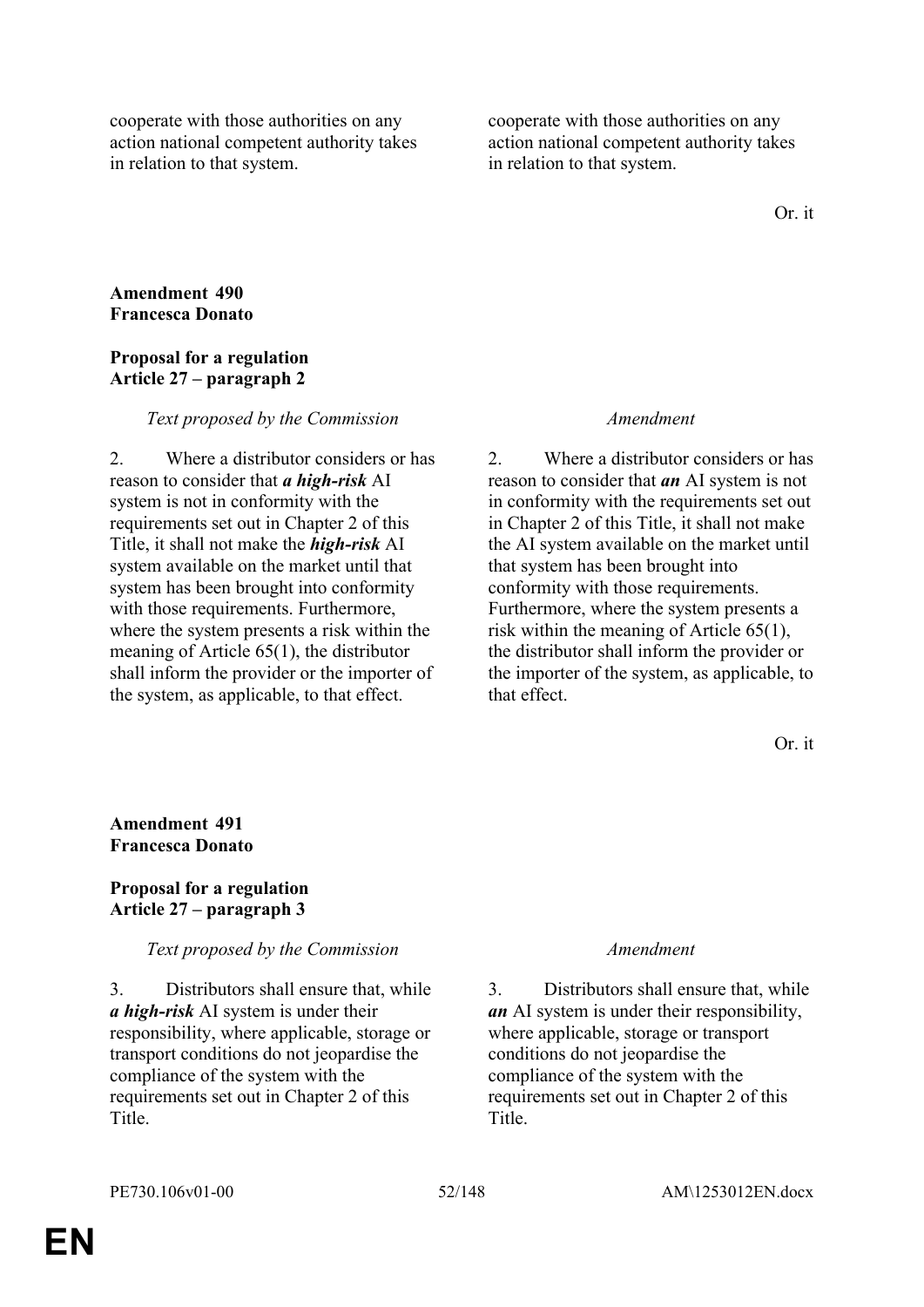| | |
|---|---|
| cooperate with those authorities on any action national competent authority takes in relation to that system. | cooperate with those authorities on any action national competent authority takes in relation to that system. |

Or. it

**Amendment 490**
**Francesca Donato**

**Proposal for a regulation**
**Article 27 – paragraph 2**

| *Text proposed by the Commission* | *Amendment* |
|---|---|
| 2. Where a distributor considers or has reason to consider that ***a high-risk*** AI system is not in conformity with the requirements set out in Chapter 2 of this Title, it shall not make the ***high-risk*** AI system available on the market until that system has been brought into conformity with those requirements. Furthermore, where the system presents a risk within the meaning of Article 65(1), the distributor shall inform the provider or the importer of the system, as applicable, to that effect. | 2. Where a distributor considers or has reason to consider that ***an*** AI system is not in conformity with the requirements set out in Chapter 2 of this Title, it shall not make the AI system available on the market until that system has been brought into conformity with those requirements. Furthermore, where the system presents a risk within the meaning of Article 65(1), the distributor shall inform the provider or the importer of the system, as applicable, to that effect. |

Or. it

**Amendment 491**
**Francesca Donato**

**Proposal for a regulation**
**Article 27 – paragraph 3**

| *Text proposed by the Commission* | *Amendment* |
|---|---|
| 3. Distributors shall ensure that, while ***a high-risk*** AI system is under their responsibility, where applicable, storage or transport conditions do not jeopardise the compliance of the system with the requirements set out in Chapter 2 of this Title. | 3. Distributors shall ensure that, while ***an*** AI system is under their responsibility, where applicable, storage or transport conditions do not jeopardise the compliance of the system with the requirements set out in Chapter 2 of this Title. |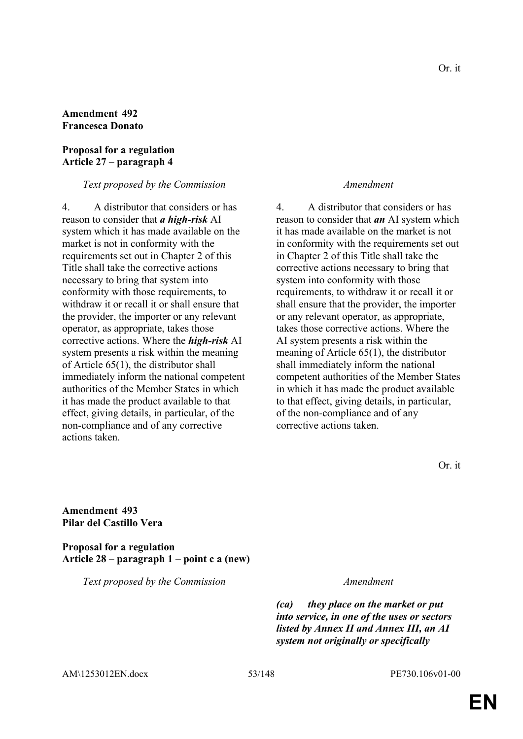Or. it

**Amendment 492**
**Francesca Donato**

**Proposal for a regulation**
**Article 27 – paragraph 4**

| *Text proposed by the Commission* | *Amendment* |
|---|---|
| 4. A distributor that considers or has reason to consider that ***a high-risk*** AI system which it has made available on the market is not in conformity with the requirements set out in Chapter 2 of this Title shall take the corrective actions necessary to bring that system into conformity with those requirements, to withdraw it or recall it or shall ensure that the provider, the importer or any relevant operator, as appropriate, takes those corrective actions. Where the ***high-risk*** AI system presents a risk within the meaning of Article 65(1), the distributor shall immediately inform the national competent authorities of the Member States in which it has made the product available to that effect, giving details, in particular, of the non-compliance and of any corrective actions taken. | 4. A distributor that considers or has reason to consider that ***an*** AI system which it has made available on the market is not in conformity with the requirements set out in Chapter 2 of this Title shall take the corrective actions necessary to bring that system into conformity with those requirements, to withdraw it or recall it or shall ensure that the provider, the importer or any relevant operator, as appropriate, takes those corrective actions. Where the AI system presents a risk within the meaning of Article 65(1), the distributor shall immediately inform the national competent authorities of the Member States in which it has made the product available to that effect, giving details, in particular, of the non-compliance and of any corrective actions taken. |

Or. it

**Amendment 493**
**Pilar del Castillo Vera**

**Proposal for a regulation**
**Article 28 – paragraph 1 – point c a (new)**

| *Text proposed by the Commission* | *Amendment* |
|---|---|
| | ***(ca) they place on the market or put into service, in one of the uses or sectors listed by Annex II and Annex III, an AI system not originally or specifically*** |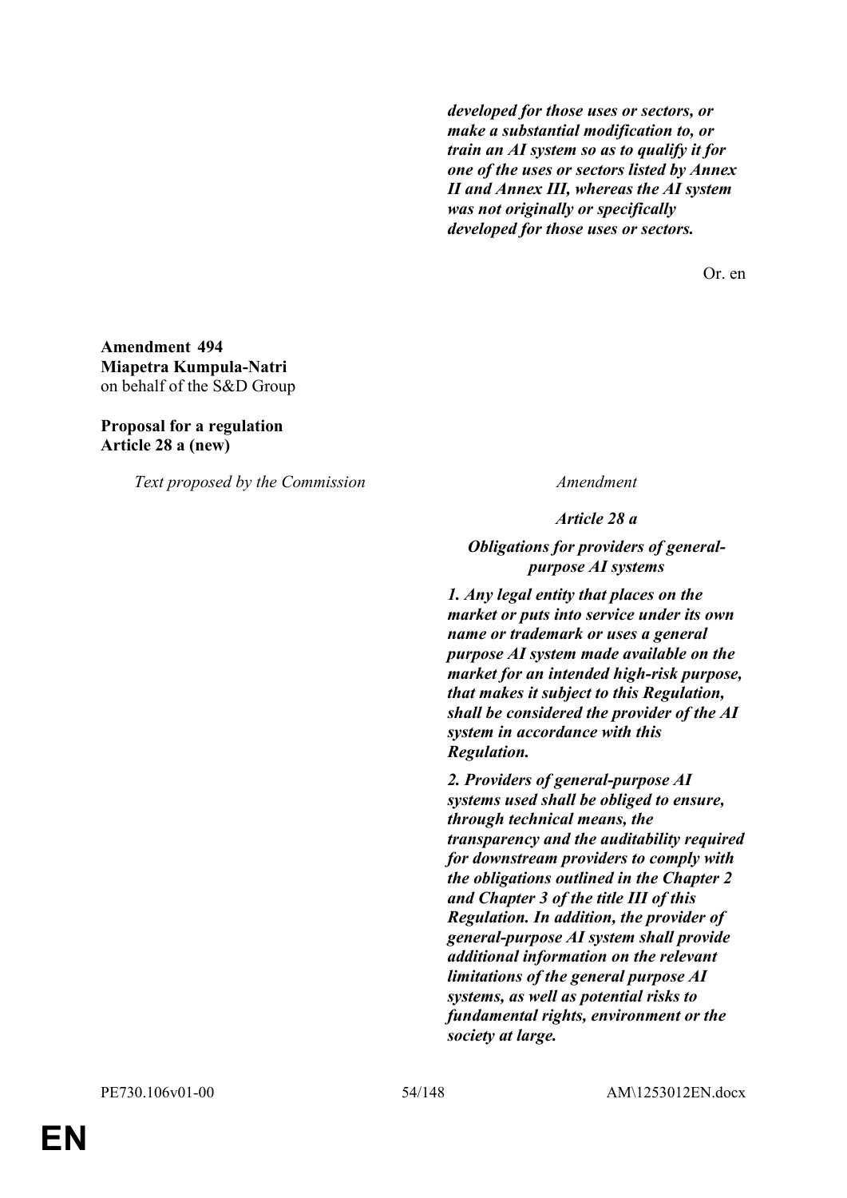***developed for those uses or sectors, or make a substantial modification to, or train an AI system so as to qualify it for one of the uses or sectors listed by Annex II and Annex III, whereas the AI system was not originally or specifically developed for those uses or sectors.***

Or. en

**Amendment 494**
**Miapetra Kumpula-Natri**
on behalf of the S&D Group

**Proposal for a regulation**
**Article 28 a (new)**

| *Text proposed by the Commission* | *Amendment* |
|---|---|
| | ***Article 28 a*** |
| | ***Obligations for providers of general-purpose AI systems*** |
| | ***1. Any legal entity that places on the market or puts into service under its own name or trademark or uses a general purpose AI system made available on the market for an intended high-risk purpose, that makes it subject to this Regulation, shall be considered the provider of the AI system in accordance with this Regulation.*** |
| | ***2. Providers of general-purpose AI systems used shall be obliged to ensure, through technical means, the transparency and the auditability required for downstream providers to comply with the obligations outlined in the Chapter 2 and Chapter 3 of the title III of this Regulation. In addition, the provider of general-purpose AI system shall provide additional information on the relevant limitations of the general purpose AI systems, as well as potential risks to fundamental rights, environment or the society at large.*** |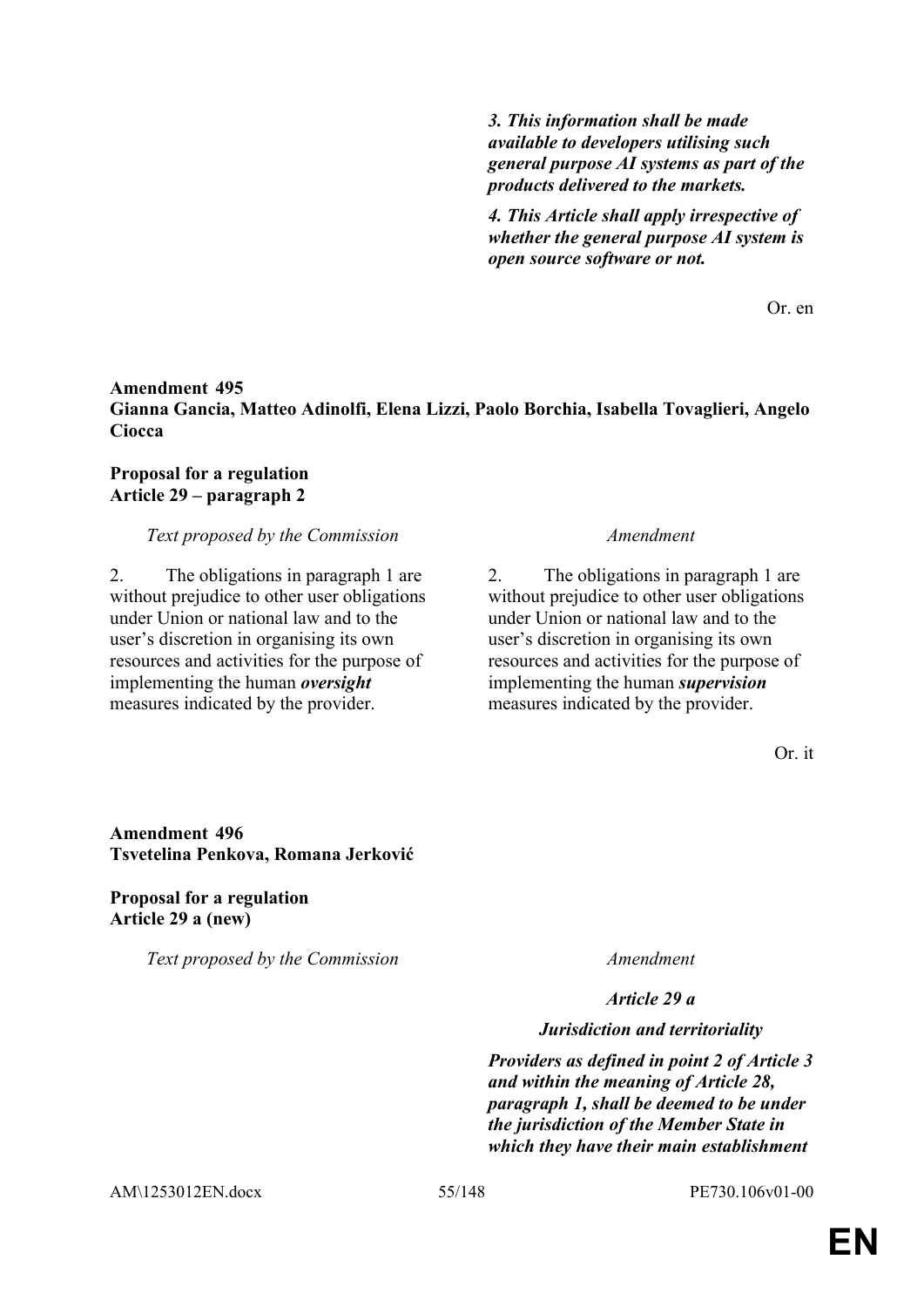| | |
|---|---|
| | ***3. This information shall be made available to developers utilising such general purpose AI systems as part of the products delivered to the markets.*** |
| | ***4. This Article shall apply irrespective of whether the general purpose AI system is open source software or not.*** |

Or. en

**Amendment 495**
**Gianna Gancia, Matteo Adinolfi, Elena Lizzi, Paolo Borchia, Isabella Tovaglieri, Angelo Ciocca**

**Proposal for a regulation**
**Article 29 – paragraph 2**

| *Text proposed by the Commission* | *Amendment* |
|---|---|
| 2. The obligations in paragraph 1 are without prejudice to other user obligations under Union or national law and to the user's discretion in organising its own resources and activities for the purpose of implementing the human ***oversight*** measures indicated by the provider. | 2. The obligations in paragraph 1 are without prejudice to other user obligations under Union or national law and to the user's discretion in organising its own resources and activities for the purpose of implementing the human ***supervision*** measures indicated by the provider. |

Or. it

**Amendment 496**
**Tsvetelina Penkova, Romana Jerković**

**Proposal for a regulation**
**Article 29 a (new)**

| *Text proposed by the Commission* | *Amendment* |
|---|---|
| | ***Article 29 a*** |
| | ***Jurisdiction and territoriality*** |
| | ***Providers as defined in point 2 of Article 3 and within the meaning of Article 28, paragraph 1, shall be deemed to be under the jurisdiction of the Member State in which they have their main establishment*** |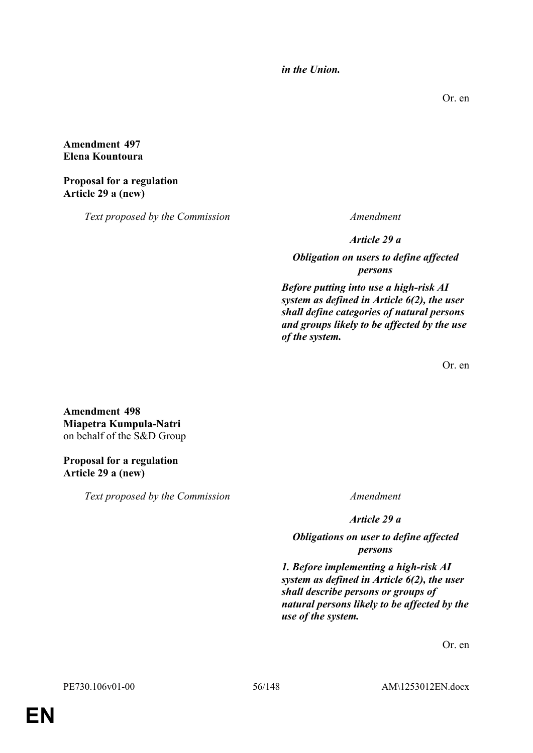***in the Union.***

Or. en

**Amendment 497**
**Elena Kountoura**

**Proposal for a regulation**
**Article 29 a (new)**

| *Text proposed by the Commission* | *Amendment* |
|---|---|
| | ***Article 29 a*** |
| | ***Obligation on users to define affected persons*** |
| | ***Before putting into use a high-risk AI system as defined in Article 6(2), the user shall define categories of natural persons and groups likely to be affected by the use of the system.*** |

Or. en

**Amendment 498**
**Miapetra Kumpula-Natri**
on behalf of the S&D Group

**Proposal for a regulation**
**Article 29 a (new)**

| *Text proposed by the Commission* | *Amendment* |
|---|---|
| | ***Article 29 a*** |
| | ***Obligations on user to define affected persons*** |
| | ***1. Before implementing a high-risk AI system as defined in Article 6(2), the user shall describe persons or groups of natural persons likely to be affected by the use of the system.*** |

Or. en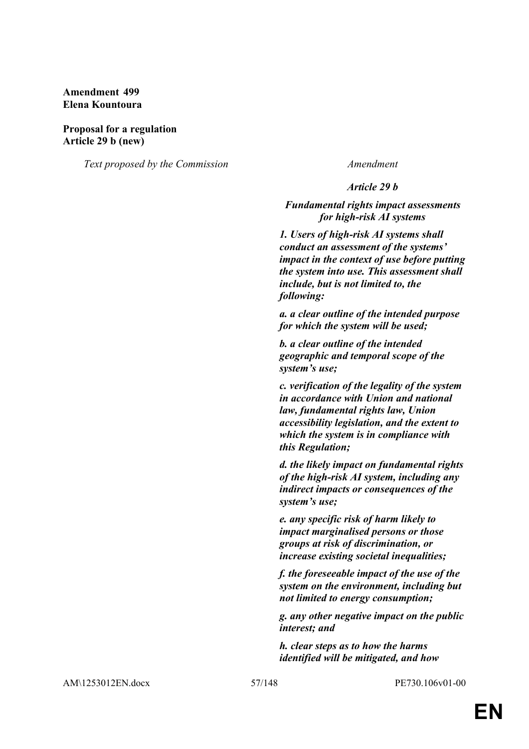**Amendment 499**
**Elena Kountoura**

**Proposal for a regulation**
**Article 29 b (new)**

| *Text proposed by the Commission* | *Amendment* |
|---|---|
| | ***Article 29 b*** |
| | ***Fundamental rights impact assessments for high-risk AI systems*** |
| | ***1. Users of high-risk AI systems shall conduct an assessment of the systems' impact in the context of use before putting the system into use. This assessment shall include, but is not limited to, the following:*** |
| | ***a. a clear outline of the intended purpose for which the system will be used;*** |
| | ***b. a clear outline of the intended geographic and temporal scope of the system's use;*** |
| | ***c. verification of the legality of the system in accordance with Union and national law, fundamental rights law, Union accessibility legislation, and the extent to which the system is in compliance with this Regulation;*** |
| | ***d. the likely impact on fundamental rights of the high-risk AI system, including any indirect impacts or consequences of the system's use;*** |
| | ***e. any specific risk of harm likely to impact marginalised persons or those groups at risk of discrimination, or increase existing societal inequalities;*** |
| | ***f. the foreseeable impact of the use of the system on the environment, including but not limited to energy consumption;*** |
| | ***g. any other negative impact on the public interest; and*** |
| | ***h. clear steps as to how the harms identified will be mitigated, and how*** |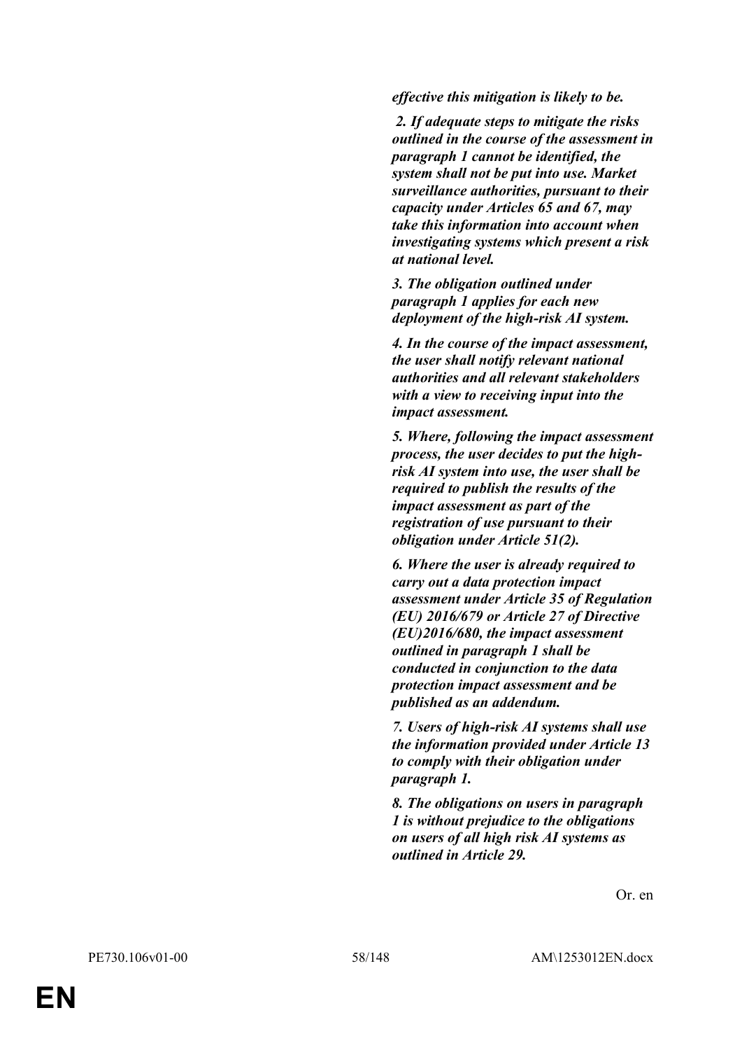***effective this mitigation is likely to be.***

***2. If adequate steps to mitigate the risks outlined in the course of the assessment in paragraph 1 cannot be identified, the system shall not be put into use. Market surveillance authorities, pursuant to their capacity under Articles 65 and 67, may take this information into account when investigating systems which present a risk at national level.***

***3. The obligation outlined under paragraph 1 applies for each new deployment of the high-risk AI system.***

***4. In the course of the impact assessment, the user shall notify relevant national authorities and all relevant stakeholders with a view to receiving input into the impact assessment.***

***5. Where, following the impact assessment process, the user decides to put the high-risk AI system into use, the user shall be required to publish the results of the impact assessment as part of the registration of use pursuant to their obligation under Article 51(2).***

***6. Where the user is already required to carry out a data protection impact assessment under Article 35 of Regulation (EU) 2016/679 or Article 27 of Directive (EU)2016/680, the impact assessment outlined in paragraph 1 shall be conducted in conjunction to the data protection impact assessment and be published as an addendum.***

***7. Users of high-risk AI systems shall use the information provided under Article 13 to comply with their obligation under paragraph 1.***

***8. The obligations on users in paragraph 1 is without prejudice to the obligations on users of all high risk AI systems as outlined in Article 29.***

Or. en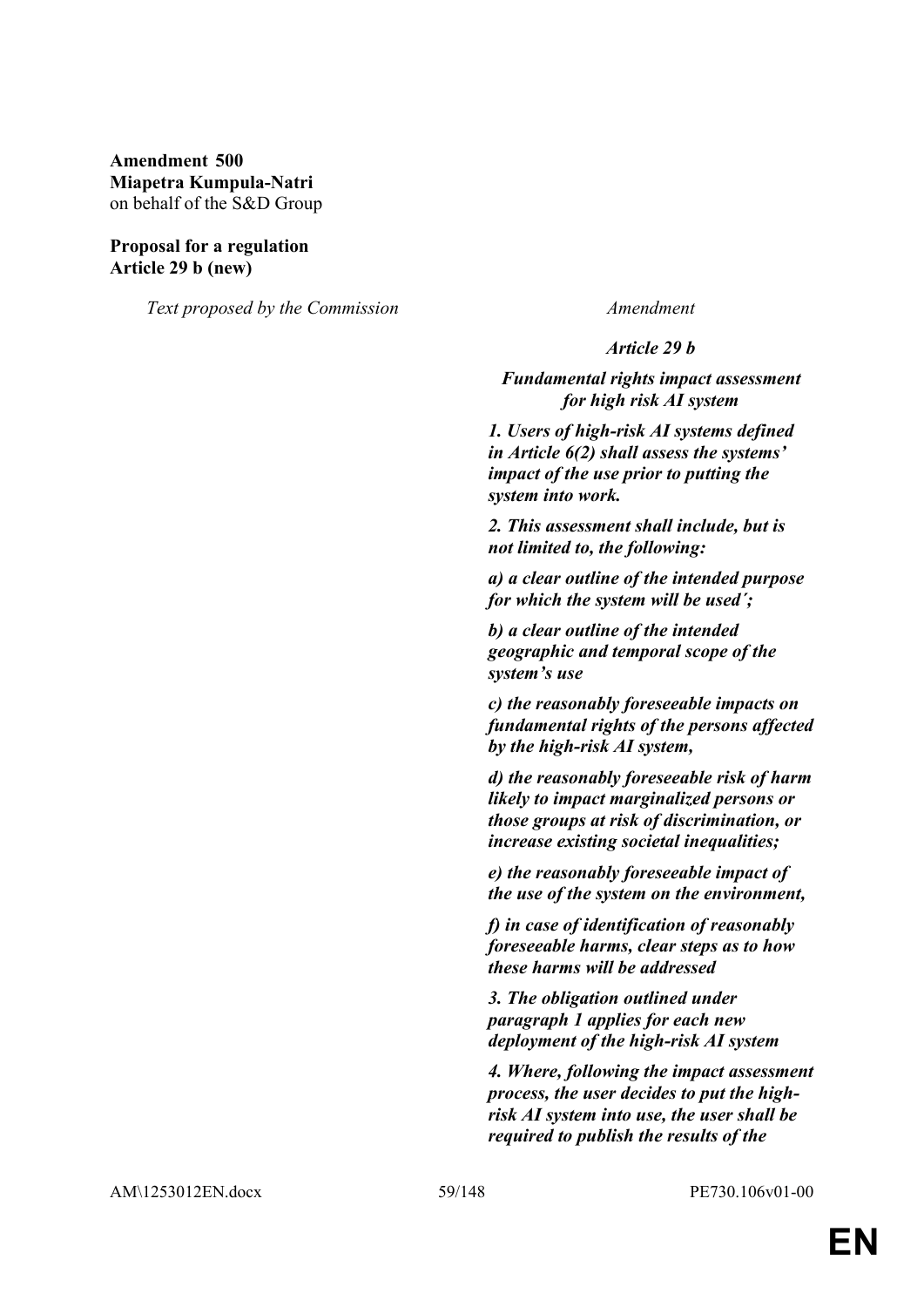**Amendment 500**
**Miapetra Kumpula-Natri**
on behalf of the S&D Group

**Proposal for a regulation**
**Article 29 b (new)**

| *Text proposed by the Commission* | *Amendment* |
|---|---|
| | ***Article 29 b*** |
| | ***Fundamental rights impact assessment for high risk AI system*** |
| | ***1. Users of high-risk AI systems defined in Article 6(2) shall assess the systems' impact of the use prior to putting the system into work.*** |
| | ***2. This assessment shall include, but is not limited to, the following:*** |
| | ***a) a clear outline of the intended purpose for which the system will be used´;*** |
| | ***b) a clear outline of the intended geographic and temporal scope of the system's use*** |
| | ***c) the reasonably foreseeable impacts on fundamental rights of the persons affected by the high-risk AI system,*** |
| | ***d) the reasonably foreseeable risk of harm likely to impact marginalized persons or those groups at risk of discrimination, or increase existing societal inequalities;*** |
| | ***e) the reasonably foreseeable impact of the use of the system on the environment,*** |
| | ***f) in case of identification of reasonably foreseeable harms, clear steps as to how these harms will be addressed*** |
| | ***3. The obligation outlined under paragraph 1 applies for each new deployment of the high-risk AI system*** |
| | ***4. Where, following the impact assessment process, the user decides to put the high-risk AI system into use, the user shall be required to publish the results of the*** |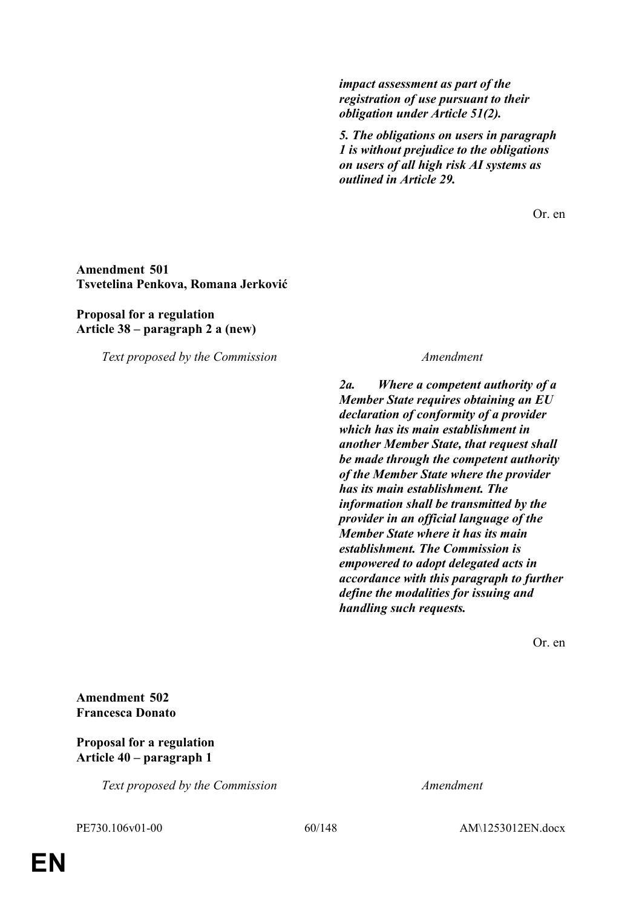| | |
|---|---|
| | ***impact assessment as part of the registration of use pursuant to their obligation under Article 51(2).*** |
| | ***5. The obligations on users in paragraph 1 is without prejudice to the obligations on users of all high risk AI systems as outlined in Article 29.*** |

Or. en

**Amendment 501**
**Tsvetelina Penkova, Romana Jerković**

**Proposal for a regulation**
**Article 38 – paragraph 2 a (new)**

| *Text proposed by the Commission* | *Amendment* |
|---|---|
| | ***2a. Where a competent authority of a Member State requires obtaining an EU declaration of conformity of a provider which has its main establishment in another Member State, that request shall be made through the competent authority of the Member State where the provider has its main establishment. The information shall be transmitted by the provider in an official language of the Member State where it has its main establishment. The Commission is empowered to adopt delegated acts in accordance with this paragraph to further define the modalities for issuing and handling such requests.*** |

Or. en

**Amendment 502**
**Francesca Donato**

**Proposal for a regulation**
**Article 40 – paragraph 1**

| *Text proposed by the Commission* | *Amendment* |
|---|---|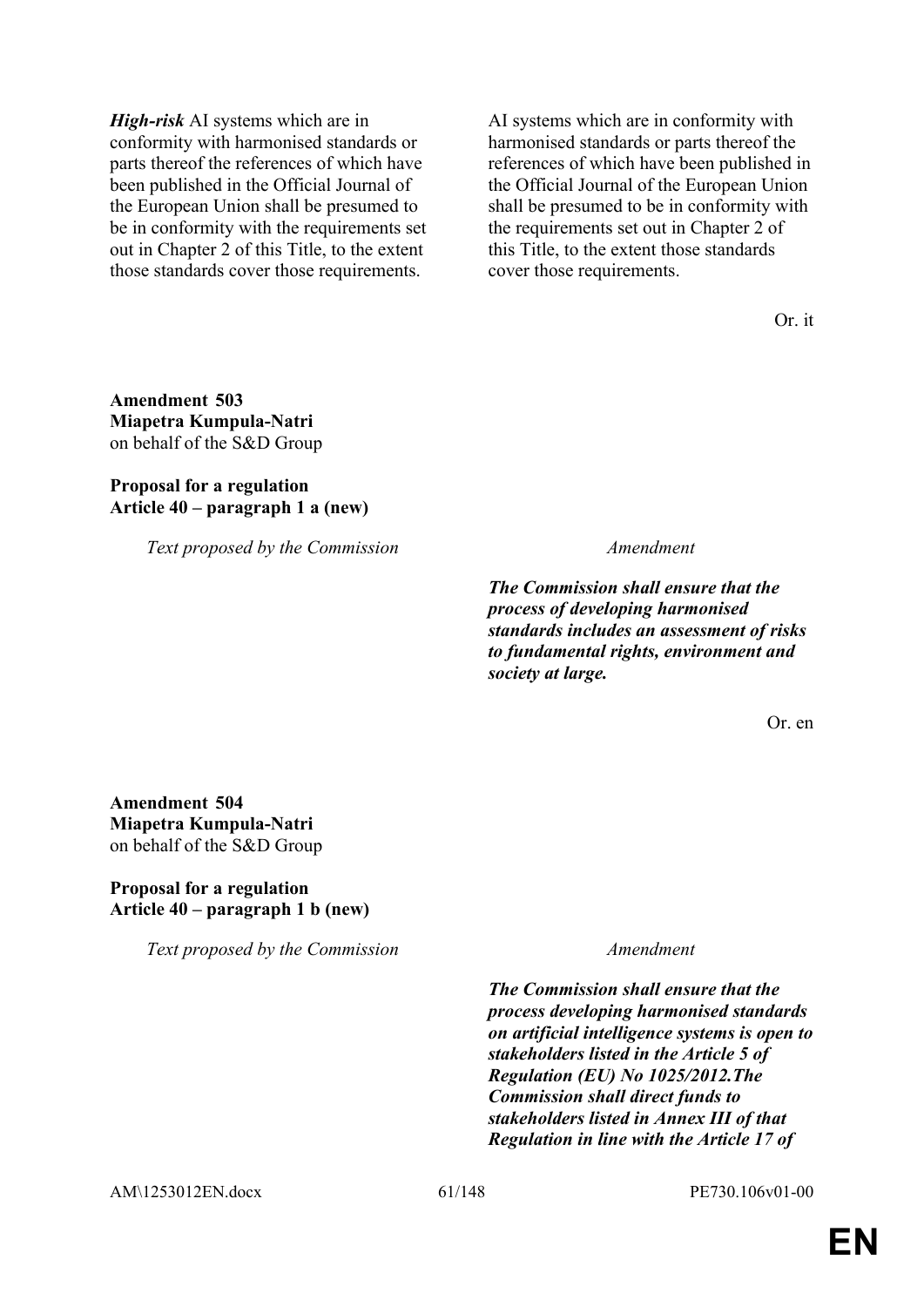| | |
|---|---|
| ***High-risk*** AI systems which are in conformity with harmonised standards or parts thereof the references of which have been published in the Official Journal of the European Union shall be presumed to be in conformity with the requirements set out in Chapter 2 of this Title, to the extent those standards cover those requirements. | AI systems which are in conformity with harmonised standards or parts thereof the references of which have been published in the Official Journal of the European Union shall be presumed to be in conformity with the requirements set out in Chapter 2 of this Title, to the extent those standards cover those requirements. |

Or. it

**Amendment 503**
**Miapetra Kumpula-Natri**
on behalf of the S&D Group

**Proposal for a regulation**
**Article 40 – paragraph 1 a (new)**

| *Text proposed by the Commission* | *Amendment* |
|---|---|
| | ***The Commission shall ensure that the process of developing harmonised standards includes an assessment of risks to fundamental rights, environment and society at large.*** |

Or. en

**Amendment 504**
**Miapetra Kumpula-Natri**
on behalf of the S&D Group

**Proposal for a regulation**
**Article 40 – paragraph 1 b (new)**

| *Text proposed by the Commission* | *Amendment* |
|---|---|
| | ***The Commission shall ensure that the process developing harmonised standards on artificial intelligence systems is open to stakeholders listed in the Article 5 of Regulation (EU) No 1025/2012.The Commission shall direct funds to stakeholders listed in Annex III of that Regulation in line with the Article 17 of*** |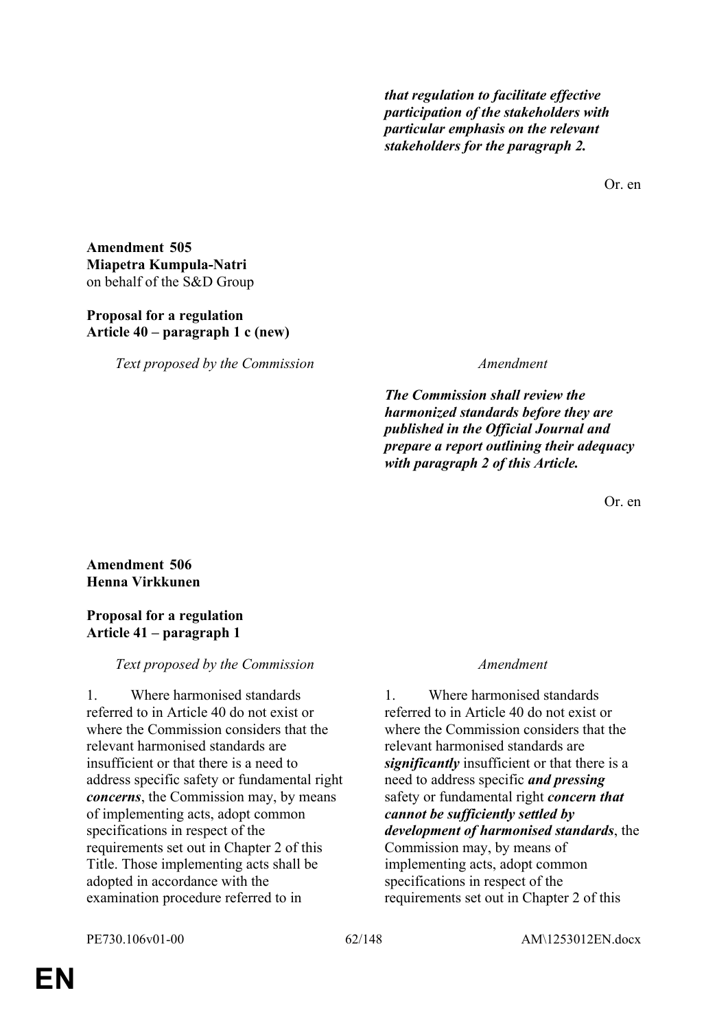| | |
|---|---|
| | ***that regulation to facilitate effective participation of the stakeholders with particular emphasis on the relevant stakeholders for the paragraph 2.*** |

Or. en

**Amendment 505**
**Miapetra Kumpula-Natri**
on behalf of the S&D Group

**Proposal for a regulation**
**Article 40 – paragraph 1 c (new)**

| *Text proposed by the Commission* | *Amendment* |
|---|---|
| | ***The Commission shall review the harmonized standards before they are published in the Official Journal and prepare a report outlining their adequacy with paragraph 2 of this Article.*** |

Or. en

**Amendment 506**
**Henna Virkkunen**

**Proposal for a regulation**
**Article 41 – paragraph 1**

| *Text proposed by the Commission* | *Amendment* |
|---|---|
| 1. Where harmonised standards referred to in Article 40 do not exist or where the Commission considers that the relevant harmonised standards are insufficient or that there is a need to address specific safety or fundamental right ***concerns***, the Commission may, by means of implementing acts, adopt common specifications in respect of the requirements set out in Chapter 2 of this Title. Those implementing acts shall be adopted in accordance with the examination procedure referred to in | 1. Where harmonised standards referred to in Article 40 do not exist or where the Commission considers that the relevant harmonised standards are ***significantly*** insufficient or that there is a need to address specific ***and pressing*** safety or fundamental right ***concern that cannot be sufficiently settled by development of harmonised standards***, the Commission may, by means of implementing acts, adopt common specifications in respect of the requirements set out in Chapter 2 of this |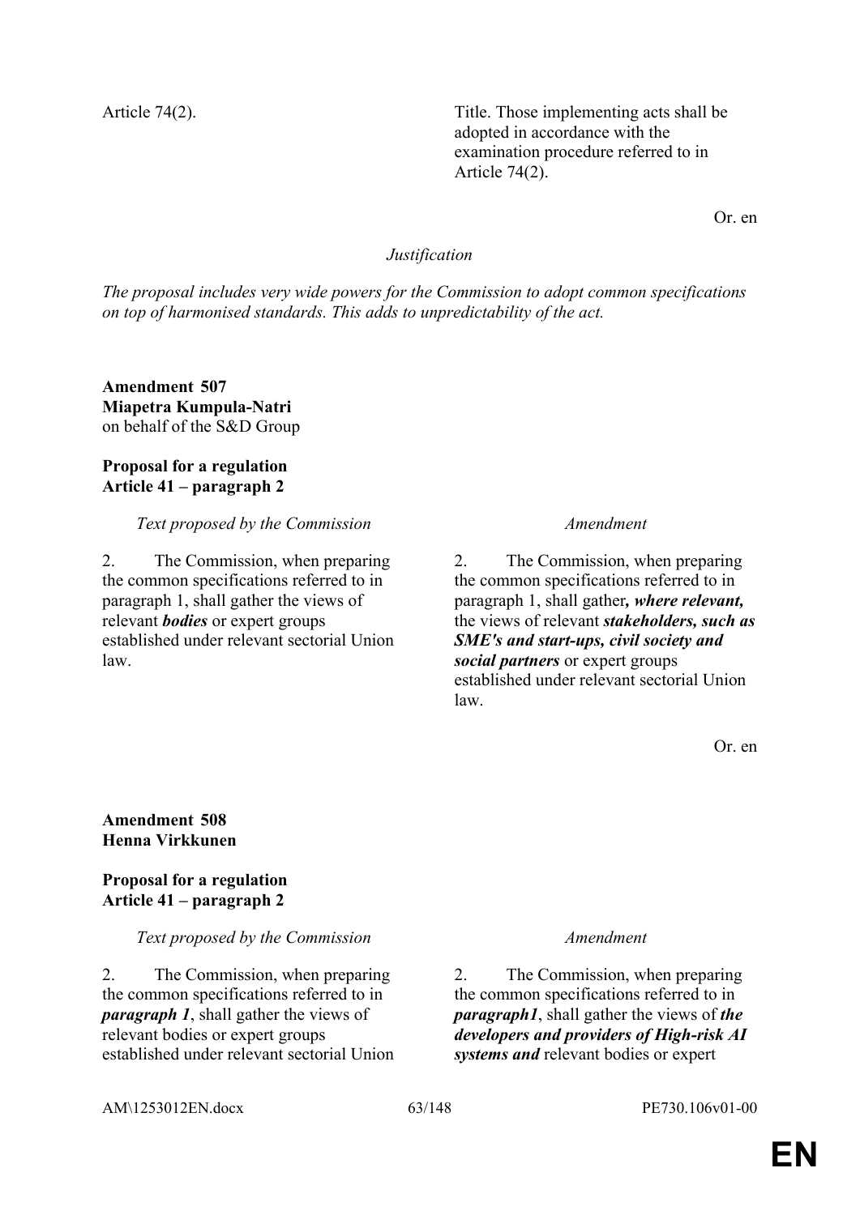| | |
|---|---|
| Article 74(2). | Title. Those implementing acts shall be adopted in accordance with the examination procedure referred to in Article 74(2). |

Or. en

*Justification*

*The proposal includes very wide powers for the Commission to adopt common specifications on top of harmonised standards. This adds to unpredictability of the act.*

**Amendment 507**
**Miapetra Kumpula-Natri**
on behalf of the S&D Group

**Proposal for a regulation**
**Article 41 – paragraph 2**

| *Text proposed by the Commission* | *Amendment* |
|---|---|
| 2. The Commission, when preparing the common specifications referred to in paragraph 1, shall gather the views of relevant ***bodies*** or expert groups established under relevant sectorial Union law. | 2. The Commission, when preparing the common specifications referred to in paragraph 1, shall gather***, where relevant,*** the views of relevant ***stakeholders, such as SME's and start-ups, civil society and social partners*** or expert groups established under relevant sectorial Union law. |

Or. en

**Amendment 508**
**Henna Virkkunen**

**Proposal for a regulation**
**Article 41 – paragraph 2**

| *Text proposed by the Commission* | *Amendment* |
|---|---|
| 2. The Commission, when preparing the common specifications referred to in ***paragraph 1***, shall gather the views of relevant bodies or expert groups established under relevant sectorial Union | 2. The Commission, when preparing the common specifications referred to in ***paragraph1***, shall gather the views of ***the developers and providers of High-risk AI systems and*** relevant bodies or expert |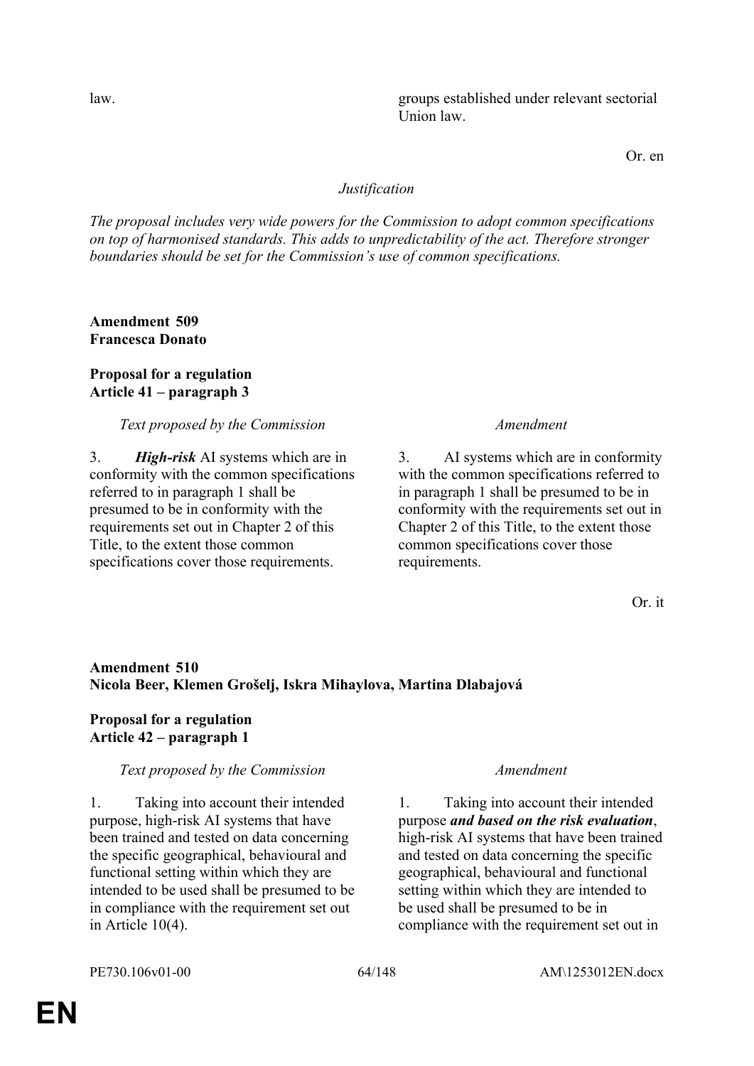| | |
|---|---|
| law. | groups established under relevant sectorial Union law. |

Or. en

*Justification*

*The proposal includes very wide powers for the Commission to adopt common specifications on top of harmonised standards. This adds to unpredictability of the act. Therefore stronger boundaries should be set for the Commission's use of common specifications.*

**Amendment 509**
**Francesca Donato**

**Proposal for a regulation**
**Article 41 – paragraph 3**

| *Text proposed by the Commission* | *Amendment* |
|---|---|
| 3. ***High-risk*** AI systems which are in conformity with the common specifications referred to in paragraph 1 shall be presumed to be in conformity with the requirements set out in Chapter 2 of this Title, to the extent those common specifications cover those requirements. | 3. AI systems which are in conformity with the common specifications referred to in paragraph 1 shall be presumed to be in conformity with the requirements set out in Chapter 2 of this Title, to the extent those common specifications cover those requirements. |

Or. it

**Amendment 510**
**Nicola Beer, Klemen Grošelj, Iskra Mihaylova, Martina Dlabajová**

**Proposal for a regulation**
**Article 42 – paragraph 1**

| *Text proposed by the Commission* | *Amendment* |
|---|---|
| 1. Taking into account their intended purpose, high-risk AI systems that have been trained and tested on data concerning the specific geographical, behavioural and functional setting within which they are intended to be used shall be presumed to be in compliance with the requirement set out in Article 10(4). | 1. Taking into account their intended purpose ***and based on the risk evaluation***, high-risk AI systems that have been trained and tested on data concerning the specific geographical, behavioural and functional setting within which they are intended to be used shall be presumed to be in compliance with the requirement set out in |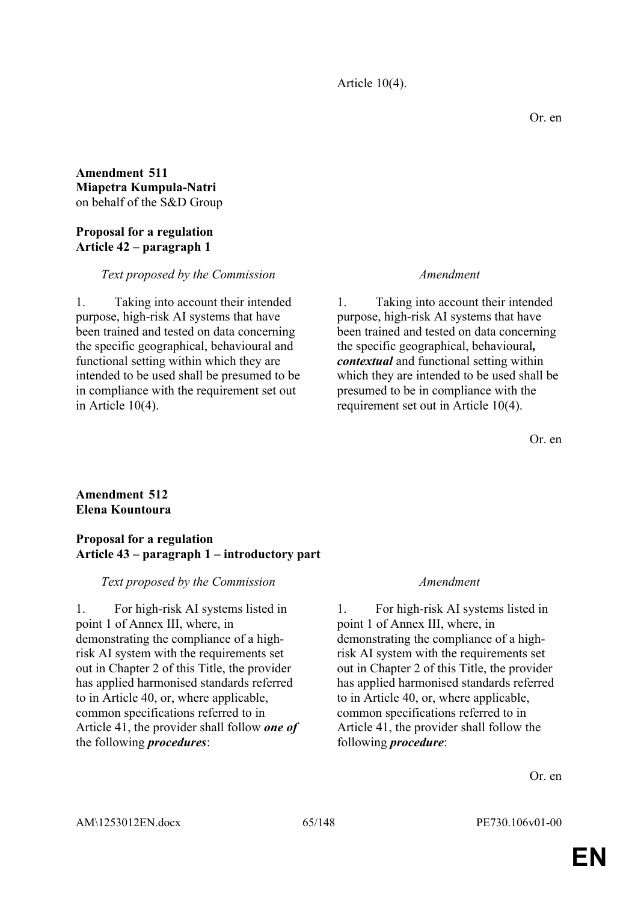Article 10(4).

Or. en

**Amendment 511**
**Miapetra Kumpula-Natri**
on behalf of the S&D Group

**Proposal for a regulation**
**Article 42 – paragraph 1**

| *Text proposed by the Commission* | *Amendment* |
|---|---|
| 1. Taking into account their intended purpose, high-risk AI systems that have been trained and tested on data concerning the specific geographical, behavioural and functional setting within which they are intended to be used shall be presumed to be in compliance with the requirement set out in Article 10(4). | 1. Taking into account their intended purpose, high-risk AI systems that have been trained and tested on data concerning the specific geographical, behavioural***, contextual*** and functional setting within which they are intended to be used shall be presumed to be in compliance with the requirement set out in Article 10(4). |

Or. en

**Amendment 512**
**Elena Kountoura**

**Proposal for a regulation**
**Article 43 – paragraph 1 – introductory part**

| *Text proposed by the Commission* | *Amendment* |
|---|---|
| 1. For high-risk AI systems listed in point 1 of Annex III, where, in demonstrating the compliance of a high-risk AI system with the requirements set out in Chapter 2 of this Title, the provider has applied harmonised standards referred to in Article 40, or, where applicable, common specifications referred to in Article 41, the provider shall follow ***one of*** the following ***procedures***: | 1. For high-risk AI systems listed in point 1 of Annex III, where, in demonstrating the compliance of a high-risk AI system with the requirements set out in Chapter 2 of this Title, the provider has applied harmonised standards referred to in Article 40, or, where applicable, common specifications referred to in Article 41, the provider shall follow the following ***procedure***: |

Or. en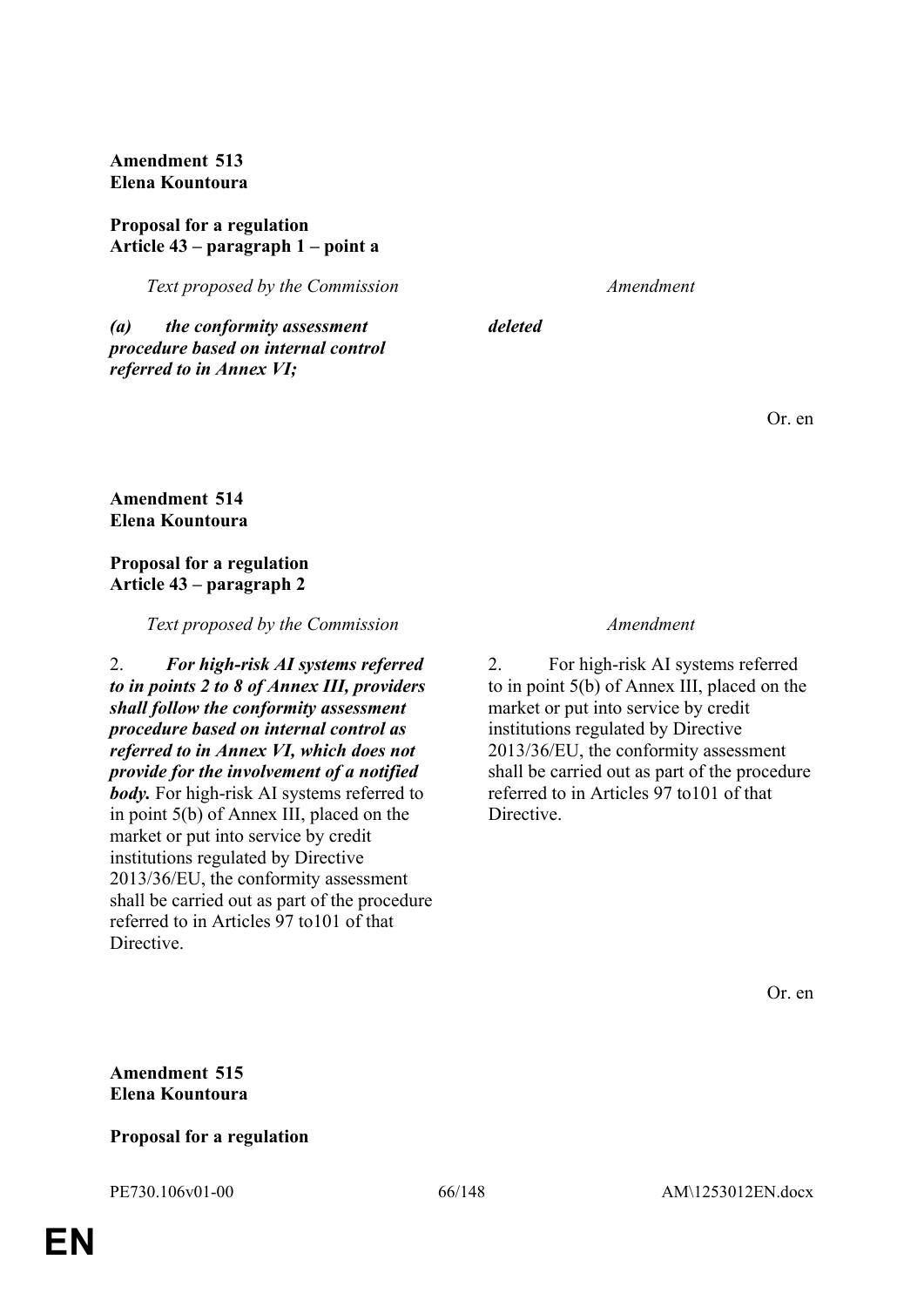**Amendment 513**
**Elena Kountoura**

**Proposal for a regulation**
**Article 43 – paragraph 1 – point a**

| *Text proposed by the Commission* | *Amendment* |
|---|---|
| ***(a) the conformity assessment procedure based on internal control referred to in Annex VI;*** | ***deleted*** |

Or. en

**Amendment 514**
**Elena Kountoura**

**Proposal for a regulation**
**Article 43 – paragraph 2**

| *Text proposed by the Commission* | *Amendment* |
|---|---|
| 2. ***For high-risk AI systems referred to in points 2 to 8 of Annex III, providers shall follow the conformity assessment procedure based on internal control as referred to in Annex VI, which does not provide for the involvement of a notified body.*** For high-risk AI systems referred to in point 5(b) of Annex III, placed on the market or put into service by credit institutions regulated by Directive 2013/36/EU, the conformity assessment shall be carried out as part of the procedure referred to in Articles 97 to101 of that Directive. | 2. For high-risk AI systems referred to in point 5(b) of Annex III, placed on the market or put into service by credit institutions regulated by Directive 2013/36/EU, the conformity assessment shall be carried out as part of the procedure referred to in Articles 97 to101 of that Directive. |

Or. en

**Amendment 515**
**Elena Kountoura**

**Proposal for a regulation**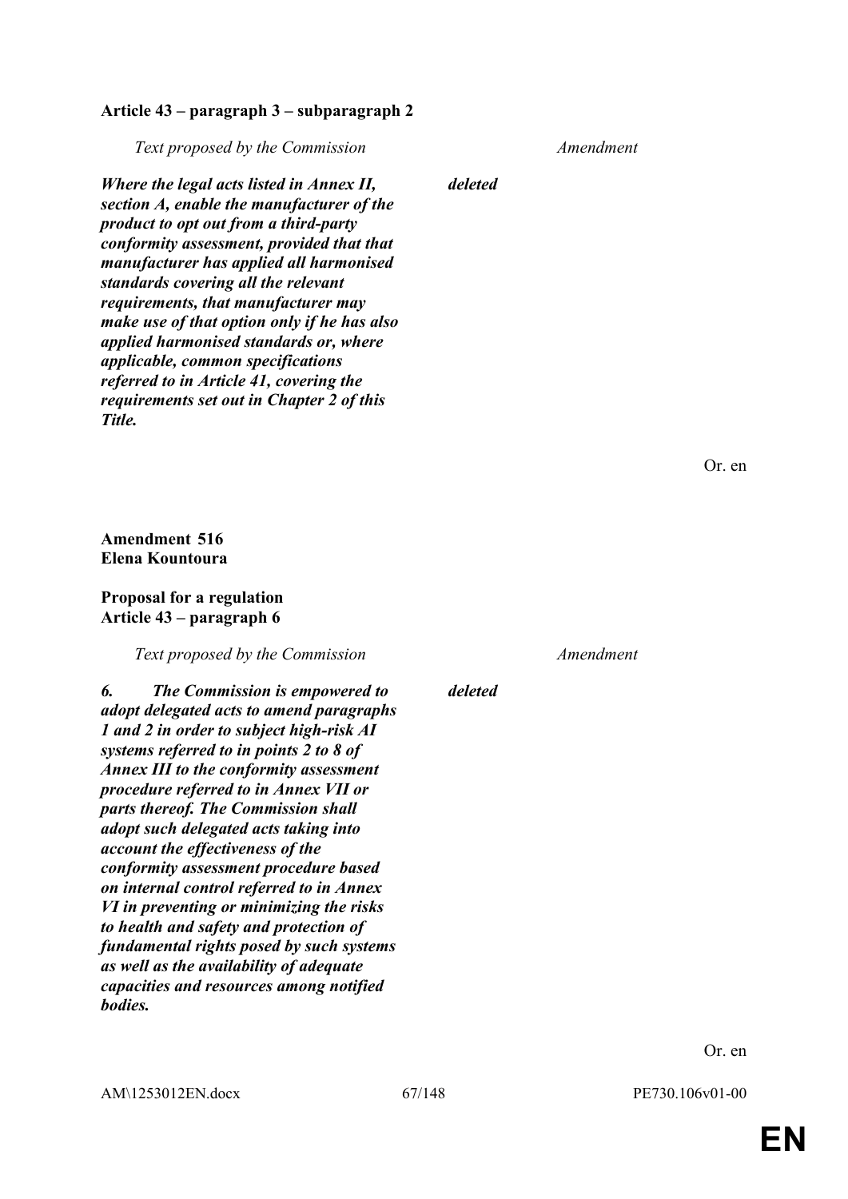**Article 43 – paragraph 3 – subparagraph 2**

| *Text proposed by the Commission* | *Amendment* |
|---|---|
| ***Where the legal acts listed in Annex II, section A, enable the manufacturer of the product to opt out from a third-party conformity assessment, provided that that manufacturer has applied all harmonised standards covering all the relevant requirements, that manufacturer may make use of that option only if he has also applied harmonised standards or, where applicable, common specifications referred to in Article 41, covering the requirements set out in Chapter 2 of this Title.*** | ***deleted*** |

Or. en

**Amendment 516**
**Elena Kountoura**

**Proposal for a regulation**
**Article 43 – paragraph 6**

| *Text proposed by the Commission* | *Amendment* |
|---|---|
| ***6. The Commission is empowered to adopt delegated acts to amend paragraphs 1 and 2 in order to subject high-risk AI systems referred to in points 2 to 8 of Annex III to the conformity assessment procedure referred to in Annex VII or parts thereof. The Commission shall adopt such delegated acts taking into account the effectiveness of the conformity assessment procedure based on internal control referred to in Annex VI in preventing or minimizing the risks to health and safety and protection of fundamental rights posed by such systems as well as the availability of adequate capacities and resources among notified bodies.*** | ***deleted*** |

Or. en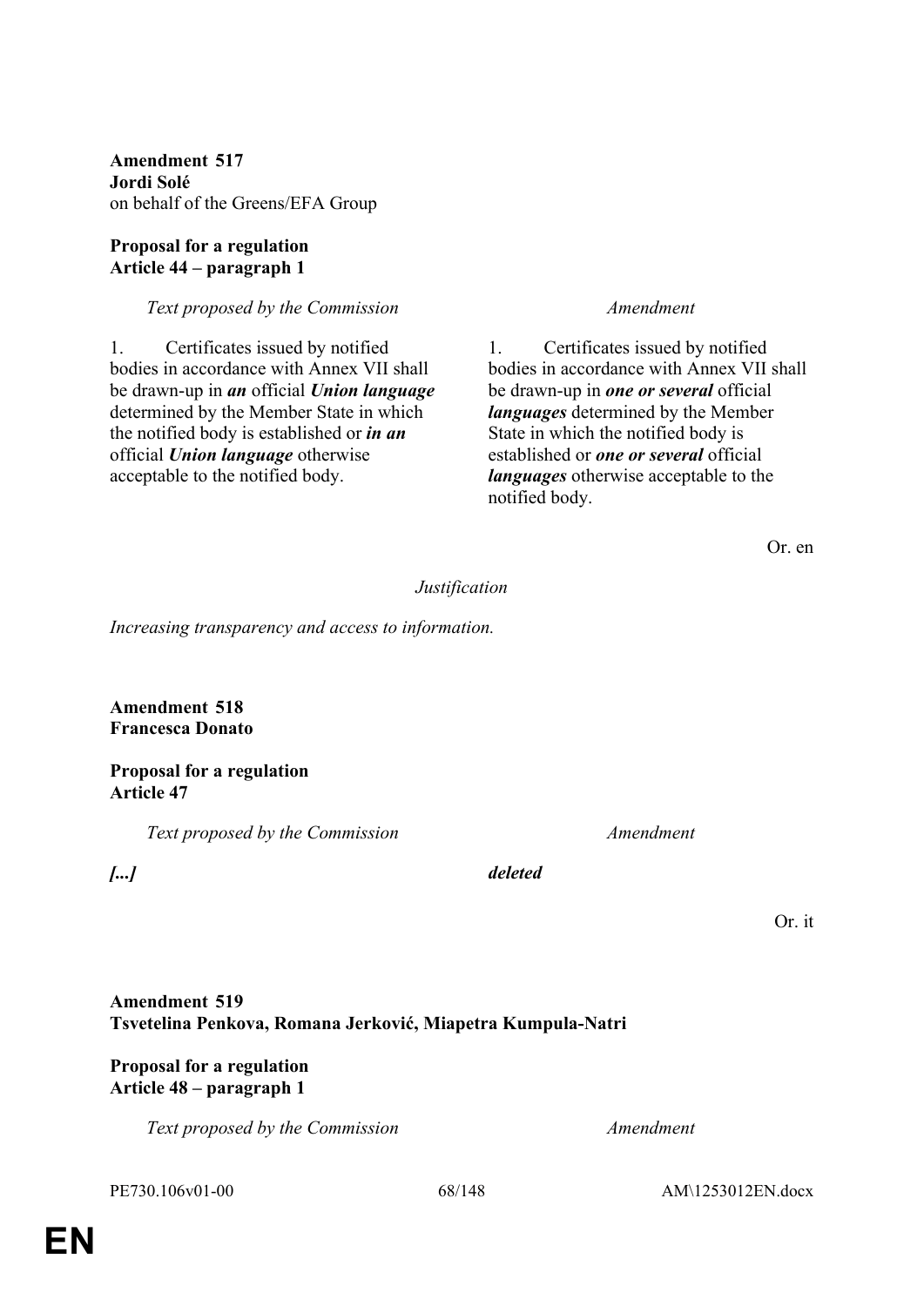**Amendment 517**
**Jordi Solé**
on behalf of the Greens/EFA Group

**Proposal for a regulation**
**Article 44 – paragraph 1**

| *Text proposed by the Commission* | *Amendment* |
|---|---|
| 1. Certificates issued by notified bodies in accordance with Annex VII shall be drawn-up in ***an*** official ***Union language*** determined by the Member State in which the notified body is established or ***in an*** official ***Union language*** otherwise acceptable to the notified body. | 1. Certificates issued by notified bodies in accordance with Annex VII shall be drawn-up in ***one or several*** official ***languages*** determined by the Member State in which the notified body is established or ***one or several*** official ***languages*** otherwise acceptable to the notified body. |

Or. en

*Justification*

*Increasing transparency and access to information.*

**Amendment 518**
**Francesca Donato**

**Proposal for a regulation**
**Article 47**

| *Text proposed by the Commission* | *Amendment* |
|---|---|
| ***[...]*** | ***deleted*** |

Or. it

**Amendment 519**
**Tsvetelina Penkova, Romana Jerković, Miapetra Kumpula-Natri**

**Proposal for a regulation**
**Article 48 – paragraph 1**

| *Text proposed by the Commission* | *Amendment* |
|---|---|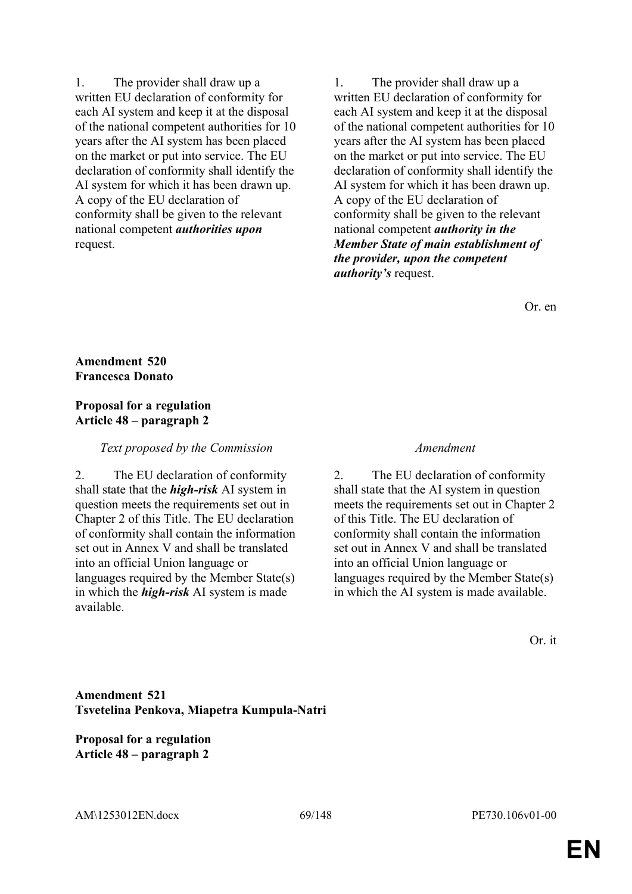| | |
|---|---|
| 1. The provider shall draw up a written EU declaration of conformity for each AI system and keep it at the disposal of the national competent authorities for 10 years after the AI system has been placed on the market or put into service. The EU declaration of conformity shall identify the AI system for which it has been drawn up. A copy of the EU declaration of conformity shall be given to the relevant national competent ***authorities upon*** request. | 1. The provider shall draw up a written EU declaration of conformity for each AI system and keep it at the disposal of the national competent authorities for 10 years after the AI system has been placed on the market or put into service. The EU declaration of conformity shall identify the AI system for which it has been drawn up. A copy of the EU declaration of conformity shall be given to the relevant national competent ***authority in the Member State of main establishment of the provider, upon the competent authority's*** request. |

Or. en

**Amendment 520**
**Francesca Donato**

**Proposal for a regulation**
**Article 48 – paragraph 2**

| *Text proposed by the Commission* | *Amendment* |
|---|---|
| 2. The EU declaration of conformity shall state that the ***high-risk*** AI system in question meets the requirements set out in Chapter 2 of this Title. The EU declaration of conformity shall contain the information set out in Annex V and shall be translated into an official Union language or languages required by the Member State(s) in which the ***high-risk*** AI system is made available. | 2. The EU declaration of conformity shall state that the AI system in question meets the requirements set out in Chapter 2 of this Title. The EU declaration of conformity shall contain the information set out in Annex V and shall be translated into an official Union language or languages required by the Member State(s) in which the AI system is made available. |

Or. it

**Amendment 521**
**Tsvetelina Penkova, Miapetra Kumpula-Natri**

**Proposal for a regulation**
**Article 48 – paragraph 2**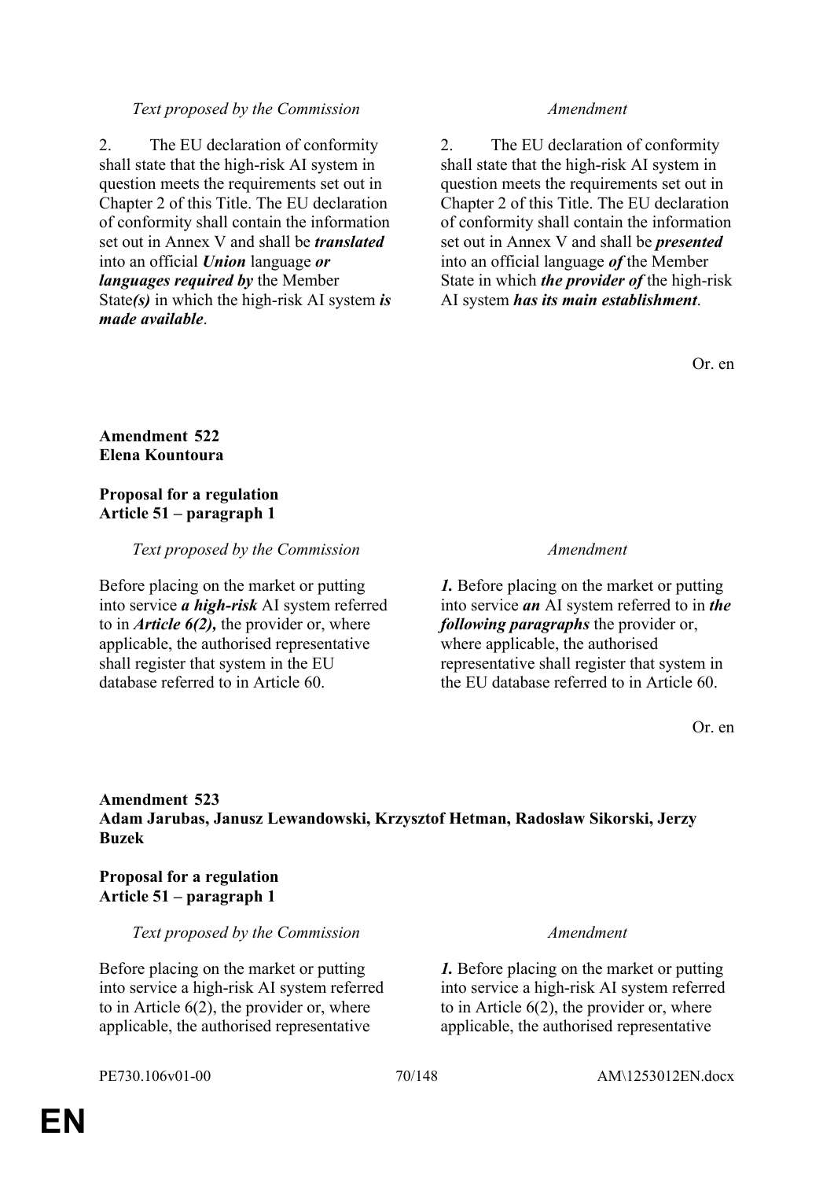| *Text proposed by the Commission* | *Amendment* |
|---|---|
| 2. The EU declaration of conformity shall state that the high-risk AI system in question meets the requirements set out in Chapter 2 of this Title. The EU declaration of conformity shall contain the information set out in Annex V and shall be ***translated*** into an official ***Union*** language ***or languages required by*** the Member State***(s)*** in which the high-risk AI system ***is made available***. | 2. The EU declaration of conformity shall state that the high-risk AI system in question meets the requirements set out in Chapter 2 of this Title. The EU declaration of conformity shall contain the information set out in Annex V and shall be ***presented*** into an official language ***of*** the Member State in which ***the provider of*** the high-risk AI system ***has its main establishment***. |

Or. en

**Amendment 522**
**Elena Kountoura**

**Proposal for a regulation**
**Article 51 – paragraph 1**

| *Text proposed by the Commission* | *Amendment* |
|---|---|
| Before placing on the market or putting into service ***a high-risk*** AI system referred to in ***Article 6(2),*** the provider or, where applicable, the authorised representative shall register that system in the EU database referred to in Article 60. | ***1.*** Before placing on the market or putting into service ***an*** AI system referred to in ***the following paragraphs*** the provider or, where applicable, the authorised representative shall register that system in the EU database referred to in Article 60. |

Or. en

**Amendment 523**
**Adam Jarubas, Janusz Lewandowski, Krzysztof Hetman, Radosław Sikorski, Jerzy Buzek**

**Proposal for a regulation**
**Article 51 – paragraph 1**

| *Text proposed by the Commission* | *Amendment* |
|---|---|
| Before placing on the market or putting into service a high-risk AI system referred to in Article 6(2), the provider or, where applicable, the authorised representative | ***1.*** Before placing on the market or putting into service a high-risk AI system referred to in Article 6(2), the provider or, where applicable, the authorised representative |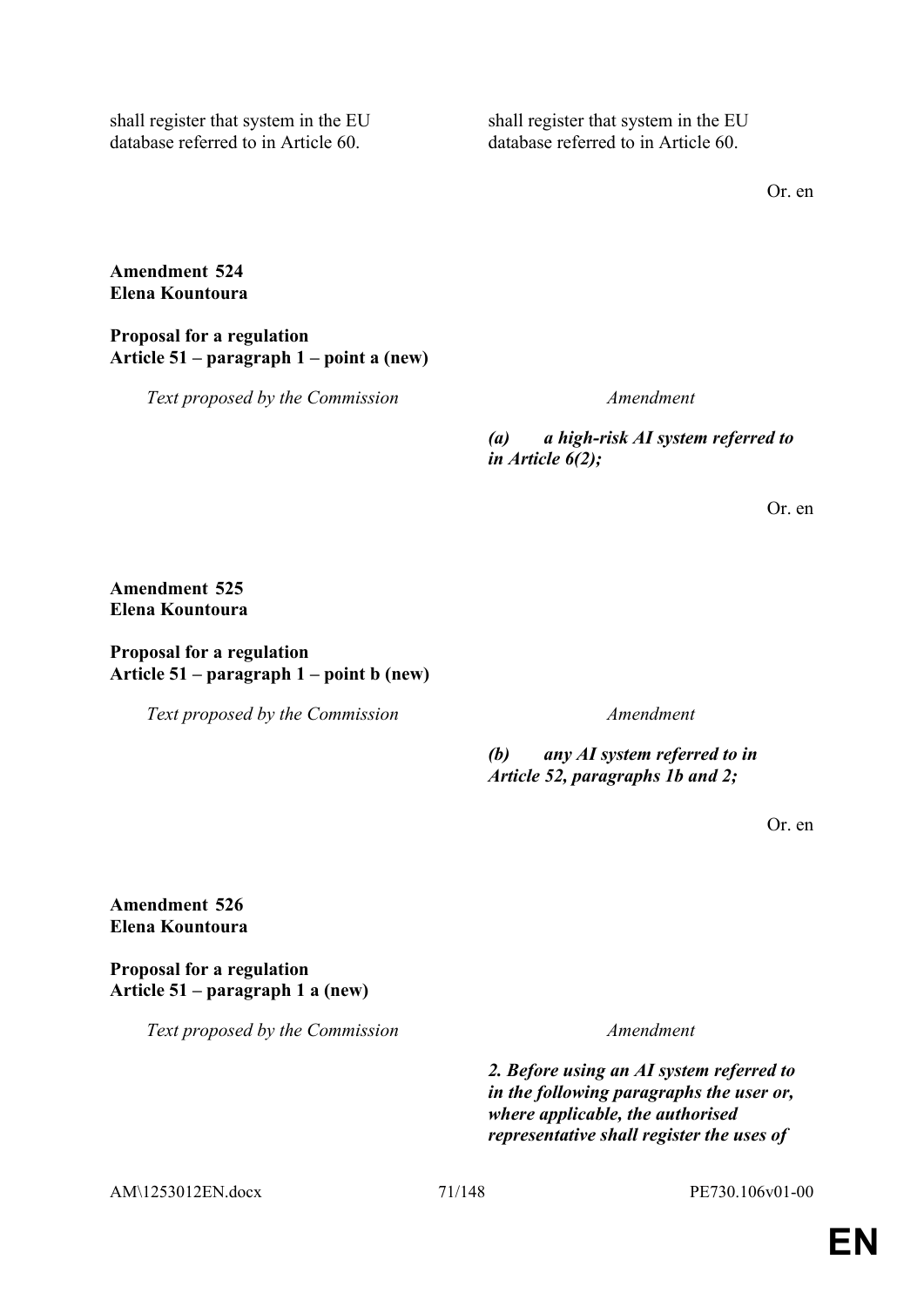| | |
|---|---|
| shall register that system in the EU database referred to in Article 60. | shall register that system in the EU database referred to in Article 60. |

Or. en

**Amendment 524**
**Elena Kountoura**

**Proposal for a regulation**
**Article 51 – paragraph 1 – point a (new)**

| *Text proposed by the Commission* | *Amendment* |
|---|---|
| | ***(a) a high-risk AI system referred to in Article 6(2);*** |

Or. en

**Amendment 525**
**Elena Kountoura**

**Proposal for a regulation**
**Article 51 – paragraph 1 – point b (new)**

| *Text proposed by the Commission* | *Amendment* |
|---|---|
| | ***(b) any AI system referred to in Article 52, paragraphs 1b and 2;*** |

Or. en

**Amendment 526**
**Elena Kountoura**

**Proposal for a regulation**
**Article 51 – paragraph 1 a (new)**

| *Text proposed by the Commission* | *Amendment* |
|---|---|
| | ***2. Before using an AI system referred to in the following paragraphs the user or, where applicable, the authorised representative shall register the uses of*** |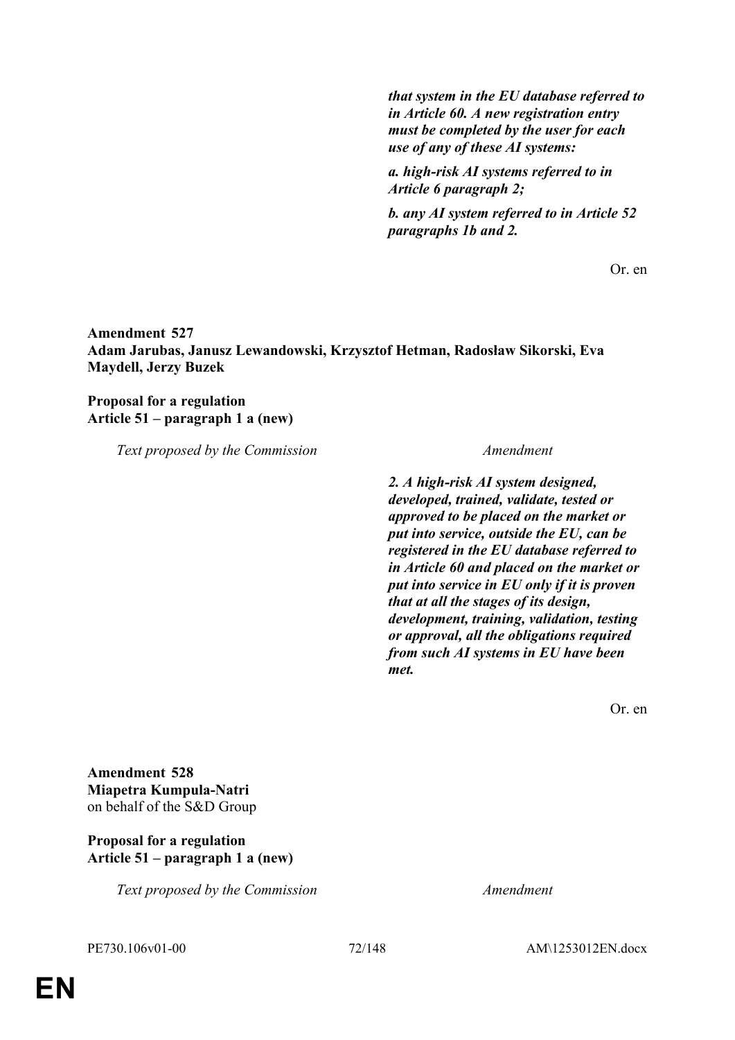*that system in the EU database referred to in Article 60. A new registration entry must be completed by the user for each use of any of these AI systems:*

*a. high-risk AI systems referred to in Article 6 paragraph 2;*

*b. any AI system referred to in Article 52 paragraphs 1b and 2.*

Or. en

**Amendment 527**
**Adam Jarubas, Janusz Lewandowski, Krzysztof Hetman, Radosław Sikorski, Eva Maydell, Jerzy Buzek**

**Proposal for a regulation**
**Article 51 – paragraph 1 a (new)**

| *Text proposed by the Commission* | *Amendment* |
|---|---|
| | ***2. A high-risk AI system designed, developed, trained, validate, tested or approved to be placed on the market or put into service, outside the EU, can be registered in the EU database referred to in Article 60 and placed on the market or put into service in EU only if it is proven that at all the stages of its design, development, training, validation, testing or approval, all the obligations required from such AI systems in EU have been met.*** |

Or. en

**Amendment 528**
**Miapetra Kumpula-Natri**
on behalf of the S&D Group

**Proposal for a regulation**
**Article 51 – paragraph 1 a (new)**

| *Text proposed by the Commission* | *Amendment* |
|---|---|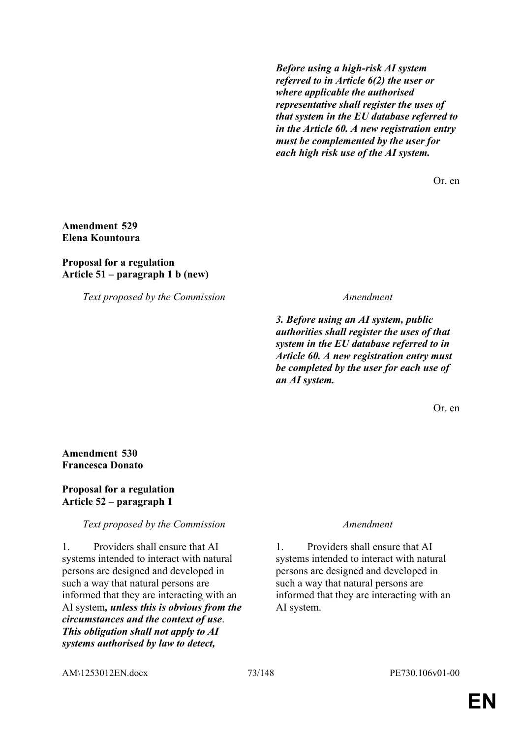| Text proposed by the Commission | Amendment |
|---|---|
| | ***Before using a high-risk AI system referred to in Article 6(2) the user or where applicable the authorised representative shall register the uses of that system in the EU database referred to in the Article 60. A new registration entry must be complemented by the user for each high risk use of the AI system.*** |

Or. en

**Amendment 529**
**Elena Kountoura**

**Proposal for a regulation**
**Article 51 – paragraph 1 b (new)**

| *Text proposed by the Commission* | *Amendment* |
|---|---|
| | ***3. Before using an AI system, public authorities shall register the uses of that system in the EU database referred to in Article 60. A new registration entry must be completed by the user for each use of an AI system.*** |

Or. en

**Amendment 530**
**Francesca Donato**

**Proposal for a regulation**
**Article 52 – paragraph 1**

| *Text proposed by the Commission* | *Amendment* |
|---|---|
| 1. Providers shall ensure that AI systems intended to interact with natural persons are designed and developed in such a way that natural persons are informed that they are interacting with an AI system***, unless this is obvious from the circumstances and the context of use***. ***This obligation shall not apply to AI systems authorised by law to detect,*** | 1. Providers shall ensure that AI systems intended to interact with natural persons are designed and developed in such a way that natural persons are informed that they are interacting with an AI system. |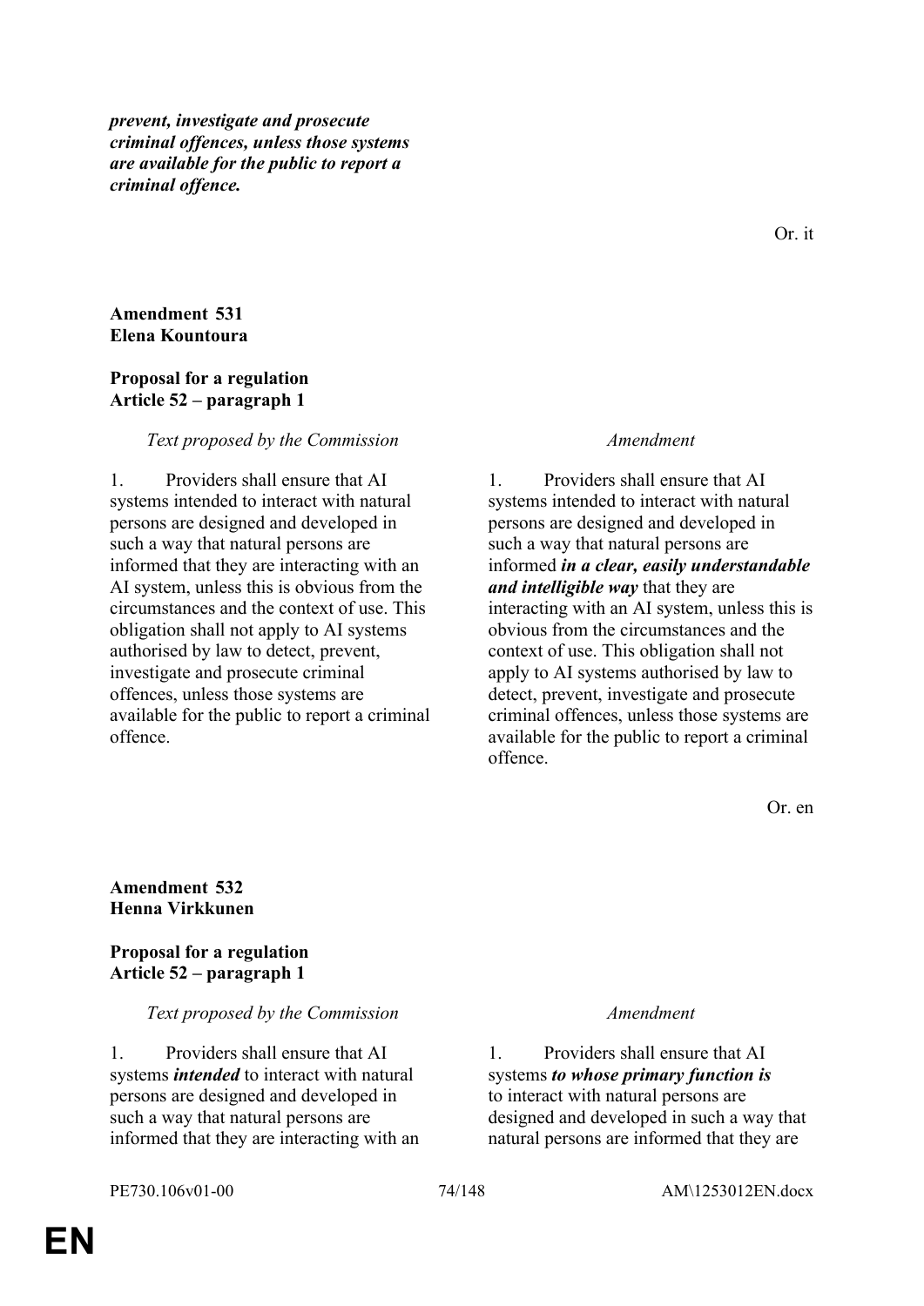***prevent, investigate and prosecute criminal offences, unless those systems are available for the public to report a criminal offence.***

Or. it

**Amendment 531**
**Elena Kountoura**

**Proposal for a regulation**
**Article 52 – paragraph 1**

| *Text proposed by the Commission* | *Amendment* |
|---|---|
| 1. Providers shall ensure that AI systems intended to interact with natural persons are designed and developed in such a way that natural persons are informed that they are interacting with an AI system, unless this is obvious from the circumstances and the context of use. This obligation shall not apply to AI systems authorised by law to detect, prevent, investigate and prosecute criminal offences, unless those systems are available for the public to report a criminal offence. | 1. Providers shall ensure that AI systems intended to interact with natural persons are designed and developed in such a way that natural persons are informed ***in a clear, easily understandable and intelligible way*** that they are interacting with an AI system, unless this is obvious from the circumstances and the context of use. This obligation shall not apply to AI systems authorised by law to detect, prevent, investigate and prosecute criminal offences, unless those systems are available for the public to report a criminal offence. |

Or. en

**Amendment 532**
**Henna Virkkunen**

**Proposal for a regulation**
**Article 52 – paragraph 1**

| *Text proposed by the Commission* | *Amendment* |
|---|---|
| 1. Providers shall ensure that AI systems ***intended*** to interact with natural persons are designed and developed in such a way that natural persons are informed that they are interacting with an | 1. Providers shall ensure that AI systems ***to whose primary function is*** to interact with natural persons are designed and developed in such a way that natural persons are informed that they are |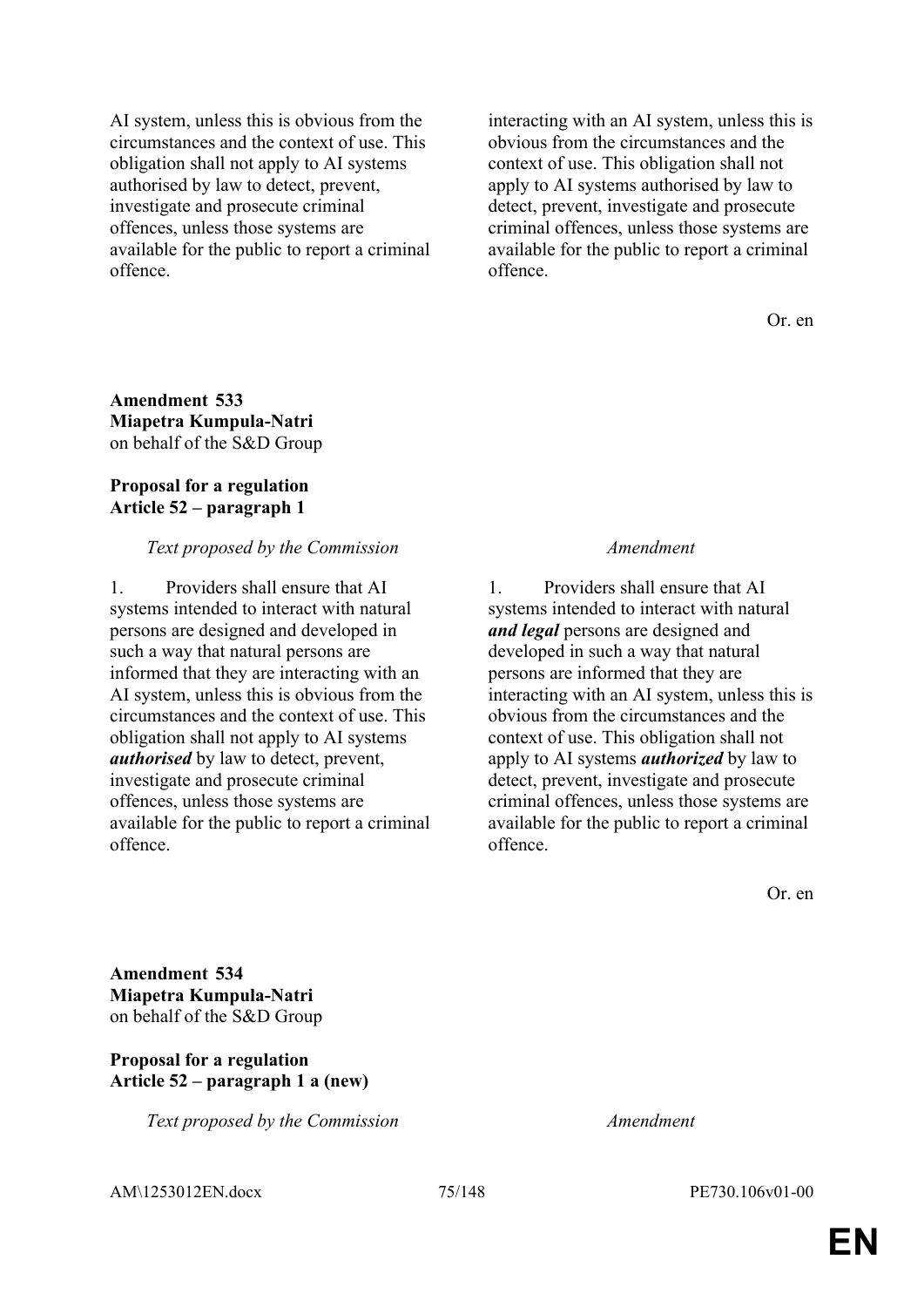| | |
|---|---|
| AI system, unless this is obvious from the circumstances and the context of use. This obligation shall not apply to AI systems authorised by law to detect, prevent, investigate and prosecute criminal offences, unless those systems are available for the public to report a criminal offence. | interacting with an AI system, unless this is obvious from the circumstances and the context of use. This obligation shall not apply to AI systems authorised by law to detect, prevent, investigate and prosecute criminal offences, unless those systems are available for the public to report a criminal offence. |

Or. en

**Amendment 533**
**Miapetra Kumpula-Natri**
on behalf of the S&D Group

**Proposal for a regulation**
**Article 52 – paragraph 1**

| *Text proposed by the Commission* | *Amendment* |
|---|---|
| 1. Providers shall ensure that AI systems intended to interact with natural persons are designed and developed in such a way that natural persons are informed that they are interacting with an AI system, unless this is obvious from the circumstances and the context of use. This obligation shall not apply to AI systems ***authorised*** by law to detect, prevent, investigate and prosecute criminal offences, unless those systems are available for the public to report a criminal offence. | 1. Providers shall ensure that AI systems intended to interact with natural ***and legal*** persons are designed and developed in such a way that natural persons are informed that they are interacting with an AI system, unless this is obvious from the circumstances and the context of use. This obligation shall not apply to AI systems ***authorized*** by law to detect, prevent, investigate and prosecute criminal offences, unless those systems are available for the public to report a criminal offence. |

Or. en

**Amendment 534**
**Miapetra Kumpula-Natri**
on behalf of the S&D Group

**Proposal for a regulation**
**Article 52 – paragraph 1 a (new)**

| *Text proposed by the Commission* | *Amendment* |
|---|---|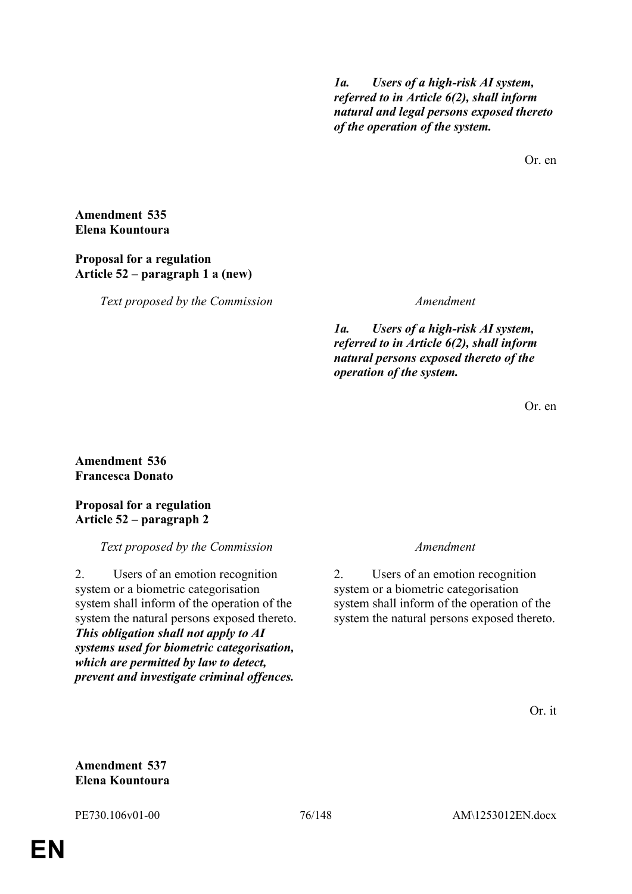| | |
|---|---|
| | ***1a. Users of a high-risk AI system, referred to in Article 6(2), shall inform natural and legal persons exposed thereto of the operation of the system.*** |

Or. en

**Amendment 535**
**Elena Kountoura**

**Proposal for a regulation**
**Article 52 – paragraph 1 a (new)**

| *Text proposed by the Commission* | *Amendment* |
|---|---|
| | ***1a. Users of a high-risk AI system, referred to in Article 6(2), shall inform natural persons exposed thereto of the operation of the system.*** |

Or. en

**Amendment 536**
**Francesca Donato**

**Proposal for a regulation**
**Article 52 – paragraph 2**

| *Text proposed by the Commission* | *Amendment* |
|---|---|
| 2. Users of an emotion recognition system or a biometric categorisation system shall inform of the operation of the system the natural persons exposed thereto. ***This obligation shall not apply to AI systems used for biometric categorisation, which are permitted by law to detect, prevent and investigate criminal offences.*** | 2. Users of an emotion recognition system or a biometric categorisation system shall inform of the operation of the system the natural persons exposed thereto. |

Or. it

**Amendment 537**
**Elena Kountoura**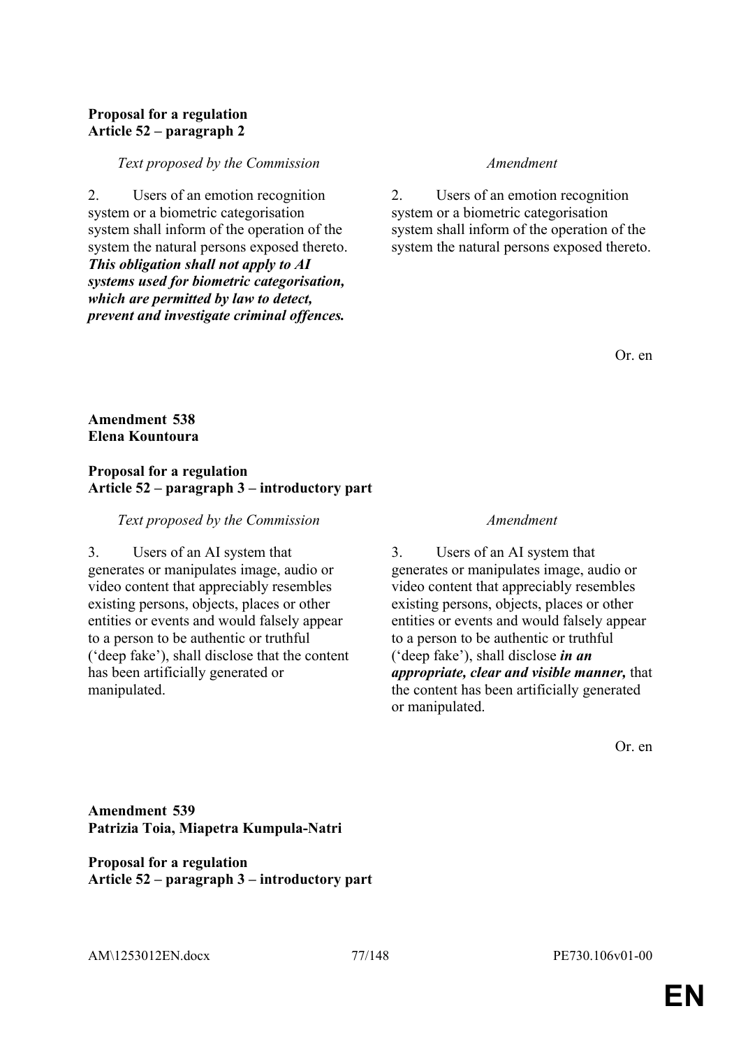**Proposal for a regulation**
**Article 52 – paragraph 2**

| *Text proposed by the Commission* | *Amendment* |
|---|---|
| 2. Users of an emotion recognition system or a biometric categorisation system shall inform of the operation of the system the natural persons exposed thereto. ***This obligation shall not apply to AI systems used for biometric categorisation, which are permitted by law to detect, prevent and investigate criminal offences.*** | 2. Users of an emotion recognition system or a biometric categorisation system shall inform of the operation of the system the natural persons exposed thereto. |

Or. en

**Amendment 538**
**Elena Kountoura**

**Proposal for a regulation**
**Article 52 – paragraph 3 – introductory part**

| *Text proposed by the Commission* | *Amendment* |
|---|---|
| 3. Users of an AI system that generates or manipulates image, audio or video content that appreciably resembles existing persons, objects, places or other entities or events and would falsely appear to a person to be authentic or truthful ('deep fake'), shall disclose that the content has been artificially generated or manipulated. | 3. Users of an AI system that generates or manipulates image, audio or video content that appreciably resembles existing persons, objects, places or other entities or events and would falsely appear to a person to be authentic or truthful ('deep fake'), shall disclose ***in an appropriate, clear and visible manner,*** that the content has been artificially generated or manipulated. |

Or. en

**Amendment 539**
**Patrizia Toia, Miapetra Kumpula-Natri**

**Proposal for a regulation**
**Article 52 – paragraph 3 – introductory part**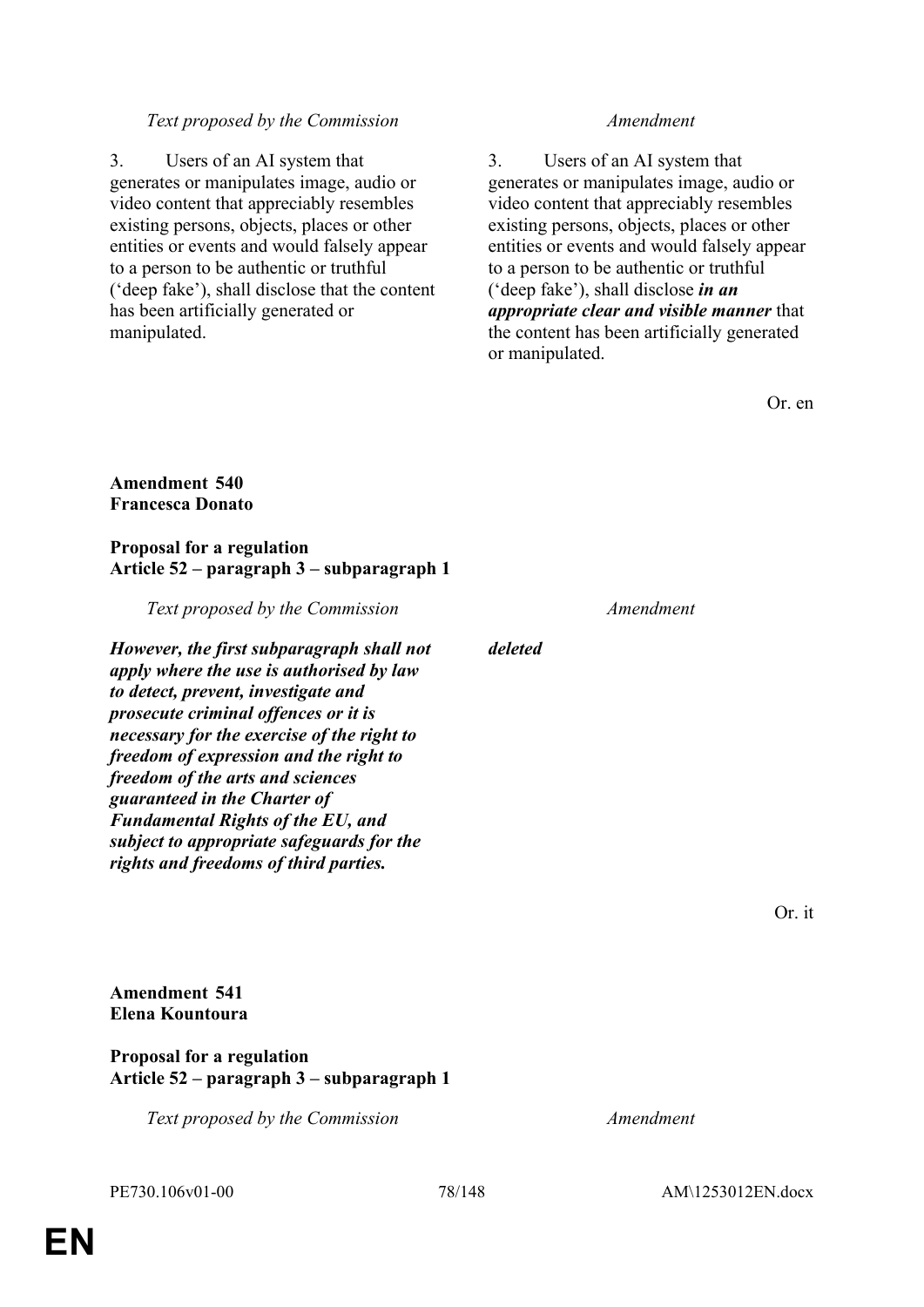| *Text proposed by the Commission* | *Amendment* |
|---|---|
| 3. Users of an AI system that generates or manipulates image, audio or video content that appreciably resembles existing persons, objects, places or other entities or events and would falsely appear to a person to be authentic or truthful ('deep fake'), shall disclose that the content has been artificially generated or manipulated. | 3. Users of an AI system that generates or manipulates image, audio or video content that appreciably resembles existing persons, objects, places or other entities or events and would falsely appear to a person to be authentic or truthful ('deep fake'), shall disclose ***in an appropriate clear and visible manner*** that the content has been artificially generated or manipulated. |

Or. en

**Amendment 540**
**Francesca Donato**

**Proposal for a regulation**
**Article 52 – paragraph 3 – subparagraph 1**

| *Text proposed by the Commission* | *Amendment* |
|---|---|
| ***However, the first subparagraph shall not apply where the use is authorised by law to detect, prevent, investigate and prosecute criminal offences or it is necessary for the exercise of the right to freedom of expression and the right to freedom of the arts and sciences guaranteed in the Charter of Fundamental Rights of the EU, and subject to appropriate safeguards for the rights and freedoms of third parties.*** | ***deleted*** |

Or. it

**Amendment 541**
**Elena Kountoura**

**Proposal for a regulation**
**Article 52 – paragraph 3 – subparagraph 1**

| *Text proposed by the Commission* | *Amendment* |
|---|---|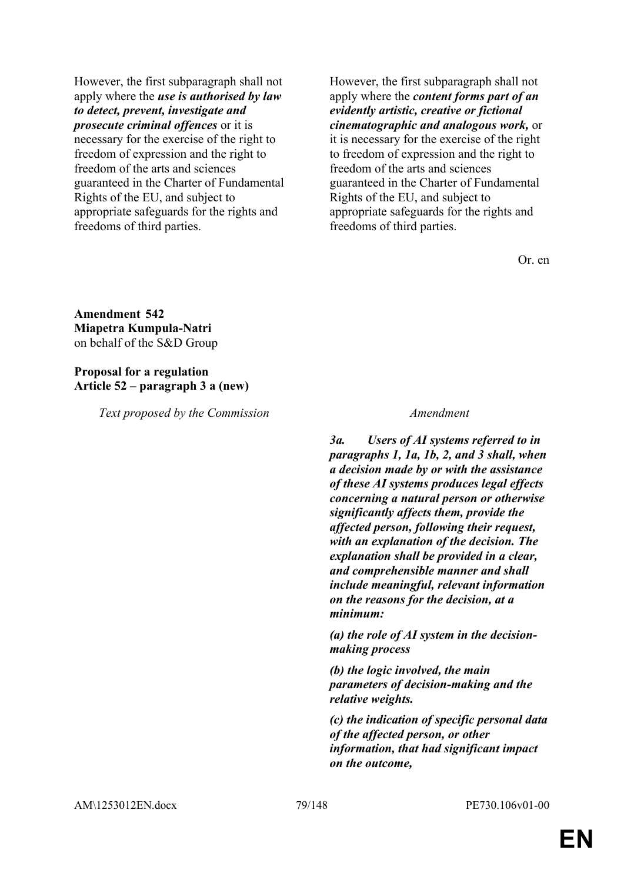| | |
|---|---|
| However, the first subparagraph shall not apply where the ***use is authorised by law to detect, prevent, investigate and prosecute criminal offences*** or it is necessary for the exercise of the right to freedom of expression and the right to freedom of the arts and sciences guaranteed in the Charter of Fundamental Rights of the EU, and subject to appropriate safeguards for the rights and freedoms of third parties. | However, the first subparagraph shall not apply where the ***content forms part of an evidently artistic, creative or fictional cinematographic and analogous work,*** or it is necessary for the exercise of the right to freedom of expression and the right to freedom of the arts and sciences guaranteed in the Charter of Fundamental Rights of the EU, and subject to appropriate safeguards for the rights and freedoms of third parties. |

Or. en

**Amendment 542**
**Miapetra Kumpula-Natri**
on behalf of the S&D Group

**Proposal for a regulation**
**Article 52 – paragraph 3 a (new)**

| *Text proposed by the Commission* | *Amendment* |
|---|---|
| | ***3a. Users of AI systems referred to in paragraphs 1, 1a, 1b, 2, and 3 shall, when a decision made by or with the assistance of these AI systems produces legal effects concerning a natural person or otherwise significantly affects them, provide the affected person, following their request, with an explanation of the decision. The explanation shall be provided in a clear, and comprehensible manner and shall include meaningful, relevant information on the reasons for the decision, at a minimum:*** |
| | ***(a) the role of AI system in the decision-making process*** |
| | ***(b) the logic involved, the main parameters of decision-making and the relative weights.*** |
| | ***(c) the indication of specific personal data of the affected person, or other information, that had significant impact on the outcome,*** |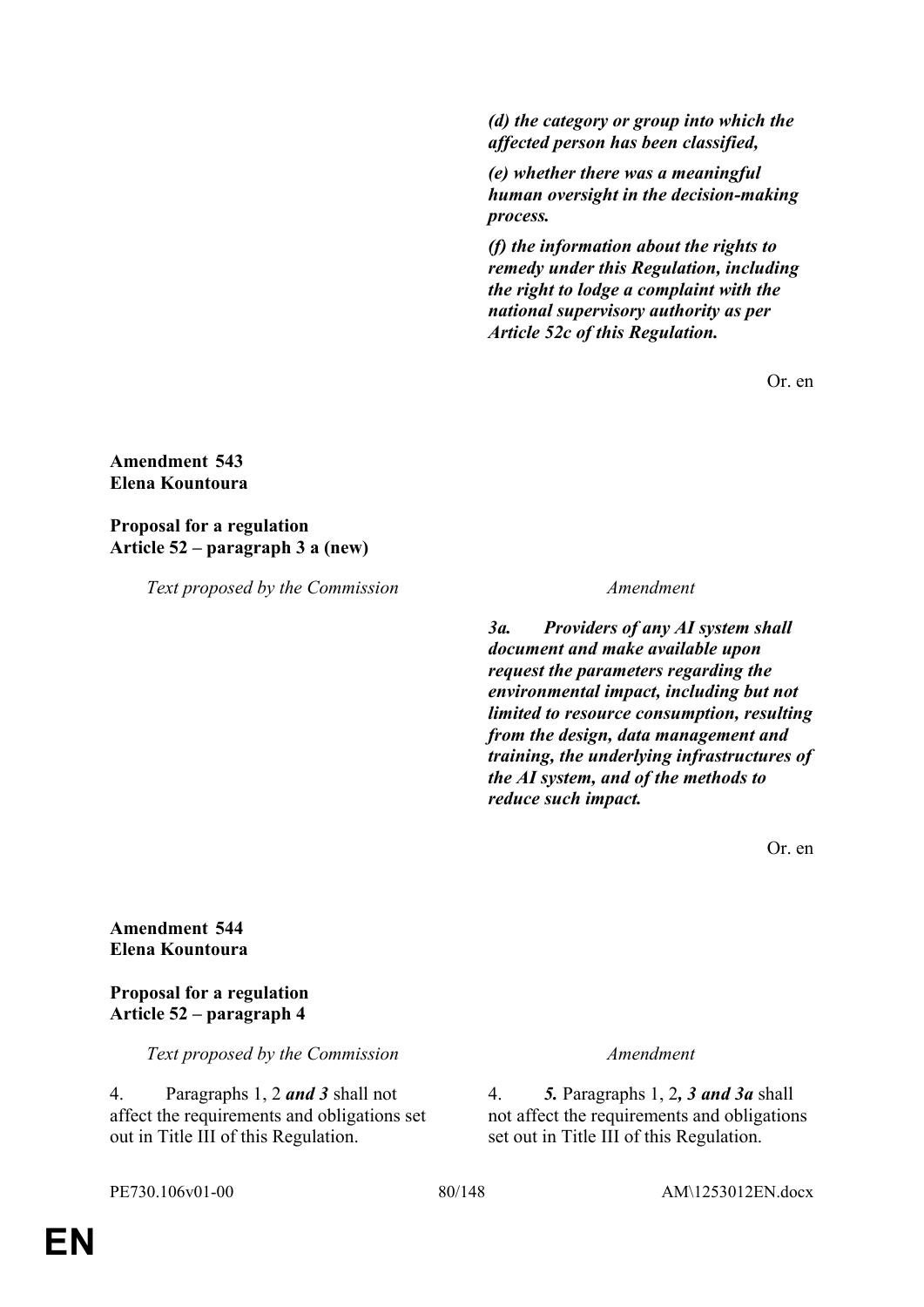*(d) the category or group into which the affected person has been classified,*

*(e) whether there was a meaningful human oversight in the decision-making process.*

*(f) the information about the rights to remedy under this Regulation, including the right to lodge a complaint with the national supervisory authority as per Article 52c of this Regulation.*

Or. en

**Amendment 543**
**Elena Kountoura**

**Proposal for a regulation**
**Article 52 – paragraph 3 a (new)**

| *Text proposed by the Commission* | *Amendment* |
|---|---|
| | ***3a. Providers of any AI system shall document and make available upon request the parameters regarding the environmental impact, including but not limited to resource consumption, resulting from the design, data management and training, the underlying infrastructures of the AI system, and of the methods to reduce such impact.*** |

Or. en

**Amendment 544**
**Elena Kountoura**

**Proposal for a regulation**
**Article 52 – paragraph 4**

| *Text proposed by the Commission* | *Amendment* |
|---|---|
| 4. Paragraphs 1, 2 ***and 3*** shall not affect the requirements and obligations set out in Title III of this Regulation. | 4. ***5.*** Paragraphs 1, 2***, 3 and 3a*** shall not affect the requirements and obligations set out in Title III of this Regulation. |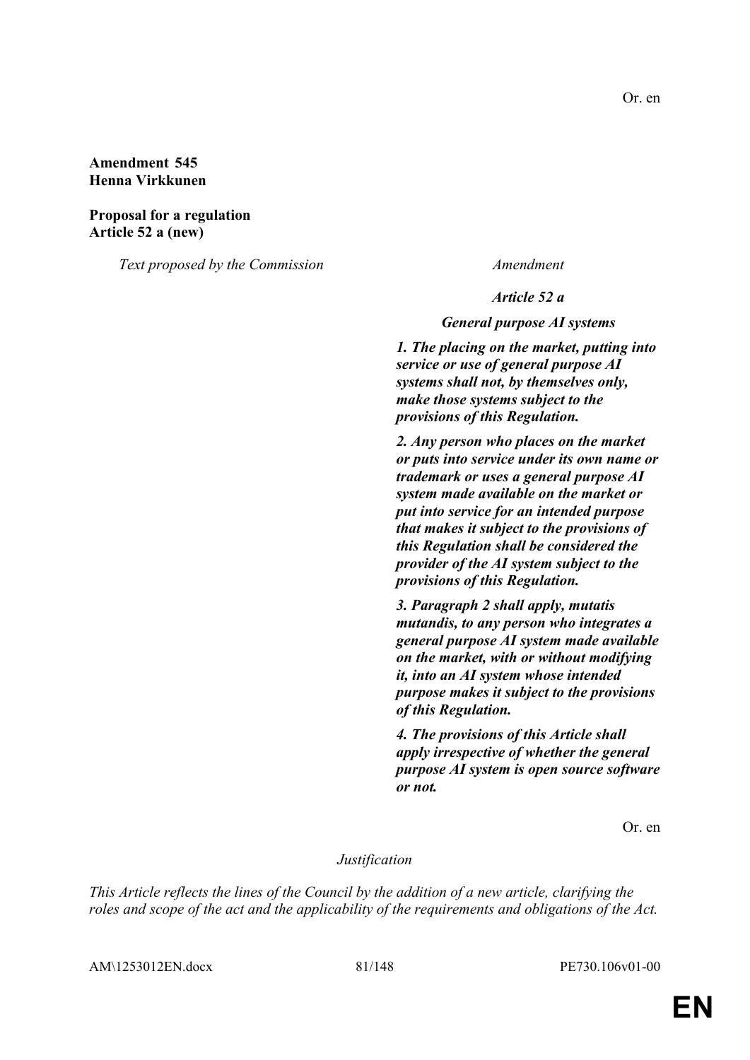Or. en

**Amendment 545**
**Henna Virkkunen**

**Proposal for a regulation**
**Article 52 a (new)**

| *Text proposed by the Commission* | *Amendment* |
|---|---|
| | ***Article 52 a*** |
| | ***General purpose AI systems*** |
| | ***1. The placing on the market, putting into service or use of general purpose AI systems shall not, by themselves only, make those systems subject to the provisions of this Regulation.*** |
| | ***2. Any person who places on the market or puts into service under its own name or trademark or uses a general purpose AI system made available on the market or put into service for an intended purpose that makes it subject to the provisions of this Regulation shall be considered the provider of the AI system subject to the provisions of this Regulation.*** |
| | ***3. Paragraph 2 shall apply, mutatis mutandis, to any person who integrates a general purpose AI system made available on the market, with or without modifying it, into an AI system whose intended purpose makes it subject to the provisions of this Regulation.*** |
| | ***4. The provisions of this Article shall apply irrespective of whether the general purpose AI system is open source software or not.*** |

Or. en

*Justification*

*This Article reflects the lines of the Council by the addition of a new article, clarifying the roles and scope of the act and the applicability of the requirements and obligations of the Act.*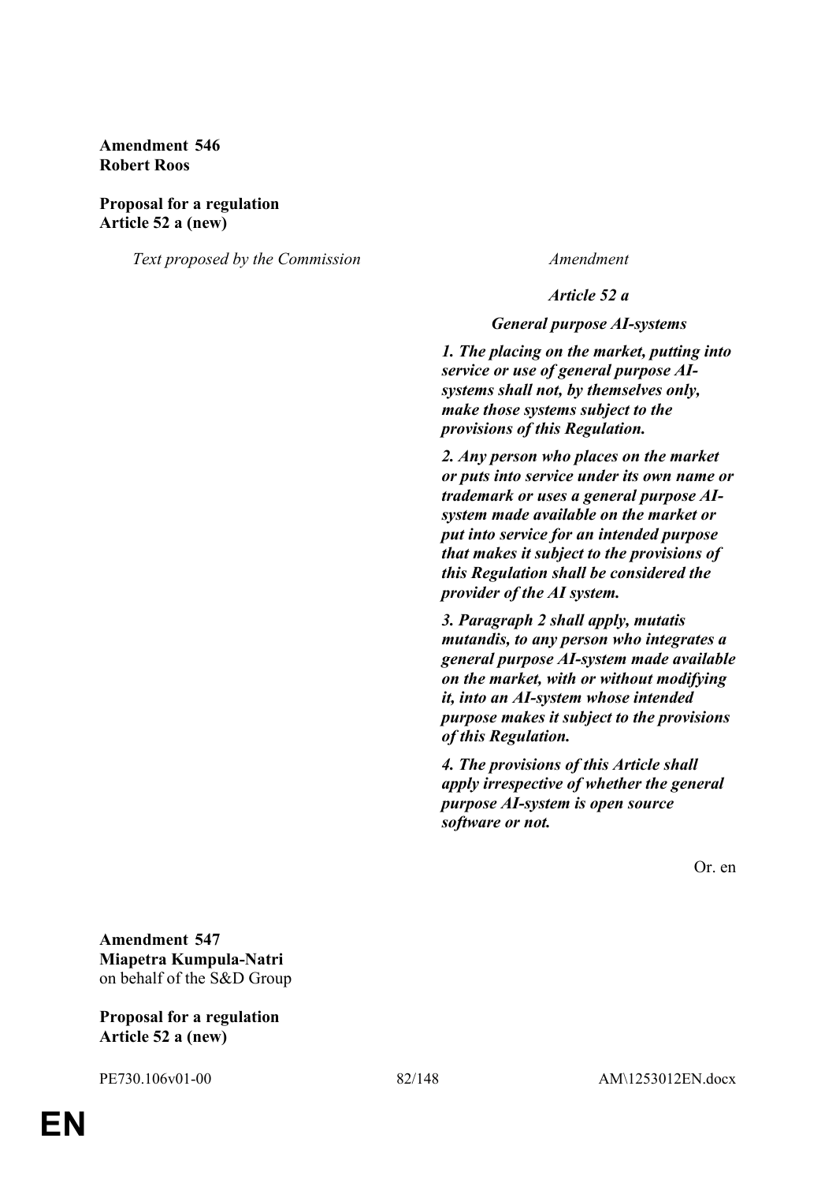**Amendment 546**
**Robert Roos**

**Proposal for a regulation**
**Article 52 a (new)**

| *Text proposed by the Commission* | *Amendment* |
|---|---|
| | ***Article 52 a*** |
| | ***General purpose AI-systems*** |
| | ***1. The placing on the market, putting into service or use of general purpose AI-systems shall not, by themselves only, make those systems subject to the provisions of this Regulation.*** |
| | ***2. Any person who places on the market or puts into service under its own name or trademark or uses a general purpose AI-system made available on the market or put into service for an intended purpose that makes it subject to the provisions of this Regulation shall be considered the provider of the AI system.*** |
| | ***3. Paragraph 2 shall apply, mutatis mutandis, to any person who integrates a general purpose AI-system made available on the market, with or without modifying it, into an AI-system whose intended purpose makes it subject to the provisions of this Regulation.*** |
| | ***4. The provisions of this Article shall apply irrespective of whether the general purpose AI-system is open source software or not.*** |

Or. en

**Amendment 547**
**Miapetra Kumpula-Natri**
on behalf of the S&D Group

**Proposal for a regulation**
**Article 52 a (new)**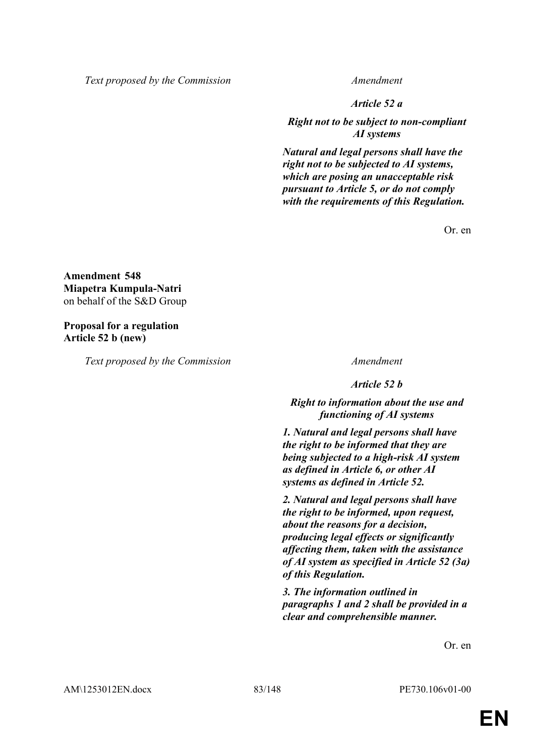| Text proposed by the Commission | Amendment |
|---|---|
| | ***Article 52 a*** |
| | ***Right not to be subject to non-compliant AI systems*** |
| | ***Natural and legal persons shall have the right not to be subjected to AI systems, which are posing an unacceptable risk pursuant to Article 5, or do not comply with the requirements of this Regulation.*** |

Or. en

**Amendment 548**
**Miapetra Kumpula-Natri**
on behalf of the S&D Group

**Proposal for a regulation**
**Article 52 b (new)**

| Text proposed by the Commission | Amendment |
|---|---|
| | ***Article 52 b*** |
| | ***Right to information about the use and functioning of AI systems*** |
| | ***1. Natural and legal persons shall have the right to be informed that they are being subjected to a high-risk AI system as defined in Article 6, or other AI systems as defined in Article 52.*** |
| | ***2. Natural and legal persons shall have the right to be informed, upon request, about the reasons for a decision, producing legal effects or significantly affecting them, taken with the assistance of AI system as specified in Article 52 (3a) of this Regulation.*** |
| | ***3. The information outlined in paragraphs 1 and 2 shall be provided in a clear and comprehensible manner.*** |

Or. en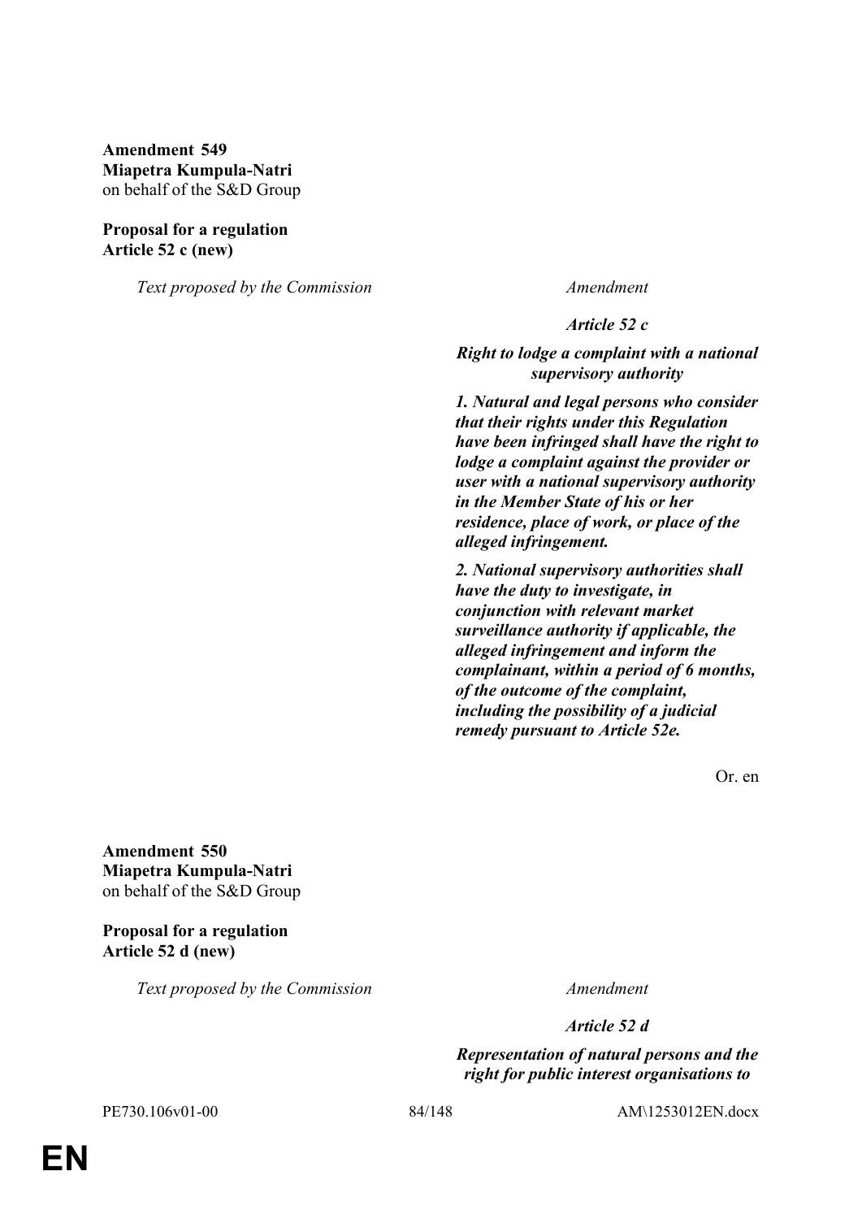**Amendment 549**
**Miapetra Kumpula-Natri**
on behalf of the S&D Group

**Proposal for a regulation**
**Article 52 c (new)**

| *Text proposed by the Commission* | *Amendment* |
|---|---|
| | ***Article 52 c*** |
| | ***Right to lodge a complaint with a national supervisory authority*** |
| | ***1. Natural and legal persons who consider that their rights under this Regulation have been infringed shall have the right to lodge a complaint against the provider or user with a national supervisory authority in the Member State of his or her residence, place of work, or place of the alleged infringement.*** |
| | ***2. National supervisory authorities shall have the duty to investigate, in conjunction with relevant market surveillance authority if applicable, the alleged infringement and inform the complainant, within a period of 6 months, of the outcome of the complaint, including the possibility of a judicial remedy pursuant to Article 52e.*** |

Or. en

**Amendment 550**
**Miapetra Kumpula-Natri**
on behalf of the S&D Group

**Proposal for a regulation**
**Article 52 d (new)**

| *Text proposed by the Commission* | *Amendment* |
|---|---|
| | ***Article 52 d*** |
| | ***Representation of natural persons and the right for public interest organisations to*** |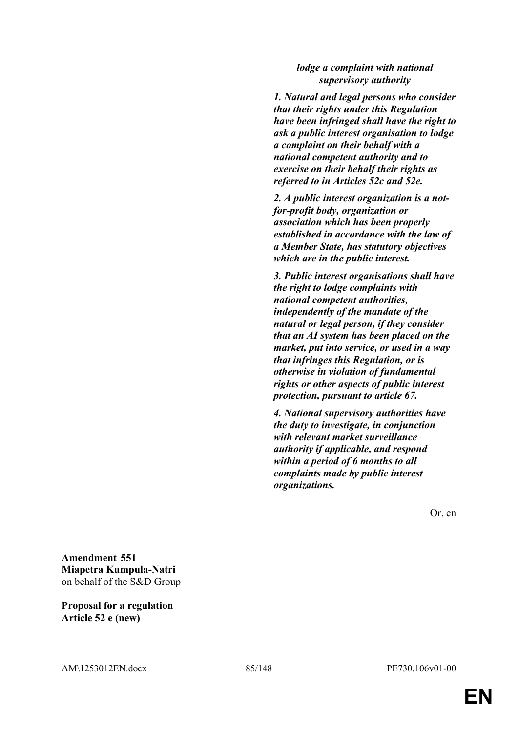***lodge a complaint with national supervisory authority***

***1. Natural and legal persons who consider that their rights under this Regulation have been infringed shall have the right to ask a public interest organisation to lodge a complaint on their behalf with a national competent authority and to exercise on their behalf their rights as referred to in Articles 52c and 52e.***

***2. A public interest organization is a not-for-profit body, organization or association which has been properly established in accordance with the law of a Member State, has statutory objectives which are in the public interest.***

***3. Public interest organisations shall have the right to lodge complaints with national competent authorities, independently of the mandate of the natural or legal person, if they consider that an AI system has been placed on the market, put into service, or used in a way that infringes this Regulation, or is otherwise in violation of fundamental rights or other aspects of public interest protection, pursuant to article 67.***

***4. National supervisory authorities have the duty to investigate, in conjunction with relevant market surveillance authority if applicable, and respond within a period of 6 months to all complaints made by public interest organizations.***

Or. en

**Amendment 551**
**Miapetra Kumpula-Natri**
on behalf of the S&D Group

**Proposal for a regulation**
**Article 52 e (new)**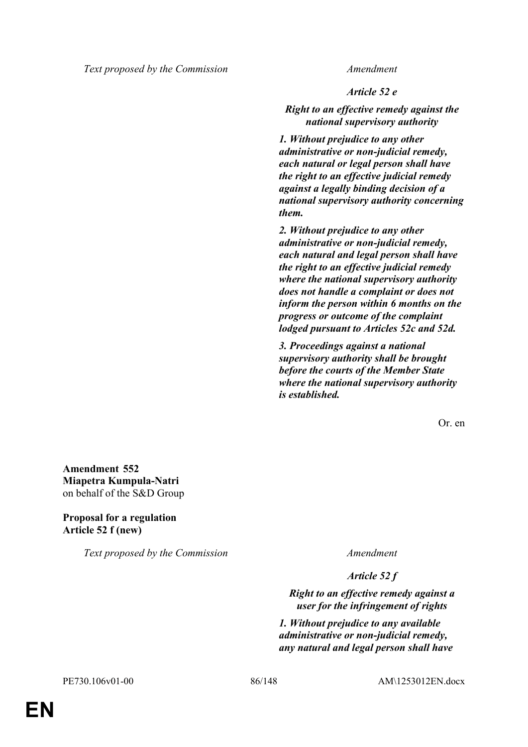| Text proposed by the Commission | Amendment |
|---|---|
| | ***Article 52 e*** |
| | ***Right to an effective remedy against the national supervisory authority*** |
| | ***1. Without prejudice to any other administrative or non-judicial remedy, each natural or legal person shall have the right to an effective judicial remedy against a legally binding decision of a national supervisory authority concerning them.*** |
| | ***2. Without prejudice to any other administrative or non-judicial remedy, each natural and legal person shall have the right to an effective judicial remedy where the national supervisory authority does not handle a complaint or does not inform the person within 6 months on the progress or outcome of the complaint lodged pursuant to Articles 52c and 52d.*** |
| | ***3. Proceedings against a national supervisory authority shall be brought before the courts of the Member State where the national supervisory authority is established.*** |

Or. en

**Amendment 552**
**Miapetra Kumpula-Natri**
on behalf of the S&D Group

**Proposal for a regulation**
**Article 52 f (new)**

| Text proposed by the Commission | Amendment |
|---|---|
| | ***Article 52 f*** |
| | ***Right to an effective remedy against a user for the infringement of rights*** |
| | ***1. Without prejudice to any available administrative or non-judicial remedy, any natural and legal person shall have*** |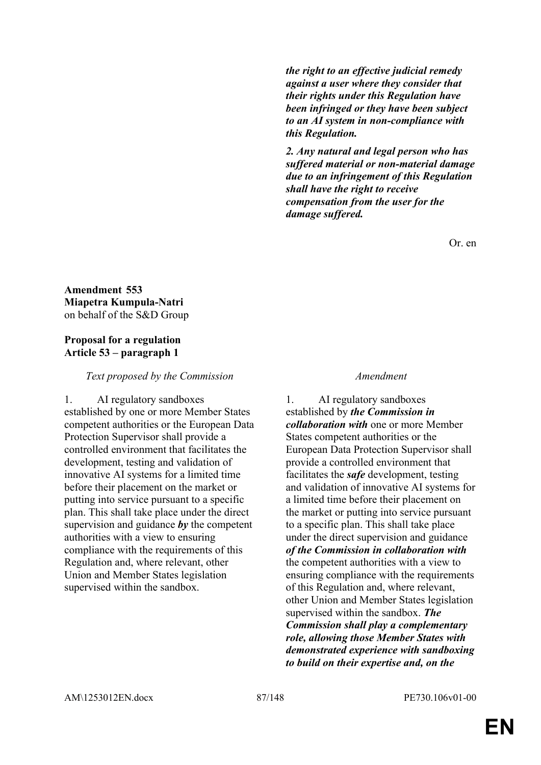*__the right to an effective judicial remedy against a user where they consider that their rights under this Regulation have been infringed or they have been subject to an AI system in non-compliance with this Regulation.__*

*__2. Any natural and legal person who has suffered material or non-material damage due to an infringement of this Regulation shall have the right to receive compensation from the user for the damage suffered.__*

Or. en

**Amendment 553**
**Miapetra Kumpula-Natri**
on behalf of the S&D Group

**Proposal for a regulation**
**Article 53 – paragraph 1**

| *Text proposed by the Commission* | *Amendment* |
|---|---|
| 1. AI regulatory sandboxes established by one or more Member States competent authorities or the European Data Protection Supervisor shall provide a controlled environment that facilitates the development, testing and validation of innovative AI systems for a limited time before their placement on the market or putting into service pursuant to a specific plan. This shall take place under the direct supervision and guidance *__by__* the competent authorities with a view to ensuring compliance with the requirements of this Regulation and, where relevant, other Union and Member States legislation supervised within the sandbox. | 1. AI regulatory sandboxes established by *__the Commission in collaboration with__* one or more Member States competent authorities or the European Data Protection Supervisor shall provide a controlled environment that facilitates the *__safe__* development, testing and validation of innovative AI systems for a limited time before their placement on the market or putting into service pursuant to a specific plan. This shall take place under the direct supervision and guidance *__of the Commission in collaboration with__* the competent authorities with a view to ensuring compliance with the requirements of this Regulation and, where relevant, other Union and Member States legislation supervised within the sandbox. *__The Commission shall play a complementary role, allowing those Member States with demonstrated experience with sandboxing to build on their expertise and, on the__* |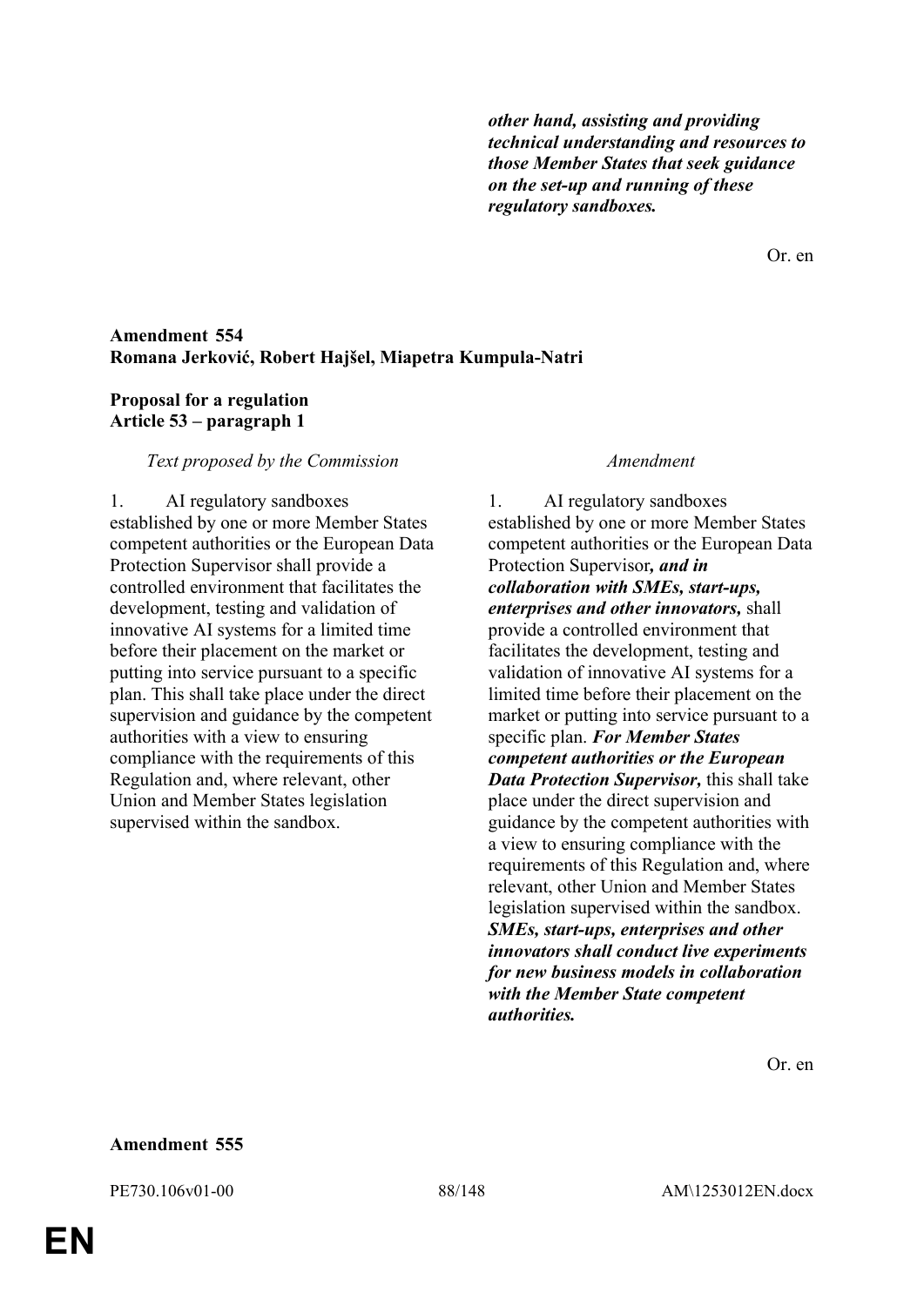| | |
|---|---|
| | ***other hand, assisting and providing technical understanding and resources to those Member States that seek guidance on the set-up and running of these regulatory sandboxes.*** |

Or. en

**Amendment 554**
**Romana Jerković, Robert Hajšel, Miapetra Kumpula-Natri**

**Proposal for a regulation**
**Article 53 – paragraph 1**

| *Text proposed by the Commission* | *Amendment* |
|---|---|
| 1. AI regulatory sandboxes established by one or more Member States competent authorities or the European Data Protection Supervisor shall provide a controlled environment that facilitates the development, testing and validation of innovative AI systems for a limited time before their placement on the market or putting into service pursuant to a specific plan. This shall take place under the direct supervision and guidance by the competent authorities with a view to ensuring compliance with the requirements of this Regulation and, where relevant, other Union and Member States legislation supervised within the sandbox. | 1. AI regulatory sandboxes established by one or more Member States competent authorities or the European Data Protection Supervisor***, and in collaboration with SMEs, start-ups, enterprises and other innovators,*** shall provide a controlled environment that facilitates the development, testing and validation of innovative AI systems for a limited time before their placement on the market or putting into service pursuant to a specific plan. ***For Member States competent authorities or the European Data Protection Supervisor,*** this shall take place under the direct supervision and guidance by the competent authorities with a view to ensuring compliance with the requirements of this Regulation and, where relevant, other Union and Member States legislation supervised within the sandbox. ***SMEs, start-ups, enterprises and other innovators shall conduct live experiments for new business models in collaboration with the Member State competent authorities.*** |

Or. en

**Amendment 555**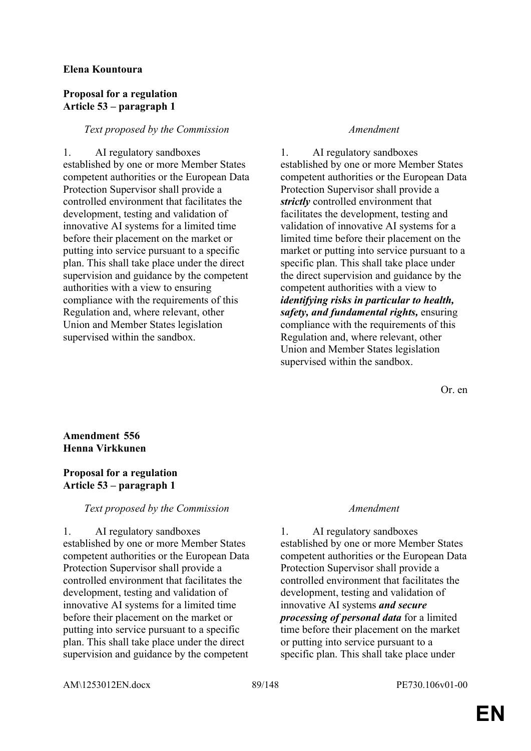**Elena Kountoura**

**Proposal for a regulation**
**Article 53 – paragraph 1**

| *Text proposed by the Commission* | *Amendment* |
|---|---|
| 1. AI regulatory sandboxes established by one or more Member States competent authorities or the European Data Protection Supervisor shall provide a controlled environment that facilitates the development, testing and validation of innovative AI systems for a limited time before their placement on the market or putting into service pursuant to a specific plan. This shall take place under the direct supervision and guidance by the competent authorities with a view to ensuring compliance with the requirements of this Regulation and, where relevant, other Union and Member States legislation supervised within the sandbox. | 1. AI regulatory sandboxes established by one or more Member States competent authorities or the European Data Protection Supervisor shall provide a ***strictly*** controlled environment that facilitates the development, testing and validation of innovative AI systems for a limited time before their placement on the market or putting into service pursuant to a specific plan. This shall take place under the direct supervision and guidance by the competent authorities with a view to ***identifying risks in particular to health, safety, and fundamental rights,*** ensuring compliance with the requirements of this Regulation and, where relevant, other Union and Member States legislation supervised within the sandbox. |

Or. en

**Amendment 556**
**Henna Virkkunen**

**Proposal for a regulation**
**Article 53 – paragraph 1**

| *Text proposed by the Commission* | *Amendment* |
|---|---|
| 1. AI regulatory sandboxes established by one or more Member States competent authorities or the European Data Protection Supervisor shall provide a controlled environment that facilitates the development, testing and validation of innovative AI systems for a limited time before their placement on the market or putting into service pursuant to a specific plan. This shall take place under the direct supervision and guidance by the competent | 1. AI regulatory sandboxes established by one or more Member States competent authorities or the European Data Protection Supervisor shall provide a controlled environment that facilitates the development, testing and validation of innovative AI systems ***and secure processing of personal data*** for a limited time before their placement on the market or putting into service pursuant to a specific plan. This shall take place under |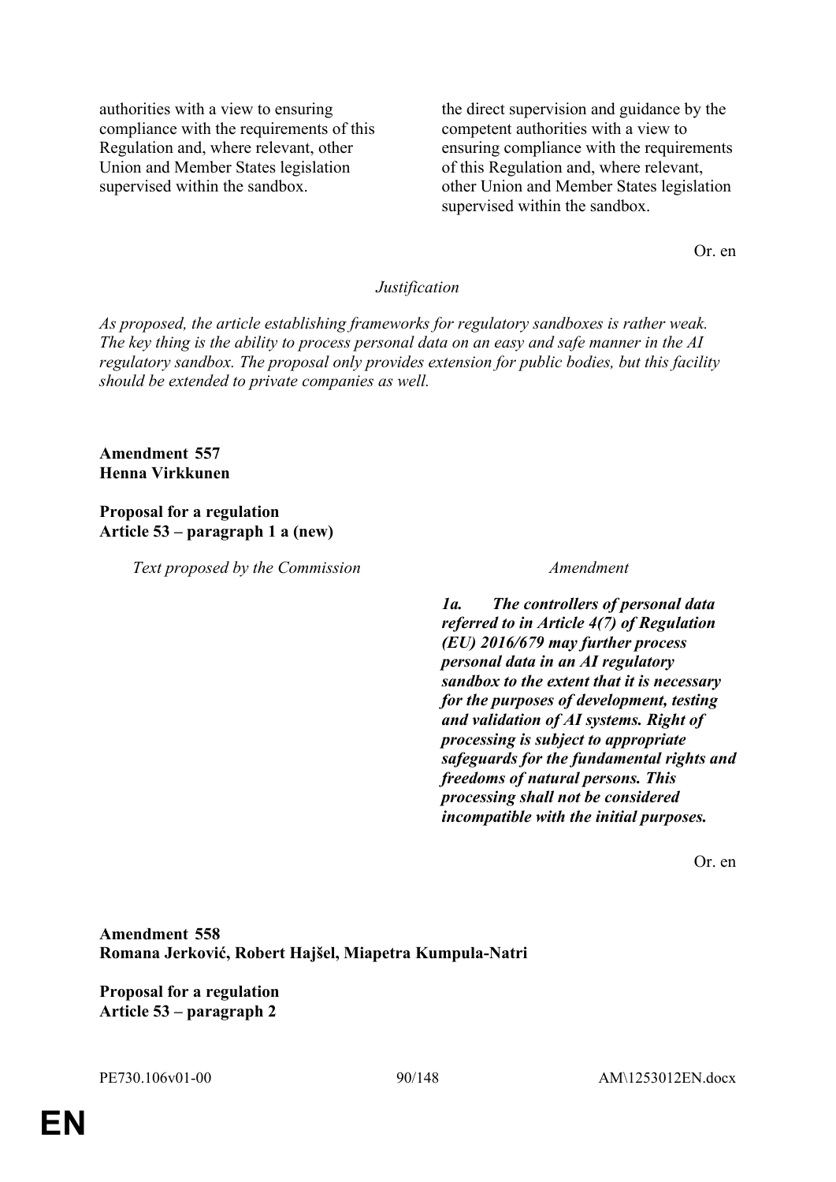| | |
|---|---|
| authorities with a view to ensuring compliance with the requirements of this Regulation and, where relevant, other Union and Member States legislation supervised within the sandbox. | the direct supervision and guidance by the competent authorities with a view to ensuring compliance with the requirements of this Regulation and, where relevant, other Union and Member States legislation supervised within the sandbox. |

Or. en

*Justification*

*As proposed, the article establishing frameworks for regulatory sandboxes is rather weak. The key thing is the ability to process personal data on an easy and safe manner in the AI regulatory sandbox. The proposal only provides extension for public bodies, but this facility should be extended to private companies as well.*

**Amendment 557**
**Henna Virkkunen**

**Proposal for a regulation**
**Article 53 – paragraph 1 a (new)**

| *Text proposed by the Commission* | *Amendment* |
|---|---|
| | ***1a. The controllers of personal data referred to in Article 4(7) of Regulation (EU) 2016/679 may further process personal data in an AI regulatory sandbox to the extent that it is necessary for the purposes of development, testing and validation of AI systems. Right of processing is subject to appropriate safeguards for the fundamental rights and freedoms of natural persons. This processing shall not be considered incompatible with the initial purposes.*** |

Or. en

**Amendment 558**
**Romana Jerković, Robert Hajšel, Miapetra Kumpula-Natri**

**Proposal for a regulation**
**Article 53 – paragraph 2**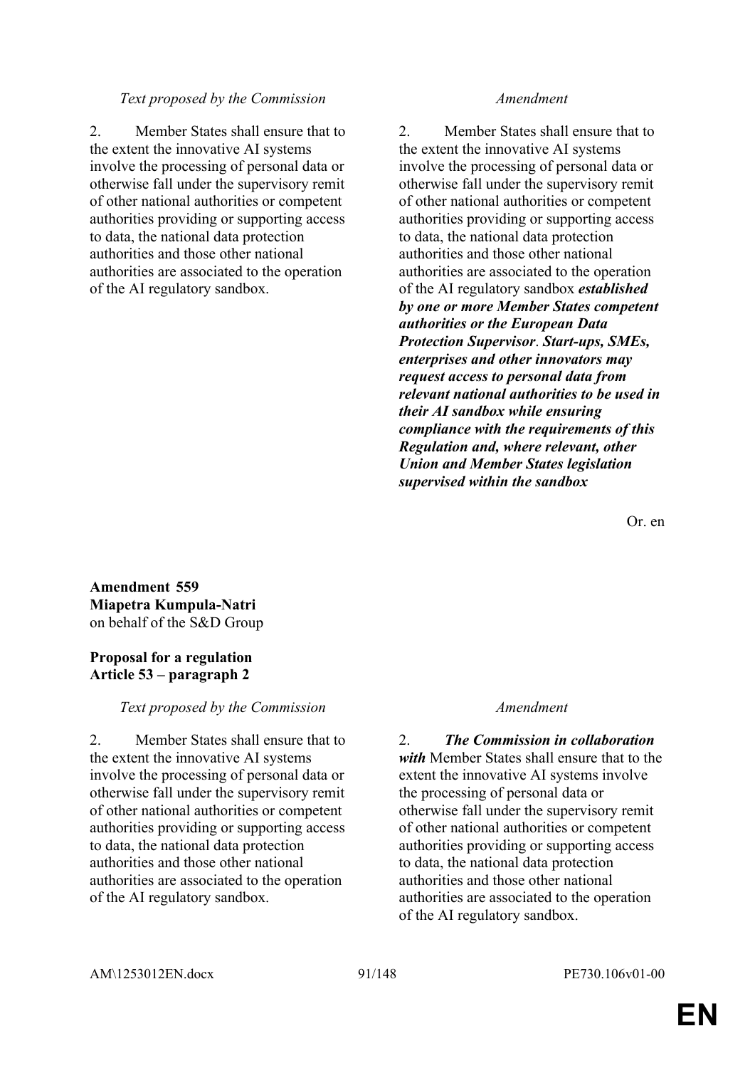| Text proposed by the Commission | Amendment |
|---|---|
| 2. Member States shall ensure that to the extent the innovative AI systems involve the processing of personal data or otherwise fall under the supervisory remit of other national authorities or competent authorities providing or supporting access to data, the national data protection authorities and those other national authorities are associated to the operation of the AI regulatory sandbox. | 2. Member States shall ensure that to the extent the innovative AI systems involve the processing of personal data or otherwise fall under the supervisory remit of other national authorities or competent authorities providing or supporting access to data, the national data protection authorities and those other national authorities are associated to the operation of the AI regulatory sandbox ***established by one or more Member States competent authorities or the European Data Protection Supervisor***. ***Start-ups, SMEs, enterprises and other innovators may request access to personal data from relevant national authorities to be used in their AI sandbox while ensuring compliance with the requirements of this Regulation and, where relevant, other Union and Member States legislation supervised within the sandbox*** |

Or. en

**Amendment 559**
**Miapetra Kumpula-Natri**
on behalf of the S&D Group

**Proposal for a regulation**
**Article 53 – paragraph 2**

| Text proposed by the Commission | Amendment |
|---|---|
| 2. Member States shall ensure that to the extent the innovative AI systems involve the processing of personal data or otherwise fall under the supervisory remit of other national authorities or competent authorities providing or supporting access to data, the national data protection authorities and those other national authorities are associated to the operation of the AI regulatory sandbox. | 2. ***The Commission in collaboration with*** Member States shall ensure that to the extent the innovative AI systems involve the processing of personal data or otherwise fall under the supervisory remit of other national authorities or competent authorities providing or supporting access to data, the national data protection authorities and those other national authorities are associated to the operation of the AI regulatory sandbox. |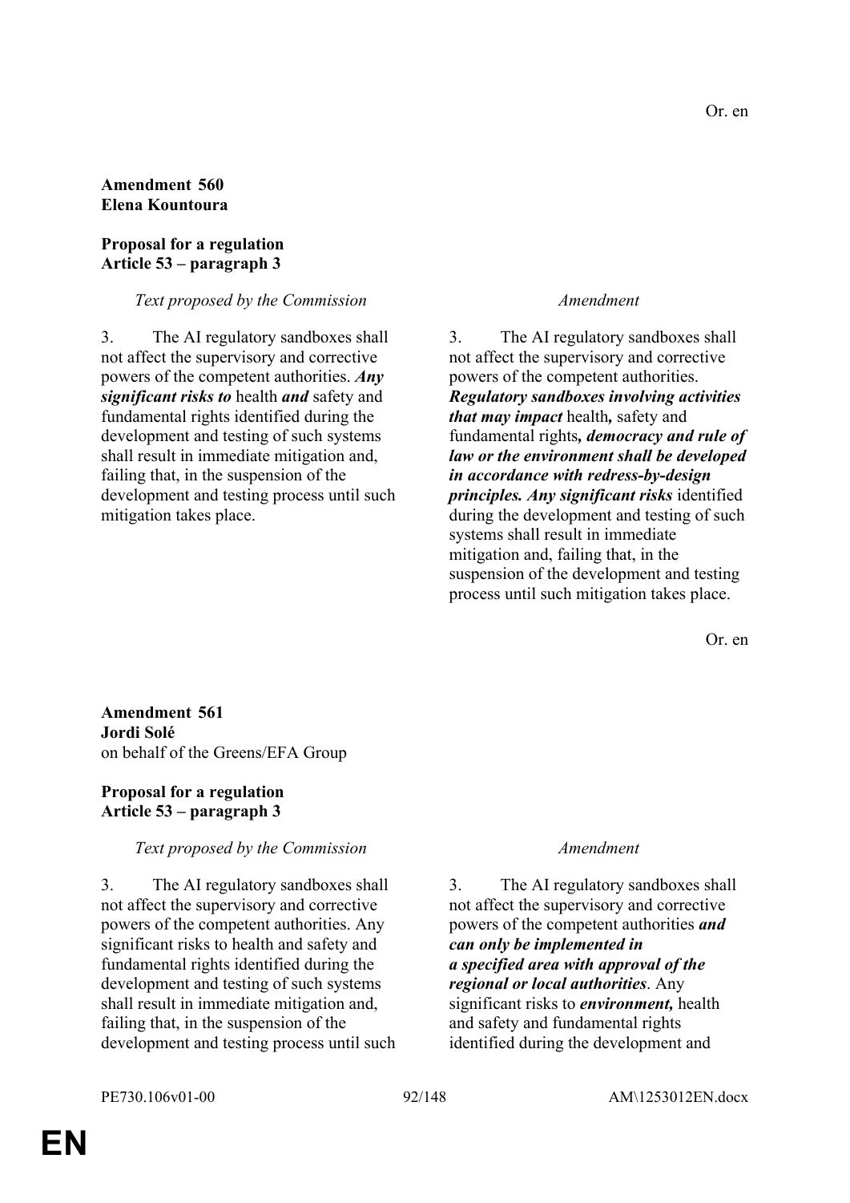Or. en

**Amendment 560**
**Elena Kountoura**

**Proposal for a regulation**
**Article 53 – paragraph 3**

| *Text proposed by the Commission* | *Amendment* |
| --- | --- |
| 3. The AI regulatory sandboxes shall not affect the supervisory and corrective powers of the competent authorities. ***Any significant risks to*** health ***and*** safety and fundamental rights identified during the development and testing of such systems shall result in immediate mitigation and, failing that, in the suspension of the development and testing process until such mitigation takes place. | 3. The AI regulatory sandboxes shall not affect the supervisory and corrective powers of the competent authorities. ***Regulatory sandboxes involving activities that may impact*** health***,*** safety and fundamental rights***, democracy and rule of law or the environment shall be developed in accordance with redress-by-design principles. Any significant risks*** identified during the development and testing of such systems shall result in immediate mitigation and, failing that, in the suspension of the development and testing process until such mitigation takes place. |

Or. en

**Amendment 561**
**Jordi Solé**
on behalf of the Greens/EFA Group

**Proposal for a regulation**
**Article 53 – paragraph 3**

| *Text proposed by the Commission* | *Amendment* |
| --- | --- |
| 3. The AI regulatory sandboxes shall not affect the supervisory and corrective powers of the competent authorities. Any significant risks to health and safety and fundamental rights identified during the development and testing of such systems shall result in immediate mitigation and, failing that, in the suspension of the development and testing process until such | 3. The AI regulatory sandboxes shall not affect the supervisory and corrective powers of the competent authorities ***and can only be implemented in a specified area with approval of the regional or local authorities***. Any significant risks to ***environment,*** health and safety and fundamental rights identified during the development and |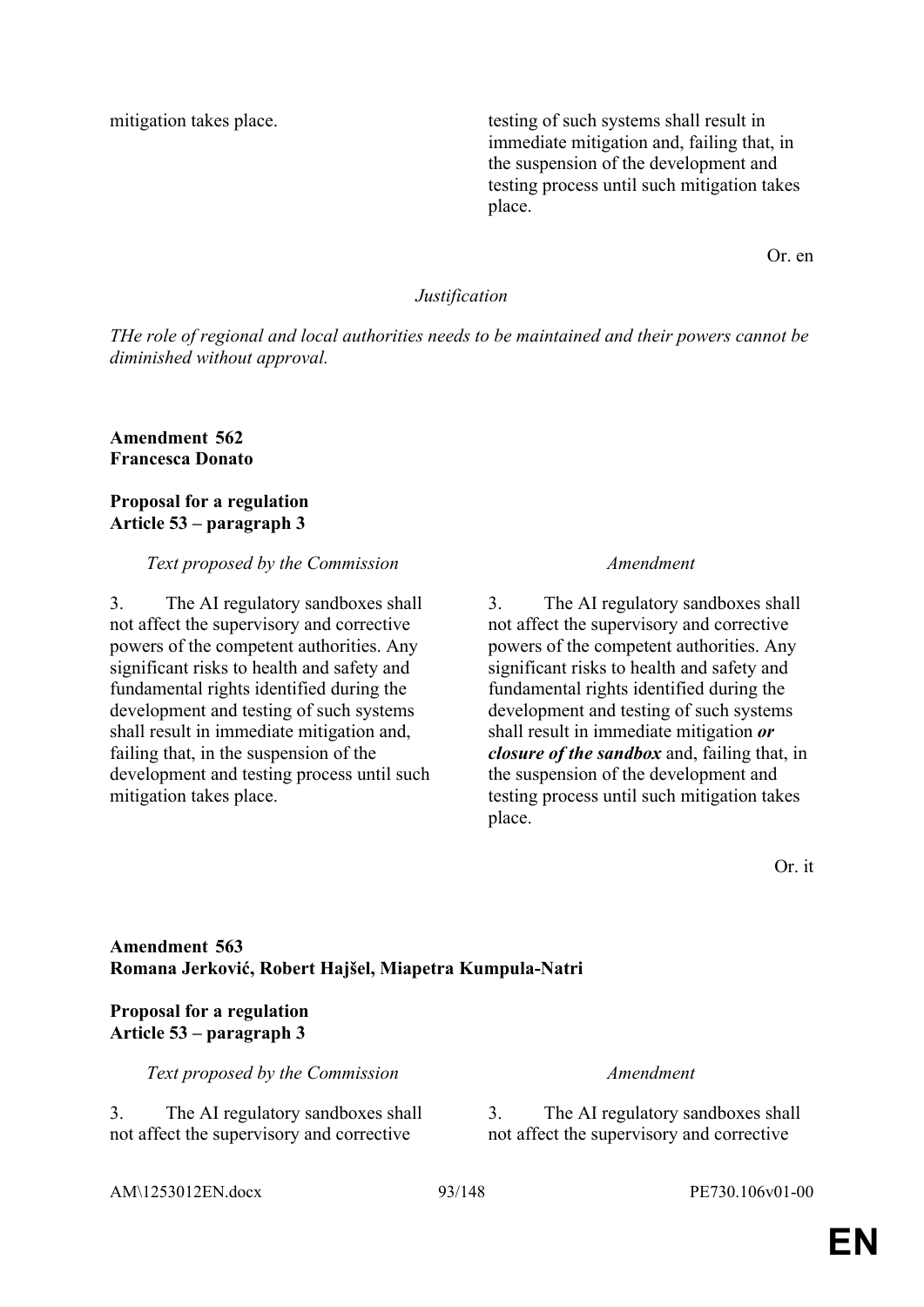| | |
|---|---|
| mitigation takes place. | testing of such systems shall result in immediate mitigation and, failing that, in the suspension of the development and testing process until such mitigation takes place. |

Or. en

*Justification*

*THe role of regional and local authorities needs to be maintained and their powers cannot be diminished without approval.*

**Amendment 562**
**Francesca Donato**

**Proposal for a regulation**
**Article 53 – paragraph 3**

| *Text proposed by the Commission* | *Amendment* |
|---|---|
| 3. The AI regulatory sandboxes shall not affect the supervisory and corrective powers of the competent authorities. Any significant risks to health and safety and fundamental rights identified during the development and testing of such systems shall result in immediate mitigation and, failing that, in the suspension of the development and testing process until such mitigation takes place. | 3. The AI regulatory sandboxes shall not affect the supervisory and corrective powers of the competent authorities. Any significant risks to health and safety and fundamental rights identified during the development and testing of such systems shall result in immediate mitigation ***or closure of the sandbox*** and, failing that, in the suspension of the development and testing process until such mitigation takes place. |

Or. it

**Amendment 563**
**Romana Jerković, Robert Hajšel, Miapetra Kumpula-Natri**

**Proposal for a regulation**
**Article 53 – paragraph 3**

| *Text proposed by the Commission* | *Amendment* |
|---|---|
| 3. The AI regulatory sandboxes shall not affect the supervisory and corrective | 3. The AI regulatory sandboxes shall not affect the supervisory and corrective |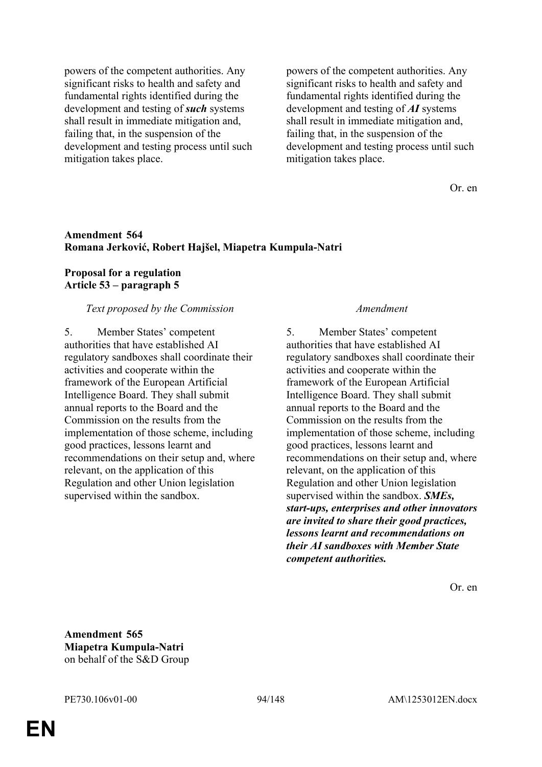| | |
|---|---|
| powers of the competent authorities. Any significant risks to health and safety and fundamental rights identified during the development and testing of ***such*** systems shall result in immediate mitigation and, failing that, in the suspension of the development and testing process until such mitigation takes place. | powers of the competent authorities. Any significant risks to health and safety and fundamental rights identified during the development and testing of ***AI*** systems shall result in immediate mitigation and, failing that, in the suspension of the development and testing process until such mitigation takes place. |

Or. en

**Amendment 564**
**Romana Jerković, Robert Hajšel, Miapetra Kumpula-Natri**

**Proposal for a regulation**
**Article 53 – paragraph 5**

| *Text proposed by the Commission* | *Amendment* |
|---|---|
| 5. Member States' competent authorities that have established AI regulatory sandboxes shall coordinate their activities and cooperate within the framework of the European Artificial Intelligence Board. They shall submit annual reports to the Board and the Commission on the results from the implementation of those scheme, including good practices, lessons learnt and recommendations on their setup and, where relevant, on the application of this Regulation and other Union legislation supervised within the sandbox. | 5. Member States' competent authorities that have established AI regulatory sandboxes shall coordinate their activities and cooperate within the framework of the European Artificial Intelligence Board. They shall submit annual reports to the Board and the Commission on the results from the implementation of those scheme, including good practices, lessons learnt and recommendations on their setup and, where relevant, on the application of this Regulation and other Union legislation supervised within the sandbox. ***SMEs, start-ups, enterprises and other innovators are invited to share their good practices, lessons learnt and recommendations on their AI sandboxes with Member State competent authorities.*** |

Or. en

**Amendment 565**
**Miapetra Kumpula-Natri**
on behalf of the S&D Group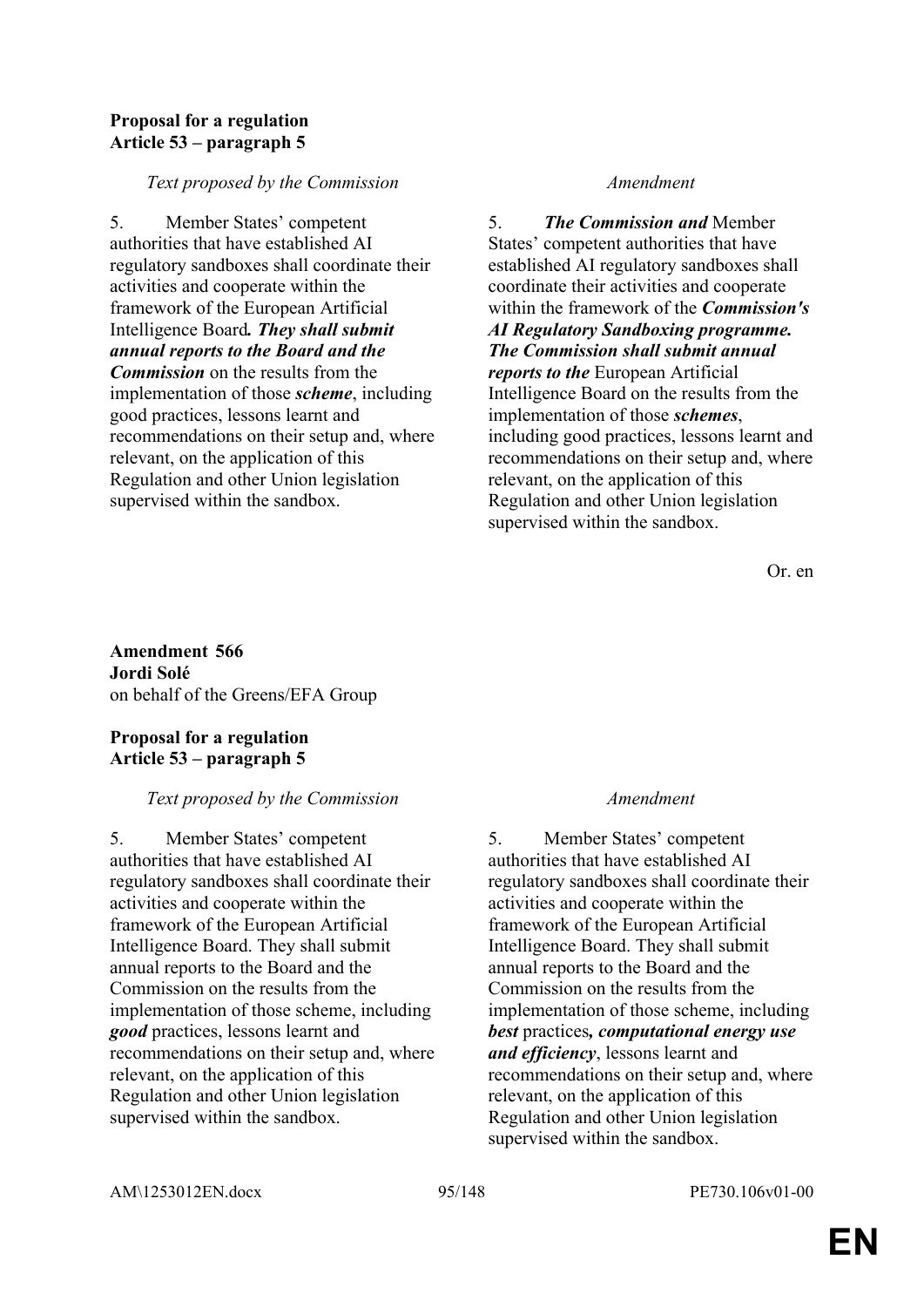**Proposal for a regulation**
**Article 53 – paragraph 5**

| *Text proposed by the Commission* | *Amendment* |
|---|---|
| 5. Member States' competent authorities that have established AI regulatory sandboxes shall coordinate their activities and cooperate within the framework of the European Artificial Intelligence Board***. They shall submit annual reports to the Board and the Commission*** on the results from the implementation of those ***scheme***, including good practices, lessons learnt and recommendations on their setup and, where relevant, on the application of this Regulation and other Union legislation supervised within the sandbox. | 5. ***The Commission and*** Member States' competent authorities that have established AI regulatory sandboxes shall coordinate their activities and cooperate within the framework of the ***Commission's AI Regulatory Sandboxing programme. The Commission shall submit annual reports to the*** European Artificial Intelligence Board on the results from the implementation of those ***schemes***, including good practices, lessons learnt and recommendations on their setup and, where relevant, on the application of this Regulation and other Union legislation supervised within the sandbox. |

Or. en

**Amendment 566**
**Jordi Solé**
on behalf of the Greens/EFA Group

**Proposal for a regulation**
**Article 53 – paragraph 5**

| *Text proposed by the Commission* | *Amendment* |
|---|---|
| 5. Member States' competent authorities that have established AI regulatory sandboxes shall coordinate their activities and cooperate within the framework of the European Artificial Intelligence Board. They shall submit annual reports to the Board and the Commission on the results from the implementation of those scheme, including ***good*** practices, lessons learnt and recommendations on their setup and, where relevant, on the application of this Regulation and other Union legislation supervised within the sandbox. | 5. Member States' competent authorities that have established AI regulatory sandboxes shall coordinate their activities and cooperate within the framework of the European Artificial Intelligence Board. They shall submit annual reports to the Board and the Commission on the results from the implementation of those scheme, including ***best*** practices***, computational energy use and efficiency***, lessons learnt and recommendations on their setup and, where relevant, on the application of this Regulation and other Union legislation supervised within the sandbox. |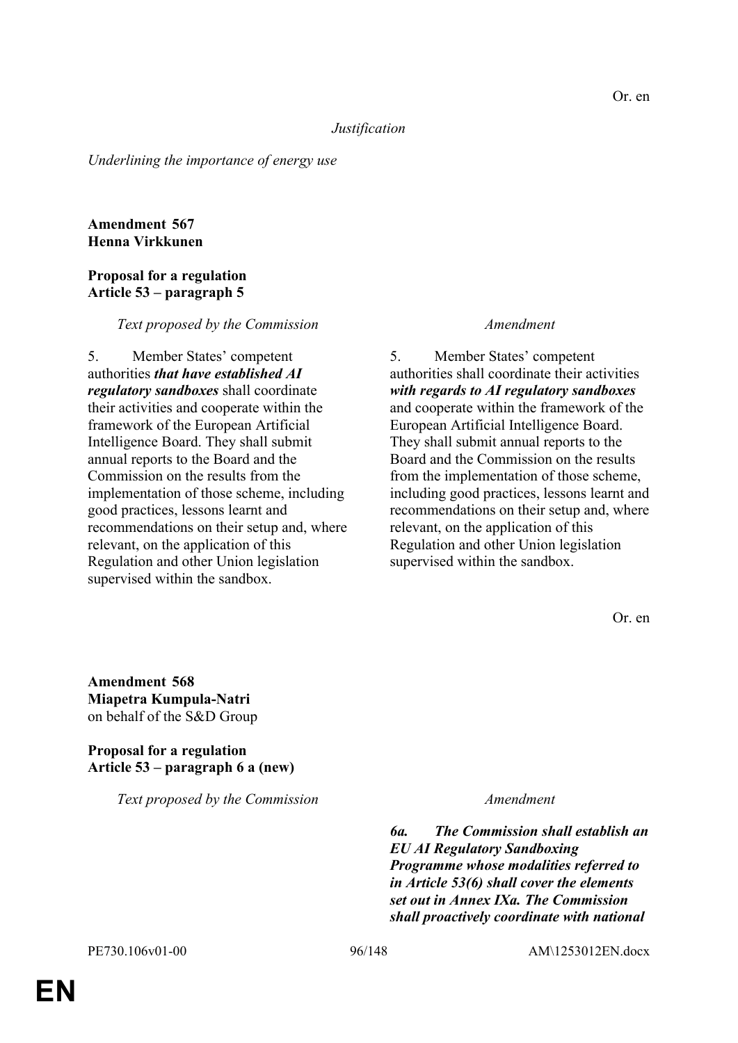Or. en

*Justification*

*Underlining the importance of energy use*

**Amendment 567**
**Henna Virkkunen**

**Proposal for a regulation**
**Article 53 – paragraph 5**

| *Text proposed by the Commission* | *Amendment* |
|---|---|
| 5. Member States' competent authorities ***that have established AI regulatory sandboxes*** shall coordinate their activities and cooperate within the framework of the European Artificial Intelligence Board. They shall submit annual reports to the Board and the Commission on the results from the implementation of those scheme, including good practices, lessons learnt and recommendations on their setup and, where relevant, on the application of this Regulation and other Union legislation supervised within the sandbox. | 5. Member States' competent authorities shall coordinate their activities ***with regards to AI regulatory sandboxes*** and cooperate within the framework of the European Artificial Intelligence Board. They shall submit annual reports to the Board and the Commission on the results from the implementation of those scheme, including good practices, lessons learnt and recommendations on their setup and, where relevant, on the application of this Regulation and other Union legislation supervised within the sandbox. |

Or. en

**Amendment 568**
**Miapetra Kumpula-Natri**
on behalf of the S&D Group

**Proposal for a regulation**
**Article 53 – paragraph 6 a (new)**

| *Text proposed by the Commission* | *Amendment* |
|---|---|
| | ***6a. The Commission shall establish an EU AI Regulatory Sandboxing Programme whose modalities referred to in Article 53(6) shall cover the elements set out in Annex IXa. The Commission shall proactively coordinate with national*** |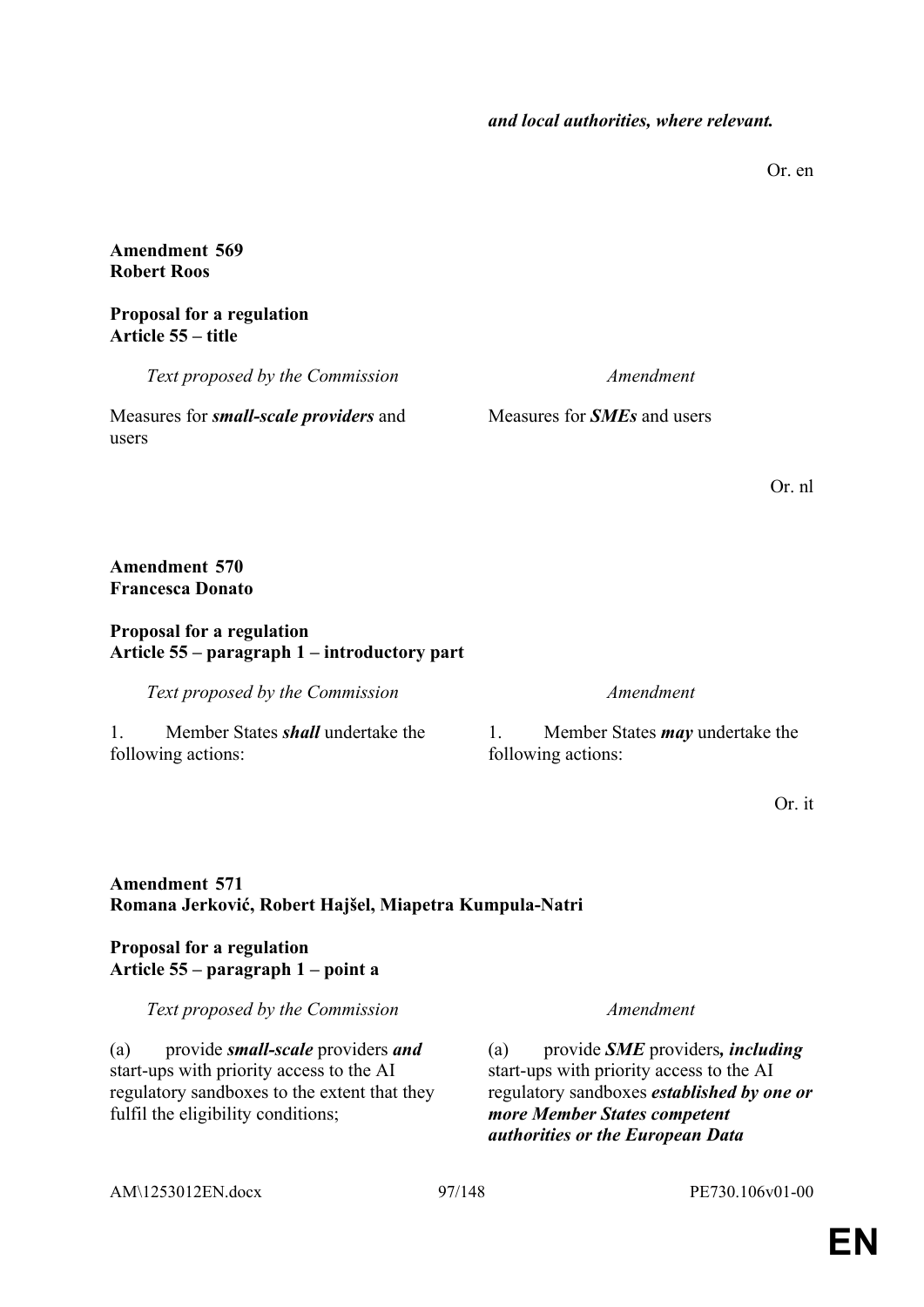***and local authorities, where relevant.***

Or. en

**Amendment 569**
**Robert Roos**

**Proposal for a regulation**
**Article 55 – title**

| *Text proposed by the Commission* | *Amendment* |
|---|---|
| Measures for ***small-scale providers*** and users | Measures for ***SMEs*** and users |

Or. nl

**Amendment 570**
**Francesca Donato**

**Proposal for a regulation**
**Article 55 – paragraph 1 – introductory part**

| *Text proposed by the Commission* | *Amendment* |
|---|---|
| 1. Member States ***shall*** undertake the following actions: | 1. Member States ***may*** undertake the following actions: |

Or. it

**Amendment 571**
**Romana Jerković, Robert Hajšel, Miapetra Kumpula-Natri**

**Proposal for a regulation**
**Article 55 – paragraph 1 – point a**

| *Text proposed by the Commission* | *Amendment* |
|---|---|
| (a) provide ***small-scale*** providers ***and*** start-ups with priority access to the AI regulatory sandboxes to the extent that they fulfil the eligibility conditions; | (a) provide ***SME*** providers***, including*** start-ups with priority access to the AI regulatory sandboxes ***established by one or more Member States competent authorities or the European Data*** |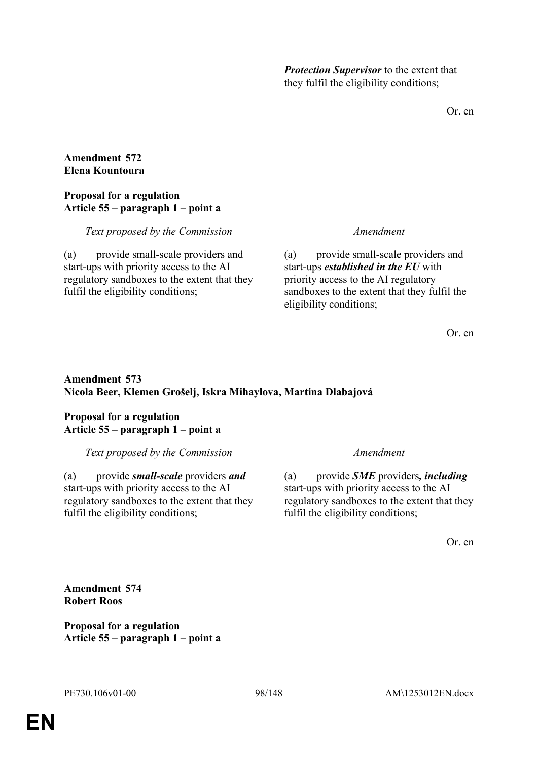***Protection Supervisor*** to the extent that they fulfil the eligibility conditions;

Or. en

**Amendment 572**
**Elena Kountoura**

**Proposal for a regulation**
**Article 55 – paragraph 1 – point a**

| *Text proposed by the Commission* | *Amendment* |
|---|---|
| (a) provide small-scale providers and start-ups with priority access to the AI regulatory sandboxes to the extent that they fulfil the eligibility conditions; | (a) provide small-scale providers and start-ups ***established in the EU*** with priority access to the AI regulatory sandboxes to the extent that they fulfil the eligibility conditions; |

Or. en

**Amendment 573**
**Nicola Beer, Klemen Grošelj, Iskra Mihaylova, Martina Dlabajová**

**Proposal for a regulation**
**Article 55 – paragraph 1 – point a**

| *Text proposed by the Commission* | *Amendment* |
|---|---|
| (a) provide ***small-scale*** providers ***and*** start-ups with priority access to the AI regulatory sandboxes to the extent that they fulfil the eligibility conditions; | (a) provide ***SME*** providers***, including*** start-ups with priority access to the AI regulatory sandboxes to the extent that they fulfil the eligibility conditions; |

Or. en

**Amendment 574**
**Robert Roos**

**Proposal for a regulation**
**Article 55 – paragraph 1 – point a**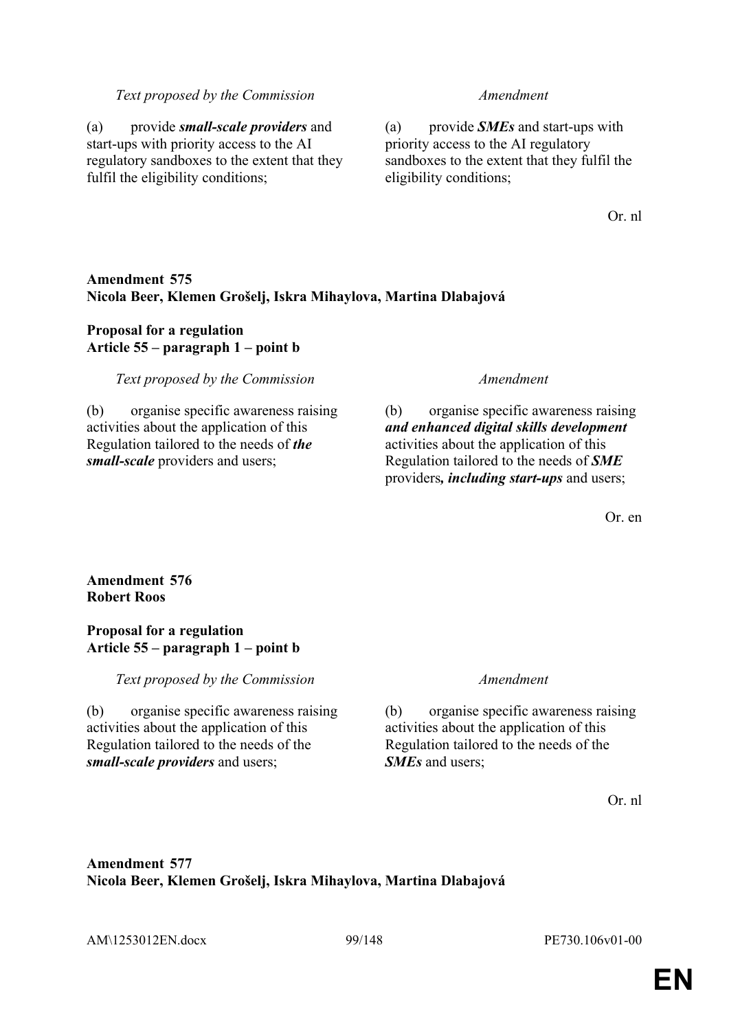| Text proposed by the Commission | Amendment |
|---|---|
| (a) provide ***small-scale providers*** and start-ups with priority access to the AI regulatory sandboxes to the extent that they fulfil the eligibility conditions; | (a) provide ***SMEs*** and start-ups with priority access to the AI regulatory sandboxes to the extent that they fulfil the eligibility conditions; |

Or. nl

**Amendment 575**
**Nicola Beer, Klemen Grošelj, Iskra Mihaylova, Martina Dlabajová**

**Proposal for a regulation**
**Article 55 – paragraph 1 – point b**

| Text proposed by the Commission | Amendment |
|---|---|
| (b) organise specific awareness raising activities about the application of this Regulation tailored to the needs of ***the small-scale*** providers and users; | (b) organise specific awareness raising ***and enhanced digital skills development*** activities about the application of this Regulation tailored to the needs of ***SME*** providers***, including start-ups*** and users; |

Or. en

**Amendment 576**
**Robert Roos**

**Proposal for a regulation**
**Article 55 – paragraph 1 – point b**

| Text proposed by the Commission | Amendment |
|---|---|
| (b) organise specific awareness raising activities about the application of this Regulation tailored to the needs of the ***small-scale providers*** and users; | (b) organise specific awareness raising activities about the application of this Regulation tailored to the needs of the ***SMEs*** and users; |

Or. nl

**Amendment 577**
**Nicola Beer, Klemen Grošelj, Iskra Mihaylova, Martina Dlabajová**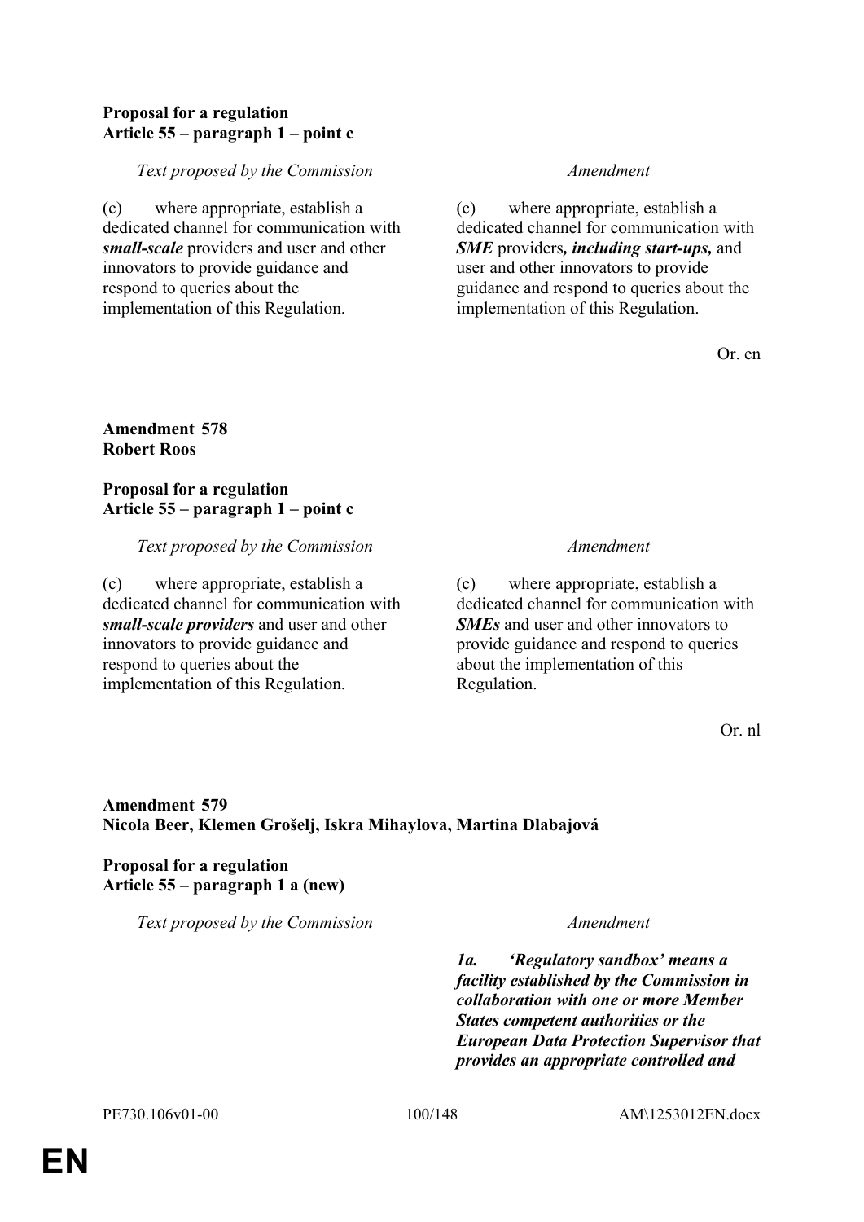**Proposal for a regulation**
**Article 55 – paragraph 1 – point c**

| *Text proposed by the Commission* | *Amendment* |
|---|---|
| (c) where appropriate, establish a dedicated channel for communication with ***small-scale*** providers and user and other innovators to provide guidance and respond to queries about the implementation of this Regulation. | (c) where appropriate, establish a dedicated channel for communication with ***SME*** providers***, including start-ups,*** and user and other innovators to provide guidance and respond to queries about the implementation of this Regulation. |

Or. en

**Amendment 578**
**Robert Roos**

**Proposal for a regulation**
**Article 55 – paragraph 1 – point c**

| *Text proposed by the Commission* | *Amendment* |
|---|---|
| (c) where appropriate, establish a dedicated channel for communication with ***small-scale providers*** and user and other innovators to provide guidance and respond to queries about the implementation of this Regulation. | (c) where appropriate, establish a dedicated channel for communication with ***SMEs*** and user and other innovators to provide guidance and respond to queries about the implementation of this Regulation. |

Or. nl

**Amendment 579**
**Nicola Beer, Klemen Grošelj, Iskra Mihaylova, Martina Dlabajová**

**Proposal for a regulation**
**Article 55 – paragraph 1 a (new)**

| *Text proposed by the Commission* | *Amendment* |
|---|---|
| | ***1a. 'Regulatory sandbox' means a facility established by the Commission in collaboration with one or more Member States competent authorities or the European Data Protection Supervisor that provides an appropriate controlled and*** |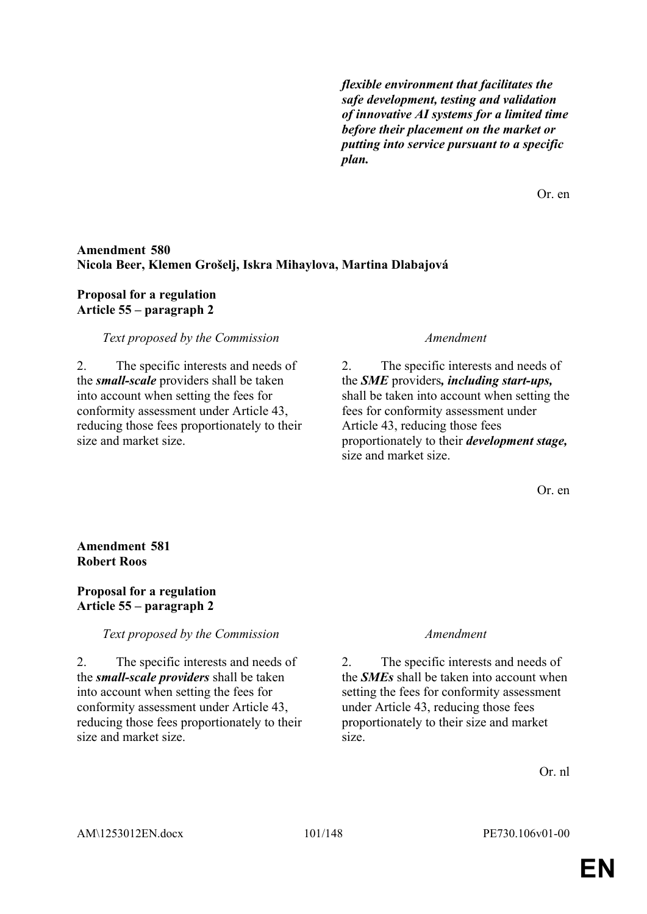| | |
|---|---|
| | ***flexible environment that facilitates the safe development, testing and validation of innovative AI systems for a limited time before their placement on the market or putting into service pursuant to a specific plan.*** |

Or. en

**Amendment 580**
**Nicola Beer, Klemen Grošelj, Iskra Mihaylova, Martina Dlabajová**

**Proposal for a regulation**
**Article 55 – paragraph 2**

| *Text proposed by the Commission* | *Amendment* |
|---|---|
| 2. The specific interests and needs of the ***small-scale*** providers shall be taken into account when setting the fees for conformity assessment under Article 43, reducing those fees proportionately to their size and market size. | 2. The specific interests and needs of the ***SME*** providers***, including start-ups,*** shall be taken into account when setting the fees for conformity assessment under Article 43, reducing those fees proportionately to their ***development stage,*** size and market size. |

Or. en

**Amendment 581**
**Robert Roos**

**Proposal for a regulation**
**Article 55 – paragraph 2**

| *Text proposed by the Commission* | *Amendment* |
|---|---|
| 2. The specific interests and needs of the ***small-scale providers*** shall be taken into account when setting the fees for conformity assessment under Article 43, reducing those fees proportionately to their size and market size. | 2. The specific interests and needs of the ***SMEs*** shall be taken into account when setting the fees for conformity assessment under Article 43, reducing those fees proportionately to their size and market size. |

Or. nl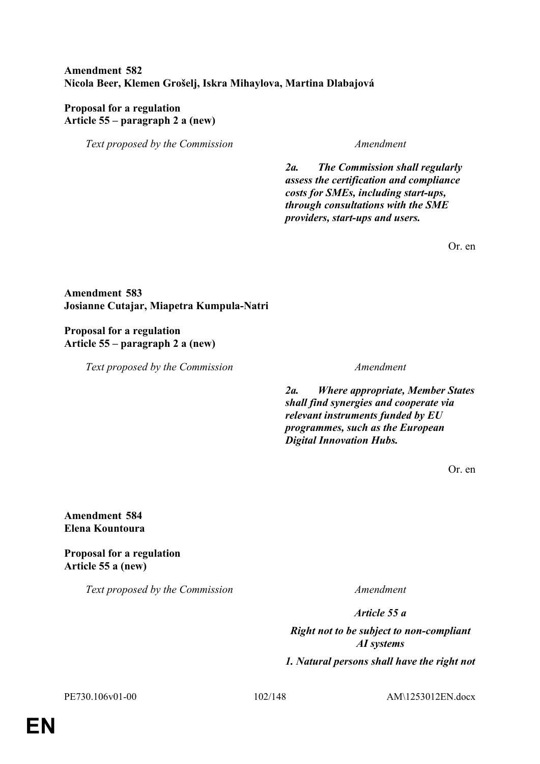**Amendment 582**
**Nicola Beer, Klemen Grošelj, Iskra Mihaylova, Martina Dlabajová**

**Proposal for a regulation**
**Article 55 – paragraph 2 a (new)**

| *Text proposed by the Commission* | *Amendment* |
|---|---|
| | ***2a. The Commission shall regularly assess the certification and compliance costs for SMEs, including start-ups, through consultations with the SME providers, start-ups and users.*** |

Or. en

**Amendment 583**
**Josianne Cutajar, Miapetra Kumpula-Natri**

**Proposal for a regulation**
**Article 55 – paragraph 2 a (new)**

| *Text proposed by the Commission* | *Amendment* |
|---|---|
| | ***2a. Where appropriate, Member States shall find synergies and cooperate via relevant instruments funded by EU programmes, such as the European Digital Innovation Hubs.*** |

Or. en

**Amendment 584**
**Elena Kountoura**

**Proposal for a regulation**
**Article 55 a (new)**

| *Text proposed by the Commission* | *Amendment* |
|---|---|
| | ***Article 55 a*** |
| | ***Right not to be subject to non-compliant AI systems*** |
| | ***1. Natural persons shall have the right not*** |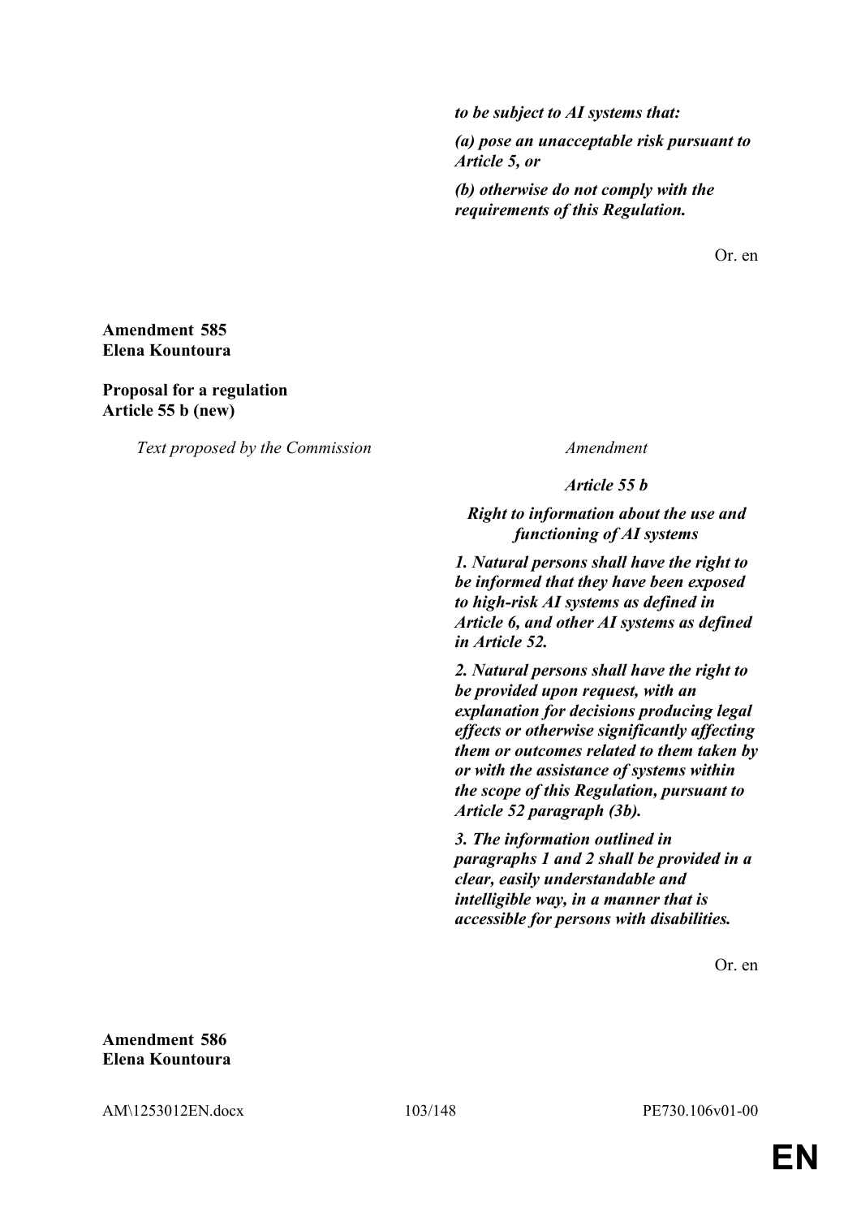*to be subject to AI systems that:*

*(a) pose an unacceptable risk pursuant to Article 5, or*

*(b) otherwise do not comply with the requirements of this Regulation.*

Or. en

**Amendment 585**
**Elena Kountoura**

**Proposal for a regulation**
**Article 55 b (new)**

| *Text proposed by the Commission* | *Amendment* |
|---|---|
| | ***Article 55 b*** |
| | ***Right to information about the use and functioning of AI systems*** |
| | ***1. Natural persons shall have the right to be informed that they have been exposed to high-risk AI systems as defined in Article 6, and other AI systems as defined in Article 52.*** |
| | ***2. Natural persons shall have the right to be provided upon request, with an explanation for decisions producing legal effects or otherwise significantly affecting them or outcomes related to them taken by or with the assistance of systems within the scope of this Regulation, pursuant to Article 52 paragraph (3b).*** |
| | ***3. The information outlined in paragraphs 1 and 2 shall be provided in a clear, easily understandable and intelligible way, in a manner that is accessible for persons with disabilities.*** |

Or. en

**Amendment 586**
**Elena Kountoura**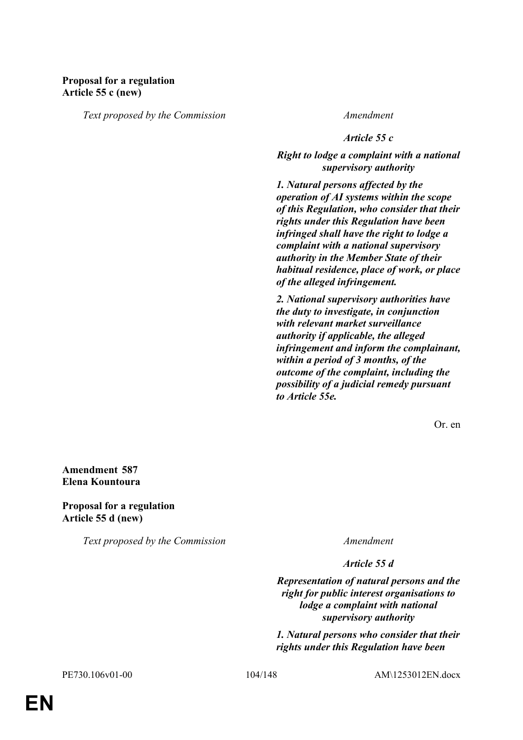**Proposal for a regulation**
**Article 55 c (new)**

| *Text proposed by the Commission* | *Amendment* |
|---|---|
| | ***Article 55 c*** |
| | ***Right to lodge a complaint with a national supervisory authority*** |
| | ***1. Natural persons affected by the operation of AI systems within the scope of this Regulation, who consider that their rights under this Regulation have been infringed shall have the right to lodge a complaint with a national supervisory authority in the Member State of their habitual residence, place of work, or place of the alleged infringement.*** |
| | ***2. National supervisory authorities have the duty to investigate, in conjunction with relevant market surveillance authority if applicable, the alleged infringement and inform the complainant, within a period of 3 months, of the outcome of the complaint, including the possibility of a judicial remedy pursuant to Article 55e.*** |

Or. en

**Amendment 587**
**Elena Kountoura**

**Proposal for a regulation**
**Article 55 d (new)**

| *Text proposed by the Commission* | *Amendment* |
|---|---|
| | ***Article 55 d*** |
| | ***Representation of natural persons and the right for public interest organisations to lodge a complaint with national supervisory authority*** |
| | ***1. Natural persons who consider that their rights under this Regulation have been*** |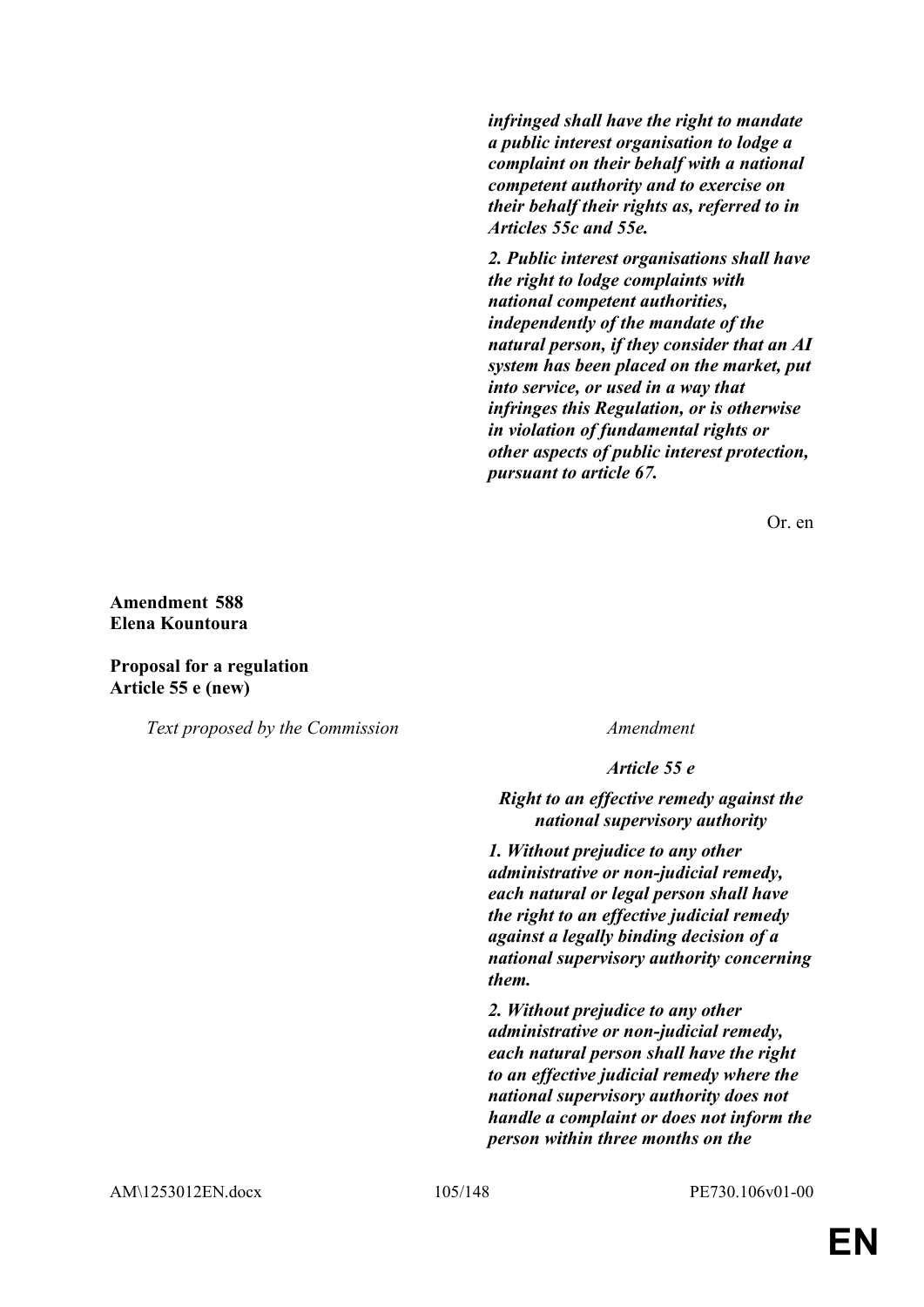*infringed shall have the right to mandate a public interest organisation to lodge a complaint on their behalf with a national competent authority and to exercise on their behalf their rights as, referred to in Articles 55c and 55e.*

*2. Public interest organisations shall have the right to lodge complaints with national competent authorities, independently of the mandate of the natural person, if they consider that an AI system has been placed on the market, put into service, or used in a way that infringes this Regulation, or is otherwise in violation of fundamental rights or other aspects of public interest protection, pursuant to article 67.*

Or. en

**Amendment 588**
**Elena Kountoura**

**Proposal for a regulation**
**Article 55 e (new)**

| *Text proposed by the Commission* | *Amendment* |
|---|---|
| | ***Article 55 e*** |
| | ***Right to an effective remedy against the national supervisory authority*** |
| | ***1. Without prejudice to any other administrative or non-judicial remedy, each natural or legal person shall have the right to an effective judicial remedy against a legally binding decision of a national supervisory authority concerning them.*** |
| | ***2. Without prejudice to any other administrative or non-judicial remedy, each natural person shall have the right to an effective judicial remedy where the national supervisory authority does not handle a complaint or does not inform the person within three months on the*** |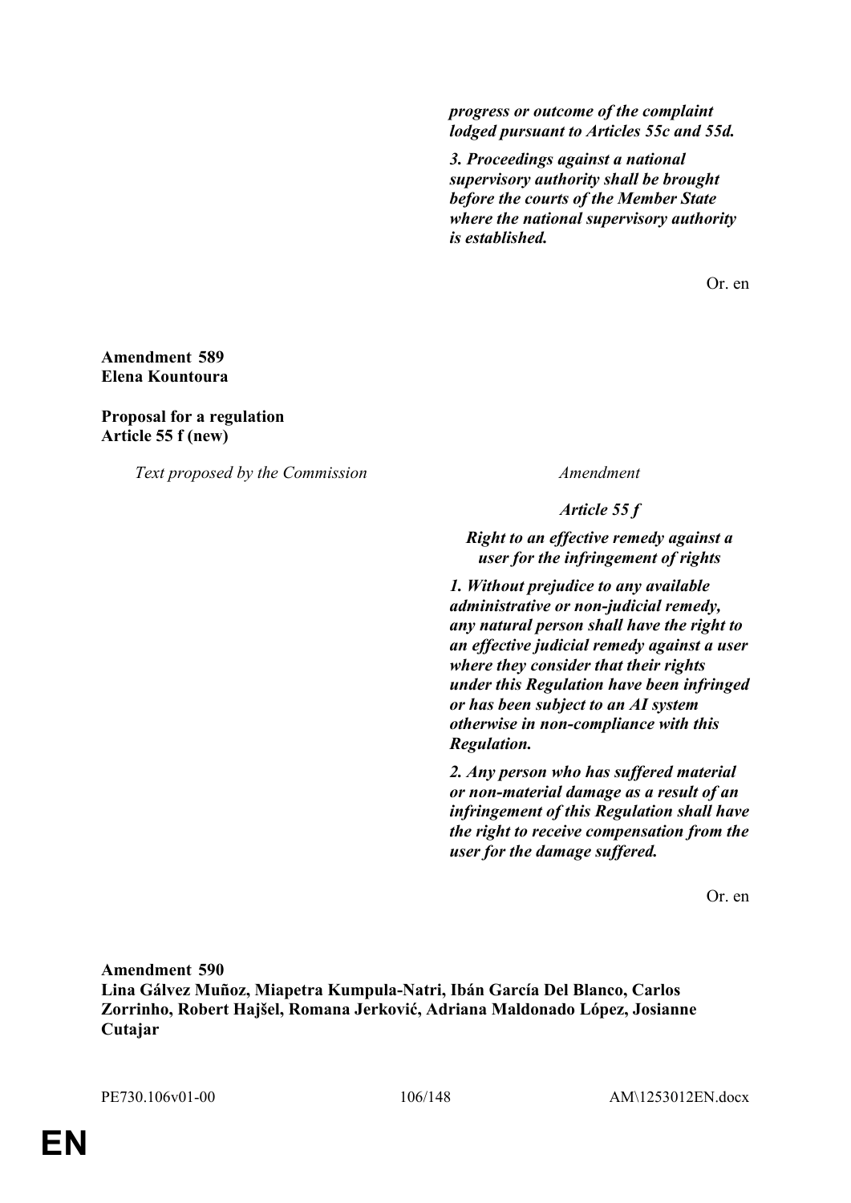*progress or outcome of the complaint lodged pursuant to Articles 55c and 55d.*

*3. Proceedings against a national supervisory authority shall be brought before the courts of the Member State where the national supervisory authority is established.*

Or. en

**Amendment 589**
**Elena Kountoura**

**Proposal for a regulation**
**Article 55 f (new)**

| *Text proposed by the Commission* | *Amendment* |
|---|---|
| | ***Article 55 f*** |
| | ***Right to an effective remedy against a user for the infringement of rights*** |
| | ***1. Without prejudice to any available administrative or non-judicial remedy, any natural person shall have the right to an effective judicial remedy against a user where they consider that their rights under this Regulation have been infringed or has been subject to an AI system otherwise in non-compliance with this Regulation.*** |
| | ***2. Any person who has suffered material or non-material damage as a result of an infringement of this Regulation shall have the right to receive compensation from the user for the damage suffered.*** |

Or. en

**Amendment 590**
**Lina Gálvez Muñoz, Miapetra Kumpula-Natri, Ibán García Del Blanco, Carlos Zorrinho, Robert Hajšel, Romana Jerković, Adriana Maldonado López, Josianne Cutajar**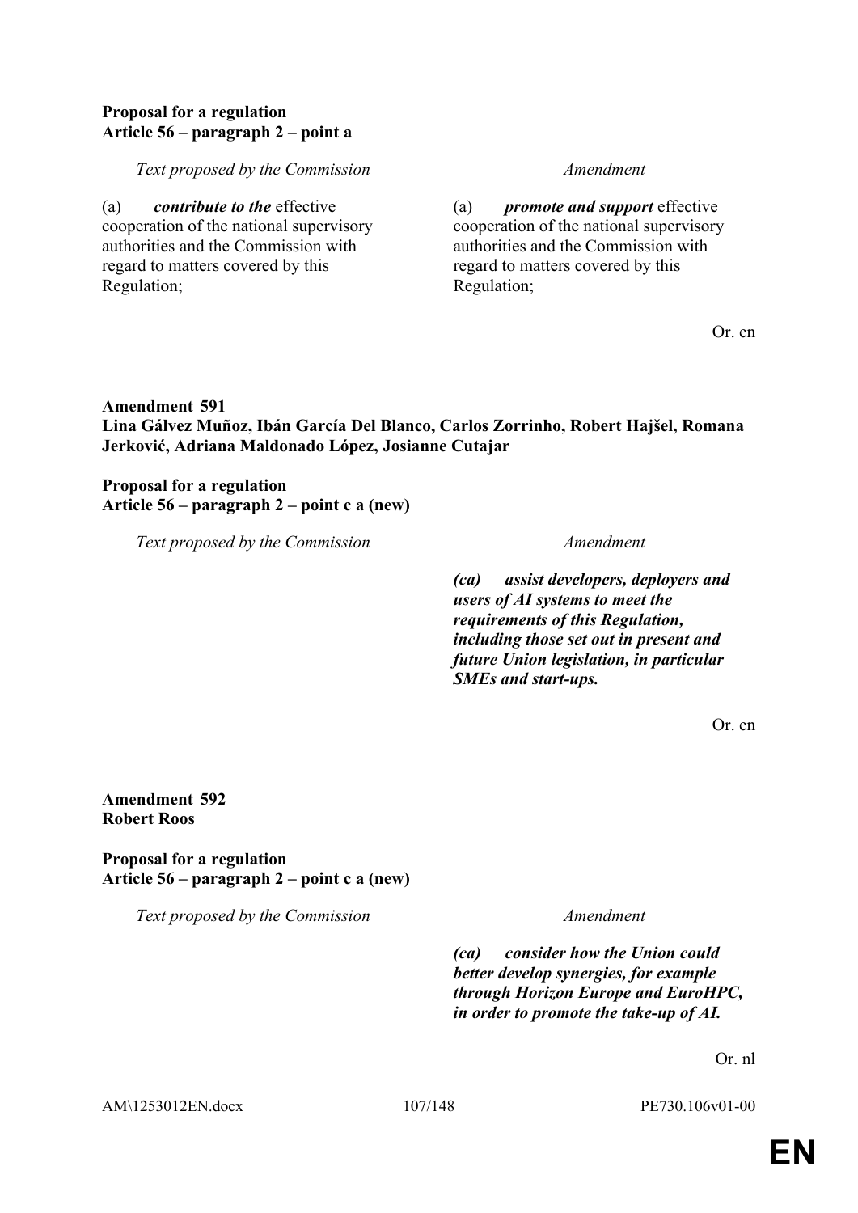**Proposal for a regulation**
**Article 56 – paragraph 2 – point a**

| *Text proposed by the Commission* | *Amendment* |
|---|---|
| (a) ***contribute to the*** effective cooperation of the national supervisory authorities and the Commission with regard to matters covered by this Regulation; | (a) ***promote and support*** effective cooperation of the national supervisory authorities and the Commission with regard to matters covered by this Regulation; |

Or. en

**Amendment 591**
**Lina Gálvez Muñoz, Ibán García Del Blanco, Carlos Zorrinho, Robert Hajšel, Romana Jerković, Adriana Maldonado López, Josianne Cutajar**

**Proposal for a regulation**
**Article 56 – paragraph 2 – point c a (new)**

| *Text proposed by the Commission* | *Amendment* |
|---|---|
| | ***(ca) assist developers, deployers and users of AI systems to meet the requirements of this Regulation, including those set out in present and future Union legislation, in particular SMEs and start-ups.*** |

Or. en

**Amendment 592**
**Robert Roos**

**Proposal for a regulation**
**Article 56 – paragraph 2 – point c a (new)**

| *Text proposed by the Commission* | *Amendment* |
|---|---|
| | ***(ca) consider how the Union could better develop synergies, for example through Horizon Europe and EuroHPC, in order to promote the take-up of AI.*** |

Or. nl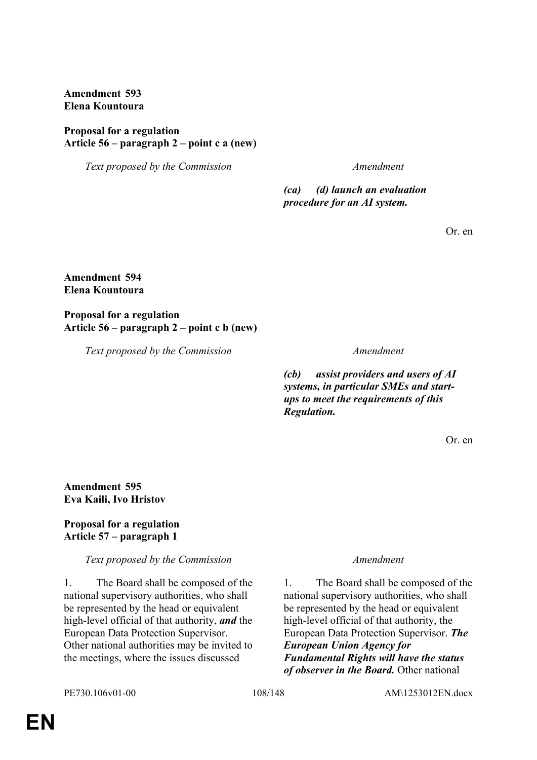**Amendment 593**
**Elena Kountoura**

**Proposal for a regulation**
**Article 56 – paragraph 2 – point c a (new)**

| *Text proposed by the Commission* | *Amendment* |
|---|---|
| | ***(ca) (d) launch an evaluation procedure for an AI system.*** |

Or. en

**Amendment 594**
**Elena Kountoura**

**Proposal for a regulation**
**Article 56 – paragraph 2 – point c b (new)**

| *Text proposed by the Commission* | *Amendment* |
|---|---|
| | ***(cb) assist providers and users of AI systems, in particular SMEs and start-ups to meet the requirements of this Regulation.*** |

Or. en

**Amendment 595**
**Eva Kaili, Ivo Hristov**

**Proposal for a regulation**
**Article 57 – paragraph 1**

| *Text proposed by the Commission* | *Amendment* |
|---|---|
| 1. The Board shall be composed of the national supervisory authorities, who shall be represented by the head or equivalent high-level official of that authority, ***and*** the European Data Protection Supervisor. Other national authorities may be invited to the meetings, where the issues discussed | 1. The Board shall be composed of the national supervisory authorities, who shall be represented by the head or equivalent high-level official of that authority, the European Data Protection Supervisor. ***The European Union Agency for Fundamental Rights will have the status of observer in the Board.*** Other national |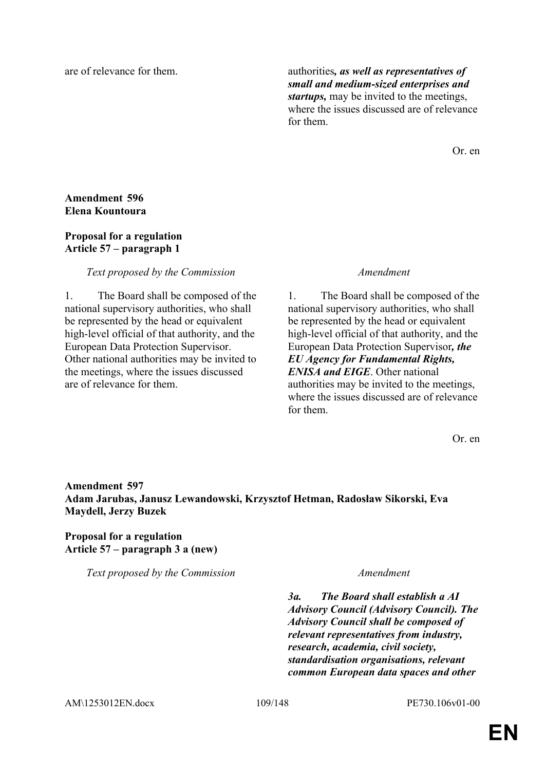| | |
|---|---|
| are of relevance for them. | authorities***, as well as representatives of small and medium-sized enterprises and startups,*** may be invited to the meetings, where the issues discussed are of relevance for them. |

Or. en

**Amendment 596**
**Elena Kountoura**

**Proposal for a regulation**
**Article 57 – paragraph 1**

| *Text proposed by the Commission* | *Amendment* |
|---|---|
| 1. The Board shall be composed of the national supervisory authorities, who shall be represented by the head or equivalent high-level official of that authority, and the European Data Protection Supervisor. Other national authorities may be invited to the meetings, where the issues discussed are of relevance for them. | 1. The Board shall be composed of the national supervisory authorities, who shall be represented by the head or equivalent high-level official of that authority, and the European Data Protection Supervisor***, the EU Agency for Fundamental Rights, ENISA and EIGE***. Other national authorities may be invited to the meetings, where the issues discussed are of relevance for them. |

Or. en

**Amendment 597**
**Adam Jarubas, Janusz Lewandowski, Krzysztof Hetman, Radosław Sikorski, Eva Maydell, Jerzy Buzek**

**Proposal for a regulation**
**Article 57 – paragraph 3 a (new)**

| *Text proposed by the Commission* | *Amendment* |
|---|---|
| | ***3a. The Board shall establish a AI Advisory Council (Advisory Council). The Advisory Council shall be composed of relevant representatives from industry, research, academia, civil society, standardisation organisations, relevant common European data spaces and other*** |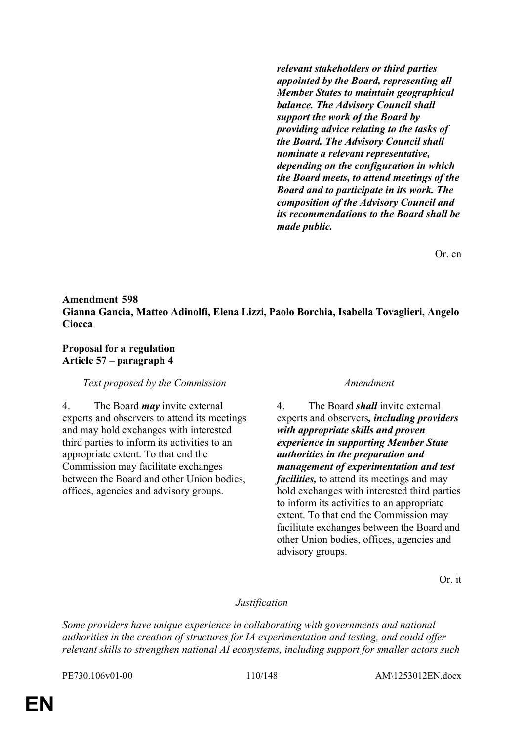| | *relevant stakeholders or third parties appointed by the Board, representing all Member States to maintain geographical balance. The Advisory Council shall support the work of the Board by providing advice relating to the tasks of the Board. The Advisory Council shall nominate a relevant representative, depending on the configuration in which the Board meets, to attend meetings of the Board and to participate in its work. The composition of the Advisory Council and its recommendations to the Board shall be made public.* |
|---|---|

Or. en

**Amendment 598**
**Gianna Gancia, Matteo Adinolfi, Elena Lizzi, Paolo Borchia, Isabella Tovaglieri, Angelo Ciocca**

**Proposal for a regulation**
**Article 57 – paragraph 4**

| *Text proposed by the Commission* | *Amendment* |
|---|---|
| 4. The Board ***may*** invite external experts and observers to attend its meetings and may hold exchanges with interested third parties to inform its activities to an appropriate extent. To that end the Commission may facilitate exchanges between the Board and other Union bodies, offices, agencies and advisory groups. | 4. The Board ***shall*** invite external experts and observers***, including providers with appropriate skills and proven experience in supporting Member State authorities in the preparation and management of experimentation and test facilities,*** to attend its meetings and may hold exchanges with interested third parties to inform its activities to an appropriate extent. To that end the Commission may facilitate exchanges between the Board and other Union bodies, offices, agencies and advisory groups. |

Or. it

*Justification*

*Some providers have unique experience in collaborating with governments and national authorities in the creation of structures for IA experimentation and testing, and could offer relevant skills to strengthen national AI ecosystems, including support for smaller actors such*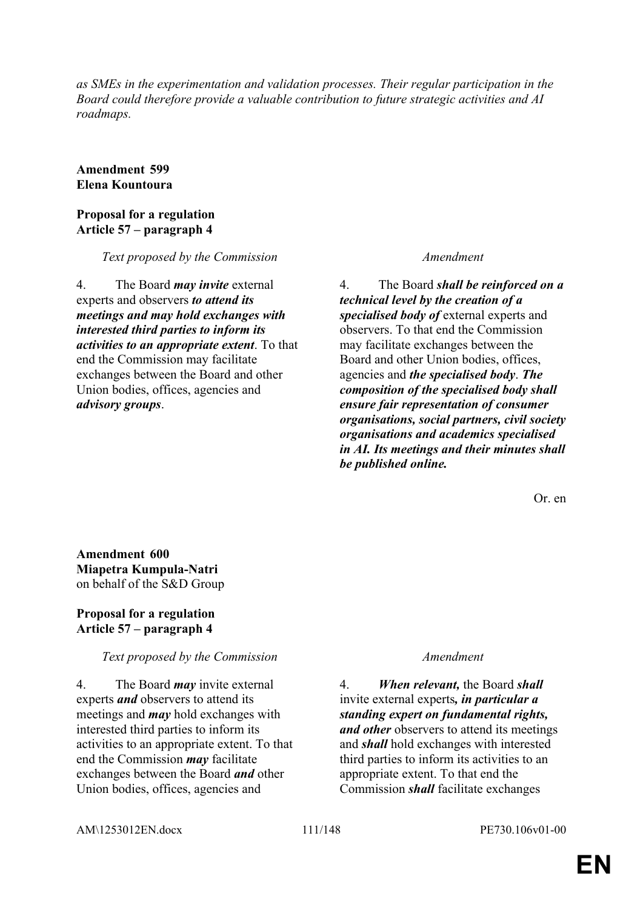*as SMEs in the experimentation and validation processes. Their regular participation in the Board could therefore provide a valuable contribution to future strategic activities and AI roadmaps.*

**Amendment 599**
**Elena Kountoura**

**Proposal for a regulation**
**Article 57 – paragraph 4**

| *Text proposed by the Commission* | *Amendment* |
|---|---|
| 4. The Board ***may invite*** external experts and observers ***to attend its meetings and may hold exchanges with interested third parties to inform its activities to an appropriate extent***. To that end the Commission may facilitate exchanges between the Board and other Union bodies, offices, agencies and ***advisory groups***. | 4. The Board ***shall be reinforced on a technical level by the creation of a specialised body of*** external experts and observers. To that end the Commission may facilitate exchanges between the Board and other Union bodies, offices, agencies and ***the specialised body***. ***The composition of the specialised body shall ensure fair representation of consumer organisations, social partners, civil society organisations and academics specialised in AI. Its meetings and their minutes shall be published online.*** |

Or. en

**Amendment 600**
**Miapetra Kumpula-Natri**
on behalf of the S&D Group

**Proposal for a regulation**
**Article 57 – paragraph 4**

| *Text proposed by the Commission* | *Amendment* |
|---|---|
| 4. The Board ***may*** invite external experts ***and*** observers to attend its meetings and ***may*** hold exchanges with interested third parties to inform its activities to an appropriate extent. To that end the Commission ***may*** facilitate exchanges between the Board ***and*** other Union bodies, offices, agencies and | 4. ***When relevant,*** the Board ***shall*** invite external experts***, in particular a standing expert on fundamental rights, and other*** observers to attend its meetings and ***shall*** hold exchanges with interested third parties to inform its activities to an appropriate extent. To that end the Commission ***shall*** facilitate exchanges |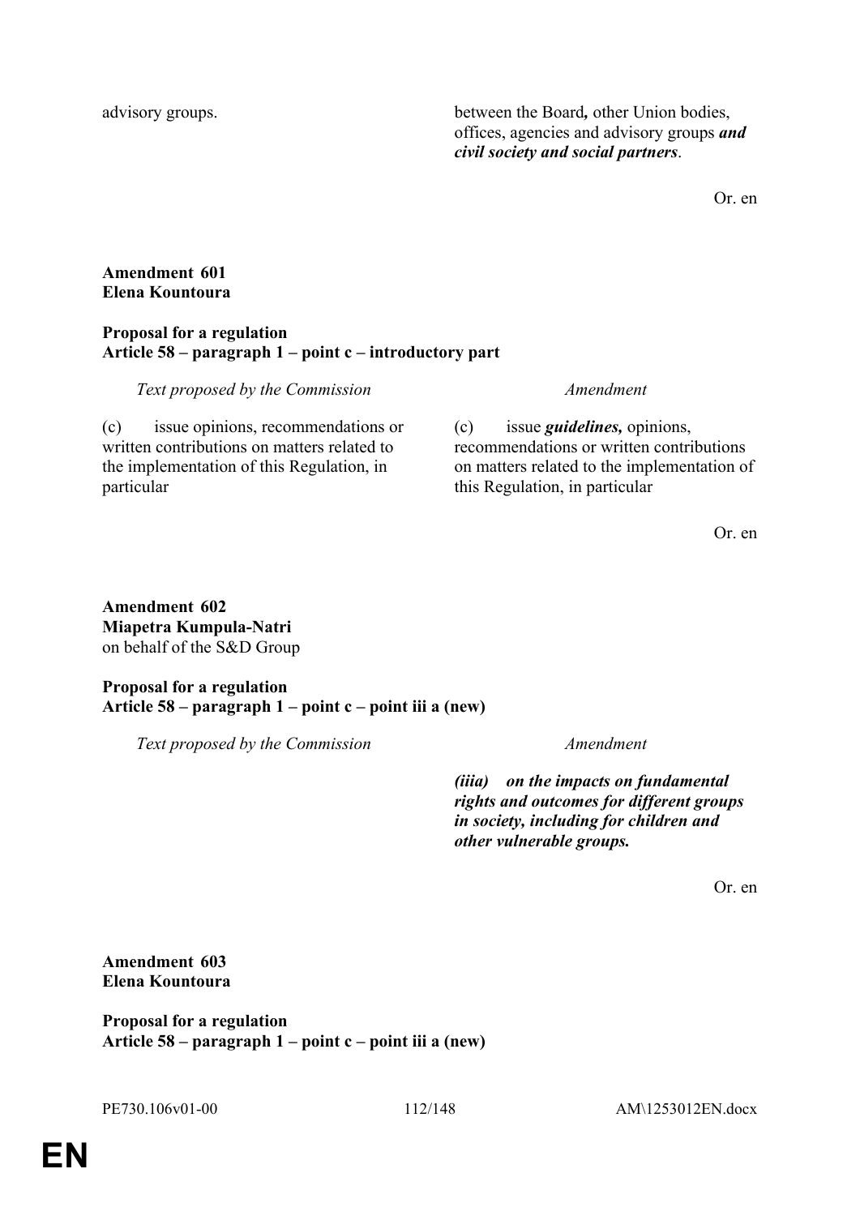| | |
|---|---|
| advisory groups. | between the Board*,* other Union bodies, offices, agencies and advisory groups ***and civil society and social partners***. |

Or. en

**Amendment 601**
**Elena Kountoura**

**Proposal for a regulation**
**Article 58 – paragraph 1 – point c – introductory part**

| *Text proposed by the Commission* | *Amendment* |
|---|---|
| (c) issue opinions, recommendations or written contributions on matters related to the implementation of this Regulation, in particular | (c) issue ***guidelines,*** opinions, recommendations or written contributions on matters related to the implementation of this Regulation, in particular |

Or. en

**Amendment 602**
**Miapetra Kumpula-Natri**
on behalf of the S&D Group

**Proposal for a regulation**
**Article 58 – paragraph 1 – point c – point iii a (new)**

| *Text proposed by the Commission* | *Amendment* |
|---|---|
| | ***(iiia) on the impacts on fundamental rights and outcomes for different groups in society, including for children and other vulnerable groups.*** |

Or. en

**Amendment 603**
**Elena Kountoura**

**Proposal for a regulation**
**Article 58 – paragraph 1 – point c – point iii a (new)**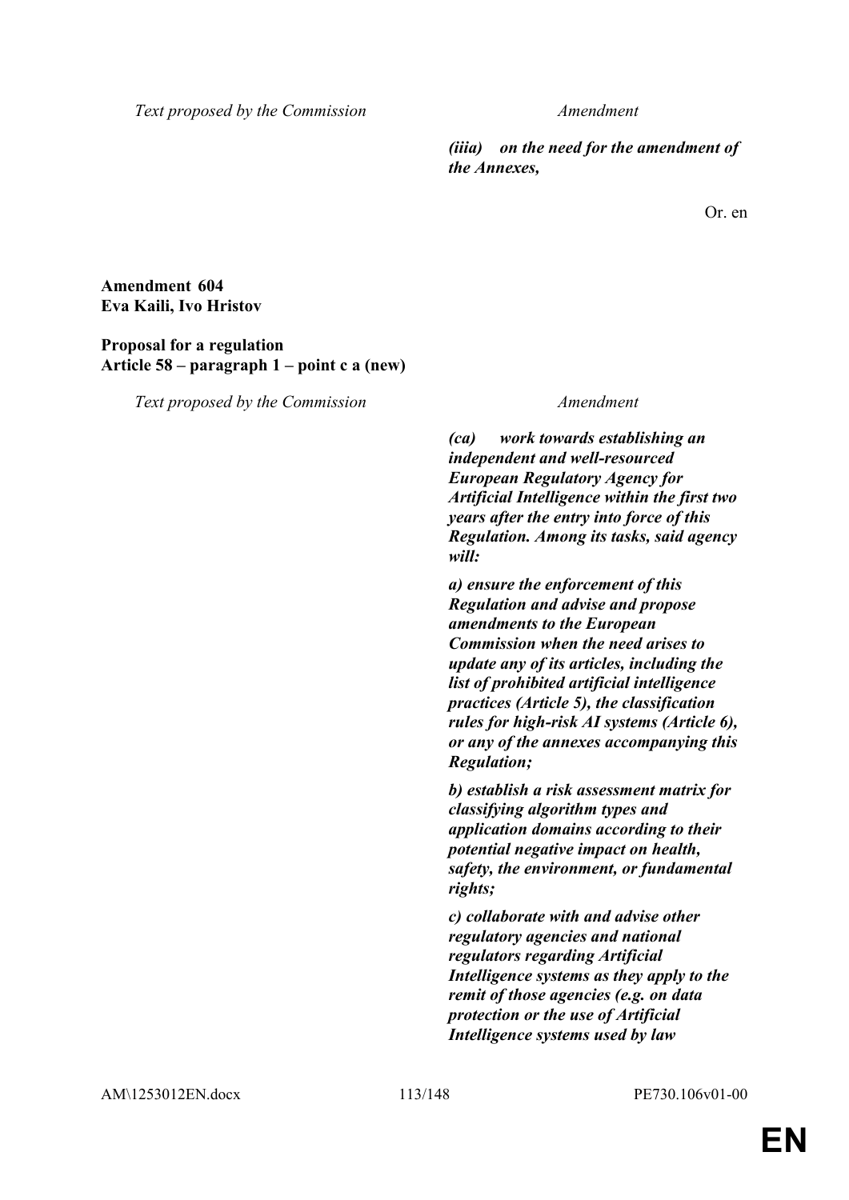| Text proposed by the Commission | Amendment |
|---|---|
| | ***(iiia) on the need for the amendment of the Annexes,*** |

Or. en

**Amendment 604**
**Eva Kaili, Ivo Hristov**

**Proposal for a regulation**
**Article 58 – paragraph 1 – point c a (new)**

| Text proposed by the Commission | Amendment |
|---|---|
| | ***(ca) work towards establishing an independent and well-resourced European Regulatory Agency for Artificial Intelligence within the first two years after the entry into force of this Regulation. Among its tasks, said agency will:*** |
| | ***a) ensure the enforcement of this Regulation and advise and propose amendments to the European Commission when the need arises to update any of its articles, including the list of prohibited artificial intelligence practices (Article 5), the classification rules for high-risk AI systems (Article 6), or any of the annexes accompanying this Regulation;*** |
| | ***b) establish a risk assessment matrix for classifying algorithm types and application domains according to their potential negative impact on health, safety, the environment, or fundamental rights;*** |
| | ***c) collaborate with and advise other regulatory agencies and national regulators regarding Artificial Intelligence systems as they apply to the remit of those agencies (e.g. on data protection or the use of Artificial Intelligence systems used by law*** |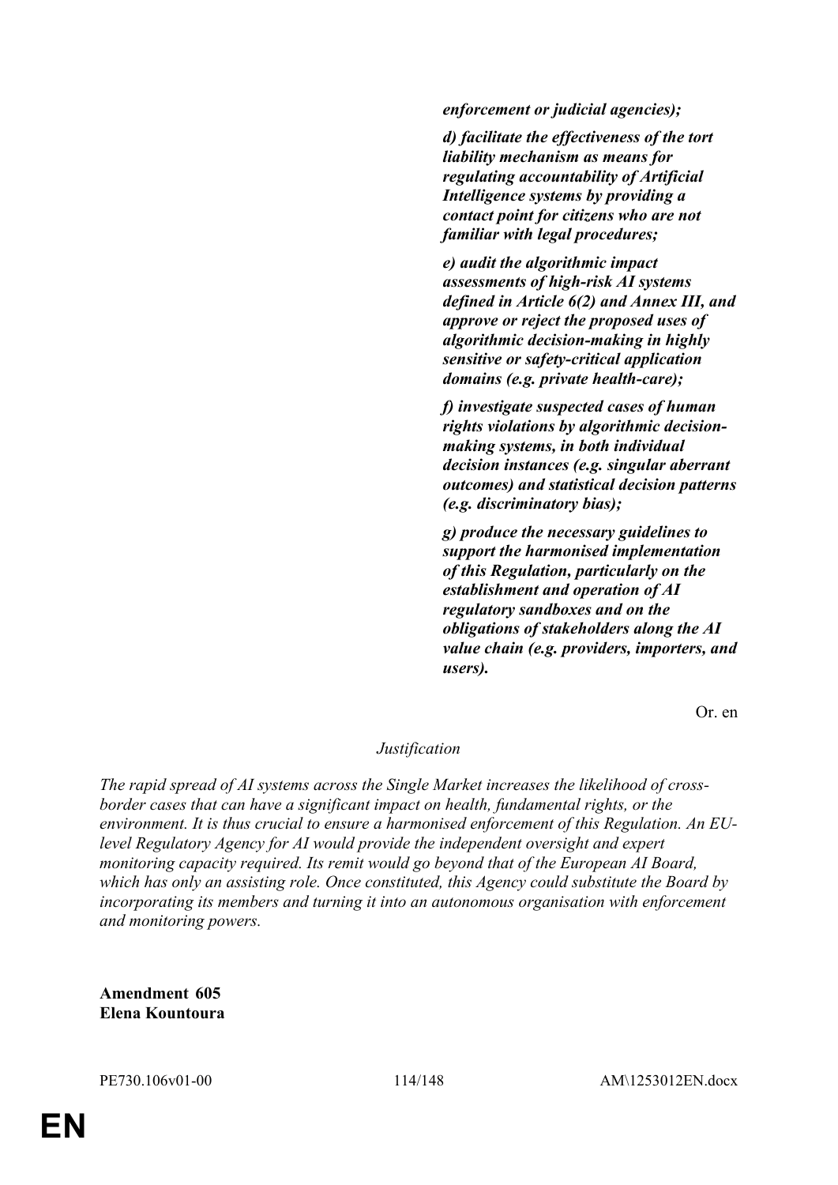***enforcement or judicial agencies);***

***d) facilitate the effectiveness of the tort liability mechanism as means for regulating accountability of Artificial Intelligence systems by providing a contact point for citizens who are not familiar with legal procedures;***

***e) audit the algorithmic impact assessments of high-risk AI systems defined in Article 6(2) and Annex III, and approve or reject the proposed uses of algorithmic decision-making in highly sensitive or safety-critical application domains (e.g. private health-care);***

***f) investigate suspected cases of human rights violations by algorithmic decision-making systems, in both individual decision instances (e.g. singular aberrant outcomes) and statistical decision patterns (e.g. discriminatory bias);***

***g) produce the necessary guidelines to support the harmonised implementation of this Regulation, particularly on the establishment and operation of AI regulatory sandboxes and on the obligations of stakeholders along the AI value chain (e.g. providers, importers, and users).***

Or. en

*Justification*

*The rapid spread of AI systems across the Single Market increases the likelihood of cross-border cases that can have a significant impact on health, fundamental rights, or the environment. It is thus crucial to ensure a harmonised enforcement of this Regulation. An EU-level Regulatory Agency for AI would provide the independent oversight and expert monitoring capacity required. Its remit would go beyond that of the European AI Board, which has only an assisting role. Once constituted, this Agency could substitute the Board by incorporating its members and turning it into an autonomous organisation with enforcement and monitoring powers.*

**Amendment 605**
**Elena Kountoura**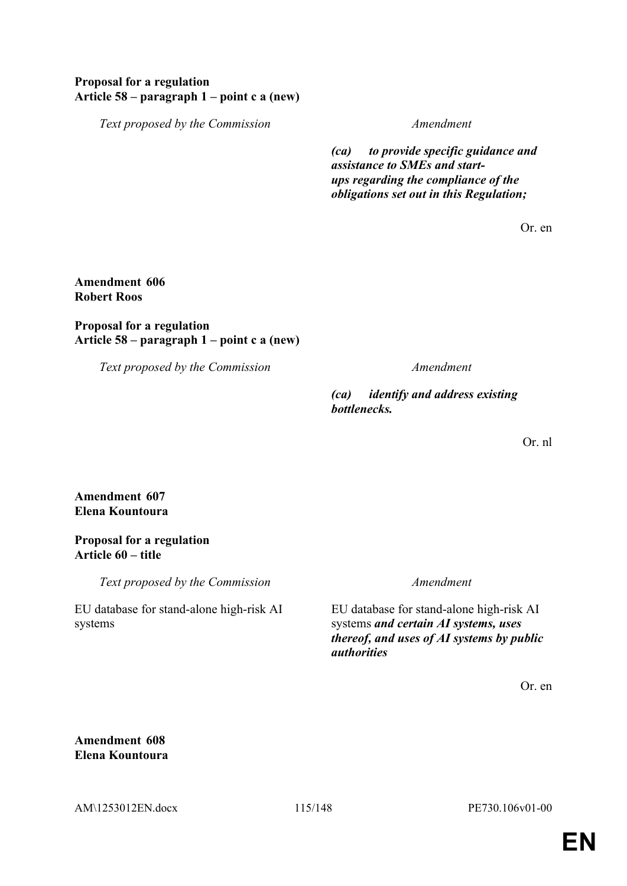**Proposal for a regulation**
**Article 58 – paragraph 1 – point c a (new)**

| *Text proposed by the Commission* | *Amendment* |
|---|---|
| | ***(ca) to provide specific guidance and assistance to SMEs and start-ups regarding the compliance of the obligations set out in this Regulation;*** |

Or. en

**Amendment 606**
**Robert Roos**

**Proposal for a regulation**
**Article 58 – paragraph 1 – point c a (new)**

| *Text proposed by the Commission* | *Amendment* |
|---|---|
| | ***(ca) identify and address existing bottlenecks.*** |

Or. nl

**Amendment 607**
**Elena Kountoura**

**Proposal for a regulation**
**Article 60 – title**

| *Text proposed by the Commission* | *Amendment* |
|---|---|
| EU database for stand-alone high-risk AI systems | EU database for stand-alone high-risk AI systems ***and certain AI systems, uses thereof, and uses of AI systems by public authorities*** |

Or. en

**Amendment 608**
**Elena Kountoura**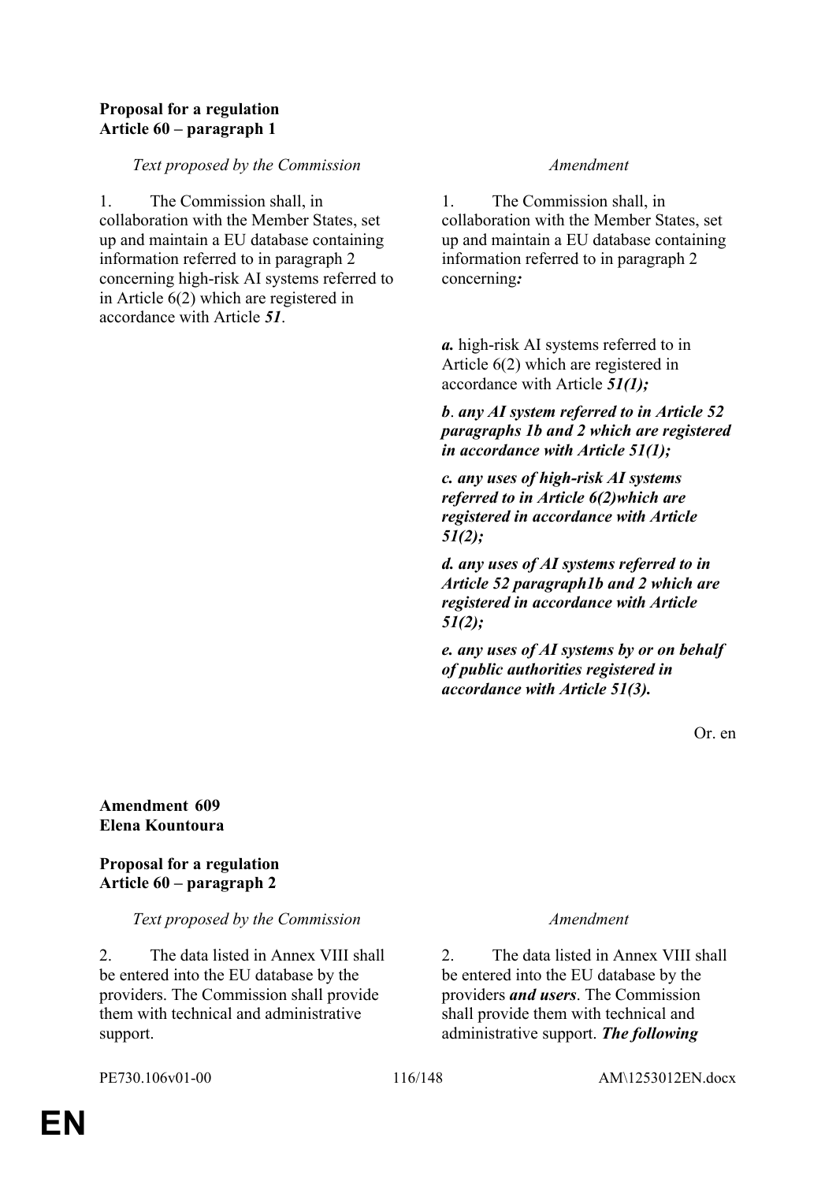**Proposal for a regulation**
**Article 60 – paragraph 1**

| *Text proposed by the Commission* | *Amendment* |
|---|---|
| 1. The Commission shall, in collaboration with the Member States, set up and maintain a EU database containing information referred to in paragraph 2 concerning high-risk AI systems referred to in Article 6(2) which are registered in accordance with Article ***51***. | 1. The Commission shall, in collaboration with the Member States, set up and maintain a EU database containing information referred to in paragraph 2 concerning***:*** |
| | ***a.*** high-risk AI systems referred to in Article 6(2) which are registered in accordance with Article ***51(1);*** |
| | ***b. any AI system referred to in Article 52 paragraphs 1b and 2 which are registered in accordance with Article 51(1);*** |
| | ***c. any uses of high-risk AI systems referred to in Article 6(2)which are registered in accordance with Article 51(2);*** |
| | ***d. any uses of AI systems referred to in Article 52 paragraph1b and 2 which are registered in accordance with Article 51(2);*** |
| | ***e. any uses of AI systems by or on behalf of public authorities registered in accordance with Article 51(3).*** |

Or. en

**Amendment 609**
**Elena Kountoura**

**Proposal for a regulation**
**Article 60 – paragraph 2**

| *Text proposed by the Commission* | *Amendment* |
|---|---|
| 2. The data listed in Annex VIII shall be entered into the EU database by the providers. The Commission shall provide them with technical and administrative support. | 2. The data listed in Annex VIII shall be entered into the EU database by the providers ***and users***. The Commission shall provide them with technical and administrative support. ***The following*** |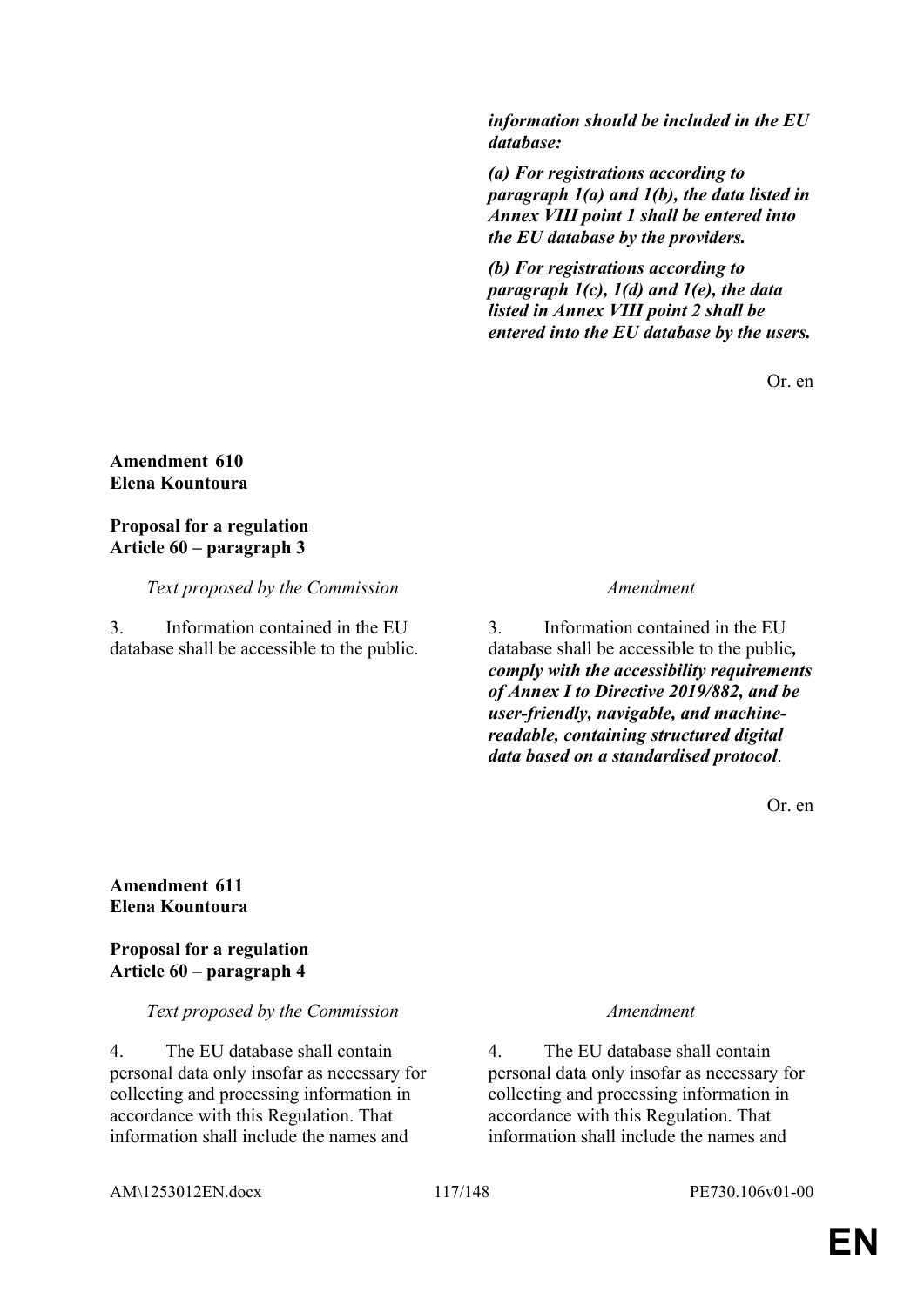| | |
|---|---|
| | ***information should be included in the EU database:*** |
| | ***(a) For registrations according to paragraph 1(a) and 1(b), the data listed in Annex VIII point 1 shall be entered into the EU database by the providers.*** |
| | ***(b) For registrations according to paragraph 1(c), 1(d) and 1(e), the data listed in Annex VIII point 2 shall be entered into the EU database by the users.*** |

Or. en

**Amendment 610**
**Elena Kountoura**

**Proposal for a regulation**
**Article 60 – paragraph 3**

| *Text proposed by the Commission* | *Amendment* |
|---|---|
| 3. Information contained in the EU database shall be accessible to the public. | 3. Information contained in the EU database shall be accessible to the public***, comply with the accessibility requirements of Annex I to Directive 2019/882, and be user-friendly, navigable, and machine-readable, containing structured digital data based on a standardised protocol***. |

Or. en

**Amendment 611**
**Elena Kountoura**

**Proposal for a regulation**
**Article 60 – paragraph 4**

| *Text proposed by the Commission* | *Amendment* |
|---|---|
| 4. The EU database shall contain personal data only insofar as necessary for collecting and processing information in accordance with this Regulation. That information shall include the names and | 4. The EU database shall contain personal data only insofar as necessary for collecting and processing information in accordance with this Regulation. That information shall include the names and |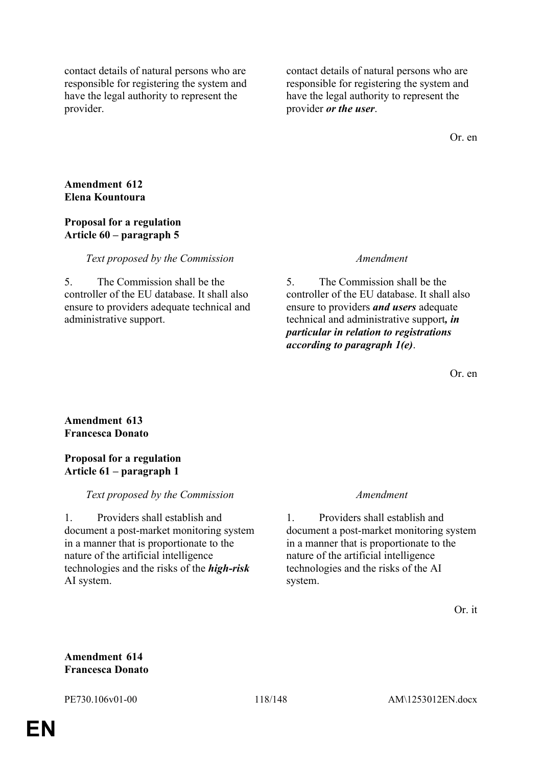| | |
|---|---|
| contact details of natural persons who are responsible for registering the system and have the legal authority to represent the provider. | contact details of natural persons who are responsible for registering the system and have the legal authority to represent the provider ***or the user***. |

Or. en

**Amendment 612**
**Elena Kountoura**

**Proposal for a regulation**
**Article 60 – paragraph 5**

| *Text proposed by the Commission* | *Amendment* |
|---|---|
| 5. The Commission shall be the controller of the EU database. It shall also ensure to providers adequate technical and administrative support. | 5. The Commission shall be the controller of the EU database. It shall also ensure to providers ***and users*** adequate technical and administrative support***, in particular in relation to registrations according to paragraph 1(e)***. |

Or. en

**Amendment 613**
**Francesca Donato**

**Proposal for a regulation**
**Article 61 – paragraph 1**

| *Text proposed by the Commission* | *Amendment* |
|---|---|
| 1. Providers shall establish and document a post-market monitoring system in a manner that is proportionate to the nature of the artificial intelligence technologies and the risks of the ***high-risk*** AI system. | 1. Providers shall establish and document a post-market monitoring system in a manner that is proportionate to the nature of the artificial intelligence technologies and the risks of the AI system. |

Or. it

**Amendment 614**
**Francesca Donato**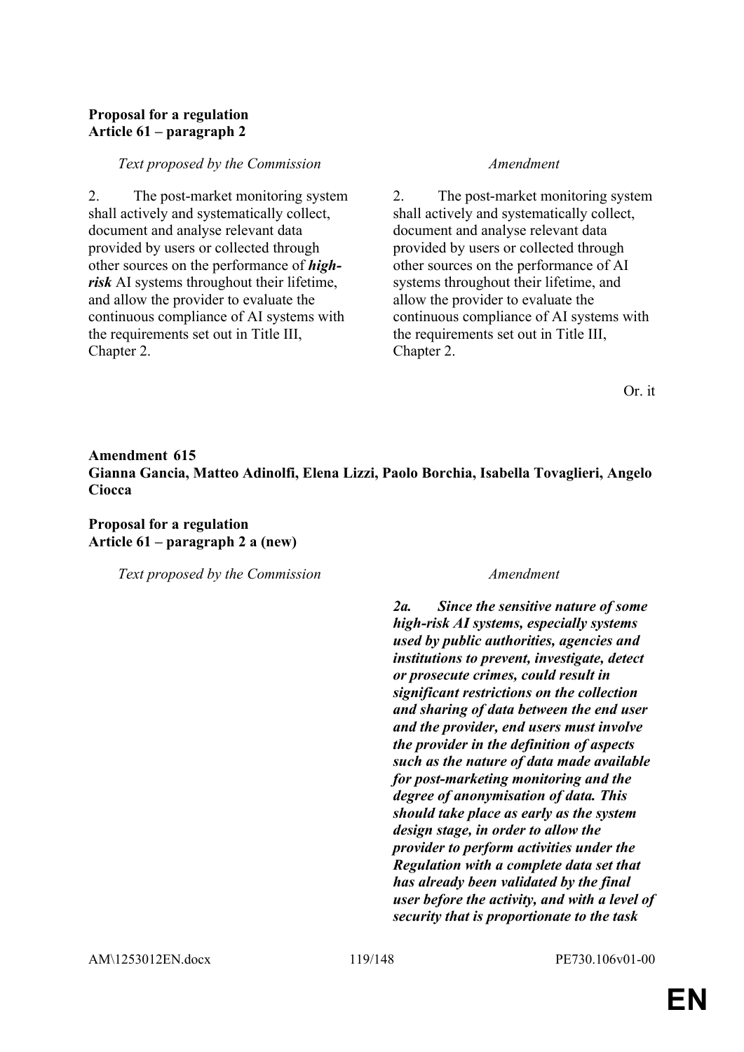**Proposal for a regulation**
**Article 61 – paragraph 2**

| *Text proposed by the Commission* | *Amendment* |
|---|---|
| 2. The post-market monitoring system shall actively and systematically collect, document and analyse relevant data provided by users or collected through other sources on the performance of ***high-risk*** AI systems throughout their lifetime, and allow the provider to evaluate the continuous compliance of AI systems with the requirements set out in Title III, Chapter 2. | 2. The post-market monitoring system shall actively and systematically collect, document and analyse relevant data provided by users or collected through other sources on the performance of AI systems throughout their lifetime, and allow the provider to evaluate the continuous compliance of AI systems with the requirements set out in Title III, Chapter 2. |

Or. it

**Amendment 615**
**Gianna Gancia, Matteo Adinolfi, Elena Lizzi, Paolo Borchia, Isabella Tovaglieri, Angelo Ciocca**

**Proposal for a regulation**
**Article 61 – paragraph 2 a (new)**

| *Text proposed by the Commission* | *Amendment* |
|---|---|
| | ***2a. Since the sensitive nature of some high-risk AI systems, especially systems used by public authorities, agencies and institutions to prevent, investigate, detect or prosecute crimes, could result in significant restrictions on the collection and sharing of data between the end user and the provider, end users must involve the provider in the definition of aspects such as the nature of data made available for post-marketing monitoring and the degree of anonymisation of data. This should take place as early as the system design stage, in order to allow the provider to perform activities under the Regulation with a complete data set that has already been validated by the final user before the activity, and with a level of security that is proportionate to the task*** |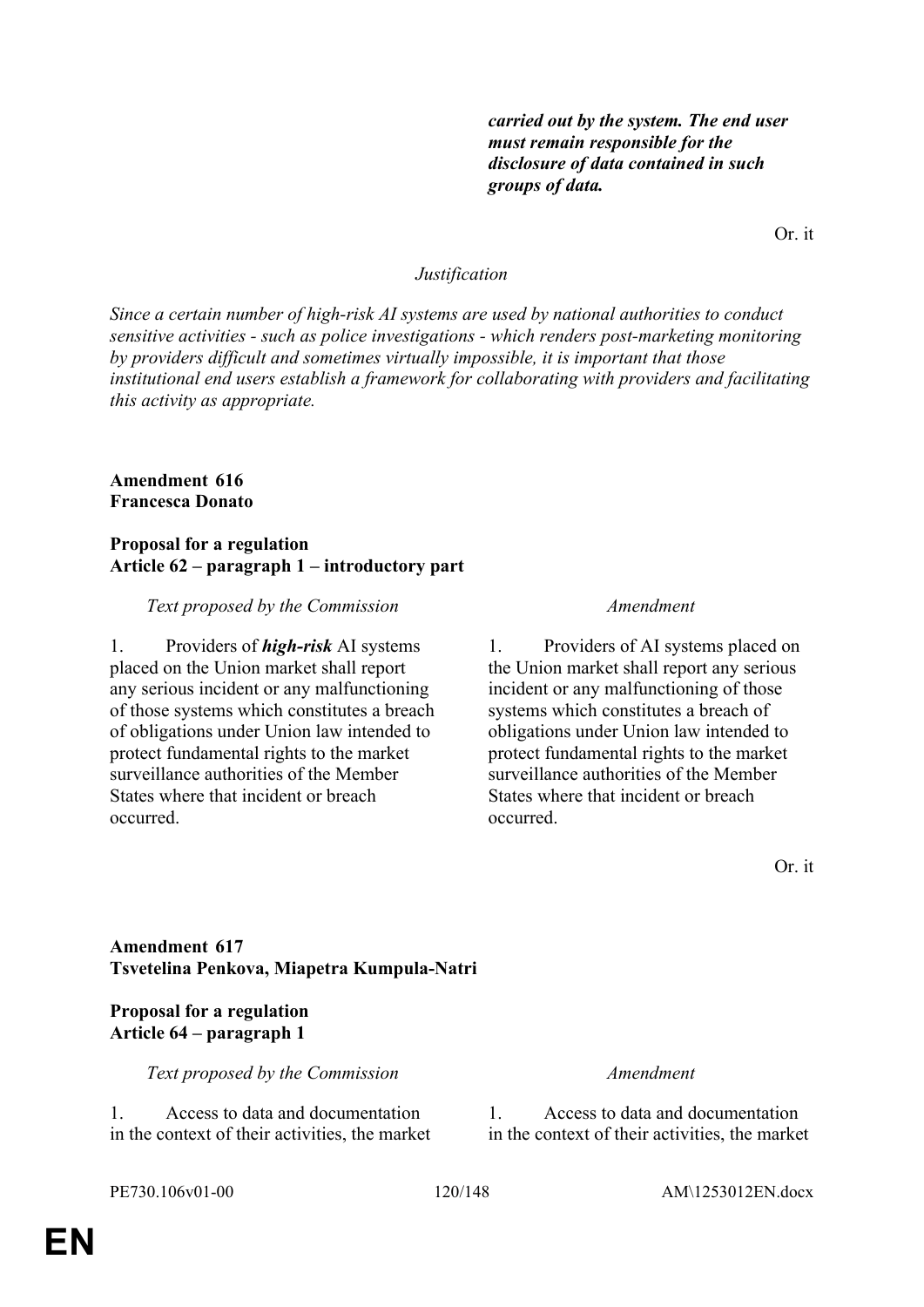| | ***carried out by the system. The end user must remain responsible for the disclosure of data contained in such groups of data.*** |
|---|---|

Or. it

*Justification*

*Since a certain number of high-risk AI systems are used by national authorities to conduct sensitive activities - such as police investigations - which renders post-marketing monitoring by providers difficult and sometimes virtually impossible, it is important that those institutional end users establish a framework for collaborating with providers and facilitating this activity as appropriate.*

**Amendment 616**
**Francesca Donato**

**Proposal for a regulation**
**Article 62 – paragraph 1 – introductory part**

| *Text proposed by the Commission* | *Amendment* |
|---|---|
| 1. Providers of ***high-risk*** AI systems placed on the Union market shall report any serious incident or any malfunctioning of those systems which constitutes a breach of obligations under Union law intended to protect fundamental rights to the market surveillance authorities of the Member States where that incident or breach occurred. | 1. Providers of AI systems placed on the Union market shall report any serious incident or any malfunctioning of those systems which constitutes a breach of obligations under Union law intended to protect fundamental rights to the market surveillance authorities of the Member States where that incident or breach occurred. |

Or. it

**Amendment 617**
**Tsvetelina Penkova, Miapetra Kumpula-Natri**

**Proposal for a regulation**
**Article 64 – paragraph 1**

| *Text proposed by the Commission* | *Amendment* |
|---|---|
| 1. Access to data and documentation in the context of their activities, the market | 1. Access to data and documentation in the context of their activities, the market |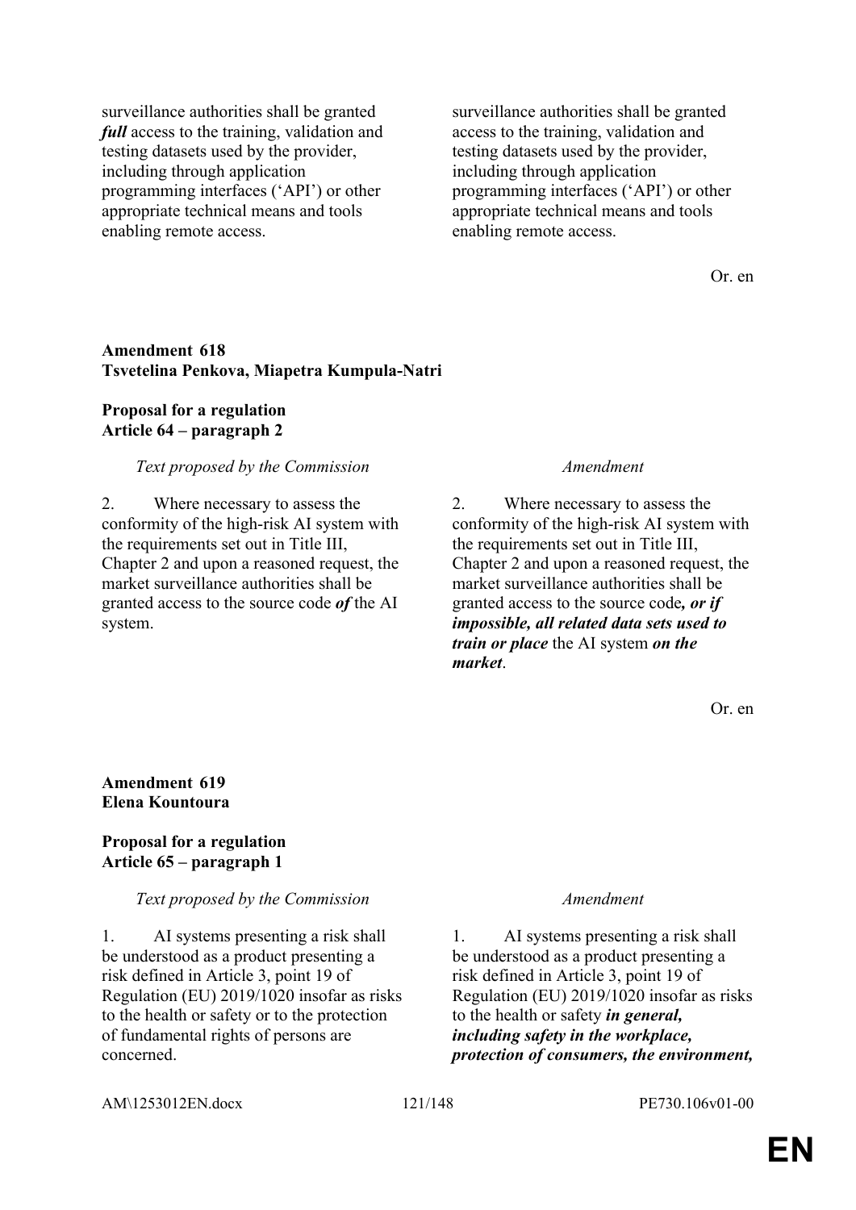| | |
|---|---|
| surveillance authorities shall be granted ***full*** access to the training, validation and testing datasets used by the provider, including through application programming interfaces (‘API’) or other appropriate technical means and tools enabling remote access. | surveillance authorities shall be granted access to the training, validation and testing datasets used by the provider, including through application programming interfaces (‘API’) or other appropriate technical means and tools enabling remote access. |

Or. en

**Amendment 618**
**Tsvetelina Penkova, Miapetra Kumpula-Natri**

**Proposal for a regulation**
**Article 64 – paragraph 2**

| *Text proposed by the Commission* | *Amendment* |
|---|---|
| 2. Where necessary to assess the conformity of the high-risk AI system with the requirements set out in Title III, Chapter 2 and upon a reasoned request, the market surveillance authorities shall be granted access to the source code ***of*** the AI system. | 2. Where necessary to assess the conformity of the high-risk AI system with the requirements set out in Title III, Chapter 2 and upon a reasoned request, the market surveillance authorities shall be granted access to the source code***, or if impossible, all related data sets used to train or place*** the AI system ***on the market***. |

Or. en

**Amendment 619**
**Elena Kountoura**

**Proposal for a regulation**
**Article 65 – paragraph 1**

| *Text proposed by the Commission* | *Amendment* |
|---|---|
| 1. AI systems presenting a risk shall be understood as a product presenting a risk defined in Article 3, point 19 of Regulation (EU) 2019/1020 insofar as risks to the health or safety or to the protection of fundamental rights of persons are concerned. | 1. AI systems presenting a risk shall be understood as a product presenting a risk defined in Article 3, point 19 of Regulation (EU) 2019/1020 insofar as risks to the health or safety ***in general, including safety in the workplace, protection of consumers, the environment,*** |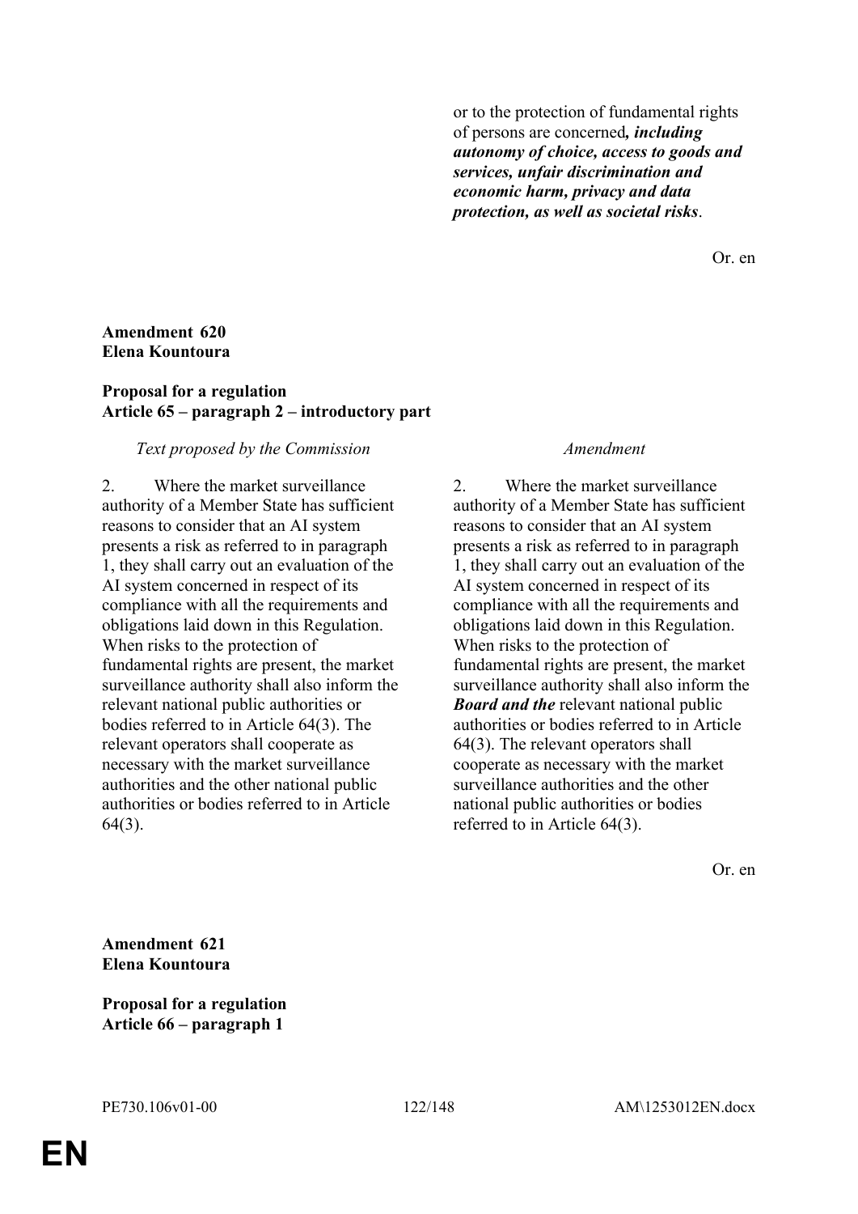| | |
|---|---|
| | or to the protection of fundamental rights of persons are concerned***, including autonomy of choice, access to goods and services, unfair discrimination and economic harm, privacy and data protection, as well as societal risks***. |

Or. en

**Amendment 620**
**Elena Kountoura**

**Proposal for a regulation**
**Article 65 – paragraph 2 – introductory part**

| *Text proposed by the Commission* | *Amendment* |
|---|---|
| 2. Where the market surveillance authority of a Member State has sufficient reasons to consider that an AI system presents a risk as referred to in paragraph 1, they shall carry out an evaluation of the AI system concerned in respect of its compliance with all the requirements and obligations laid down in this Regulation. When risks to the protection of fundamental rights are present, the market surveillance authority shall also inform the relevant national public authorities or bodies referred to in Article 64(3). The relevant operators shall cooperate as necessary with the market surveillance authorities and the other national public authorities or bodies referred to in Article 64(3). | 2. Where the market surveillance authority of a Member State has sufficient reasons to consider that an AI system presents a risk as referred to in paragraph 1, they shall carry out an evaluation of the AI system concerned in respect of its compliance with all the requirements and obligations laid down in this Regulation. When risks to the protection of fundamental rights are present, the market surveillance authority shall also inform the ***Board and the*** relevant national public authorities or bodies referred to in Article 64(3). The relevant operators shall cooperate as necessary with the market surveillance authorities and the other national public authorities or bodies referred to in Article 64(3). |

Or. en

**Amendment 621**
**Elena Kountoura**

**Proposal for a regulation**
**Article 66 – paragraph 1**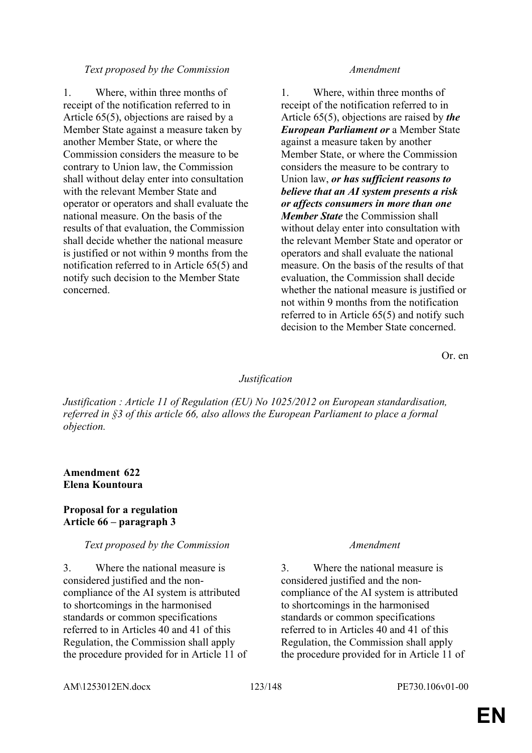| *Text proposed by the Commission* | *Amendment* |
|---|---|
| 1. Where, within three months of receipt of the notification referred to in Article 65(5), objections are raised by a Member State against a measure taken by another Member State, or where the Commission considers the measure to be contrary to Union law, the Commission shall without delay enter into consultation with the relevant Member State and operator or operators and shall evaluate the national measure. On the basis of the results of that evaluation, the Commission shall decide whether the national measure is justified or not within 9 months from the notification referred to in Article 65(5) and notify such decision to the Member State concerned. | 1. Where, within three months of receipt of the notification referred to in Article 65(5), objections are raised by ***the European Parliament or*** a Member State against a measure taken by another Member State, or where the Commission considers the measure to be contrary to Union law, ***or has sufficient reasons to believe that an AI system presents a risk or affects consumers in more than one Member State*** the Commission shall without delay enter into consultation with the relevant Member State and operator or operators and shall evaluate the national measure. On the basis of the results of that evaluation, the Commission shall decide whether the national measure is justified or not within 9 months from the notification referred to in Article 65(5) and notify such decision to the Member State concerned. |

Or. en

*Justification*

*Justification : Article 11 of Regulation (EU) No 1025/2012 on European standardisation, referred in §3 of this article 66, also allows the European Parliament to place a formal objection.*

**Amendment 622**
**Elena Kountoura**

**Proposal for a regulation**
**Article 66 – paragraph 3**

| *Text proposed by the Commission* | *Amendment* |
|---|---|
| 3. Where the national measure is considered justified and the non-compliance of the AI system is attributed to shortcomings in the harmonised standards or common specifications referred to in Articles 40 and 41 of this Regulation, the Commission shall apply the procedure provided for in Article 11 of | 3. Where the national measure is considered justified and the non-compliance of the AI system is attributed to shortcomings in the harmonised standards or common specifications referred to in Articles 40 and 41 of this Regulation, the Commission shall apply the procedure provided for in Article 11 of |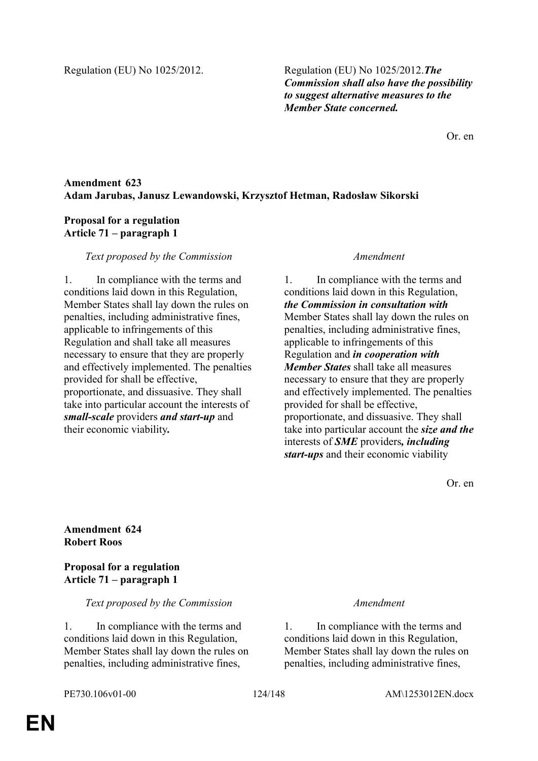| | |
|---|---|
| Regulation (EU) No 1025/2012. | Regulation (EU) No 1025/2012.***The Commission shall also have the possibility to suggest alternative measures to the Member State concerned.*** |

Or. en

**Amendment 623**
**Adam Jarubas, Janusz Lewandowski, Krzysztof Hetman, Radosław Sikorski**

**Proposal for a regulation**
**Article 71 – paragraph 1**

| *Text proposed by the Commission* | *Amendment* |
|---|---|
| 1. In compliance with the terms and conditions laid down in this Regulation, Member States shall lay down the rules on penalties, including administrative fines, applicable to infringements of this Regulation and shall take all measures necessary to ensure that they are properly and effectively implemented. The penalties provided for shall be effective, proportionate, and dissuasive. They shall take into particular account the interests of ***small-scale*** providers ***and start-up*** and their economic viability***.*** | 1. In compliance with the terms and conditions laid down in this Regulation, ***the Commission in consultation with*** Member States shall lay down the rules on penalties, including administrative fines, applicable to infringements of this Regulation and ***in cooperation with Member States*** shall take all measures necessary to ensure that they are properly and effectively implemented. The penalties provided for shall be effective, proportionate, and dissuasive. They shall take into particular account the ***size and the*** interests of ***SME*** providers***, including start-ups*** and their economic viability |

Or. en

**Amendment 624**
**Robert Roos**

**Proposal for a regulation**
**Article 71 – paragraph 1**

| *Text proposed by the Commission* | *Amendment* |
|---|---|
| 1. In compliance with the terms and conditions laid down in this Regulation, Member States shall lay down the rules on penalties, including administrative fines, | 1. In compliance with the terms and conditions laid down in this Regulation, Member States shall lay down the rules on penalties, including administrative fines, |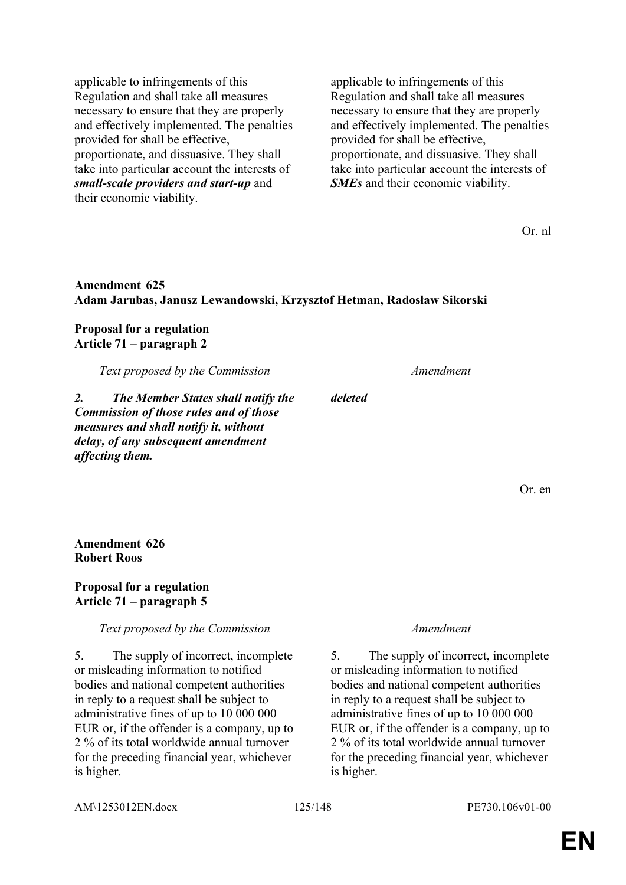| | |
|---|---|
| applicable to infringements of this Regulation and shall take all measures necessary to ensure that they are properly and effectively implemented. The penalties provided for shall be effective, proportionate, and dissuasive. They shall take into particular account the interests of ***small-scale providers and start-up*** and their economic viability. | applicable to infringements of this Regulation and shall take all measures necessary to ensure that they are properly and effectively implemented. The penalties provided for shall be effective, proportionate, and dissuasive. They shall take into particular account the interests of ***SMEs*** and their economic viability. |

Or. nl

**Amendment 625**
**Adam Jarubas, Janusz Lewandowski, Krzysztof Hetman, Radosław Sikorski**

**Proposal for a regulation**
**Article 71 – paragraph 2**

| *Text proposed by the Commission* | *Amendment* |
|---|---|
| ***2. The Member States shall notify the Commission of those rules and of those measures and shall notify it, without delay, of any subsequent amendment affecting them.*** | ***deleted*** |

Or. en

**Amendment 626**
**Robert Roos**

**Proposal for a regulation**
**Article 71 – paragraph 5**

| *Text proposed by the Commission* | *Amendment* |
|---|---|
| 5. The supply of incorrect, incomplete or misleading information to notified bodies and national competent authorities in reply to a request shall be subject to administrative fines of up to 10 000 000 EUR or, if the offender is a company, up to 2 % of its total worldwide annual turnover for the preceding financial year, whichever is higher. | 5. The supply of incorrect, incomplete or misleading information to notified bodies and national competent authorities in reply to a request shall be subject to administrative fines of up to 10 000 000 EUR or, if the offender is a company, up to 2 % of its total worldwide annual turnover for the preceding financial year, whichever is higher. |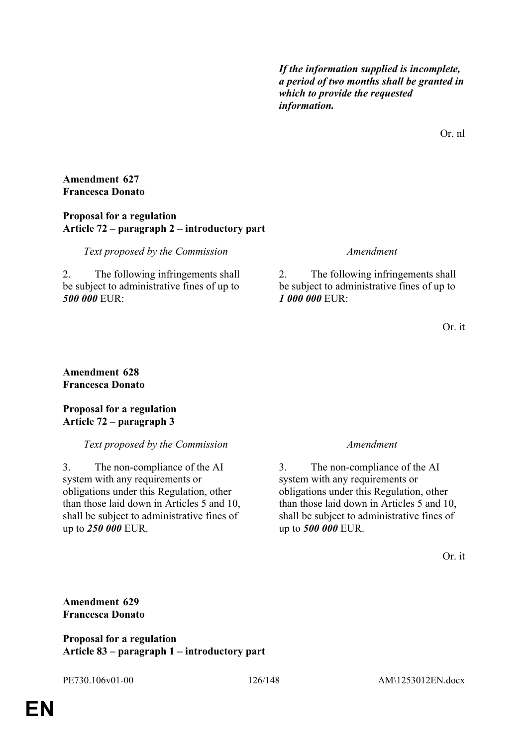| | |
|---|---|
| | ***If the information supplied is incomplete, a period of two months shall be granted in which to provide the requested information.*** |

Or. nl

**Amendment 627**
**Francesca Donato**

**Proposal for a regulation**
**Article 72 – paragraph 2 – introductory part**

| *Text proposed by the Commission* | *Amendment* |
|---|---|
| 2. The following infringements shall be subject to administrative fines of up to ***500 000*** EUR: | 2. The following infringements shall be subject to administrative fines of up to ***1 000 000*** EUR: |

Or. it

**Amendment 628**
**Francesca Donato**

**Proposal for a regulation**
**Article 72 – paragraph 3**

| *Text proposed by the Commission* | *Amendment* |
|---|---|
| 3. The non-compliance of the AI system with any requirements or obligations under this Regulation, other than those laid down in Articles 5 and 10, shall be subject to administrative fines of up to ***250 000*** EUR. | 3. The non-compliance of the AI system with any requirements or obligations under this Regulation, other than those laid down in Articles 5 and 10, shall be subject to administrative fines of up to ***500 000*** EUR. |

Or. it

**Amendment 629**
**Francesca Donato**

**Proposal for a regulation**
**Article 83 – paragraph 1 – introductory part**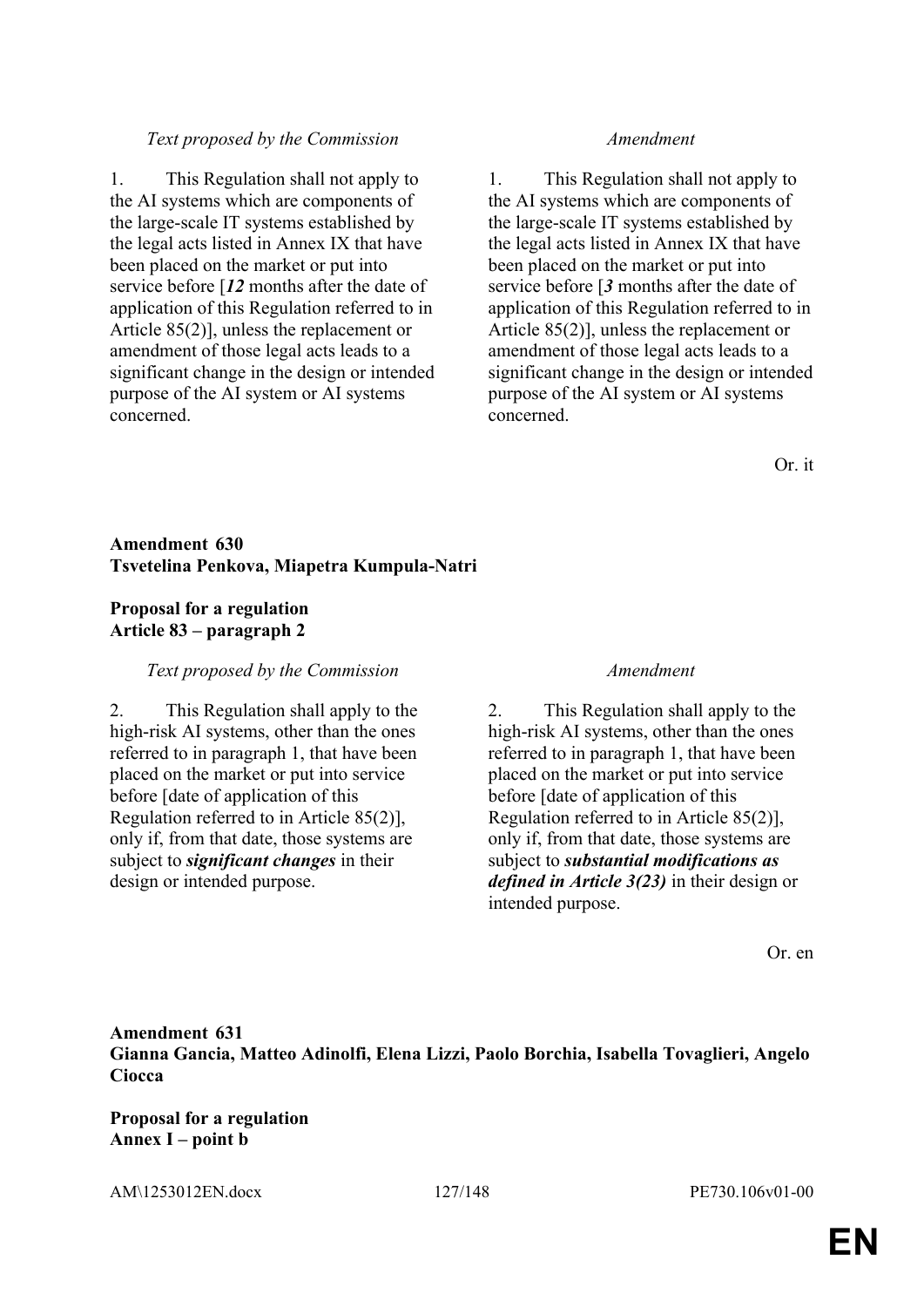| *Text proposed by the Commission* | *Amendment* |
|---|---|
| 1. This Regulation shall not apply to the AI systems which are components of the large-scale IT systems established by the legal acts listed in Annex IX that have been placed on the market or put into service before [***12*** months after the date of application of this Regulation referred to in Article 85(2)], unless the replacement or amendment of those legal acts leads to a significant change in the design or intended purpose of the AI system or AI systems concerned. | 1. This Regulation shall not apply to the AI systems which are components of the large-scale IT systems established by the legal acts listed in Annex IX that have been placed on the market or put into service before [***3*** months after the date of application of this Regulation referred to in Article 85(2)], unless the replacement or amendment of those legal acts leads to a significant change in the design or intended purpose of the AI system or AI systems concerned. |

Or. it

**Amendment 630**
**Tsvetelina Penkova, Miapetra Kumpula-Natri**

**Proposal for a regulation**
**Article 83 – paragraph 2**

| *Text proposed by the Commission* | *Amendment* |
|---|---|
| 2. This Regulation shall apply to the high-risk AI systems, other than the ones referred to in paragraph 1, that have been placed on the market or put into service before [date of application of this Regulation referred to in Article 85(2)], only if, from that date, those systems are subject to ***significant changes*** in their design or intended purpose. | 2. This Regulation shall apply to the high-risk AI systems, other than the ones referred to in paragraph 1, that have been placed on the market or put into service before [date of application of this Regulation referred to in Article 85(2)], only if, from that date, those systems are subject to ***substantial modifications as defined in Article 3(23)*** in their design or intended purpose. |

Or. en

**Amendment 631**
**Gianna Gancia, Matteo Adinolfi, Elena Lizzi, Paolo Borchia, Isabella Tovaglieri, Angelo Ciocca**

**Proposal for a regulation**
**Annex I – point b**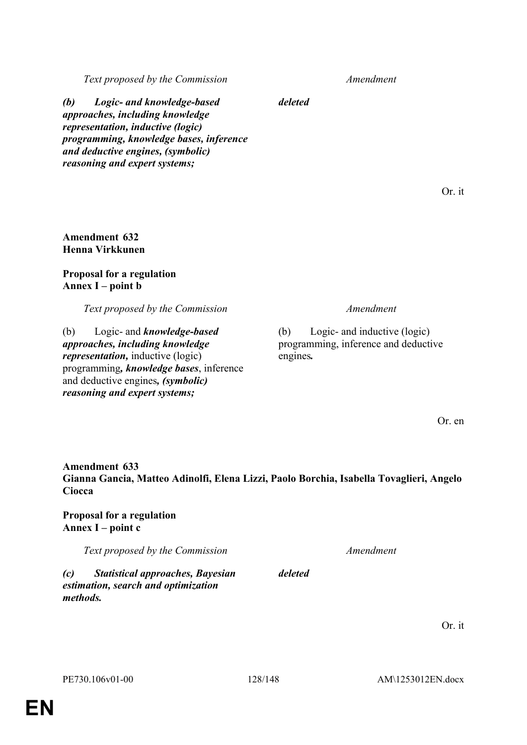| Text proposed by the Commission | Amendment |
|---|---|
| ***(b) Logic- and knowledge-based approaches, including knowledge representation, inductive (logic) programming, knowledge bases, inference and deductive engines, (symbolic) reasoning and expert systems;*** | ***deleted*** |

Or. it

**Amendment 632**
**Henna Virkkunen**

**Proposal for a regulation**
**Annex I – point b**

| Text proposed by the Commission | Amendment |
|---|---|
| (b) Logic- and ***knowledge-based approaches, including knowledge representation,*** inductive (logic) programming***, knowledge bases***, inference and deductive engines***, (symbolic) reasoning and expert systems;*** | (b) Logic- and inductive (logic) programming, inference and deductive engines***.*** |

Or. en

**Amendment 633**
**Gianna Gancia, Matteo Adinolfi, Elena Lizzi, Paolo Borchia, Isabella Tovaglieri, Angelo Ciocca**

**Proposal for a regulation**
**Annex I – point c**

| Text proposed by the Commission | Amendment |
|---|---|
| ***(c) Statistical approaches, Bayesian estimation, search and optimization methods.*** | ***deleted*** |

Or. it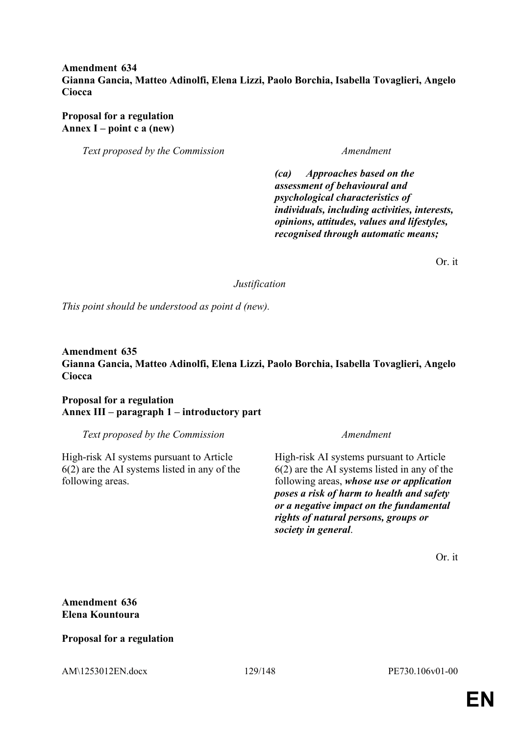**Amendment 634**
**Gianna Gancia, Matteo Adinolfi, Elena Lizzi, Paolo Borchia, Isabella Tovaglieri, Angelo Ciocca**

**Proposal for a regulation**
**Annex I – point c a (new)**

| *Text proposed by the Commission* | *Amendment* |
|---|---|
| | ***(ca) Approaches based on the assessment of behavioural and psychological characteristics of individuals, including activities, interests, opinions, attitudes, values and lifestyles, recognised through automatic means;*** |

Or. it

*Justification*

*This point should be understood as point d (new).*

**Amendment 635**
**Gianna Gancia, Matteo Adinolfi, Elena Lizzi, Paolo Borchia, Isabella Tovaglieri, Angelo Ciocca**

**Proposal for a regulation**
**Annex III – paragraph 1 – introductory part**

| *Text proposed by the Commission* | *Amendment* |
|---|---|
| High-risk AI systems pursuant to Article 6(2) are the AI systems listed in any of the following areas. | High-risk AI systems pursuant to Article 6(2) are the AI systems listed in any of the following areas, ***whose use or application poses a risk of harm to health and safety or a negative impact on the fundamental rights of natural persons, groups or society in general***. |

Or. it

**Amendment 636**
**Elena Kountoura**

**Proposal for a regulation**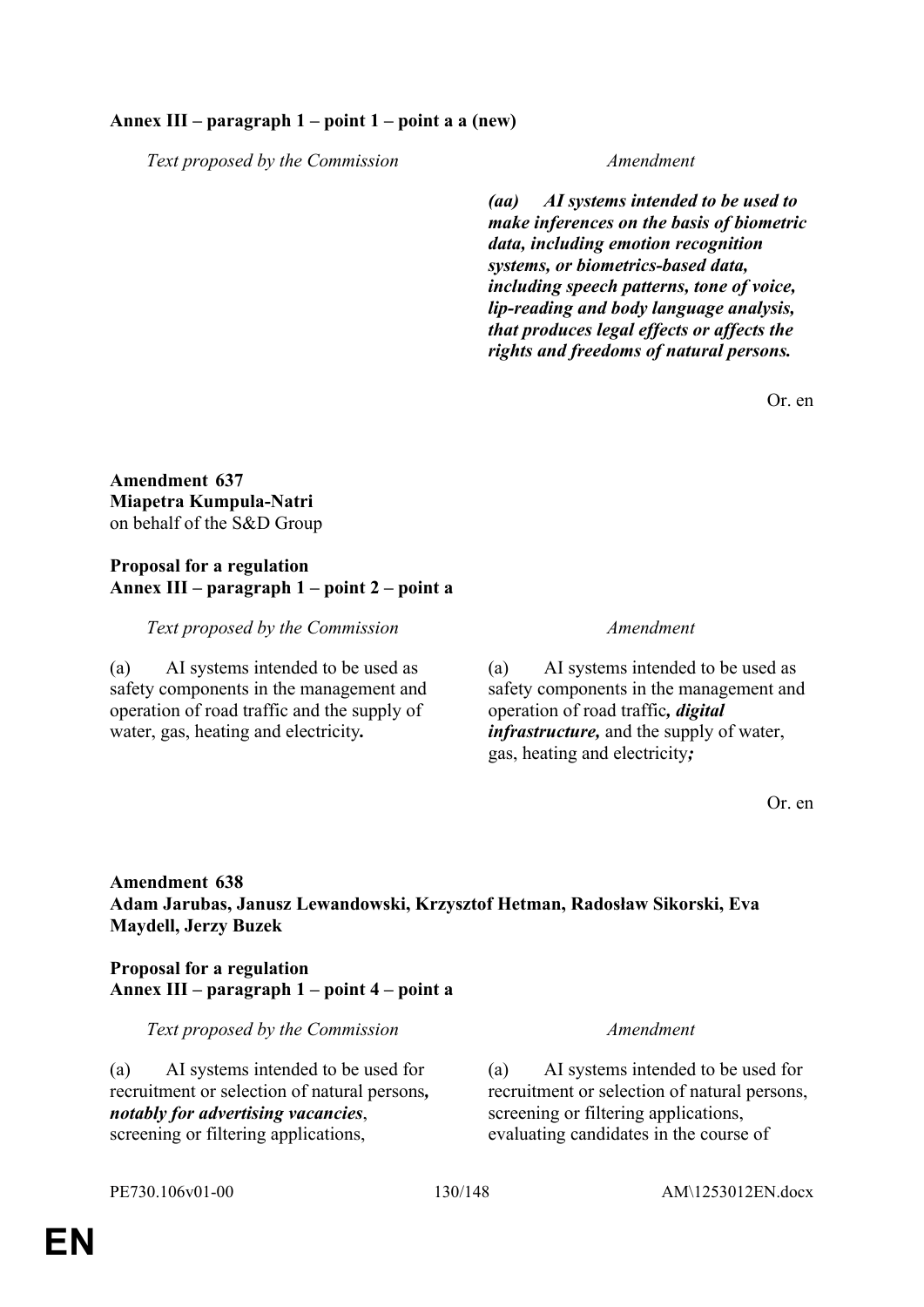**Annex III – paragraph 1 – point 1 – point a a (new)**

| *Text proposed by the Commission* | *Amendment* |
|---|---|
| | ***(aa) AI systems intended to be used to make inferences on the basis of biometric data, including emotion recognition systems, or biometrics-based data, including speech patterns, tone of voice, lip-reading and body language analysis, that produces legal effects or affects the rights and freedoms of natural persons.*** |

Or. en

**Amendment 637**
**Miapetra Kumpula-Natri**
on behalf of the S&D Group

**Proposal for a regulation**
**Annex III – paragraph 1 – point 2 – point a**

| *Text proposed by the Commission* | *Amendment* |
|---|---|
| (a) AI systems intended to be used as safety components in the management and operation of road traffic and the supply of water, gas, heating and electricity**.** | (a) AI systems intended to be used as safety components in the management and operation of road traffic***, digital infrastructure,*** and the supply of water, gas, heating and electricity***;*** |

Or. en

**Amendment 638**
**Adam Jarubas, Janusz Lewandowski, Krzysztof Hetman, Radosław Sikorski, Eva Maydell, Jerzy Buzek**

**Proposal for a regulation**
**Annex III – paragraph 1 – point 4 – point a**

| *Text proposed by the Commission* | *Amendment* |
|---|---|
| (a) AI systems intended to be used for recruitment or selection of natural persons***, notably for advertising vacancies***, screening or filtering applications, | (a) AI systems intended to be used for recruitment or selection of natural persons, screening or filtering applications, evaluating candidates in the course of |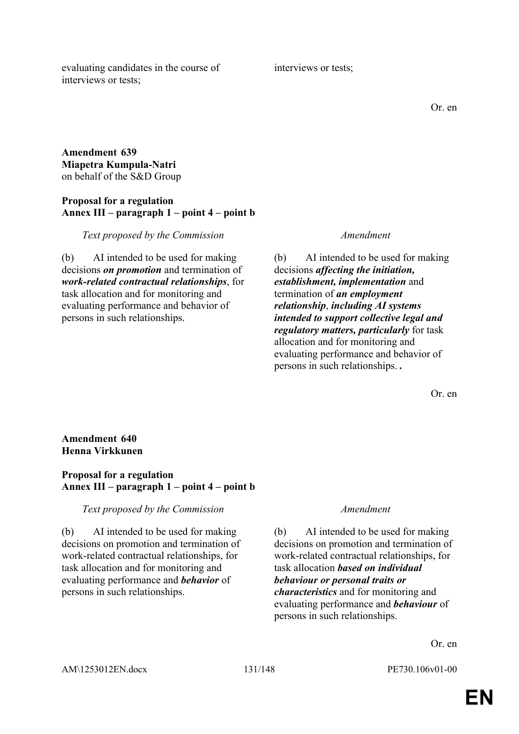| | |
|---|---|
| evaluating candidates in the course of interviews or tests; | interviews or tests; |

Or. en

**Amendment 639**
**Miapetra Kumpula-Natri**
on behalf of the S&D Group

**Proposal for a regulation**
**Annex III – paragraph 1 – point 4 – point b**

| *Text proposed by the Commission* | *Amendment* |
|---|---|
| (b) AI intended to be used for making decisions ***on promotion*** and termination of ***work-related contractual relationships***, for task allocation and for monitoring and evaluating performance and behavior of persons in such relationships. | (b) AI intended to be used for making decisions ***affecting the initiation, establishment, implementation*** and termination of ***an employment relationship***, ***including AI systems intended to support collective legal and regulatory matters, particularly*** for task allocation and for monitoring and evaluating performance and behavior of persons in such relationships.***.*** |

Or. en

**Amendment 640**
**Henna Virkkunen**

**Proposal for a regulation**
**Annex III – paragraph 1 – point 4 – point b**

| *Text proposed by the Commission* | *Amendment* |
|---|---|
| (b) AI intended to be used for making decisions on promotion and termination of work-related contractual relationships, for task allocation and for monitoring and evaluating performance and ***behavior*** of persons in such relationships. | (b) AI intended to be used for making decisions on promotion and termination of work-related contractual relationships, for task allocation ***based on individual behaviour or personal traits or characteristics*** and for monitoring and evaluating performance and ***behaviour*** of persons in such relationships. |

Or. en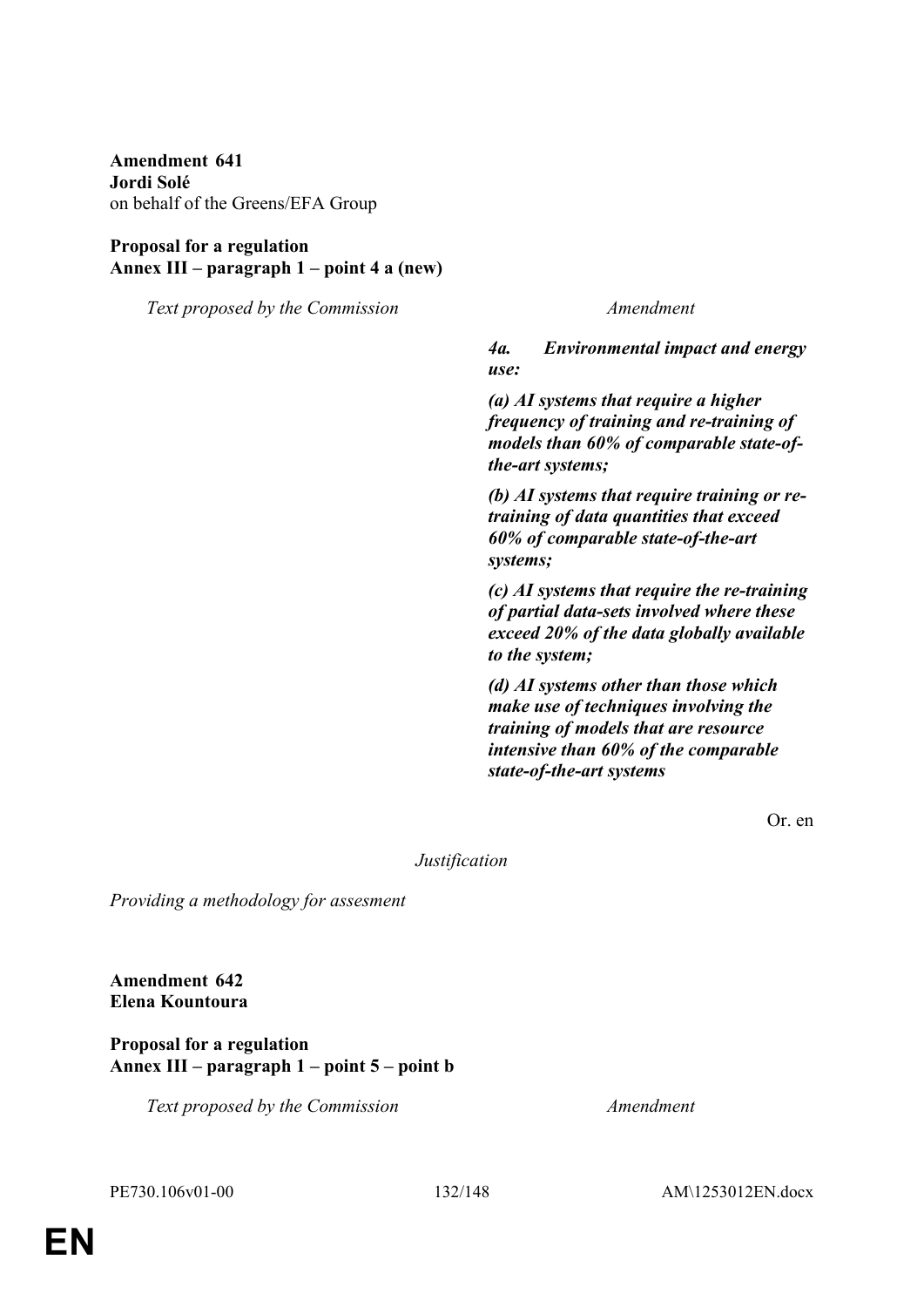**Amendment 641**
**Jordi Solé**
on behalf of the Greens/EFA Group

**Proposal for a regulation**
**Annex III – paragraph 1 – point 4 a (new)**

| *Text proposed by the Commission* | *Amendment* |
|---|---|
| | ***4a. Environmental impact and energy use:*** |
| | ***(a) AI systems that require a higher frequency of training and re-training of models than 60% of comparable state-of-the-art systems;*** |
| | ***(b) AI systems that require training or re-training of data quantities that exceed 60% of comparable state-of-the-art systems;*** |
| | ***(c) AI systems that require the re-training of partial data-sets involved where these exceed 20% of the data globally available to the system;*** |
| | ***(d) AI systems other than those which make use of techniques involving the training of models that are resource intensive than 60% of the comparable state-of-the-art systems*** |

Or. en

*Justification*

*Providing a methodology for assesment*

**Amendment 642**
**Elena Kountoura**

**Proposal for a regulation**
**Annex III – paragraph 1 – point 5 – point b**

| *Text proposed by the Commission* | *Amendment* |
|---|---|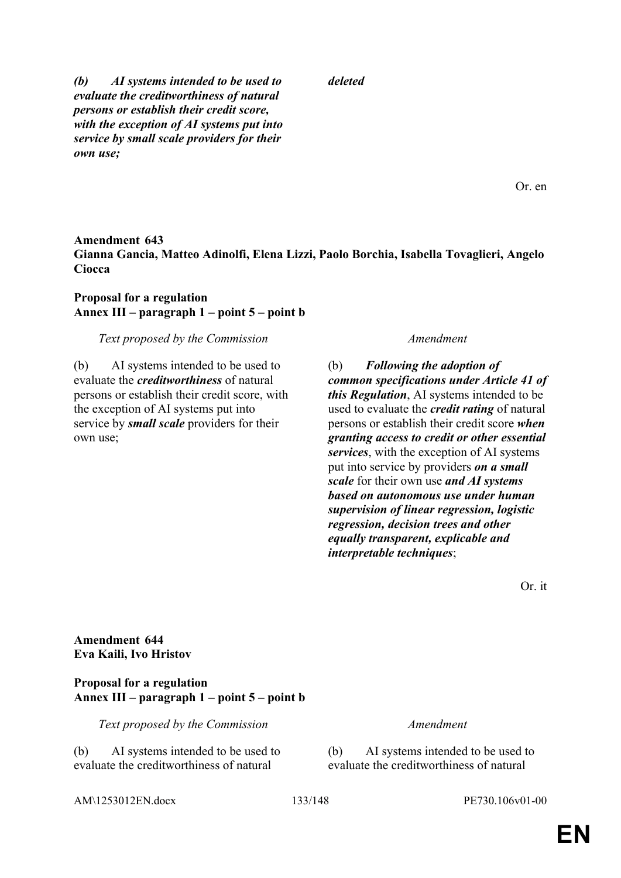| | |
|---|---|
| ***(b) AI systems intended to be used to evaluate the creditworthiness of natural persons or establish their credit score, with the exception of AI systems put into service by small scale providers for their own use;*** | ***deleted*** |

Or. en

**Amendment 643**
**Gianna Gancia, Matteo Adinolfi, Elena Lizzi, Paolo Borchia, Isabella Tovaglieri, Angelo Ciocca**

**Proposal for a regulation**
**Annex III – paragraph 1 – point 5 – point b**

| *Text proposed by the Commission* | *Amendment* |
|---|---|
| (b) AI systems intended to be used to evaluate the ***creditworthiness*** of natural persons or establish their credit score, with the exception of AI systems put into service by ***small scale*** providers for their own use; | (b) ***Following the adoption of common specifications under Article 41 of this Regulation***, AI systems intended to be used to evaluate the ***credit rating*** of natural persons or establish their credit score ***when granting access to credit or other essential services***, with the exception of AI systems put into service by providers ***on a small scale*** for their own use ***and AI systems based on autonomous use under human supervision of linear regression, logistic regression, decision trees and other equally transparent, explicable and interpretable techniques***; |

Or. it

**Amendment 644**
**Eva Kaili, Ivo Hristov**

**Proposal for a regulation**
**Annex III – paragraph 1 – point 5 – point b**

| *Text proposed by the Commission* | *Amendment* |
|---|---|
| (b) AI systems intended to be used to evaluate the creditworthiness of natural | (b) AI systems intended to be used to evaluate the creditworthiness of natural |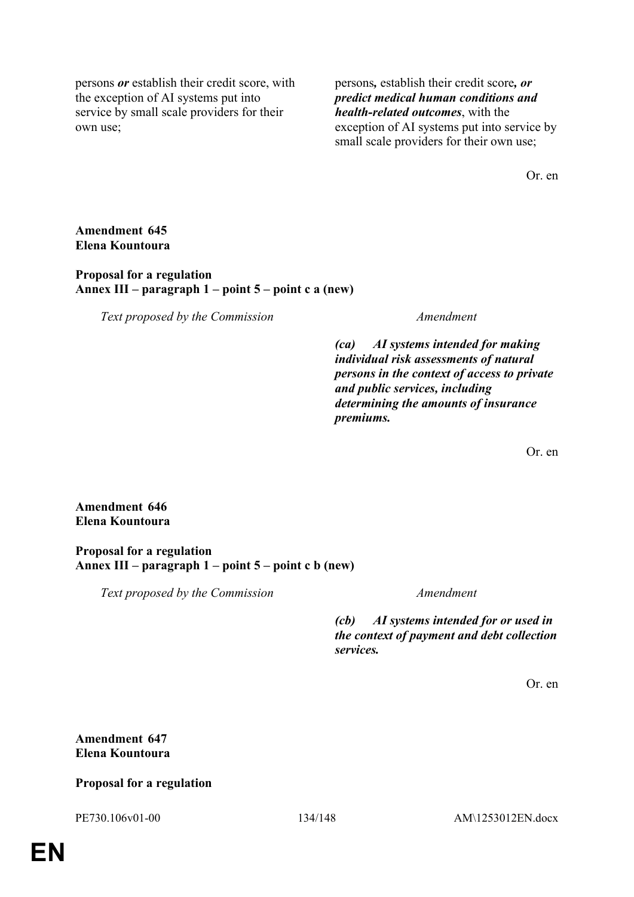| Text proposed by the Commission | Amendment |
|---|---|
| persons ***or*** establish their credit score, with the exception of AI systems put into service by small scale providers for their own use; | persons***,*** establish their credit score***, or predict medical human conditions and health-related outcomes***, with the exception of AI systems put into service by small scale providers for their own use; |

Or. en

**Amendment 645**
**Elena Kountoura**

**Proposal for a regulation**
**Annex III – paragraph 1 – point 5 – point c a (new)**

| *Text proposed by the Commission* | *Amendment* |
|---|---|
| | ***(ca) AI systems intended for making individual risk assessments of natural persons in the context of access to private and public services, including determining the amounts of insurance premiums.*** |

Or. en

**Amendment 646**
**Elena Kountoura**

**Proposal for a regulation**
**Annex III – paragraph 1 – point 5 – point c b (new)**

| *Text proposed by the Commission* | *Amendment* |
|---|---|
| | ***(cb) AI systems intended for or used in the context of payment and debt collection services.*** |

Or. en

**Amendment 647**
**Elena Kountoura**

**Proposal for a regulation**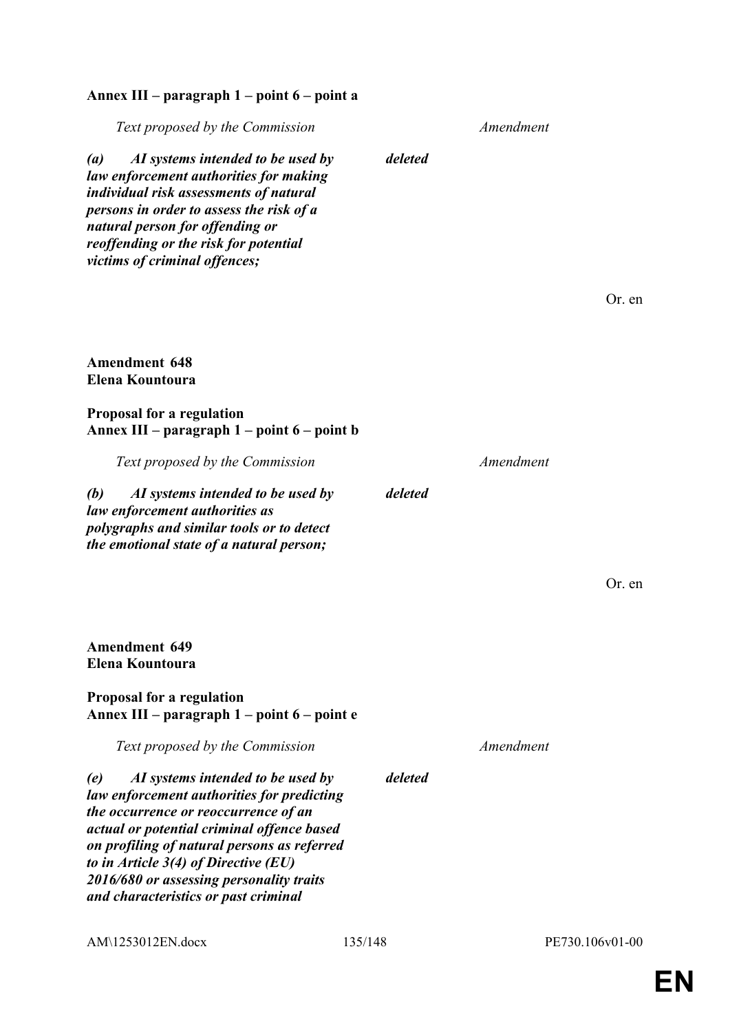**Annex III – paragraph 1 – point 6 – point a**

| *Text proposed by the Commission* | *Amendment* |
|---|---|
| ***(a) AI systems intended to be used by law enforcement authorities for making individual risk assessments of natural persons in order to assess the risk of a natural person for offending or reoffending or the risk for potential victims of criminal offences;*** | ***deleted*** |

Or. en

**Amendment 648**
**Elena Kountoura**

**Proposal for a regulation**
**Annex III – paragraph 1 – point 6 – point b**

| *Text proposed by the Commission* | *Amendment* |
|---|---|
| ***(b) AI systems intended to be used by law enforcement authorities as polygraphs and similar tools or to detect the emotional state of a natural person;*** | ***deleted*** |

Or. en

**Amendment 649**
**Elena Kountoura**

**Proposal for a regulation**
**Annex III – paragraph 1 – point 6 – point e**

| *Text proposed by the Commission* | *Amendment* |
|---|---|
| ***(e) AI systems intended to be used by law enforcement authorities for predicting the occurrence or reoccurrence of an actual or potential criminal offence based on profiling of natural persons as referred to in Article 3(4) of Directive (EU) 2016/680 or assessing personality traits and characteristics or past criminal*** | ***deleted*** |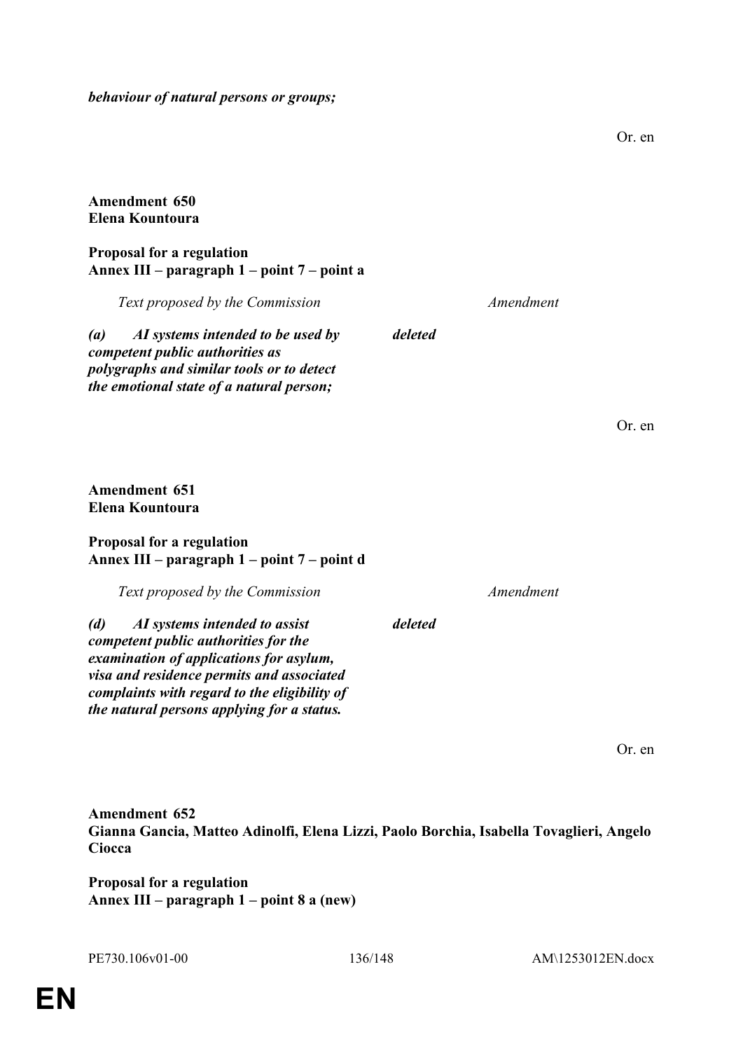***behaviour of natural persons or groups;***

Or. en

**Amendment 650**
**Elena Kountoura**

**Proposal for a regulation**
**Annex III – paragraph 1 – point 7 – point a**

| *Text proposed by the Commission* | *Amendment* |
|---|---|
| ***(a) AI systems intended to be used by competent public authorities as polygraphs and similar tools or to detect the emotional state of a natural person;*** | ***deleted*** |

Or. en

**Amendment 651**
**Elena Kountoura**

**Proposal for a regulation**
**Annex III – paragraph 1 – point 7 – point d**

| *Text proposed by the Commission* | *Amendment* |
|---|---|
| ***(d) AI systems intended to assist competent public authorities for the examination of applications for asylum, visa and residence permits and associated complaints with regard to the eligibility of the natural persons applying for a status.*** | ***deleted*** |

Or. en

**Amendment 652**
**Gianna Gancia, Matteo Adinolfi, Elena Lizzi, Paolo Borchia, Isabella Tovaglieri, Angelo Ciocca**

**Proposal for a regulation**
**Annex III – paragraph 1 – point 8 a (new)**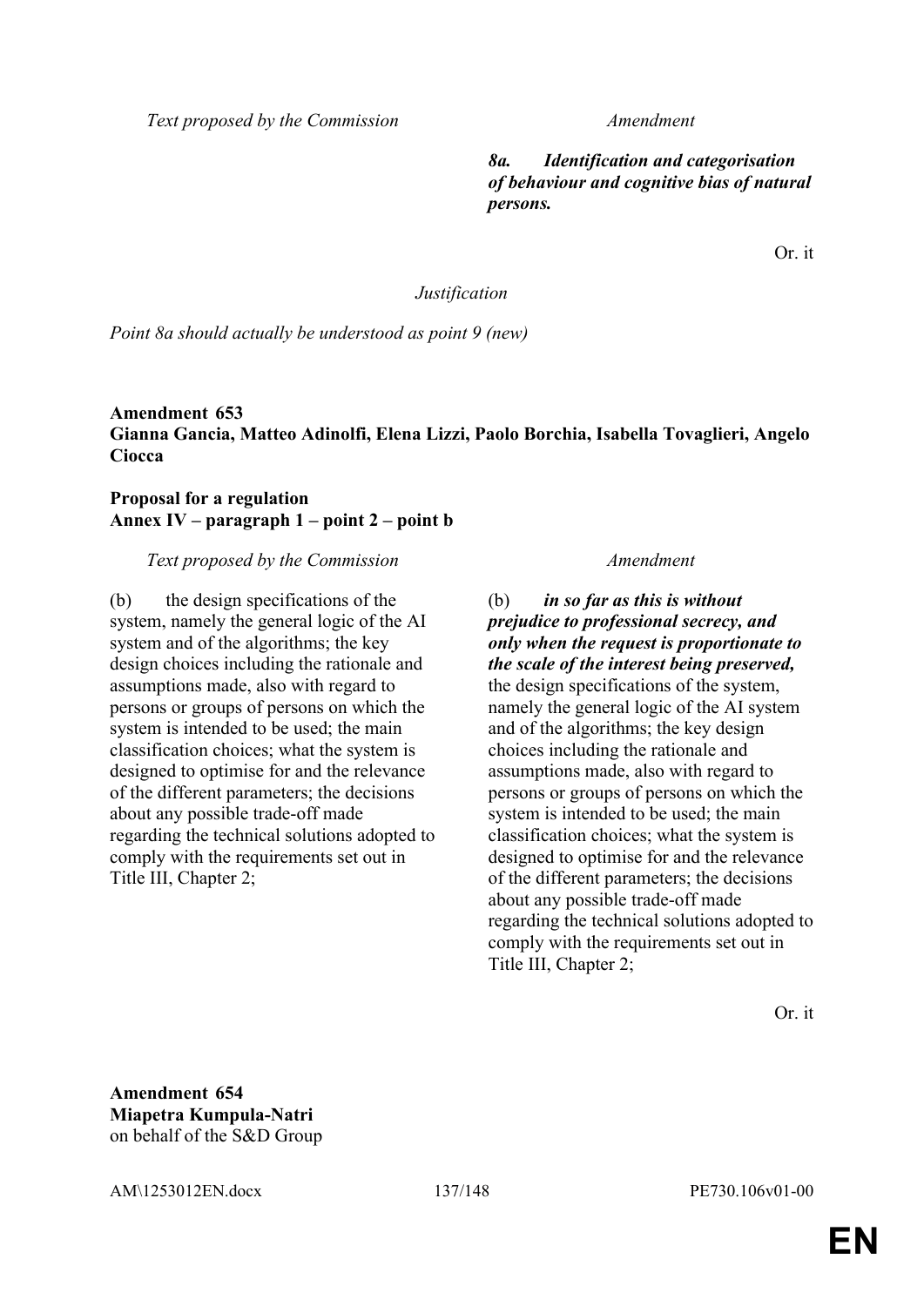| Text proposed by the Commission | Amendment |
|---|---|
| | ***8a. Identification and categorisation of behaviour and cognitive bias of natural persons.*** |

Or. it

*Justification*

*Point 8a should actually be understood as point 9 (new)*

**Amendment 653**
**Gianna Gancia, Matteo Adinolfi, Elena Lizzi, Paolo Borchia, Isabella Tovaglieri, Angelo Ciocca**

**Proposal for a regulation**
**Annex IV – paragraph 1 – point 2 – point b**

| Text proposed by the Commission | Amendment |
|---|---|
| (b) the design specifications of the system, namely the general logic of the AI system and of the algorithms; the key design choices including the rationale and assumptions made, also with regard to persons or groups of persons on which the system is intended to be used; the main classification choices; what the system is designed to optimise for and the relevance of the different parameters; the decisions about any possible trade-off made regarding the technical solutions adopted to comply with the requirements set out in Title III, Chapter 2; | (b) ***in so far as this is without prejudice to professional secrecy, and only when the request is proportionate to the scale of the interest being preserved,*** the design specifications of the system, namely the general logic of the AI system and of the algorithms; the key design choices including the rationale and assumptions made, also with regard to persons or groups of persons on which the system is intended to be used; the main classification choices; what the system is designed to optimise for and the relevance of the different parameters; the decisions about any possible trade-off made regarding the technical solutions adopted to comply with the requirements set out in Title III, Chapter 2; |

Or. it

**Amendment 654**
**Miapetra Kumpula-Natri**
on behalf of the S&D Group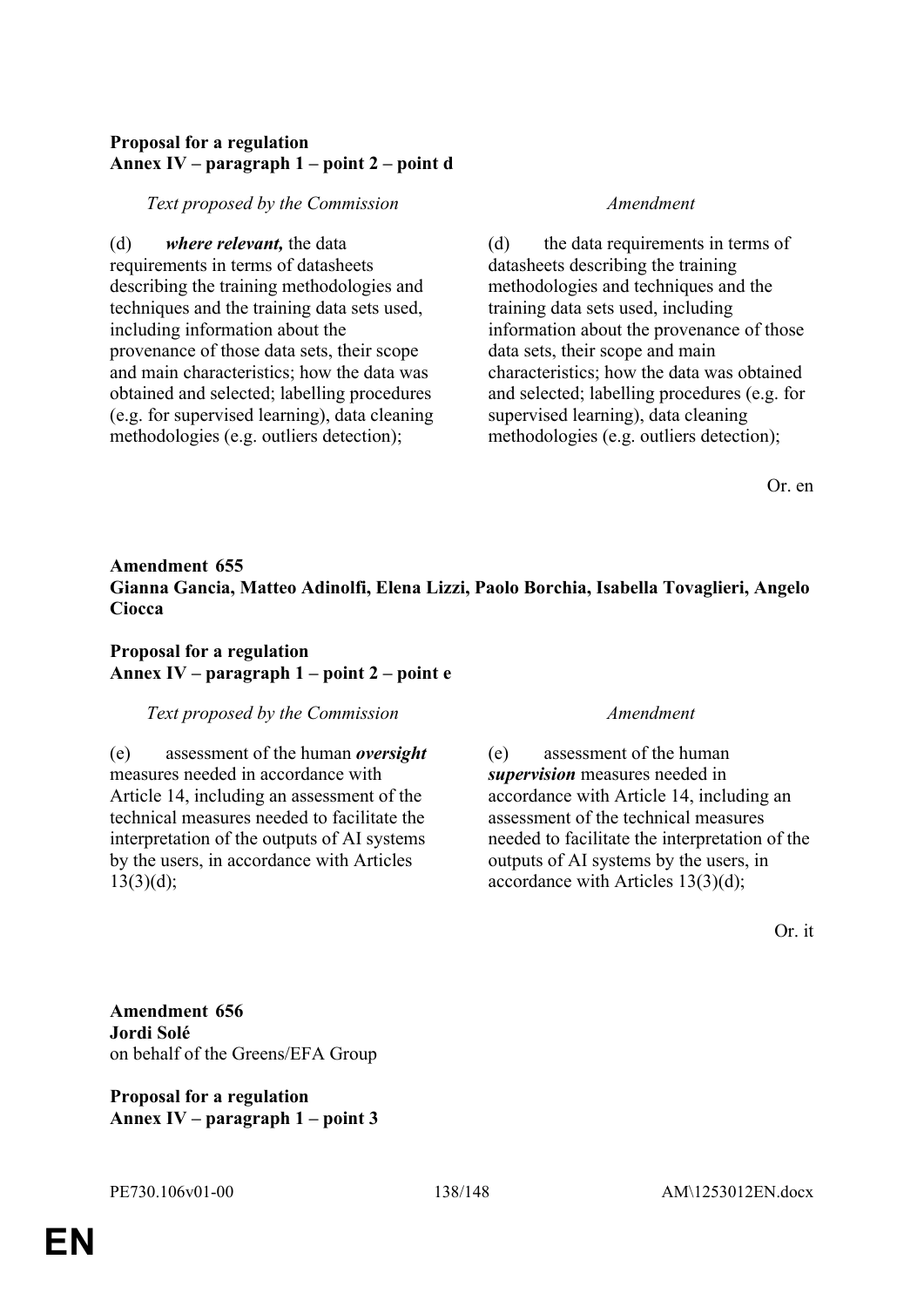**Proposal for a regulation**
**Annex IV – paragraph 1 – point 2 – point d**

| *Text proposed by the Commission* | *Amendment* |
|---|---|
| (d) ***where relevant,*** the data requirements in terms of datasheets describing the training methodologies and techniques and the training data sets used, including information about the provenance of those data sets, their scope and main characteristics; how the data was obtained and selected; labelling procedures (e.g. for supervised learning), data cleaning methodologies (e.g. outliers detection); | (d) the data requirements in terms of datasheets describing the training methodologies and techniques and the training data sets used, including information about the provenance of those data sets, their scope and main characteristics; how the data was obtained and selected; labelling procedures (e.g. for supervised learning), data cleaning methodologies (e.g. outliers detection); |

Or. en

**Amendment 655**
**Gianna Gancia, Matteo Adinolfi, Elena Lizzi, Paolo Borchia, Isabella Tovaglieri, Angelo Ciocca**

**Proposal for a regulation**
**Annex IV – paragraph 1 – point 2 – point e**

| *Text proposed by the Commission* | *Amendment* |
|---|---|
| (e) assessment of the human ***oversight*** measures needed in accordance with Article 14, including an assessment of the technical measures needed to facilitate the interpretation of the outputs of AI systems by the users, in accordance with Articles 13(3)(d); | (e) assessment of the human ***supervision*** measures needed in accordance with Article 14, including an assessment of the technical measures needed to facilitate the interpretation of the outputs of AI systems by the users, in accordance with Articles 13(3)(d); |

Or. it

**Amendment 656**
**Jordi Solé**
on behalf of the Greens/EFA Group

**Proposal for a regulation**
**Annex IV – paragraph 1 – point 3**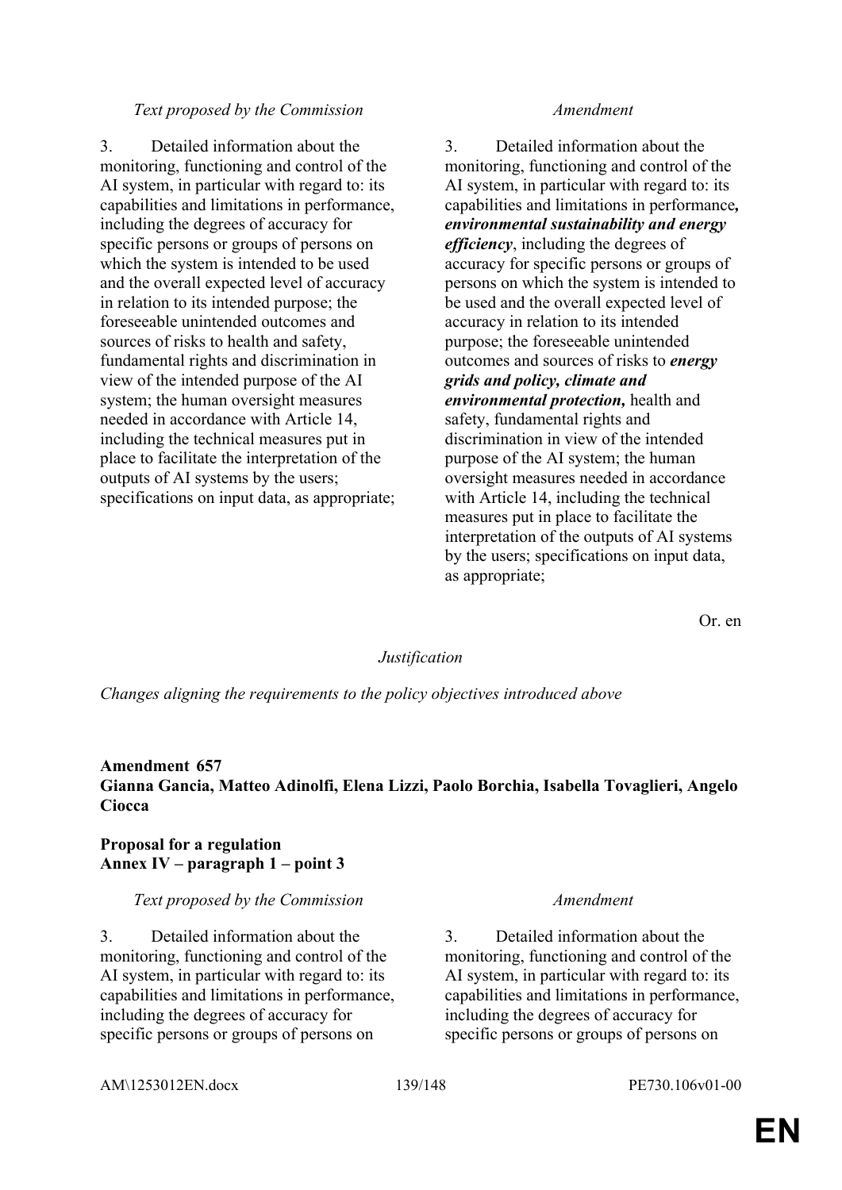| *Text proposed by the Commission* | *Amendment* |
| --- | --- |
| 3. Detailed information about the monitoring, functioning and control of the AI system, in particular with regard to: its capabilities and limitations in performance, including the degrees of accuracy for specific persons or groups of persons on which the system is intended to be used and the overall expected level of accuracy in relation to its intended purpose; the foreseeable unintended outcomes and sources of risks to health and safety, fundamental rights and discrimination in view of the intended purpose of the AI system; the human oversight measures needed in accordance with Article 14, including the technical measures put in place to facilitate the interpretation of the outputs of AI systems by the users; specifications on input data, as appropriate; | 3. Detailed information about the monitoring, functioning and control of the AI system, in particular with regard to: its capabilities and limitations in performance***, environmental sustainability and energy efficiency***, including the degrees of accuracy for specific persons or groups of persons on which the system is intended to be used and the overall expected level of accuracy in relation to its intended purpose; the foreseeable unintended outcomes and sources of risks to ***energy grids and policy, climate and environmental protection,*** health and safety, fundamental rights and discrimination in view of the intended purpose of the AI system; the human oversight measures needed in accordance with Article 14, including the technical measures put in place to facilitate the interpretation of the outputs of AI systems by the users; specifications on input data, as appropriate; |

Or. en

*Justification*

*Changes aligning the requirements to the policy objectives introduced above*

**Amendment 657**
**Gianna Gancia, Matteo Adinolfi, Elena Lizzi, Paolo Borchia, Isabella Tovaglieri, Angelo Ciocca**

**Proposal for a regulation**
**Annex IV – paragraph 1 – point 3**

| *Text proposed by the Commission* | *Amendment* |
| --- | --- |
| 3. Detailed information about the monitoring, functioning and control of the AI system, in particular with regard to: its capabilities and limitations in performance, including the degrees of accuracy for specific persons or groups of persons on | 3. Detailed information about the monitoring, functioning and control of the AI system, in particular with regard to: its capabilities and limitations in performance, including the degrees of accuracy for specific persons or groups of persons on |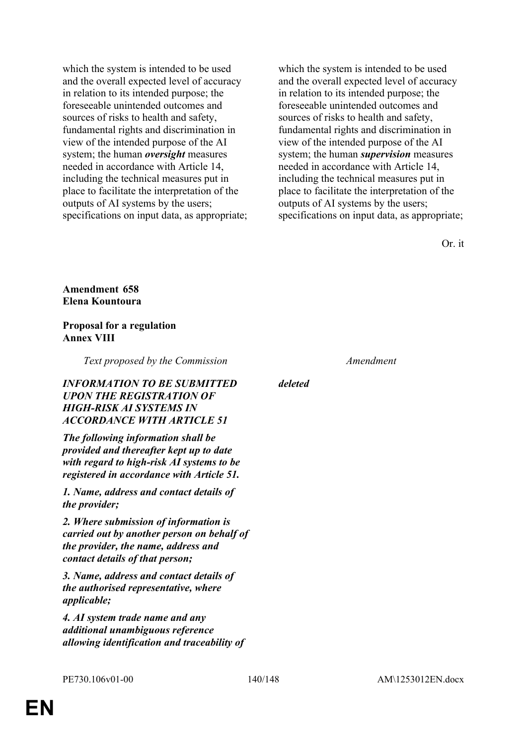| | |
|---|---|
| which the system is intended to be used and the overall expected level of accuracy in relation to its intended purpose; the foreseeable unintended outcomes and sources of risks to health and safety, fundamental rights and discrimination in view of the intended purpose of the AI system; the human ***oversight*** measures needed in accordance with Article 14, including the technical measures put in place to facilitate the interpretation of the outputs of AI systems by the users; specifications on input data, as appropriate; | which the system is intended to be used and the overall expected level of accuracy in relation to its intended purpose; the foreseeable unintended outcomes and sources of risks to health and safety, fundamental rights and discrimination in view of the intended purpose of the AI system; the human ***supervision*** measures needed in accordance with Article 14, including the technical measures put in place to facilitate the interpretation of the outputs of AI systems by the users; specifications on input data, as appropriate; |

Or. it

**Amendment 658**
**Elena Kountoura**

**Proposal for a regulation**
**Annex VIII**

| *Text proposed by the Commission* | *Amendment* |
|---|---|
| ***INFORMATION TO BE SUBMITTED UPON THE REGISTRATION OF HIGH-RISK AI SYSTEMS IN ACCORDANCE WITH ARTICLE 51*** | ***deleted*** |
| ***The following information shall be provided and thereafter kept up to date with regard to high-risk AI systems to be registered in accordance with Article 51.*** | |
| ***1. Name, address and contact details of the provider;*** | |
| ***2. Where submission of information is carried out by another person on behalf of the provider, the name, address and contact details of that person;*** | |
| ***3. Name, address and contact details of the authorised representative, where applicable;*** | |
| ***4. AI system trade name and any additional unambiguous reference allowing identification and traceability of*** | |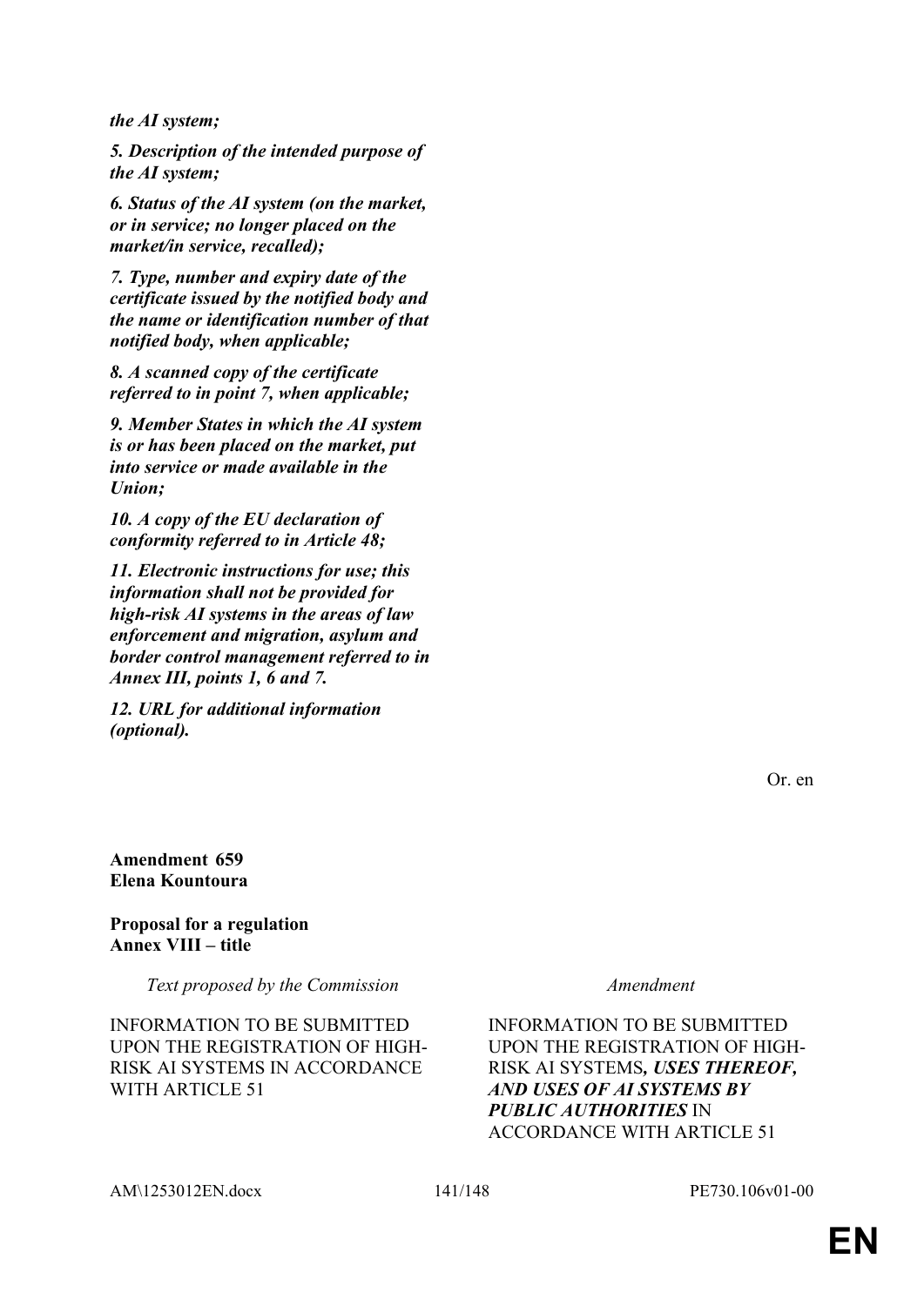| | |
|---|---|
| ***the AI system;*** | |
| ***5. Description of the intended purpose of the AI system;*** | |
| ***6. Status of the AI system (on the market, or in service; no longer placed on the market/in service, recalled);*** | |
| ***7. Type, number and expiry date of the certificate issued by the notified body and the name or identification number of that notified body, when applicable;*** | |
| ***8. A scanned copy of the certificate referred to in point 7, when applicable;*** | |
| ***9. Member States in which the AI system is or has been placed on the market, put into service or made available in the Union;*** | |
| ***10. A copy of the EU declaration of conformity referred to in Article 48;*** | |
| ***11. Electronic instructions for use; this information shall not be provided for high-risk AI systems in the areas of law enforcement and migration, asylum and border control management referred to in Annex III, points 1, 6 and 7.*** | |
| ***12. URL for additional information (optional).*** | |

Or. en

**Amendment 659**
**Elena Kountoura**

**Proposal for a regulation**
**Annex VIII – title**

| *Text proposed by the Commission* | *Amendment* |
|---|---|
| INFORMATION TO BE SUBMITTED UPON THE REGISTRATION OF HIGH-RISK AI SYSTEMS IN ACCORDANCE WITH ARTICLE 51 | INFORMATION TO BE SUBMITTED UPON THE REGISTRATION OF HIGH-RISK AI SYSTEMS***, USES THEREOF, AND USES OF AI SYSTEMS BY PUBLIC AUTHORITIES*** IN ACCORDANCE WITH ARTICLE 51 |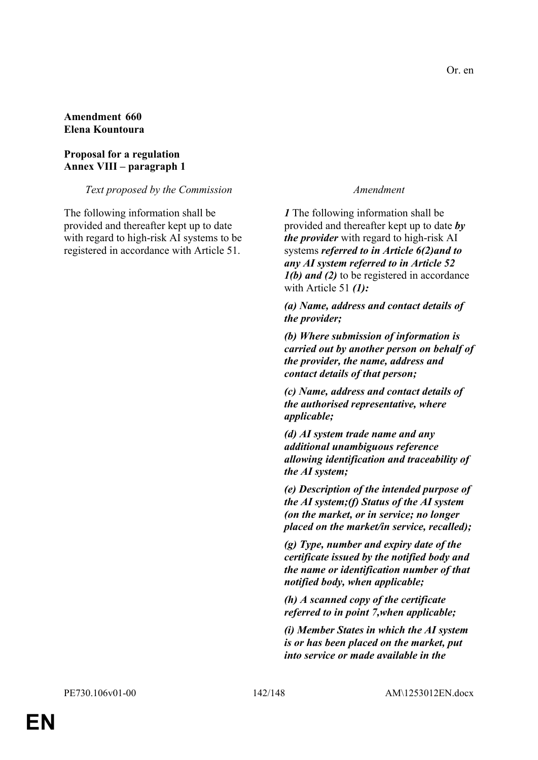Or. en

**Amendment 660**
**Elena Kountoura**

**Proposal for a regulation**
**Annex VIII – paragraph 1**

| *Text proposed by the Commission* | *Amendment* |
| --- | --- |
| The following information shall be provided and thereafter kept up to date with regard to high-risk AI systems to be registered in accordance with Article 51. | ***1*** The following information shall be provided and thereafter kept up to date ***by the provider*** with regard to high-risk AI systems ***referred to in Article 6(2)and to any AI system referred to in Article 52 1(b) and (2)*** to be registered in accordance with Article 51 ***(1):*** |
| | ***(a) Name, address and contact details of the provider;*** |
| | ***(b) Where submission of information is carried out by another person on behalf of the provider, the name, address and contact details of that person;*** |
| | ***(c) Name, address and contact details of the authorised representative, where applicable;*** |
| | ***(d) AI system trade name and any additional unambiguous reference allowing identification and traceability of the AI system;*** |
| | ***(e) Description of the intended purpose of the AI system;(f) Status of the AI system (on the market, or in service; no longer placed on the market/in service, recalled);*** |
| | ***(g) Type, number and expiry date of the certificate issued by the notified body and the name or identification number of that notified body, when applicable;*** |
| | ***(h) A scanned copy of the certificate referred to in point 7,when applicable;*** |
| | ***(i) Member States in which the AI system is or has been placed on the market, put into service or made available in the*** |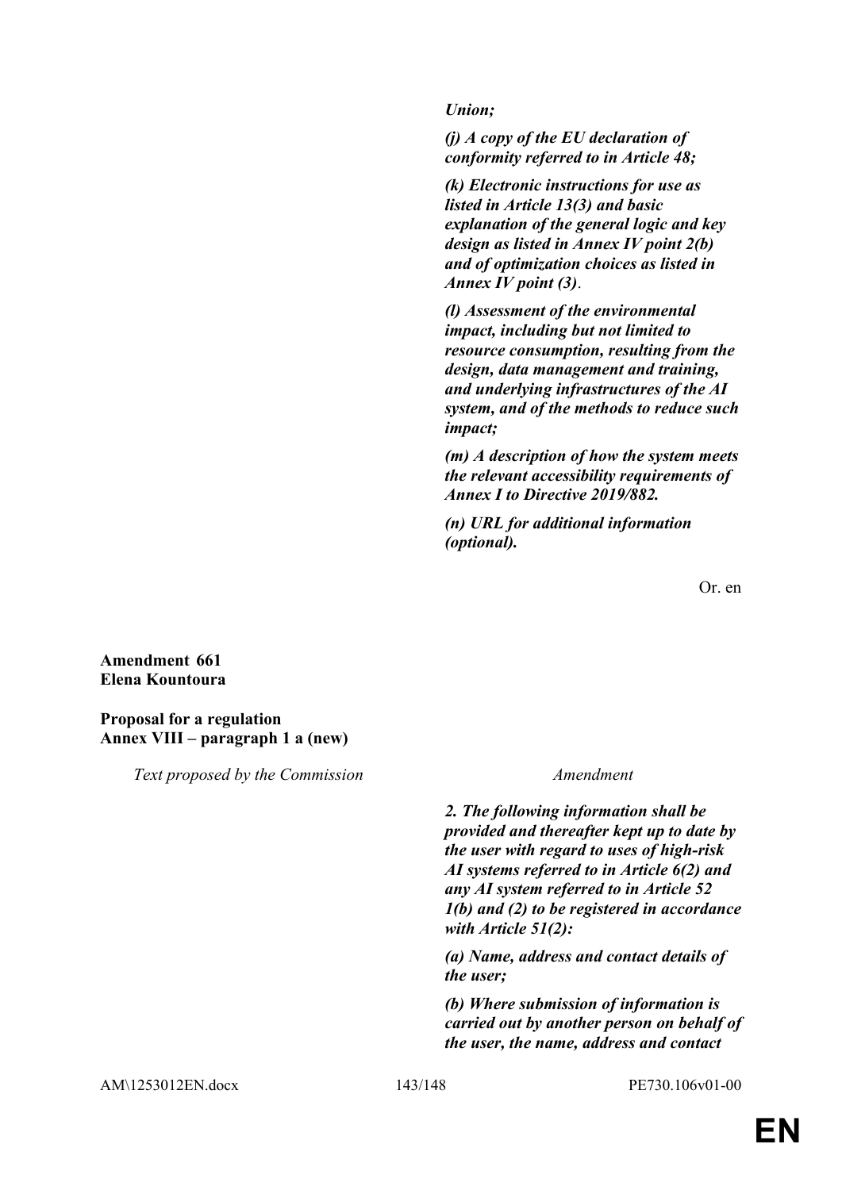***Union;***

***(j) A copy of the EU declaration of conformity referred to in Article 48;***

***(k) Electronic instructions for use as listed in Article 13(3) and basic explanation of the general logic and key design as listed in Annex IV point 2(b) and of optimization choices as listed in Annex IV point (3)***.

***(l) Assessment of the environmental impact, including but not limited to resource consumption, resulting from the design, data management and training, and underlying infrastructures of the AI system, and of the methods to reduce such impact;***

***(m) A description of how the system meets the relevant accessibility requirements of Annex I to Directive 2019/882.***

***(n) URL for additional information (optional).***

Or. en

**Amendment 661**
**Elena Kountoura**

**Proposal for a regulation**
**Annex VIII – paragraph 1 a (new)**

| *Text proposed by the Commission* | *Amendment* |
|---|---|
| | ***2. The following information shall be provided and thereafter kept up to date by the user with regard to uses of high-risk AI systems referred to in Article 6(2) and any AI system referred to in Article 52 1(b) and (2) to be registered in accordance with Article 51(2):*** |
| | ***(a) Name, address and contact details of the user;*** |
| | ***(b) Where submission of information is carried out by another person on behalf of the user, the name, address and contact*** |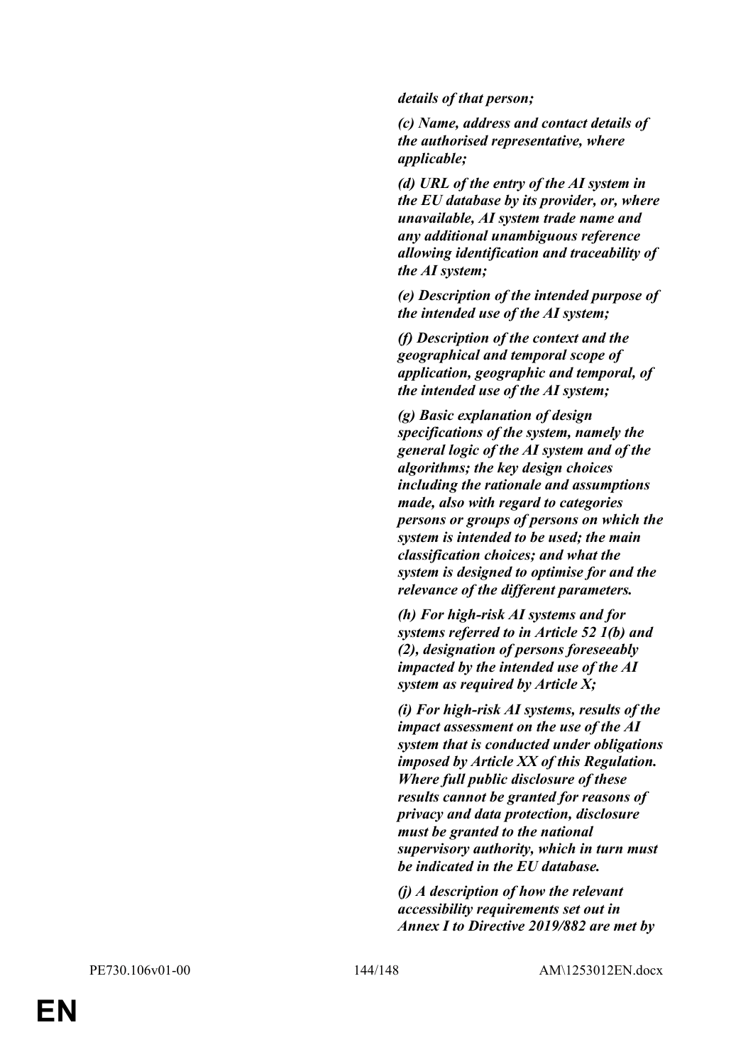***details of that person;***

***(c) Name, address and contact details of the authorised representative, where applicable;***

***(d) URL of the entry of the AI system in the EU database by its provider, or, where unavailable, AI system trade name and any additional unambiguous reference allowing identification and traceability of the AI system;***

***(e) Description of the intended purpose of the intended use of the AI system;***

***(f) Description of the context and the geographical and temporal scope of application, geographic and temporal, of the intended use of the AI system;***

***(g) Basic explanation of design specifications of the system, namely the general logic of the AI system and of the algorithms; the key design choices including the rationale and assumptions made, also with regard to categories persons or groups of persons on which the system is intended to be used; the main classification choices; and what the system is designed to optimise for and the relevance of the different parameters.***

***(h) For high-risk AI systems and for systems referred to in Article 52 1(b) and (2), designation of persons foreseeably impacted by the intended use of the AI system as required by Article X;***

***(i) For high-risk AI systems, results of the impact assessment on the use of the AI system that is conducted under obligations imposed by Article XX of this Regulation. Where full public disclosure of these results cannot be granted for reasons of privacy and data protection, disclosure must be granted to the national supervisory authority, which in turn must be indicated in the EU database.***

***(j) A description of how the relevant accessibility requirements set out in Annex I to Directive 2019/882 are met by***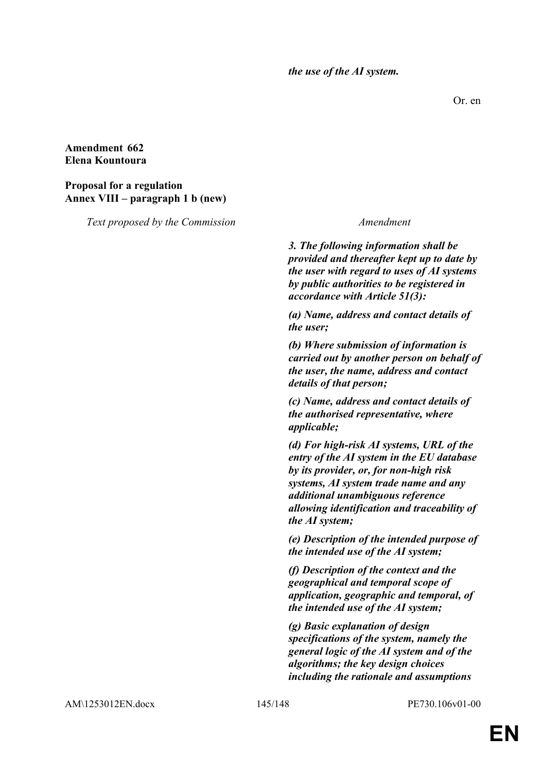*the use of the AI system.*

Or. en

**Amendment 662**
**Elena Kountoura**

**Proposal for a regulation**
**Annex VIII – paragraph 1 b (new)**

| *Text proposed by the Commission* | *Amendment* |
|---|---|
| | ***3. The following information shall be provided and thereafter kept up to date by the user with regard to uses of AI systems by public authorities to be registered in accordance with Article 51(3):*** |
| | ***(a) Name, address and contact details of the user;*** |
| | ***(b) Where submission of information is carried out by another person on behalf of the user, the name, address and contact details of that person;*** |
| | ***(c) Name, address and contact details of the authorised representative, where applicable;*** |
| | ***(d) For high-risk AI systems, URL of the entry of the AI system in the EU database by its provider, or, for non-high risk systems, AI system trade name and any additional unambiguous reference allowing identification and traceability of the AI system;*** |
| | ***(e) Description of the intended purpose of the intended use of the AI system;*** |
| | ***(f) Description of the context and the geographical and temporal scope of application, geographic and temporal, of the intended use of the AI system;*** |
| | ***(g) Basic explanation of design specifications of the system, namely the general logic of the AI system and of the algorithms; the key design choices including the rationale and assumptions*** |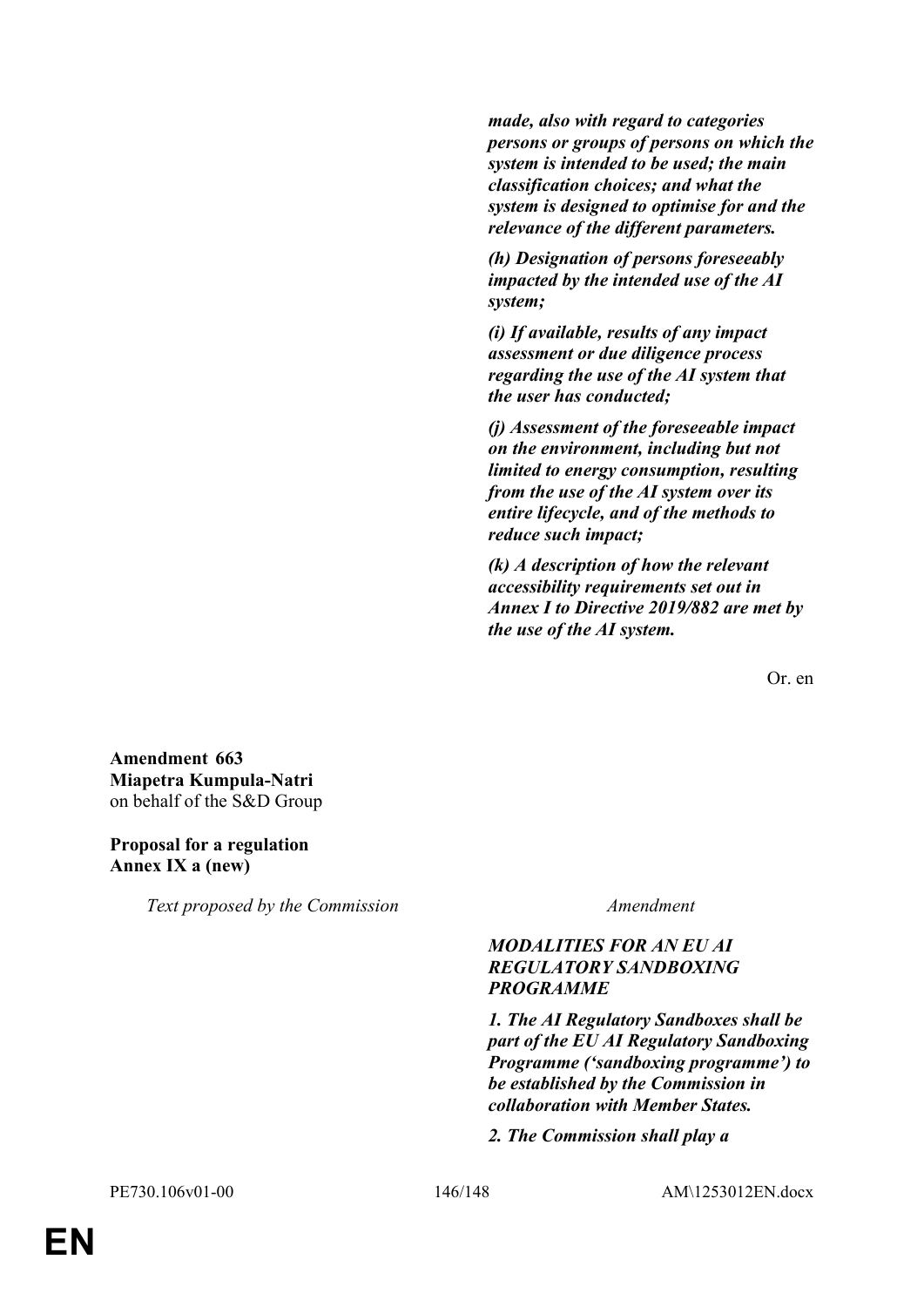***made, also with regard to categories persons or groups of persons on which the system is intended to be used; the main classification choices; and what the system is designed to optimise for and the relevance of the different parameters.***

***(h) Designation of persons foreseeably impacted by the intended use of the AI system;***

***(i) If available, results of any impact assessment or due diligence process regarding the use of the AI system that the user has conducted;***

***(j) Assessment of the foreseeable impact on the environment, including but not limited to energy consumption, resulting from the use of the AI system over its entire lifecycle, and of the methods to reduce such impact;***

***(k) A description of how the relevant accessibility requirements set out in Annex I to Directive 2019/882 are met by the use of the AI system.***

Or. en

**Amendment 663**
**Miapetra Kumpula-Natri**
on behalf of the S&D Group

**Proposal for a regulation**
**Annex IX a (new)**

| *Text proposed by the Commission* | *Amendment* |
|---|---|
| | ***MODALITIES FOR AN EU AI REGULATORY SANDBOXING PROGRAMME*** |
| | ***1. The AI Regulatory Sandboxes shall be part of the EU AI Regulatory Sandboxing Programme ('sandboxing programme') to be established by the Commission in collaboration with Member States.*** |
| | ***2. The Commission shall play a*** |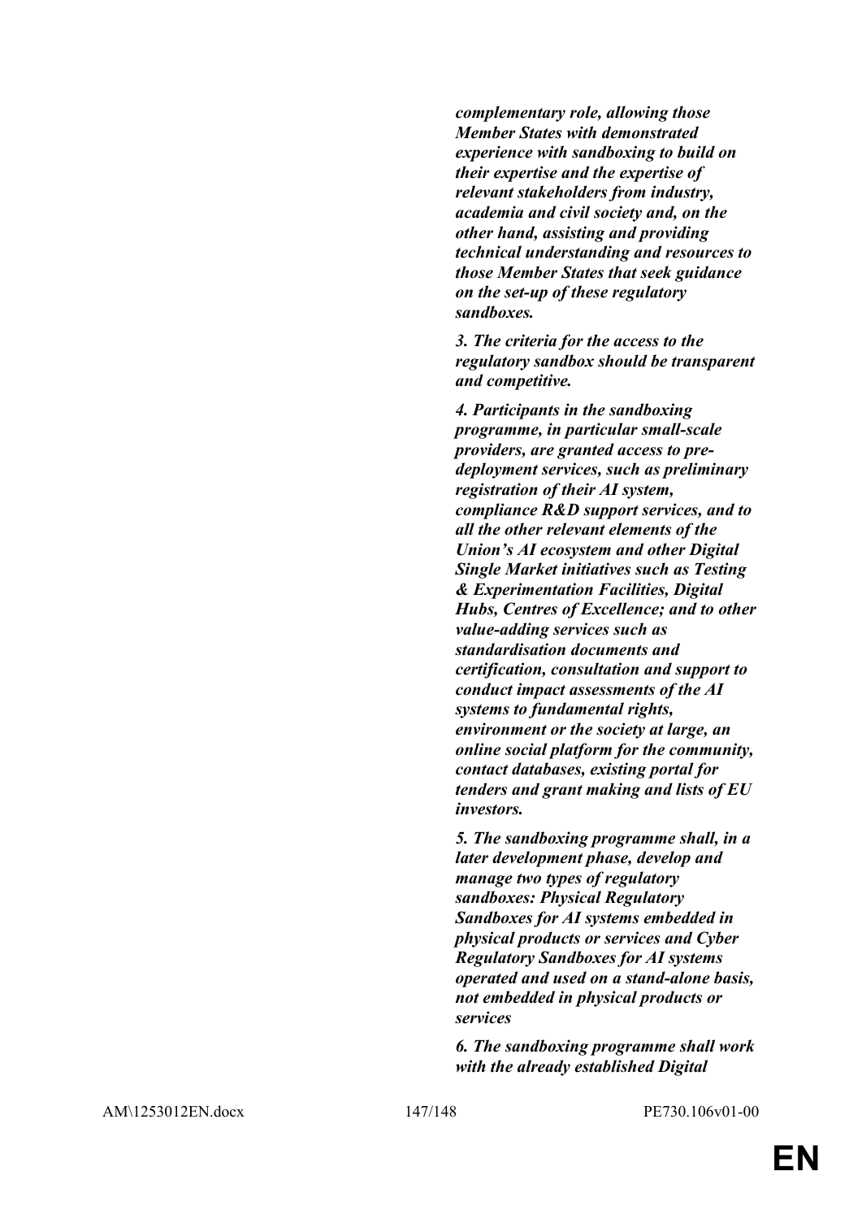***complementary role, allowing those Member States with demonstrated experience with sandboxing to build on their expertise and the expertise of relevant stakeholders from industry, academia and civil society and, on the other hand, assisting and providing technical understanding and resources to those Member States that seek guidance on the set-up of these regulatory sandboxes.***

***3. The criteria for the access to the regulatory sandbox should be transparent and competitive.***

***4. Participants in the sandboxing programme, in particular small-scale providers, are granted access to pre-deployment services, such as preliminary registration of their AI system, compliance R&D support services, and to all the other relevant elements of the Union's AI ecosystem and other Digital Single Market initiatives such as Testing & Experimentation Facilities, Digital Hubs, Centres of Excellence; and to other value-adding services such as standardisation documents and certification, consultation and support to conduct impact assessments of the AI systems to fundamental rights, environment or the society at large, an online social platform for the community, contact databases, existing portal for tenders and grant making and lists of EU investors.***

***5. The sandboxing programme shall, in a later development phase, develop and manage two types of regulatory sandboxes: Physical Regulatory Sandboxes for AI systems embedded in physical products or services and Cyber Regulatory Sandboxes for AI systems operated and used on a stand-alone basis, not embedded in physical products or services***

***6. The sandboxing programme shall work with the already established Digital***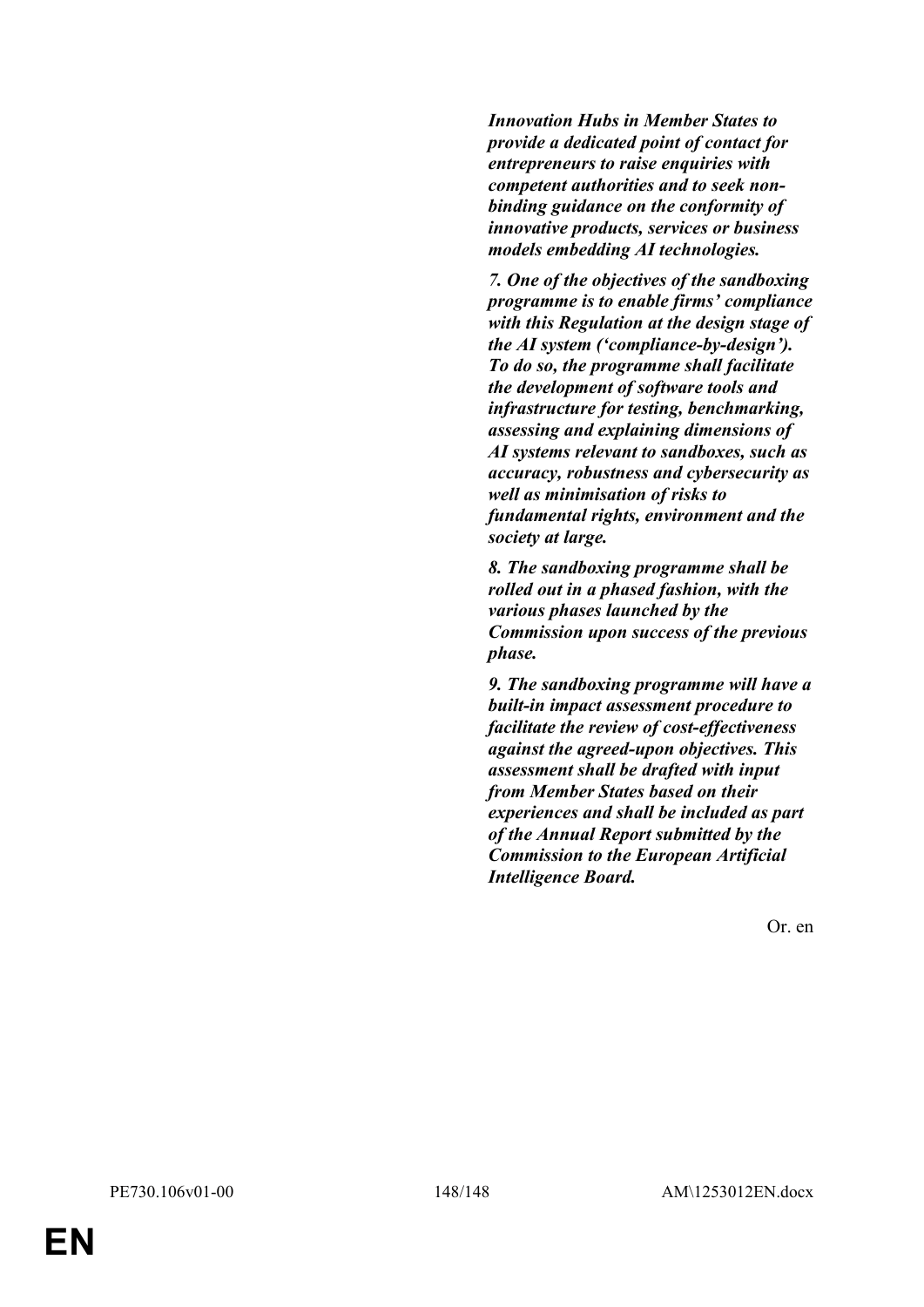***Innovation Hubs in Member States to provide a dedicated point of contact for entrepreneurs to raise enquiries with competent authorities and to seek non-binding guidance on the conformity of innovative products, services or business models embedding AI technologies.***

***7. One of the objectives of the sandboxing programme is to enable firms' compliance with this Regulation at the design stage of the AI system ('compliance-by-design'). To do so, the programme shall facilitate the development of software tools and infrastructure for testing, benchmarking, assessing and explaining dimensions of AI systems relevant to sandboxes, such as accuracy, robustness and cybersecurity as well as minimisation of risks to fundamental rights, environment and the society at large.***

***8. The sandboxing programme shall be rolled out in a phased fashion, with the various phases launched by the Commission upon success of the previous phase.***

***9. The sandboxing programme will have a built-in impact assessment procedure to facilitate the review of cost-effectiveness against the agreed-upon objectives. This assessment shall be drafted with input from Member States based on their experiences and shall be included as part of the Annual Report submitted by the Commission to the European Artificial Intelligence Board.***

Or. en